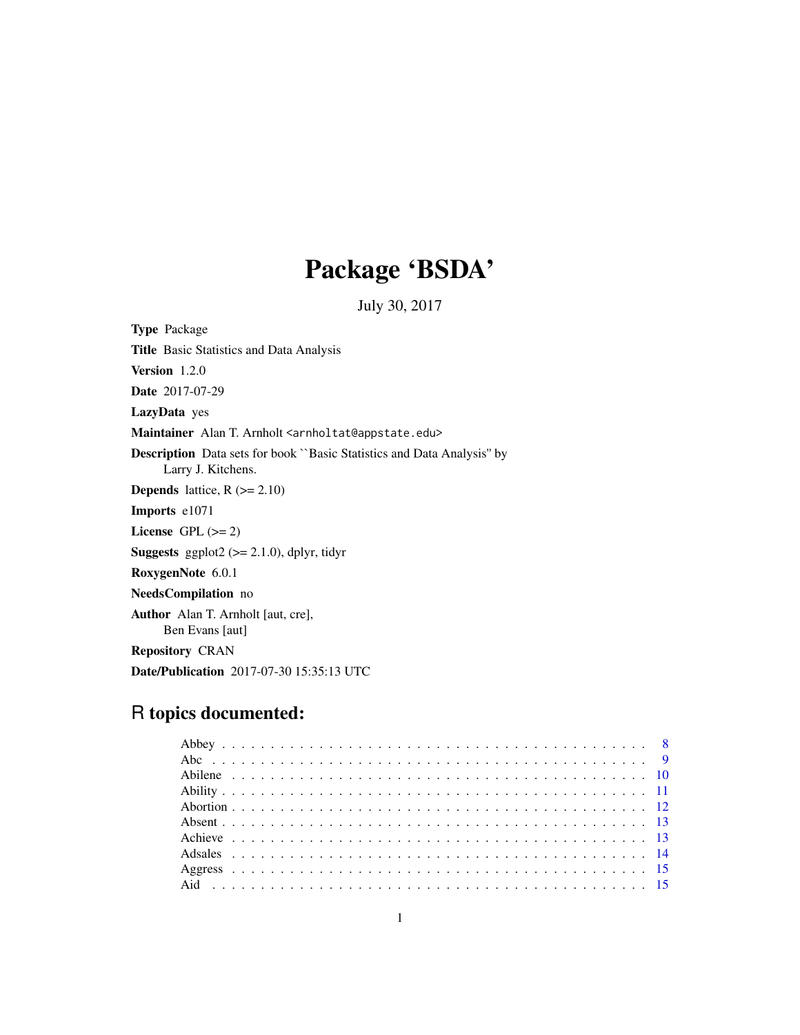# Package 'BSDA'

July 30, 2017

**Type** Package

**Title** Basic Statistics and Data Analysis

**Version** 1.2.0

**Date** 2017-07-29

**LazyData** yes

**Maintainer** Alan T. Arnholt <arnholtat@appstate.edu>

**Description** Data sets for book ``Basic Statistics and Data Analysis'' by Larry J. Kitchens.

**Depends** lattice, R (>= 2.10)

**Imports** e1071

**License** GPL (>= 2)

**Suggests** ggplot2 (>= 2.1.0), dplyr, tidyr

**RoxygenNote** 6.0.1

**NeedsCompilation** no

**Author** Alan T. Arnholt [aut, cre], Ben Evans [aut]

**Repository** CRAN

**Date/Publication** 2017-07-30 15:35:13 UTC

## R topics documented:

| | |
|---|---|
| Abbey | 8 |
| Abc | 9 |
| Abilene | 10 |
| Ability | 11 |
| Abortion | 12 |
| Absent | 13 |
| Achieve | 13 |
| Adsales | 14 |
| Aggress | 15 |
| Aid | 15 |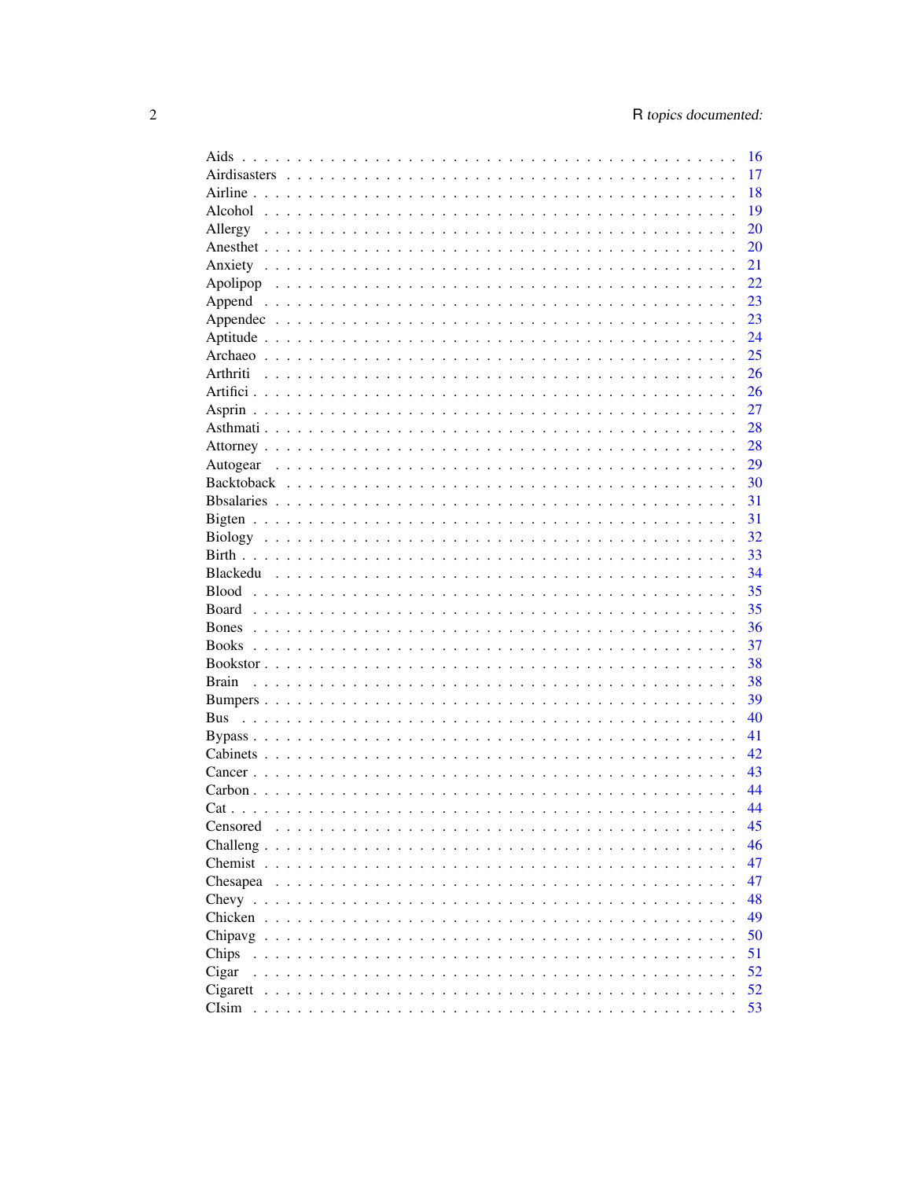Aids . . . . . . . . . . . . . . . . . . . . . . . . . . . . . . . . . . . . . . . . . . 16
Airdisasters . . . . . . . . . . . . . . . . . . . . . . . . . . . . . . . . . . . . . 17
Airline . . . . . . . . . . . . . . . . . . . . . . . . . . . . . . . . . . . . . . . . 18
Alcohol . . . . . . . . . . . . . . . . . . . . . . . . . . . . . . . . . . . . . . . 19
Allergy . . . . . . . . . . . . . . . . . . . . . . . . . . . . . . . . . . . . . . . 20
Anesthet . . . . . . . . . . . . . . . . . . . . . . . . . . . . . . . . . . . . . . 20
Anxiety . . . . . . . . . . . . . . . . . . . . . . . . . . . . . . . . . . . . . . . 21
Apolipop . . . . . . . . . . . . . . . . . . . . . . . . . . . . . . . . . . . . . . 22
Append . . . . . . . . . . . . . . . . . . . . . . . . . . . . . . . . . . . . . . . 23
Appendec . . . . . . . . . . . . . . . . . . . . . . . . . . . . . . . . . . . . . . 23
Aptitude . . . . . . . . . . . . . . . . . . . . . . . . . . . . . . . . . . . . . . 24
Archaeo . . . . . . . . . . . . . . . . . . . . . . . . . . . . . . . . . . . . . . . 25
Arthriti . . . . . . . . . . . . . . . . . . . . . . . . . . . . . . . . . . . . . . . 26
Artifici . . . . . . . . . . . . . . . . . . . . . . . . . . . . . . . . . . . . . . . 26
Asprin . . . . . . . . . . . . . . . . . . . . . . . . . . . . . . . . . . . . . . . . 27
Asthmati . . . . . . . . . . . . . . . . . . . . . . . . . . . . . . . . . . . . . . 28
Attorney . . . . . . . . . . . . . . . . . . . . . . . . . . . . . . . . . . . . . . 28
Autogear . . . . . . . . . . . . . . . . . . . . . . . . . . . . . . . . . . . . . . 29
Backtoback . . . . . . . . . . . . . . . . . . . . . . . . . . . . . . . . . . . . . 30
Bbsalaries . . . . . . . . . . . . . . . . . . . . . . . . . . . . . . . . . . . . . 31
Bigten . . . . . . . . . . . . . . . . . . . . . . . . . . . . . . . . . . . . . . . . 31
Biology . . . . . . . . . . . . . . . . . . . . . . . . . . . . . . . . . . . . . . . 32
Birth . . . . . . . . . . . . . . . . . . . . . . . . . . . . . . . . . . . . . . . . . 33
Blackedu . . . . . . . . . . . . . . . . . . . . . . . . . . . . . . . . . . . . . . 34
Blood . . . . . . . . . . . . . . . . . . . . . . . . . . . . . . . . . . . . . . . . 35
Board . . . . . . . . . . . . . . . . . . . . . . . . . . . . . . . . . . . . . . . . 35
Bones . . . . . . . . . . . . . . . . . . . . . . . . . . . . . . . . . . . . . . . . 36
Books . . . . . . . . . . . . . . . . . . . . . . . . . . . . . . . . . . . . . . . . 37
Bookstor . . . . . . . . . . . . . . . . . . . . . . . . . . . . . . . . . . . . . . 38
Brain . . . . . . . . . . . . . . . . . . . . . . . . . . . . . . . . . . . . . . . . 38
Bumpers . . . . . . . . . . . . . . . . . . . . . . . . . . . . . . . . . . . . . . . 39
Bus . . . . . . . . . . . . . . . . . . . . . . . . . . . . . . . . . . . . . . . . . . 40
Bypass . . . . . . . . . . . . . . . . . . . . . . . . . . . . . . . . . . . . . . . . 41
Cabinets . . . . . . . . . . . . . . . . . . . . . . . . . . . . . . . . . . . . . . 42
Cancer . . . . . . . . . . . . . . . . . . . . . . . . . . . . . . . . . . . . . . . . 43
Carbon . . . . . . . . . . . . . . . . . . . . . . . . . . . . . . . . . . . . . . . . 44
Cat . . . . . . . . . . . . . . . . . . . . . . . . . . . . . . . . . . . . . . . . . . 44
Censored . . . . . . . . . . . . . . . . . . . . . . . . . . . . . . . . . . . . . . 45
Challeng . . . . . . . . . . . . . . . . . . . . . . . . . . . . . . . . . . . . . . 46
Chemist . . . . . . . . . . . . . . . . . . . . . . . . . . . . . . . . . . . . . . . 47
Chesapea . . . . . . . . . . . . . . . . . . . . . . . . . . . . . . . . . . . . . . 47
Chevy . . . . . . . . . . . . . . . . . . . . . . . . . . . . . . . . . . . . . . . . 48
Chicken . . . . . . . . . . . . . . . . . . . . . . . . . . . . . . . . . . . . . . . 49
Chipavg . . . . . . . . . . . . . . . . . . . . . . . . . . . . . . . . . . . . . . . 50
Chips . . . . . . . . . . . . . . . . . . . . . . . . . . . . . . . . . . . . . . . . 51
Cigar . . . . . . . . . . . . . . . . . . . . . . . . . . . . . . . . . . . . . . . . 52
Cigarett . . . . . . . . . . . . . . . . . . . . . . . . . . . . . . . . . . . . . . . 52
CIsim . . . . . . . . . . . . . . . . . . . . . . . . . . . . . . . . . . . . . . . . 53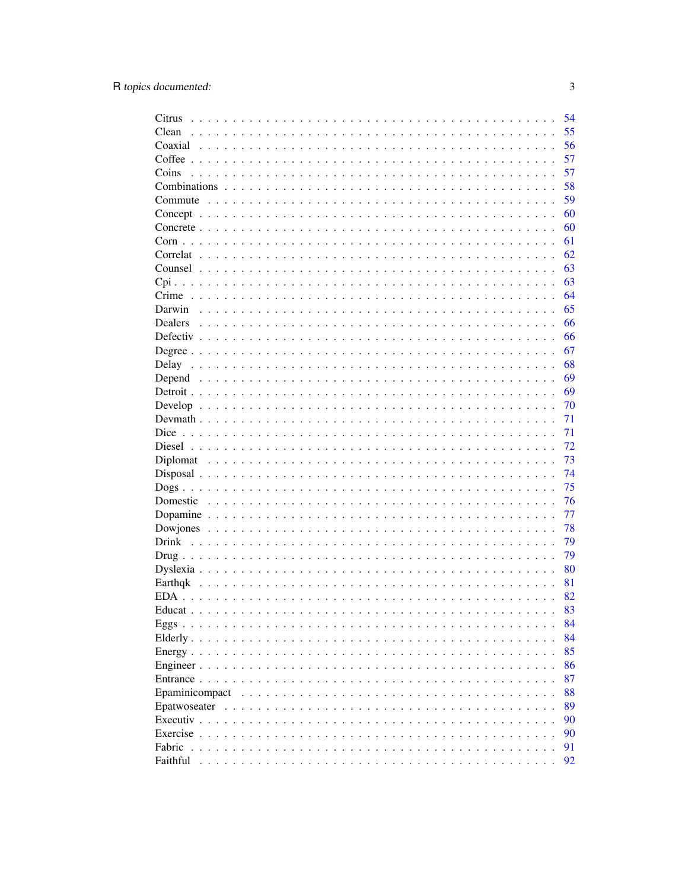Citrus . . . . . . . . . . . . . . . . . . . . . . . . . . . . . . . . . . . . . . . . . . 54
Clean . . . . . . . . . . . . . . . . . . . . . . . . . . . . . . . . . . . . . . . . . . 55
Coaxial . . . . . . . . . . . . . . . . . . . . . . . . . . . . . . . . . . . . . . . . . 56
Coffee . . . . . . . . . . . . . . . . . . . . . . . . . . . . . . . . . . . . . . . . . 57
Coins . . . . . . . . . . . . . . . . . . . . . . . . . . . . . . . . . . . . . . . . . . 57
Combinations . . . . . . . . . . . . . . . . . . . . . . . . . . . . . . . . . . . . . 58
Commute . . . . . . . . . . . . . . . . . . . . . . . . . . . . . . . . . . . . . . . . 59
Concept . . . . . . . . . . . . . . . . . . . . . . . . . . . . . . . . . . . . . . . . 60
Concrete . . . . . . . . . . . . . . . . . . . . . . . . . . . . . . . . . . . . . . . 60
Corn . . . . . . . . . . . . . . . . . . . . . . . . . . . . . . . . . . . . . . . . . . 61
Correlat . . . . . . . . . . . . . . . . . . . . . . . . . . . . . . . . . . . . . . . . 62
Counsel . . . . . . . . . . . . . . . . . . . . . . . . . . . . . . . . . . . . . . . . 63
Cpi . . . . . . . . . . . . . . . . . . . . . . . . . . . . . . . . . . . . . . . . . . . 63
Crime . . . . . . . . . . . . . . . . . . . . . . . . . . . . . . . . . . . . . . . . . 64
Darwin . . . . . . . . . . . . . . . . . . . . . . . . . . . . . . . . . . . . . . . . . 65
Dealers . . . . . . . . . . . . . . . . . . . . . . . . . . . . . . . . . . . . . . . . 66
Defectiv . . . . . . . . . . . . . . . . . . . . . . . . . . . . . . . . . . . . . . . . 66
Degree . . . . . . . . . . . . . . . . . . . . . . . . . . . . . . . . . . . . . . . . . 67
Delay . . . . . . . . . . . . . . . . . . . . . . . . . . . . . . . . . . . . . . . . . . 68
Depend . . . . . . . . . . . . . . . . . . . . . . . . . . . . . . . . . . . . . . . . . 69
Detroit . . . . . . . . . . . . . . . . . . . . . . . . . . . . . . . . . . . . . . . . . 69
Develop . . . . . . . . . . . . . . . . . . . . . . . . . . . . . . . . . . . . . . . . 70
Devmath . . . . . . . . . . . . . . . . . . . . . . . . . . . . . . . . . . . . . . . . 71
Dice . . . . . . . . . . . . . . . . . . . . . . . . . . . . . . . . . . . . . . . . . . 71
Diesel . . . . . . . . . . . . . . . . . . . . . . . . . . . . . . . . . . . . . . . . . 72
Diplomat . . . . . . . . . . . . . . . . . . . . . . . . . . . . . . . . . . . . . . . . 73
Disposal . . . . . . . . . . . . . . . . . . . . . . . . . . . . . . . . . . . . . . . . 74
Dogs . . . . . . . . . . . . . . . . . . . . . . . . . . . . . . . . . . . . . . . . . . 75
Domestic . . . . . . . . . . . . . . . . . . . . . . . . . . . . . . . . . . . . . . . . 76
Dopamine . . . . . . . . . . . . . . . . . . . . . . . . . . . . . . . . . . . . . . . 77
Dowjones . . . . . . . . . . . . . . . . . . . . . . . . . . . . . . . . . . . . . . . . 78
Drink . . . . . . . . . . . . . . . . . . . . . . . . . . . . . . . . . . . . . . . . . . 79
Drug . . . . . . . . . . . . . . . . . . . . . . . . . . . . . . . . . . . . . . . . . . 79
Dyslexia . . . . . . . . . . . . . . . . . . . . . . . . . . . . . . . . . . . . . . . . 80
Earthqk . . . . . . . . . . . . . . . . . . . . . . . . . . . . . . . . . . . . . . . . 81
EDA . . . . . . . . . . . . . . . . . . . . . . . . . . . . . . . . . . . . . . . . . . 82
Educat . . . . . . . . . . . . . . . . . . . . . . . . . . . . . . . . . . . . . . . . . 83
Eggs . . . . . . . . . . . . . . . . . . . . . . . . . . . . . . . . . . . . . . . . . . 84
Elderly . . . . . . . . . . . . . . . . . . . . . . . . . . . . . . . . . . . . . . . . . 84
Energy . . . . . . . . . . . . . . . . . . . . . . . . . . . . . . . . . . . . . . . . . 85
Engineer . . . . . . . . . . . . . . . . . . . . . . . . . . . . . . . . . . . . . . . . 86
Entrance . . . . . . . . . . . . . . . . . . . . . . . . . . . . . . . . . . . . . . . . 87
Epaminicompact . . . . . . . . . . . . . . . . . . . . . . . . . . . . . . . . . . . . 88
Epatwoseater . . . . . . . . . . . . . . . . . . . . . . . . . . . . . . . . . . . . . 89
Executiv . . . . . . . . . . . . . . . . . . . . . . . . . . . . . . . . . . . . . . . . 90
Exercise . . . . . . . . . . . . . . . . . . . . . . . . . . . . . . . . . . . . . . . . 90
Fabric . . . . . . . . . . . . . . . . . . . . . . . . . . . . . . . . . . . . . . . . . 91
Faithful . . . . . . . . . . . . . . . . . . . . . . . . . . . . . . . . . . . . . . . . 92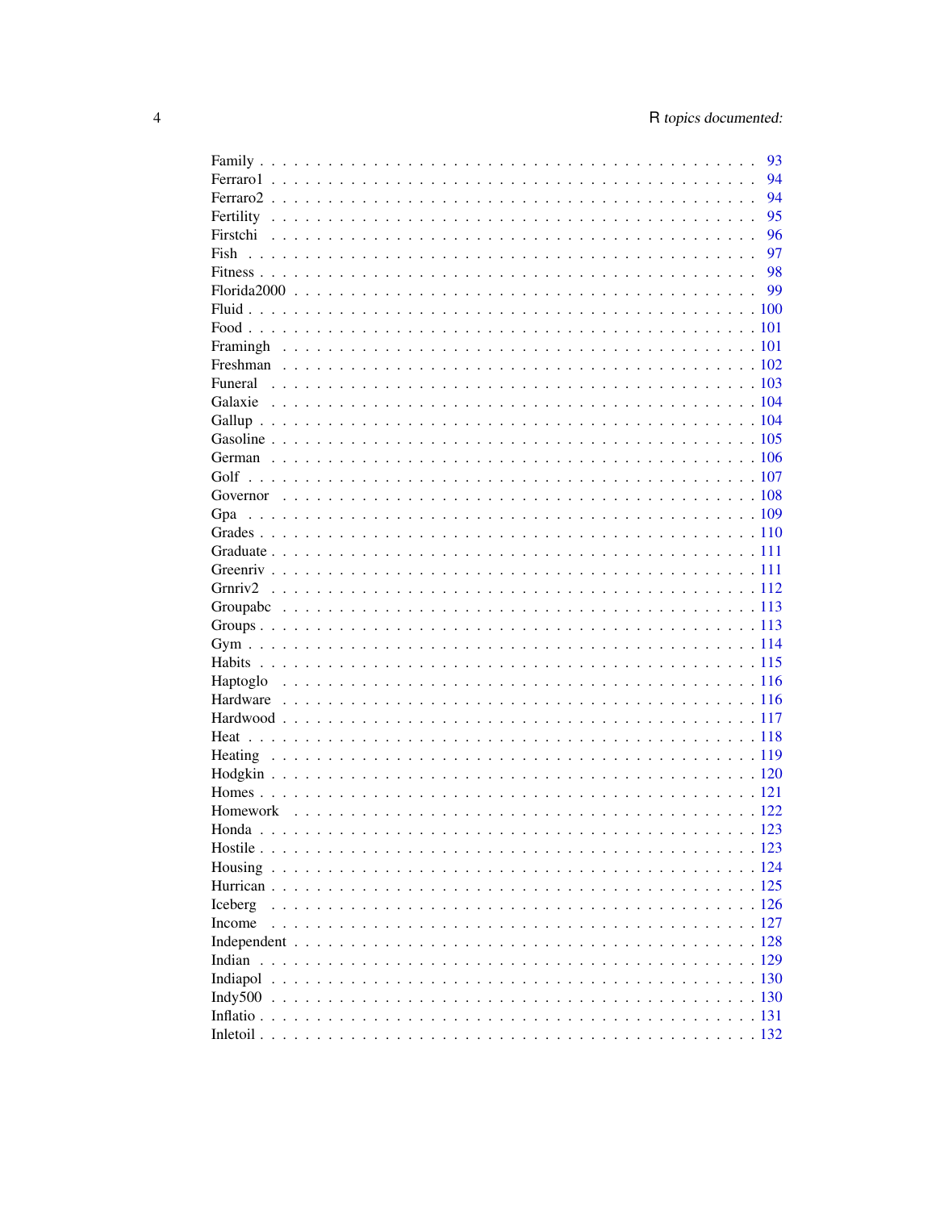| | |
|---|---|
| Family | 93 |
| Ferraro1 | 94 |
| Ferraro2 | 94 |
| Fertility | 95 |
| Firstchi | 96 |
| Fish | 97 |
| Fitness | 98 |
| Florida2000 | 99 |
| Fluid | 100 |
| Food | 101 |
| Framingh | 101 |
| Freshman | 102 |
| Funeral | 103 |
| Galaxie | 104 |
| Gallup | 104 |
| Gasoline | 105 |
| German | 106 |
| Golf | 107 |
| Governor | 108 |
| Gpa | 109 |
| Grades | 110 |
| Graduate | 111 |
| Greenriv | 111 |
| Grnriv2 | 112 |
| Groupabc | 113 |
| Groups | 113 |
| Gym | 114 |
| Habits | 115 |
| Haptoglo | 116 |
| Hardware | 116 |
| Hardwood | 117 |
| Heat | 118 |
| Heating | 119 |
| Hodgkin | 120 |
| Homes | 121 |
| Homework | 122 |
| Honda | 123 |
| Hostile | 123 |
| Housing | 124 |
| Hurrican | 125 |
| Iceberg | 126 |
| Income | 127 |
| Independent | 128 |
| Indian | 129 |
| Indiapol | 130 |
| Indy500 | 130 |
| Inflatio | 131 |
| Inletoil | 132 |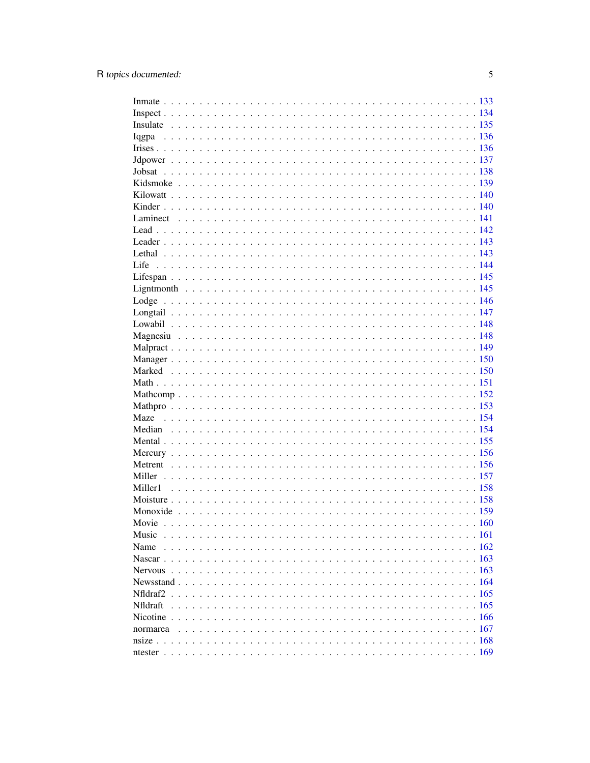Inmate . . . . . . . . . . . . . . . . . . . . . . . . . . . . . . . . . . . . . . . . 133
Inspect . . . . . . . . . . . . . . . . . . . . . . . . . . . . . . . . . . . . . . . . 134
Insulate . . . . . . . . . . . . . . . . . . . . . . . . . . . . . . . . . . . . . . . 135
Iqgpa . . . . . . . . . . . . . . . . . . . . . . . . . . . . . . . . . . . . . . . . 136
Irises . . . . . . . . . . . . . . . . . . . . . . . . . . . . . . . . . . . . . . . . 136
Jdpower . . . . . . . . . . . . . . . . . . . . . . . . . . . . . . . . . . . . . . . 137
Jobsat . . . . . . . . . . . . . . . . . . . . . . . . . . . . . . . . . . . . . . . . 138
Kidsmoke . . . . . . . . . . . . . . . . . . . . . . . . . . . . . . . . . . . . . . 139
Kilowatt . . . . . . . . . . . . . . . . . . . . . . . . . . . . . . . . . . . . . . . 140
Kinder . . . . . . . . . . . . . . . . . . . . . . . . . . . . . . . . . . . . . . . . 140
Laminect . . . . . . . . . . . . . . . . . . . . . . . . . . . . . . . . . . . . . . 141
Lead . . . . . . . . . . . . . . . . . . . . . . . . . . . . . . . . . . . . . . . . . 142
Leader . . . . . . . . . . . . . . . . . . . . . . . . . . . . . . . . . . . . . . . . 143
Lethal . . . . . . . . . . . . . . . . . . . . . . . . . . . . . . . . . . . . . . . . 143
Life . . . . . . . . . . . . . . . . . . . . . . . . . . . . . . . . . . . . . . . . . 144
Lifespan . . . . . . . . . . . . . . . . . . . . . . . . . . . . . . . . . . . . . . . 145
Ligntmonth . . . . . . . . . . . . . . . . . . . . . . . . . . . . . . . . . . . . . 145
Lodge . . . . . . . . . . . . . . . . . . . . . . . . . . . . . . . . . . . . . . . . 146
Longtail . . . . . . . . . . . . . . . . . . . . . . . . . . . . . . . . . . . . . . . 147
Lowabil . . . . . . . . . . . . . . . . . . . . . . . . . . . . . . . . . . . . . . . 148
Magnesiu . . . . . . . . . . . . . . . . . . . . . . . . . . . . . . . . . . . . . . 148
Malpract . . . . . . . . . . . . . . . . . . . . . . . . . . . . . . . . . . . . . . 149
Manager . . . . . . . . . . . . . . . . . . . . . . . . . . . . . . . . . . . . . . . 150
Marked . . . . . . . . . . . . . . . . . . . . . . . . . . . . . . . . . . . . . . . 150
Math . . . . . . . . . . . . . . . . . . . . . . . . . . . . . . . . . . . . . . . . . 151
Mathcomp . . . . . . . . . . . . . . . . . . . . . . . . . . . . . . . . . . . . . . 152
Mathpro . . . . . . . . . . . . . . . . . . . . . . . . . . . . . . . . . . . . . . . 153
Maze . . . . . . . . . . . . . . . . . . . . . . . . . . . . . . . . . . . . . . . . . 154
Median . . . . . . . . . . . . . . . . . . . . . . . . . . . . . . . . . . . . . . . 154
Mental . . . . . . . . . . . . . . . . . . . . . . . . . . . . . . . . . . . . . . . . 155
Mercury . . . . . . . . . . . . . . . . . . . . . . . . . . . . . . . . . . . . . . . 156
Metrent . . . . . . . . . . . . . . . . . . . . . . . . . . . . . . . . . . . . . . . 156
Miller . . . . . . . . . . . . . . . . . . . . . . . . . . . . . . . . . . . . . . . . 157
Miller1 . . . . . . . . . . . . . . . . . . . . . . . . . . . . . . . . . . . . . . . 158
Moisture . . . . . . . . . . . . . . . . . . . . . . . . . . . . . . . . . . . . . . 158
Monoxide . . . . . . . . . . . . . . . . . . . . . . . . . . . . . . . . . . . . . . 159
Movie . . . . . . . . . . . . . . . . . . . . . . . . . . . . . . . . . . . . . . . . 160
Music . . . . . . . . . . . . . . . . . . . . . . . . . . . . . . . . . . . . . . . . 161
Name . . . . . . . . . . . . . . . . . . . . . . . . . . . . . . . . . . . . . . . . 162
Nascar . . . . . . . . . . . . . . . . . . . . . . . . . . . . . . . . . . . . . . . . 163
Nervous . . . . . . . . . . . . . . . . . . . . . . . . . . . . . . . . . . . . . . . 163
Newsstand . . . . . . . . . . . . . . . . . . . . . . . . . . . . . . . . . . . . . . 164
Nfldraf2 . . . . . . . . . . . . . . . . . . . . . . . . . . . . . . . . . . . . . . . 165
Nfldraft . . . . . . . . . . . . . . . . . . . . . . . . . . . . . . . . . . . . . . . 165
Nicotine . . . . . . . . . . . . . . . . . . . . . . . . . . . . . . . . . . . . . . . 166
normarea . . . . . . . . . . . . . . . . . . . . . . . . . . . . . . . . . . . . . . 167
nsize . . . . . . . . . . . . . . . . . . . . . . . . . . . . . . . . . . . . . . . . . 168
ntester . . . . . . . . . . . . . . . . . . . . . . . . . . . . . . . . . . . . . . . . 169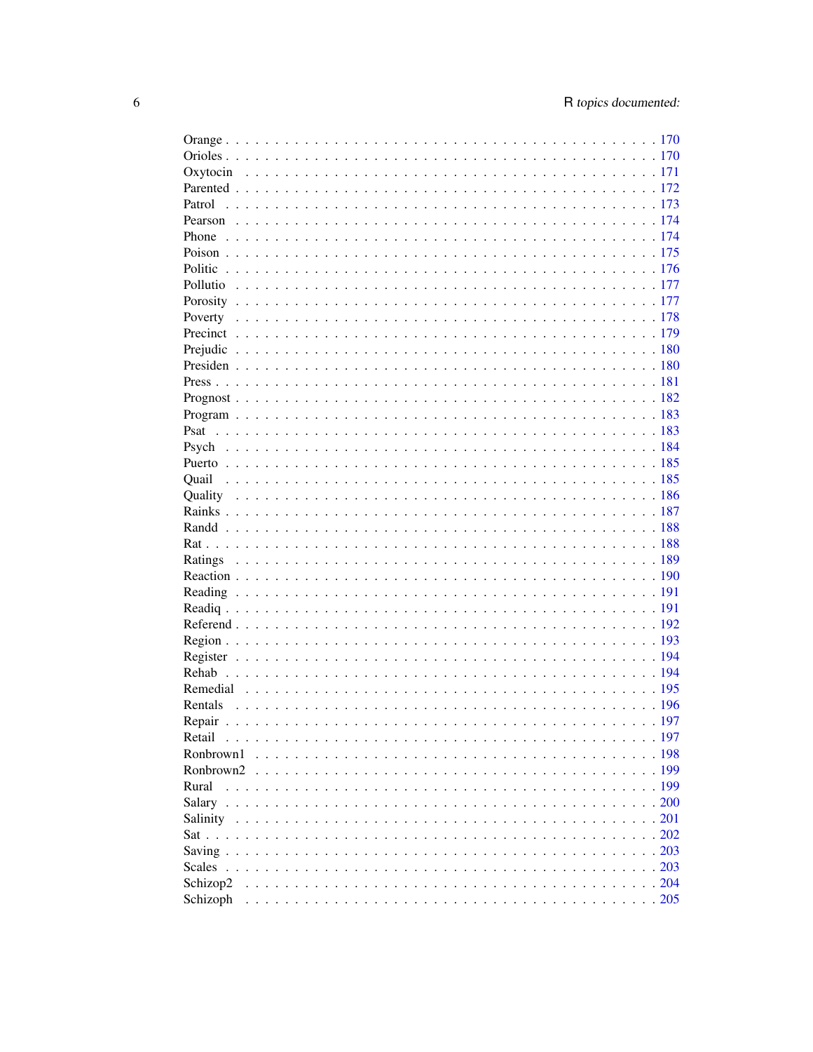Orange . . . . . . . . . . . . . . . . . . . . . . . . . . . . . . . . . . . . . . . . . . 170
Orioles . . . . . . . . . . . . . . . . . . . . . . . . . . . . . . . . . . . . . . . . . . 170
Oxytocin . . . . . . . . . . . . . . . . . . . . . . . . . . . . . . . . . . . . . . . . . 171
Parented . . . . . . . . . . . . . . . . . . . . . . . . . . . . . . . . . . . . . . . . . 172
Patrol . . . . . . . . . . . . . . . . . . . . . . . . . . . . . . . . . . . . . . . . . . 173
Pearson . . . . . . . . . . . . . . . . . . . . . . . . . . . . . . . . . . . . . . . . . 174
Phone . . . . . . . . . . . . . . . . . . . . . . . . . . . . . . . . . . . . . . . . . . 174
Poison . . . . . . . . . . . . . . . . . . . . . . . . . . . . . . . . . . . . . . . . . . 175
Politic . . . . . . . . . . . . . . . . . . . . . . . . . . . . . . . . . . . . . . . . . . 176
Pollutio . . . . . . . . . . . . . . . . . . . . . . . . . . . . . . . . . . . . . . . . . 177
Porosity . . . . . . . . . . . . . . . . . . . . . . . . . . . . . . . . . . . . . . . . . 177
Poverty . . . . . . . . . . . . . . . . . . . . . . . . . . . . . . . . . . . . . . . . . 178
Precinct . . . . . . . . . . . . . . . . . . . . . . . . . . . . . . . . . . . . . . . . . 179
Prejudic . . . . . . . . . . . . . . . . . . . . . . . . . . . . . . . . . . . . . . . . . 180
Presiden . . . . . . . . . . . . . . . . . . . . . . . . . . . . . . . . . . . . . . . . . 180
Press . . . . . . . . . . . . . . . . . . . . . . . . . . . . . . . . . . . . . . . . . . 181
Prognost . . . . . . . . . . . . . . . . . . . . . . . . . . . . . . . . . . . . . . . . . 182
Program . . . . . . . . . . . . . . . . . . . . . . . . . . . . . . . . . . . . . . . . . 183
Psat . . . . . . . . . . . . . . . . . . . . . . . . . . . . . . . . . . . . . . . . . . . 183
Psych . . . . . . . . . . . . . . . . . . . . . . . . . . . . . . . . . . . . . . . . . . 184
Puerto . . . . . . . . . . . . . . . . . . . . . . . . . . . . . . . . . . . . . . . . . . 185
Quail . . . . . . . . . . . . . . . . . . . . . . . . . . . . . . . . . . . . . . . . . . 185
Quality . . . . . . . . . . . . . . . . . . . . . . . . . . . . . . . . . . . . . . . . . 186
Rainks . . . . . . . . . . . . . . . . . . . . . . . . . . . . . . . . . . . . . . . . . . 187
Randd . . . . . . . . . . . . . . . . . . . . . . . . . . . . . . . . . . . . . . . . . . 188
Rat . . . . . . . . . . . . . . . . . . . . . . . . . . . . . . . . . . . . . . . . . . . 188
Ratings . . . . . . . . . . . . . . . . . . . . . . . . . . . . . . . . . . . . . . . . . 189
Reaction . . . . . . . . . . . . . . . . . . . . . . . . . . . . . . . . . . . . . . . . . 190
Reading . . . . . . . . . . . . . . . . . . . . . . . . . . . . . . . . . . . . . . . . . 191
Readiq . . . . . . . . . . . . . . . . . . . . . . . . . . . . . . . . . . . . . . . . . . 191
Referend . . . . . . . . . . . . . . . . . . . . . . . . . . . . . . . . . . . . . . . . . 192
Region . . . . . . . . . . . . . . . . . . . . . . . . . . . . . . . . . . . . . . . . . . 193
Register . . . . . . . . . . . . . . . . . . . . . . . . . . . . . . . . . . . . . . . . . 194
Rehab . . . . . . . . . . . . . . . . . . . . . . . . . . . . . . . . . . . . . . . . . . 194
Remedial . . . . . . . . . . . . . . . . . . . . . . . . . . . . . . . . . . . . . . . . . 195
Rentals . . . . . . . . . . . . . . . . . . . . . . . . . . . . . . . . . . . . . . . . . 196
Repair . . . . . . . . . . . . . . . . . . . . . . . . . . . . . . . . . . . . . . . . . . 197
Retail . . . . . . . . . . . . . . . . . . . . . . . . . . . . . . . . . . . . . . . . . . 197
Ronbrown1 . . . . . . . . . . . . . . . . . . . . . . . . . . . . . . . . . . . . . . . 198
Ronbrown2 . . . . . . . . . . . . . . . . . . . . . . . . . . . . . . . . . . . . . . . 199
Rural . . . . . . . . . . . . . . . . . . . . . . . . . . . . . . . . . . . . . . . . . . 199
Salary . . . . . . . . . . . . . . . . . . . . . . . . . . . . . . . . . . . . . . . . . . 200
Salinity . . . . . . . . . . . . . . . . . . . . . . . . . . . . . . . . . . . . . . . . . 201
Sat . . . . . . . . . . . . . . . . . . . . . . . . . . . . . . . . . . . . . . . . . . . 202
Saving . . . . . . . . . . . . . . . . . . . . . . . . . . . . . . . . . . . . . . . . . . 203
Scales . . . . . . . . . . . . . . . . . . . . . . . . . . . . . . . . . . . . . . . . . . 203
Schizop2 . . . . . . . . . . . . . . . . . . . . . . . . . . . . . . . . . . . . . . . . . 204
Schizoph . . . . . . . . . . . . . . . . . . . . . . . . . . . . . . . . . . . . . . . . . 205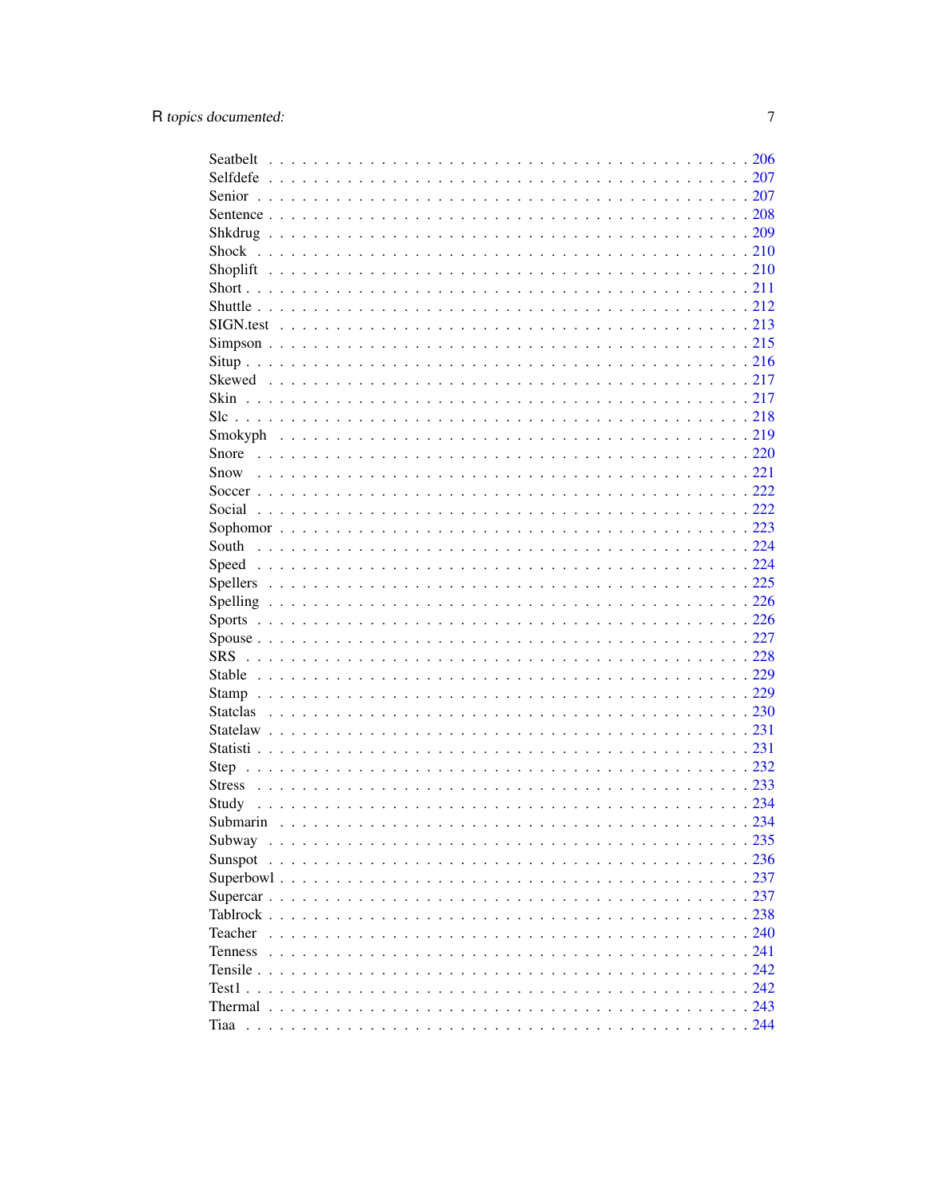| | |
|---|---|
| Seatbelt | 206 |
| Selfdefe | 207 |
| Senior | 207 |
| Sentence | 208 |
| Shkdrug | 209 |
| Shock | 210 |
| Shoplift | 210 |
| Short | 211 |
| Shuttle | 212 |
| SIGN.test | 213 |
| Simpson | 215 |
| Situp | 216 |
| Skewed | 217 |
| Skin | 217 |
| Slc | 218 |
| Smokyph | 219 |
| Snore | 220 |
| Snow | 221 |
| Soccer | 222 |
| Social | 222 |
| Sophomor | 223 |
| South | 224 |
| Speed | 224 |
| Spellers | 225 |
| Spelling | 226 |
| Sports | 226 |
| Spouse | 227 |
| SRS | 228 |
| Stable | 229 |
| Stamp | 229 |
| Statclas | 230 |
| Statelaw | 231 |
| Statisti | 231 |
| Step | 232 |
| Stress | 233 |
| Study | 234 |
| Submarin | 234 |
| Subway | 235 |
| Sunspot | 236 |
| Superbowl | 237 |
| Supercar | 237 |
| Tablrock | 238 |
| Teacher | 240 |
| Tenness | 241 |
| Tensile | 242 |
| Test1 | 242 |
| Thermal | 243 |
| Tiaa | 244 |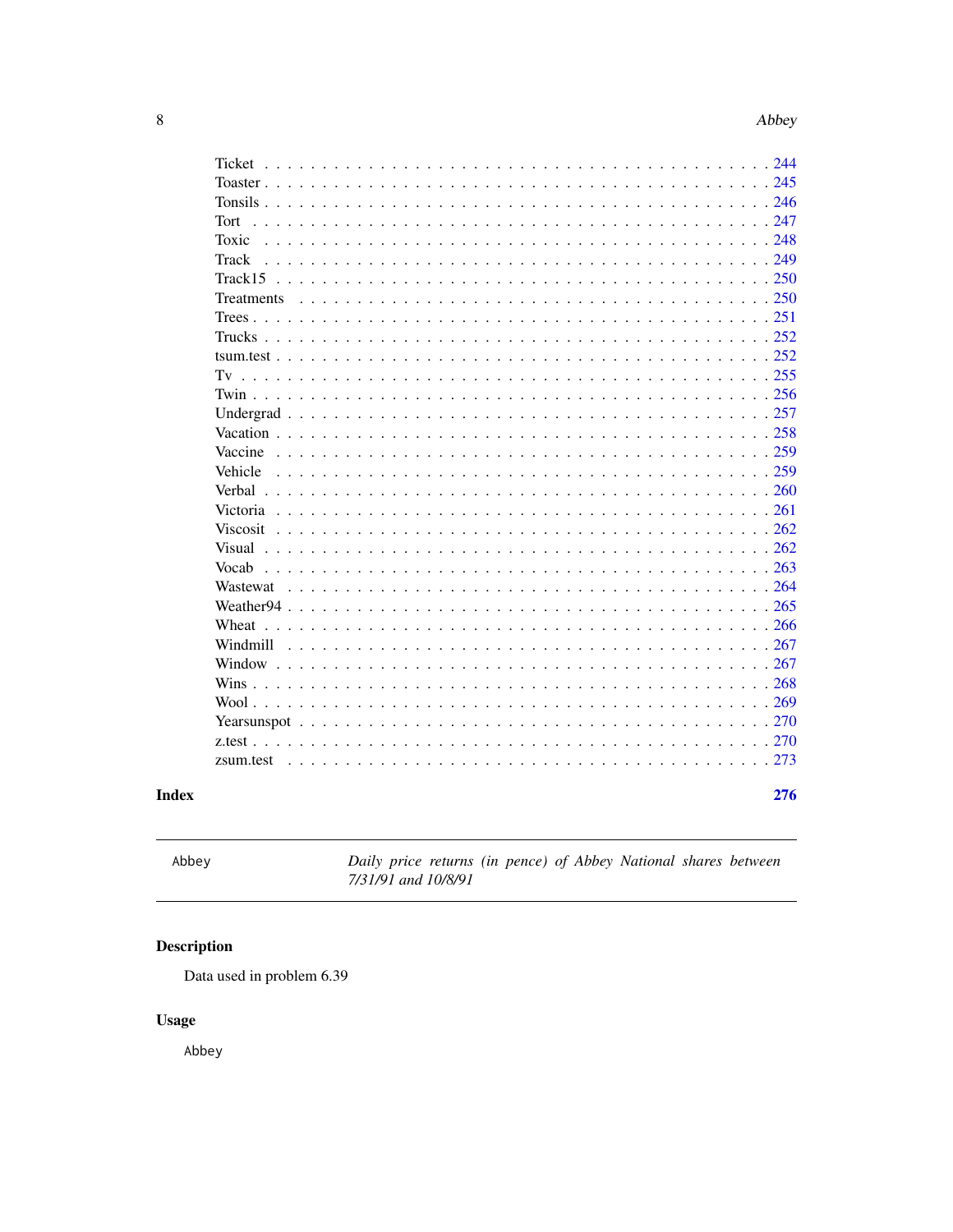Ticket . . . . . . . . . . . . . . . . . . . . . . . . . . . . . . . . . . . . . . . . 244
Toaster . . . . . . . . . . . . . . . . . . . . . . . . . . . . . . . . . . . . . . . 245
Tonsils . . . . . . . . . . . . . . . . . . . . . . . . . . . . . . . . . . . . . . . 246
Tort . . . . . . . . . . . . . . . . . . . . . . . . . . . . . . . . . . . . . . . . . 247
Toxic . . . . . . . . . . . . . . . . . . . . . . . . . . . . . . . . . . . . . . . . 248
Track . . . . . . . . . . . . . . . . . . . . . . . . . . . . . . . . . . . . . . . . 249
Track15 . . . . . . . . . . . . . . . . . . . . . . . . . . . . . . . . . . . . . . . 250
Treatments . . . . . . . . . . . . . . . . . . . . . . . . . . . . . . . . . . . . . 250
Trees . . . . . . . . . . . . . . . . . . . . . . . . . . . . . . . . . . . . . . . . 251
Trucks . . . . . . . . . . . . . . . . . . . . . . . . . . . . . . . . . . . . . . . . 252
tsum.test . . . . . . . . . . . . . . . . . . . . . . . . . . . . . . . . . . . . . . 252
Tv . . . . . . . . . . . . . . . . . . . . . . . . . . . . . . . . . . . . . . . . . . 255
Twin . . . . . . . . . . . . . . . . . . . . . . . . . . . . . . . . . . . . . . . . . 256
Undergrad . . . . . . . . . . . . . . . . . . . . . . . . . . . . . . . . . . . . . . 257
Vacation . . . . . . . . . . . . . . . . . . . . . . . . . . . . . . . . . . . . . . . 258
Vaccine . . . . . . . . . . . . . . . . . . . . . . . . . . . . . . . . . . . . . . . 259
Vehicle . . . . . . . . . . . . . . . . . . . . . . . . . . . . . . . . . . . . . . . 259
Verbal . . . . . . . . . . . . . . . . . . . . . . . . . . . . . . . . . . . . . . . . 260
Victoria . . . . . . . . . . . . . . . . . . . . . . . . . . . . . . . . . . . . . . . 261
Viscosit . . . . . . . . . . . . . . . . . . . . . . . . . . . . . . . . . . . . . . . 262
Visual . . . . . . . . . . . . . . . . . . . . . . . . . . . . . . . . . . . . . . . . 262
Vocab . . . . . . . . . . . . . . . . . . . . . . . . . . . . . . . . . . . . . . . . 263
Wastewat . . . . . . . . . . . . . . . . . . . . . . . . . . . . . . . . . . . . . . . 264
Weather94 . . . . . . . . . . . . . . . . . . . . . . . . . . . . . . . . . . . . . . 265
Wheat . . . . . . . . . . . . . . . . . . . . . . . . . . . . . . . . . . . . . . . . 266
Windmill . . . . . . . . . . . . . . . . . . . . . . . . . . . . . . . . . . . . . . . 267
Window . . . . . . . . . . . . . . . . . . . . . . . . . . . . . . . . . . . . . . . . 267
Wins . . . . . . . . . . . . . . . . . . . . . . . . . . . . . . . . . . . . . . . . . 268
Wool . . . . . . . . . . . . . . . . . . . . . . . . . . . . . . . . . . . . . . . . . 269
Yearsunspot . . . . . . . . . . . . . . . . . . . . . . . . . . . . . . . . . . . . . 270
z.test . . . . . . . . . . . . . . . . . . . . . . . . . . . . . . . . . . . . . . . . 270
zsum.test . . . . . . . . . . . . . . . . . . . . . . . . . . . . . . . . . . . . . . 273

**Index** **276**

---

`Abbey` *Daily price returns (in pence) of Abbey National shares between 7/31/91 and 10/8/91*

---

## Description

Data used in problem 6.39

## Usage

```
Abbey
```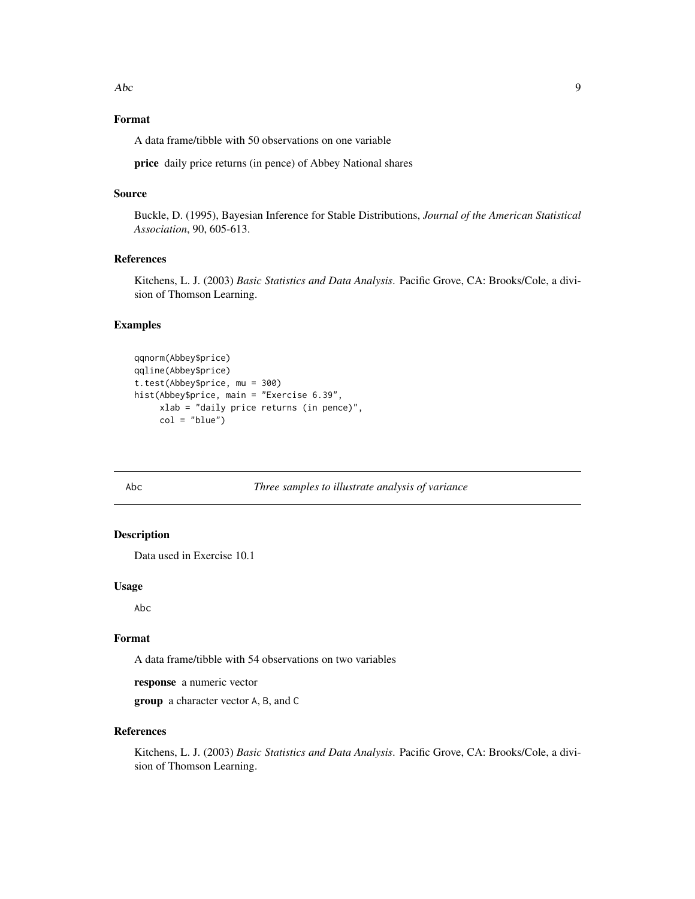### Format

A data frame/tibble with 50 observations on one variable

**price** daily price returns (in pence) of Abbey National shares

### Source

Buckle, D. (1995), Bayesian Inference for Stable Distributions, *Journal of the American Statistical Association*, 90, 605-613.

### References

Kitchens, L. J. (2003) *Basic Statistics and Data Analysis*. Pacific Grove, CA: Brooks/Cole, a division of Thomson Learning.

### Examples

```
qqnorm(Abbey$price)
qqline(Abbey$price)
t.test(Abbey$price, mu = 300)
hist(Abbey$price, main = "Exercise 6.39",
     xlab = "daily price returns (in pence)",
     col = "blue")
```

---

## Abc — *Three samples to illustrate analysis of variance*

---

### Description

Data used in Exercise 10.1

### Usage

Abc

### Format

A data frame/tibble with 54 observations on two variables

**response** a numeric vector

**group** a character vector A, B, and C

### References

Kitchens, L. J. (2003) *Basic Statistics and Data Analysis*. Pacific Grove, CA: Brooks/Cole, a division of Thomson Learning.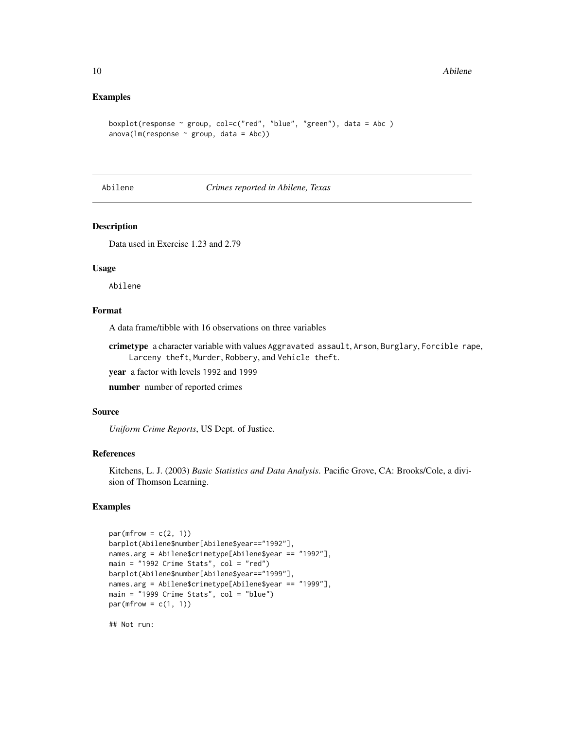### Examples

```
boxplot(response ~ group, col=c("red", "blue", "green"), data = Abc )
anova(lm(response ~ group, data = Abc))
```

---

## Abilene — *Crimes reported in Abilene, Texas*

---

### Description

Data used in Exercise 1.23 and 2.79

### Usage

Abilene

### Format

A data frame/tibble with 16 observations on three variables

**crimetype** a character variable with values `Aggravated assault`, `Arson`, `Burglary`, `Forcible rape`, `Larceny theft`, `Murder`, `Robbery`, and `Vehicle theft`.

**year** a factor with levels `1992` and `1999`

**number** number of reported crimes

### Source

*Uniform Crime Reports*, US Dept. of Justice.

### References

Kitchens, L. J. (2003) *Basic Statistics and Data Analysis*. Pacific Grove, CA: Brooks/Cole, a division of Thomson Learning.

### Examples

```
par(mfrow = c(2, 1))
barplot(Abilene$number[Abilene$year=="1992"],
names.arg = Abilene$crimetype[Abilene$year == "1992"],
main = "1992 Crime Stats", col = "red")
barplot(Abilene$number[Abilene$year=="1999"],
names.arg = Abilene$crimetype[Abilene$year == "1999"],
main = "1999 Crime Stats", col = "blue")
par(mfrow = c(1, 1))

## Not run:
```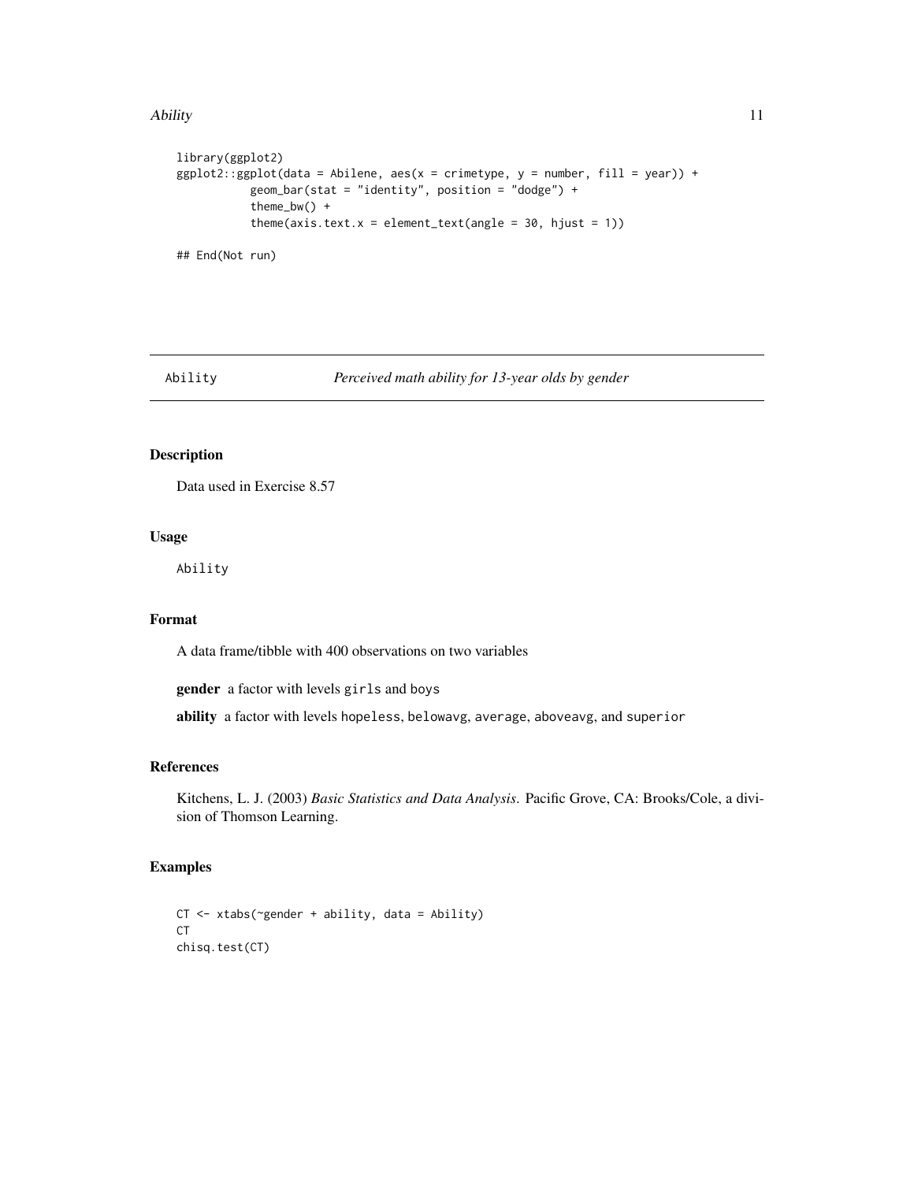```
library(ggplot2)
ggplot2::ggplot(data = Abilene, aes(x = crimetype, y = number, fill = year)) +
          geom_bar(stat = "identity", position = "dodge") +
          theme_bw() +
          theme(axis.text.x = element_text(angle = 30, hjust = 1))

## End(Not run)
```

## Ability — *Perceived math ability for 13-year olds by gender*

### Description

Data used in Exercise 8.57

### Usage

```
Ability
```

### Format

A data frame/tibble with 400 observations on two variables

**gender** a factor with levels `girls` and `boys`

**ability** a factor with levels `hopeless`, `belowavg`, `average`, `aboveavg`, and `superior`

### References

Kitchens, L. J. (2003) *Basic Statistics and Data Analysis.* Pacific Grove, CA: Brooks/Cole, a division of Thomson Learning.

### Examples

```
CT <- xtabs(~gender + ability, data = Ability)
CT
chisq.test(CT)
```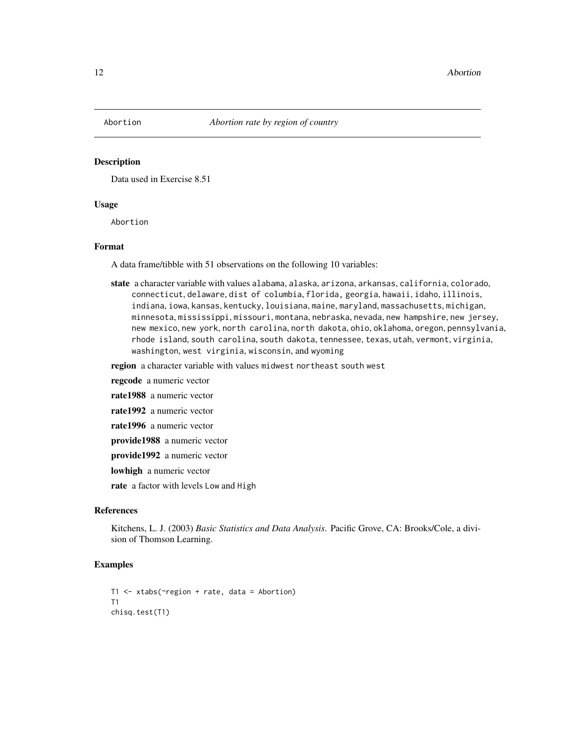Abortion *Abortion rate by region of country*

## Description

Data used in Exercise 8.51

## Usage

Abortion

## Format

A data frame/tibble with 51 observations on the following 10 variables:

**state** a character variable with values alabama, alaska, arizona, arkansas, california, colorado, connecticut, delaware, dist of columbia, florida, georgia, hawaii, idaho, illinois, indiana, iowa, kansas, kentucky, louisiana, maine, maryland, massachusetts, michigan, minnesota, mississippi, missouri, montana, nebraska, nevada, new hampshire, new jersey, new mexico, new york, north carolina, north dakota, ohio, oklahoma, oregon, pennsylvania, rhode island, south carolina, south dakota, tennessee, texas, utah, vermont, virginia, washington, west virginia, wisconsin, and wyoming

**region** a character variable with values midwest northeast south west

**regcode** a numeric vector

**rate1988** a numeric vector

**rate1992** a numeric vector

**rate1996** a numeric vector

**provide1988** a numeric vector

**provide1992** a numeric vector

**lowhigh** a numeric vector

**rate** a factor with levels Low and High

## References

Kitchens, L. J. (2003) *Basic Statistics and Data Analysis*. Pacific Grove, CA: Brooks/Cole, a division of Thomson Learning.

## Examples

```
T1 <- xtabs(~region + rate, data = Abortion)
T1
chisq.test(T1)
```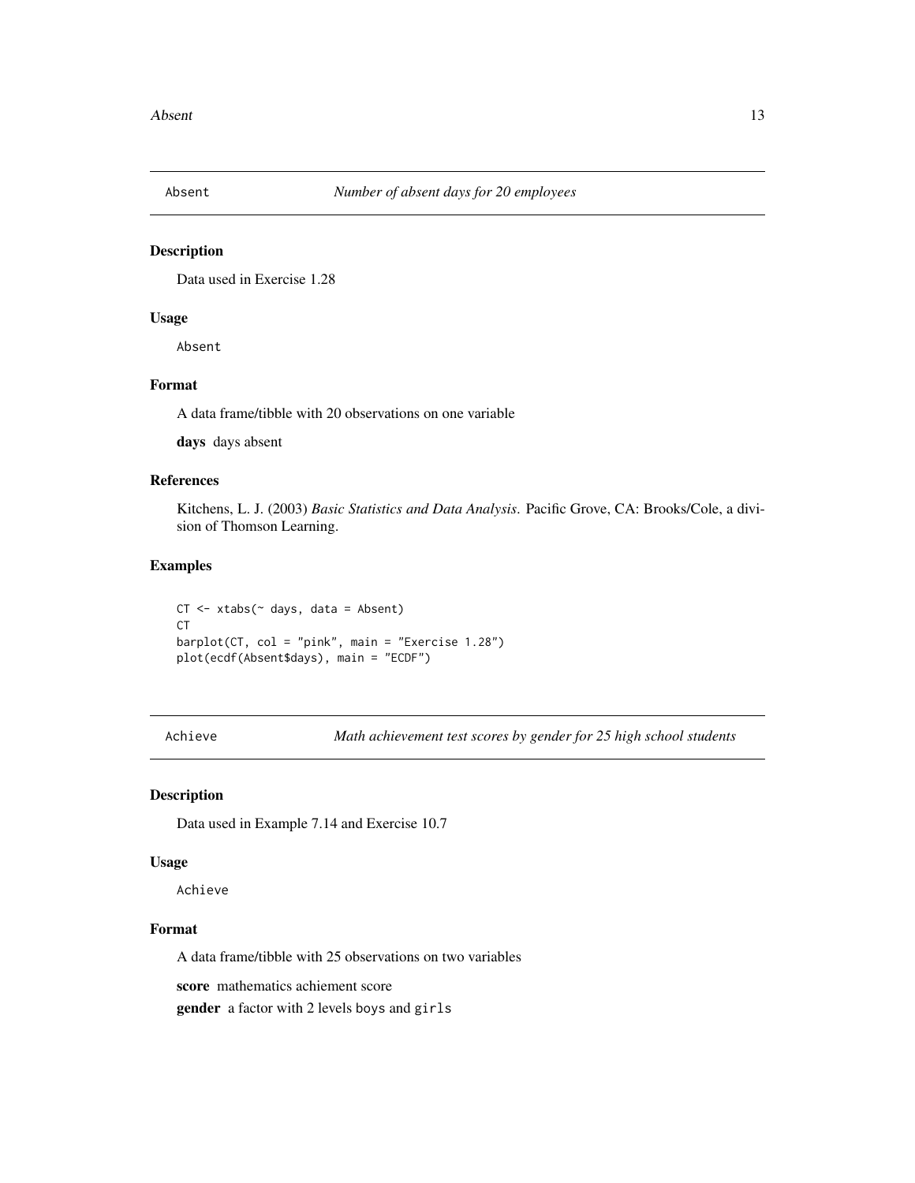## Absent — *Number of absent days for 20 employees*

### Description

Data used in Exercise 1.28

### Usage

```
Absent
```

### Format

A data frame/tibble with 20 observations on one variable

**days** days absent

### References

Kitchens, L. J. (2003) *Basic Statistics and Data Analysis*. Pacific Grove, CA: Brooks/Cole, a division of Thomson Learning.

### Examples

```
CT <- xtabs(~ days, data = Absent)
CT
barplot(CT, col = "pink", main = "Exercise 1.28")
plot(ecdf(Absent$days), main = "ECDF")
```

## Achieve — *Math achievement test scores by gender for 25 high school students*

### Description

Data used in Example 7.14 and Exercise 10.7

### Usage

```
Achieve
```

### Format

A data frame/tibble with 25 observations on two variables

**score** mathematics achiement score

**gender** a factor with 2 levels `boys` and `girls`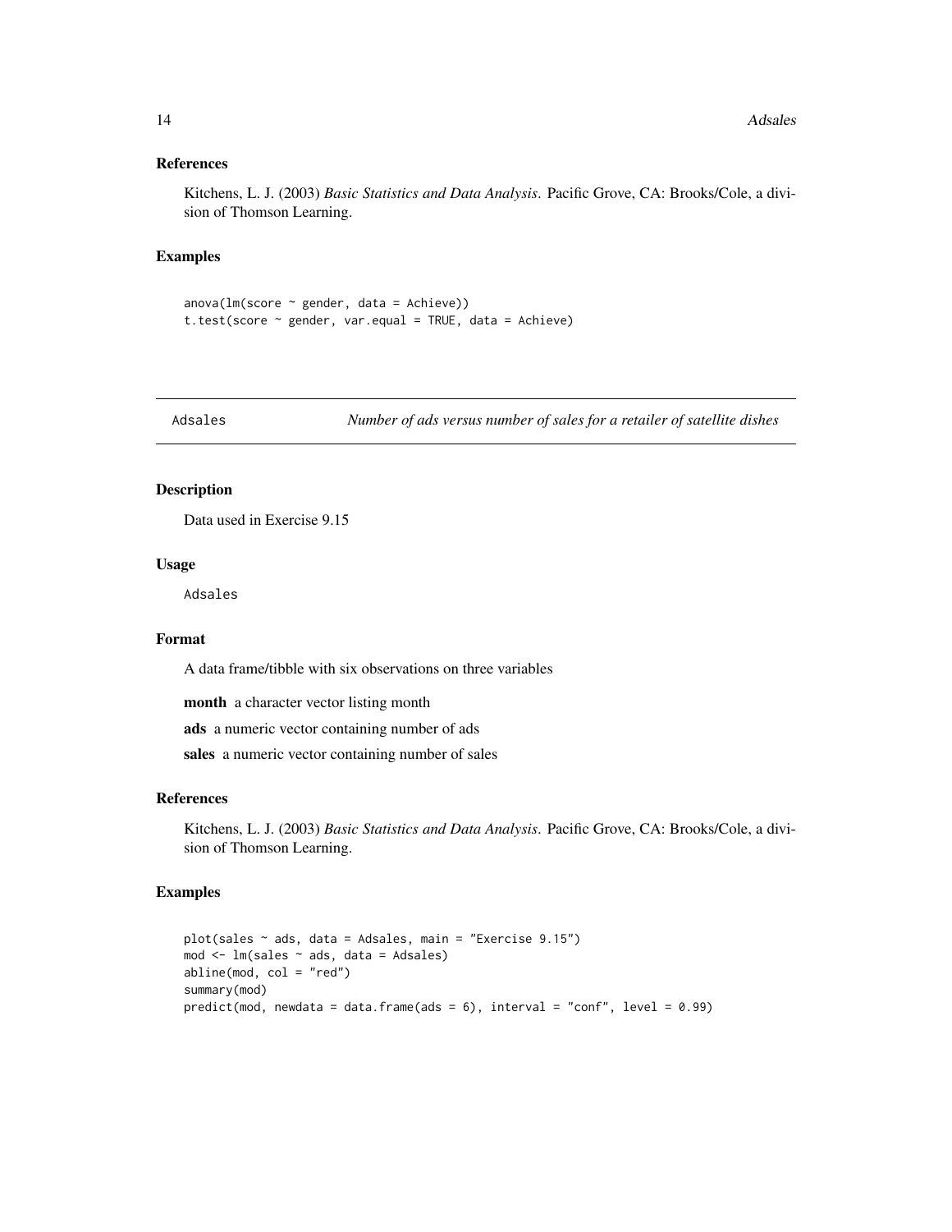### References

Kitchens, L. J. (2003) *Basic Statistics and Data Analysis*. Pacific Grove, CA: Brooks/Cole, a division of Thomson Learning.

### Examples

```
anova(lm(score ~ gender, data = Achieve))
t.test(score ~ gender, var.equal = TRUE, data = Achieve)
```

---

## Adsales — *Number of ads versus number of sales for a retailer of satellite dishes*

---

### Description

Data used in Exercise 9.15

### Usage

```
Adsales
```

### Format

A data frame/tibble with six observations on three variables

**month** a character vector listing month

**ads** a numeric vector containing number of ads

**sales** a numeric vector containing number of sales

### References

Kitchens, L. J. (2003) *Basic Statistics and Data Analysis*. Pacific Grove, CA: Brooks/Cole, a division of Thomson Learning.

### Examples

```
plot(sales ~ ads, data = Adsales, main = "Exercise 9.15")
mod <- lm(sales ~ ads, data = Adsales)
abline(mod, col = "red")
summary(mod)
predict(mod, newdata = data.frame(ads = 6), interval = "conf", level = 0.99)
```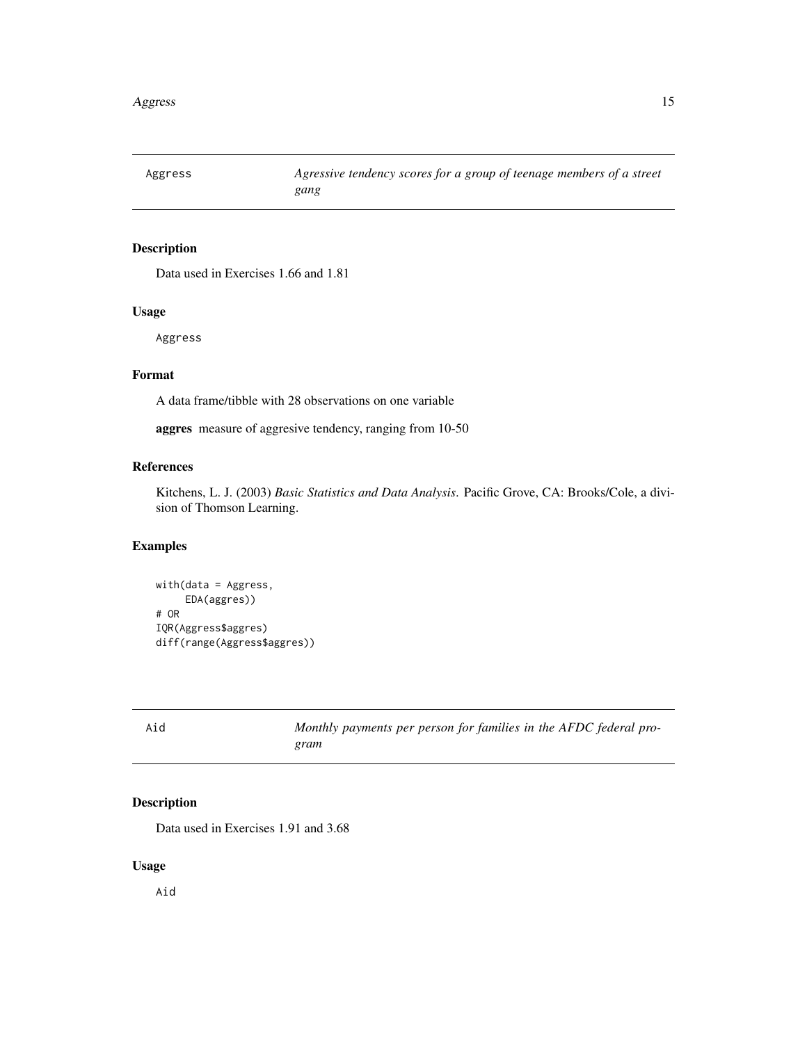## Aggress

*Agressive tendency scores for a group of teenage members of a street gang*

### Description

Data used in Exercises 1.66 and 1.81

### Usage

```
Aggress
```

### Format

A data frame/tibble with 28 observations on one variable

**aggres** measure of aggresive tendency, ranging from 10-50

### References

Kitchens, L. J. (2003) *Basic Statistics and Data Analysis*. Pacific Grove, CA: Brooks/Cole, a division of Thomson Learning.

### Examples

```
with(data = Aggress,
     EDA(aggres))
# OR
IQR(Aggress$aggres)
diff(range(Aggress$aggres))
```

## Aid

*Monthly payments per person for families in the AFDC federal program*

### Description

Data used in Exercises 1.91 and 3.68

### Usage

```
Aid
```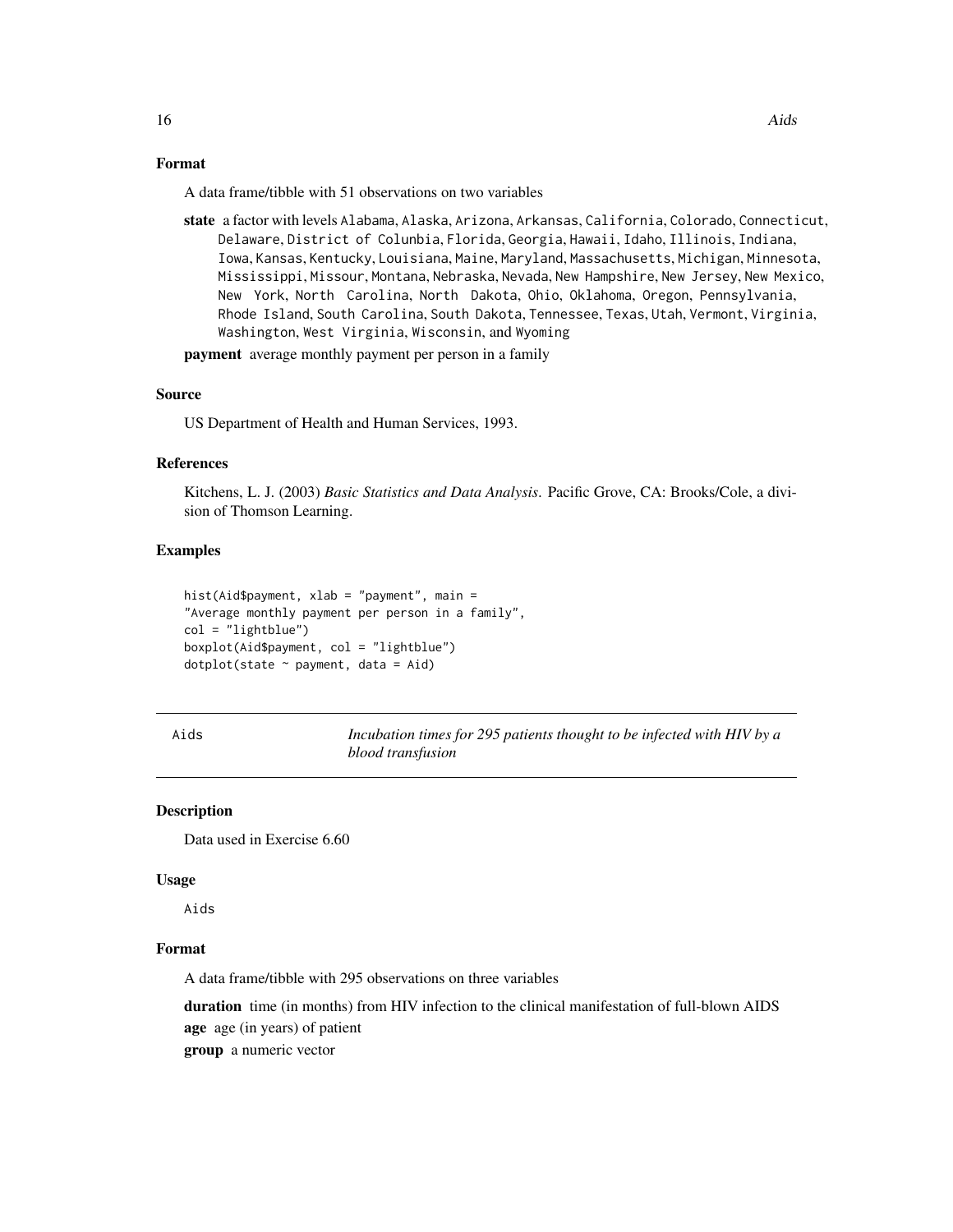### Format

A data frame/tibble with 51 observations on two variables

**state** a factor with levels Alabama, Alaska, Arizona, Arkansas, California, Colorado, Connecticut, Delaware, District of Colunbia, Florida, Georgia, Hawaii, Idaho, Illinois, Indiana, Iowa, Kansas, Kentucky, Louisiana, Maine, Maryland, Massachusetts, Michigan, Minnesota, Mississippi, Missour, Montana, Nebraska, Nevada, New Hampshire, New Jersey, New Mexico, New York, North Carolina, North Dakota, Ohio, Oklahoma, Oregon, Pennsylvania, Rhode Island, South Carolina, South Dakota, Tennessee, Texas, Utah, Vermont, Virginia, Washington, West Virginia, Wisconsin, and Wyoming

**payment** average monthly payment per person in a family

### Source

US Department of Health and Human Services, 1993.

### References

Kitchens, L. J. (2003) *Basic Statistics and Data Analysis*. Pacific Grove, CA: Brooks/Cole, a division of Thomson Learning.

### Examples

```
hist(Aid$payment, xlab = "payment", main =
"Average monthly payment per person in a family",
col = "lightblue")
boxplot(Aid$payment, col = "lightblue")
dotplot(state ~ payment, data = Aid)
```

---

## Aids — *Incubation times for 295 patients thought to be infected with HIV by a blood transfusion*

---

### Description

Data used in Exercise 6.60

### Usage

Aids

### Format

A data frame/tibble with 295 observations on three variables

**duration** time (in months) from HIV infection to the clinical manifestation of full-blown AIDS

**age** age (in years) of patient

**group** a numeric vector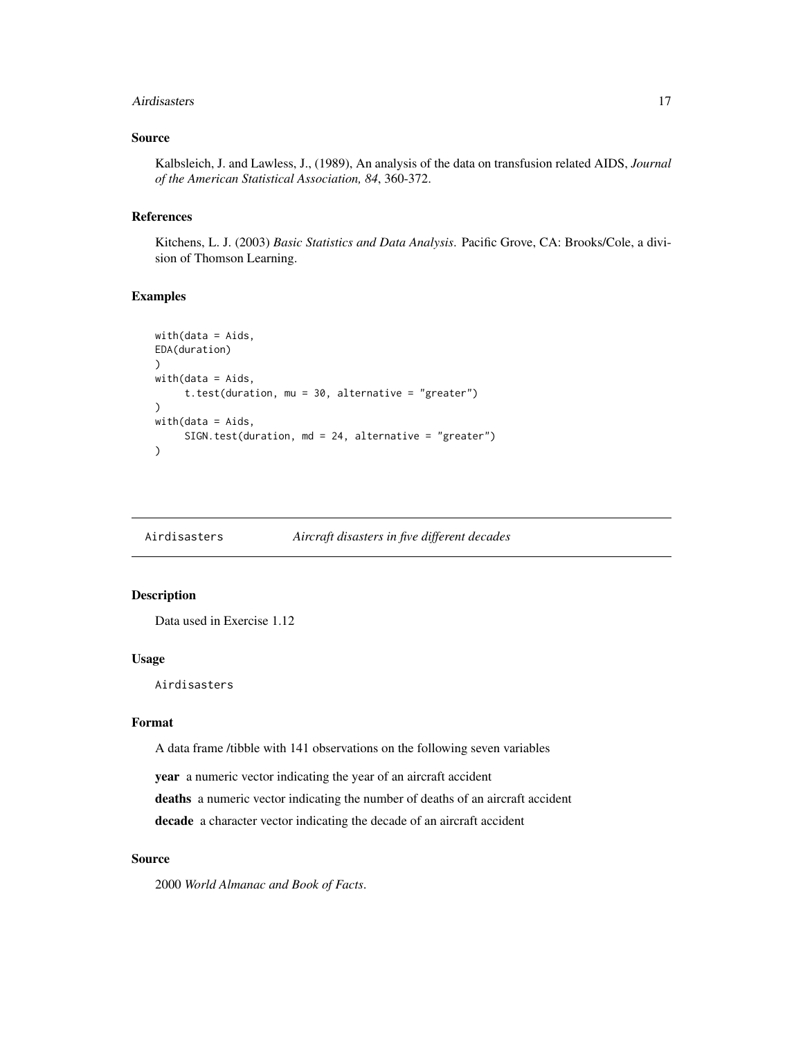## Source

Kalbsleich, J. and Lawless, J., (1989), An analysis of the data on transfusion related AIDS, *Journal of the American Statistical Association, 84*, 360-372.

## References

Kitchens, L. J. (2003) *Basic Statistics and Data Analysis*. Pacific Grove, CA: Brooks/Cole, a division of Thomson Learning.

## Examples

```
with(data = Aids,
EDA(duration)
)
with(data = Aids,
     t.test(duration, mu = 30, alternative = "greater")
)
with(data = Aids,
     SIGN.test(duration, md = 24, alternative = "greater")
)
```

---

# Airdisasters *Aircraft disasters in five different decades*

## Description

Data used in Exercise 1.12

## Usage

```
Airdisasters
```

## Format

A data frame /tibble with 141 observations on the following seven variables

**year** a numeric vector indicating the year of an aircraft accident

**deaths** a numeric vector indicating the number of deaths of an aircraft accident

**decade** a character vector indicating the decade of an aircraft accident

## Source

2000 *World Almanac and Book of Facts*.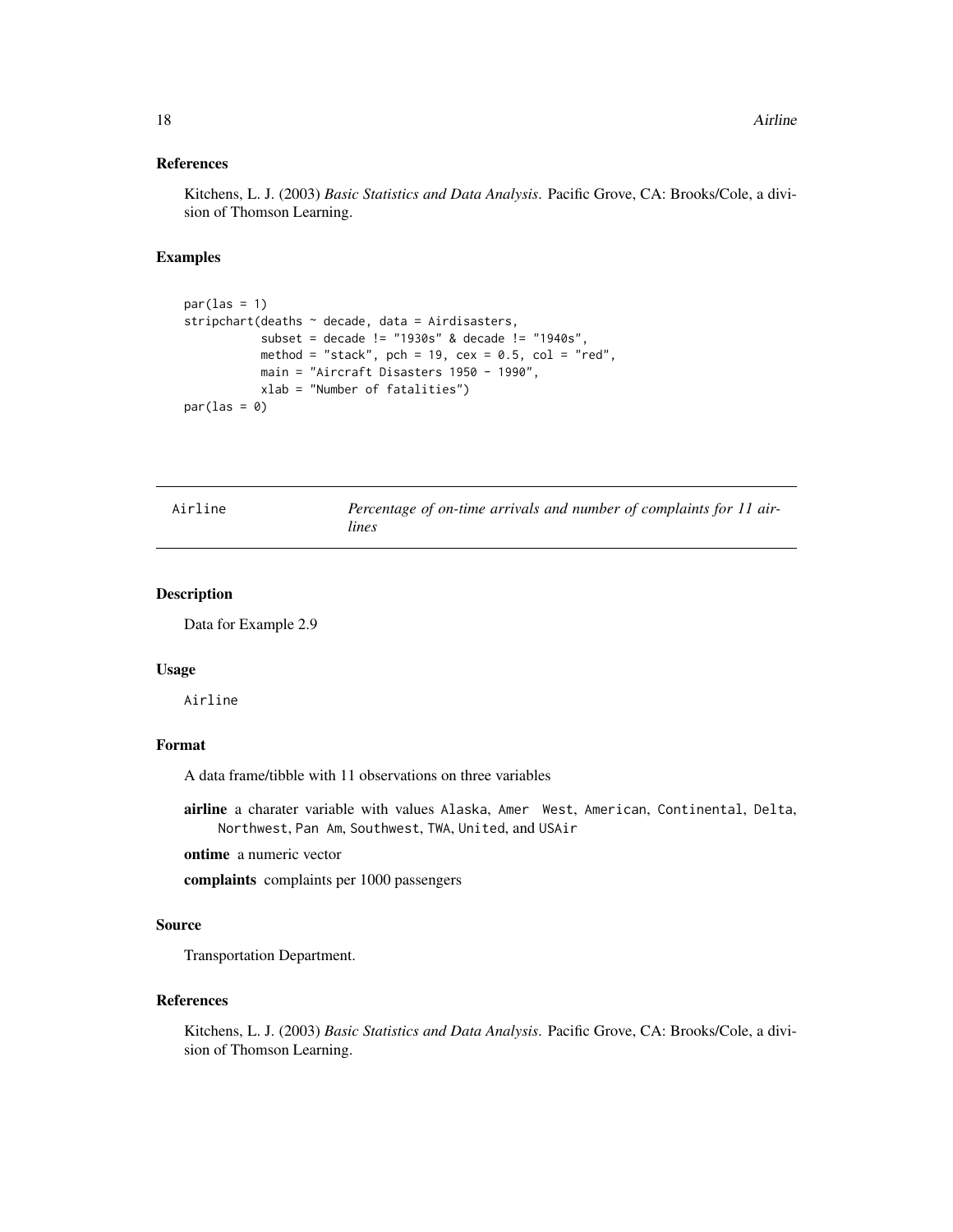### References

Kitchens, L. J. (2003) *Basic Statistics and Data Analysis*. Pacific Grove, CA: Brooks/Cole, a division of Thomson Learning.

### Examples

```
par(las = 1)
stripchart(deaths ~ decade, data = Airdisasters,
           subset = decade != "1930s" & decade != "1940s",
           method = "stack", pch = 19, cex = 0.5, col = "red",
           main = "Aircraft Disasters 1950 - 1990",
           xlab = "Number of fatalities")
par(las = 0)
```

---

## Airline — *Percentage of on-time arrivals and number of complaints for 11 airlines*

---

### Description

Data for Example 2.9

### Usage

```
Airline
```

### Format

A data frame/tibble with 11 observations on three variables

**airline** a charater variable with values `Alaska`, `Amer West`, `American`, `Continental`, `Delta`, `Northwest`, `Pan Am`, `Southwest`, `TWA`, `United`, and `USAir`

**ontime** a numeric vector

**complaints** complaints per 1000 passengers

### Source

Transportation Department.

### References

Kitchens, L. J. (2003) *Basic Statistics and Data Analysis*. Pacific Grove, CA: Brooks/Cole, a division of Thomson Learning.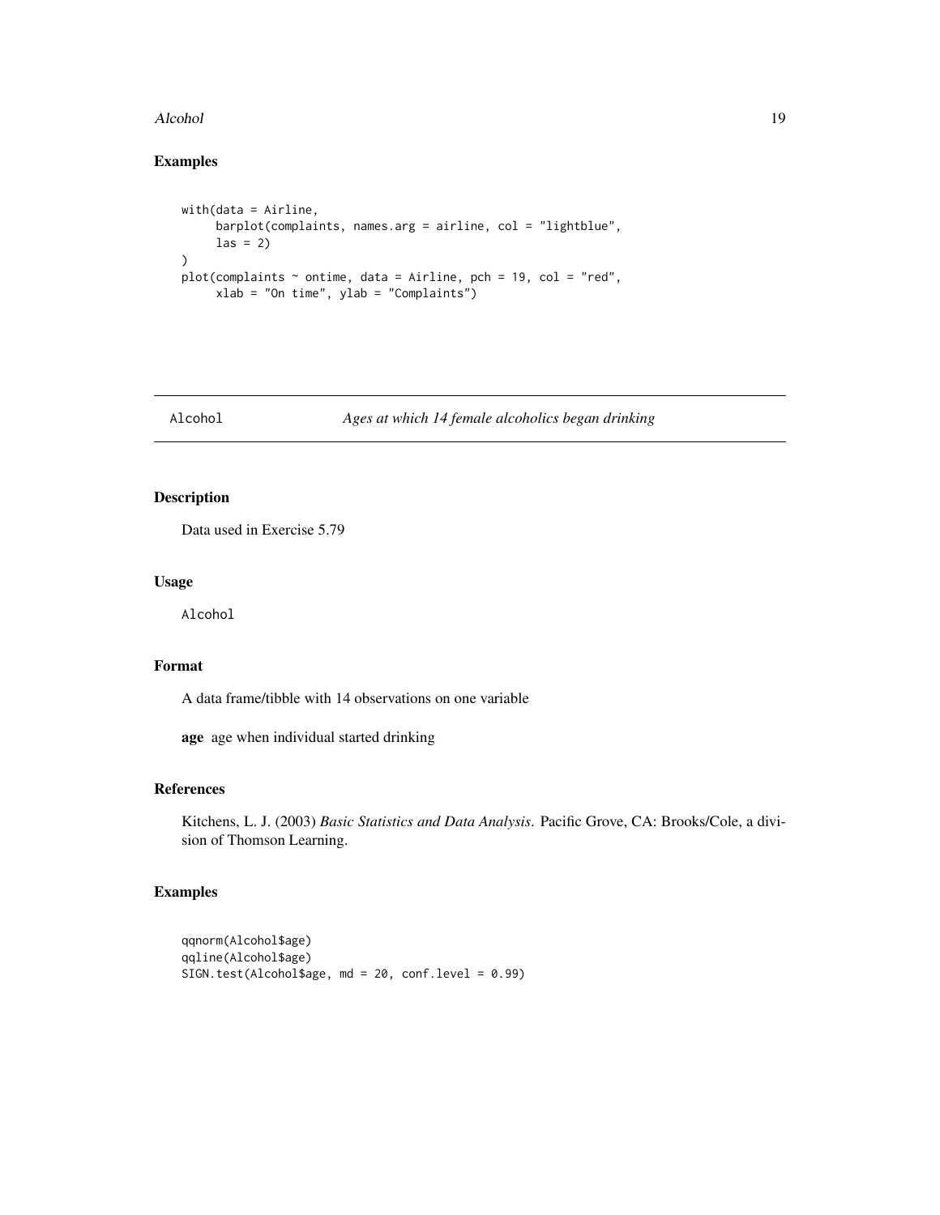## Examples

```
with(data = Airline,
     barplot(complaints, names.arg = airline, col = "lightblue",
     las = 2)
)
plot(complaints ~ ontime, data = Airline, pch = 19, col = "red",
     xlab = "On time", ylab = "Complaints")
```

---

# Alcohol — *Ages at which 14 female alcoholics began drinking*

---

## Description

Data used in Exercise 5.79

## Usage

```
Alcohol
```

## Format

A data frame/tibble with 14 observations on one variable

**age** age when individual started drinking

## References

Kitchens, L. J. (2003) *Basic Statistics and Data Analysis*. Pacific Grove, CA: Brooks/Cole, a division of Thomson Learning.

## Examples

```
qqnorm(Alcohol$age)
qqline(Alcohol$age)
SIGN.test(Alcohol$age, md = 20, conf.level = 0.99)
```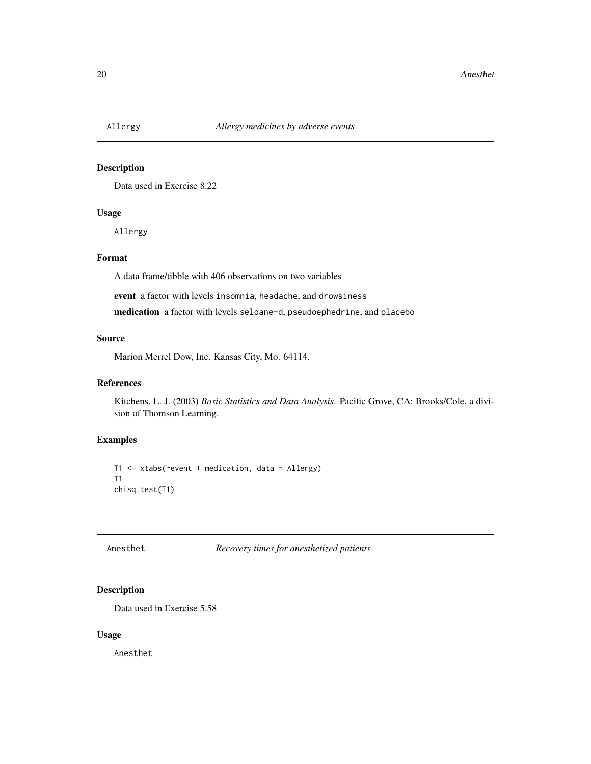## Allergy — *Allergy medicines by adverse events*

### Description

Data used in Exercise 8.22

### Usage

```
Allergy
```

### Format

A data frame/tibble with 406 observations on two variables

**event** a factor with levels `insomnia`, `headache`, and `drowsiness`

**medication** a factor with levels `seldane-d`, `pseudoephedrine`, and `placebo`

### Source

Marion Merrel Dow, Inc. Kansas City, Mo. 64114.

### References

Kitchens, L. J. (2003) *Basic Statistics and Data Analysis*. Pacific Grove, CA: Brooks/Cole, a division of Thomson Learning.

### Examples

```
T1 <- xtabs(~event + medication, data = Allergy)
T1
chisq.test(T1)
```

## Anesthet — *Recovery times for anesthetized patients*

### Description

Data used in Exercise 5.58

### Usage

```
Anesthet
```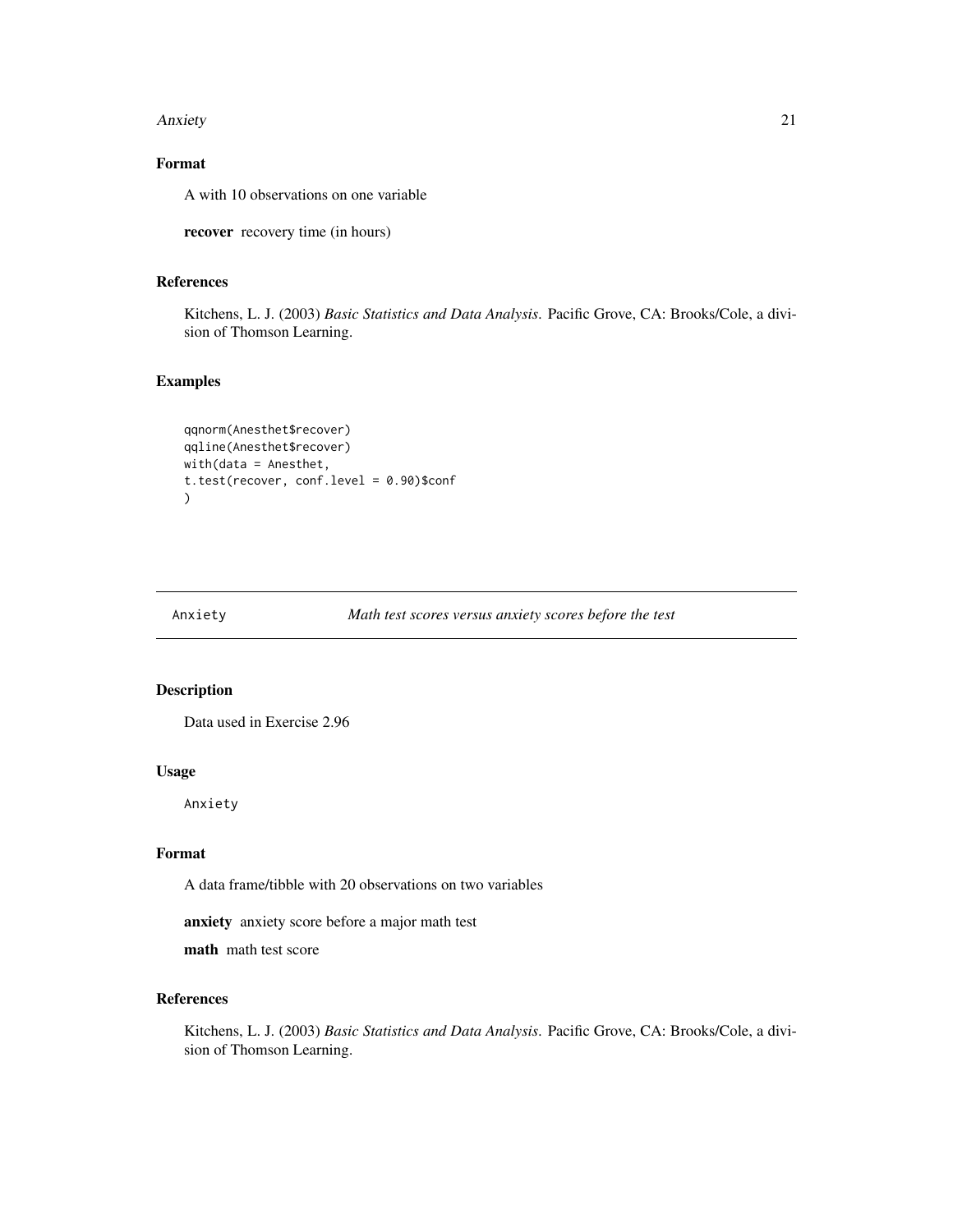### Format

A with 10 observations on one variable

**recover** recovery time (in hours)

### References

Kitchens, L. J. (2003) *Basic Statistics and Data Analysis*. Pacific Grove, CA: Brooks/Cole, a division of Thomson Learning.

### Examples

```
qqnorm(Anesthet$recover)
qqline(Anesthet$recover)
with(data = Anesthet,
t.test(recover, conf.level = 0.90)$conf
)
```

---

## Anxiety — *Math test scores versus anxiety scores before the test*

---

### Description

Data used in Exercise 2.96

### Usage

```
Anxiety
```

### Format

A data frame/tibble with 20 observations on two variables

**anxiety** anxiety score before a major math test

**math** math test score

### References

Kitchens, L. J. (2003) *Basic Statistics and Data Analysis*. Pacific Grove, CA: Brooks/Cole, a division of Thomson Learning.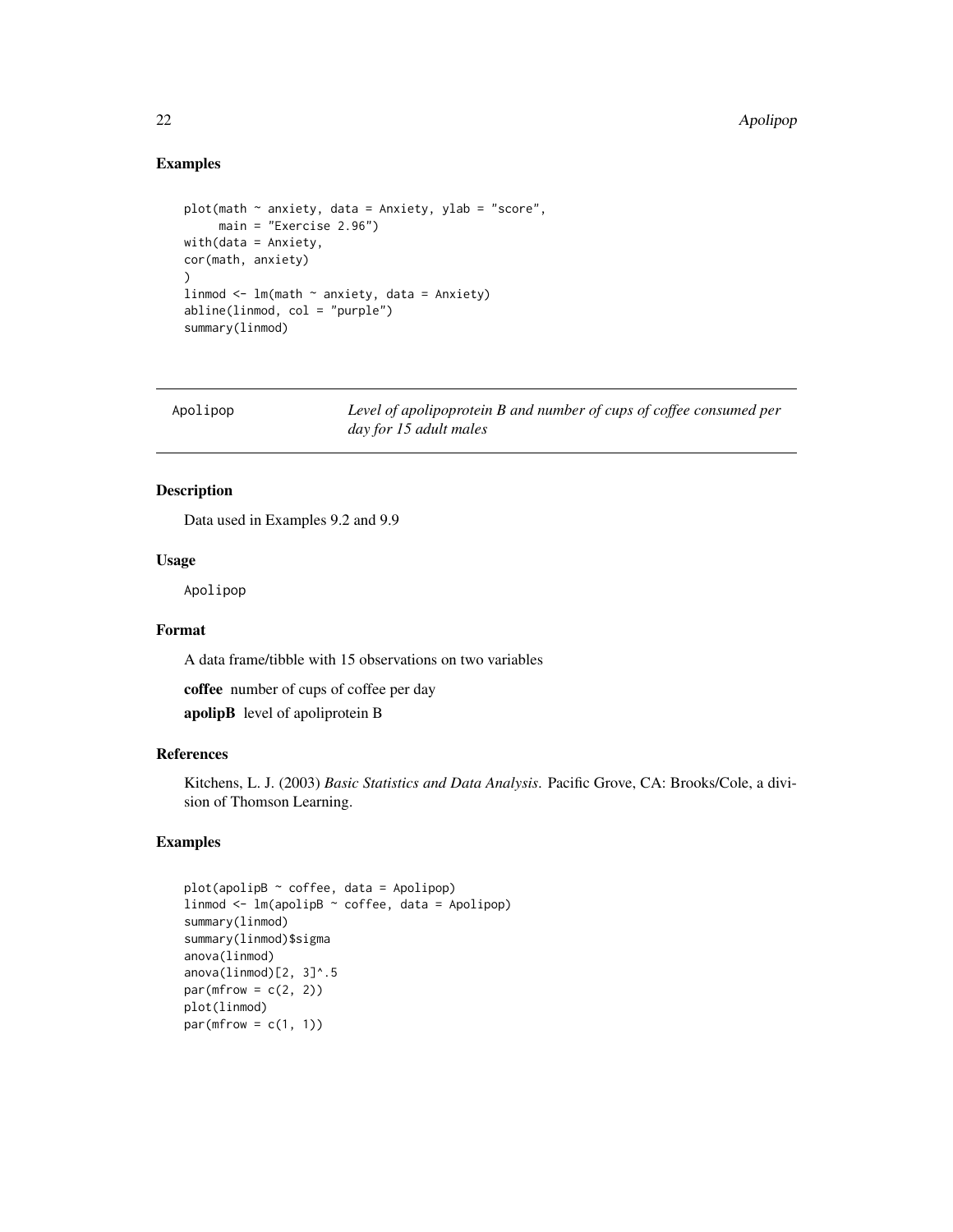## Examples

```
plot(math ~ anxiety, data = Anxiety, ylab = "score",
     main = "Exercise 2.96")
with(data = Anxiety,
cor(math, anxiety)
)
linmod <- lm(math ~ anxiety, data = Anxiety)
abline(linmod, col = "purple")
summary(linmod)
```

---

# Apolipop — *Level of apolipoprotein B and number of cups of coffee consumed per day for 15 adult males*

---

## Description

Data used in Examples 9.2 and 9.9

## Usage

```
Apolipop
```

## Format

A data frame/tibble with 15 observations on two variables

**coffee** number of cups of coffee per day

**apolipB** level of apoliprotein B

## References

Kitchens, L. J. (2003) *Basic Statistics and Data Analysis*. Pacific Grove, CA: Brooks/Cole, a division of Thomson Learning.

## Examples

```
plot(apolipB ~ coffee, data = Apolipop)
linmod <- lm(apolipB ~ coffee, data = Apolipop)
summary(linmod)
summary(linmod)$sigma
anova(linmod)
anova(linmod)[2, 3]^.5
par(mfrow = c(2, 2))
plot(linmod)
par(mfrow = c(1, 1))
```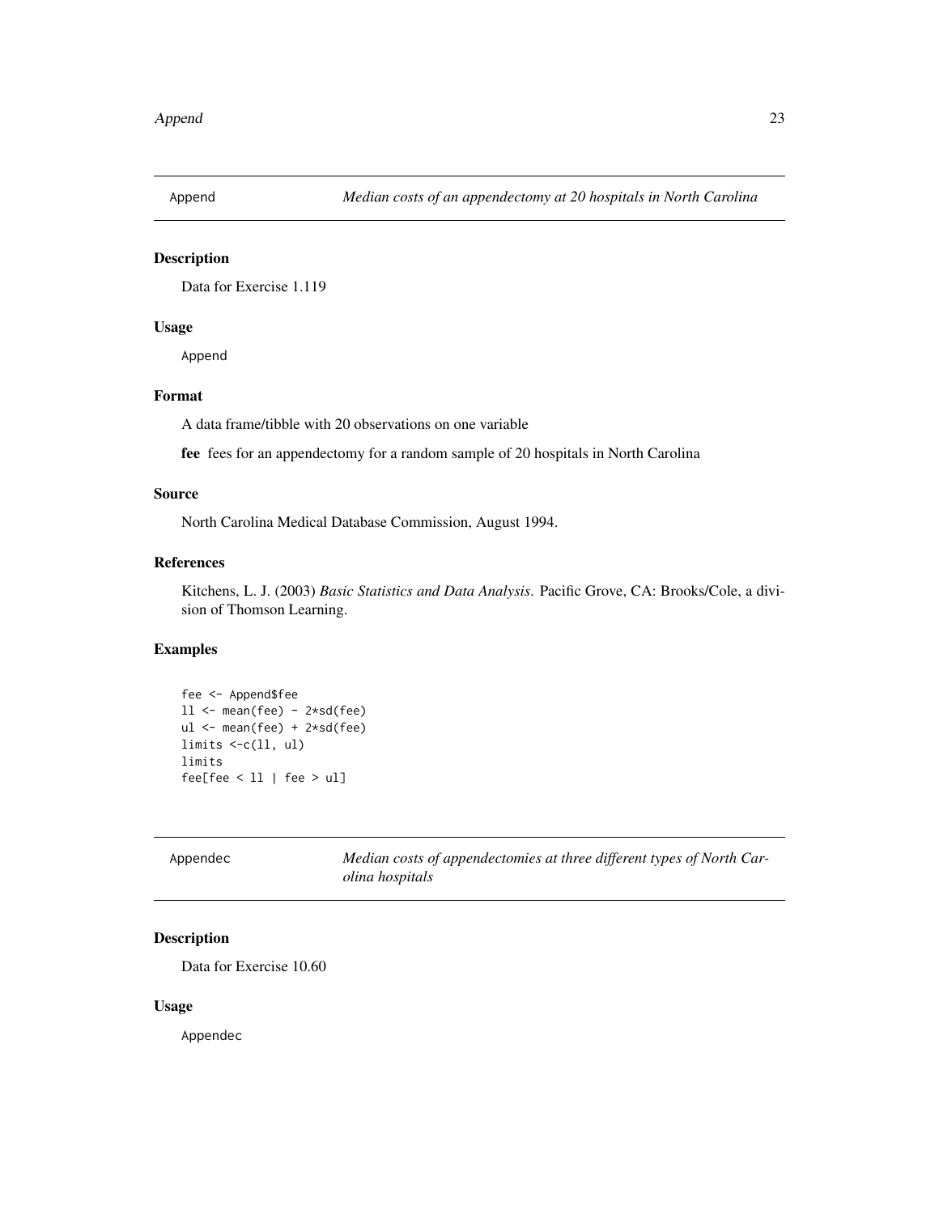## Append — *Median costs of an appendectomy at 20 hospitals in North Carolina*

### Description

Data for Exercise 1.119

### Usage

```
Append
```

### Format

A data frame/tibble with 20 observations on one variable

**fee** fees for an appendectomy for a random sample of 20 hospitals in North Carolina

### Source

North Carolina Medical Database Commission, August 1994.

### References

Kitchens, L. J. (2003) *Basic Statistics and Data Analysis*. Pacific Grove, CA: Brooks/Cole, a division of Thomson Learning.

### Examples

```
fee <- Append$fee
ll <- mean(fee) - 2*sd(fee)
ul <- mean(fee) + 2*sd(fee)
limits <-c(ll, ul)
limits
fee[fee < ll | fee > ul]
```

## Appendec — *Median costs of appendectomies at three different types of North Carolina hospitals*

### Description

Data for Exercise 10.60

### Usage

```
Appendec
```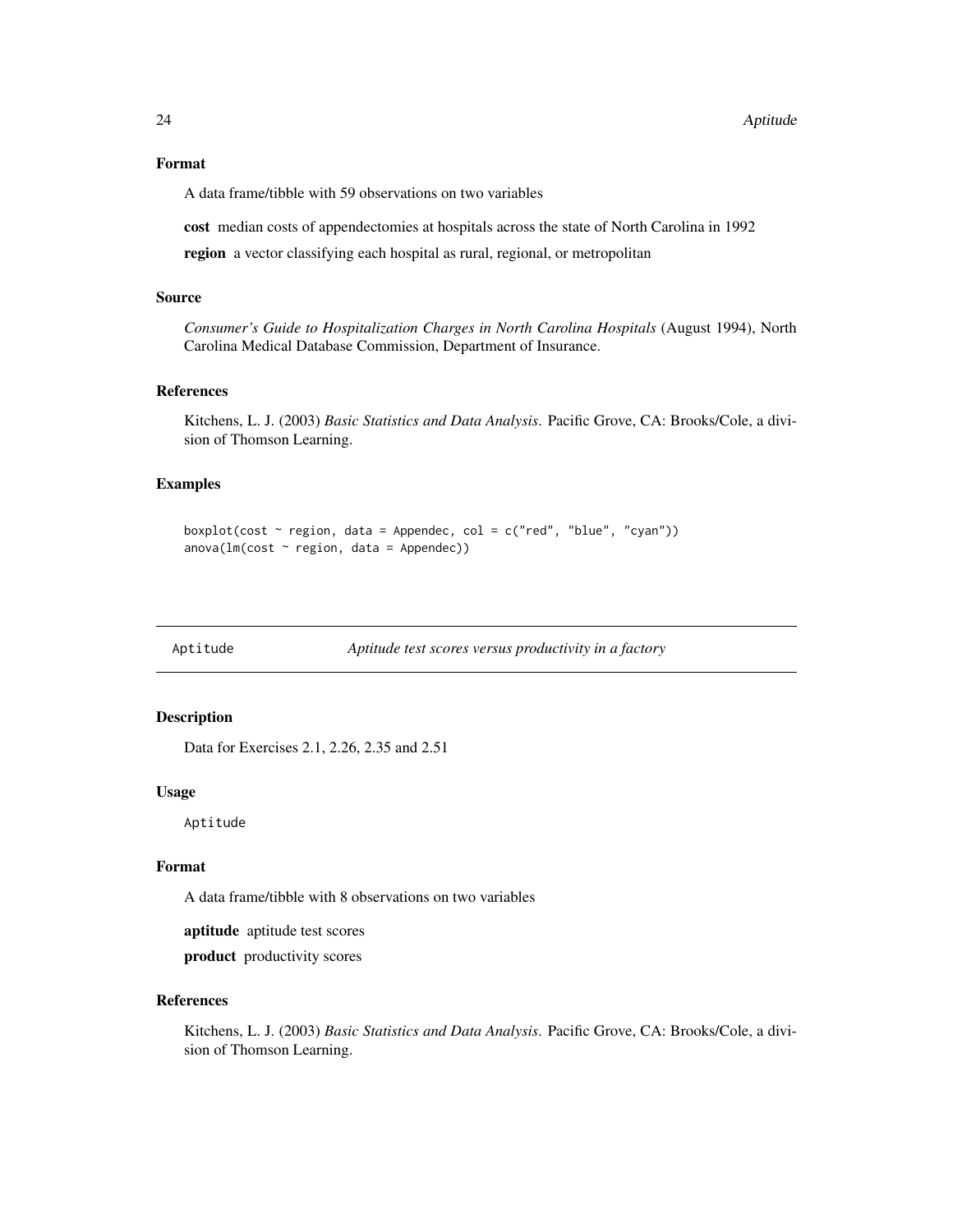### Format

A data frame/tibble with 59 observations on two variables

**cost** median costs of appendectomies at hospitals across the state of North Carolina in 1992

**region** a vector classifying each hospital as rural, regional, or metropolitan

### Source

*Consumer's Guide to Hospitalization Charges in North Carolina Hospitals* (August 1994), North Carolina Medical Database Commission, Department of Insurance.

### References

Kitchens, L. J. (2003) *Basic Statistics and Data Analysis*. Pacific Grove, CA: Brooks/Cole, a division of Thomson Learning.

### Examples

```
boxplot(cost ~ region, data = Appendec, col = c("red", "blue", "cyan"))
anova(lm(cost ~ region, data = Appendec))
```

---

## Aptitude    *Aptitude test scores versus productivity in a factory*

---

### Description

Data for Exercises 2.1, 2.26, 2.35 and 2.51

### Usage

```
Aptitude
```

### Format

A data frame/tibble with 8 observations on two variables

**aptitude** aptitude test scores

**product** productivity scores

### References

Kitchens, L. J. (2003) *Basic Statistics and Data Analysis*. Pacific Grove, CA: Brooks/Cole, a division of Thomson Learning.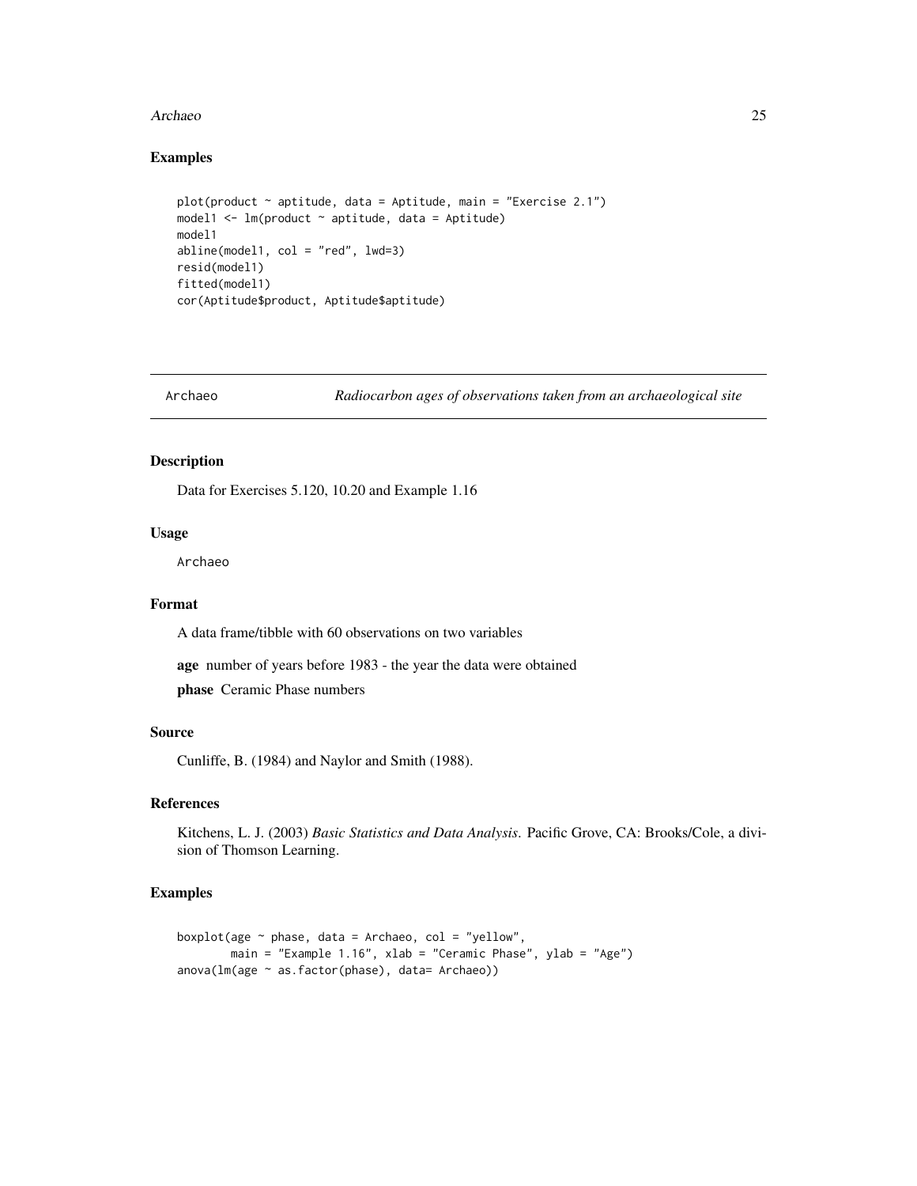## Examples

```
plot(product ~ aptitude, data = Aptitude, main = "Exercise 2.1")
model1 <- lm(product ~ aptitude, data = Aptitude)
model1
abline(model1, col = "red", lwd=3)
resid(model1)
fitted(model1)
cor(Aptitude$product, Aptitude$aptitude)
```

---

# Archaeo — *Radiocarbon ages of observations taken from an archaeological site*

---

## Description

Data for Exercises 5.120, 10.20 and Example 1.16

## Usage

```
Archaeo
```

## Format

A data frame/tibble with 60 observations on two variables

**age** number of years before 1983 - the year the data were obtained

**phase** Ceramic Phase numbers

## Source

Cunliffe, B. (1984) and Naylor and Smith (1988).

## References

Kitchens, L. J. (2003) *Basic Statistics and Data Analysis*. Pacific Grove, CA: Brooks/Cole, a division of Thomson Learning.

## Examples

```
boxplot(age ~ phase, data = Archaeo, col = "yellow",
        main = "Example 1.16", xlab = "Ceramic Phase", ylab = "Age")
anova(lm(age ~ as.factor(phase), data= Archaeo))
```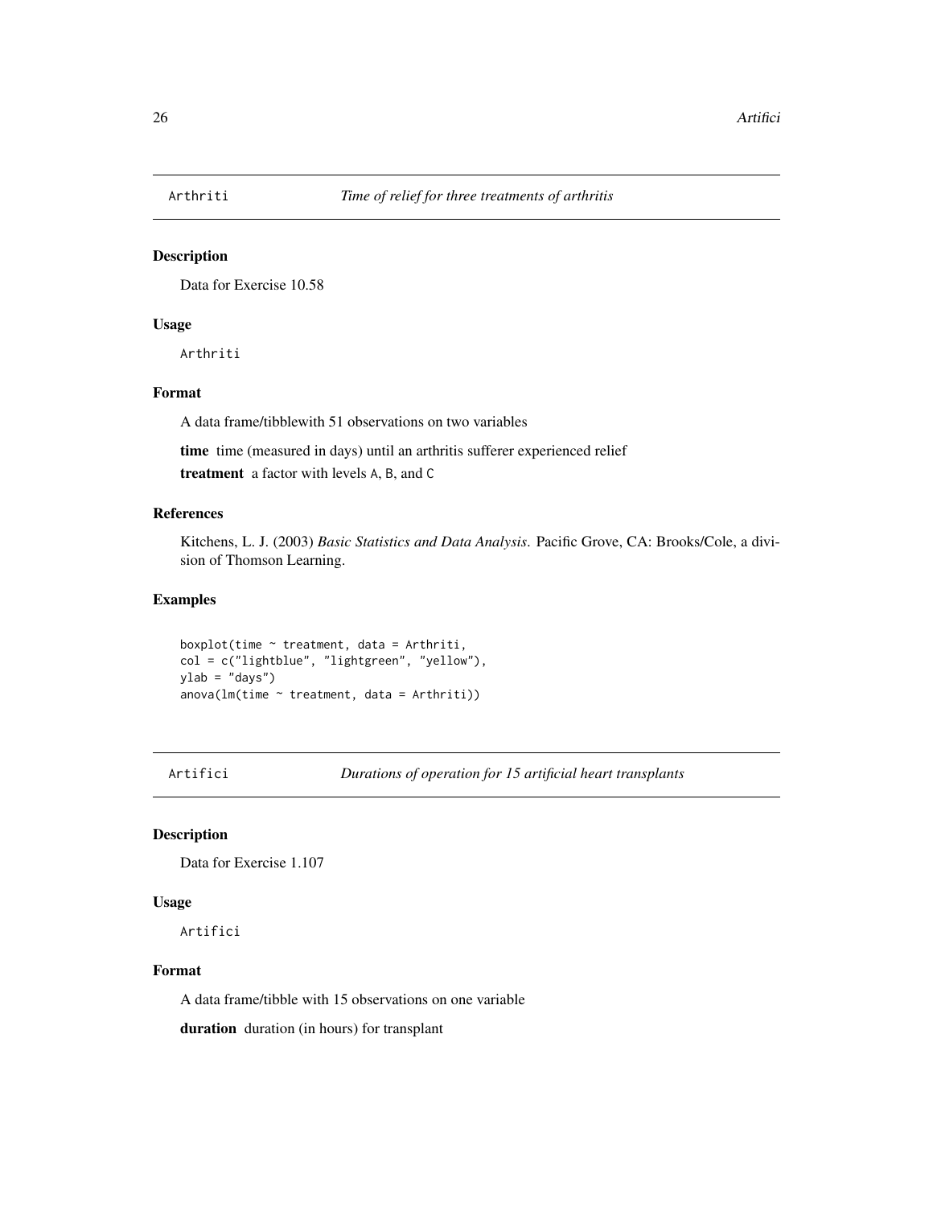## Arthriti — *Time of relief for three treatments of arthritis*

### Description

Data for Exercise 10.58

### Usage

```
Arthriti
```

### Format

A data frame/tibblewith 51 observations on two variables

**time** time (measured in days) until an arthritis sufferer experienced relief

**treatment** a factor with levels A, B, and C

### References

Kitchens, L. J. (2003) *Basic Statistics and Data Analysis*. Pacific Grove, CA: Brooks/Cole, a division of Thomson Learning.

### Examples

```
boxplot(time ~ treatment, data = Arthriti,
col = c("lightblue", "lightgreen", "yellow"),
ylab = "days")
anova(lm(time ~ treatment, data = Arthriti))
```

## Artifici — *Durations of operation for 15 artificial heart transplants*

### Description

Data for Exercise 1.107

### Usage

```
Artifici
```

### Format

A data frame/tibble with 15 observations on one variable

**duration** duration (in hours) for transplant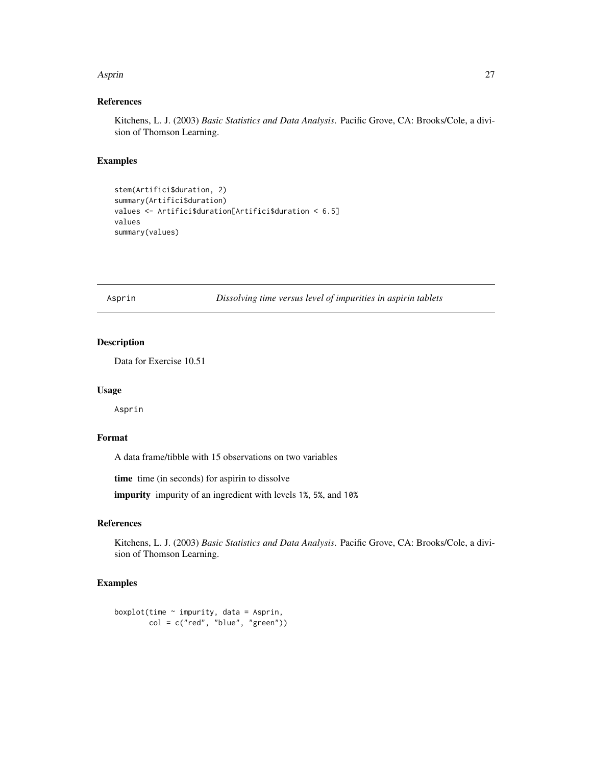### References

Kitchens, L. J. (2003) *Basic Statistics and Data Analysis*. Pacific Grove, CA: Brooks/Cole, a division of Thomson Learning.

### Examples

```
stem(Artifici$duration, 2)
summary(Artifici$duration)
values <- Artifici$duration[Artifici$duration < 6.5]
values
summary(values)
```

---

## Asprin — *Dissolving time versus level of impurities in aspirin tablets*

---

### Description

Data for Exercise 10.51

### Usage

Asprin

### Format

A data frame/tibble with 15 observations on two variables

**time** time (in seconds) for aspirin to dissolve

**impurity** impurity of an ingredient with levels 1%, 5%, and 10%

### References

Kitchens, L. J. (2003) *Basic Statistics and Data Analysis*. Pacific Grove, CA: Brooks/Cole, a division of Thomson Learning.

### Examples

```
boxplot(time ~ impurity, data = Asprin,
        col = c("red", "blue", "green"))
```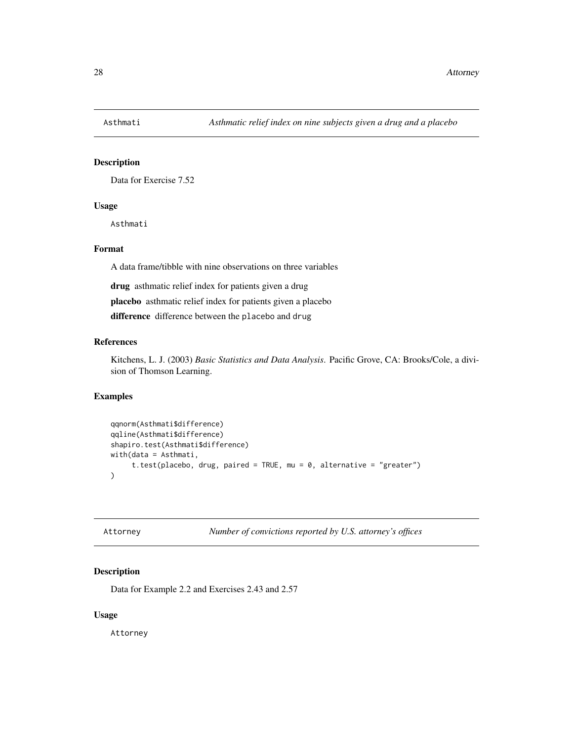## Asthmati — *Asthmatic relief index on nine subjects given a drug and a placebo*

### Description

Data for Exercise 7.52

### Usage

```
Asthmati
```

### Format

A data frame/tibble with nine observations on three variables

**drug** asthmatic relief index for patients given a drug

**placebo** asthmatic relief index for patients given a placebo

**difference** difference between the `placebo` and `drug`

### References

Kitchens, L. J. (2003) *Basic Statistics and Data Analysis*. Pacific Grove, CA: Brooks/Cole, a division of Thomson Learning.

### Examples

```
qqnorm(Asthmati$difference)
qqline(Asthmati$difference)
shapiro.test(Asthmati$difference)
with(data = Asthmati,
     t.test(placebo, drug, paired = TRUE, mu = 0, alternative = "greater")
)
```

## Attorney — *Number of convictions reported by U.S. attorney's offices*

### Description

Data for Example 2.2 and Exercises 2.43 and 2.57

### Usage

```
Attorney
```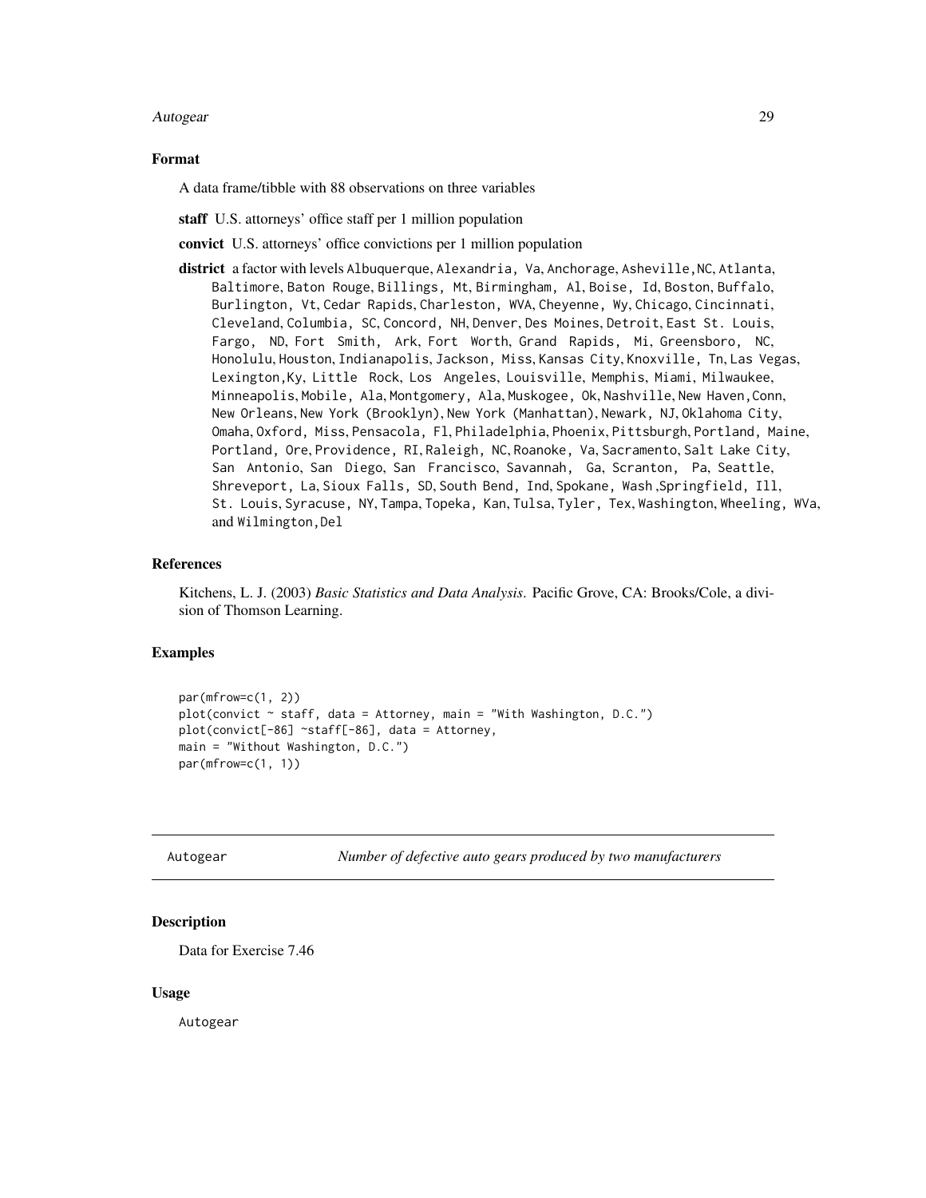### Format

A data frame/tibble with 88 observations on three variables

**staff** U.S. attorneys' office staff per 1 million population

**convict** U.S. attorneys' office convictions per 1 million population

**district** a factor with levels Albuquerque, Alexandria, Va, Anchorage, Asheville,NC, Atlanta, Baltimore, Baton Rouge, Billings, Mt, Birmingham, Al, Boise, Id, Boston, Buffalo, Burlington, Vt, Cedar Rapids, Charleston, WVA, Cheyenne, Wy, Chicago, Cincinnati, Cleveland, Columbia, SC, Concord, NH, Denver, Des Moines, Detroit, East St. Louis, Fargo, ND, Fort Smith, Ark, Fort Worth, Grand Rapids, Mi, Greensboro, NC, Honolulu, Houston, Indianapolis, Jackson, Miss, Kansas City, Knoxville, Tn, Las Vegas, Lexington,Ky, Little Rock, Los Angeles, Louisville, Memphis, Miami, Milwaukee, Minneapolis, Mobile, Ala, Montgomery, Ala, Muskogee, Ok, Nashville, New Haven,Conn, New Orleans, New York (Brooklyn), New York (Manhattan), Newark, NJ, Oklahoma City, Omaha, Oxford, Miss, Pensacola, Fl, Philadelphia, Phoenix, Pittsburgh, Portland, Maine, Portland, Ore, Providence, RI, Raleigh, NC, Roanoke, Va, Sacramento, Salt Lake City, San Antonio, San Diego, San Francisco, Savannah, Ga, Scranton, Pa, Seattle, Shreveport, La, Sioux Falls, SD, South Bend, Ind, Spokane, Wash ,Springfield, Ill, St. Louis, Syracuse, NY, Tampa, Topeka, Kan, Tulsa, Tyler, Tex, Washington, Wheeling, WVa, and Wilmington,Del

### References

Kitchens, L. J. (2003) *Basic Statistics and Data Analysis*. Pacific Grove, CA: Brooks/Cole, a division of Thomson Learning.

### Examples

```
par(mfrow=c(1, 2))
plot(convict ~ staff, data = Attorney, main = "With Washington, D.C.")
plot(convict[-86] ~staff[-86], data = Attorney,
main = "Without Washington, D.C.")
par(mfrow=c(1, 1))
```

---

## Autogear — *Number of defective auto gears produced by two manufacturers*

### Description

Data for Exercise 7.46

### Usage

Autogear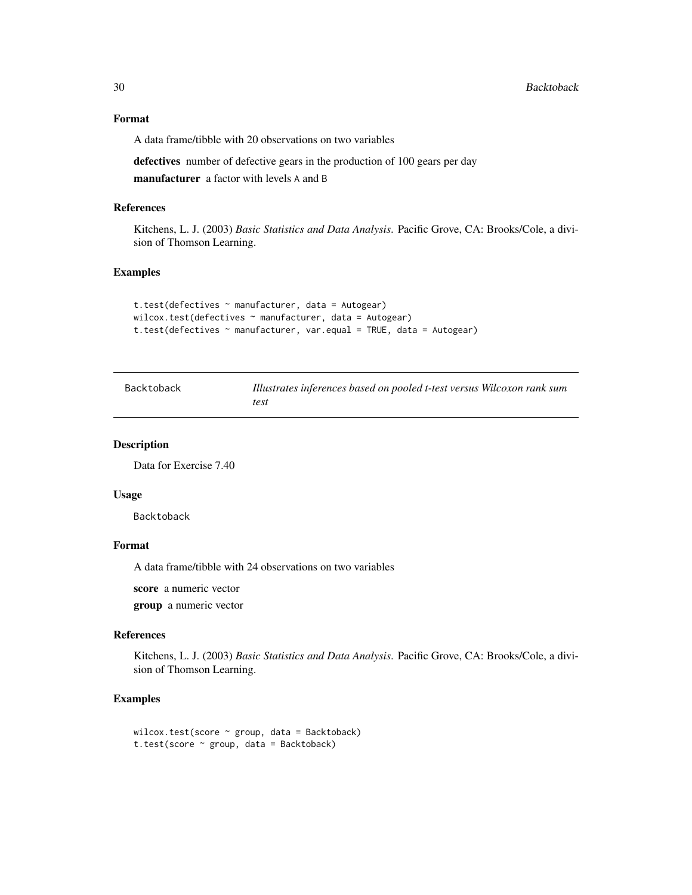### Format

A data frame/tibble with 20 observations on two variables

**defectives** number of defective gears in the production of 100 gears per day

**manufacturer** a factor with levels A and B

### References

Kitchens, L. J. (2003) *Basic Statistics and Data Analysis*. Pacific Grove, CA: Brooks/Cole, a division of Thomson Learning.

### Examples

```
t.test(defectives ~ manufacturer, data = Autogear)
wilcox.test(defectives ~ manufacturer, data = Autogear)
t.test(defectives ~ manufacturer, var.equal = TRUE, data = Autogear)
```

---

## Backtoback — *Illustrates inferences based on pooled t-test versus Wilcoxon rank sum test*

---

### Description

Data for Exercise 7.40

### Usage

```
Backtoback
```

### Format

A data frame/tibble with 24 observations on two variables

**score** a numeric vector

**group** a numeric vector

### References

Kitchens, L. J. (2003) *Basic Statistics and Data Analysis*. Pacific Grove, CA: Brooks/Cole, a division of Thomson Learning.

### Examples

```
wilcox.test(score ~ group, data = Backtoback)
t.test(score ~ group, data = Backtoback)
```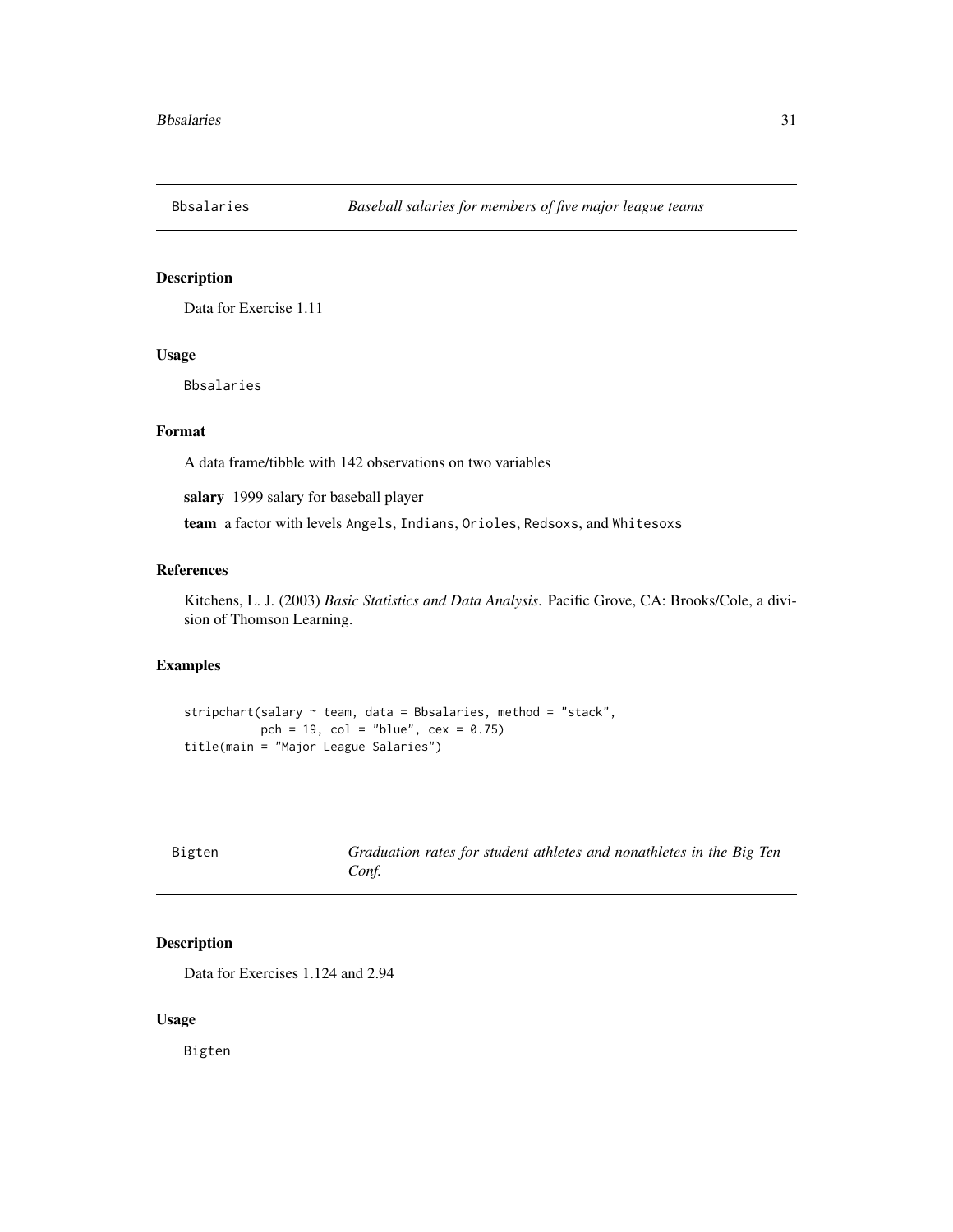## Bbsalaries — *Baseball salaries for members of five major league teams*

### Description

Data for Exercise 1.11

### Usage

```
Bbsalaries
```

### Format

A data frame/tibble with 142 observations on two variables

**salary** 1999 salary for baseball player

**team** a factor with levels `Angels`, `Indians`, `Orioles`, `Redsoxs`, and `Whitesoxs`

### References

Kitchens, L. J. (2003) *Basic Statistics and Data Analysis*. Pacific Grove, CA: Brooks/Cole, a division of Thomson Learning.

### Examples

```
stripchart(salary ~ team, data = Bbsalaries, method = "stack",
           pch = 19, col = "blue", cex = 0.75)
title(main = "Major League Salaries")
```

## Bigten — *Graduation rates for student athletes and nonathletes in the Big Ten Conf.*

### Description

Data for Exercises 1.124 and 2.94

### Usage

```
Bigten
```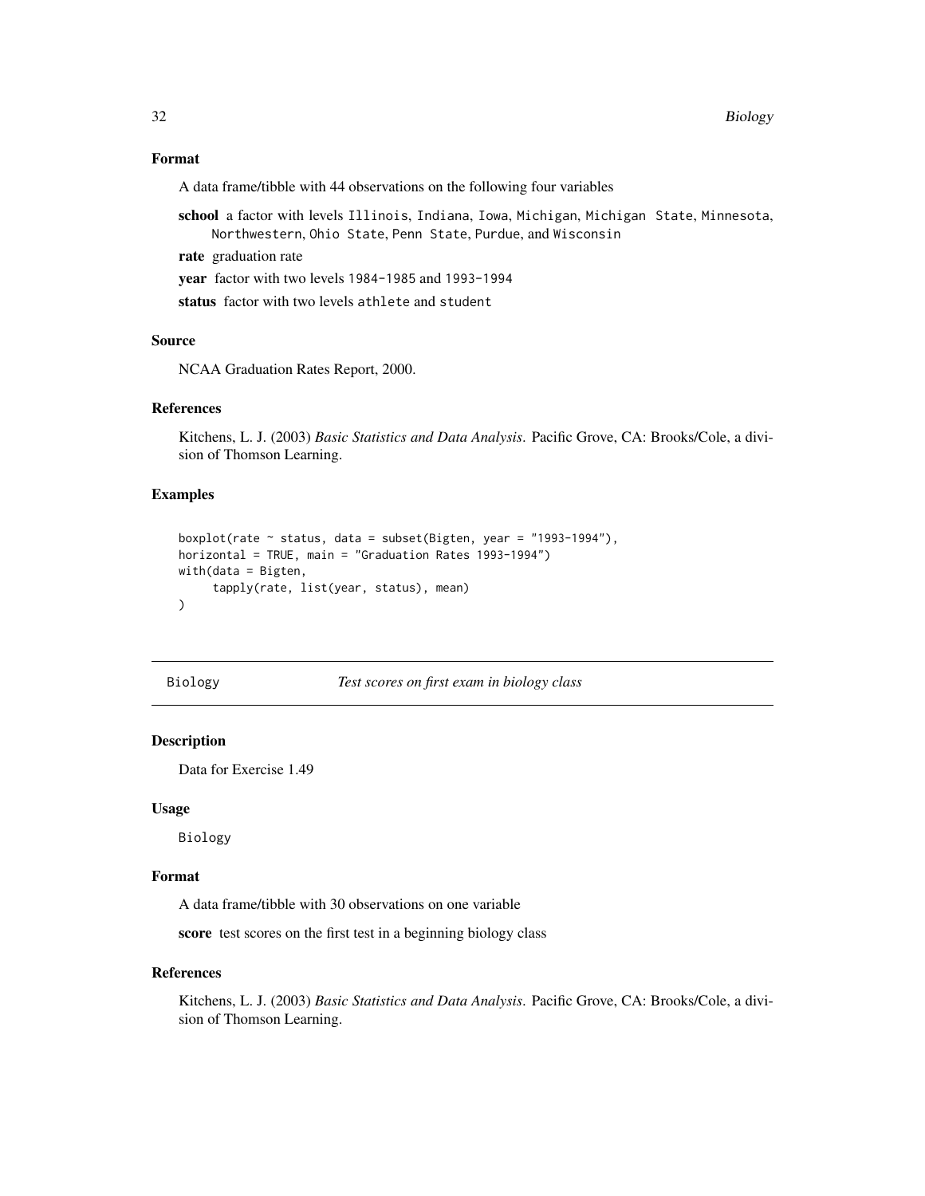### Format

A data frame/tibble with 44 observations on the following four variables

**school** a factor with levels Illinois, Indiana, Iowa, Michigan, Michigan State, Minnesota, Northwestern, Ohio State, Penn State, Purdue, and Wisconsin

**rate** graduation rate

**year** factor with two levels 1984-1985 and 1993-1994

**status** factor with two levels athlete and student

### Source

NCAA Graduation Rates Report, 2000.

### References

Kitchens, L. J. (2003) *Basic Statistics and Data Analysis*. Pacific Grove, CA: Brooks/Cole, a division of Thomson Learning.

### Examples

```
boxplot(rate ~ status, data = subset(Bigten, year = "1993-1994"),
horizontal = TRUE, main = "Graduation Rates 1993-1994")
with(data = Bigten,
     tapply(rate, list(year, status), mean)
)
```

---

## Biology — *Test scores on first exam in biology class*

---

### Description

Data for Exercise 1.49

### Usage

Biology

### Format

A data frame/tibble with 30 observations on one variable

**score** test scores on the first test in a beginning biology class

### References

Kitchens, L. J. (2003) *Basic Statistics and Data Analysis*. Pacific Grove, CA: Brooks/Cole, a division of Thomson Learning.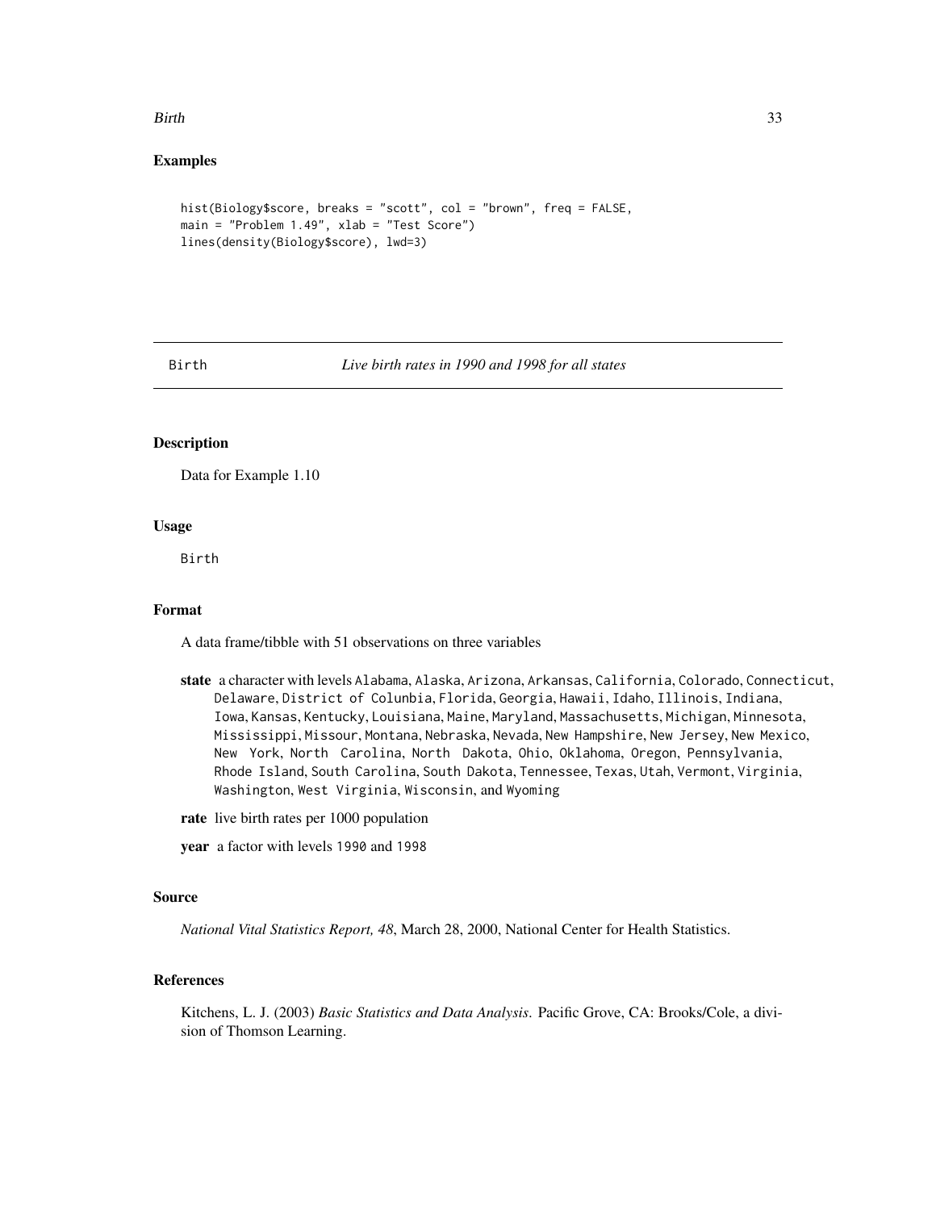## Examples

```
hist(Biology$score, breaks = "scott", col = "brown", freq = FALSE,
main = "Problem 1.49", xlab = "Test Score")
lines(density(Biology$score), lwd=3)
```

---

# Birth — *Live birth rates in 1990 and 1998 for all states*

---

### Description

Data for Example 1.10

### Usage

```
Birth
```

### Format

A data frame/tibble with 51 observations on three variables

**state** a character with levels Alabama, Alaska, Arizona, Arkansas, California, Colorado, Connecticut, Delaware, District of Colunbia, Florida, Georgia, Hawaii, Idaho, Illinois, Indiana, Iowa, Kansas, Kentucky, Louisiana, Maine, Maryland, Massachusetts, Michigan, Minnesota, Mississippi, Missour, Montana, Nebraska, Nevada, New Hampshire, New Jersey, New Mexico, New York, North Carolina, North Dakota, Ohio, Oklahoma, Oregon, Pennsylvania, Rhode Island, South Carolina, South Dakota, Tennessee, Texas, Utah, Vermont, Virginia, Washington, West Virginia, Wisconsin, and Wyoming

**rate** live birth rates per 1000 population

**year** a factor with levels 1990 and 1998

### Source

*National Vital Statistics Report, 48*, March 28, 2000, National Center for Health Statistics.

### References

Kitchens, L. J. (2003) *Basic Statistics and Data Analysis*. Pacific Grove, CA: Brooks/Cole, a division of Thomson Learning.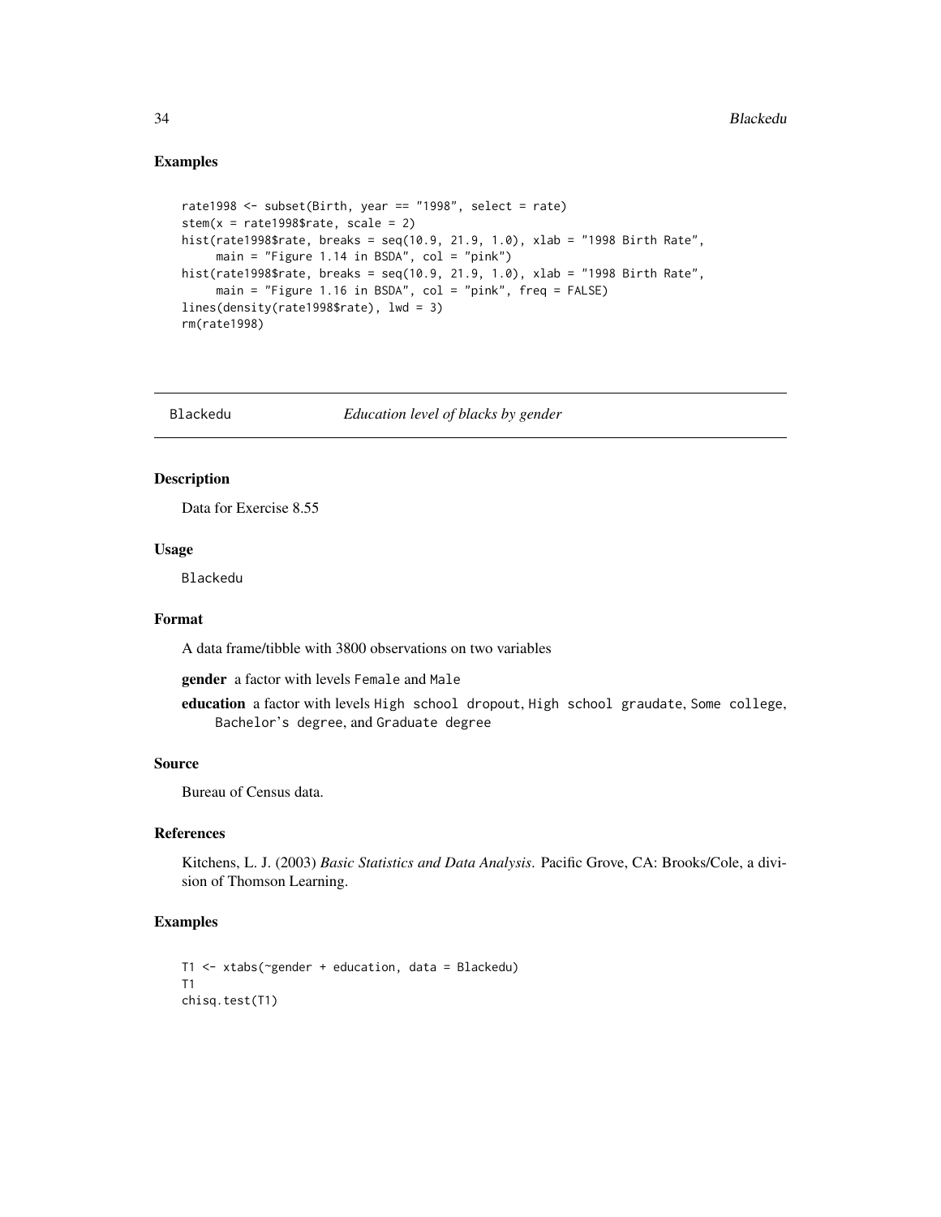## Examples

```
rate1998 <- subset(Birth, year == "1998", select = rate)
stem(x = rate1998$rate, scale = 2)
hist(rate1998$rate, breaks = seq(10.9, 21.9, 1.0), xlab = "1998 Birth Rate",
     main = "Figure 1.14 in BSDA", col = "pink")
hist(rate1998$rate, breaks = seq(10.9, 21.9, 1.0), xlab = "1998 Birth Rate",
     main = "Figure 1.16 in BSDA", col = "pink", freq = FALSE)
lines(density(rate1998$rate), lwd = 3)
rm(rate1998)
```

---

Blackedu *Education level of blacks by gender*

---

## Description

Data for Exercise 8.55

## Usage

Blackedu

## Format

A data frame/tibble with 3800 observations on two variables

**gender** a factor with levels Female and Male

**education** a factor with levels High school dropout, High school graudate, Some college, Bachelor's degree, and Graduate degree

## Source

Bureau of Census data.

## References

Kitchens, L. J. (2003) *Basic Statistics and Data Analysis*. Pacific Grove, CA: Brooks/Cole, a division of Thomson Learning.

## Examples

```
T1 <- xtabs(~gender + education, data = Blackedu)
T1
chisq.test(T1)
```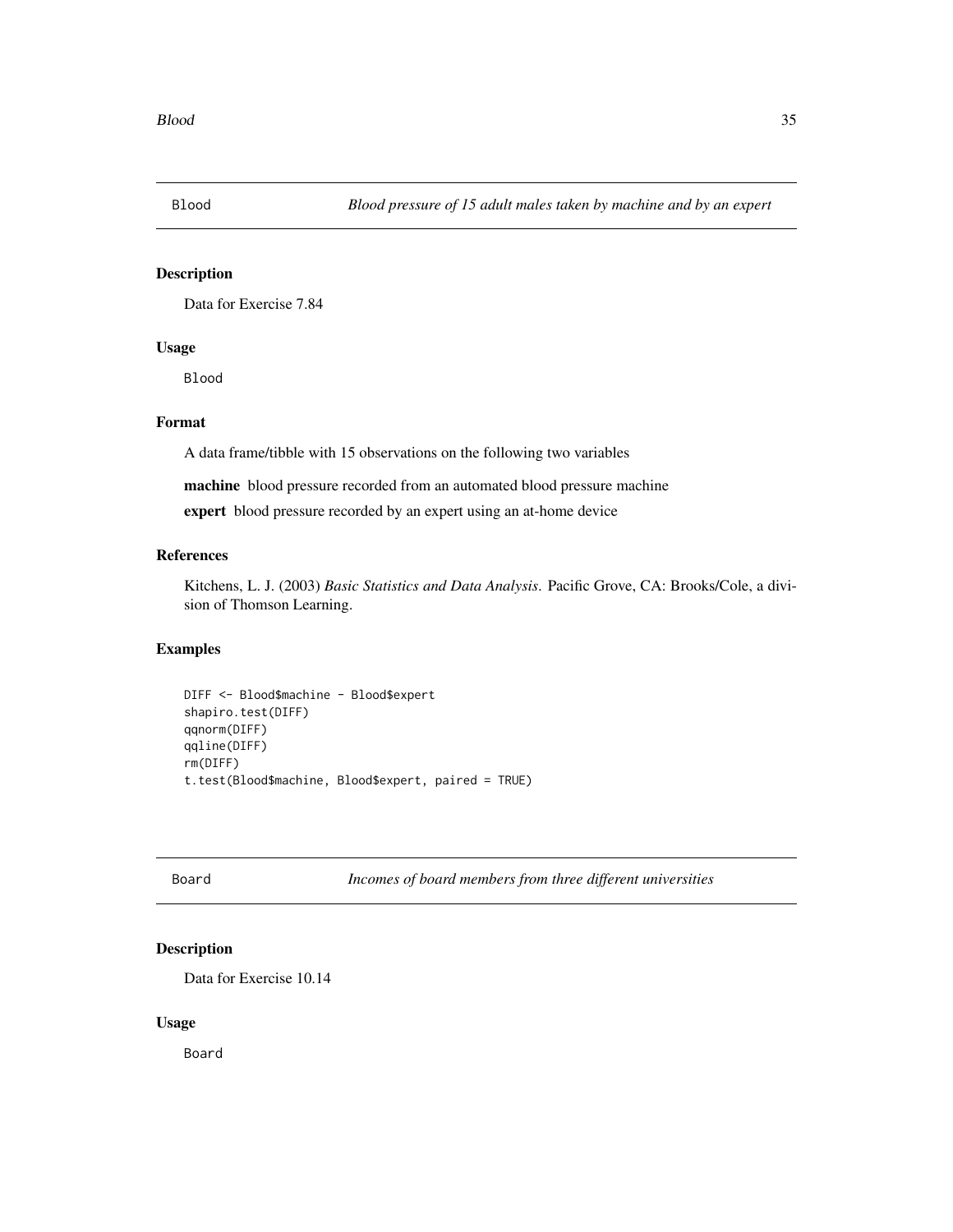## Blood — *Blood pressure of 15 adult males taken by machine and by an expert*

### Description

Data for Exercise 7.84

### Usage

```
Blood
```

### Format

A data frame/tibble with 15 observations on the following two variables

**machine** blood pressure recorded from an automated blood pressure machine

**expert** blood pressure recorded by an expert using an at-home device

### References

Kitchens, L. J. (2003) *Basic Statistics and Data Analysis*. Pacific Grove, CA: Brooks/Cole, a division of Thomson Learning.

### Examples

```
DIFF <- Blood$machine - Blood$expert
shapiro.test(DIFF)
qqnorm(DIFF)
qqline(DIFF)
rm(DIFF)
t.test(Blood$machine, Blood$expert, paired = TRUE)
```

## Board — *Incomes of board members from three different universities*

### Description

Data for Exercise 10.14

### Usage

```
Board
```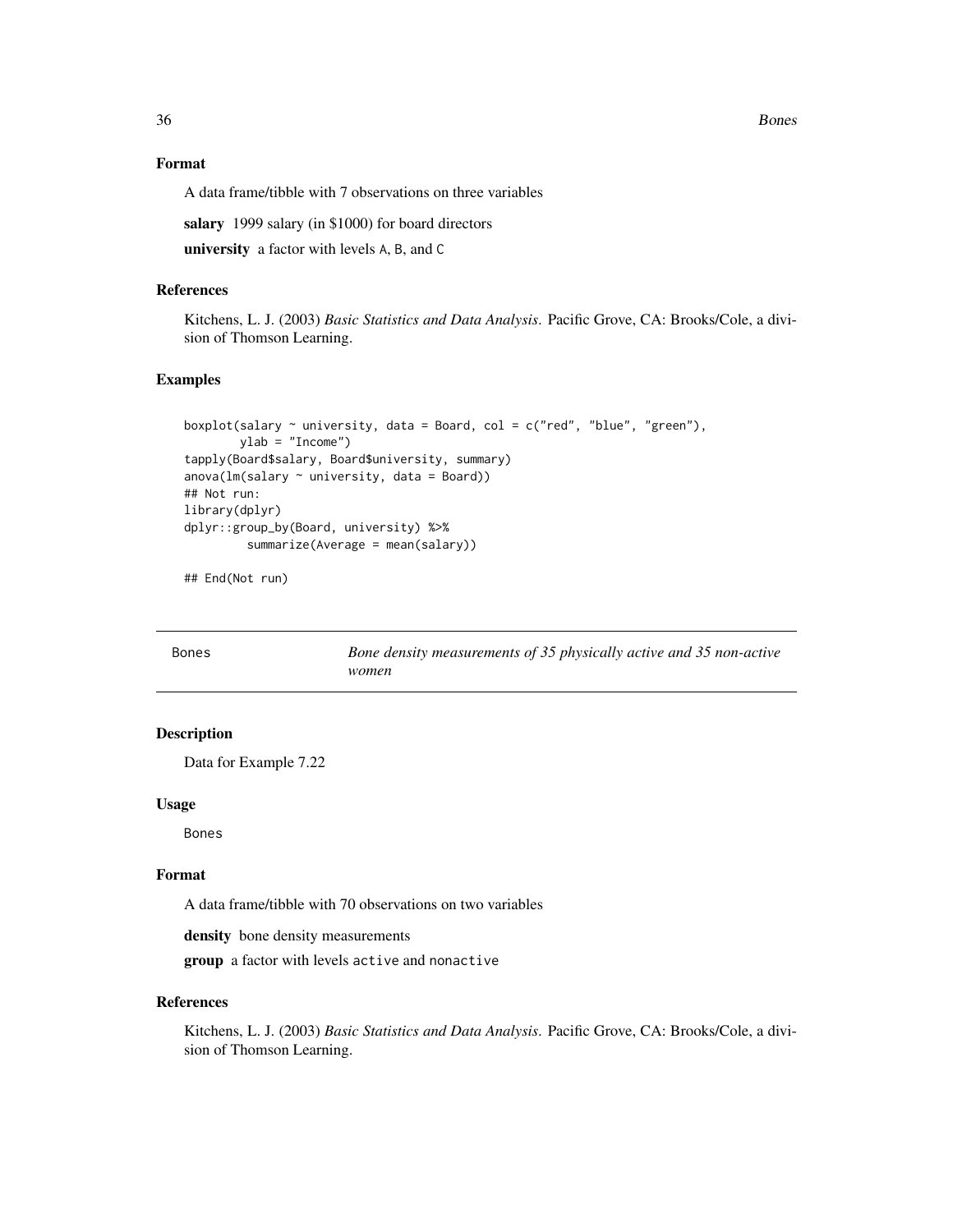### Format

A data frame/tibble with 7 observations on three variables

**salary** 1999 salary (in \$1000) for board directors

**university** a factor with levels A, B, and C

### References

Kitchens, L. J. (2003) *Basic Statistics and Data Analysis*. Pacific Grove, CA: Brooks/Cole, a division of Thomson Learning.

### Examples

```
boxplot(salary ~ university, data = Board, col = c("red", "blue", "green"),
        ylab = "Income")
tapply(Board$salary, Board$university, summary)
anova(lm(salary ~ university, data = Board))
## Not run:
library(dplyr)
dplyr::group_by(Board, university) %>%
         summarize(Average = mean(salary))

## End(Not run)
```

---

## Bones — *Bone density measurements of 35 physically active and 35 non-active women*

### Description

Data for Example 7.22

### Usage

```
Bones
```

### Format

A data frame/tibble with 70 observations on two variables

**density** bone density measurements

**group** a factor with levels active and nonactive

### References

Kitchens, L. J. (2003) *Basic Statistics and Data Analysis*. Pacific Grove, CA: Brooks/Cole, a division of Thomson Learning.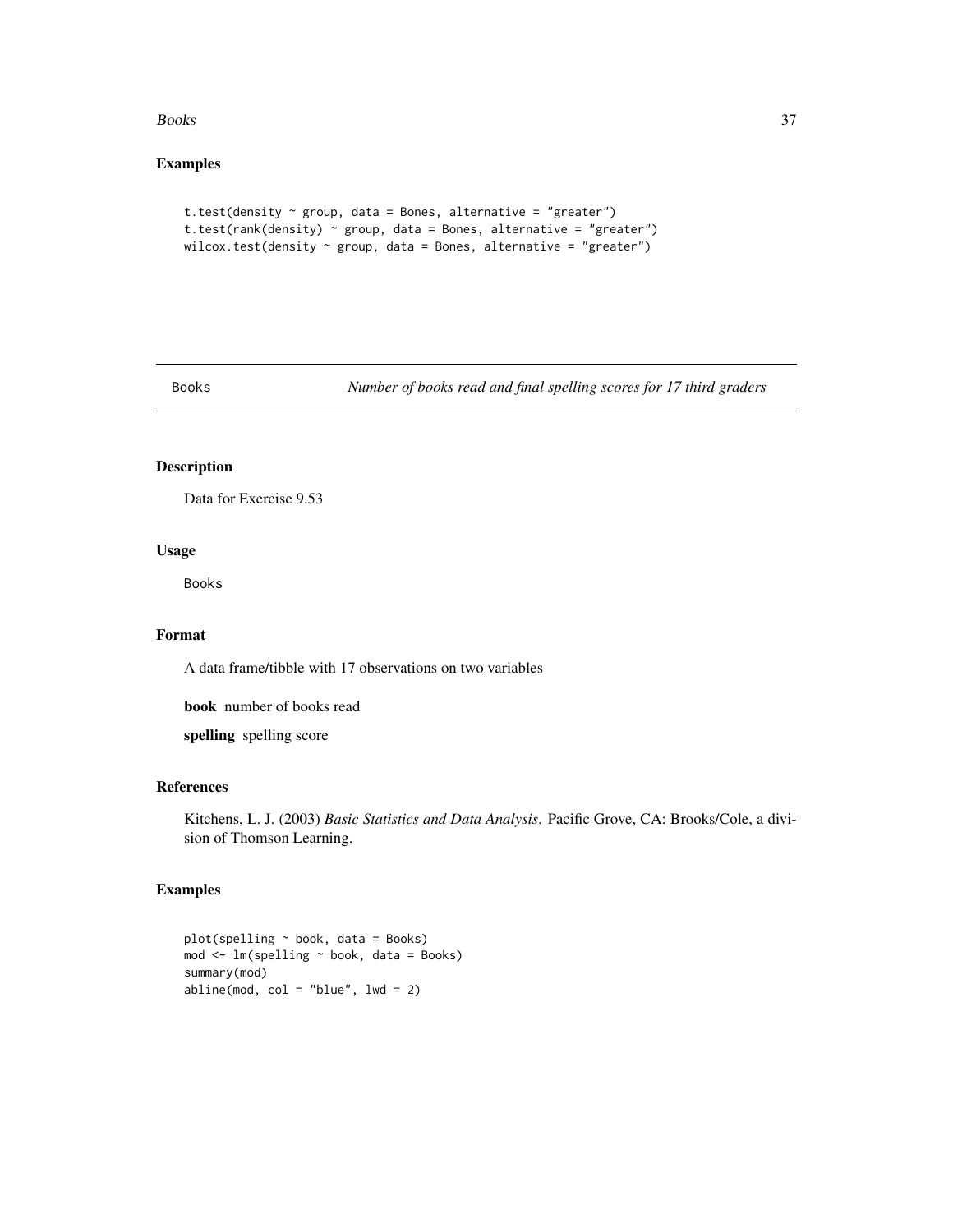## Examples

```
t.test(density ~ group, data = Bones, alternative = "greater")
t.test(rank(density) ~ group, data = Bones, alternative = "greater")
wilcox.test(density ~ group, data = Bones, alternative = "greater")
```

---

Books *Number of books read and final spelling scores for 17 third graders*

---

## Description

Data for Exercise 9.53

## Usage

```
Books
```

## Format

A data frame/tibble with 17 observations on two variables

**book** number of books read

**spelling** spelling score

## References

Kitchens, L. J. (2003) *Basic Statistics and Data Analysis*. Pacific Grove, CA: Brooks/Cole, a division of Thomson Learning.

## Examples

```
plot(spelling ~ book, data = Books)
mod <- lm(spelling ~ book, data = Books)
summary(mod)
abline(mod, col = "blue", lwd = 2)
```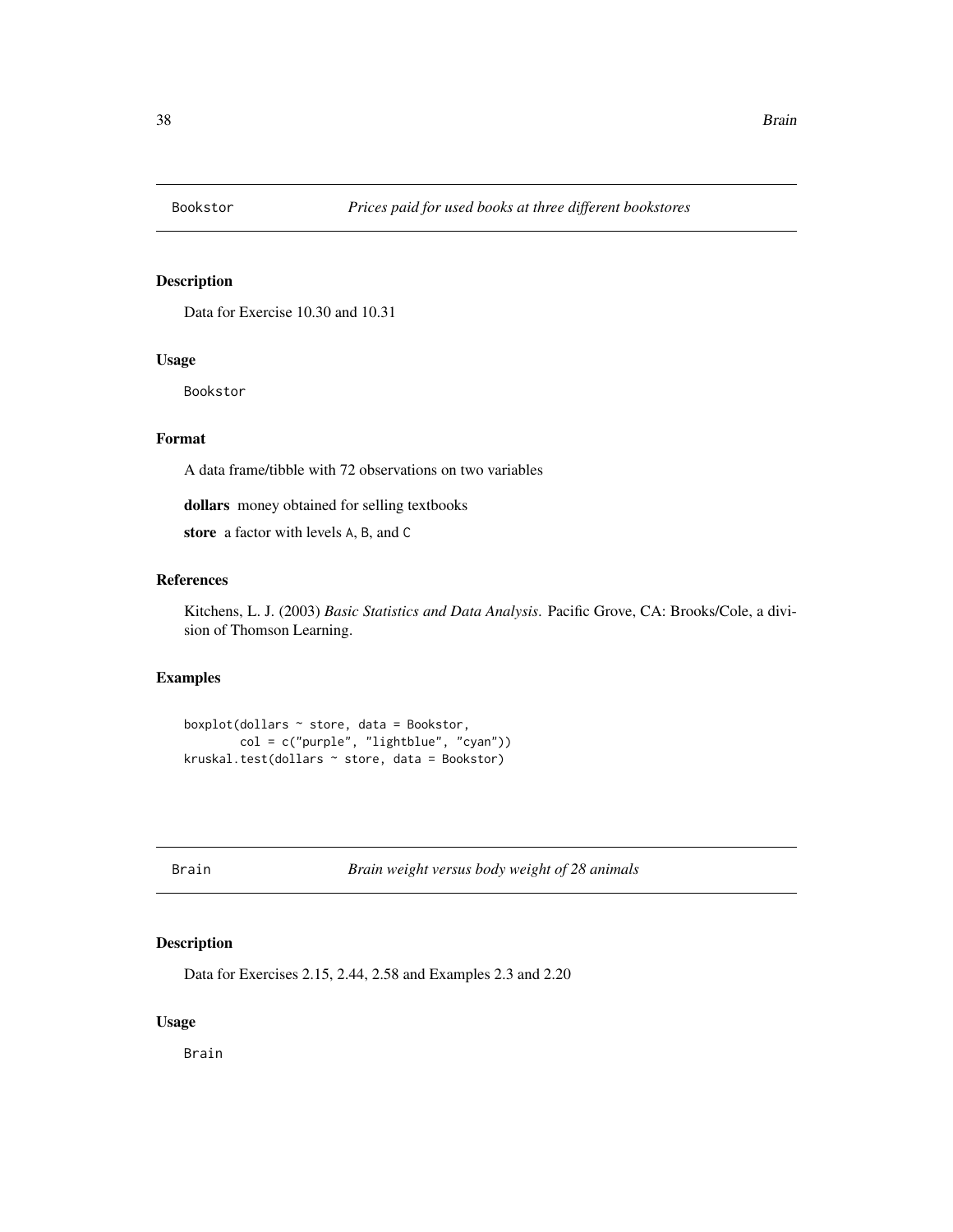## Bookstor — *Prices paid for used books at three different bookstores*

### Description

Data for Exercise 10.30 and 10.31

### Usage

```
Bookstor
```

### Format

A data frame/tibble with 72 observations on two variables

**dollars** money obtained for selling textbooks

**store** a factor with levels A, B, and C

### References

Kitchens, L. J. (2003) *Basic Statistics and Data Analysis*. Pacific Grove, CA: Brooks/Cole, a division of Thomson Learning.

### Examples

```
boxplot(dollars ~ store, data = Bookstor,
        col = c("purple", "lightblue", "cyan"))
kruskal.test(dollars ~ store, data = Bookstor)
```

## Brain — *Brain weight versus body weight of 28 animals*

### Description

Data for Exercises 2.15, 2.44, 2.58 and Examples 2.3 and 2.20

### Usage

```
Brain
```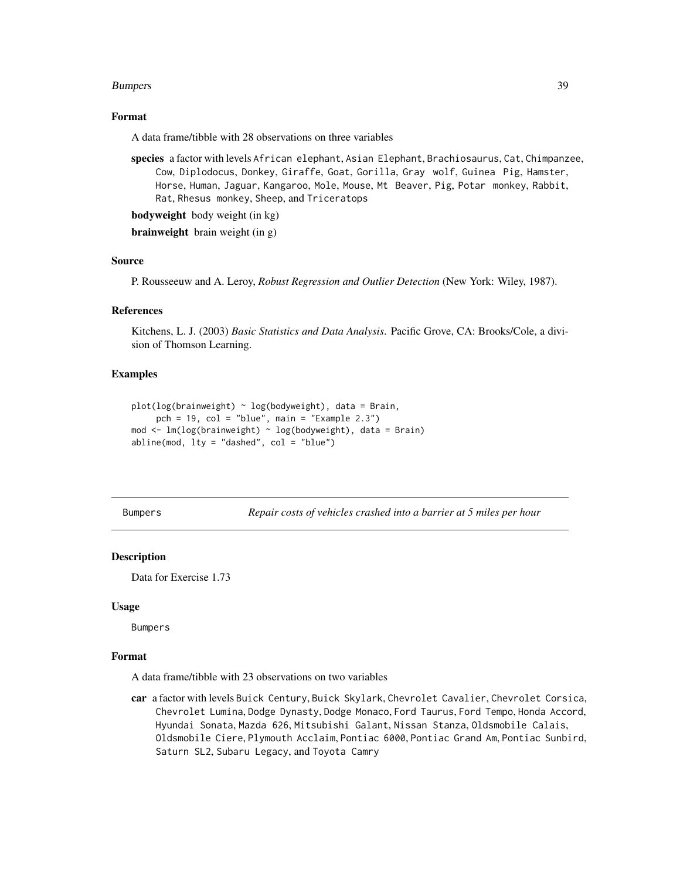### Format

A data frame/tibble with 28 observations on three variables

**species** a factor with levels `African elephant`, `Asian Elephant`, `Brachiosaurus`, `Cat`, `Chimpanzee`, `Cow`, `Diplodocus`, `Donkey`, `Giraffe`, `Goat`, `Gorilla`, `Gray wolf`, `Guinea Pig`, `Hamster`, `Horse`, `Human`, `Jaguar`, `Kangaroo`, `Mole`, `Mouse`, `Mt Beaver`, `Pig`, `Potar monkey`, `Rabbit`, `Rat`, `Rhesus monkey`, `Sheep`, and `Triceratops`

**bodyweight** body weight (in kg)

**brainweight** brain weight (in g)

### Source

P. Rousseeuw and A. Leroy, *Robust Regression and Outlier Detection* (New York: Wiley, 1987).

### References

Kitchens, L. J. (2003) *Basic Statistics and Data Analysis*. Pacific Grove, CA: Brooks/Cole, a division of Thomson Learning.

### Examples

```
plot(log(brainweight) ~ log(bodyweight), data = Brain,
     pch = 19, col = "blue", main = "Example 2.3")
mod <- lm(log(brainweight) ~ log(bodyweight), data = Brain)
abline(mod, lty = "dashed", col = "blue")
```

---

## Bumpers — *Repair costs of vehicles crashed into a barrier at 5 miles per hour*

### Description

Data for Exercise 1.73

### Usage

```
Bumpers
```

### Format

A data frame/tibble with 23 observations on two variables

**car** a factor with levels `Buick Century`, `Buick Skylark`, `Chevrolet Cavalier`, `Chevrolet Corsica`, `Chevrolet Lumina`, `Dodge Dynasty`, `Dodge Monaco`, `Ford Taurus`, `Ford Tempo`, `Honda Accord`, `Hyundai Sonata`, `Mazda 626`, `Mitsubishi Galant`, `Nissan Stanza`, `Oldsmobile Calais`, `Oldsmobile Ciere`, `Plymouth Acclaim`, `Pontiac 6000`, `Pontiac Grand Am`, `Pontiac Sunbird`, `Saturn SL2`, `Subaru Legacy`, and `Toyota Camry`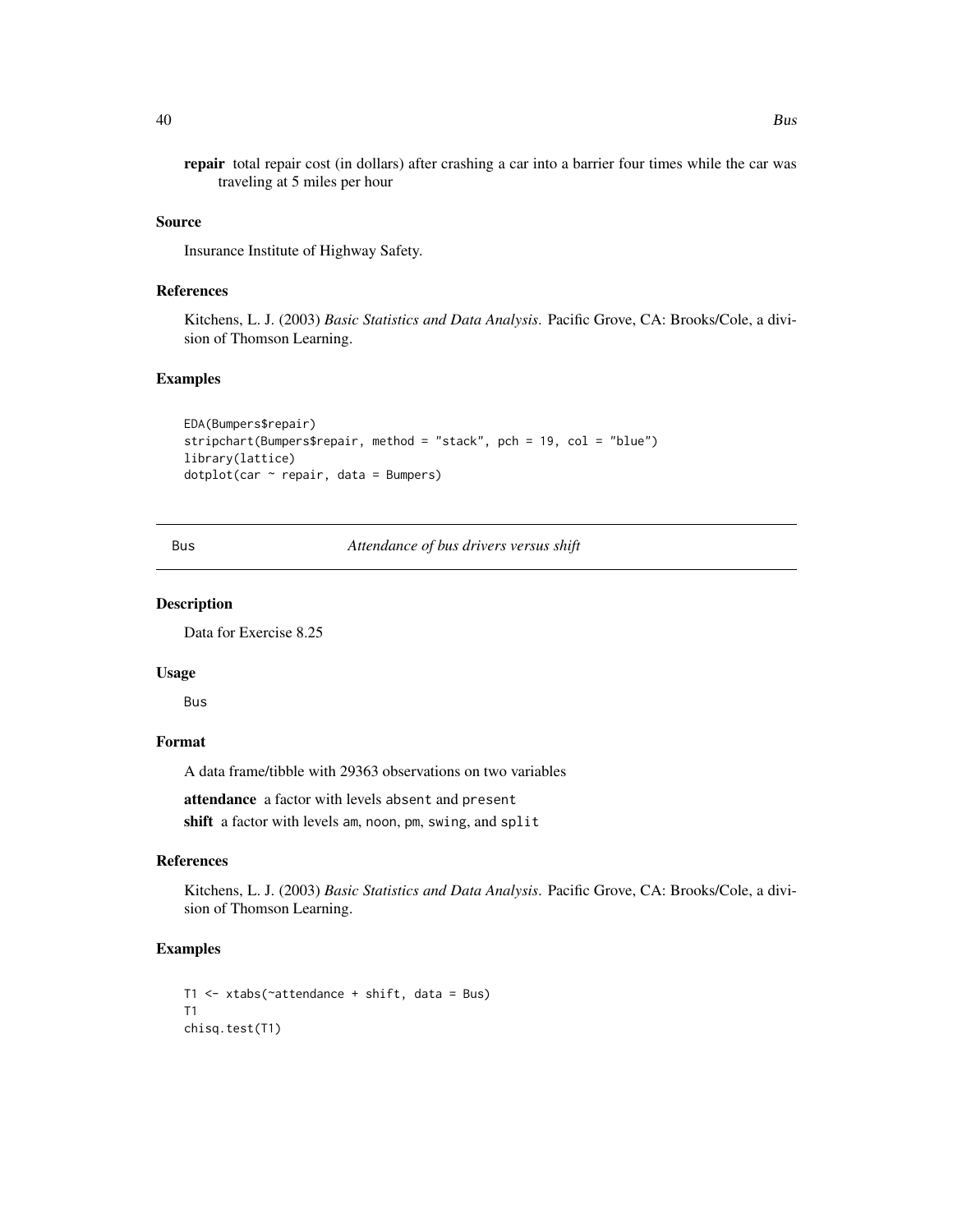**repair** total repair cost (in dollars) after crashing a car into a barrier four times while the car was traveling at 5 miles per hour

### Source

Insurance Institute of Highway Safety.

### References

Kitchens, L. J. (2003) *Basic Statistics and Data Analysis*. Pacific Grove, CA: Brooks/Cole, a division of Thomson Learning.

### Examples

```
EDA(Bumpers$repair)
stripchart(Bumpers$repair, method = "stack", pch = 19, col = "blue")
library(lattice)
dotplot(car ~ repair, data = Bumpers)
```

---

## Bus — *Attendance of bus drivers versus shift*

### Description

Data for Exercise 8.25

### Usage

Bus

### Format

A data frame/tibble with 29363 observations on two variables

**attendance** a factor with levels absent and present

**shift** a factor with levels am, noon, pm, swing, and split

### References

Kitchens, L. J. (2003) *Basic Statistics and Data Analysis*. Pacific Grove, CA: Brooks/Cole, a division of Thomson Learning.

### Examples

```
T1 <- xtabs(~attendance + shift, data = Bus)
T1
chisq.test(T1)
```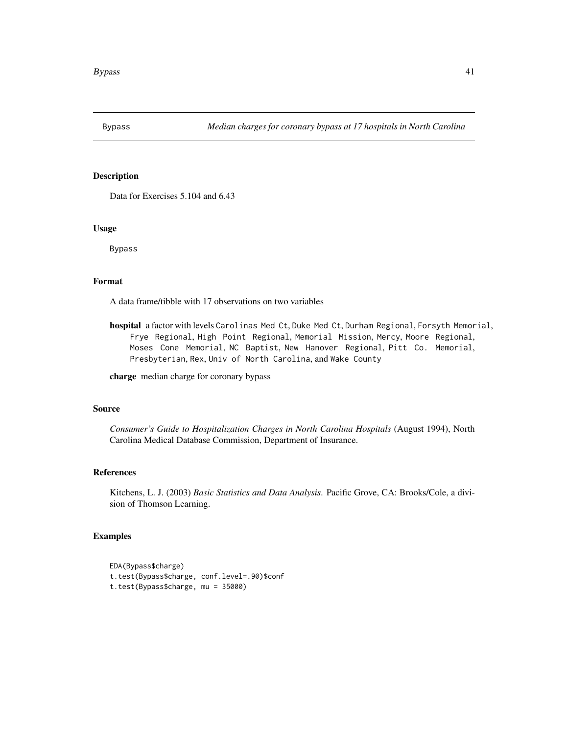Bypass *Median charges for coronary bypass at 17 hospitals in North Carolina*

## Description

Data for Exercises 5.104 and 6.43

## Usage

```
Bypass
```

## Format

A data frame/tibble with 17 observations on two variables

**hospital** a factor with levels Carolinas Med Ct, Duke Med Ct, Durham Regional, Forsyth Memorial, Frye Regional, High Point Regional, Memorial Mission, Mercy, Moore Regional, Moses Cone Memorial, NC Baptist, New Hanover Regional, Pitt Co. Memorial, Presbyterian, Rex, Univ of North Carolina, and Wake County

**charge** median charge for coronary bypass

## Source

*Consumer's Guide to Hospitalization Charges in North Carolina Hospitals* (August 1994), North Carolina Medical Database Commission, Department of Insurance.

## References

Kitchens, L. J. (2003) *Basic Statistics and Data Analysis*. Pacific Grove, CA: Brooks/Cole, a division of Thomson Learning.

## Examples

```
EDA(Bypass$charge)
t.test(Bypass$charge, conf.level=.90)$conf
t.test(Bypass$charge, mu = 35000)
```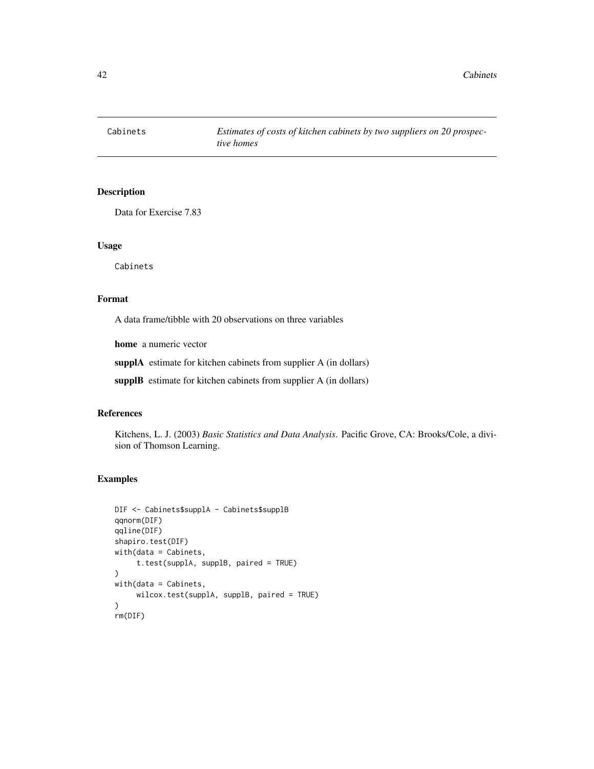# Cabinets

*Estimates of costs of kitchen cabinets by two suppliers on 20 prospective homes*

## Description

Data for Exercise 7.83

## Usage

```
Cabinets
```

## Format

A data frame/tibble with 20 observations on three variables

**home** a numeric vector

**supplA** estimate for kitchen cabinets from supplier A (in dollars)

**supplB** estimate for kitchen cabinets from supplier A (in dollars)

## References

Kitchens, L. J. (2003) *Basic Statistics and Data Analysis*. Pacific Grove, CA: Brooks/Cole, a division of Thomson Learning.

## Examples

```
DIF <- Cabinets$supplA - Cabinets$supplB
qqnorm(DIF)
qqline(DIF)
shapiro.test(DIF)
with(data = Cabinets,
     t.test(supplA, supplB, paired = TRUE)
)
with(data = Cabinets,
     wilcox.test(supplA, supplB, paired = TRUE)
)
rm(DIF)
```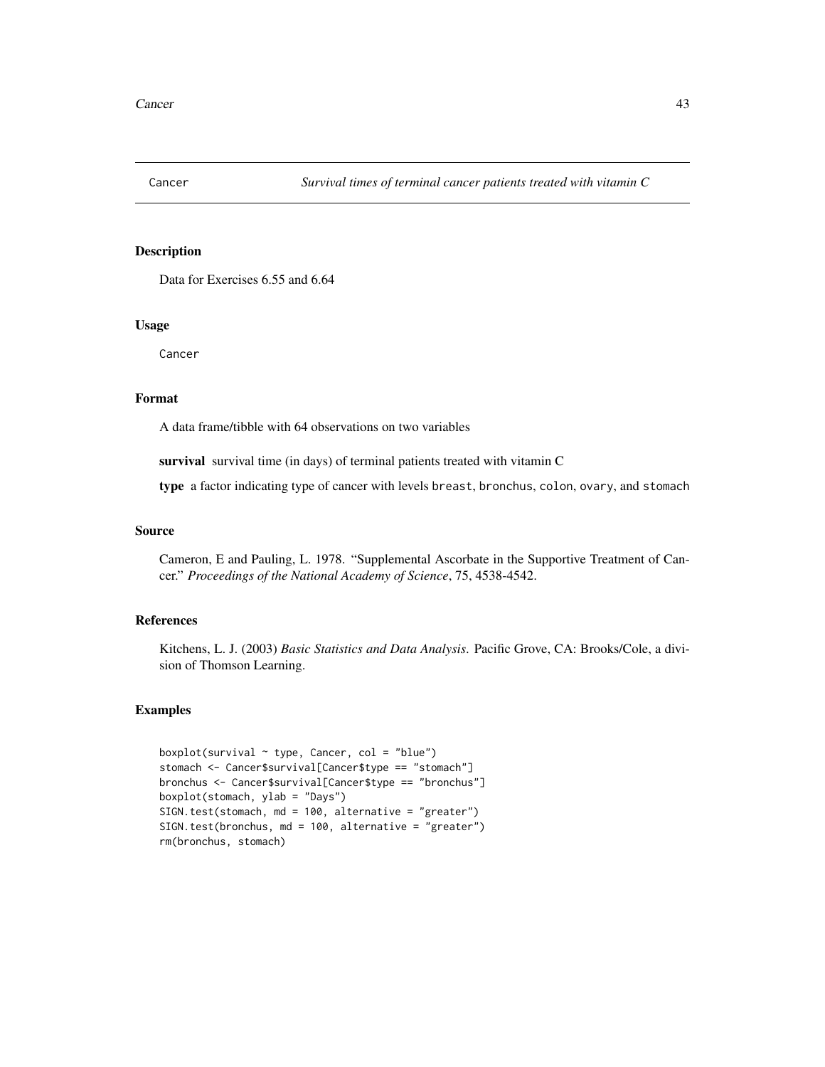Cancer *Survival times of terminal cancer patients treated with vitamin C*

## Description

Data for Exercises 6.55 and 6.64

## Usage

```
Cancer
```

## Format

A data frame/tibble with 64 observations on two variables

**survival** survival time (in days) of terminal patients treated with vitamin C

**type** a factor indicating type of cancer with levels breast, bronchus, colon, ovary, and stomach

## Source

Cameron, E and Pauling, L. 1978. "Supplemental Ascorbate in the Supportive Treatment of Cancer." *Proceedings of the National Academy of Science*, 75, 4538-4542.

## References

Kitchens, L. J. (2003) *Basic Statistics and Data Analysis*. Pacific Grove, CA: Brooks/Cole, a division of Thomson Learning.

## Examples

```
boxplot(survival ~ type, Cancer, col = "blue")
stomach <- Cancer$survival[Cancer$type == "stomach"]
bronchus <- Cancer$survival[Cancer$type == "bronchus"]
boxplot(stomach, ylab = "Days")
SIGN.test(stomach, md = 100, alternative = "greater")
SIGN.test(bronchus, md = 100, alternative = "greater")
rm(bronchus, stomach)
```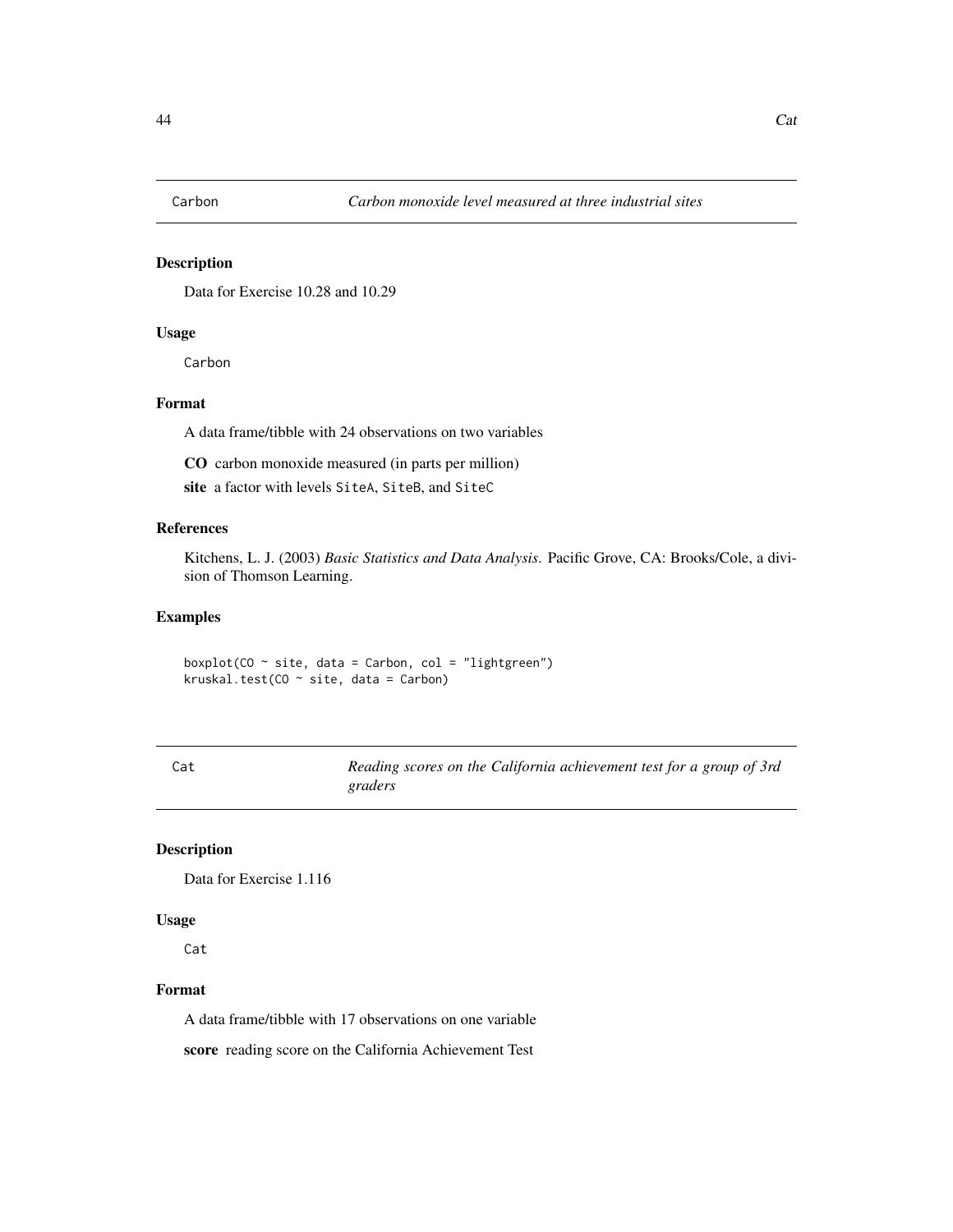## Carbon — *Carbon monoxide level measured at three industrial sites*

### Description

Data for Exercise 10.28 and 10.29

### Usage

```
Carbon
```

### Format

A data frame/tibble with 24 observations on two variables

**CO** carbon monoxide measured (in parts per million)

**site** a factor with levels `SiteA`, `SiteB`, and `SiteC`

### References

Kitchens, L. J. (2003) *Basic Statistics and Data Analysis*. Pacific Grove, CA: Brooks/Cole, a division of Thomson Learning.

### Examples

```
boxplot(CO ~ site, data = Carbon, col = "lightgreen")
kruskal.test(CO ~ site, data = Carbon)
```

## Cat — *Reading scores on the California achievement test for a group of 3rd graders*

### Description

Data for Exercise 1.116

### Usage

```
Cat
```

### Format

A data frame/tibble with 17 observations on one variable

**score** reading score on the California Achievement Test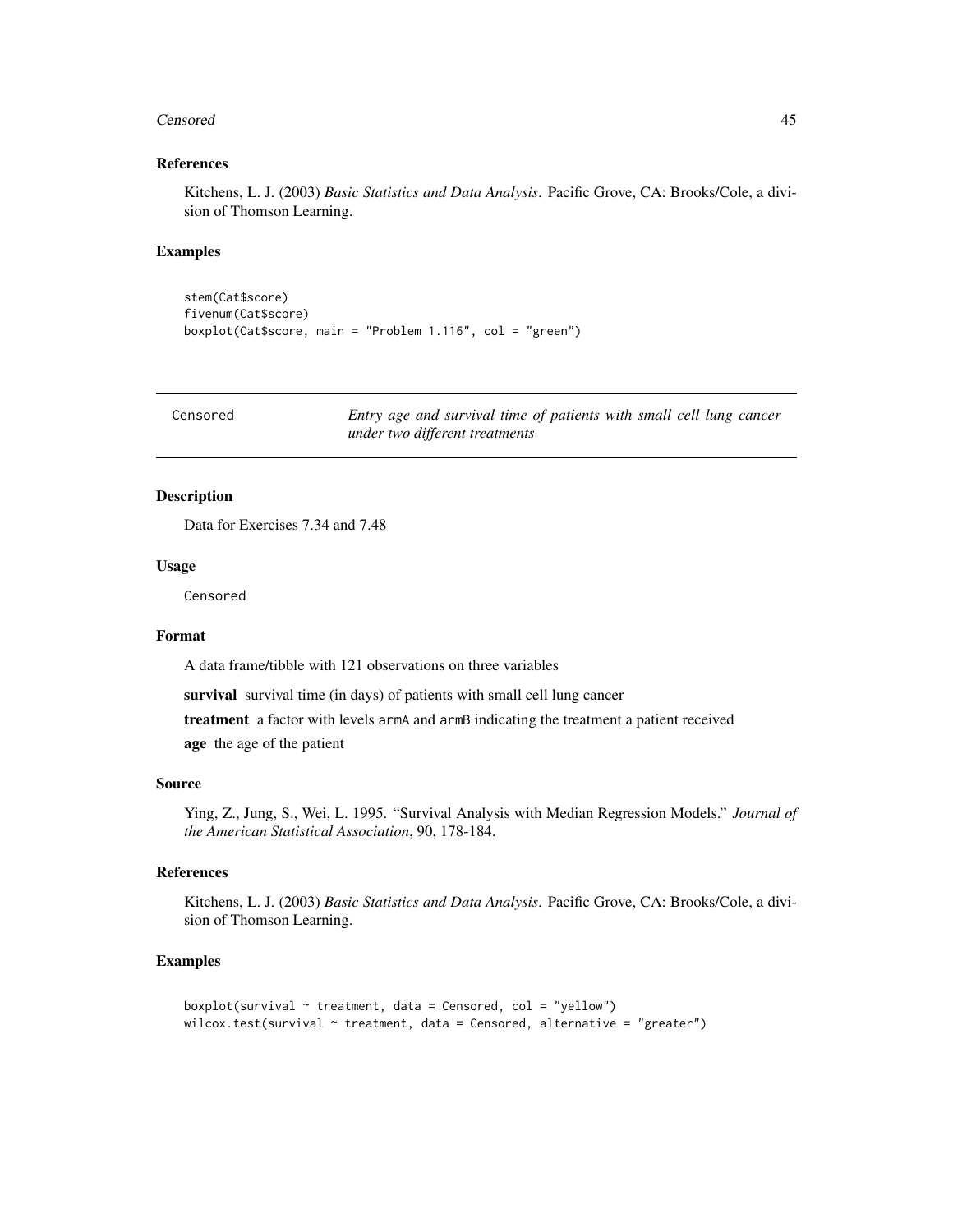### References

Kitchens, L. J. (2003) *Basic Statistics and Data Analysis*. Pacific Grove, CA: Brooks/Cole, a division of Thomson Learning.

### Examples

```
stem(Cat$score)
fivenum(Cat$score)
boxplot(Cat$score, main = "Problem 1.116", col = "green")
```

---

## Censored — *Entry age and survival time of patients with small cell lung cancer under two different treatments*

---

### Description

Data for Exercises 7.34 and 7.48

### Usage

```
Censored
```

### Format

A data frame/tibble with 121 observations on three variables

**survival** survival time (in days) of patients with small cell lung cancer

**treatment** a factor with levels `armA` and `armB` indicating the treatment a patient received

**age** the age of the patient

### Source

Ying, Z., Jung, S., Wei, L. 1995. "Survival Analysis with Median Regression Models." *Journal of the American Statistical Association*, 90, 178-184.

### References

Kitchens, L. J. (2003) *Basic Statistics and Data Analysis*. Pacific Grove, CA: Brooks/Cole, a division of Thomson Learning.

### Examples

```
boxplot(survival ~ treatment, data = Censored, col = "yellow")
wilcox.test(survival ~ treatment, data = Censored, alternative = "greater")
```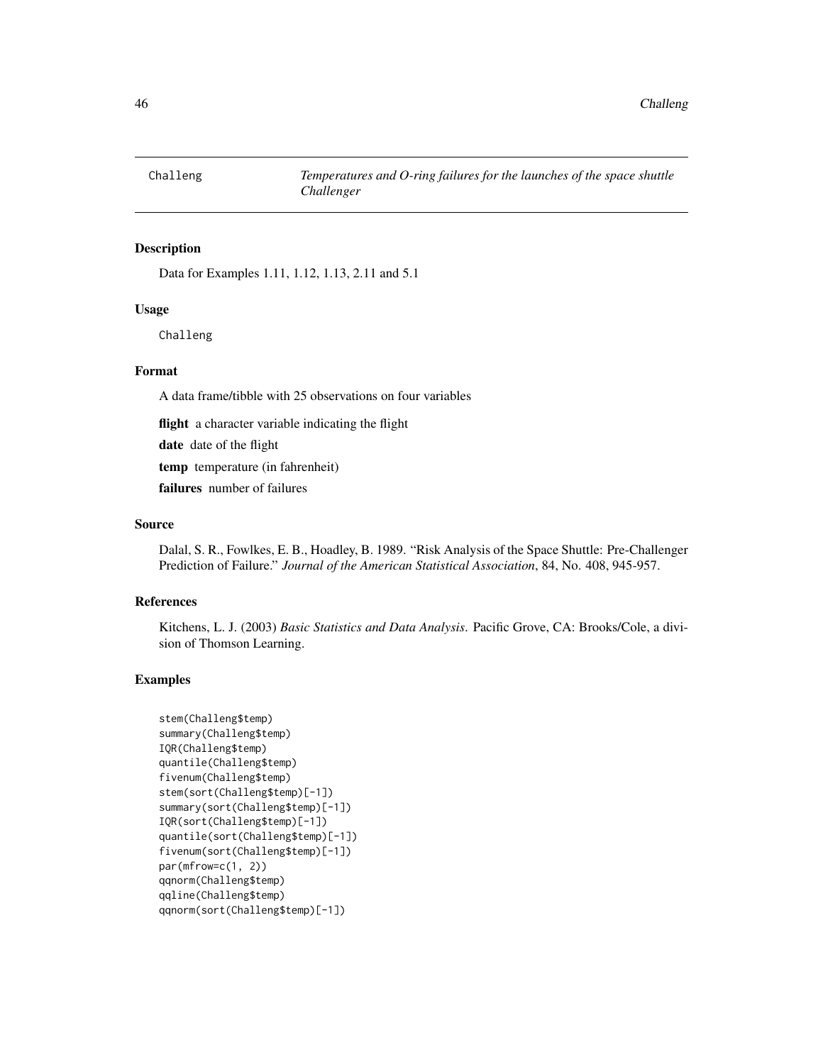Challeng — *Temperatures and O-ring failures for the launches of the space shuttle Challenger*

## Description

Data for Examples 1.11, 1.12, 1.13, 2.11 and 5.1

## Usage

```
Challeng
```

## Format

A data frame/tibble with 25 observations on four variables

**flight** a character variable indicating the flight

**date** date of the flight

**temp** temperature (in fahrenheit)

**failures** number of failures

## Source

Dalal, S. R., Fowlkes, E. B., Hoadley, B. 1989. "Risk Analysis of the Space Shuttle: Pre-Challenger Prediction of Failure." *Journal of the American Statistical Association*, 84, No. 408, 945-957.

## References

Kitchens, L. J. (2003) *Basic Statistics and Data Analysis*. Pacific Grove, CA: Brooks/Cole, a division of Thomson Learning.

## Examples

```
stem(Challeng$temp)
summary(Challeng$temp)
IQR(Challeng$temp)
quantile(Challeng$temp)
fivenum(Challeng$temp)
stem(sort(Challeng$temp)[-1])
summary(sort(Challeng$temp)[-1])
IQR(sort(Challeng$temp)[-1])
quantile(sort(Challeng$temp)[-1])
fivenum(sort(Challeng$temp)[-1])
par(mfrow=c(1, 2))
qqnorm(Challeng$temp)
qqline(Challeng$temp)
qqnorm(sort(Challeng$temp)[-1])
```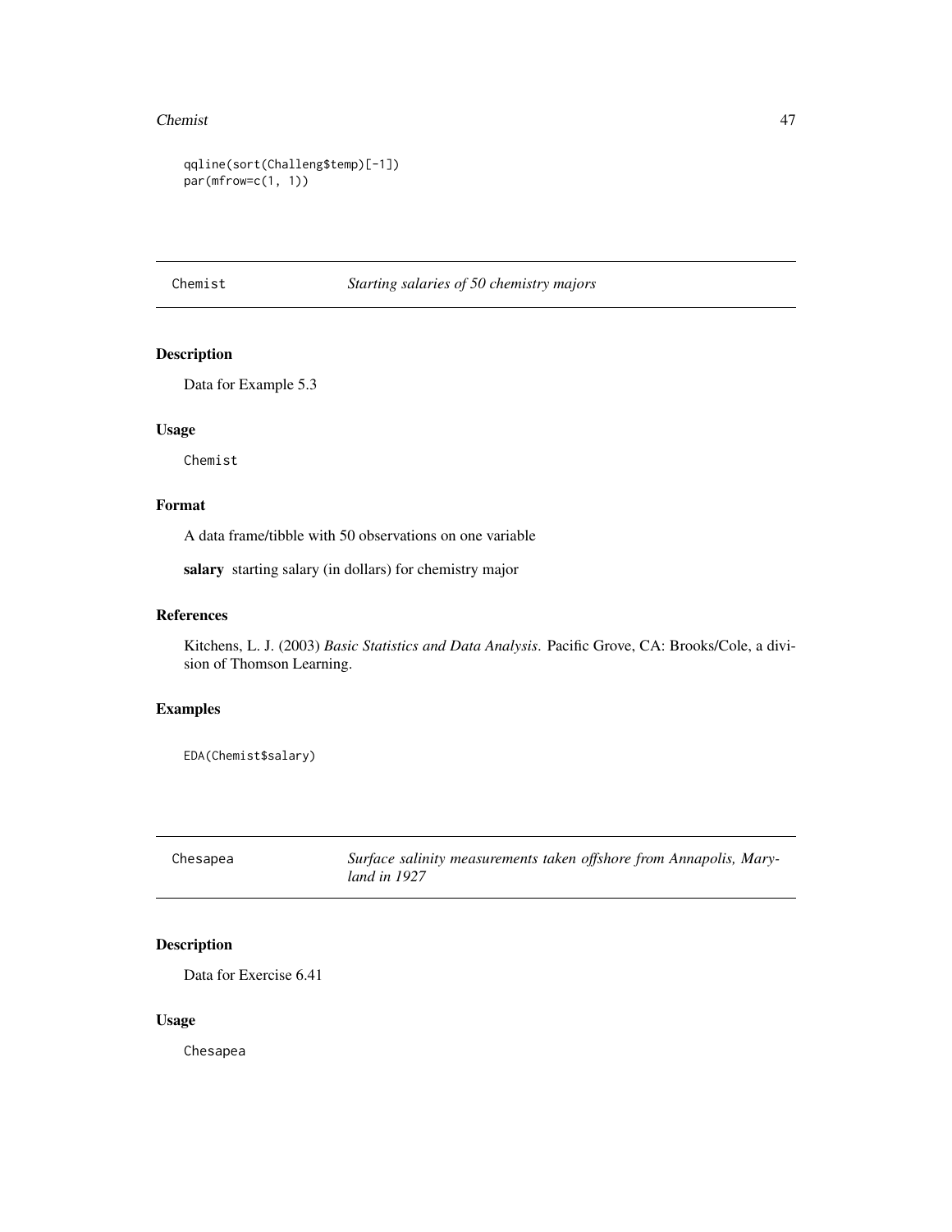```
qqline(sort(Challeng$temp)[-1])
par(mfrow=c(1, 1))
```

---

## Chemist — *Starting salaries of 50 chemistry majors*

### Description

Data for Example 5.3

### Usage

```
Chemist
```

### Format

A data frame/tibble with 50 observations on one variable

**salary** starting salary (in dollars) for chemistry major

### References

Kitchens, L. J. (2003) *Basic Statistics and Data Analysis*. Pacific Grove, CA: Brooks/Cole, a division of Thomson Learning.

### Examples

```
EDA(Chemist$salary)
```

---

## Chesapea — *Surface salinity measurements taken offshore from Annapolis, Maryland in 1927*

### Description

Data for Exercise 6.41

### Usage

```
Chesapea
```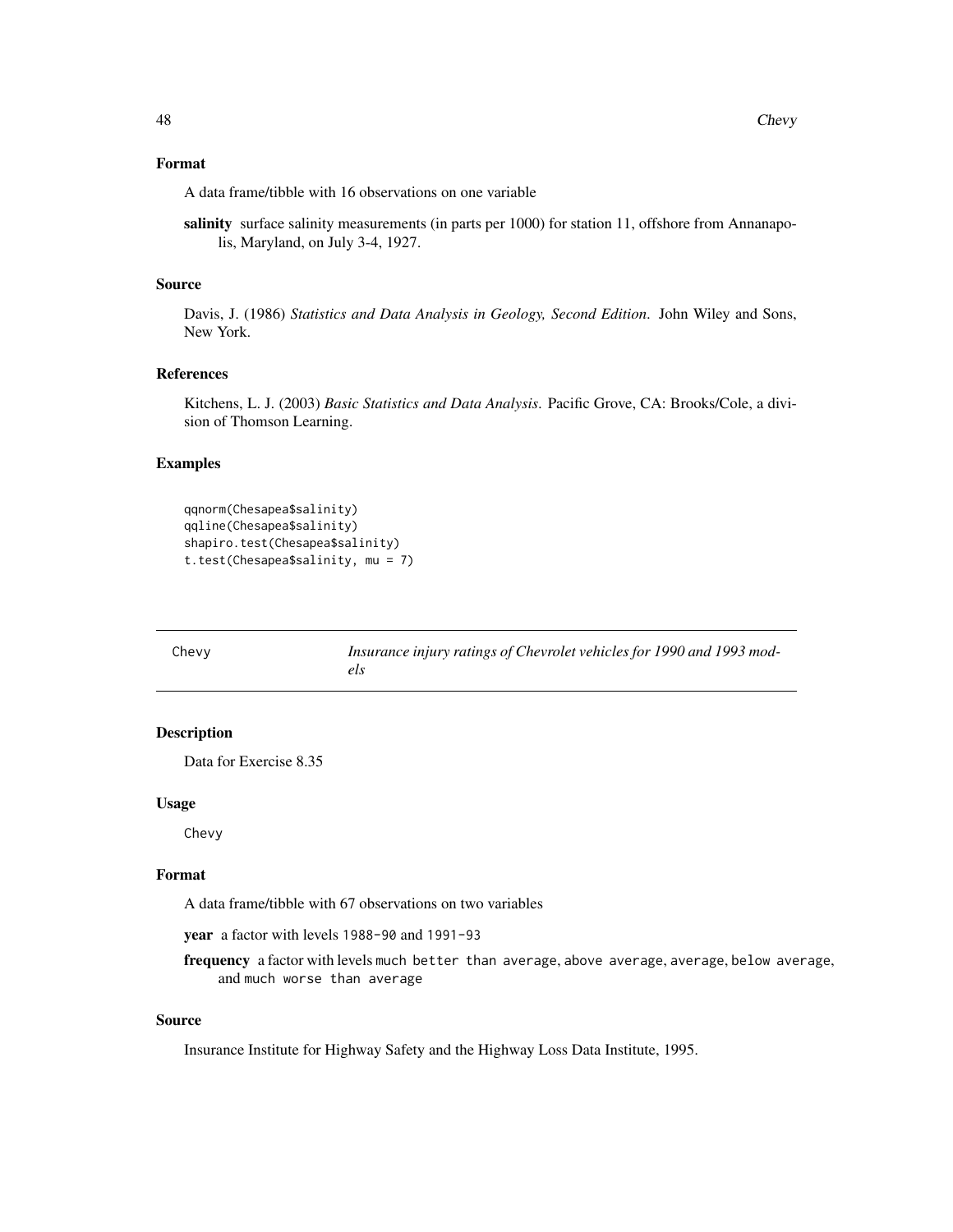### Format

A data frame/tibble with 16 observations on one variable

**salinity** surface salinity measurements (in parts per 1000) for station 11, offshore from Annanapolis, Maryland, on July 3-4, 1927.

### Source

Davis, J. (1986) *Statistics and Data Analysis in Geology, Second Edition*. John Wiley and Sons, New York.

### References

Kitchens, L. J. (2003) *Basic Statistics and Data Analysis*. Pacific Grove, CA: Brooks/Cole, a division of Thomson Learning.

### Examples

```
qqnorm(Chesapea$salinity)
qqline(Chesapea$salinity)
shapiro.test(Chesapea$salinity)
t.test(Chesapea$salinity, mu = 7)
```

---

## Chevy — *Insurance injury ratings of Chevrolet vehicles for 1990 and 1993 models*

### Description

Data for Exercise 8.35

### Usage

```
Chevy
```

### Format

A data frame/tibble with 67 observations on two variables

**year** a factor with levels `1988-90` and `1991-93`

**frequency** a factor with levels `much better than average`, `above average`, `average`, `below average`, and `much worse than average`

### Source

Insurance Institute for Highway Safety and the Highway Loss Data Institute, 1995.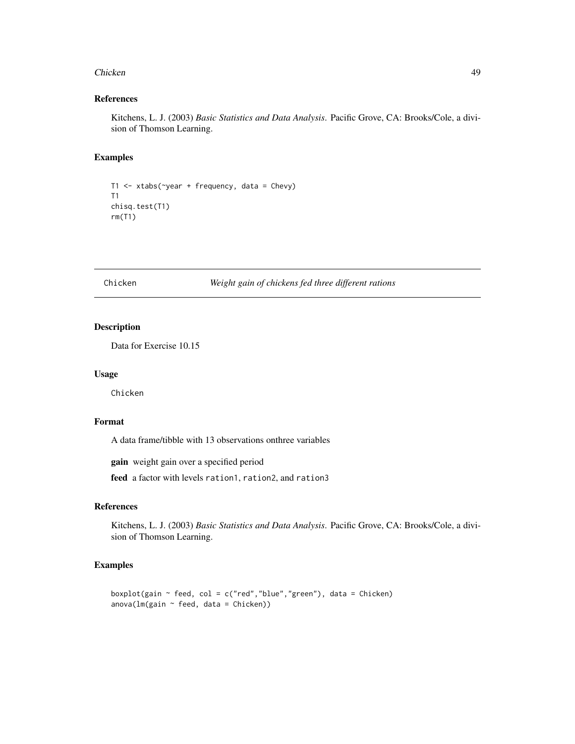## References

Kitchens, L. J. (2003) *Basic Statistics and Data Analysis*. Pacific Grove, CA: Brooks/Cole, a division of Thomson Learning.

## Examples

```
T1 <- xtabs(~year + frequency, data = Chevy)
T1
chisq.test(T1)
rm(T1)
```

---

# Chicken — *Weight gain of chickens fed three different rations*

---

## Description

Data for Exercise 10.15

## Usage

```
Chicken
```

## Format

A data frame/tibble with 13 observations onthree variables

**gain** weight gain over a specified period

**feed** a factor with levels `ration1`, `ration2`, and `ration3`

## References

Kitchens, L. J. (2003) *Basic Statistics and Data Analysis*. Pacific Grove, CA: Brooks/Cole, a division of Thomson Learning.

## Examples

```
boxplot(gain ~ feed, col = c("red","blue","green"), data = Chicken)
anova(lm(gain ~ feed, data = Chicken))
```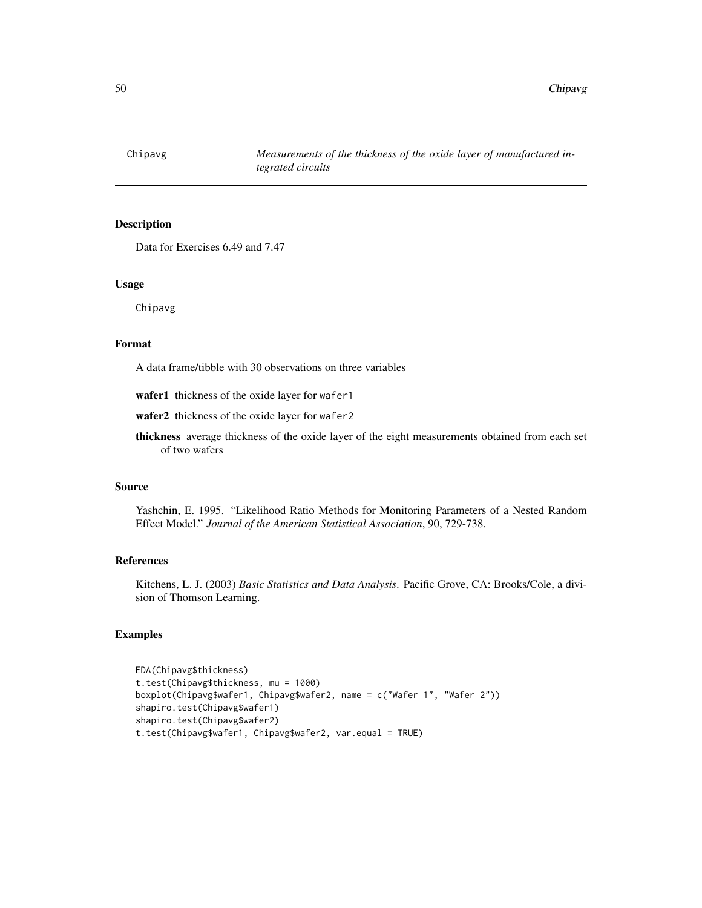Chipavg — *Measurements of the thickness of the oxide layer of manufactured integrated circuits*

## Description

Data for Exercises 6.49 and 7.47

## Usage

```
Chipavg
```

## Format

A data frame/tibble with 30 observations on three variables

**wafer1** thickness of the oxide layer for `wafer1`

**wafer2** thickness of the oxide layer for `wafer2`

**thickness** average thickness of the oxide layer of the eight measurements obtained from each set of two wafers

## Source

Yashchin, E. 1995. "Likelihood Ratio Methods for Monitoring Parameters of a Nested Random Effect Model." *Journal of the American Statistical Association*, 90, 729-738.

## References

Kitchens, L. J. (2003) *Basic Statistics and Data Analysis*. Pacific Grove, CA: Brooks/Cole, a division of Thomson Learning.

## Examples

```
EDA(Chipavg$thickness)
t.test(Chipavg$thickness, mu = 1000)
boxplot(Chipavg$wafer1, Chipavg$wafer2, name = c("Wafer 1", "Wafer 2"))
shapiro.test(Chipavg$wafer1)
shapiro.test(Chipavg$wafer2)
t.test(Chipavg$wafer1, Chipavg$wafer2, var.equal = TRUE)
```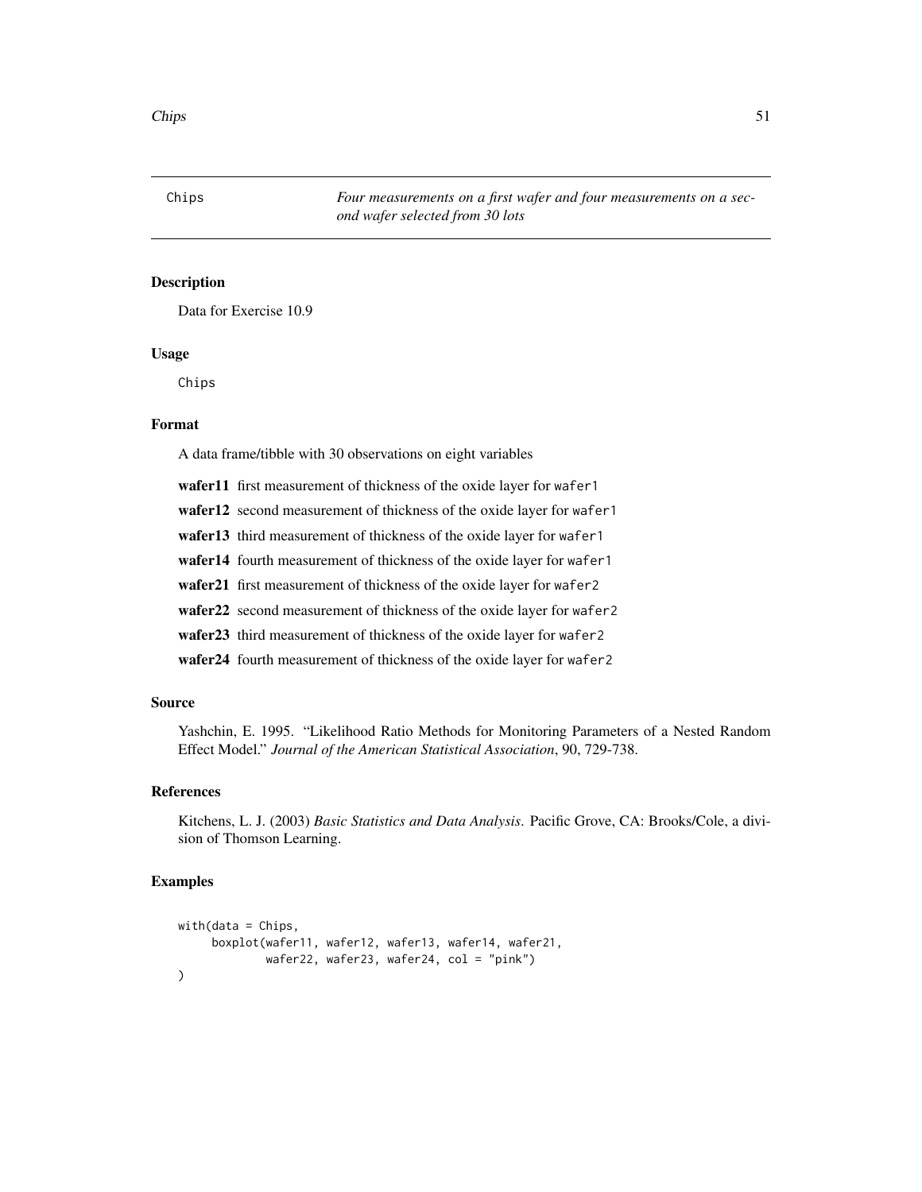Chips *Four measurements on a first wafer and four measurements on a second wafer selected from 30 lots*

## Description

Data for Exercise 10.9

## Usage

```
Chips
```

## Format

A data frame/tibble with 30 observations on eight variables

**wafer11** first measurement of thickness of the oxide layer for `wafer1`

**wafer12** second measurement of thickness of the oxide layer for `wafer1`

**wafer13** third measurement of thickness of the oxide layer for `wafer1`

**wafer14** fourth measurement of thickness of the oxide layer for `wafer1`

**wafer21** first measurement of thickness of the oxide layer for `wafer2`

**wafer22** second measurement of thickness of the oxide layer for `wafer2`

**wafer23** third measurement of thickness of the oxide layer for `wafer2`

**wafer24** fourth measurement of thickness of the oxide layer for `wafer2`

## Source

Yashchin, E. 1995. "Likelihood Ratio Methods for Monitoring Parameters of a Nested Random Effect Model." *Journal of the American Statistical Association*, 90, 729-738.

## References

Kitchens, L. J. (2003) *Basic Statistics and Data Analysis*. Pacific Grove, CA: Brooks/Cole, a division of Thomson Learning.

## Examples

```
with(data = Chips,
     boxplot(wafer11, wafer12, wafer13, wafer14, wafer21,
             wafer22, wafer23, wafer24, col = "pink")
)
```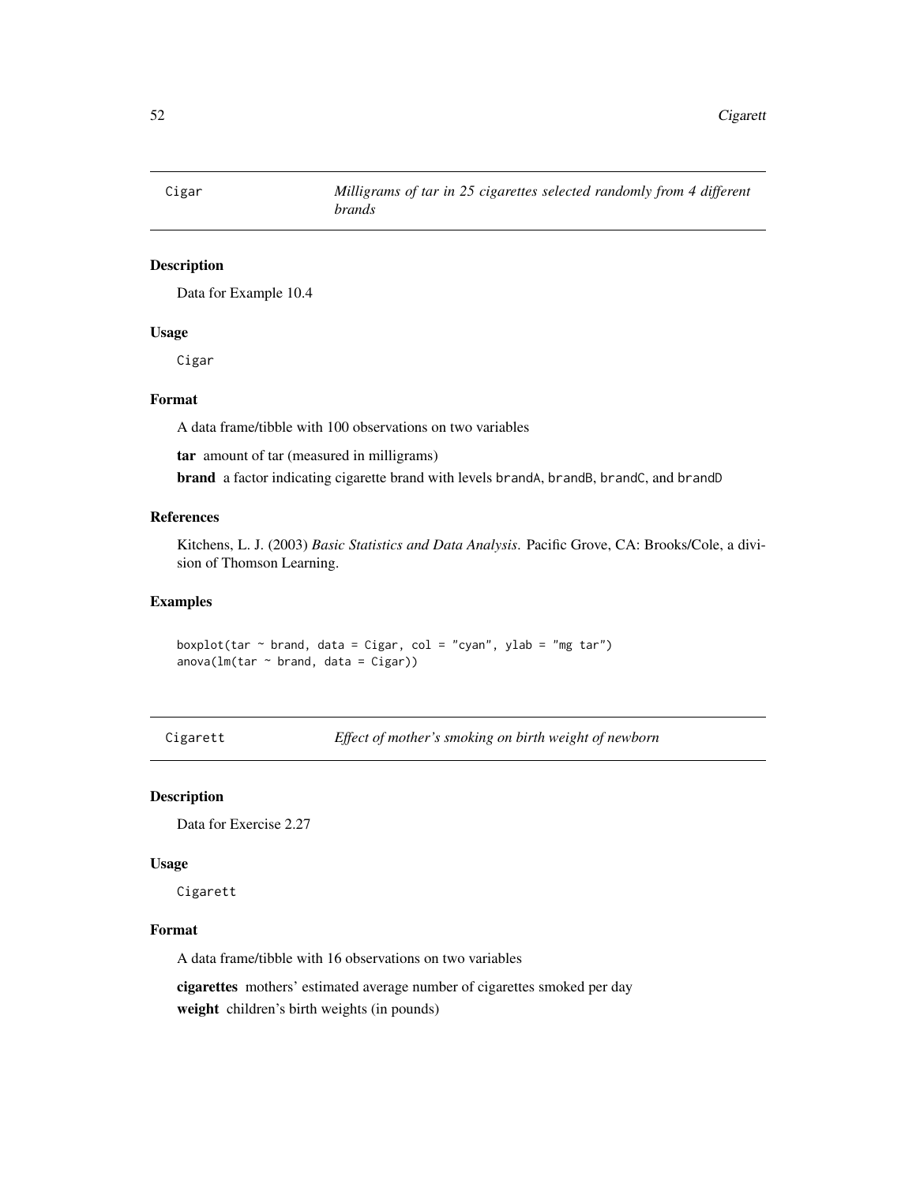| Cigar | *Milligrams of tar in 25 cigarettes selected randomly from 4 different brands* |
|---|---|

## Description

Data for Example 10.4

## Usage

```
Cigar
```

## Format

A data frame/tibble with 100 observations on two variables

**tar** amount of tar (measured in milligrams)

**brand** a factor indicating cigarette brand with levels `brandA`, `brandB`, `brandC`, and `brandD`

## References

Kitchens, L. J. (2003) *Basic Statistics and Data Analysis*. Pacific Grove, CA: Brooks/Cole, a division of Thomson Learning.

## Examples

```
boxplot(tar ~ brand, data = Cigar, col = "cyan", ylab = "mg tar")
anova(lm(tar ~ brand, data = Cigar))
```

| Cigarett | *Effect of mother's smoking on birth weight of newborn* |
|---|---|

## Description

Data for Exercise 2.27

## Usage

```
Cigarett
```

## Format

A data frame/tibble with 16 observations on two variables

**cigarettes** mothers' estimated average number of cigarettes smoked per day

**weight** children's birth weights (in pounds)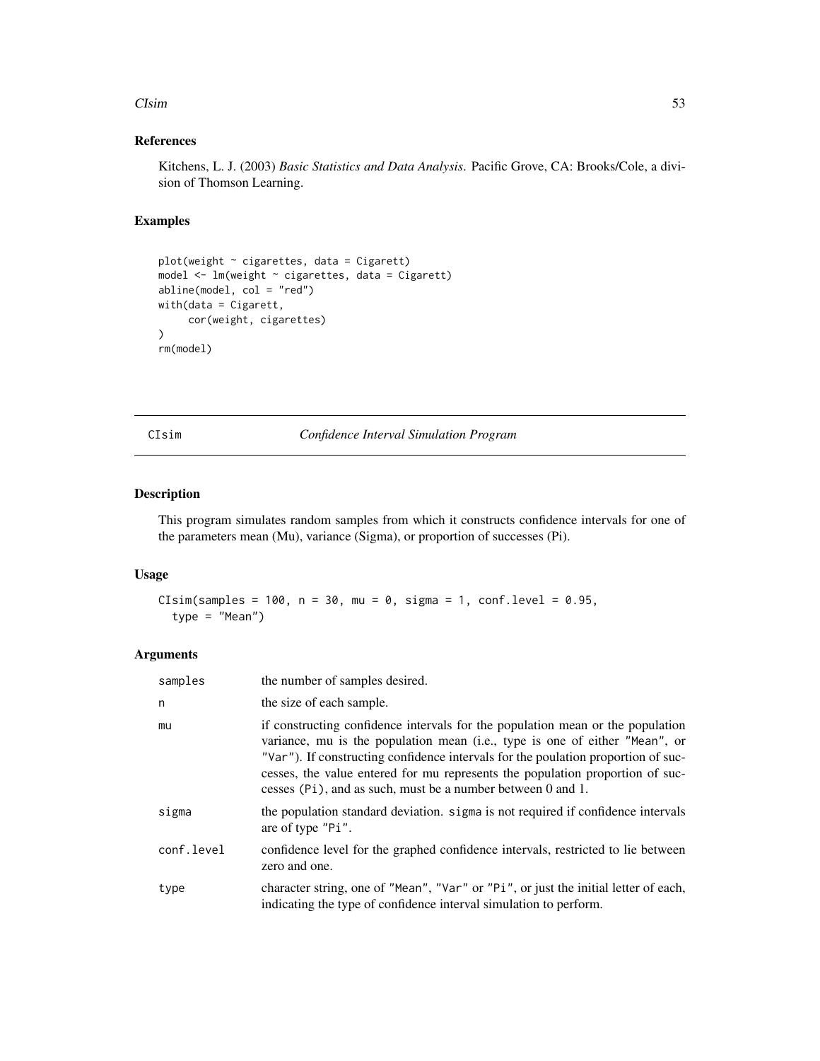### References

Kitchens, L. J. (2003) *Basic Statistics and Data Analysis*. Pacific Grove, CA: Brooks/Cole, a division of Thomson Learning.

### Examples

```
plot(weight ~ cigarettes, data = Cigarett)
model <- lm(weight ~ cigarettes, data = Cigarett)
abline(model, col = "red")
with(data = Cigarett,
     cor(weight, cigarettes)
)
rm(model)
```

---

## CIsim — *Confidence Interval Simulation Program*

---

### Description

This program simulates random samples from which it constructs confidence intervals for one of the parameters mean (Mu), variance (Sigma), or proportion of successes (Pi).

### Usage

```
CIsim(samples = 100, n = 30, mu = 0, sigma = 1, conf.level = 0.95,
  type = "Mean")
```

### Arguments

| | |
|---|---|
| `samples` | the number of samples desired. |
| `n` | the size of each sample. |
| `mu` | if constructing confidence intervals for the population mean or the population variance, mu is the population mean (i.e., type is one of either `"Mean"`, or `"Var"`). If constructing confidence intervals for the poulation proportion of successes, the value entered for mu represents the population proportion of successes (`Pi`), and as such, must be a number between 0 and 1. |
| `sigma` | the population standard deviation. `sigma` is not required if confidence intervals are of type `"Pi"`. |
| `conf.level` | confidence level for the graphed confidence intervals, restricted to lie between zero and one. |
| `type` | character string, one of `"Mean"`, `"Var"` or `"Pi"`, or just the initial letter of each, indicating the type of confidence interval simulation to perform. |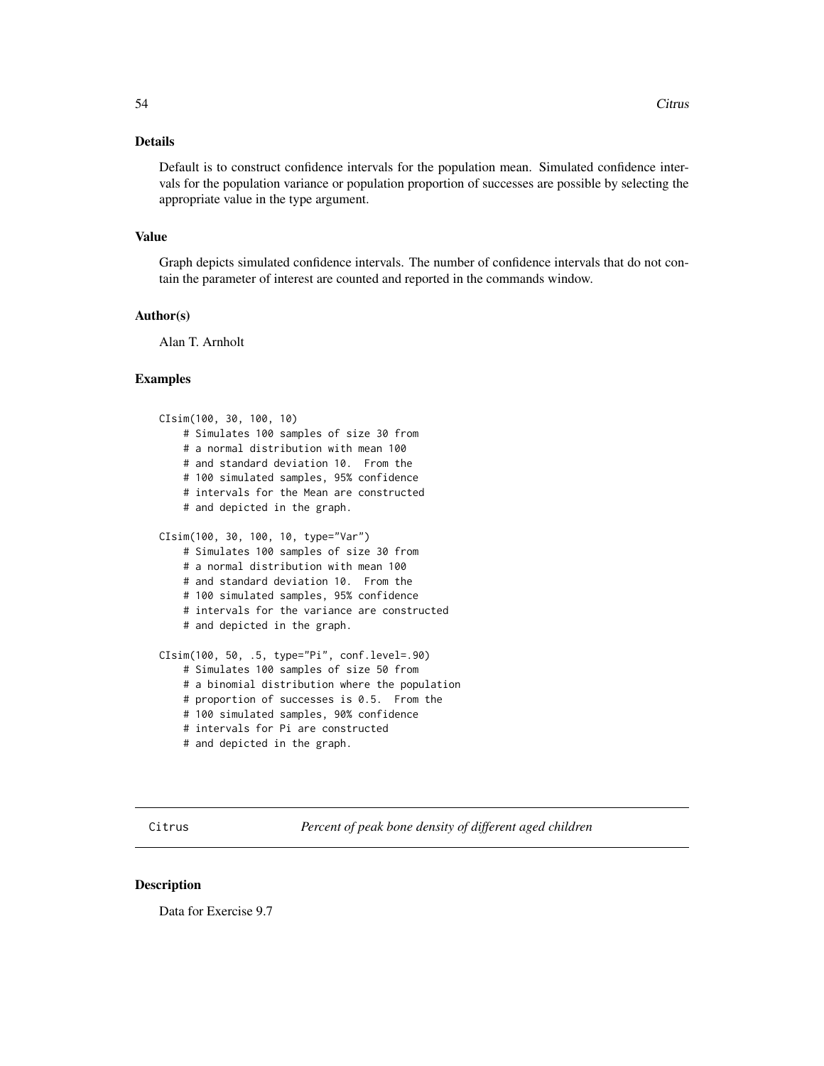### Details

Default is to construct confidence intervals for the population mean. Simulated confidence intervals for the population variance or population proportion of successes are possible by selecting the appropriate value in the type argument.

### Value

Graph depicts simulated confidence intervals. The number of confidence intervals that do not contain the parameter of interest are counted and reported in the commands window.

### Author(s)

Alan T. Arnholt

### Examples

```
CIsim(100, 30, 100, 10)
    # Simulates 100 samples of size 30 from
    # a normal distribution with mean 100
    # and standard deviation 10.  From the
    # 100 simulated samples, 95% confidence
    # intervals for the Mean are constructed
    # and depicted in the graph.

CIsim(100, 30, 100, 10, type="Var")
    # Simulates 100 samples of size 30 from
    # a normal distribution with mean 100
    # and standard deviation 10.  From the
    # 100 simulated samples, 95% confidence
    # intervals for the variance are constructed
    # and depicted in the graph.

CIsim(100, 50, .5, type="Pi", conf.level=.90)
    # Simulates 100 samples of size 50 from
    # a binomial distribution where the population
    # proportion of successes is 0.5.  From the
    # 100 simulated samples, 90% confidence
    # intervals for Pi are constructed
    # and depicted in the graph.
```

---

## Citrus — *Percent of peak bone density of different aged children*

### Description

Data for Exercise 9.7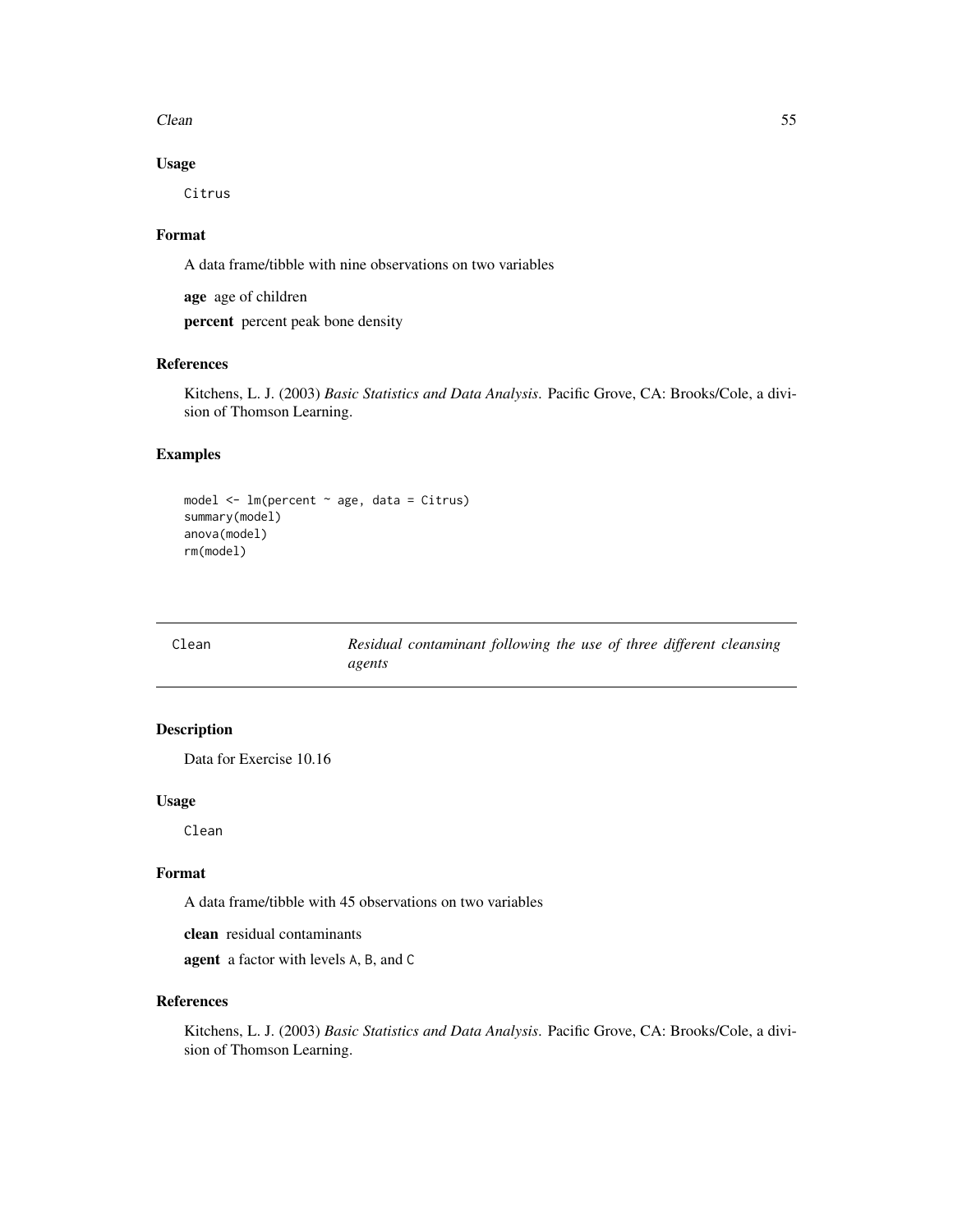### Usage

```
Citrus
```

### Format

A data frame/tibble with nine observations on two variables

**age** age of children

**percent** percent peak bone density

### References

Kitchens, L. J. (2003) *Basic Statistics and Data Analysis*. Pacific Grove, CA: Brooks/Cole, a division of Thomson Learning.

### Examples

```
model <- lm(percent ~ age, data = Citrus)
summary(model)
anova(model)
rm(model)
```

---

## Clean — *Residual contaminant following the use of three different cleansing agents*

---

### Description

Data for Exercise 10.16

### Usage

```
Clean
```

### Format

A data frame/tibble with 45 observations on two variables

**clean** residual contaminants

**agent** a factor with levels A, B, and C

### References

Kitchens, L. J. (2003) *Basic Statistics and Data Analysis*. Pacific Grove, CA: Brooks/Cole, a division of Thomson Learning.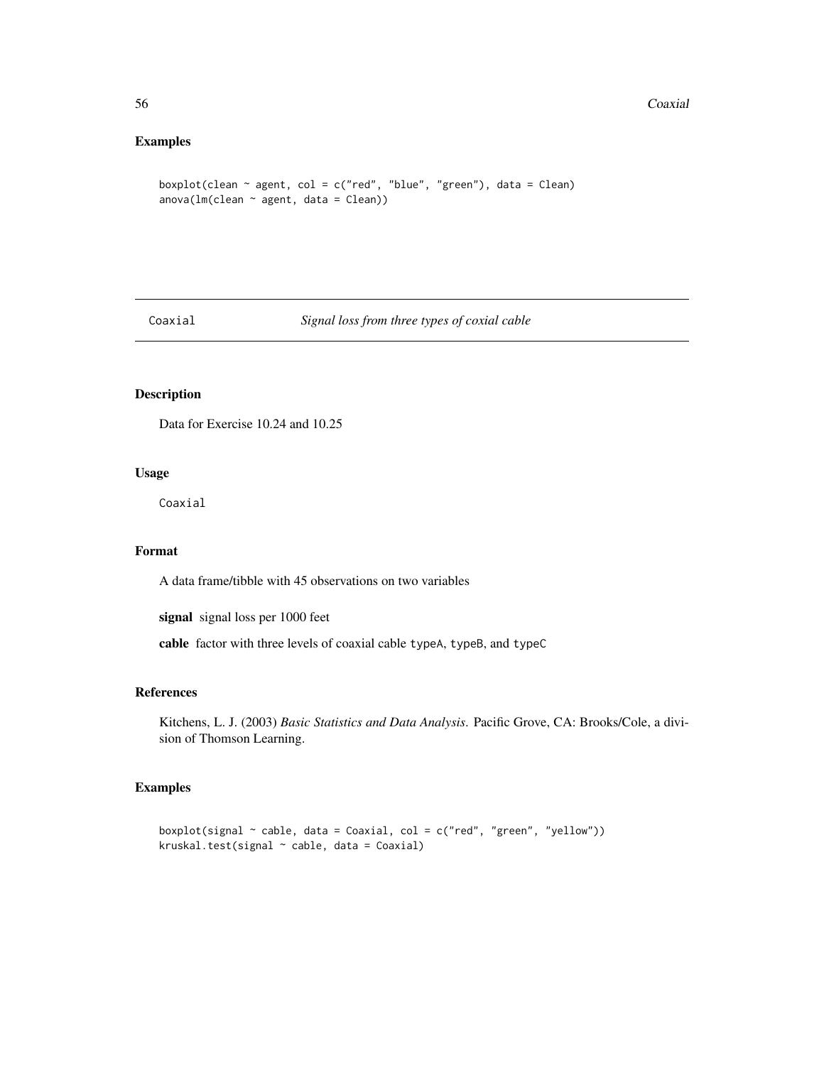## Examples

```
boxplot(clean ~ agent, col = c("red", "blue", "green"), data = Clean)
anova(lm(clean ~ agent, data = Clean))
```

---

# Coaxial — *Signal loss from three types of coxial cable*

---

## Description

Data for Exercise 10.24 and 10.25

## Usage

```
Coaxial
```

## Format

A data frame/tibble with 45 observations on two variables

**signal** signal loss per 1000 feet

**cable** factor with three levels of coaxial cable `typeA`, `typeB`, and `typeC`

## References

Kitchens, L. J. (2003) *Basic Statistics and Data Analysis*. Pacific Grove, CA: Brooks/Cole, a division of Thomson Learning.

## Examples

```
boxplot(signal ~ cable, data = Coaxial, col = c("red", "green", "yellow"))
kruskal.test(signal ~ cable, data = Coaxial)
```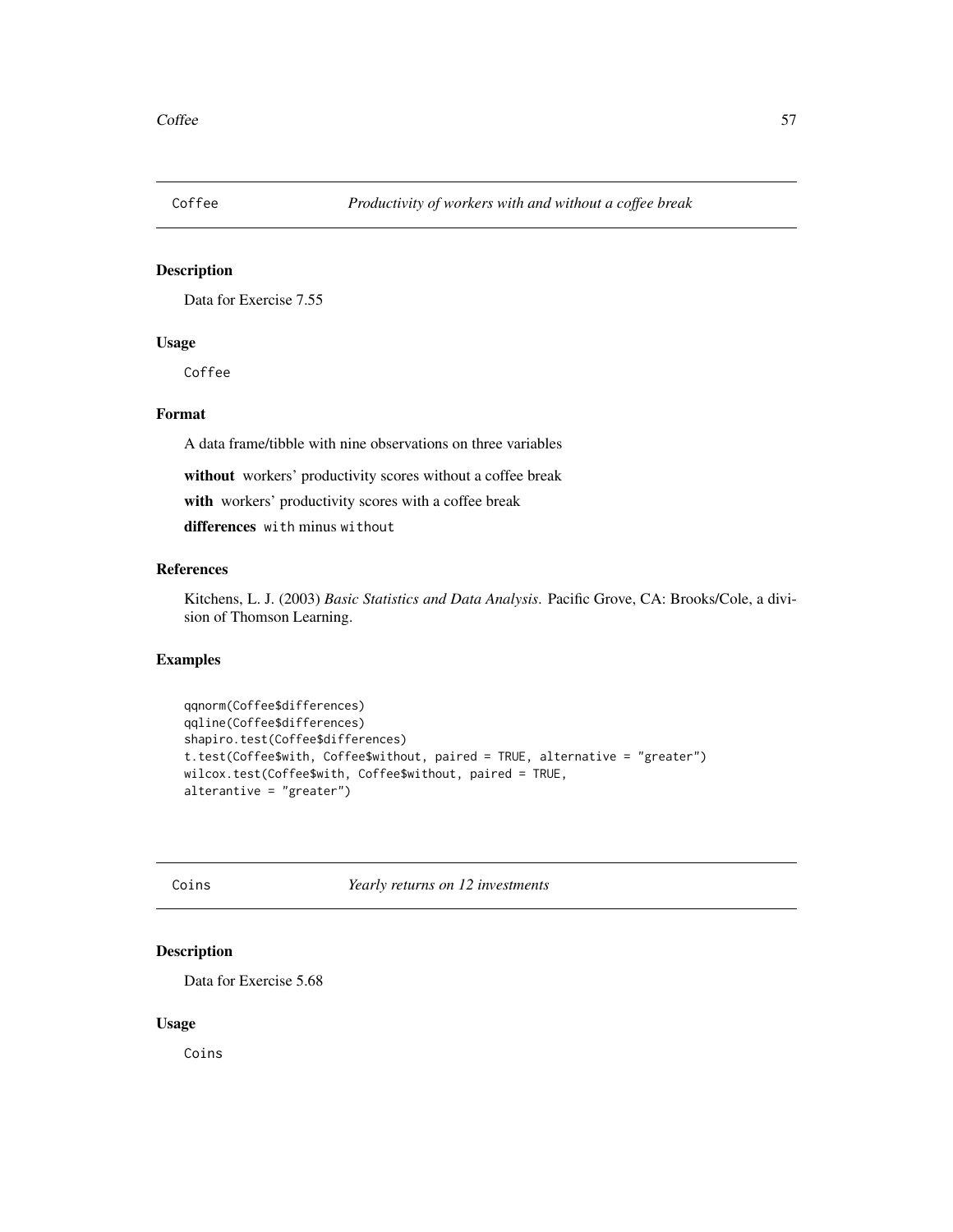## Coffee *Productivity of workers with and without a coffee break*

### Description

Data for Exercise 7.55

### Usage

```
Coffee
```

### Format

A data frame/tibble with nine observations on three variables

**without** workers' productivity scores without a coffee break

**with** workers' productivity scores with a coffee break

**differences** `with` minus `without`

### References

Kitchens, L. J. (2003) *Basic Statistics and Data Analysis*. Pacific Grove, CA: Brooks/Cole, a division of Thomson Learning.

### Examples

```
qqnorm(Coffee$differences)
qqline(Coffee$differences)
shapiro.test(Coffee$differences)
t.test(Coffee$with, Coffee$without, paired = TRUE, alternative = "greater")
wilcox.test(Coffee$with, Coffee$without, paired = TRUE,
alterantive = "greater")
```

## Coins *Yearly returns on 12 investments*

### Description

Data for Exercise 5.68

### Usage

```
Coins
```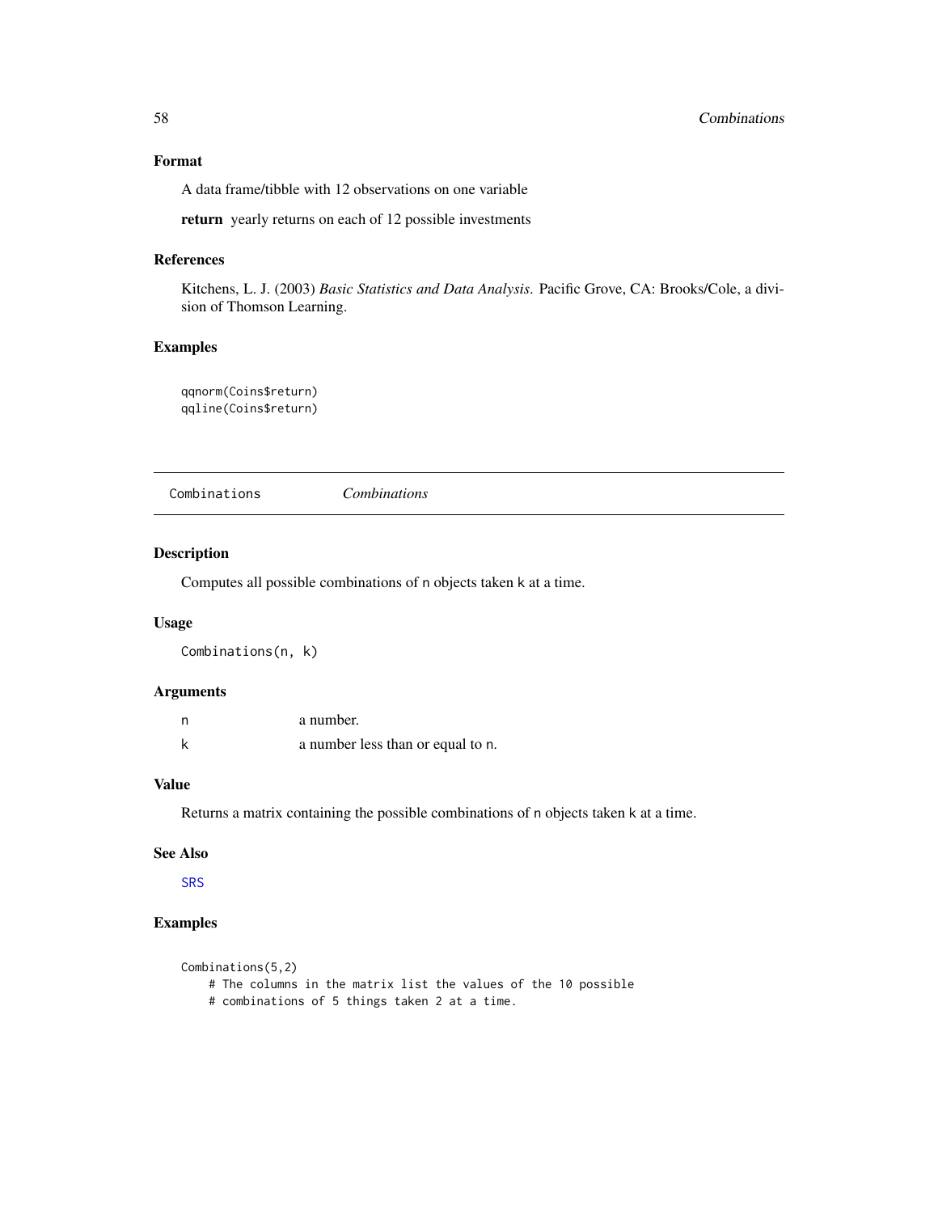### Format

A data frame/tibble with 12 observations on one variable

**return** yearly returns on each of 12 possible investments

### References

Kitchens, L. J. (2003) *Basic Statistics and Data Analysis*. Pacific Grove, CA: Brooks/Cole, a division of Thomson Learning.

### Examples

```
qqnorm(Coins$return)
qqline(Coins$return)
```

---

## Combinations &nbsp;&nbsp;&nbsp; *Combinations*

### Description

Computes all possible combinations of n objects taken k at a time.

### Usage

```
Combinations(n, k)
```

### Arguments

| | |
|---|---|
| n | a number. |
| k | a number less than or equal to n. |

### Value

Returns a matrix containing the possible combinations of n objects taken k at a time.

### See Also

SRS

### Examples

```
Combinations(5,2)
    # The columns in the matrix list the values of the 10 possible
    # combinations of 5 things taken 2 at a time.
```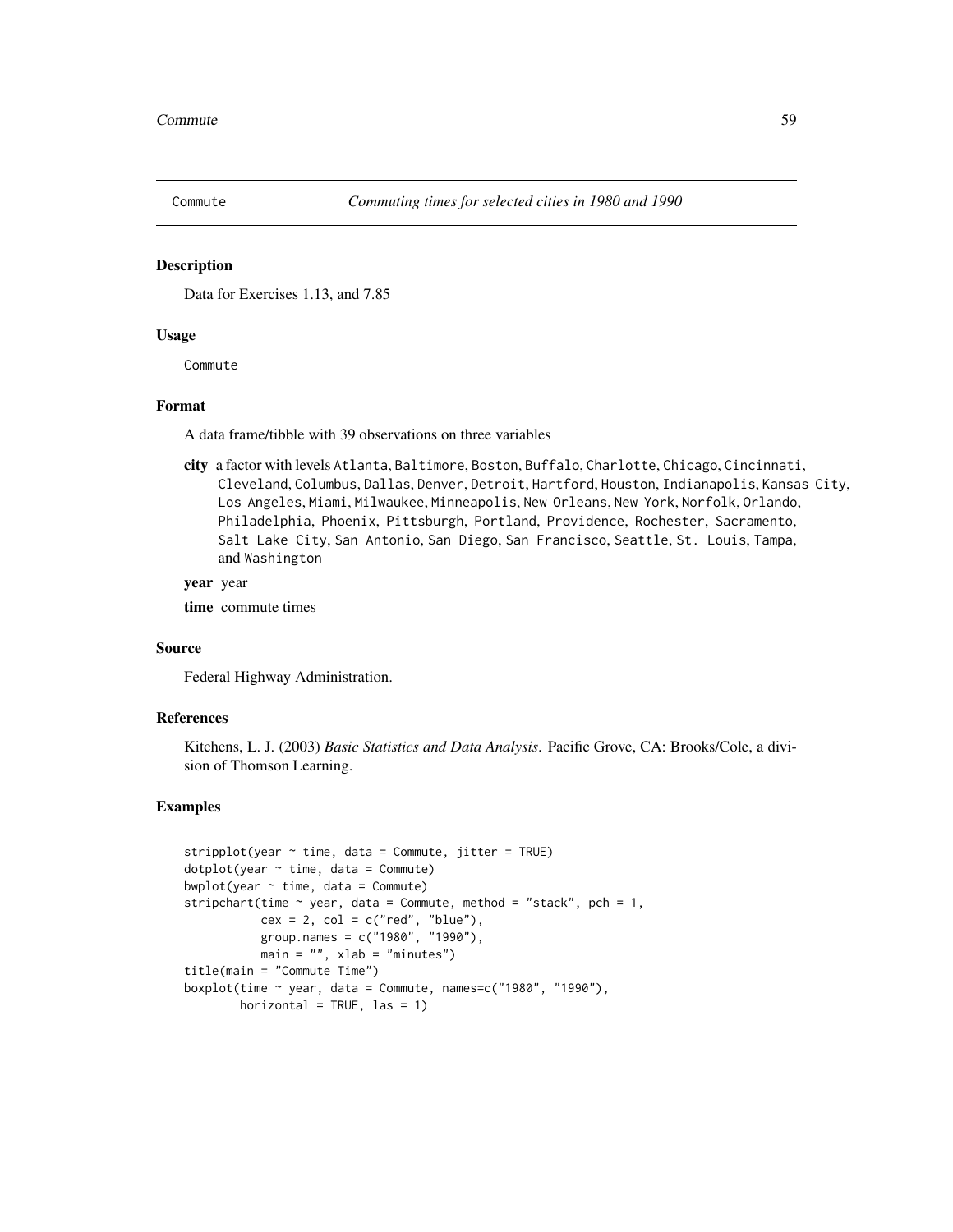Commute *Commuting times for selected cities in 1980 and 1990*

## Description

Data for Exercises 1.13, and 7.85

## Usage

```
Commute
```

## Format

A data frame/tibble with 39 observations on three variables

**city** a factor with levels `Atlanta`, `Baltimore`, `Boston`, `Buffalo`, `Charlotte`, `Chicago`, `Cincinnati`, `Cleveland`, `Columbus`, `Dallas`, `Denver`, `Detroit`, `Hartford`, `Houston`, `Indianapolis`, `Kansas City`, `Los Angeles`, `Miami`, `Milwaukee`, `Minneapolis`, `New Orleans`, `New York`, `Norfolk`, `Orlando`, `Philadelphia`, `Phoenix`, `Pittsburgh`, `Portland`, `Providence`, `Rochester`, `Sacramento`, `Salt Lake City`, `San Antonio`, `San Diego`, `San Francisco`, `Seattle`, `St. Louis`, `Tampa`, and `Washington`

**year** year

**time** commute times

## Source

Federal Highway Administration.

## References

Kitchens, L. J. (2003) *Basic Statistics and Data Analysis*. Pacific Grove, CA: Brooks/Cole, a division of Thomson Learning.

## Examples

```
stripplot(year ~ time, data = Commute, jitter = TRUE)
dotplot(year ~ time, data = Commute)
bwplot(year ~ time, data = Commute)
stripchart(time ~ year, data = Commute, method = "stack", pch = 1,
           cex = 2, col = c("red", "blue"),
           group.names = c("1980", "1990"),
           main = "", xlab = "minutes")
title(main = "Commute Time")
boxplot(time ~ year, data = Commute, names=c("1980", "1990"),
        horizontal = TRUE, las = 1)
```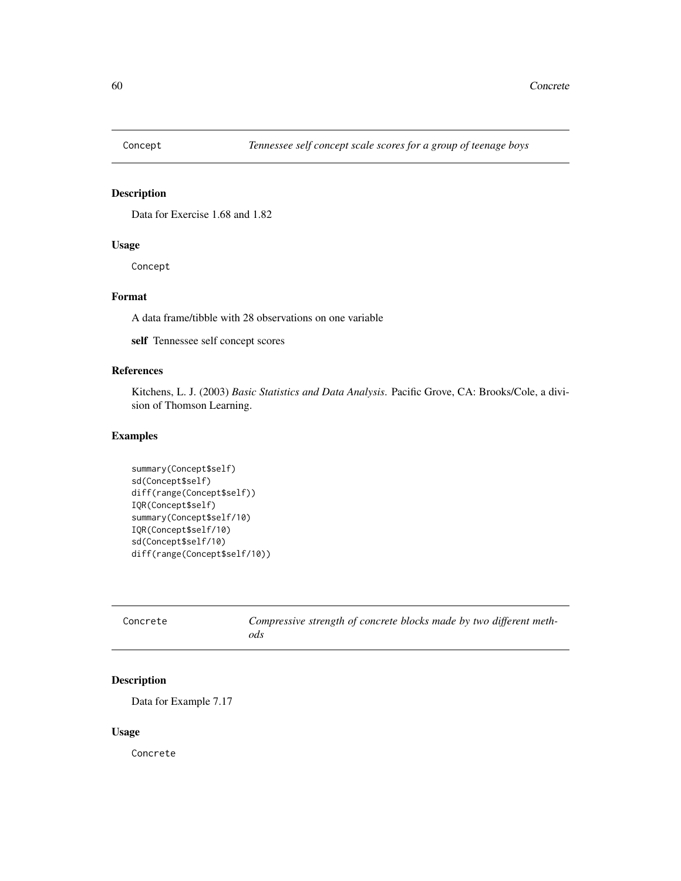## Concept — *Tennessee self concept scale scores for a group of teenage boys*

### Description

Data for Exercise 1.68 and 1.82

### Usage

```
Concept
```

### Format

A data frame/tibble with 28 observations on one variable

**self** Tennessee self concept scores

### References

Kitchens, L. J. (2003) *Basic Statistics and Data Analysis*. Pacific Grove, CA: Brooks/Cole, a division of Thomson Learning.

### Examples

```
summary(Concept$self)
sd(Concept$self)
diff(range(Concept$self))
IQR(Concept$self)
summary(Concept$self/10)
IQR(Concept$self/10)
sd(Concept$self/10)
diff(range(Concept$self/10))
```

## Concrete — *Compressive strength of concrete blocks made by two different methods*

### Description

Data for Example 7.17

### Usage

```
Concrete
```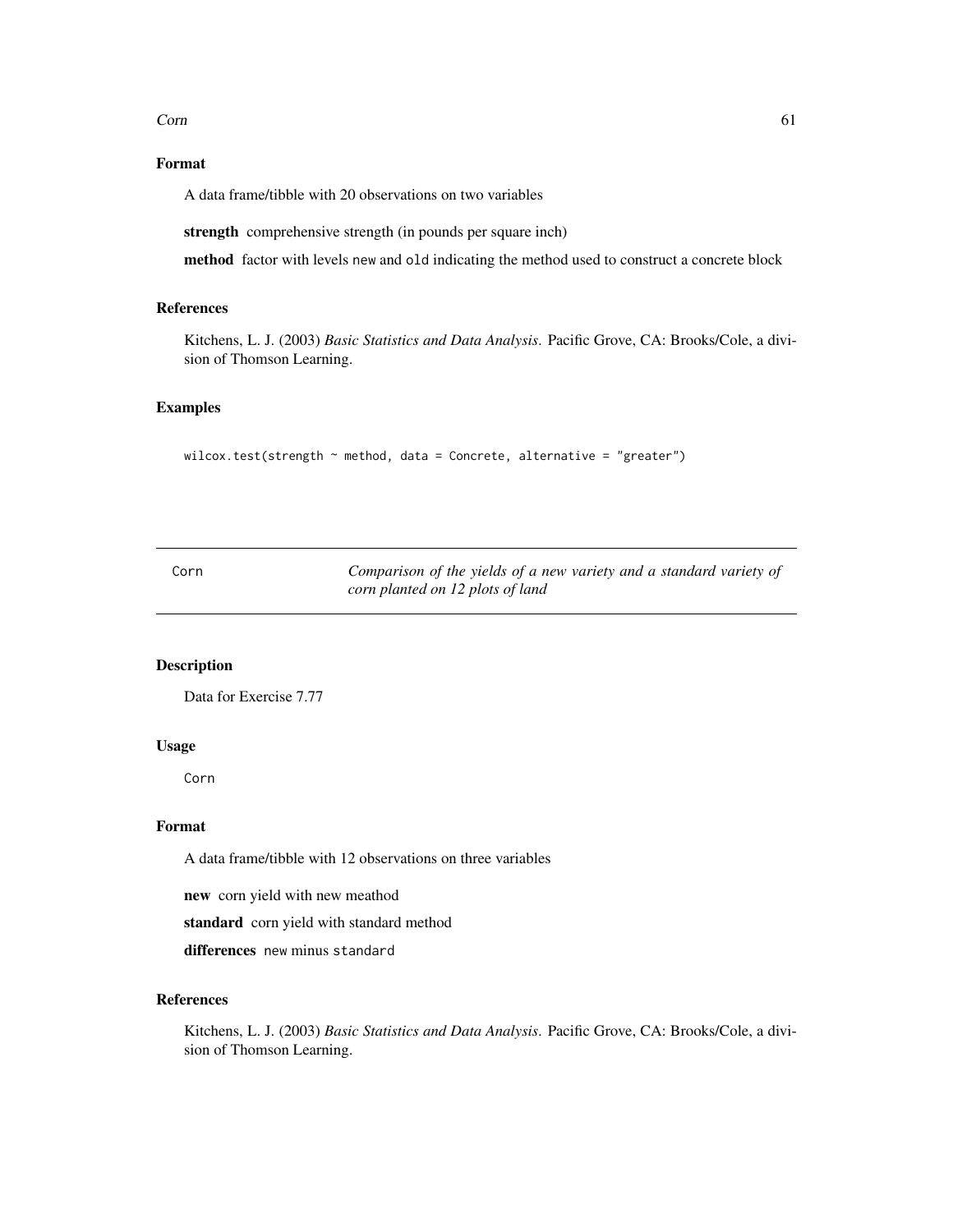### Format

A data frame/tibble with 20 observations on two variables

**strength** comprehensive strength (in pounds per square inch)

**method** factor with levels new and old indicating the method used to construct a concrete block

### References

Kitchens, L. J. (2003) *Basic Statistics and Data Analysis*. Pacific Grove, CA: Brooks/Cole, a division of Thomson Learning.

### Examples

```
wilcox.test(strength ~ method, data = Concrete, alternative = "greater")
```

---

## Corn — *Comparison of the yields of a new variety and a standard variety of corn planted on 12 plots of land*

---

### Description

Data for Exercise 7.77

### Usage

```
Corn
```

### Format

A data frame/tibble with 12 observations on three variables

**new** corn yield with new meathod

**standard** corn yield with standard method

**differences** new minus standard

### References

Kitchens, L. J. (2003) *Basic Statistics and Data Analysis*. Pacific Grove, CA: Brooks/Cole, a division of Thomson Learning.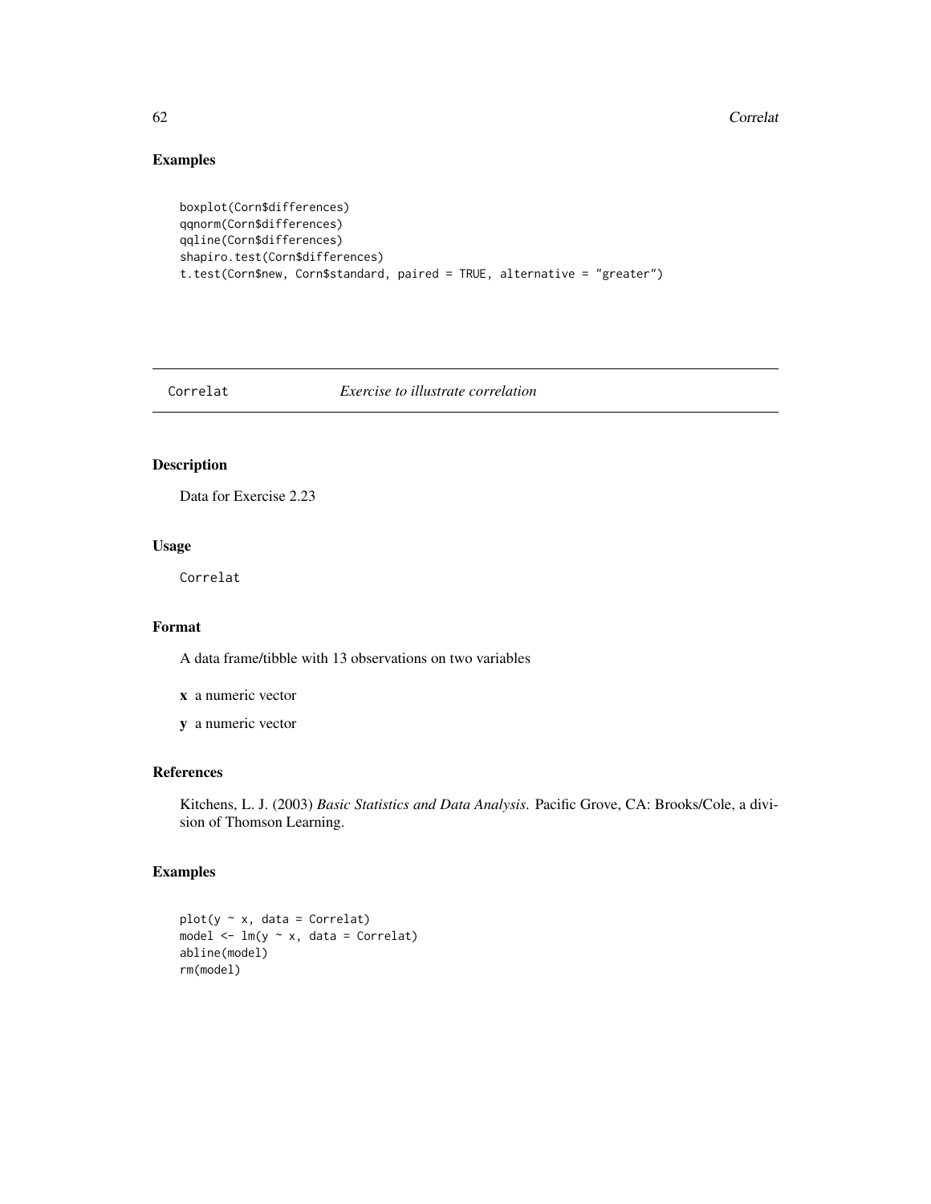## Examples

```
boxplot(Corn$differences)
qqnorm(Corn$differences)
qqline(Corn$differences)
shapiro.test(Corn$differences)
t.test(Corn$new, Corn$standard, paired = TRUE, alternative = "greater")
```

---

# Correlat *Exercise to illustrate correlation*

---

## Description

Data for Exercise 2.23

## Usage

```
Correlat
```

## Format

A data frame/tibble with 13 observations on two variables

**x** a numeric vector

**y** a numeric vector

## References

Kitchens, L. J. (2003) *Basic Statistics and Data Analysis*. Pacific Grove, CA: Brooks/Cole, a division of Thomson Learning.

## Examples

```
plot(y ~ x, data = Correlat)
model <- lm(y ~ x, data = Correlat)
abline(model)
rm(model)
```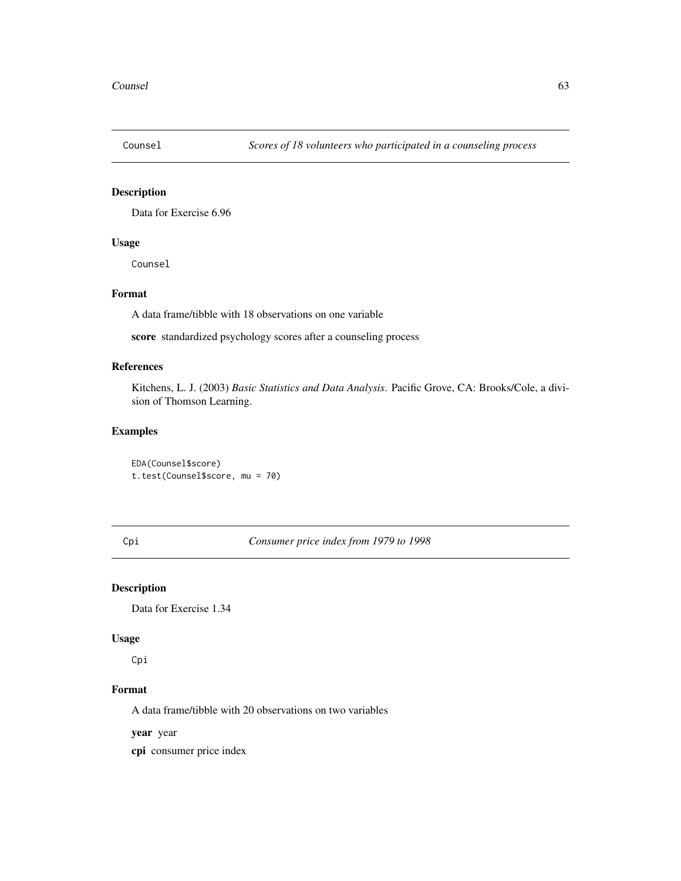## Counsel *Scores of 18 volunteers who participated in a counseling process*

### Description

Data for Exercise 6.96

### Usage

```
Counsel
```

### Format

A data frame/tibble with 18 observations on one variable

**score** standardized psychology scores after a counseling process

### References

Kitchens, L. J. (2003) *Basic Statistics and Data Analysis*. Pacific Grove, CA: Brooks/Cole, a division of Thomson Learning.

### Examples

```
EDA(Counsel$score)
t.test(Counsel$score, mu = 70)
```

## Cpi *Consumer price index from 1979 to 1998*

### Description

Data for Exercise 1.34

### Usage

```
Cpi
```

### Format

A data frame/tibble with 20 observations on two variables

**year** year

**cpi** consumer price index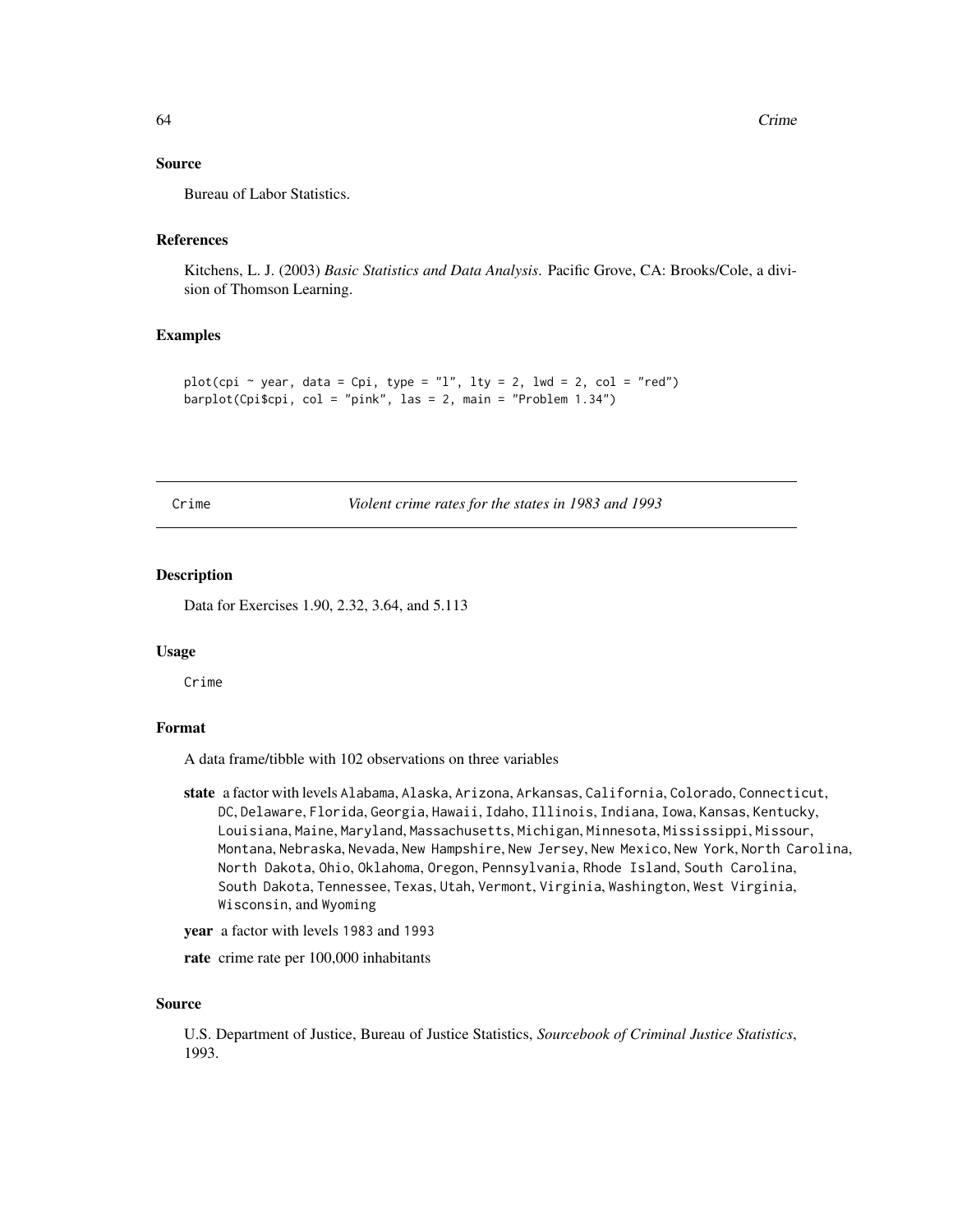### Source

Bureau of Labor Statistics.

### References

Kitchens, L. J. (2003) *Basic Statistics and Data Analysis.* Pacific Grove, CA: Brooks/Cole, a division of Thomson Learning.

### Examples

```
plot(cpi ~ year, data = Cpi, type = "l", lty = 2, lwd = 2, col = "red")
barplot(Cpi$cpi, col = "pink", las = 2, main = "Problem 1.34")
```

---

## Crime — *Violent crime rates for the states in 1983 and 1993*

---

### Description

Data for Exercises 1.90, 2.32, 3.64, and 5.113

### Usage

```
Crime
```

### Format

A data frame/tibble with 102 observations on three variables

**state** a factor with levels Alabama, Alaska, Arizona, Arkansas, California, Colorado, Connecticut, DC, Delaware, Florida, Georgia, Hawaii, Idaho, Illinois, Indiana, Iowa, Kansas, Kentucky, Louisiana, Maine, Maryland, Massachusetts, Michigan, Minnesota, Mississippi, Missour, Montana, Nebraska, Nevada, New Hampshire, New Jersey, New Mexico, New York, North Carolina, North Dakota, Ohio, Oklahoma, Oregon, Pennsylvania, Rhode Island, South Carolina, South Dakota, Tennessee, Texas, Utah, Vermont, Virginia, Washington, West Virginia, Wisconsin, and Wyoming

**year** a factor with levels 1983 and 1993

**rate** crime rate per 100,000 inhabitants

### Source

U.S. Department of Justice, Bureau of Justice Statistics, *Sourcebook of Criminal Justice Statistics*, 1993.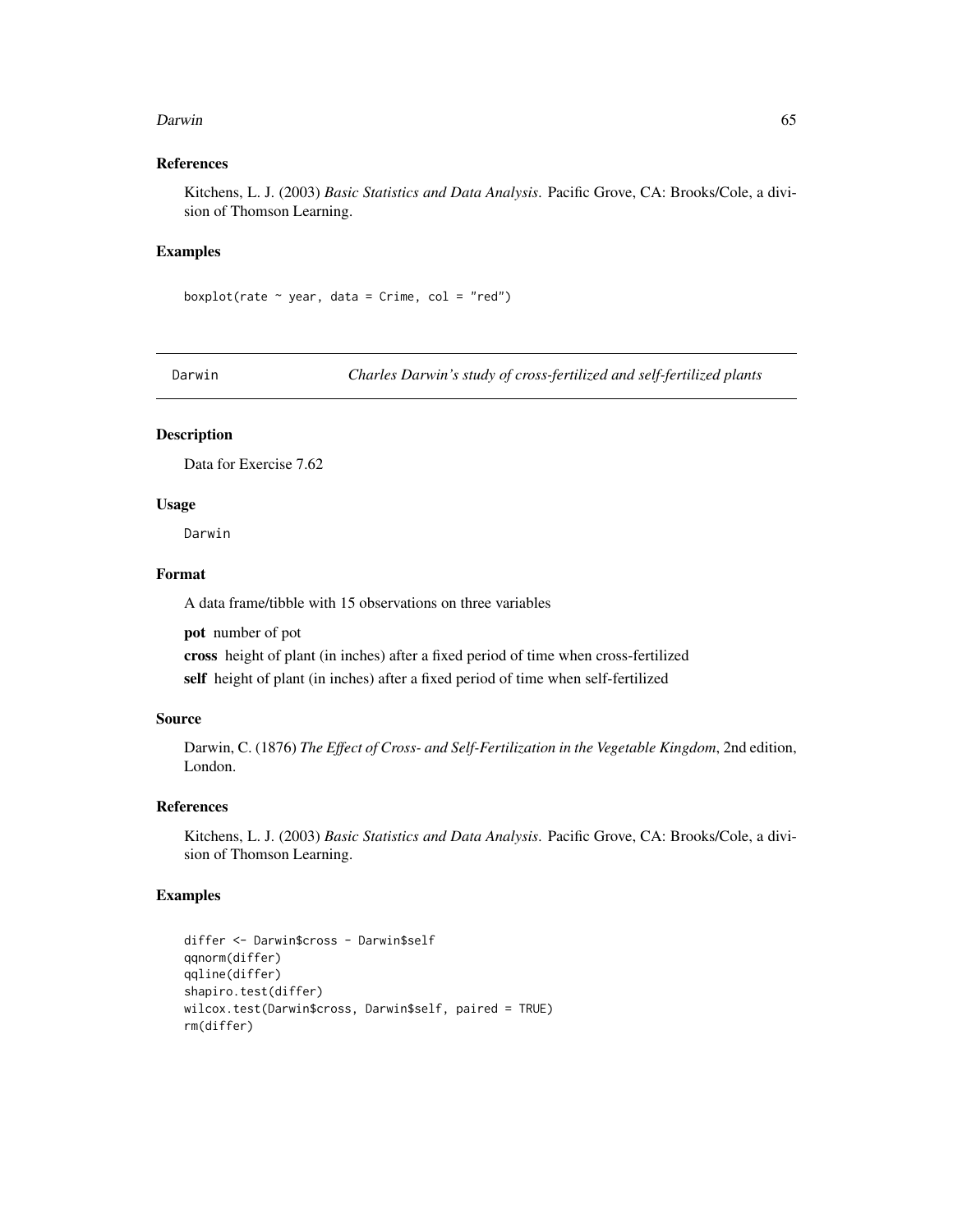## References

Kitchens, L. J. (2003) *Basic Statistics and Data Analysis*. Pacific Grove, CA: Brooks/Cole, a division of Thomson Learning.

## Examples

```
boxplot(rate ~ year, data = Crime, col = "red")
```

---

# Darwin — *Charles Darwin's study of cross-fertilized and self-fertilized plants*

## Description

Data for Exercise 7.62

## Usage

```
Darwin
```

## Format

A data frame/tibble with 15 observations on three variables

**pot** number of pot

**cross** height of plant (in inches) after a fixed period of time when cross-fertilized

**self** height of plant (in inches) after a fixed period of time when self-fertilized

## Source

Darwin, C. (1876) *The Effect of Cross- and Self-Fertilization in the Vegetable Kingdom*, 2nd edition, London.

## References

Kitchens, L. J. (2003) *Basic Statistics and Data Analysis*. Pacific Grove, CA: Brooks/Cole, a division of Thomson Learning.

## Examples

```
differ <- Darwin$cross - Darwin$self
qqnorm(differ)
qqline(differ)
shapiro.test(differ)
wilcox.test(Darwin$cross, Darwin$self, paired = TRUE)
rm(differ)
```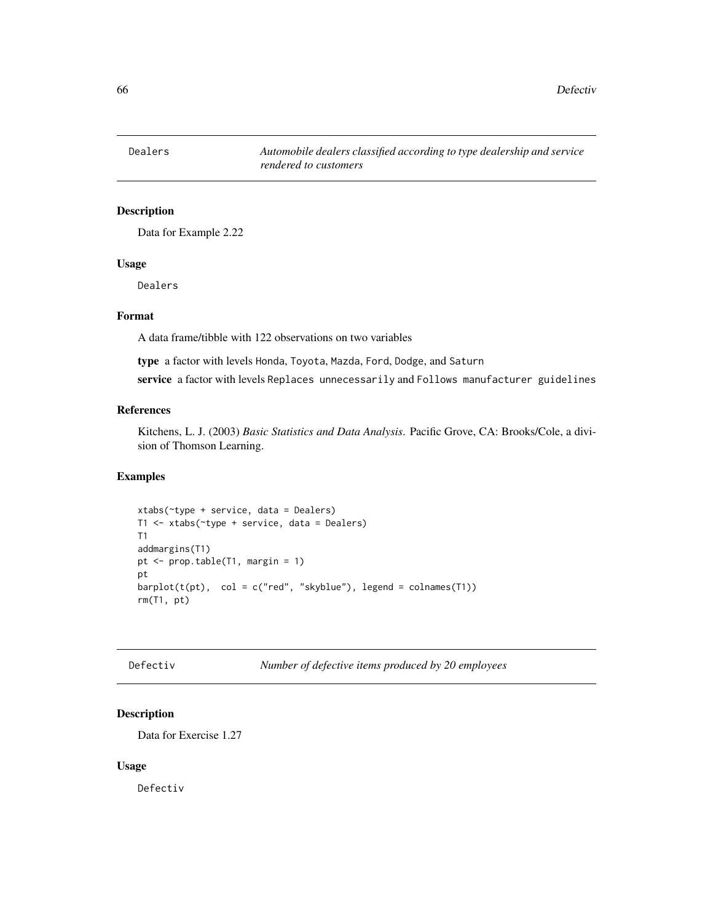## Dealers

*Automobile dealers classified according to type dealership and service rendered to customers*

### Description

Data for Example 2.22

### Usage

```
Dealers
```

### Format

A data frame/tibble with 122 observations on two variables

**type** a factor with levels `Honda`, `Toyota`, `Mazda`, `Ford`, `Dodge`, and `Saturn`

**service** a factor with levels `Replaces unnecessarily` and `Follows manufacturer guidelines`

### References

Kitchens, L. J. (2003) *Basic Statistics and Data Analysis*. Pacific Grove, CA: Brooks/Cole, a division of Thomson Learning.

### Examples

```
xtabs(~type + service, data = Dealers)
T1 <- xtabs(~type + service, data = Dealers)
T1
addmargins(T1)
pt <- prop.table(T1, margin = 1)
pt
barplot(t(pt),  col = c("red", "skyblue"), legend = colnames(T1))
rm(T1, pt)
```

## Defectiv

*Number of defective items produced by 20 employees*

### Description

Data for Exercise 1.27

### Usage

```
Defectiv
```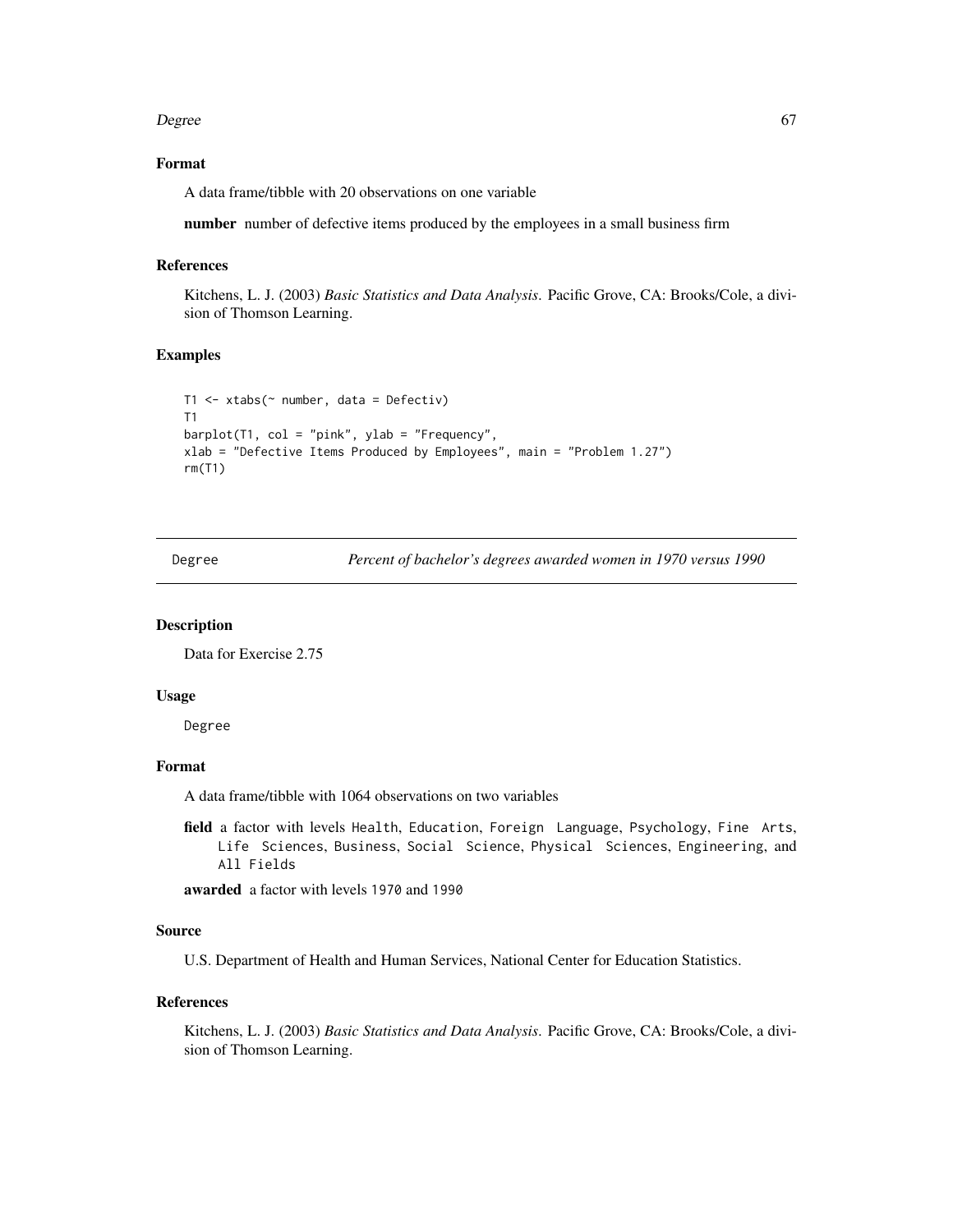### Format

A data frame/tibble with 20 observations on one variable

**number** number of defective items produced by the employees in a small business firm

### References

Kitchens, L. J. (2003) *Basic Statistics and Data Analysis*. Pacific Grove, CA: Brooks/Cole, a division of Thomson Learning.

### Examples

```
T1 <- xtabs(~ number, data = Defectiv)
T1
barplot(T1, col = "pink", ylab = "Frequency",
xlab = "Defective Items Produced by Employees", main = "Problem 1.27")
rm(T1)
```

---

## Degree *Percent of bachelor's degrees awarded women in 1970 versus 1990*

### Description

Data for Exercise 2.75

### Usage

```
Degree
```

### Format

A data frame/tibble with 1064 observations on two variables

**field** a factor with levels `Health`, `Education`, `Foreign Language`, `Psychology`, `Fine Arts`, `Life Sciences`, `Business`, `Social Science`, `Physical Sciences`, `Engineering`, and `All Fields`

**awarded** a factor with levels `1970` and `1990`

### Source

U.S. Department of Health and Human Services, National Center for Education Statistics.

### References

Kitchens, L. J. (2003) *Basic Statistics and Data Analysis*. Pacific Grove, CA: Brooks/Cole, a division of Thomson Learning.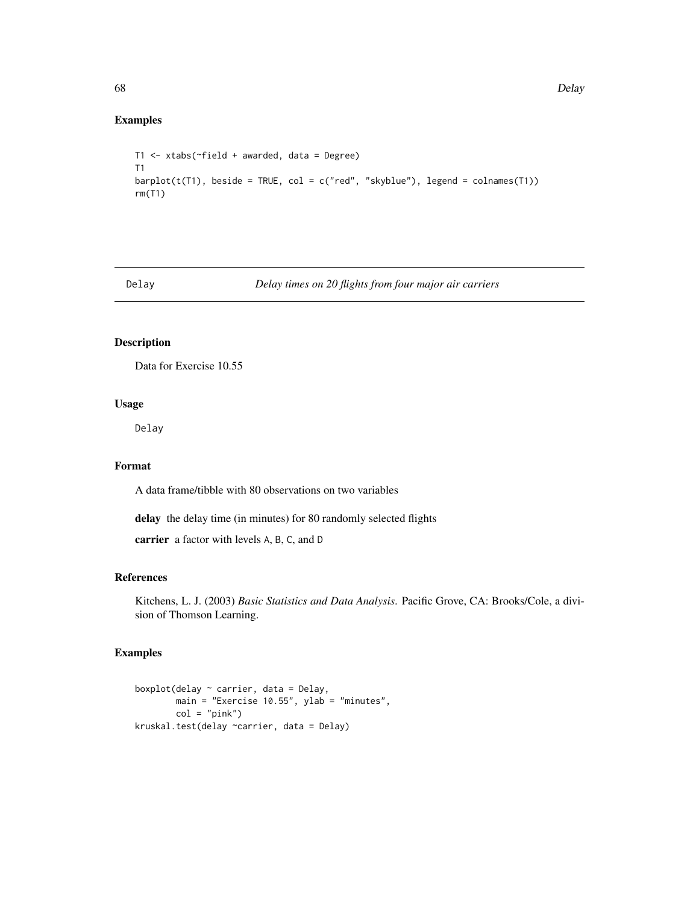## Examples

```
T1 <- xtabs(~field + awarded, data = Degree)
T1
barplot(t(T1), beside = TRUE, col = c("red", "skyblue"), legend = colnames(T1))
rm(T1)
```

---

# Delay — *Delay times on 20 flights from four major air carriers*

---

## Description

Data for Exercise 10.55

## Usage

```
Delay
```

## Format

A data frame/tibble with 80 observations on two variables

**delay** the delay time (in minutes) for 80 randomly selected flights

**carrier** a factor with levels A, B, C, and D

## References

Kitchens, L. J. (2003) *Basic Statistics and Data Analysis*. Pacific Grove, CA: Brooks/Cole, a division of Thomson Learning.

## Examples

```
boxplot(delay ~ carrier, data = Delay,
        main = "Exercise 10.55", ylab = "minutes",
        col = "pink")
kruskal.test(delay ~carrier, data = Delay)
```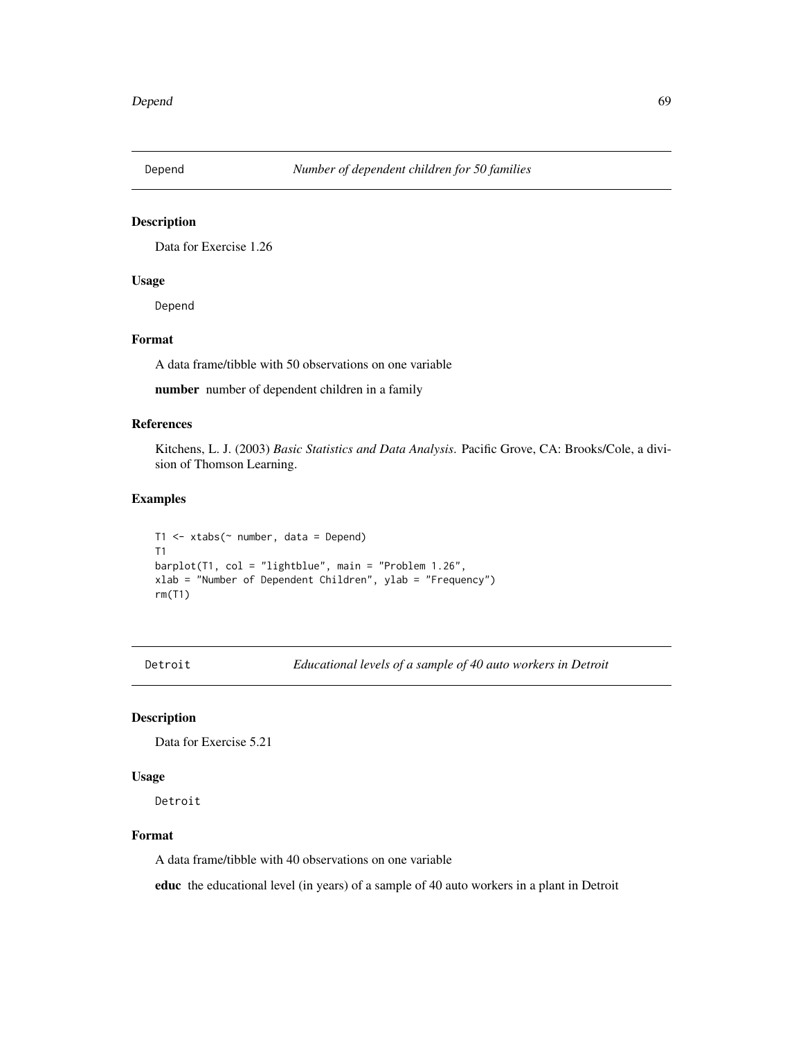## Depend — *Number of dependent children for 50 families*

### Description

Data for Exercise 1.26

### Usage

```
Depend
```

### Format

A data frame/tibble with 50 observations on one variable

**number** number of dependent children in a family

### References

Kitchens, L. J. (2003) *Basic Statistics and Data Analysis*. Pacific Grove, CA: Brooks/Cole, a division of Thomson Learning.

### Examples

```
T1 <- xtabs(~ number, data = Depend)
T1
barplot(T1, col = "lightblue", main = "Problem 1.26",
xlab = "Number of Dependent Children", ylab = "Frequency")
rm(T1)
```

## Detroit — *Educational levels of a sample of 40 auto workers in Detroit*

### Description

Data for Exercise 5.21

### Usage

```
Detroit
```

### Format

A data frame/tibble with 40 observations on one variable

**educ** the educational level (in years) of a sample of 40 auto workers in a plant in Detroit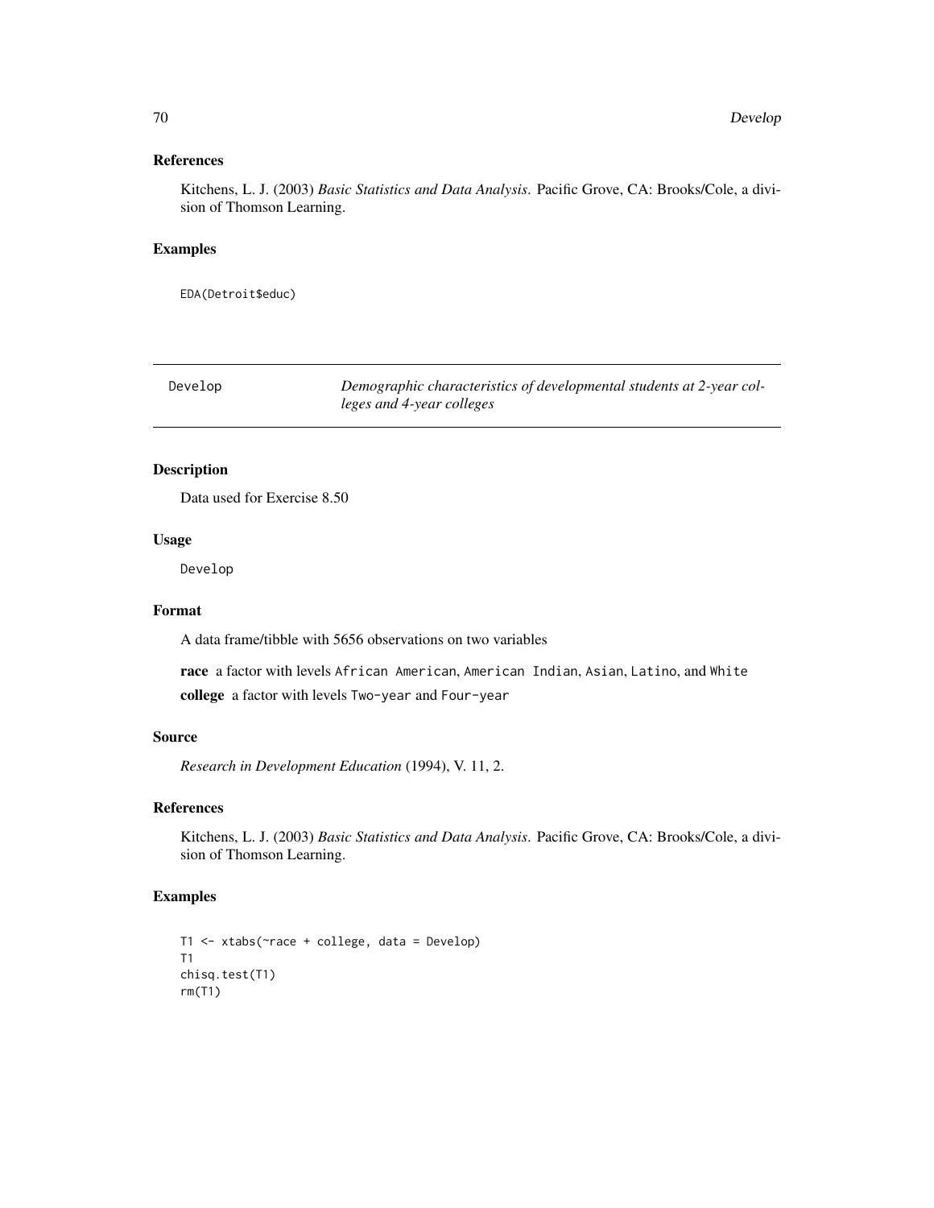## References

Kitchens, L. J. (2003) *Basic Statistics and Data Analysis*. Pacific Grove, CA: Brooks/Cole, a division of Thomson Learning.

## Examples

```
EDA(Detroit$educ)
```

---

# Develop — *Demographic characteristics of developmental students at 2-year colleges and 4-year colleges*

---

## Description

Data used for Exercise 8.50

## Usage

```
Develop
```

## Format

A data frame/tibble with 5656 observations on two variables

**race** a factor with levels `African American`, `American Indian`, `Asian`, `Latino`, and `White`

**college** a factor with levels `Two-year` and `Four-year`

## Source

*Research in Development Education* (1994), V. 11, 2.

## References

Kitchens, L. J. (2003) *Basic Statistics and Data Analysis*. Pacific Grove, CA: Brooks/Cole, a division of Thomson Learning.

## Examples

```
T1 <- xtabs(~race + college, data = Develop)
T1
chisq.test(T1)
rm(T1)
```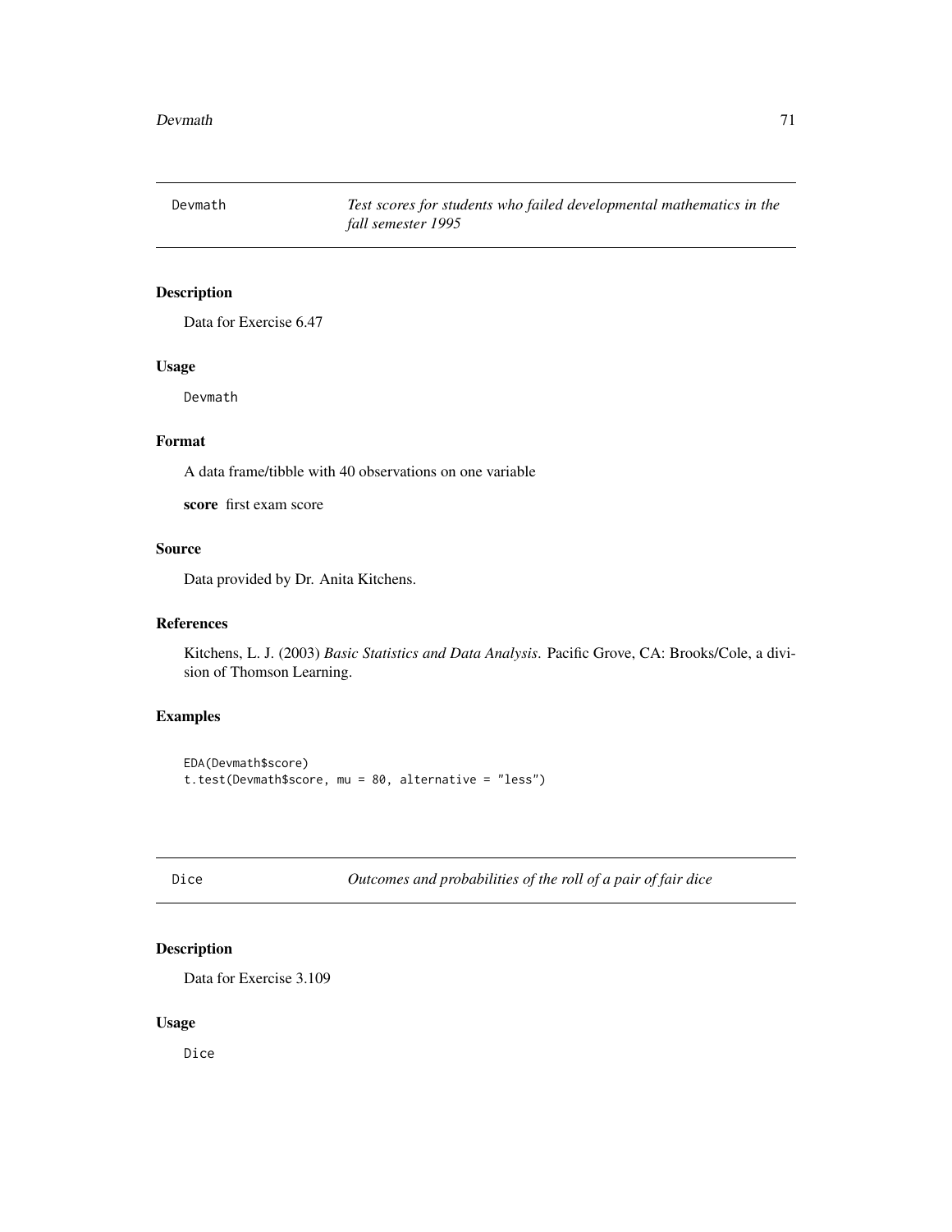## Devmath — *Test scores for students who failed developmental mathematics in the fall semester 1995*

### Description

Data for Exercise 6.47

### Usage

```
Devmath
```

### Format

A data frame/tibble with 40 observations on one variable

**score** first exam score

### Source

Data provided by Dr. Anita Kitchens.

### References

Kitchens, L. J. (2003) *Basic Statistics and Data Analysis*. Pacific Grove, CA: Brooks/Cole, a division of Thomson Learning.

### Examples

```
EDA(Devmath$score)
t.test(Devmath$score, mu = 80, alternative = "less")
```

## Dice — *Outcomes and probabilities of the roll of a pair of fair dice*

### Description

Data for Exercise 3.109

### Usage

```
Dice
```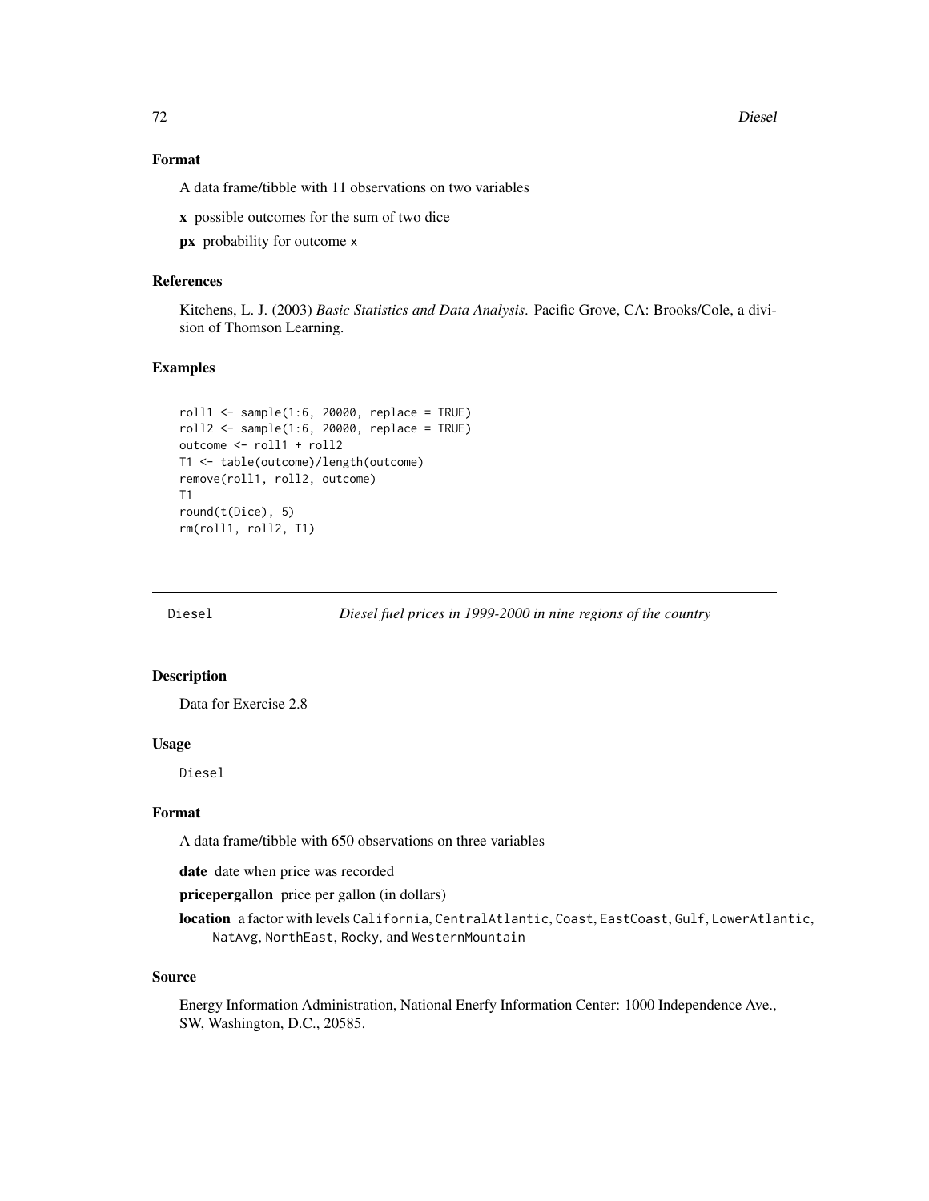### Format

A data frame/tibble with 11 observations on two variables

**x** possible outcomes for the sum of two dice

**px** probability for outcome x

### References

Kitchens, L. J. (2003) *Basic Statistics and Data Analysis*. Pacific Grove, CA: Brooks/Cole, a division of Thomson Learning.

### Examples

```
roll1 <- sample(1:6, 20000, replace = TRUE)
roll2 <- sample(1:6, 20000, replace = TRUE)
outcome <- roll1 + roll2
T1 <- table(outcome)/length(outcome)
remove(roll1, roll2, outcome)
T1
round(t(Dice), 5)
rm(roll1, roll2, T1)
```

---

## Diesel *Diesel fuel prices in 1999-2000 in nine regions of the country*

### Description

Data for Exercise 2.8

### Usage

Diesel

### Format

A data frame/tibble with 650 observations on three variables

**date** date when price was recorded

**pricepergallon** price per gallon (in dollars)

**location** a factor with levels California, CentralAtlantic, Coast, EastCoast, Gulf, LowerAtlantic, NatAvg, NorthEast, Rocky, and WesternMountain

### Source

Energy Information Administration, National Enerfy Information Center: 1000 Independence Ave., SW, Washington, D.C., 20585.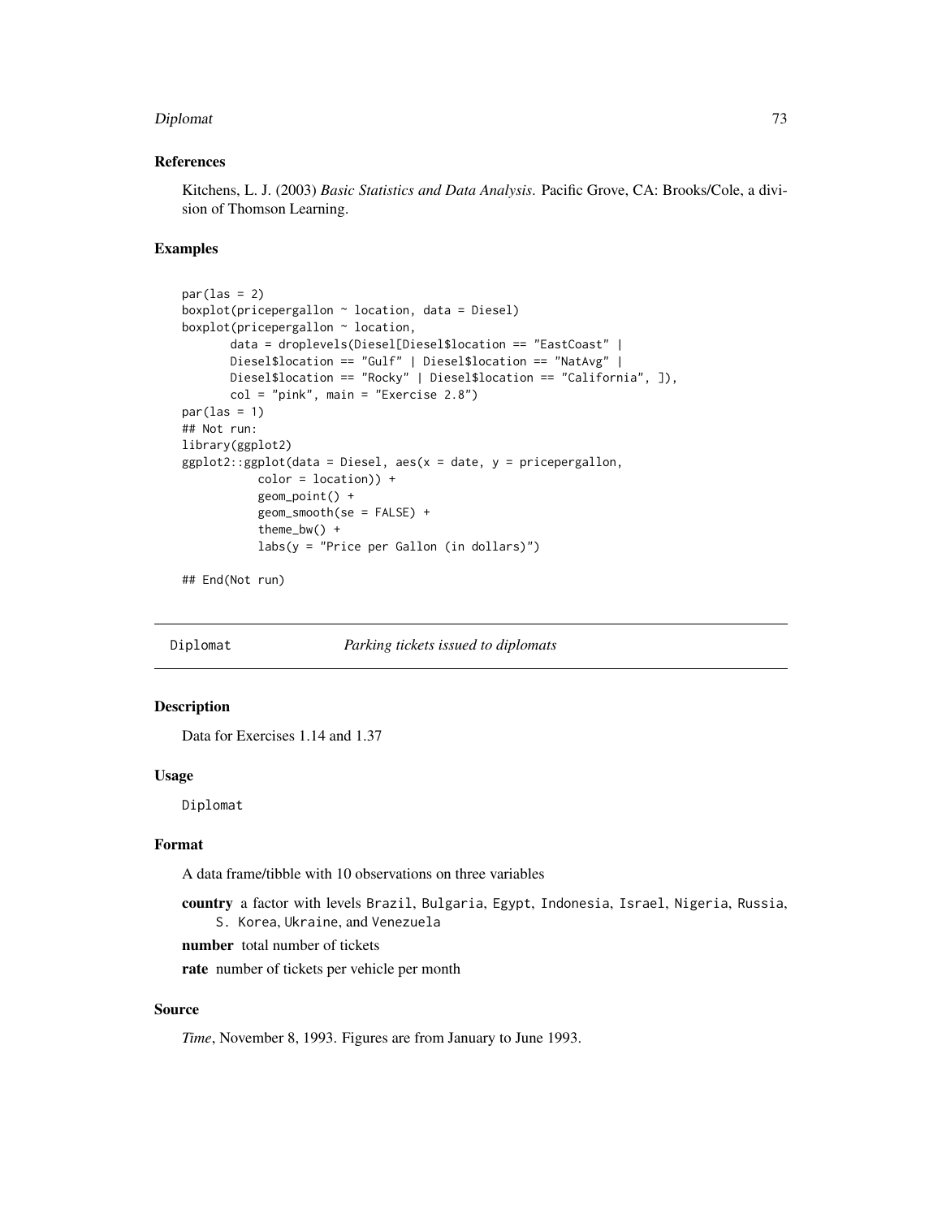### References

Kitchens, L. J. (2003) *Basic Statistics and Data Analysis*. Pacific Grove, CA: Brooks/Cole, a division of Thomson Learning.

### Examples

```
par(las = 2)
boxplot(pricepergallon ~ location, data = Diesel)
boxplot(pricepergallon ~ location,
       data = droplevels(Diesel[Diesel$location == "EastCoast" |
       Diesel$location == "Gulf" | Diesel$location == "NatAvg" |
       Diesel$location == "Rocky" | Diesel$location == "California", ]),
       col = "pink", main = "Exercise 2.8")
par(las = 1)
## Not run:
library(ggplot2)
ggplot2::ggplot(data = Diesel, aes(x = date, y = pricepergallon,
           color = location)) +
           geom_point() +
           geom_smooth(se = FALSE) +
           theme_bw() +
           labs(y = "Price per Gallon (in dollars)")

## End(Not run)
```

---

## Diplomat — *Parking tickets issued to diplomats*

### Description

Data for Exercises 1.14 and 1.37

### Usage

```
Diplomat
```

### Format

A data frame/tibble with 10 observations on three variables

**country** a factor with levels `Brazil`, `Bulgaria`, `Egypt`, `Indonesia`, `Israel`, `Nigeria`, `Russia`, `S. Korea`, `Ukraine`, and `Venezuela`

**number** total number of tickets

**rate** number of tickets per vehicle per month

### Source

*Time*, November 8, 1993. Figures are from January to June 1993.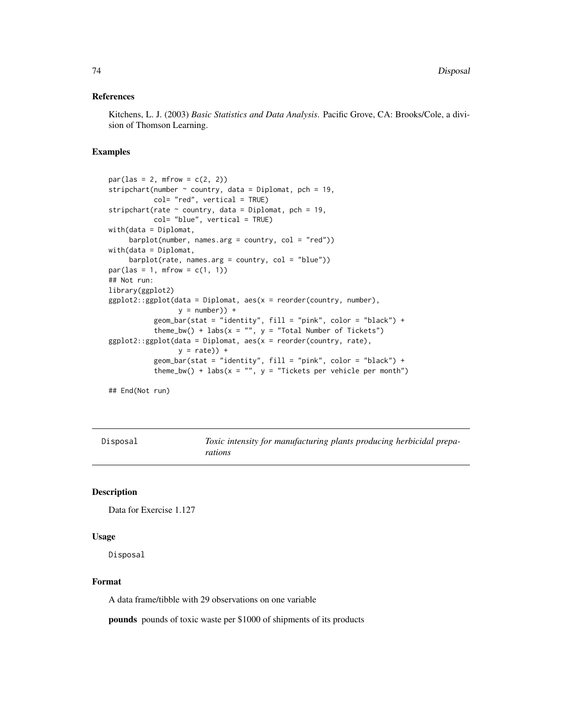## References

Kitchens, L. J. (2003) *Basic Statistics and Data Analysis*. Pacific Grove, CA: Brooks/Cole, a division of Thomson Learning.

## Examples

```
par(las = 2, mfrow = c(2, 2))
stripchart(number ~ country, data = Diplomat, pch = 19,
           col= "red", vertical = TRUE)
stripchart(rate ~ country, data = Diplomat, pch = 19,
           col= "blue", vertical = TRUE)
with(data = Diplomat,
     barplot(number, names.arg = country, col = "red"))
with(data = Diplomat,
     barplot(rate, names.arg = country, col = "blue"))
par(las = 1, mfrow = c(1, 1))
## Not run:
library(ggplot2)
ggplot2::ggplot(data = Diplomat, aes(x = reorder(country, number),
                 y = number)) +
           geom_bar(stat = "identity", fill = "pink", color = "black") +
           theme_bw() + labs(x = "", y = "Total Number of Tickets")
ggplot2::ggplot(data = Diplomat, aes(x = reorder(country, rate),
                 y = rate)) +
           geom_bar(stat = "identity", fill = "pink", color = "black") +
           theme_bw() + labs(x = "", y = "Tickets per vehicle per month")

## End(Not run)
```

---

# Disposal — *Toxic intensity for manufacturing plants producing herbicidal preparations*

---

## Description

Data for Exercise 1.127

## Usage

```
Disposal
```

## Format

A data frame/tibble with 29 observations on one variable

**pounds** pounds of toxic waste per $1000 of shipments of its products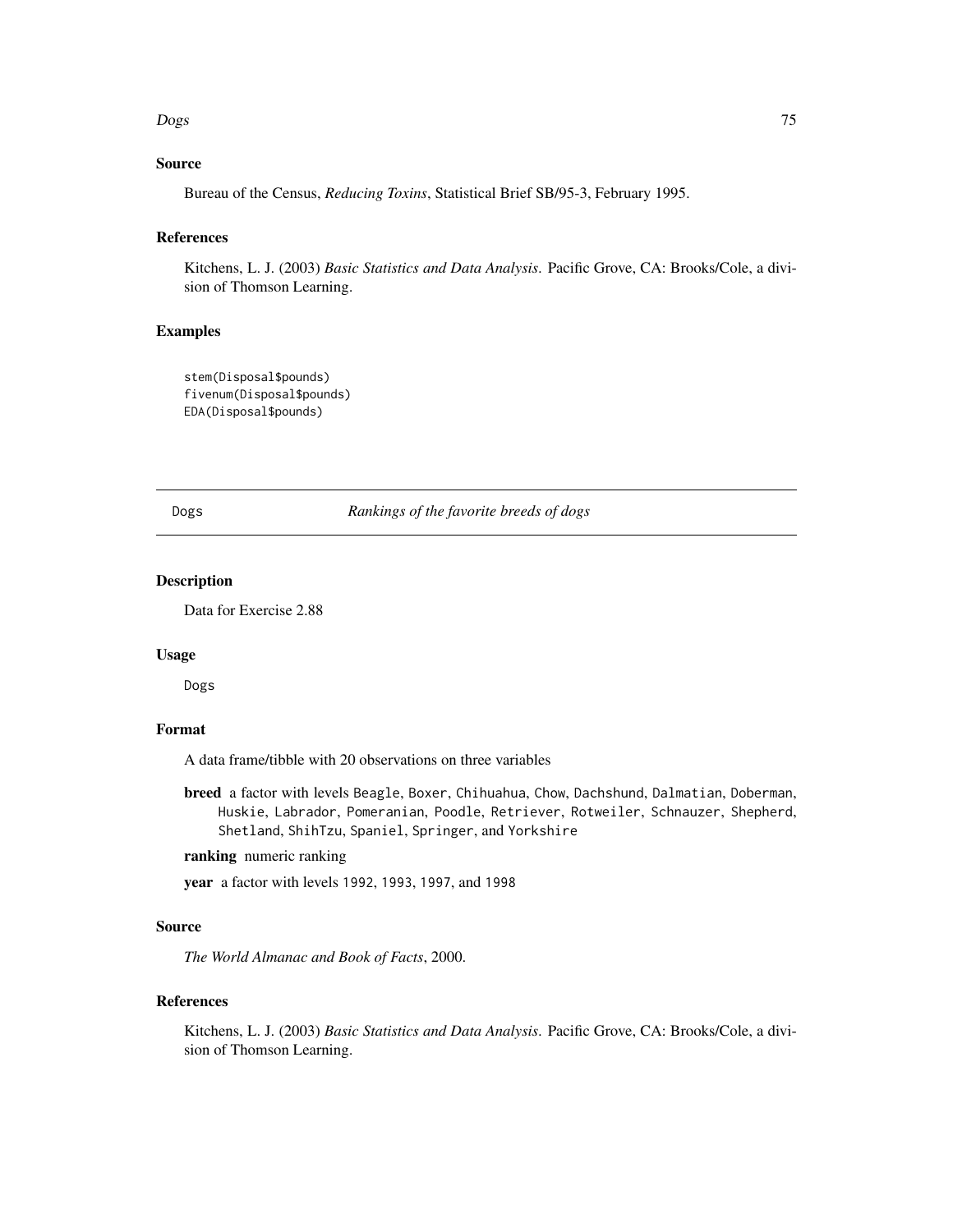### Source

Bureau of the Census, *Reducing Toxins*, Statistical Brief SB/95-3, February 1995.

### References

Kitchens, L. J. (2003) *Basic Statistics and Data Analysis*. Pacific Grove, CA: Brooks/Cole, a division of Thomson Learning.

### Examples

```
stem(Disposal$pounds)
fivenum(Disposal$pounds)
EDA(Disposal$pounds)
```

---

## Dogs — *Rankings of the favorite breeds of dogs*

---

### Description

Data for Exercise 2.88

### Usage

Dogs

### Format

A data frame/tibble with 20 observations on three variables

**breed** a factor with levels Beagle, Boxer, Chihuahua, Chow, Dachshund, Dalmatian, Doberman, Huskie, Labrador, Pomeranian, Poodle, Retriever, Rotweiler, Schnauzer, Shepherd, Shetland, ShihTzu, Spaniel, Springer, and Yorkshire

**ranking** numeric ranking

**year** a factor with levels 1992, 1993, 1997, and 1998

### Source

*The World Almanac and Book of Facts*, 2000.

### References

Kitchens, L. J. (2003) *Basic Statistics and Data Analysis*. Pacific Grove, CA: Brooks/Cole, a division of Thomson Learning.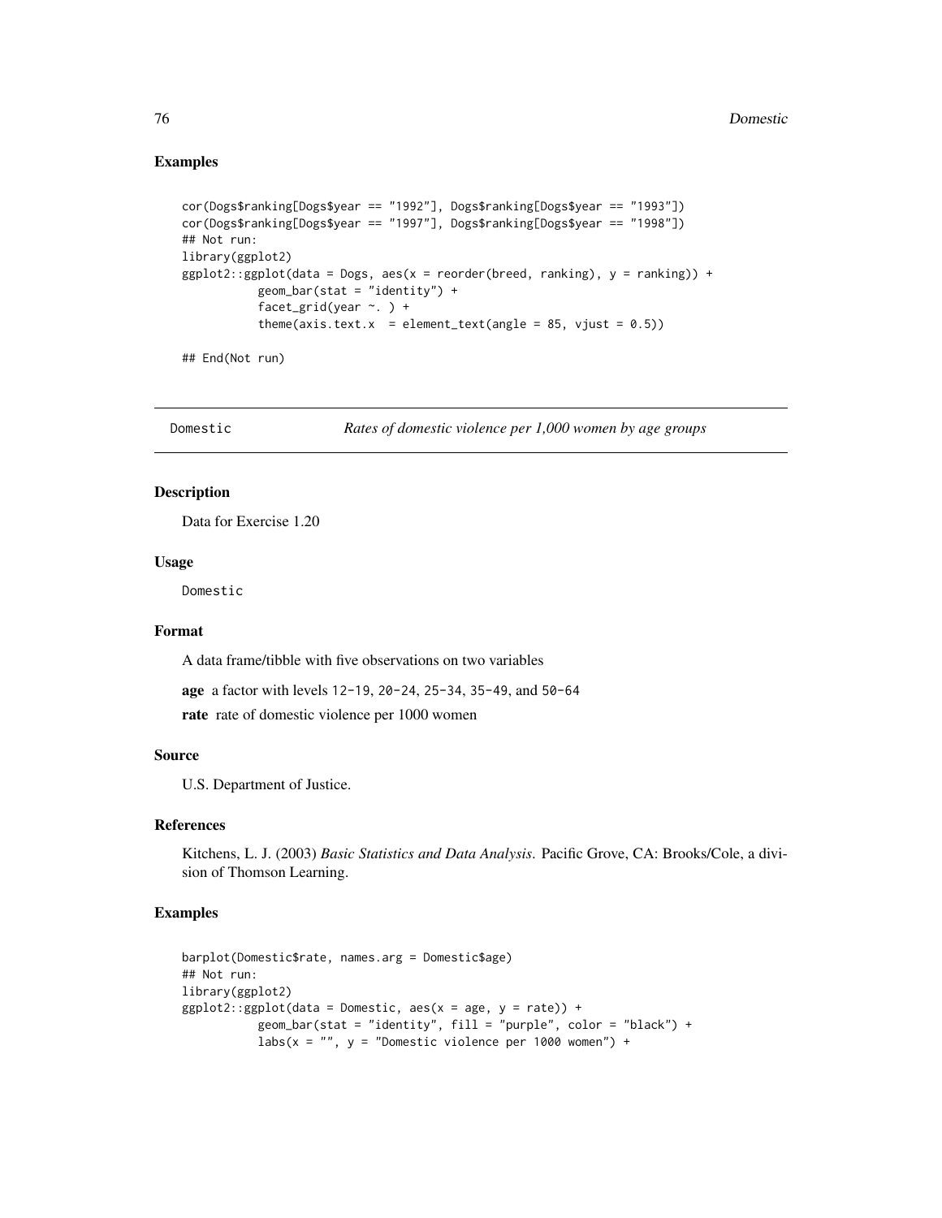### Examples

```
cor(Dogs$ranking[Dogs$year == "1992"], Dogs$ranking[Dogs$year == "1993"])
cor(Dogs$ranking[Dogs$year == "1997"], Dogs$ranking[Dogs$year == "1998"])
## Not run:
library(ggplot2)
ggplot2::ggplot(data = Dogs, aes(x = reorder(breed, ranking), y = ranking)) +
           geom_bar(stat = "identity") +
           facet_grid(year ~. ) +
           theme(axis.text.x  = element_text(angle = 85, vjust = 0.5))

## End(Not run)
```

---

## Domestic — *Rates of domestic violence per 1,000 women by age groups*

---

### Description

Data for Exercise 1.20

### Usage

```
Domestic
```

### Format

A data frame/tibble with five observations on two variables

**age** a factor with levels `12-19`, `20-24`, `25-34`, `35-49`, and `50-64`

**rate** rate of domestic violence per 1000 women

### Source

U.S. Department of Justice.

### References

Kitchens, L. J. (2003) *Basic Statistics and Data Analysis*. Pacific Grove, CA: Brooks/Cole, a division of Thomson Learning.

### Examples

```
barplot(Domestic$rate, names.arg = Domestic$age)
## Not run:
library(ggplot2)
ggplot2::ggplot(data = Domestic, aes(x = age, y = rate)) +
           geom_bar(stat = "identity", fill = "purple", color = "black") +
           labs(x = "", y = "Domestic violence per 1000 women") +
```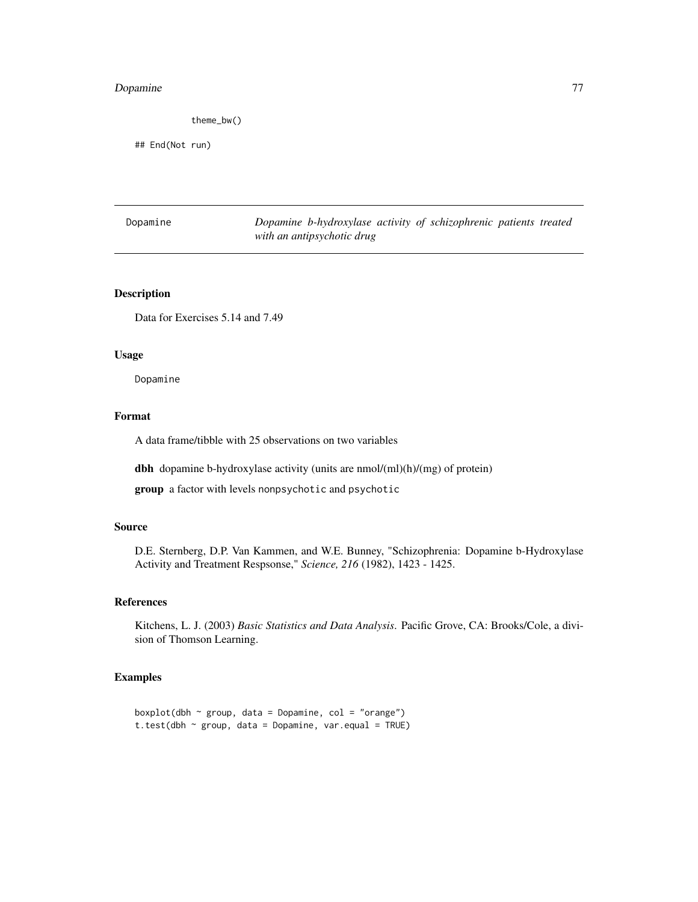```
            theme_bw()

## End(Not run)
```

| Dopamine | *Dopamine b-hydroxylase activity of schizophrenic patients treated with an antipsychotic drug* |
|---|---|

## Description

Data for Exercises 5.14 and 7.49

## Usage

```
Dopamine
```

## Format

A data frame/tibble with 25 observations on two variables

**dbh** dopamine b-hydroxylase activity (units are nmol/(ml)(h)/(mg) of protein)

**group** a factor with levels `nonpsychotic` and `psychotic`

## Source

D.E. Sternberg, D.P. Van Kammen, and W.E. Bunney, "Schizophrenia: Dopamine b-Hydroxylase Activity and Treatment Respsonse," *Science, 216* (1982), 1423 - 1425.

## References

Kitchens, L. J. (2003) *Basic Statistics and Data Analysis*. Pacific Grove, CA: Brooks/Cole, a division of Thomson Learning.

## Examples

```
boxplot(dbh ~ group, data = Dopamine, col = "orange")
t.test(dbh ~ group, data = Dopamine, var.equal = TRUE)
```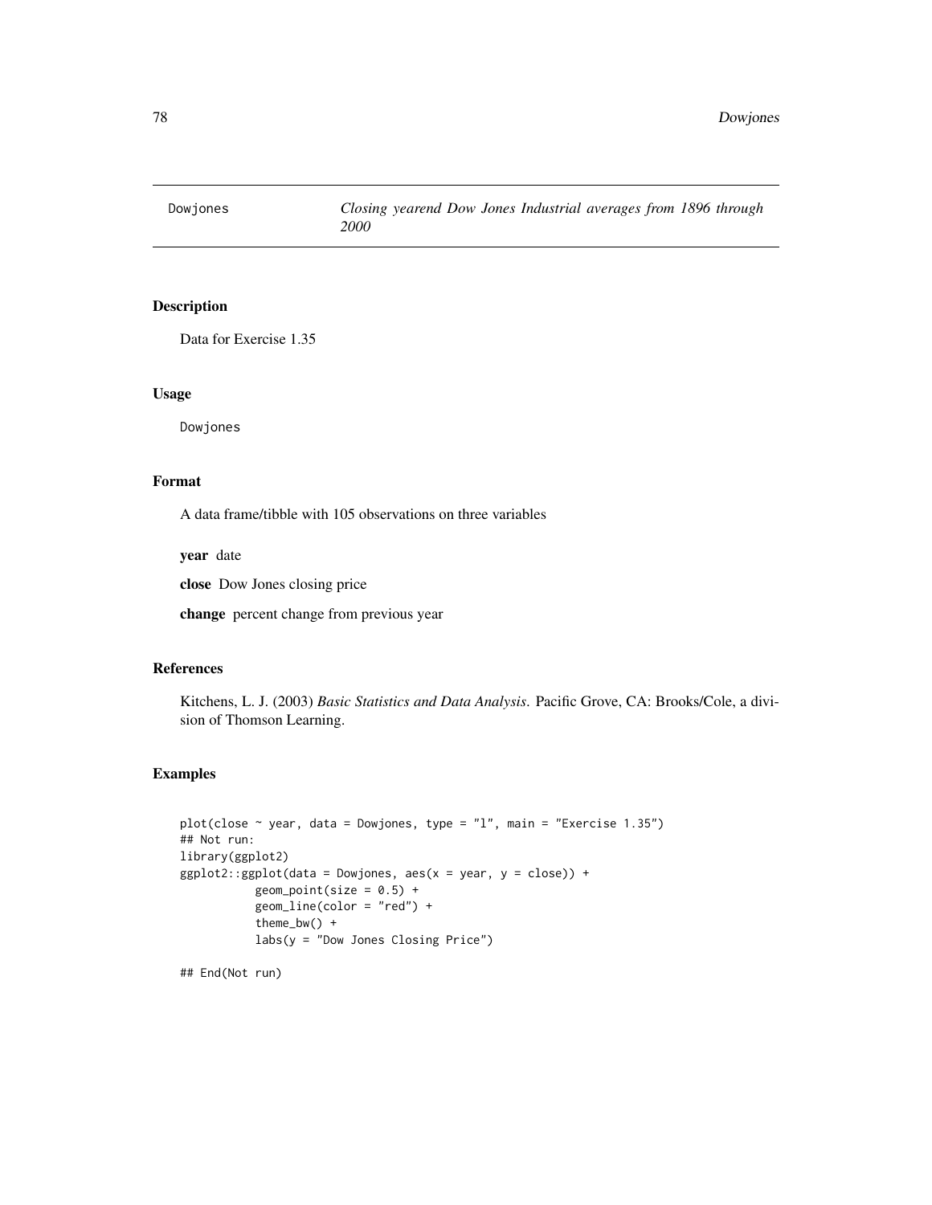Dowjones *Closing yearend Dow Jones Industrial averages from 1896 through 2000*

## Description

Data for Exercise 1.35

## Usage

```
Dowjones
```

## Format

A data frame/tibble with 105 observations on three variables

**year** date

**close** Dow Jones closing price

**change** percent change from previous year

## References

Kitchens, L. J. (2003) *Basic Statistics and Data Analysis.* Pacific Grove, CA: Brooks/Cole, a division of Thomson Learning.

## Examples

```
plot(close ~ year, data = Dowjones, type = "l", main = "Exercise 1.35")
## Not run:
library(ggplot2)
ggplot2::ggplot(data = Dowjones, aes(x = year, y = close)) +
          geom_point(size = 0.5) +
          geom_line(color = "red") +
          theme_bw() +
          labs(y = "Dow Jones Closing Price")

## End(Not run)
```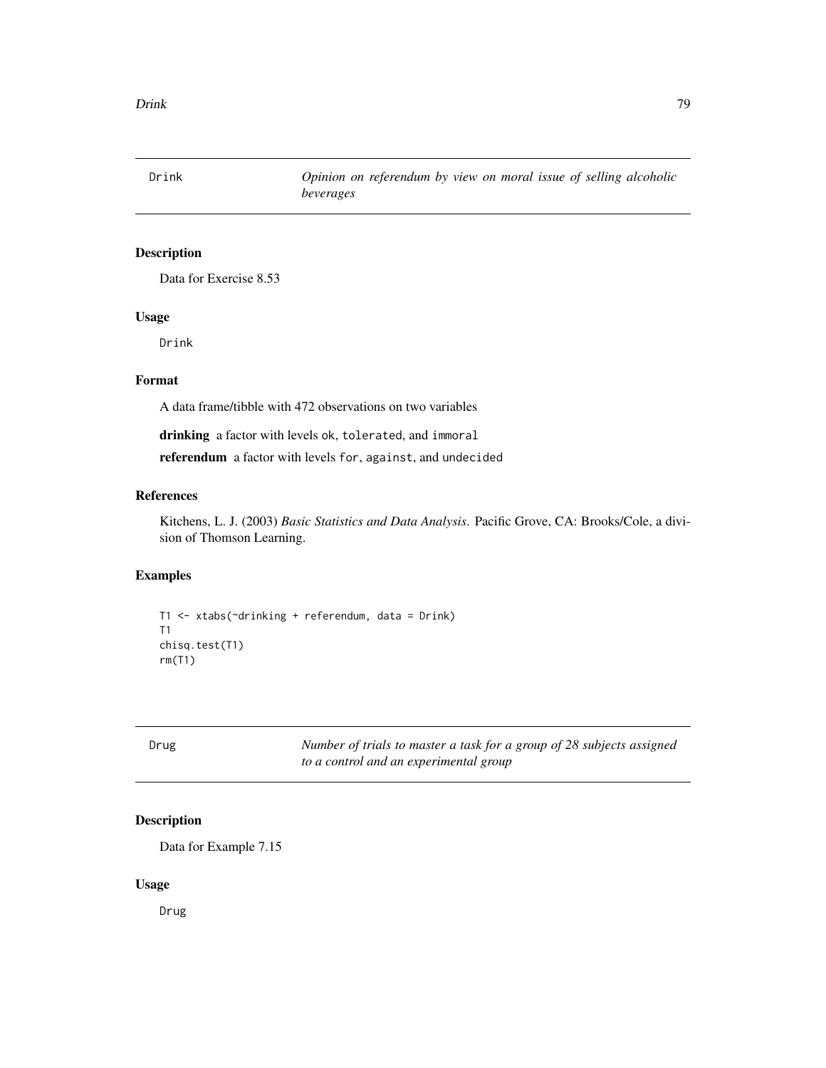## Drink — *Opinion on referendum by view on moral issue of selling alcoholic beverages*

### Description

Data for Exercise 8.53

### Usage

```
Drink
```

### Format

A data frame/tibble with 472 observations on two variables

**drinking** a factor with levels `ok`, `tolerated`, and `immoral`

**referendum** a factor with levels `for`, `against`, and `undecided`

### References

Kitchens, L. J. (2003) *Basic Statistics and Data Analysis*. Pacific Grove, CA: Brooks/Cole, a division of Thomson Learning.

### Examples

```
T1 <- xtabs(~drinking + referendum, data = Drink)
T1
chisq.test(T1)
rm(T1)
```

## Drug — *Number of trials to master a task for a group of 28 subjects assigned to a control and an experimental group*

### Description

Data for Example 7.15

### Usage

```
Drug
```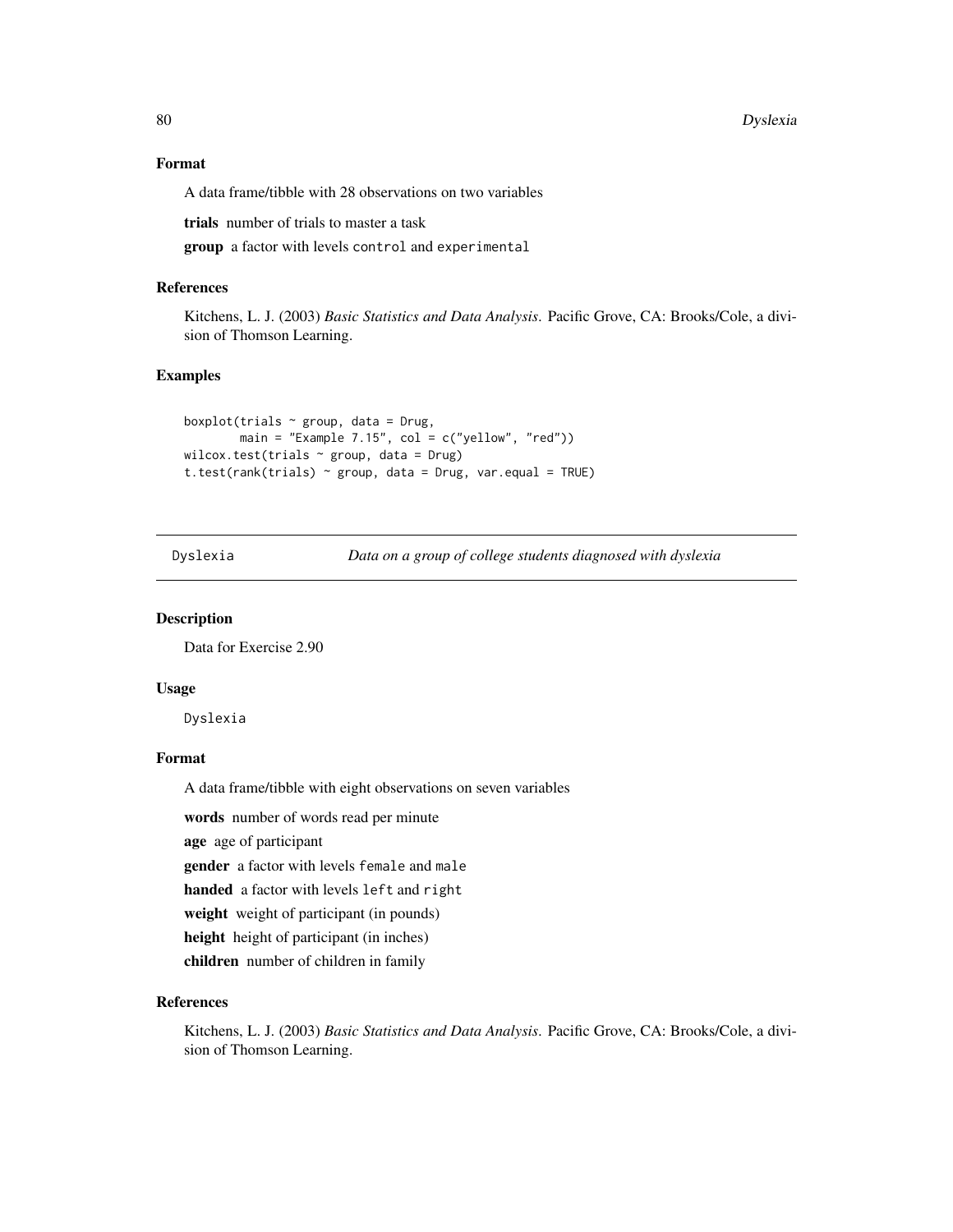### Format

A data frame/tibble with 28 observations on two variables

**trials** number of trials to master a task

**group** a factor with levels control and experimental

### References

Kitchens, L. J. (2003) *Basic Statistics and Data Analysis.* Pacific Grove, CA: Brooks/Cole, a division of Thomson Learning.

### Examples

```
boxplot(trials ~ group, data = Drug,
        main = "Example 7.15", col = c("yellow", "red"))
wilcox.test(trials ~ group, data = Drug)
t.test(rank(trials) ~ group, data = Drug, var.equal = TRUE)
```

---

## Dyslexia — *Data on a group of college students diagnosed with dyslexia*

### Description

Data for Exercise 2.90

### Usage

Dyslexia

### Format

A data frame/tibble with eight observations on seven variables

**words** number of words read per minute

**age** age of participant

**gender** a factor with levels female and male

**handed** a factor with levels left and right

**weight** weight of participant (in pounds)

**height** height of participant (in inches)

**children** number of children in family

### References

Kitchens, L. J. (2003) *Basic Statistics and Data Analysis.* Pacific Grove, CA: Brooks/Cole, a division of Thomson Learning.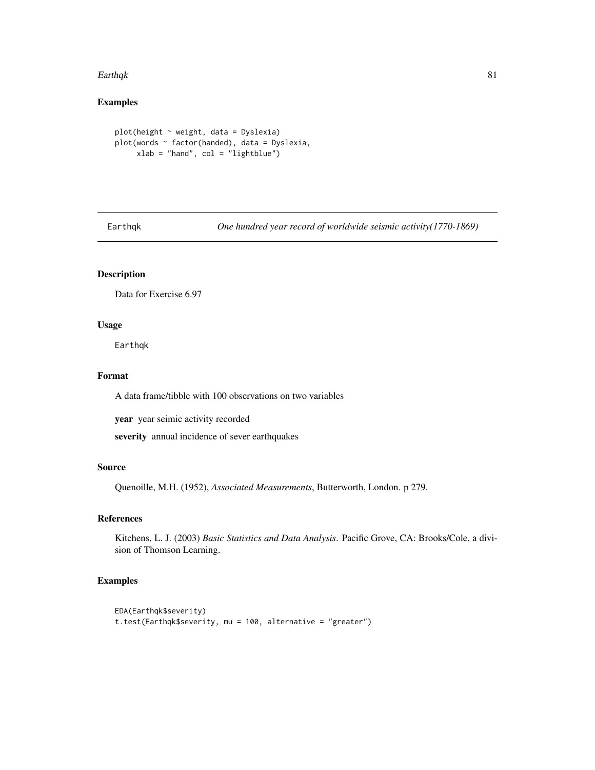## Examples

```
plot(height ~ weight, data = Dyslexia)
plot(words ~ factor(handed), data = Dyslexia,
     xlab = "hand", col = "lightblue")
```

---

# Earthqk — *One hundred year record of worldwide seismic activity(1770-1869)*

---

## Description

Data for Exercise 6.97

## Usage

```
Earthqk
```

## Format

A data frame/tibble with 100 observations on two variables

**year** year seimic activity recorded

**severity** annual incidence of sever earthquakes

## Source

Quenoille, M.H. (1952), *Associated Measurements*, Butterworth, London. p 279.

## References

Kitchens, L. J. (2003) *Basic Statistics and Data Analysis*. Pacific Grove, CA: Brooks/Cole, a division of Thomson Learning.

## Examples

```
EDA(Earthqk$severity)
t.test(Earthqk$severity, mu = 100, alternative = "greater")
```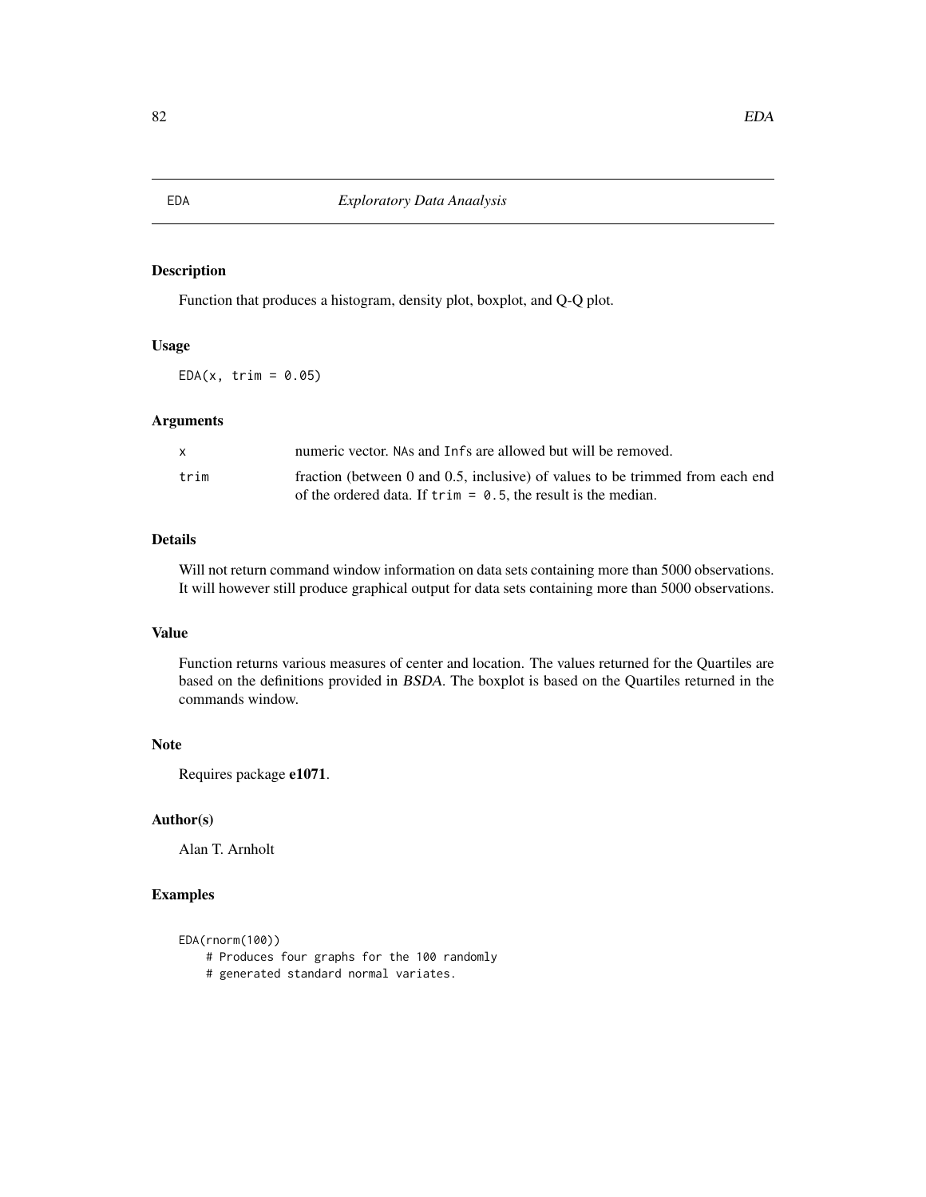EDA *Exploratory Data Anaalysis*

## Description

Function that produces a histogram, density plot, boxplot, and Q-Q plot.

## Usage

```
EDA(x, trim = 0.05)
```

## Arguments

| | |
|---|---|
| x | numeric vector. NAs and Infs are allowed but will be removed. |
| trim | fraction (between 0 and 0.5, inclusive) of values to be trimmed from each end of the ordered data. If `trim = 0.5`, the result is the median. |

## Details

Will not return command window information on data sets containing more than 5000 observations. It will however still produce graphical output for data sets containing more than 5000 observations.

## Value

Function returns various measures of center and location. The values returned for the Quartiles are based on the definitions provided in *BSDA*. The boxplot is based on the Quartiles returned in the commands window.

## Note

Requires package **e1071**.

## Author(s)

Alan T. Arnholt

## Examples

```
EDA(rnorm(100))
    # Produces four graphs for the 100 randomly
    # generated standard normal variates.
```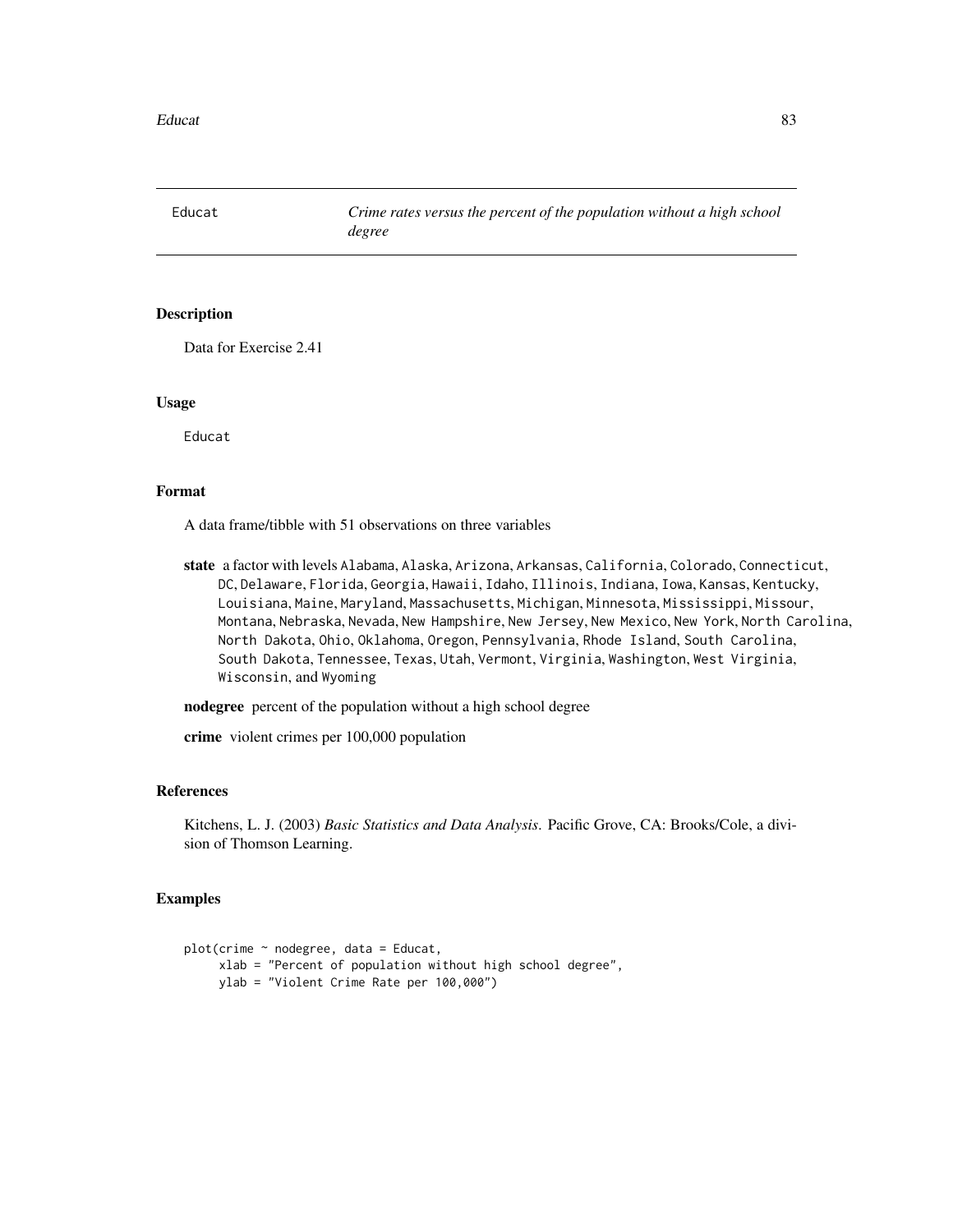Educat *Crime rates versus the percent of the population without a high school degree*

## Description

Data for Exercise 2.41

## Usage

Educat

## Format

A data frame/tibble with 51 observations on three variables

**state** a factor with levels Alabama, Alaska, Arizona, Arkansas, California, Colorado, Connecticut, DC, Delaware, Florida, Georgia, Hawaii, Idaho, Illinois, Indiana, Iowa, Kansas, Kentucky, Louisiana, Maine, Maryland, Massachusetts, Michigan, Minnesota, Mississippi, Missour, Montana, Nebraska, Nevada, New Hampshire, New Jersey, New Mexico, New York, North Carolina, North Dakota, Ohio, Oklahoma, Oregon, Pennsylvania, Rhode Island, South Carolina, South Dakota, Tennessee, Texas, Utah, Vermont, Virginia, Washington, West Virginia, Wisconsin, and Wyoming

**nodegree** percent of the population without a high school degree

**crime** violent crimes per 100,000 population

## References

Kitchens, L. J. (2003) *Basic Statistics and Data Analysis*. Pacific Grove, CA: Brooks/Cole, a division of Thomson Learning.

## Examples

```
plot(crime ~ nodegree, data = Educat,
     xlab = "Percent of population without high school degree",
     ylab = "Violent Crime Rate per 100,000")
```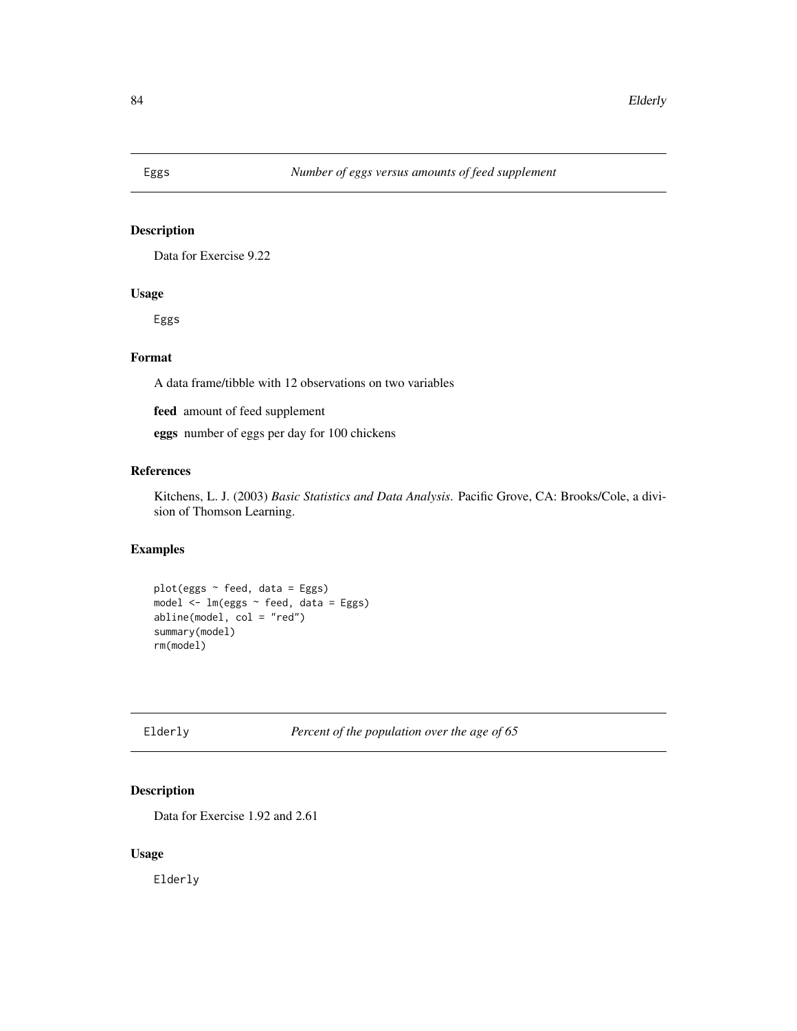## Eggs *Number of eggs versus amounts of feed supplement*

### Description

Data for Exercise 9.22

### Usage

```
Eggs
```

### Format

A data frame/tibble with 12 observations on two variables

**feed** amount of feed supplement

**eggs** number of eggs per day for 100 chickens

### References

Kitchens, L. J. (2003) *Basic Statistics and Data Analysis*. Pacific Grove, CA: Brooks/Cole, a division of Thomson Learning.

### Examples

```
plot(eggs ~ feed, data = Eggs)
model <- lm(eggs ~ feed, data = Eggs)
abline(model, col = "red")
summary(model)
rm(model)
```

## Elderly *Percent of the population over the age of 65*

### Description

Data for Exercise 1.92 and 2.61

### Usage

```
Elderly
```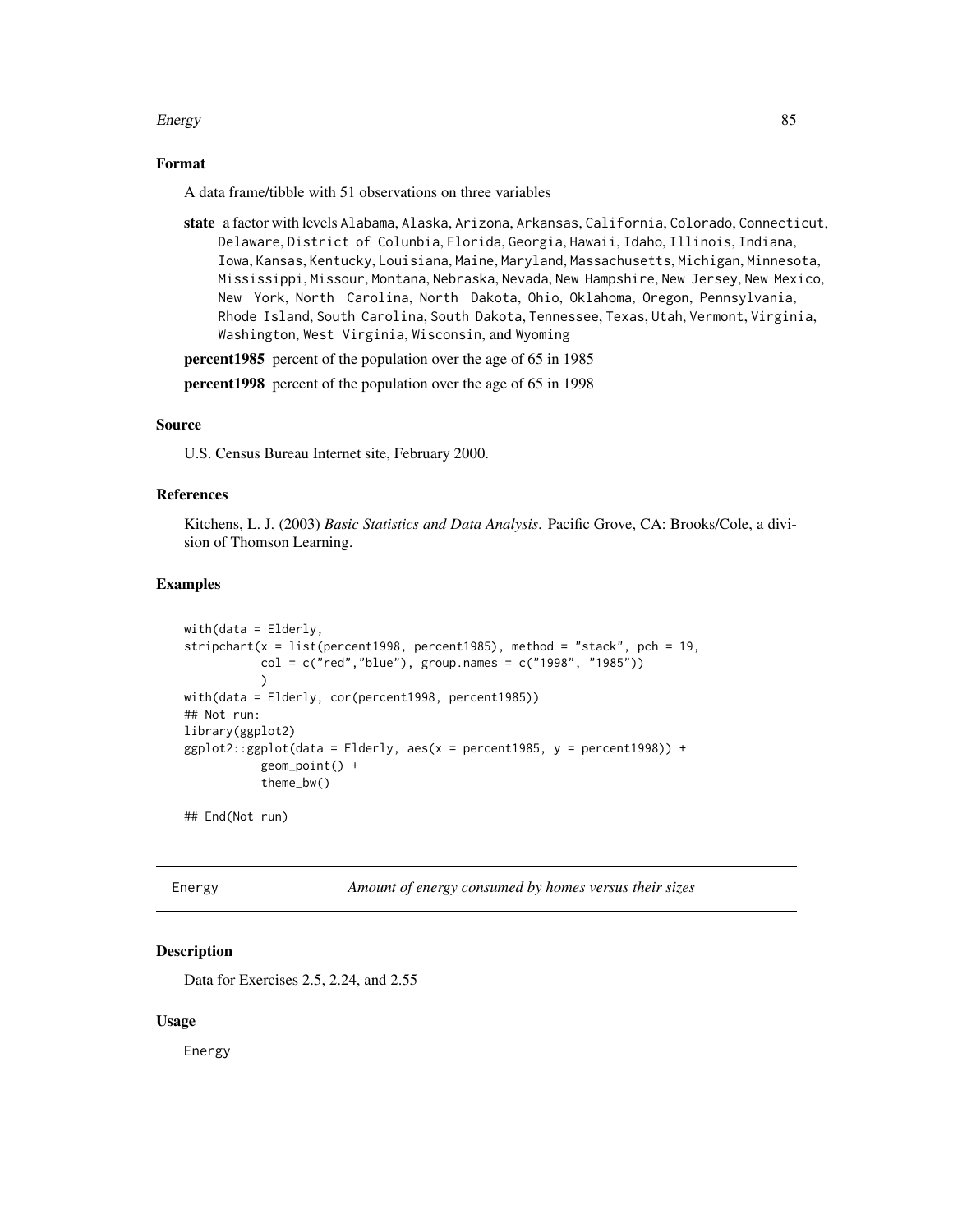### Format

A data frame/tibble with 51 observations on three variables

**state** a factor with levels Alabama, Alaska, Arizona, Arkansas, California, Colorado, Connecticut, Delaware, District of Colunbia, Florida, Georgia, Hawaii, Idaho, Illinois, Indiana, Iowa, Kansas, Kentucky, Louisiana, Maine, Maryland, Massachusetts, Michigan, Minnesota, Mississippi, Missour, Montana, Nebraska, Nevada, New Hampshire, New Jersey, New Mexico, New York, North Carolina, North Dakota, Ohio, Oklahoma, Oregon, Pennsylvania, Rhode Island, South Carolina, South Dakota, Tennessee, Texas, Utah, Vermont, Virginia, Washington, West Virginia, Wisconsin, and Wyoming

**percent1985** percent of the population over the age of 65 in 1985

**percent1998** percent of the population over the age of 65 in 1998

### Source

U.S. Census Bureau Internet site, February 2000.

### References

Kitchens, L. J. (2003) *Basic Statistics and Data Analysis*. Pacific Grove, CA: Brooks/Cole, a division of Thomson Learning.

### Examples

```
with(data = Elderly,
stripchart(x = list(percent1998, percent1985), method = "stack", pch = 19,
           col = c("red","blue"), group.names = c("1998", "1985"))
           )
with(data = Elderly, cor(percent1998, percent1985))
## Not run:
library(ggplot2)
ggplot2::ggplot(data = Elderly, aes(x = percent1985, y = percent1998)) +
           geom_point() +
           theme_bw()

## End(Not run)
```

## Energy — *Amount of energy consumed by homes versus their sizes*

### Description

Data for Exercises 2.5, 2.24, and 2.55

### Usage

Energy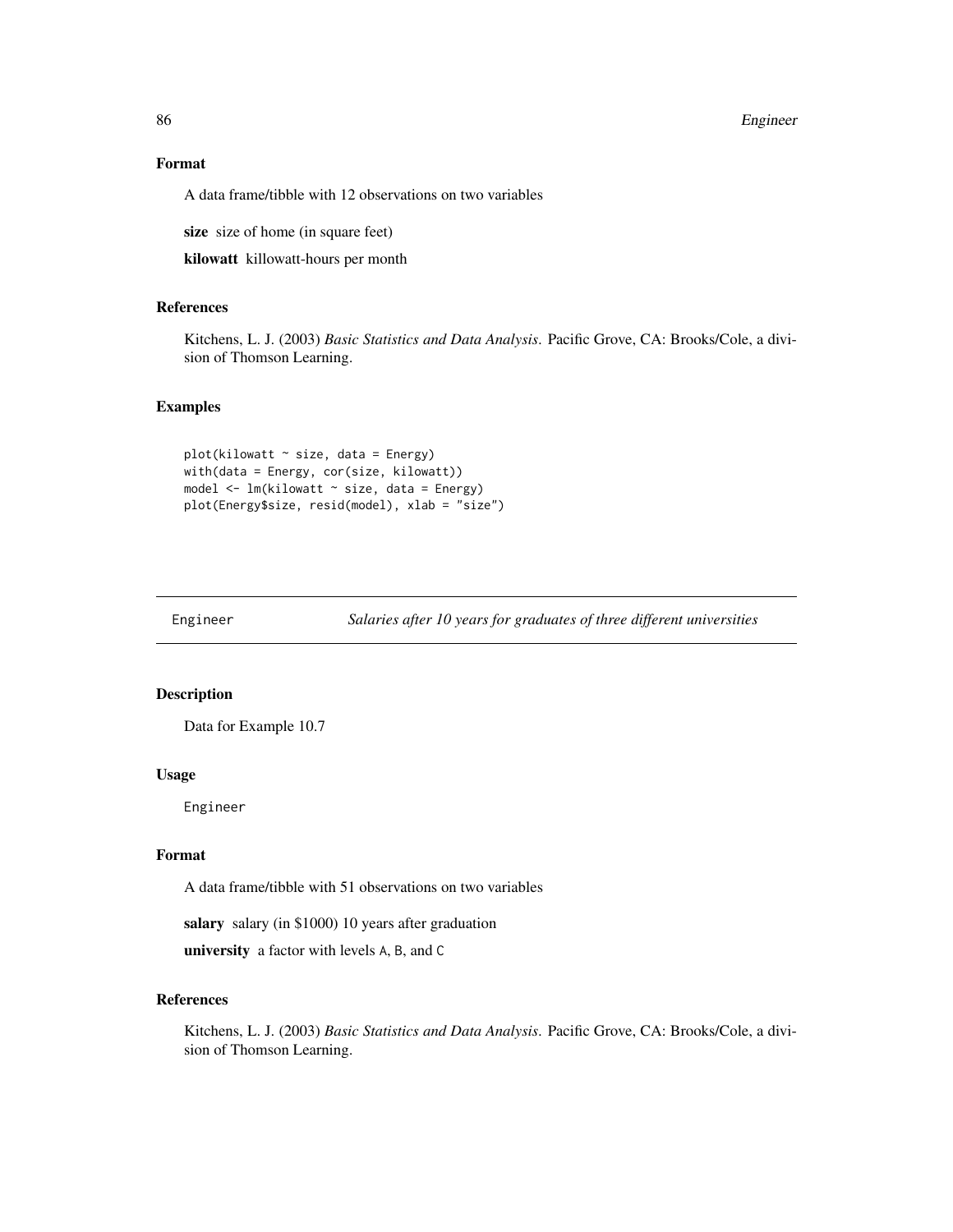## Format

A data frame/tibble with 12 observations on two variables

**size** size of home (in square feet)

**kilowatt** killowatt-hours per month

## References

Kitchens, L. J. (2003) *Basic Statistics and Data Analysis*. Pacific Grove, CA: Brooks/Cole, a division of Thomson Learning.

## Examples

```
plot(kilowatt ~ size, data = Energy)
with(data = Energy, cor(size, kilowatt))
model <- lm(kilowatt ~ size, data = Energy)
plot(Energy$size, resid(model), xlab = "size")
```

---

# Engineer — *Salaries after 10 years for graduates of three different universities*

## Description

Data for Example 10.7

## Usage

```
Engineer
```

## Format

A data frame/tibble with 51 observations on two variables

**salary** salary (in $1000) 10 years after graduation

**university** a factor with levels A, B, and C

## References

Kitchens, L. J. (2003) *Basic Statistics and Data Analysis*. Pacific Grove, CA: Brooks/Cole, a division of Thomson Learning.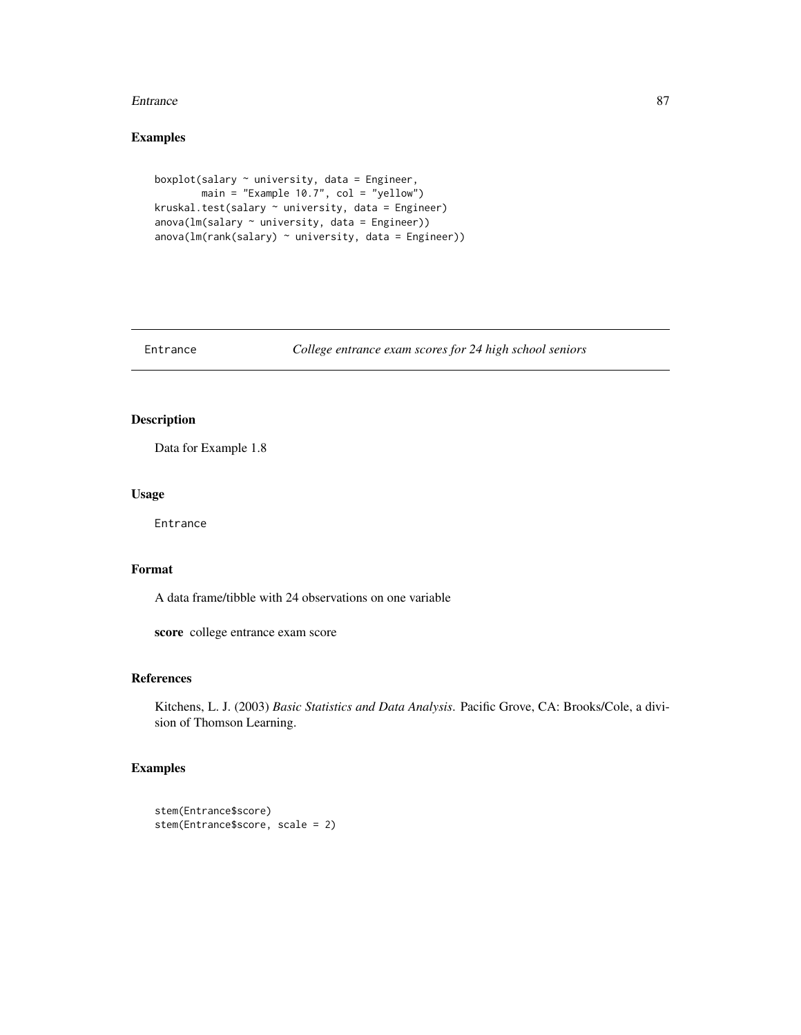## Examples

```
boxplot(salary ~ university, data = Engineer,
        main = "Example 10.7", col = "yellow")
kruskal.test(salary ~ university, data = Engineer)
anova(lm(salary ~ university, data = Engineer))
anova(lm(rank(salary) ~ university, data = Engineer))
```

---

# Entrance — *College entrance exam scores for 24 high school seniors*

---

## Description

Data for Example 1.8

## Usage

```
Entrance
```

## Format

A data frame/tibble with 24 observations on one variable

**score** college entrance exam score

## References

Kitchens, L. J. (2003) *Basic Statistics and Data Analysis*. Pacific Grove, CA: Brooks/Cole, a division of Thomson Learning.

## Examples

```
stem(Entrance$score)
stem(Entrance$score, scale = 2)
```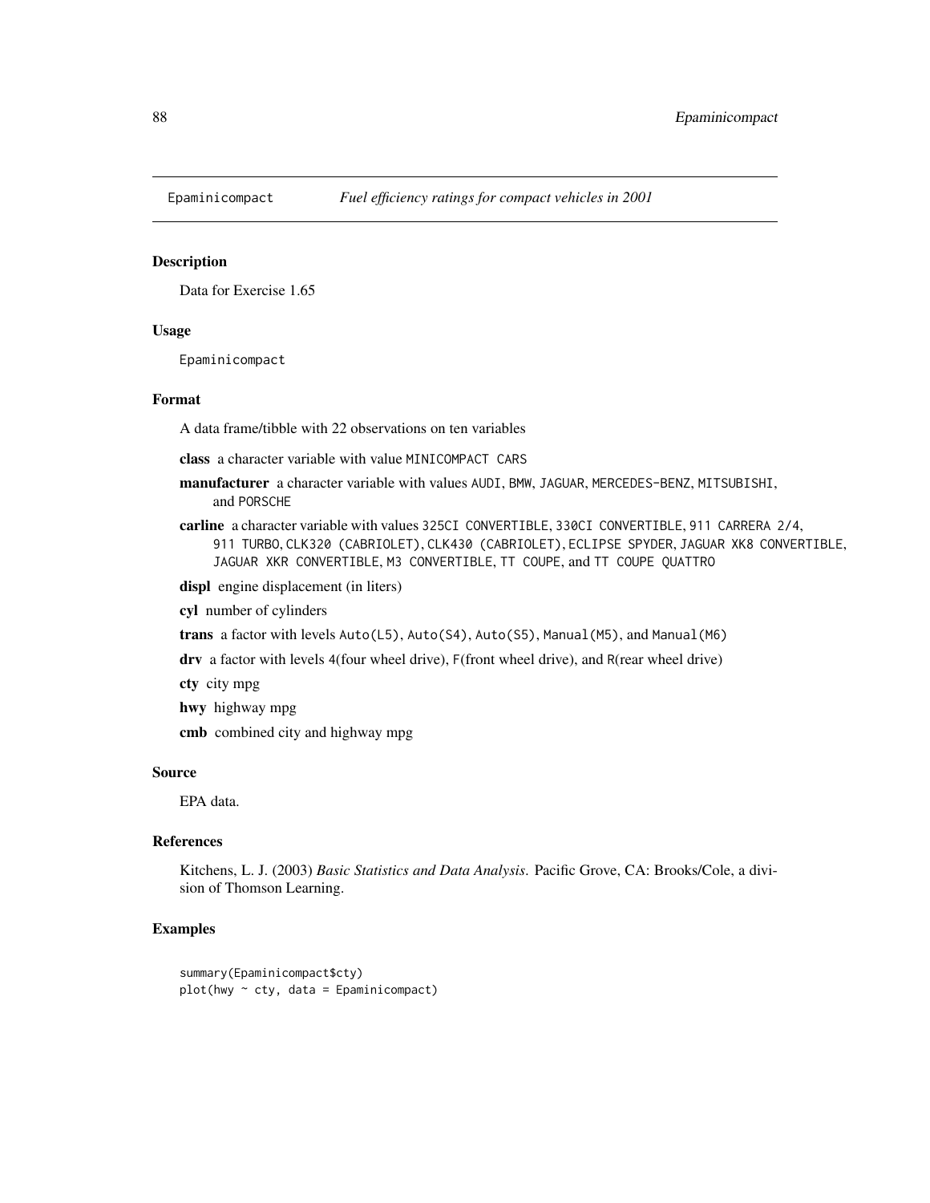Epaminicompact *Fuel efficiency ratings for compact vehicles in 2001*

## Description

Data for Exercise 1.65

## Usage

```
Epaminicompact
```

## Format

A data frame/tibble with 22 observations on ten variables

**class** a character variable with value MINICOMPACT CARS

**manufacturer** a character variable with values AUDI, BMW, JAGUAR, MERCEDES-BENZ, MITSUBISHI, and PORSCHE

**carline** a character variable with values 325CI CONVERTIBLE, 330CI CONVERTIBLE, 911 CARRERA 2/4, 911 TURBO, CLK320 (CABRIOLET), CLK430 (CABRIOLET), ECLIPSE SPYDER, JAGUAR XK8 CONVERTIBLE, JAGUAR XKR CONVERTIBLE, M3 CONVERTIBLE, TT COUPE, and TT COUPE QUATTRO

**displ** engine displacement (in liters)

**cyl** number of cylinders

**trans** a factor with levels Auto(L5), Auto(S4), Auto(S5), Manual(M5), and Manual(M6)

**drv** a factor with levels 4(four wheel drive), F(front wheel drive), and R(rear wheel drive)

**cty** city mpg

**hwy** highway mpg

**cmb** combined city and highway mpg

## Source

EPA data.

## References

Kitchens, L. J. (2003) *Basic Statistics and Data Analysis*. Pacific Grove, CA: Brooks/Cole, a division of Thomson Learning.

## Examples

```
summary(Epaminicompact$cty)
plot(hwy ~ cty, data = Epaminicompact)
```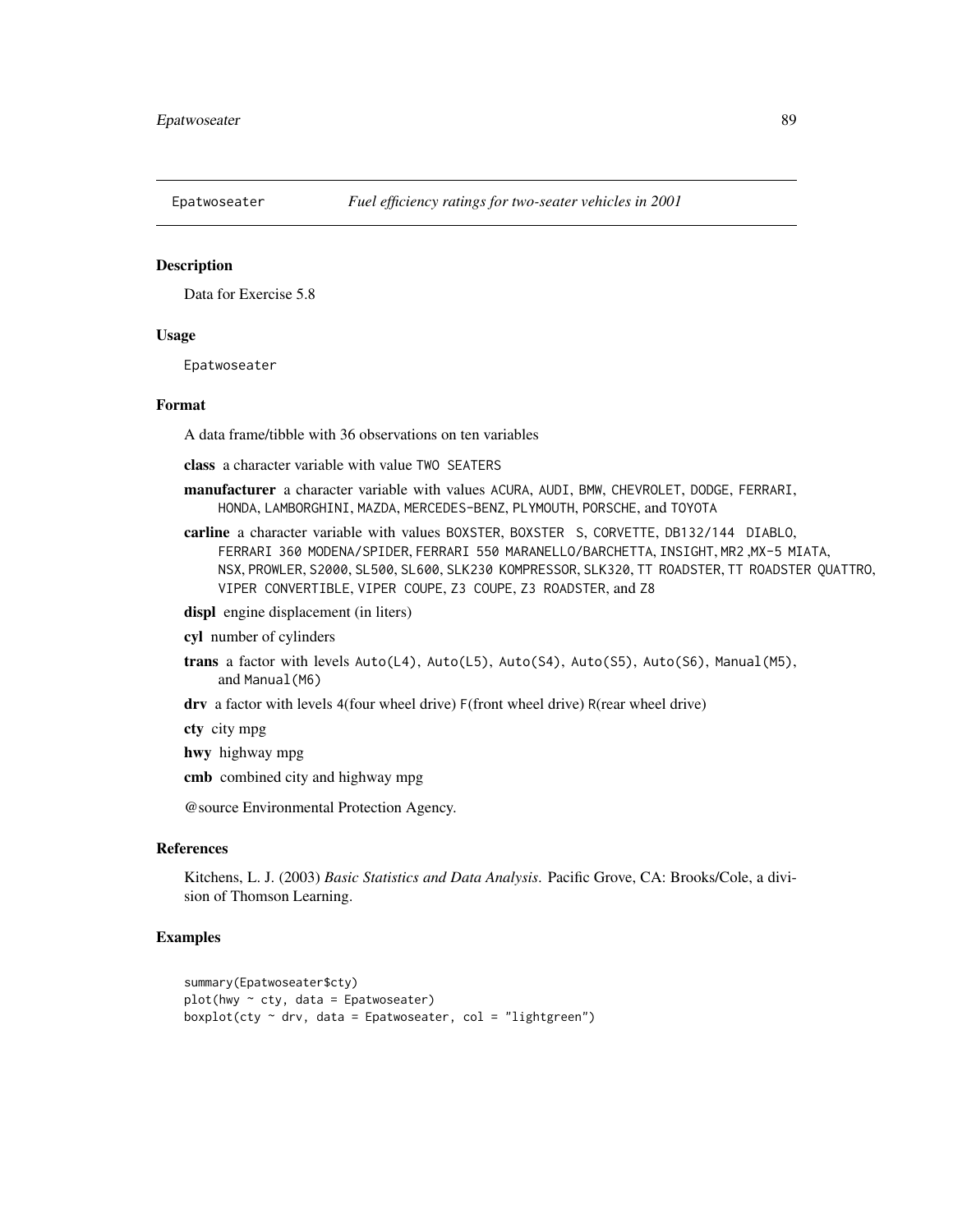# Epatwoseater *Fuel efficiency ratings for two-seater vehicles in 2001*

## Description

Data for Exercise 5.8

## Usage

```
Epatwoseater
```

## Format

A data frame/tibble with 36 observations on ten variables

**class** a character variable with value `TWO SEATERS`

**manufacturer** a character variable with values `ACURA`, `AUDI`, `BMW`, `CHEVROLET`, `DODGE`, `FERRARI`, `HONDA`, `LAMBORGHINI`, `MAZDA`, `MERCEDES-BENZ`, `PLYMOUTH`, `PORSCHE`, and `TOYOTA`

**carline** a character variable with values `BOXSTER`, `BOXSTER S`, `CORVETTE`, `DB132/144 DIABLO`, `FERRARI 360 MODENA/SPIDER`, `FERRARI 550 MARANELLO/BARCHETTA`, `INSIGHT`, `MR2` ,`MX-5 MIATA`, `NSX`, `PROWLER`, `S2000`, `SL500`, `SL600`, `SLK230 KOMPRESSOR`, `SLK320`, `TT ROADSTER`, `TT ROADSTER QUATTRO`, `VIPER CONVERTIBLE`, `VIPER COUPE`, `Z3 COUPE`, `Z3 ROADSTER`, and `Z8`

**displ** engine displacement (in liters)

**cyl** number of cylinders

**trans** a factor with levels `Auto(L4)`, `Auto(L5)`, `Auto(S4)`, `Auto(S5)`, `Auto(S6)`, `Manual(M5)`, and `Manual(M6)`

**drv** a factor with levels `4`(four wheel drive) `F`(front wheel drive) `R`(rear wheel drive)

**cty** city mpg

**hwy** highway mpg

**cmb** combined city and highway mpg

@source Environmental Protection Agency.

## References

Kitchens, L. J. (2003) *Basic Statistics and Data Analysis*. Pacific Grove, CA: Brooks/Cole, a division of Thomson Learning.

## Examples

```
summary(Epatwoseater$cty)
plot(hwy ~ cty, data = Epatwoseater)
boxplot(cty ~ drv, data = Epatwoseater, col = "lightgreen")
```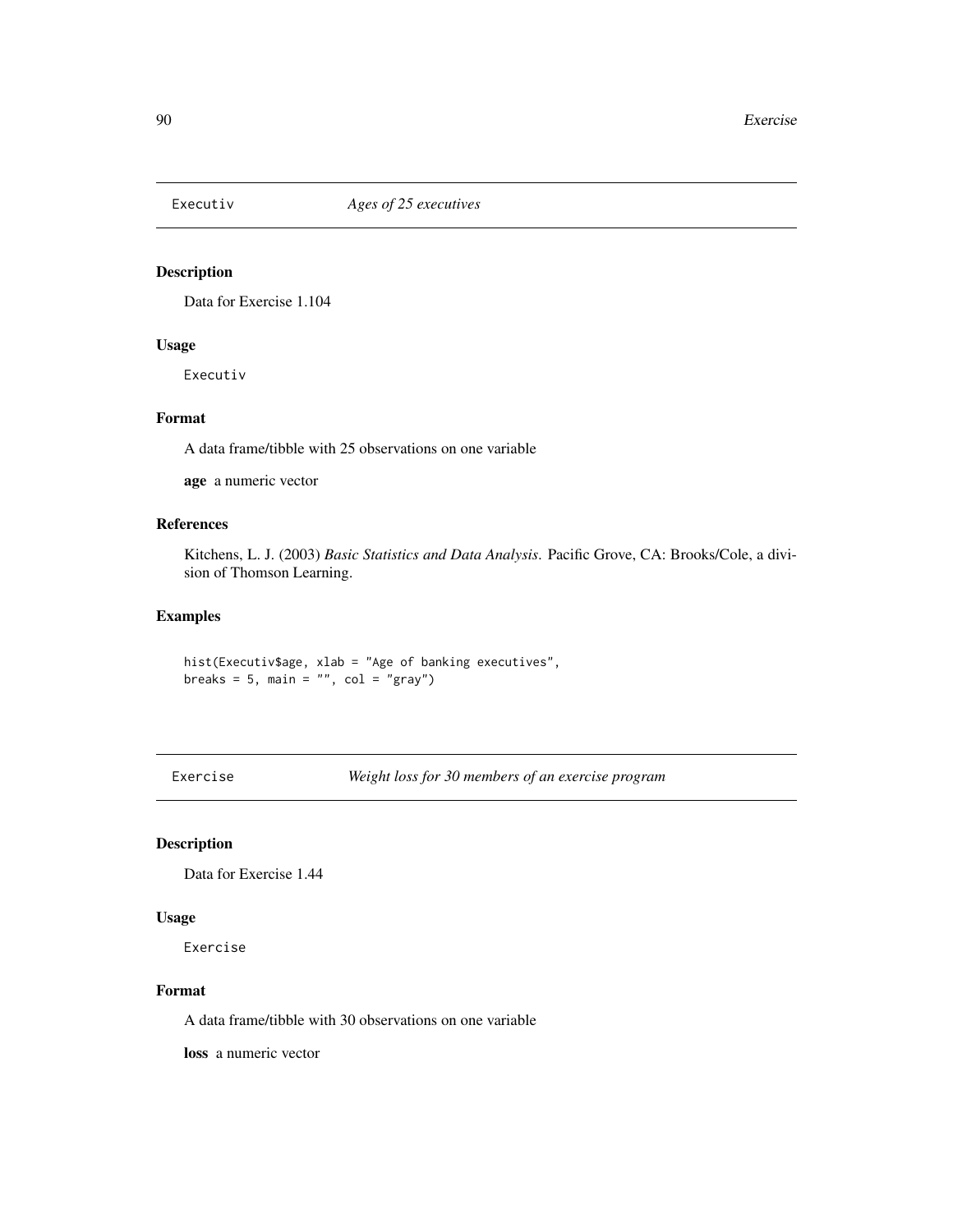## Executiv — *Ages of 25 executives*

### Description

Data for Exercise 1.104

### Usage

```
Executiv
```

### Format

A data frame/tibble with 25 observations on one variable

**age** a numeric vector

### References

Kitchens, L. J. (2003) *Basic Statistics and Data Analysis*. Pacific Grove, CA: Brooks/Cole, a division of Thomson Learning.

### Examples

```
hist(Executiv$age, xlab = "Age of banking executives",
breaks = 5, main = "", col = "gray")
```

## Exercise — *Weight loss for 30 members of an exercise program*

### Description

Data for Exercise 1.44

### Usage

```
Exercise
```

### Format

A data frame/tibble with 30 observations on one variable

**loss** a numeric vector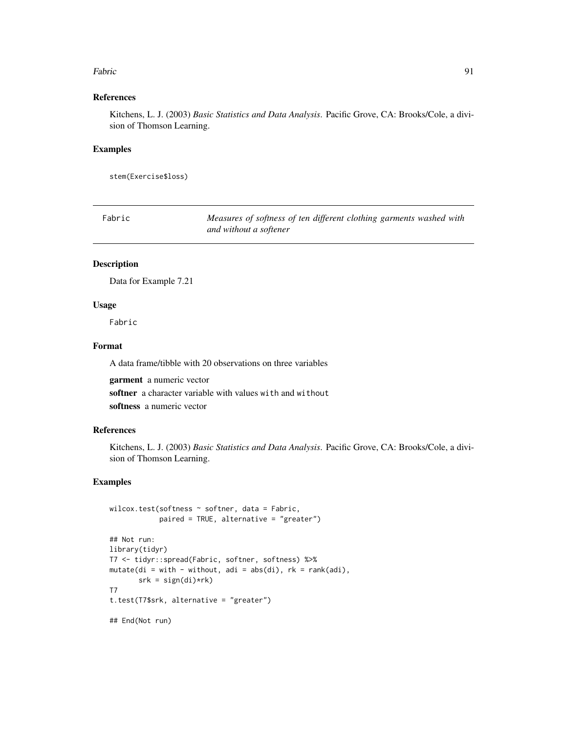### References

Kitchens, L. J. (2003) *Basic Statistics and Data Analysis*. Pacific Grove, CA: Brooks/Cole, a division of Thomson Learning.

### Examples

```
stem(Exercise$loss)
```

---

## Fabric — *Measures of softness of ten different clothing garments washed with and without a softener*

---

### Description

Data for Example 7.21

### Usage

```
Fabric
```

### Format

A data frame/tibble with 20 observations on three variables

**garment** a numeric vector

**softner** a character variable with values `with` and `without`

**softness** a numeric vector

### References

Kitchens, L. J. (2003) *Basic Statistics and Data Analysis*. Pacific Grove, CA: Brooks/Cole, a division of Thomson Learning.

### Examples

```
wilcox.test(softness ~ softner, data = Fabric,
            paired = TRUE, alternative = "greater")

## Not run:
library(tidyr)
T7 <- tidyr::spread(Fabric, softner, softness) %>%
mutate(di = with - without, adi = abs(di), rk = rank(adi),
       srk = sign(di)*rk)
T7
t.test(T7$srk, alternative = "greater")

## End(Not run)
```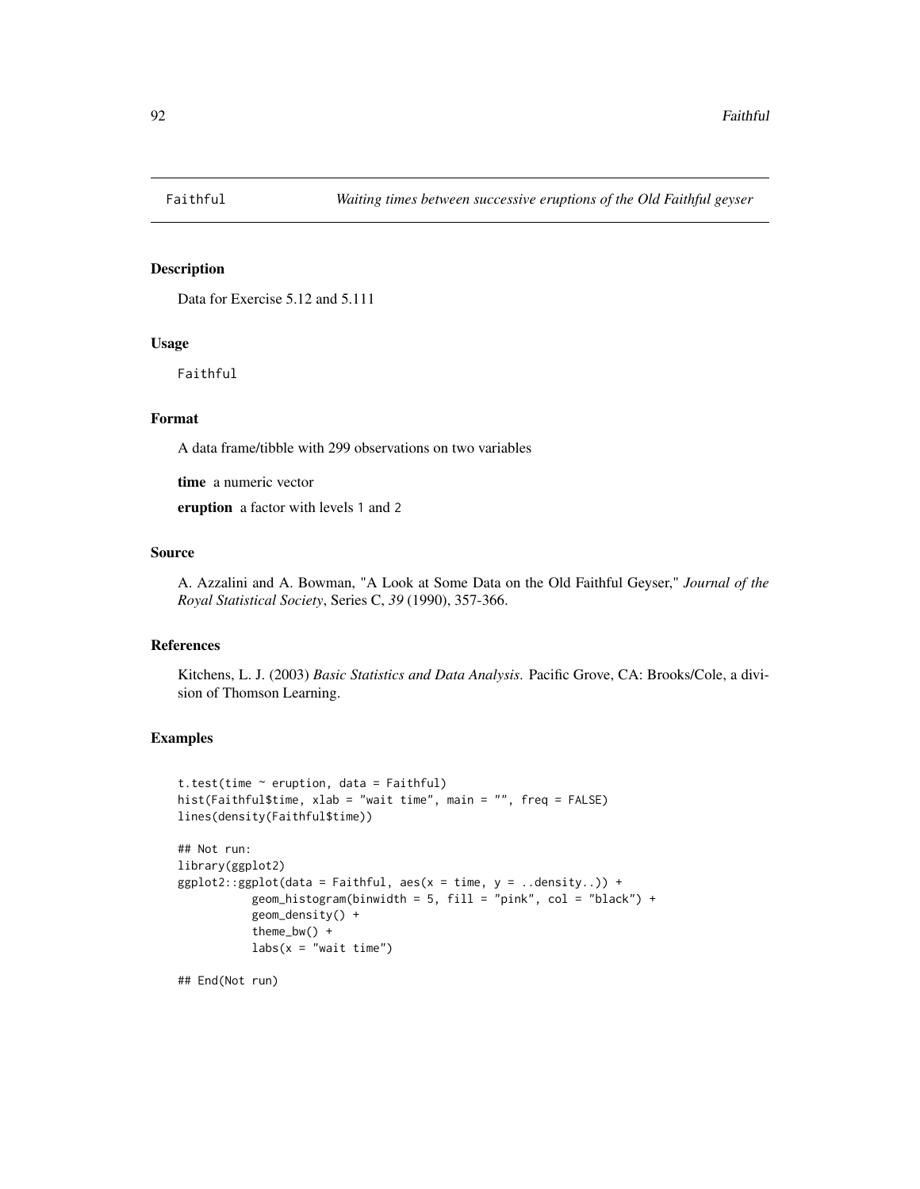Faithful — *Waiting times between successive eruptions of the Old Faithful geyser*

## Description

Data for Exercise 5.12 and 5.111

## Usage

```
Faithful
```

## Format

A data frame/tibble with 299 observations on two variables

**time** a numeric vector

**eruption** a factor with levels 1 and 2

## Source

A. Azzalini and A. Bowman, "A Look at Some Data on the Old Faithful Geyser," *Journal of the Royal Statistical Society*, Series C, *39* (1990), 357-366.

## References

Kitchens, L. J. (2003) *Basic Statistics and Data Analysis*. Pacific Grove, CA: Brooks/Cole, a division of Thomson Learning.

## Examples

```
t.test(time ~ eruption, data = Faithful)
hist(Faithful$time, xlab = "wait time", main = "", freq = FALSE)
lines(density(Faithful$time))

## Not run:
library(ggplot2)
ggplot2::ggplot(data = Faithful, aes(x = time, y = ..density..)) +
          geom_histogram(binwidth = 5, fill = "pink", col = "black") +
          geom_density() +
          theme_bw() +
          labs(x = "wait time")

## End(Not run)
```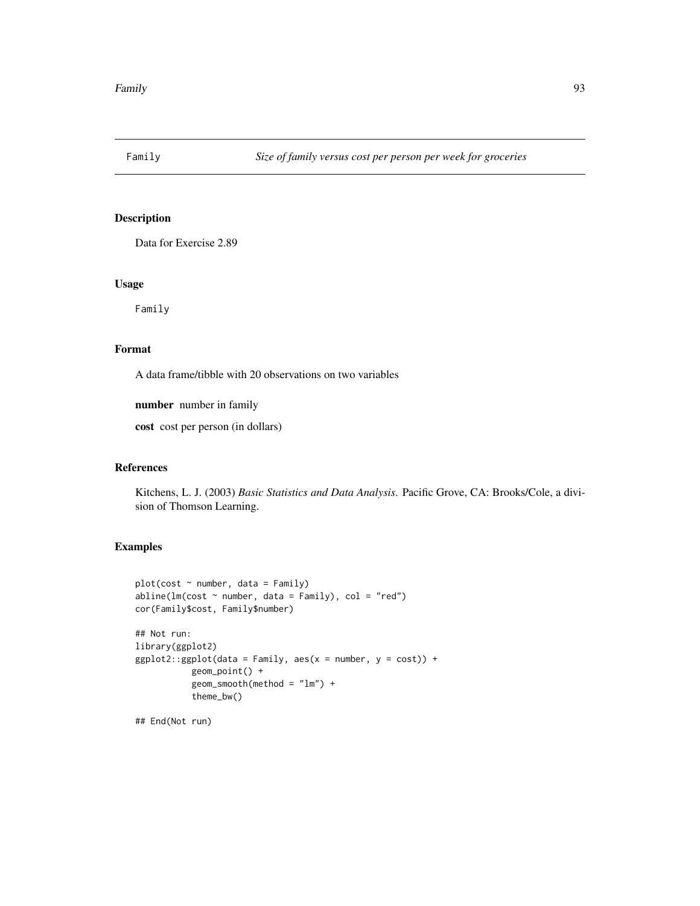Family *Size of family versus cost per person per week for groceries*

## Description

Data for Exercise 2.89

## Usage

```
Family
```

## Format

A data frame/tibble with 20 observations on two variables

**number** number in family

**cost** cost per person (in dollars)

## References

Kitchens, L. J. (2003) *Basic Statistics and Data Analysis*. Pacific Grove, CA: Brooks/Cole, a division of Thomson Learning.

## Examples

```
plot(cost ~ number, data = Family)
abline(lm(cost ~ number, data = Family), col = "red")
cor(Family$cost, Family$number)

## Not run:
library(ggplot2)
ggplot2::ggplot(data = Family, aes(x = number, y = cost)) +
           geom_point() +
           geom_smooth(method = "lm") +
           theme_bw()

## End(Not run)
```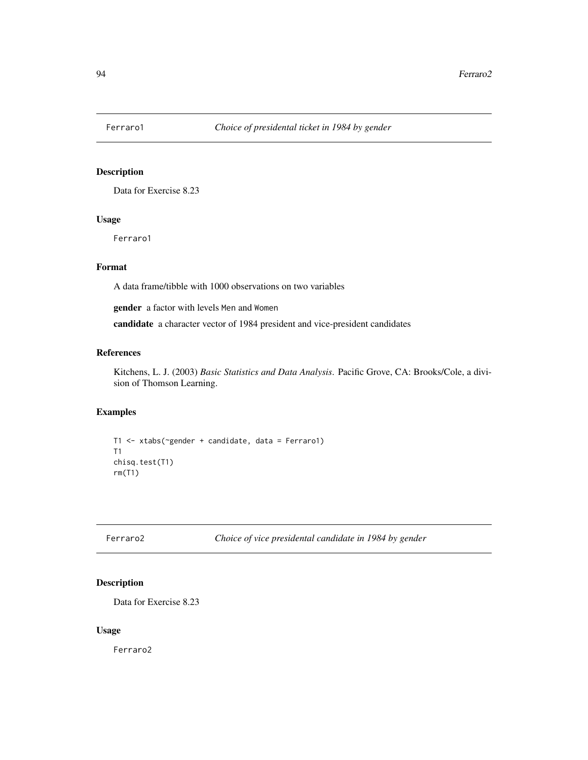## Ferraro1 *Choice of presidental ticket in 1984 by gender*

### Description

Data for Exercise 8.23

### Usage

```
Ferraro1
```

### Format

A data frame/tibble with 1000 observations on two variables

**gender** a factor with levels Men and Women

**candidate** a character vector of 1984 president and vice-president candidates

### References

Kitchens, L. J. (2003) *Basic Statistics and Data Analysis*. Pacific Grove, CA: Brooks/Cole, a division of Thomson Learning.

### Examples

```
T1 <- xtabs(~gender + candidate, data = Ferraro1)
T1
chisq.test(T1)
rm(T1)
```

## Ferraro2 *Choice of vice presidental candidate in 1984 by gender*

### Description

Data for Exercise 8.23

### Usage

```
Ferraro2
```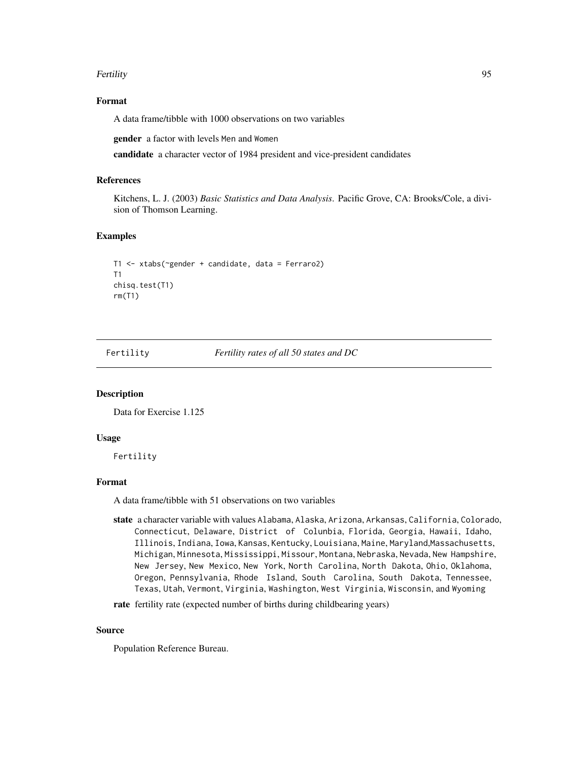### Format

A data frame/tibble with 1000 observations on two variables

**gender** a factor with levels Men and Women

**candidate** a character vector of 1984 president and vice-president candidates

### References

Kitchens, L. J. (2003) *Basic Statistics and Data Analysis*. Pacific Grove, CA: Brooks/Cole, a division of Thomson Learning.

### Examples

```
T1 <- xtabs(~gender + candidate, data = Ferraro2)
T1
chisq.test(T1)
rm(T1)
```

---

## Fertility *Fertility rates of all 50 states and DC*

### Description

Data for Exercise 1.125

### Usage

```
Fertility
```

### Format

A data frame/tibble with 51 observations on two variables

**state** a character variable with values Alabama, Alaska, Arizona, Arkansas, California, Colorado, Connecticut, Delaware, District of Colunbia, Florida, Georgia, Hawaii, Idaho, Illinois, Indiana, Iowa, Kansas, Kentucky, Louisiana, Maine, Maryland,Massachusetts, Michigan, Minnesota, Mississippi, Missour, Montana, Nebraska, Nevada, New Hampshire, New Jersey, New Mexico, New York, North Carolina, North Dakota, Ohio, Oklahoma, Oregon, Pennsylvania, Rhode Island, South Carolina, South Dakota, Tennessee, Texas, Utah, Vermont, Virginia, Washington, West Virginia, Wisconsin, and Wyoming

**rate** fertility rate (expected number of births during childbearing years)

### Source

Population Reference Bureau.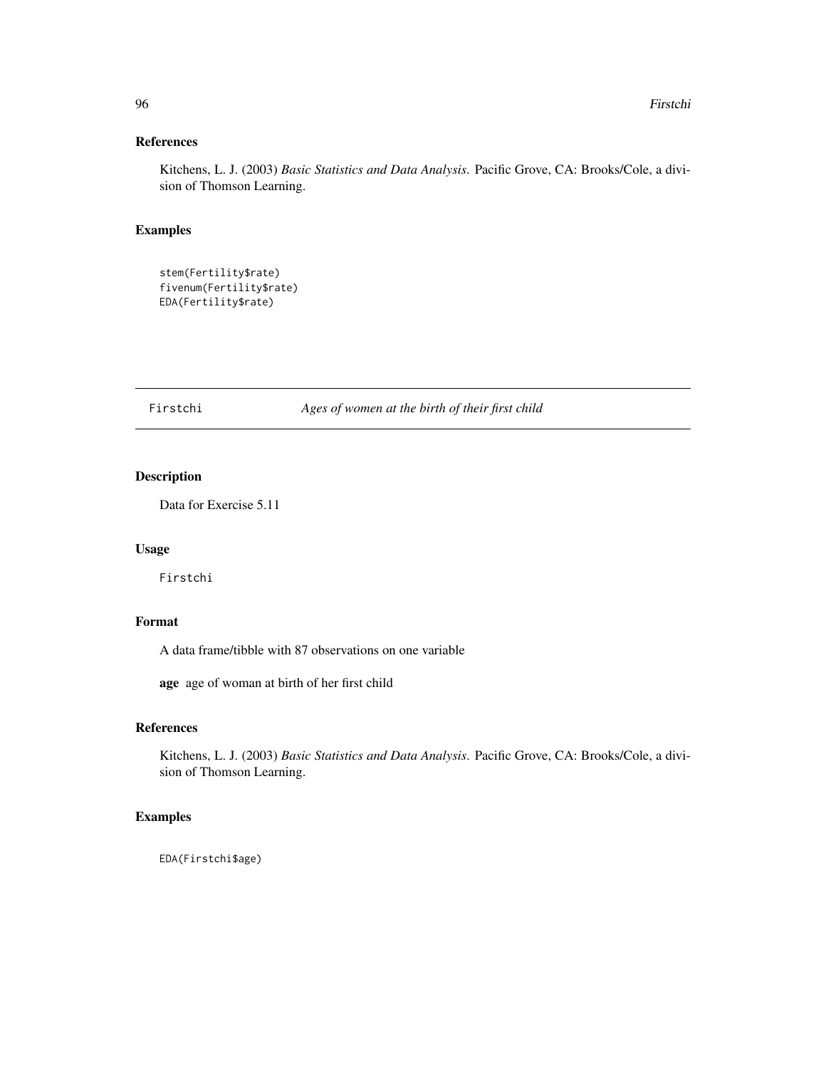## References

Kitchens, L. J. (2003) *Basic Statistics and Data Analysis*. Pacific Grove, CA: Brooks/Cole, a division of Thomson Learning.

## Examples

```
stem(Fertility$rate)
fivenum(Fertility$rate)
EDA(Fertility$rate)
```

---

# Firstchi — *Ages of women at the birth of their first child*

---

## Description

Data for Exercise 5.11

## Usage

```
Firstchi
```

## Format

A data frame/tibble with 87 observations on one variable

**age** age of woman at birth of her first child

## References

Kitchens, L. J. (2003) *Basic Statistics and Data Analysis*. Pacific Grove, CA: Brooks/Cole, a division of Thomson Learning.

## Examples

```
EDA(Firstchi$age)
```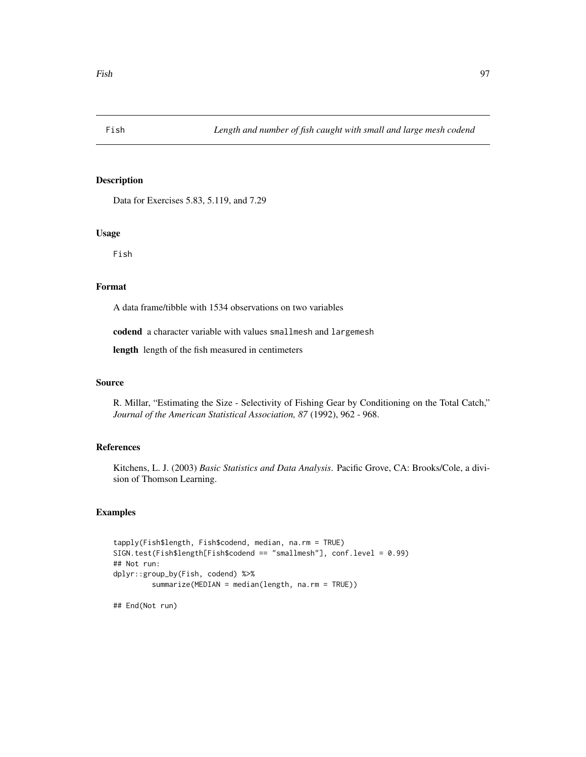Fish *Length and number of fish caught with small and large mesh codend*

## Description

Data for Exercises 5.83, 5.119, and 7.29

## Usage

```
Fish
```

## Format

A data frame/tibble with 1534 observations on two variables

**codend** a character variable with values `smallmesh` and `largemesh`

**length** length of the fish measured in centimeters

## Source

R. Millar, "Estimating the Size - Selectivity of Fishing Gear by Conditioning on the Total Catch," *Journal of the American Statistical Association, 87* (1992), 962 - 968.

## References

Kitchens, L. J. (2003) *Basic Statistics and Data Analysis*. Pacific Grove, CA: Brooks/Cole, a division of Thomson Learning.

## Examples

```
tapply(Fish$length, Fish$codend, median, na.rm = TRUE)
SIGN.test(Fish$length[Fish$codend == "smallmesh"], conf.level = 0.99)
## Not run:
dplyr::group_by(Fish, codend) %>%
        summarize(MEDIAN = median(length, na.rm = TRUE))

## End(Not run)
```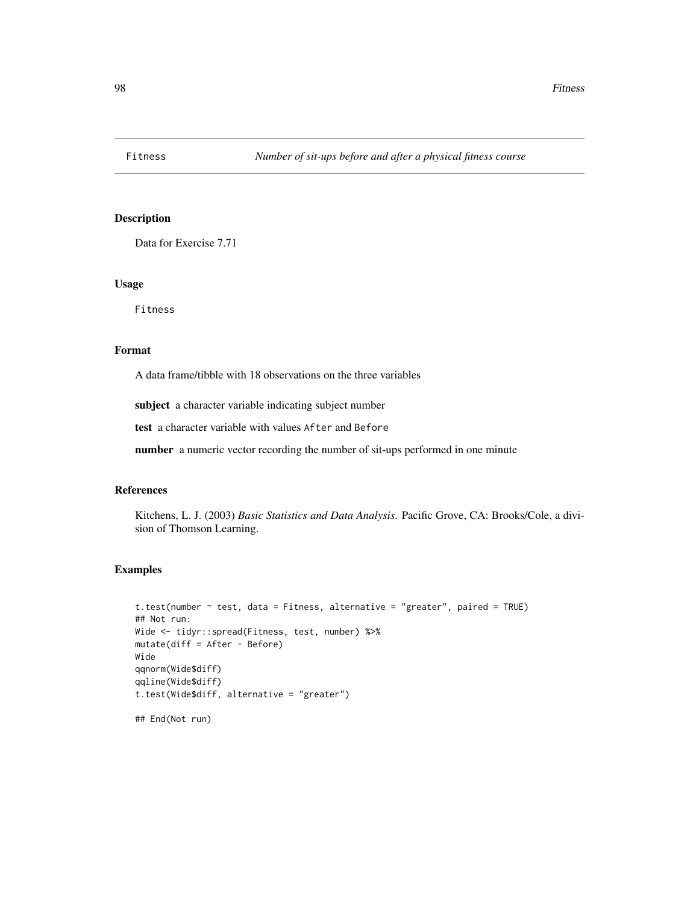# Fitness — *Number of sit-ups before and after a physical fitness course*

## Description

Data for Exercise 7.71

## Usage

```
Fitness
```

## Format

A data frame/tibble with 18 observations on the three variables

**subject** a character variable indicating subject number

**test** a character variable with values `After` and `Before`

**number** a numeric vector recording the number of sit-ups performed in one minute

## References

Kitchens, L. J. (2003) *Basic Statistics and Data Analysis*. Pacific Grove, CA: Brooks/Cole, a division of Thomson Learning.

## Examples

```
t.test(number ~ test, data = Fitness, alternative = "greater", paired = TRUE)
## Not run:
Wide <- tidyr::spread(Fitness, test, number) %>%
mutate(diff = After - Before)
Wide
qqnorm(Wide$diff)
qqline(Wide$diff)
t.test(Wide$diff, alternative = "greater")

## End(Not run)
```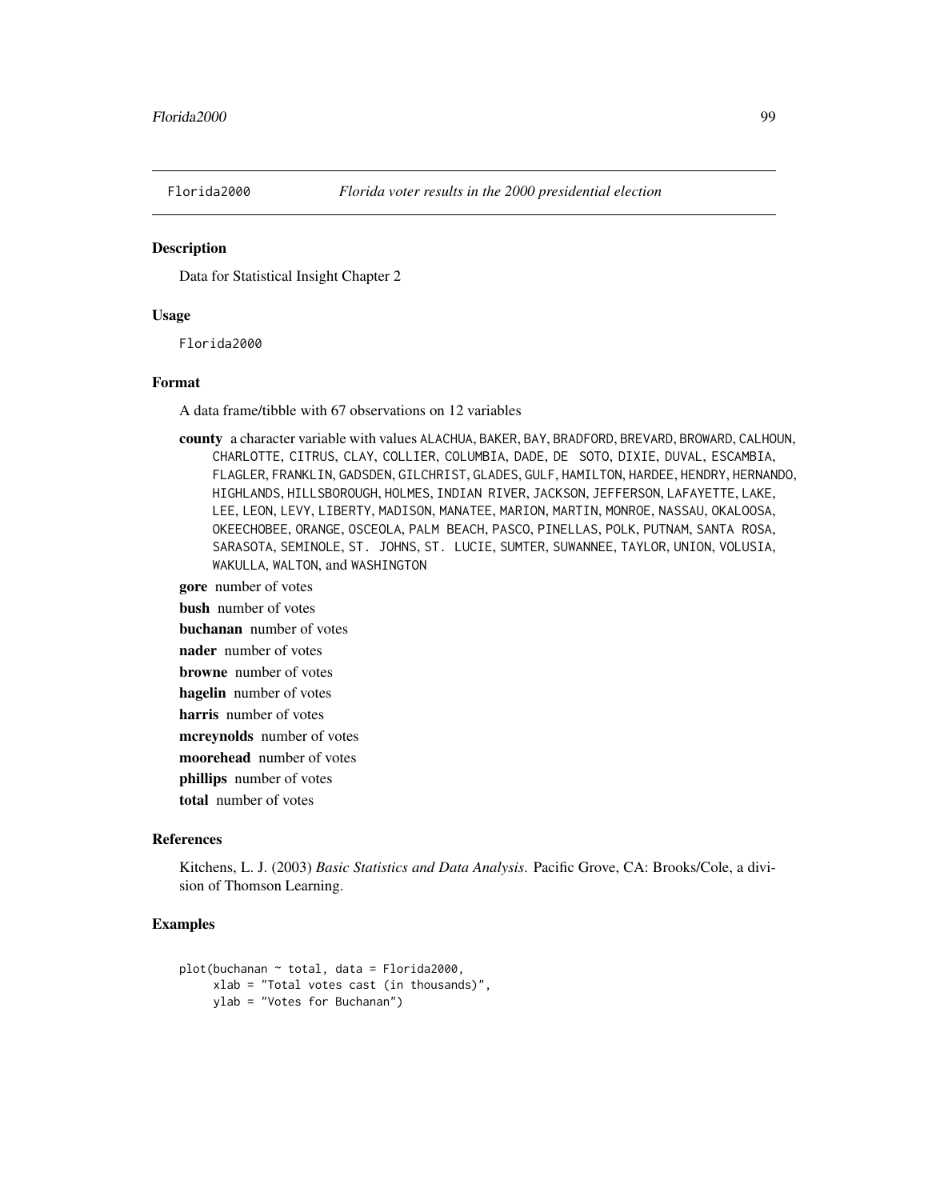Florida2000 *Florida voter results in the 2000 presidential election*

## Description

Data for Statistical Insight Chapter 2

## Usage

```
Florida2000
```

## Format

A data frame/tibble with 67 observations on 12 variables

**county** a character variable with values ALACHUA, BAKER, BAY, BRADFORD, BREVARD, BROWARD, CALHOUN, CHARLOTTE, CITRUS, CLAY, COLLIER, COLUMBIA, DADE, DE SOTO, DIXIE, DUVAL, ESCAMBIA, FLAGLER, FRANKLIN, GADSDEN, GILCHRIST, GLADES, GULF, HAMILTON, HARDEE, HENDRY, HERNANDO, HIGHLANDS, HILLSBOROUGH, HOLMES, INDIAN RIVER, JACKSON, JEFFERSON, LAFAYETTE, LAKE, LEE, LEON, LEVY, LIBERTY, MADISON, MANATEE, MARION, MARTIN, MONROE, NASSAU, OKALOOSA, OKEECHOBEE, ORANGE, OSCEOLA, PALM BEACH, PASCO, PINELLAS, POLK, PUTNAM, SANTA ROSA, SARASOTA, SEMINOLE, ST. JOHNS, ST. LUCIE, SUMTER, SUWANNEE, TAYLOR, UNION, VOLUSIA, WAKULLA, WALTON, and WASHINGTON

**gore** number of votes

**bush** number of votes

**buchanan** number of votes

**nader** number of votes

**browne** number of votes

**hagelin** number of votes

**harris** number of votes

**mcreynolds** number of votes

**moorehead** number of votes

**phillips** number of votes

**total** number of votes

## References

Kitchens, L. J. (2003) *Basic Statistics and Data Analysis*. Pacific Grove, CA: Brooks/Cole, a division of Thomson Learning.

## Examples

```
plot(buchanan ~ total, data = Florida2000,
     xlab = "Total votes cast (in thousands)",
     ylab = "Votes for Buchanan")
```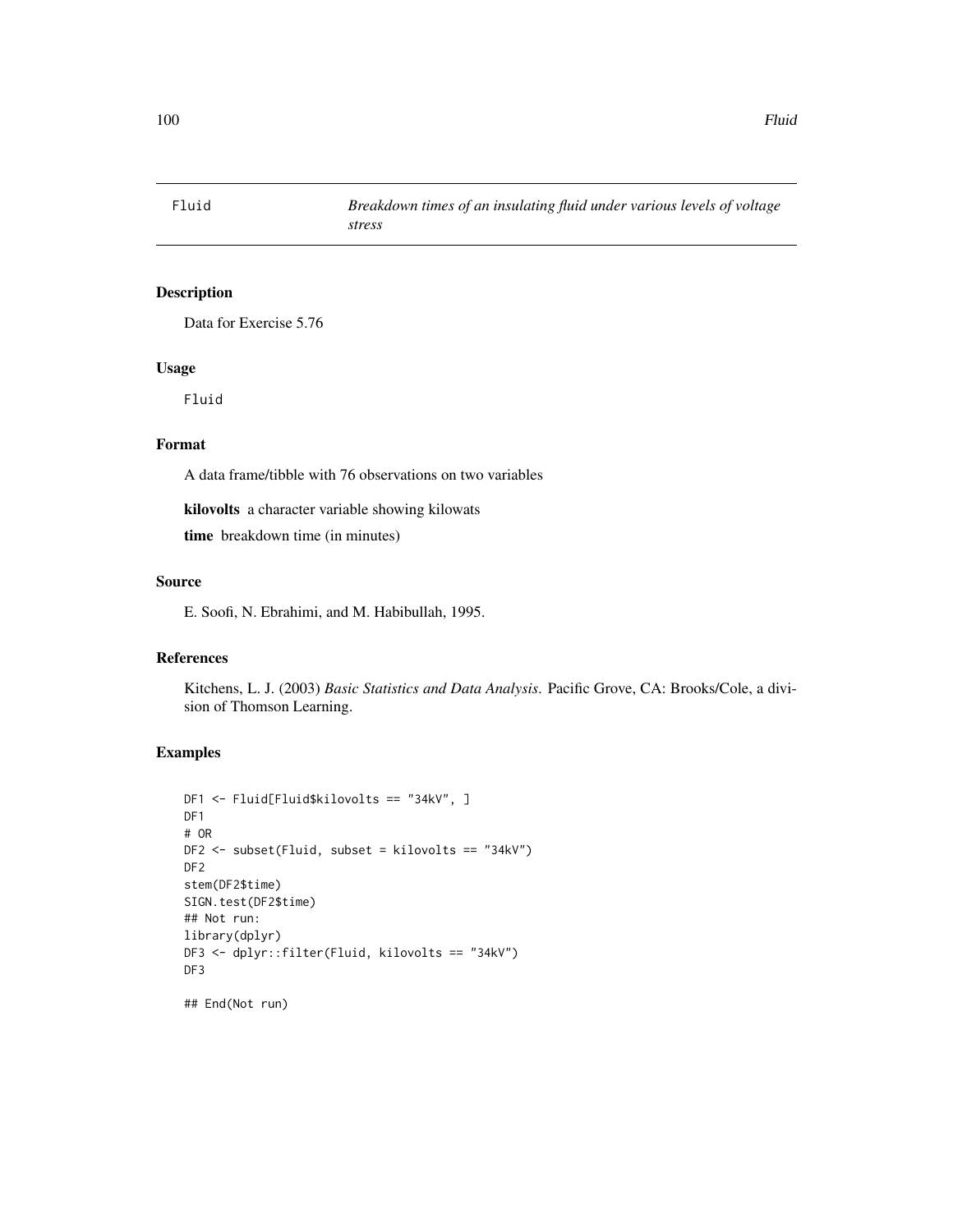| Fluid | *Breakdown times of an insulating fluid under various levels of voltage stress* |
|---|---|

## Description

Data for Exercise 5.76

## Usage

```
Fluid
```

## Format

A data frame/tibble with 76 observations on two variables

**kilovolts** a character variable showing kilowats

**time** breakdown time (in minutes)

## Source

E. Soofi, N. Ebrahimi, and M. Habibullah, 1995.

## References

Kitchens, L. J. (2003) *Basic Statistics and Data Analysis*. Pacific Grove, CA: Brooks/Cole, a division of Thomson Learning.

## Examples

```
DF1 <- Fluid[Fluid$kilovolts == "34kV", ]
DF1
# OR
DF2 <- subset(Fluid, subset = kilovolts == "34kV")
DF2
stem(DF2$time)
SIGN.test(DF2$time)
## Not run:
library(dplyr)
DF3 <- dplyr::filter(Fluid, kilovolts == "34kV")
DF3

## End(Not run)
```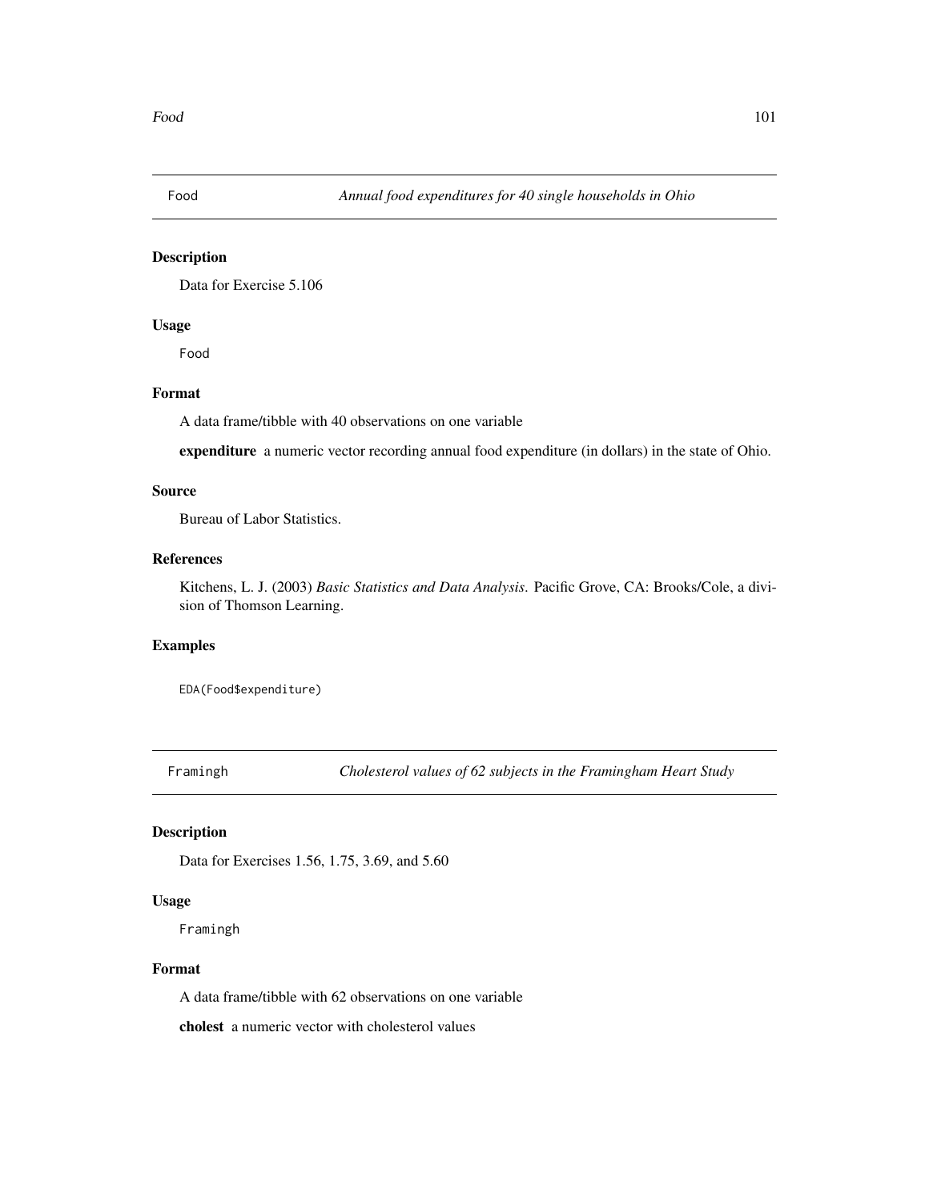## Food — *Annual food expenditures for 40 single households in Ohio*

### Description

Data for Exercise 5.106

### Usage

```
Food
```

### Format

A data frame/tibble with 40 observations on one variable

**expenditure** a numeric vector recording annual food expenditure (in dollars) in the state of Ohio.

### Source

Bureau of Labor Statistics.

### References

Kitchens, L. J. (2003) *Basic Statistics and Data Analysis*. Pacific Grove, CA: Brooks/Cole, a division of Thomson Learning.

### Examples

```
EDA(Food$expenditure)
```

## Framingh — *Cholesterol values of 62 subjects in the Framingham Heart Study*

### Description

Data for Exercises 1.56, 1.75, 3.69, and 5.60

### Usage

```
Framingh
```

### Format

A data frame/tibble with 62 observations on one variable

**cholest** a numeric vector with cholesterol values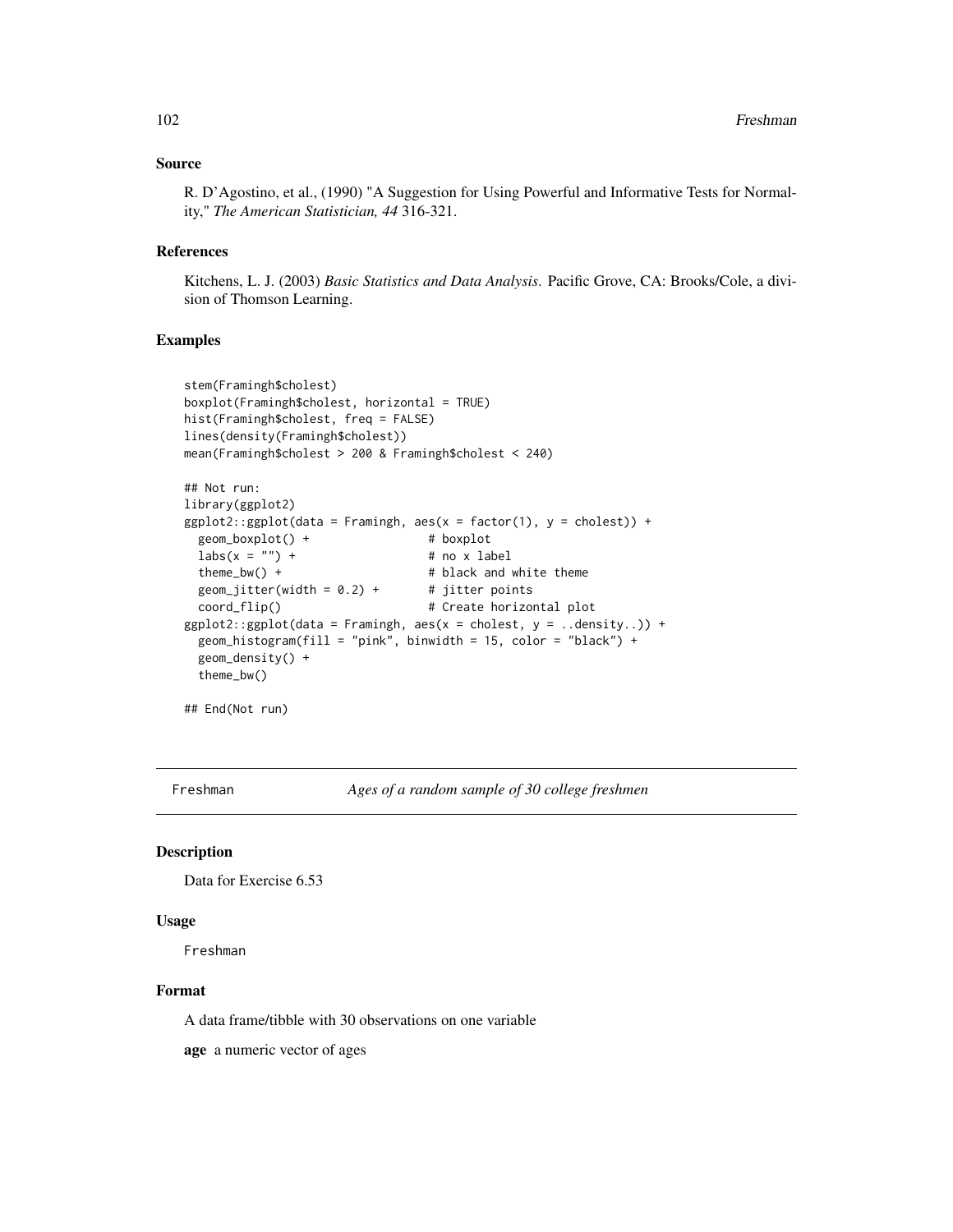### Source

R. D'Agostino, et al., (1990) "A Suggestion for Using Powerful and Informative Tests for Normality," *The American Statistician, 44* 316-321.

### References

Kitchens, L. J. (2003) *Basic Statistics and Data Analysis*. Pacific Grove, CA: Brooks/Cole, a division of Thomson Learning.

### Examples

```
stem(Framingh$cholest)
boxplot(Framingh$cholest, horizontal = TRUE)
hist(Framingh$cholest, freq = FALSE)
lines(density(Framingh$cholest))
mean(Framingh$cholest > 200 & Framingh$cholest < 240)

## Not run:
library(ggplot2)
ggplot2::ggplot(data = Framingh, aes(x = factor(1), y = cholest)) +
  geom_boxplot() +                # boxplot
  labs(x = "") +                  # no x label
  theme_bw() +                    # black and white theme
  geom_jitter(width = 0.2) +      # jitter points
  coord_flip()                    # Create horizontal plot
ggplot2::ggplot(data = Framingh, aes(x = cholest, y = ..density..)) +
  geom_histogram(fill = "pink", binwidth = 15, color = "black") +
  geom_density() +
  theme_bw()

## End(Not run)
```

---

## Freshman — *Ages of a random sample of 30 college freshmen*

### Description

Data for Exercise 6.53

### Usage

```
Freshman
```

### Format

A data frame/tibble with 30 observations on one variable

**age** a numeric vector of ages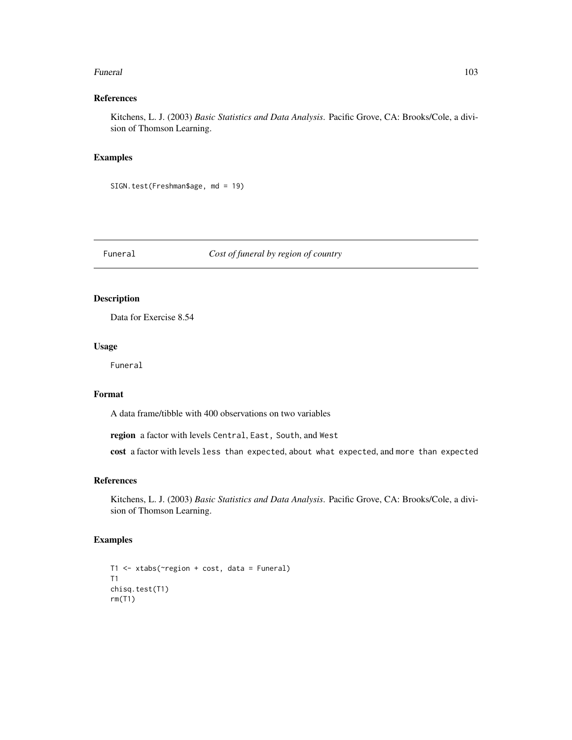## References

Kitchens, L. J. (2003) *Basic Statistics and Data Analysis*. Pacific Grove, CA: Brooks/Cole, a division of Thomson Learning.

## Examples

```
SIGN.test(Freshman$age, md = 19)
```

---

# Funeral *Cost of funeral by region of country*

---

## Description

Data for Exercise 8.54

## Usage

```
Funeral
```

## Format

A data frame/tibble with 400 observations on two variables

**region** a factor with levels `Central`, `East`, `South`, and `West`

**cost** a factor with levels `less than expected`, `about what expected`, and `more than expected`

## References

Kitchens, L. J. (2003) *Basic Statistics and Data Analysis*. Pacific Grove, CA: Brooks/Cole, a division of Thomson Learning.

## Examples

```
T1 <- xtabs(~region + cost, data = Funeral)
T1
chisq.test(T1)
rm(T1)
```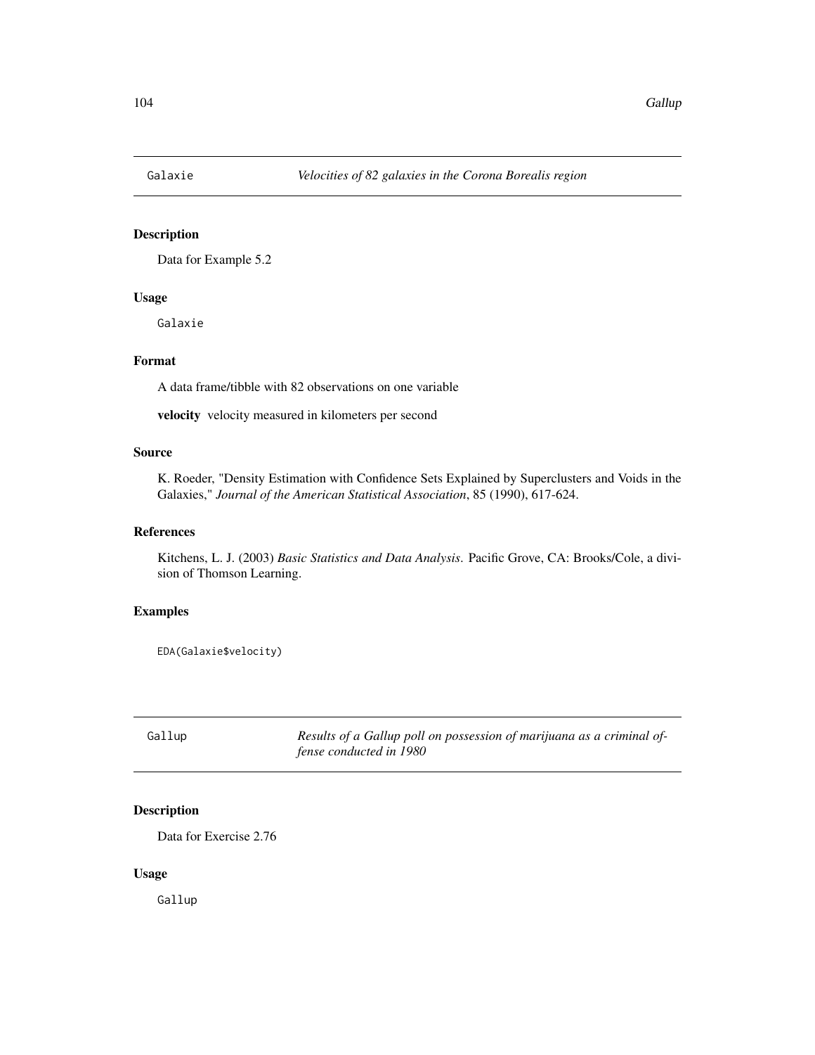## Galaxie — *Velocities of 82 galaxies in the Corona Borealis region*

### Description

Data for Example 5.2

### Usage

```
Galaxie
```

### Format

A data frame/tibble with 82 observations on one variable

**velocity** velocity measured in kilometers per second

### Source

K. Roeder, "Density Estimation with Confidence Sets Explained by Superclusters and Voids in the Galaxies," *Journal of the American Statistical Association*, 85 (1990), 617-624.

### References

Kitchens, L. J. (2003) *Basic Statistics and Data Analysis.* Pacific Grove, CA: Brooks/Cole, a division of Thomson Learning.

### Examples

```
EDA(Galaxie$velocity)
```

## Gallup — *Results of a Gallup poll on possession of marijuana as a criminal offense conducted in 1980*

### Description

Data for Exercise 2.76

### Usage

```
Gallup
```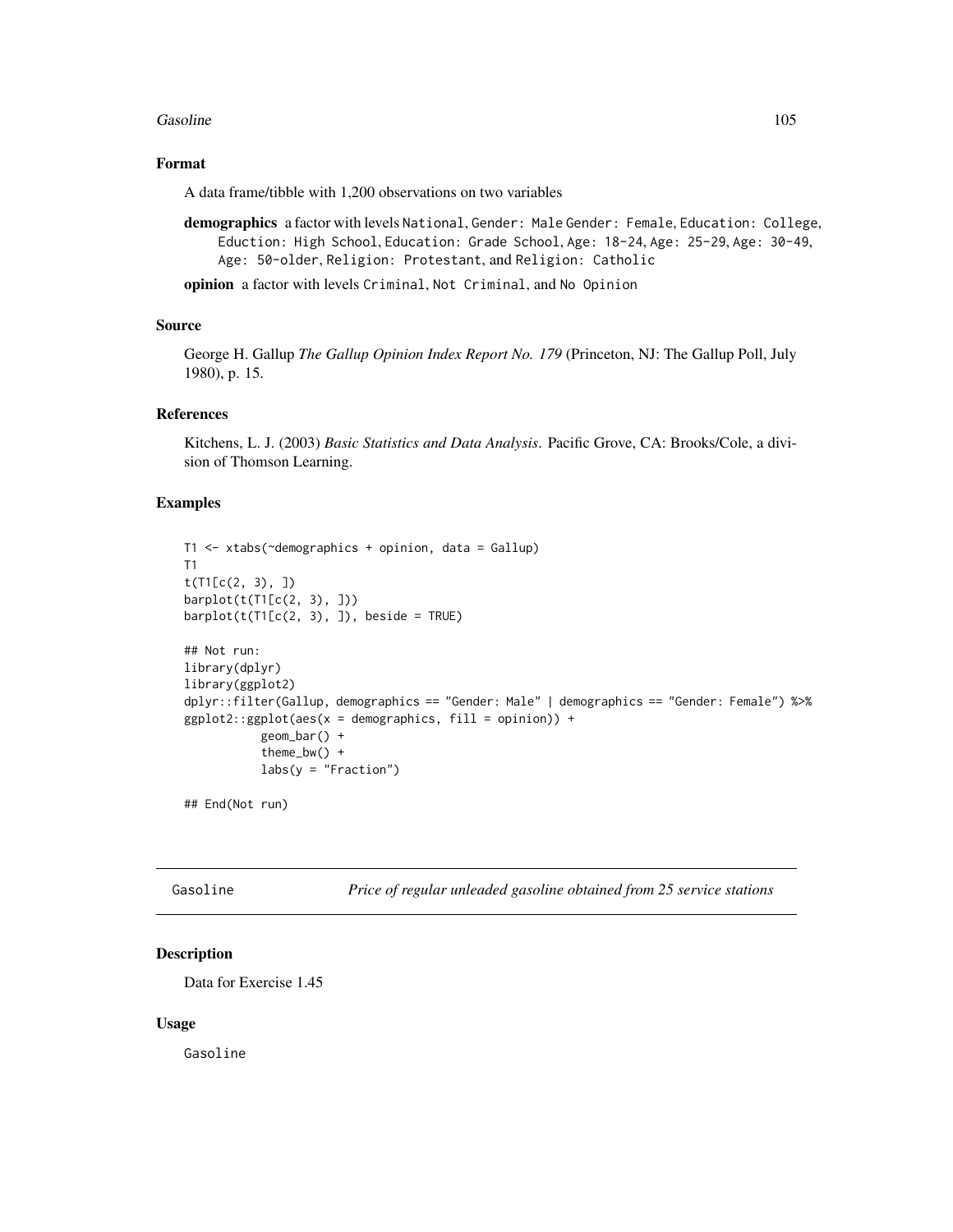### Format

A data frame/tibble with 1,200 observations on two variables

**demographics** a factor with levels `National`, `Gender: Male` `Gender: Female`, `Education: College`, `Eduction: High School`, `Education: Grade School`, `Age: 18-24`, `Age: 25-29`, `Age: 30-49`, `Age: 50-older`, `Religion: Protestant`, and `Religion: Catholic`

**opinion** a factor with levels `Criminal`, `Not Criminal`, and `No Opinion`

### Source

George H. Gallup *The Gallup Opinion Index Report No. 179* (Princeton, NJ: The Gallup Poll, July 1980), p. 15.

### References

Kitchens, L. J. (2003) *Basic Statistics and Data Analysis*. Pacific Grove, CA: Brooks/Cole, a division of Thomson Learning.

### Examples

```
T1 <- xtabs(~demographics + opinion, data = Gallup)
T1
t(T1[c(2, 3), ])
barplot(t(T1[c(2, 3), ]))
barplot(t(T1[c(2, 3), ]), beside = TRUE)

## Not run:
library(dplyr)
library(ggplot2)
dplyr::filter(Gallup, demographics == "Gender: Male" | demographics == "Gender: Female") %>%
ggplot2::ggplot(aes(x = demographics, fill = opinion)) +
           geom_bar() +
           theme_bw() +
           labs(y = "Fraction")

## End(Not run)
```

---

## Gasoline — *Price of regular unleaded gasoline obtained from 25 service stations*

### Description

Data for Exercise 1.45

### Usage

```
Gasoline
```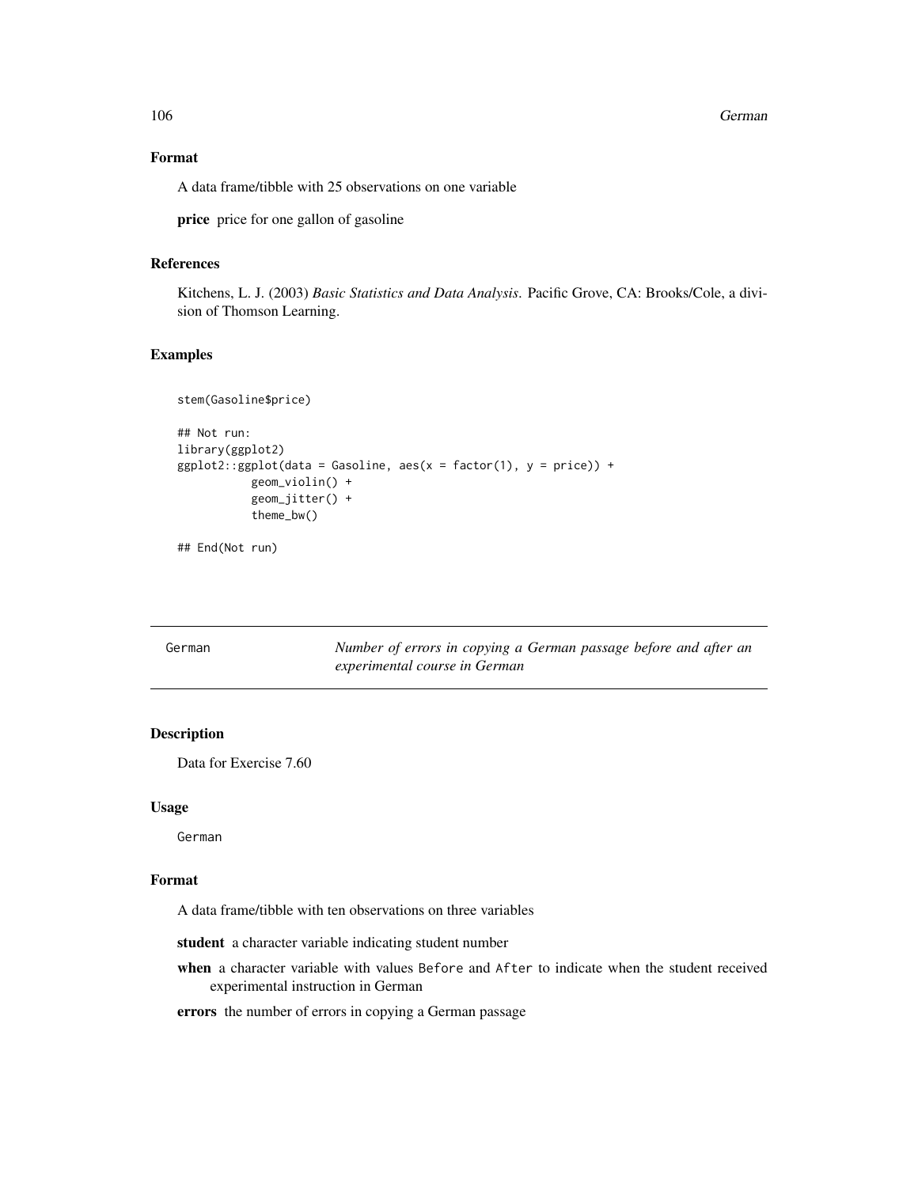### Format

A data frame/tibble with 25 observations on one variable

**price** price for one gallon of gasoline

### References

Kitchens, L. J. (2003) *Basic Statistics and Data Analysis*. Pacific Grove, CA: Brooks/Cole, a division of Thomson Learning.

### Examples

```
stem(Gasoline$price)

## Not run:
library(ggplot2)
ggplot2::ggplot(data = Gasoline, aes(x = factor(1), y = price)) +
           geom_violin() +
           geom_jitter() +
           theme_bw()

## End(Not run)
```

---

## German — *Number of errors in copying a German passage before and after an experimental course in German*

---

### Description

Data for Exercise 7.60

### Usage

```
German
```

### Format

A data frame/tibble with ten observations on three variables

**student** a character variable indicating student number

**when** a character variable with values `Before` and `After` to indicate when the student received experimental instruction in German

**errors** the number of errors in copying a German passage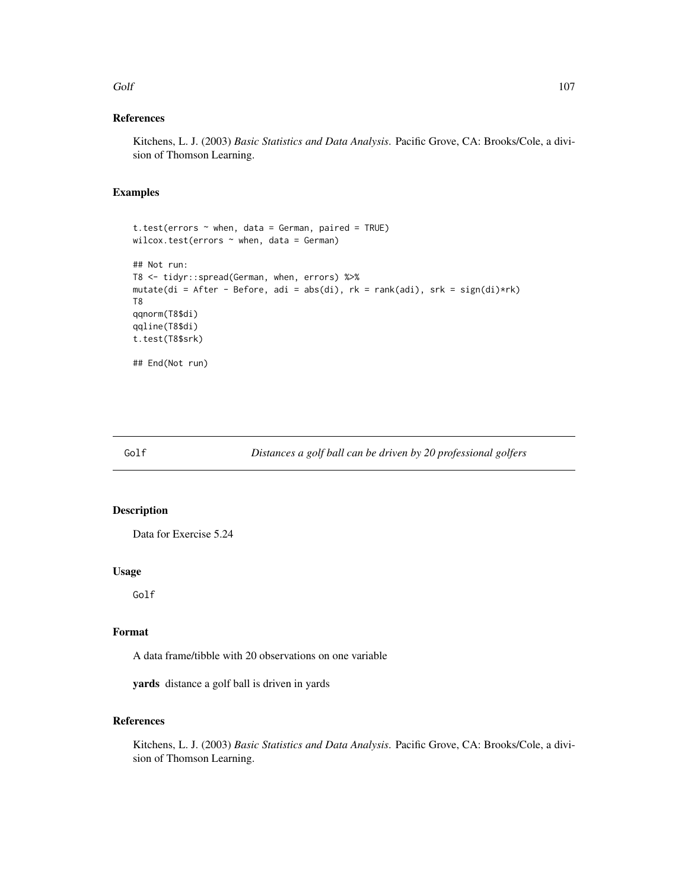### References

Kitchens, L. J. (2003) *Basic Statistics and Data Analysis*. Pacific Grove, CA: Brooks/Cole, a division of Thomson Learning.

### Examples

```
t.test(errors ~ when, data = German, paired = TRUE)
wilcox.test(errors ~ when, data = German)

## Not run:
T8 <- tidyr::spread(German, when, errors) %>%
mutate(di = After - Before, adi = abs(di), rk = rank(adi), srk = sign(di)*rk)
T8
qqnorm(T8$di)
qqline(T8$di)
t.test(T8$srk)

## End(Not run)
```

---

## Golf — *Distances a golf ball can be driven by 20 professional golfers*

---

### Description

Data for Exercise 5.24

### Usage

```
Golf
```

### Format

A data frame/tibble with 20 observations on one variable

**yards** distance a golf ball is driven in yards

### References

Kitchens, L. J. (2003) *Basic Statistics and Data Analysis*. Pacific Grove, CA: Brooks/Cole, a division of Thomson Learning.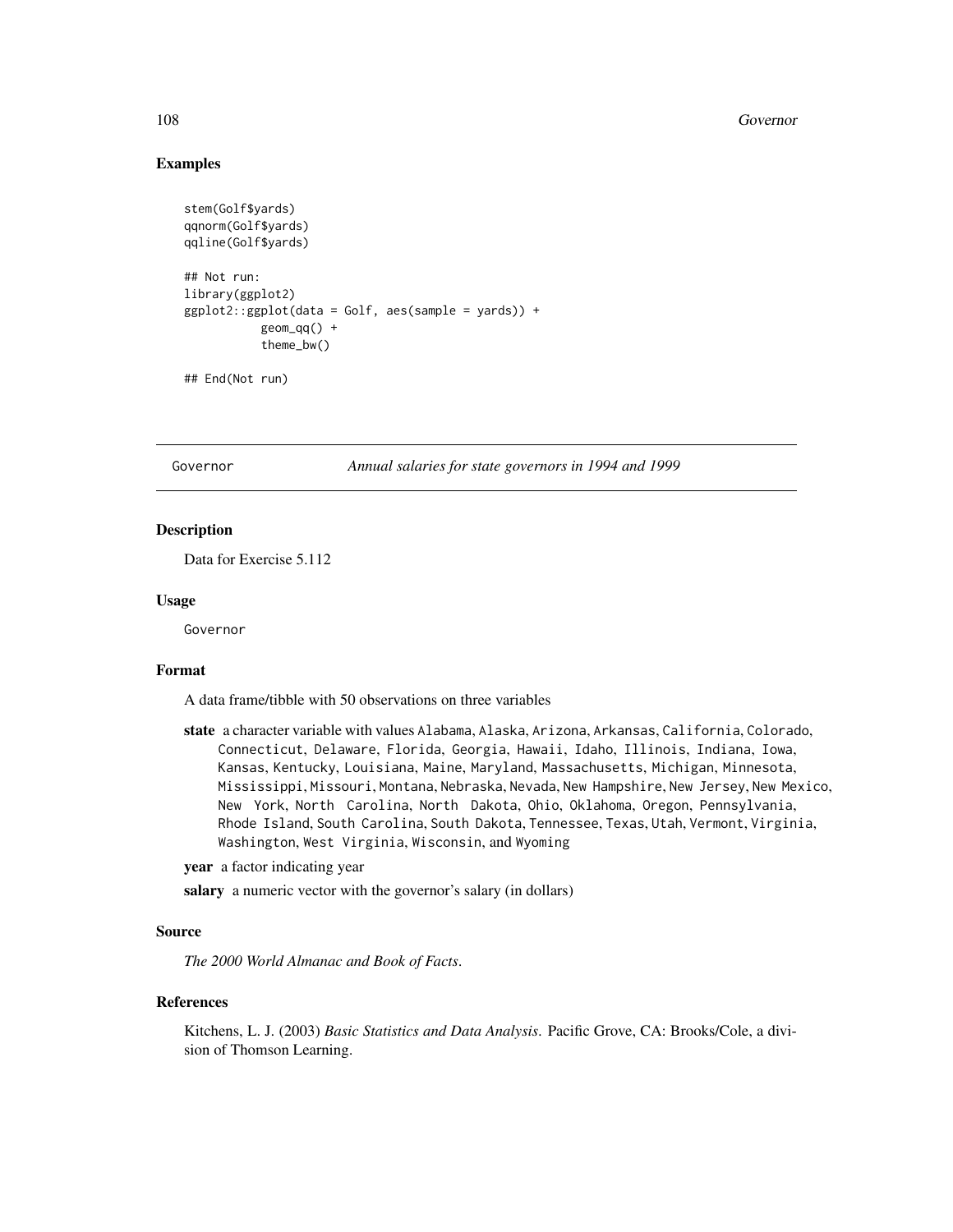## Examples

```
stem(Golf$yards)
qqnorm(Golf$yards)
qqline(Golf$yards)

## Not run:
library(ggplot2)
ggplot2::ggplot(data = Golf, aes(sample = yards)) +
           geom_qq() +
           theme_bw()

## End(Not run)
```

---

Governor *Annual salaries for state governors in 1994 and 1999*

---

### Description

Data for Exercise 5.112

### Usage

Governor

### Format

A data frame/tibble with 50 observations on three variables

**state** a character variable with values Alabama, Alaska, Arizona, Arkansas, California, Colorado, Connecticut, Delaware, Florida, Georgia, Hawaii, Idaho, Illinois, Indiana, Iowa, Kansas, Kentucky, Louisiana, Maine, Maryland, Massachusetts, Michigan, Minnesota, Mississippi, Missouri, Montana, Nebraska, Nevada, New Hampshire, New Jersey, New Mexico, New York, North Carolina, North Dakota, Ohio, Oklahoma, Oregon, Pennsylvania, Rhode Island, South Carolina, South Dakota, Tennessee, Texas, Utah, Vermont, Virginia, Washington, West Virginia, Wisconsin, and Wyoming

**year** a factor indicating year

**salary** a numeric vector with the governor's salary (in dollars)

### Source

*The 2000 World Almanac and Book of Facts*.

### References

Kitchens, L. J. (2003) *Basic Statistics and Data Analysis.* Pacific Grove, CA: Brooks/Cole, a division of Thomson Learning.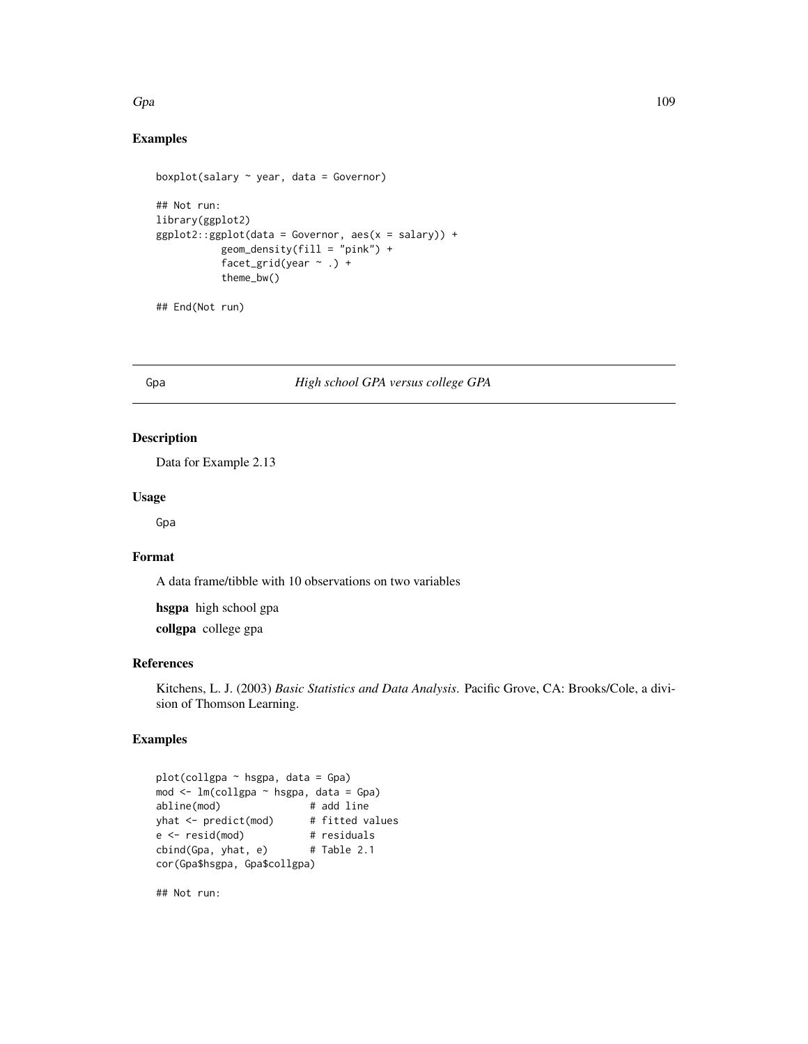## Examples

```
boxplot(salary ~ year, data = Governor)

## Not run:
library(ggplot2)
ggplot2::ggplot(data = Governor, aes(x = salary)) +
           geom_density(fill = "pink") +
           facet_grid(year ~ .) +
           theme_bw()

## End(Not run)
```

---

# Gpa — *High school GPA versus college GPA*

## Description

Data for Example 2.13

## Usage

```
Gpa
```

## Format

A data frame/tibble with 10 observations on two variables

**hsgpa** high school gpa

**collgpa** college gpa

## References

Kitchens, L. J. (2003) *Basic Statistics and Data Analysis*. Pacific Grove, CA: Brooks/Cole, a division of Thomson Learning.

## Examples

```
plot(collgpa ~ hsgpa, data = Gpa)
mod <- lm(collgpa ~ hsgpa, data = Gpa)
abline(mod)              # add line
yhat <- predict(mod)     # fitted values
e <- resid(mod)          # residuals
cbind(Gpa, yhat, e)      # Table 2.1
cor(Gpa$hsgpa, Gpa$collgpa)

## Not run:
```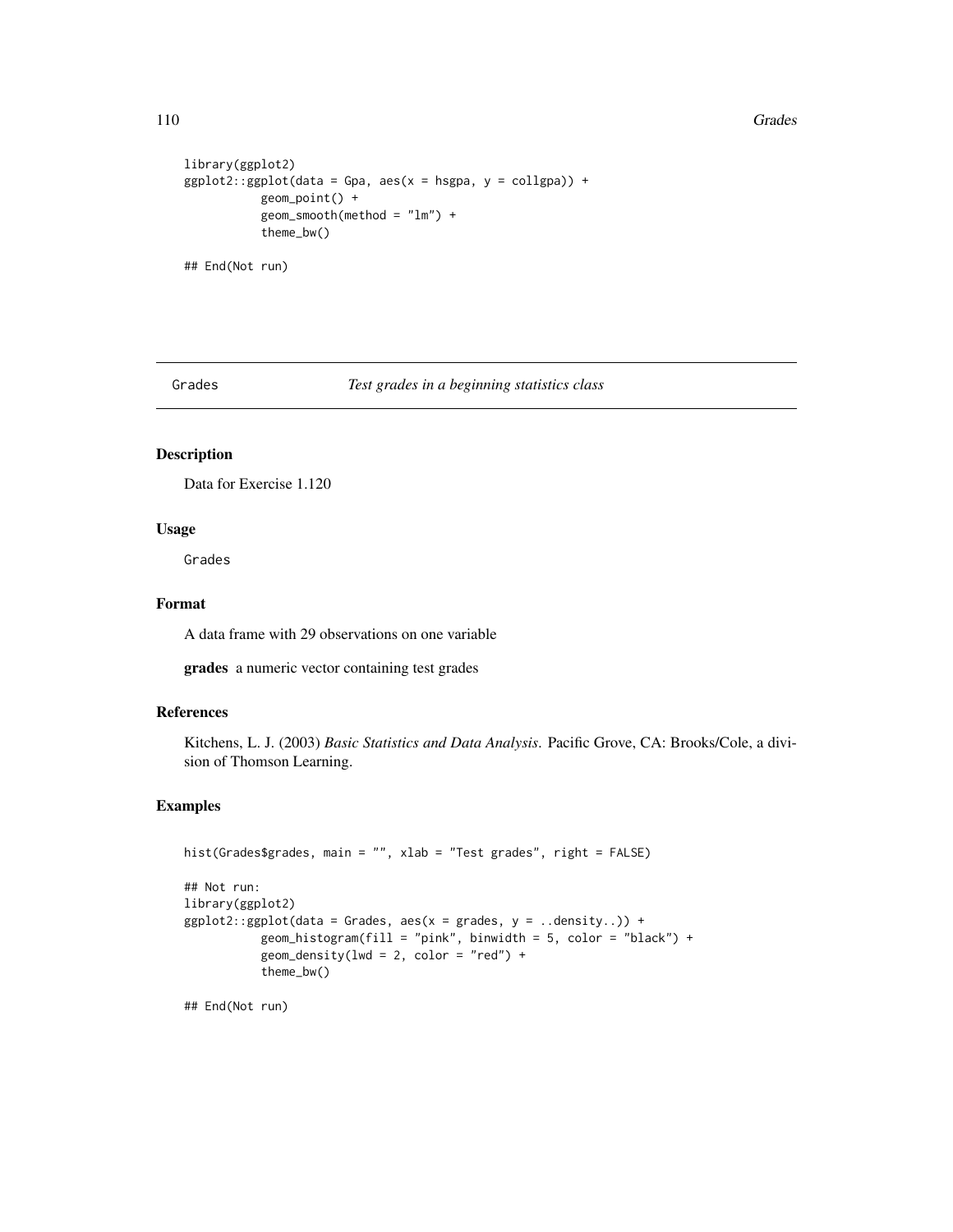```
library(ggplot2)
ggplot2::ggplot(data = Gpa, aes(x = hsgpa, y = collgpa)) +
           geom_point() +
           geom_smooth(method = "lm") +
           theme_bw()

## End(Not run)
```

---

## Grades — *Test grades in a beginning statistics class*

---

### Description

Data for Exercise 1.120

### Usage

```
Grades
```

### Format

A data frame with 29 observations on one variable

**grades** a numeric vector containing test grades

### References

Kitchens, L. J. (2003) *Basic Statistics and Data Analysis*. Pacific Grove, CA: Brooks/Cole, a division of Thomson Learning.

### Examples

```
hist(Grades$grades, main = "", xlab = "Test grades", right = FALSE)

## Not run:
library(ggplot2)
ggplot2::ggplot(data = Grades, aes(x = grades, y = ..density..)) +
           geom_histogram(fill = "pink", binwidth = 5, color = "black") +
           geom_density(lwd = 2, color = "red") +
           theme_bw()

## End(Not run)
```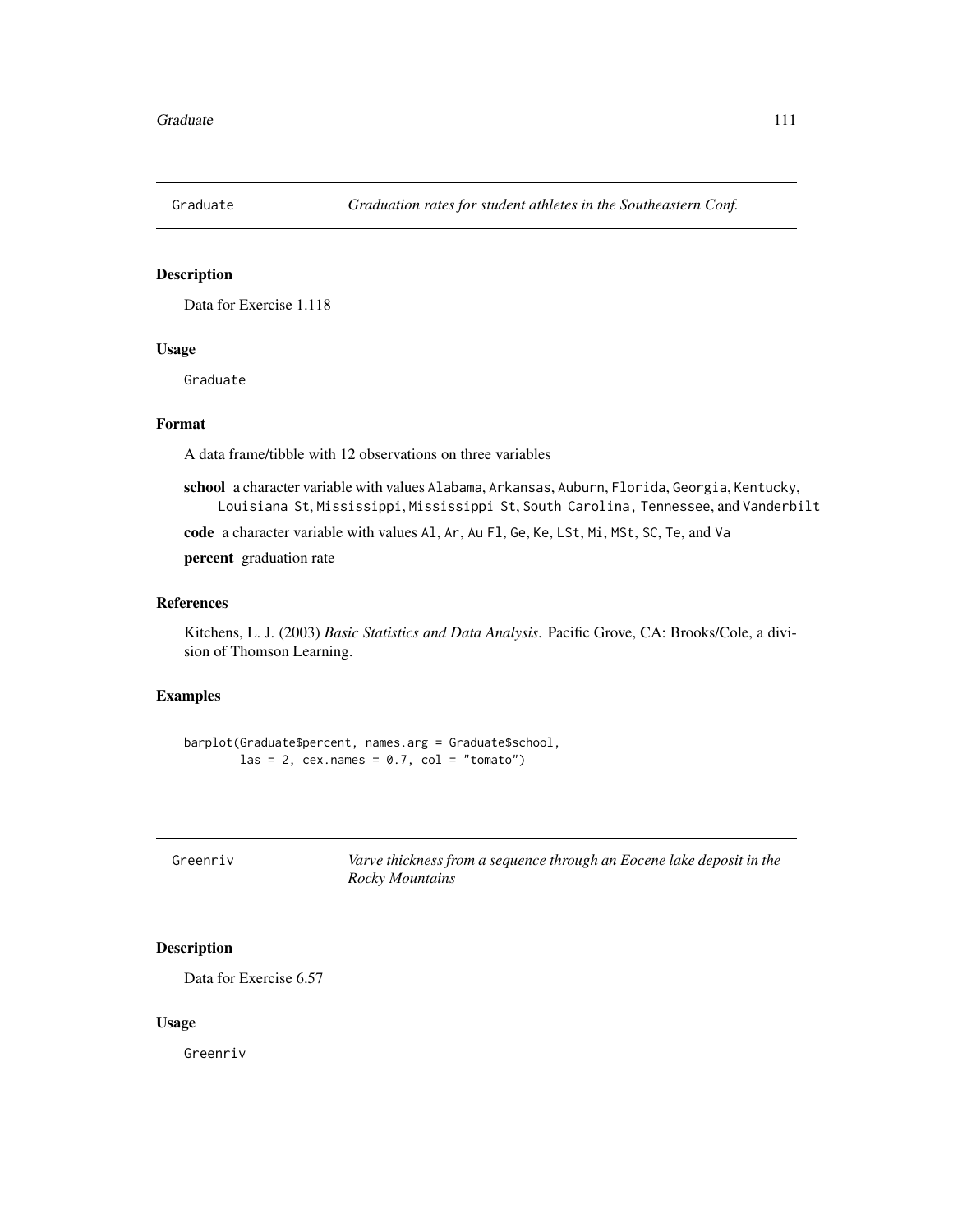## Graduate — *Graduation rates for student athletes in the Southeastern Conf.*

### Description

Data for Exercise 1.118

### Usage

```
Graduate
```

### Format

A data frame/tibble with 12 observations on three variables

**school** a character variable with values `Alabama`, `Arkansas`, `Auburn`, `Florida`, `Georgia`, `Kentucky`, `Louisiana St`, `Mississippi`, `Mississippi St`, `South Carolina`, `Tennessee`, and `Vanderbilt`

**code** a character variable with values `Al`, `Ar`, `Au Fl`, `Ge`, `Ke`, `LSt`, `Mi`, `MSt`, `SC`, `Te`, and `Va`

**percent** graduation rate

### References

Kitchens, L. J. (2003) *Basic Statistics and Data Analysis*. Pacific Grove, CA: Brooks/Cole, a division of Thomson Learning.

### Examples

```
barplot(Graduate$percent, names.arg = Graduate$school,
        las = 2, cex.names = 0.7, col = "tomato")
```

## Greenriv — *Varve thickness from a sequence through an Eocene lake deposit in the Rocky Mountains*

### Description

Data for Exercise 6.57

### Usage

```
Greenriv
```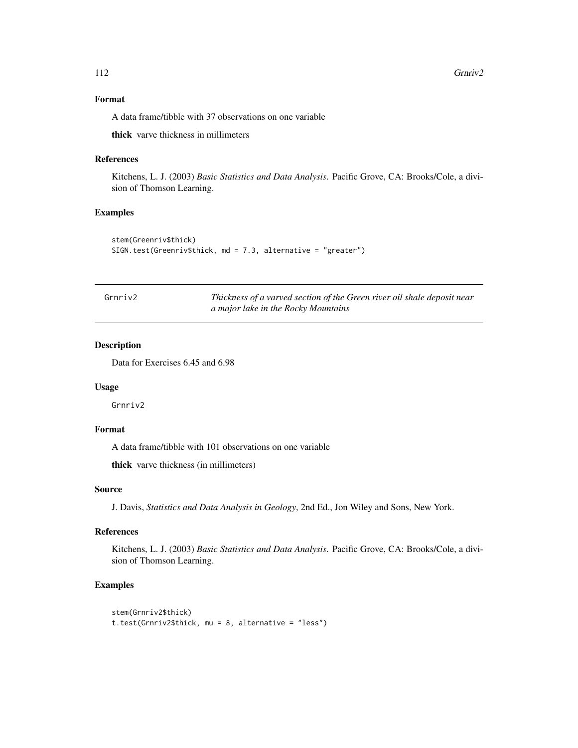### Format

A data frame/tibble with 37 observations on one variable

**thick** varve thickness in millimeters

### References

Kitchens, L. J. (2003) *Basic Statistics and Data Analysis*. Pacific Grove, CA: Brooks/Cole, a division of Thomson Learning.

### Examples

```
stem(Greenriv$thick)
SIGN.test(Greenriv$thick, md = 7.3, alternative = "greater")
```

---

## Grnriv2 — *Thickness of a varved section of the Green river oil shale deposit near a major lake in the Rocky Mountains*

---

### Description

Data for Exercises 6.45 and 6.98

### Usage

```
Grnriv2
```

### Format

A data frame/tibble with 101 observations on one variable

**thick** varve thickness (in millimeters)

### Source

J. Davis, *Statistics and Data Analysis in Geology*, 2nd Ed., Jon Wiley and Sons, New York.

### References

Kitchens, L. J. (2003) *Basic Statistics and Data Analysis*. Pacific Grove, CA: Brooks/Cole, a division of Thomson Learning.

### Examples

```
stem(Grnriv2$thick)
t.test(Grnriv2$thick, mu = 8, alternative = "less")
```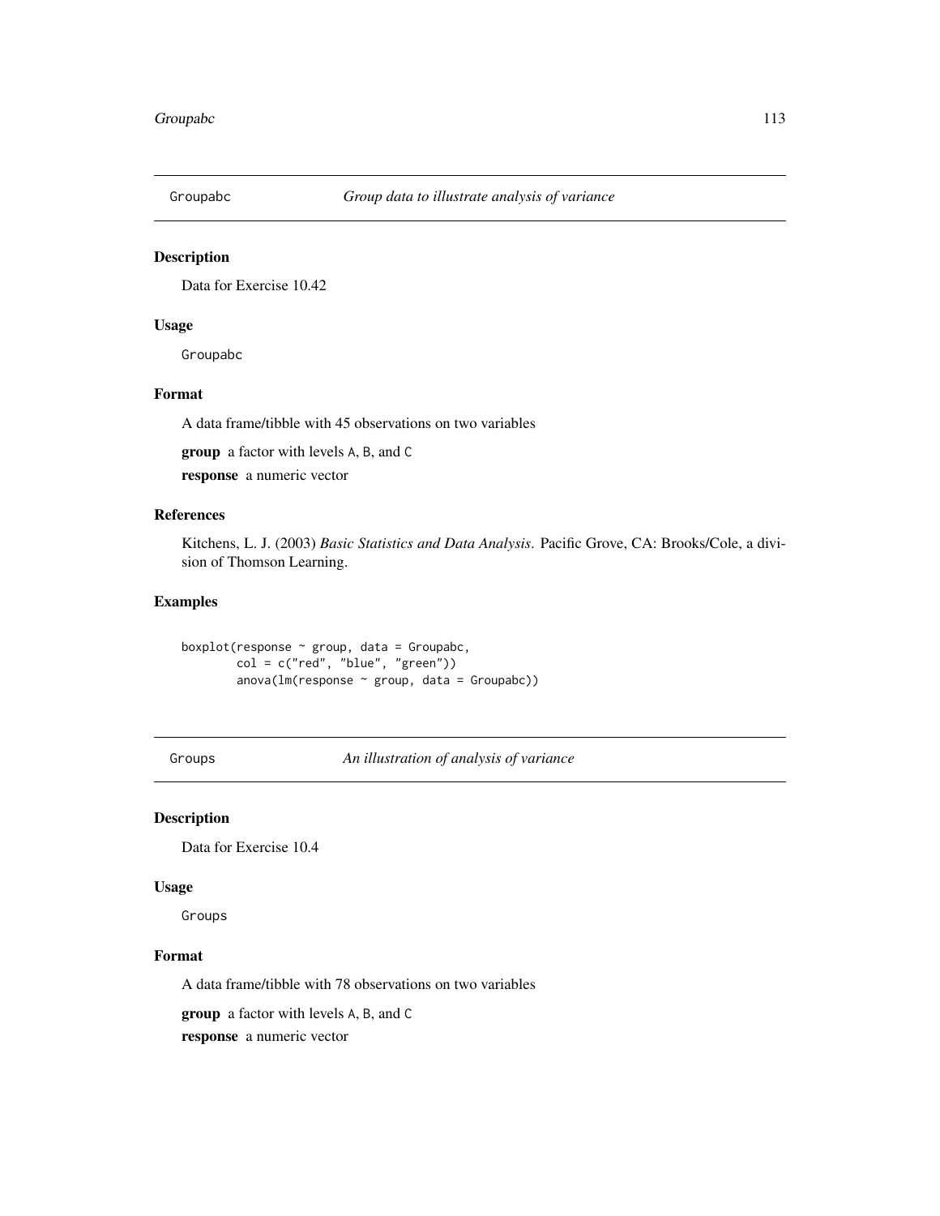## Groupabc — *Group data to illustrate analysis of variance*

### Description

Data for Exercise 10.42

### Usage

```
Groupabc
```

### Format

A data frame/tibble with 45 observations on two variables

**group** a factor with levels `A`, `B`, and `C`

**response** a numeric vector

### References

Kitchens, L. J. (2003) *Basic Statistics and Data Analysis*. Pacific Grove, CA: Brooks/Cole, a division of Thomson Learning.

### Examples

```
boxplot(response ~ group, data = Groupabc,
        col = c("red", "blue", "green"))
        anova(lm(response ~ group, data = Groupabc))
```

## Groups — *An illustration of analysis of variance*

### Description

Data for Exercise 10.4

### Usage

```
Groups
```

### Format

A data frame/tibble with 78 observations on two variables

**group** a factor with levels `A`, `B`, and `C`

**response** a numeric vector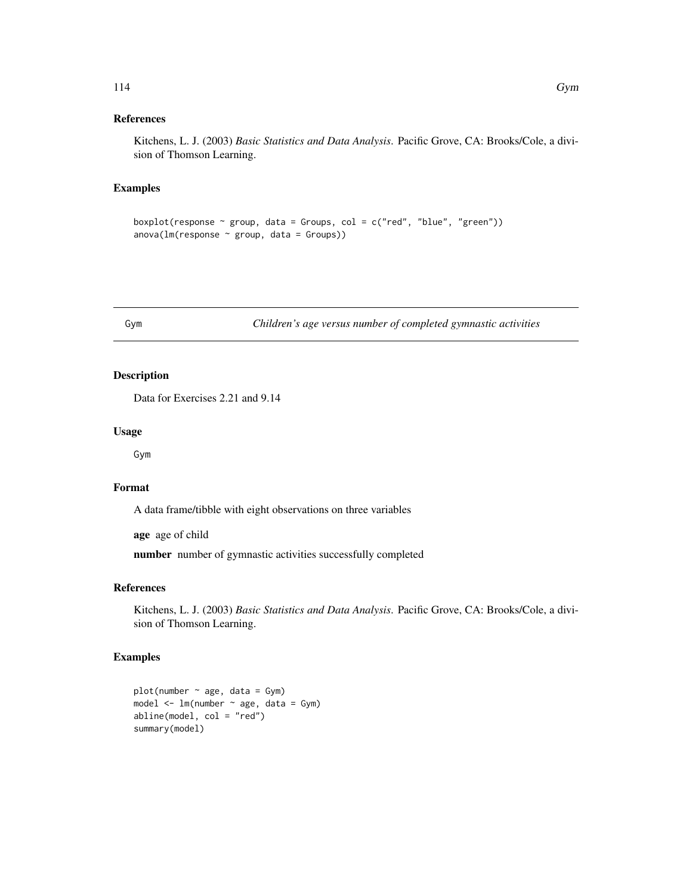### References

Kitchens, L. J. (2003) *Basic Statistics and Data Analysis*. Pacific Grove, CA: Brooks/Cole, a division of Thomson Learning.

### Examples

```
boxplot(response ~ group, data = Groups, col = c("red", "blue", "green"))
anova(lm(response ~ group, data = Groups))
```

---

## Gym — *Children's age versus number of completed gymnastic activities*

---

### Description

Data for Exercises 2.21 and 9.14

### Usage

```
Gym
```

### Format

A data frame/tibble with eight observations on three variables

**age** age of child

**number** number of gymnastic activities successfully completed

### References

Kitchens, L. J. (2003) *Basic Statistics and Data Analysis*. Pacific Grove, CA: Brooks/Cole, a division of Thomson Learning.

### Examples

```
plot(number ~ age, data = Gym)
model <- lm(number ~ age, data = Gym)
abline(model, col = "red")
summary(model)
```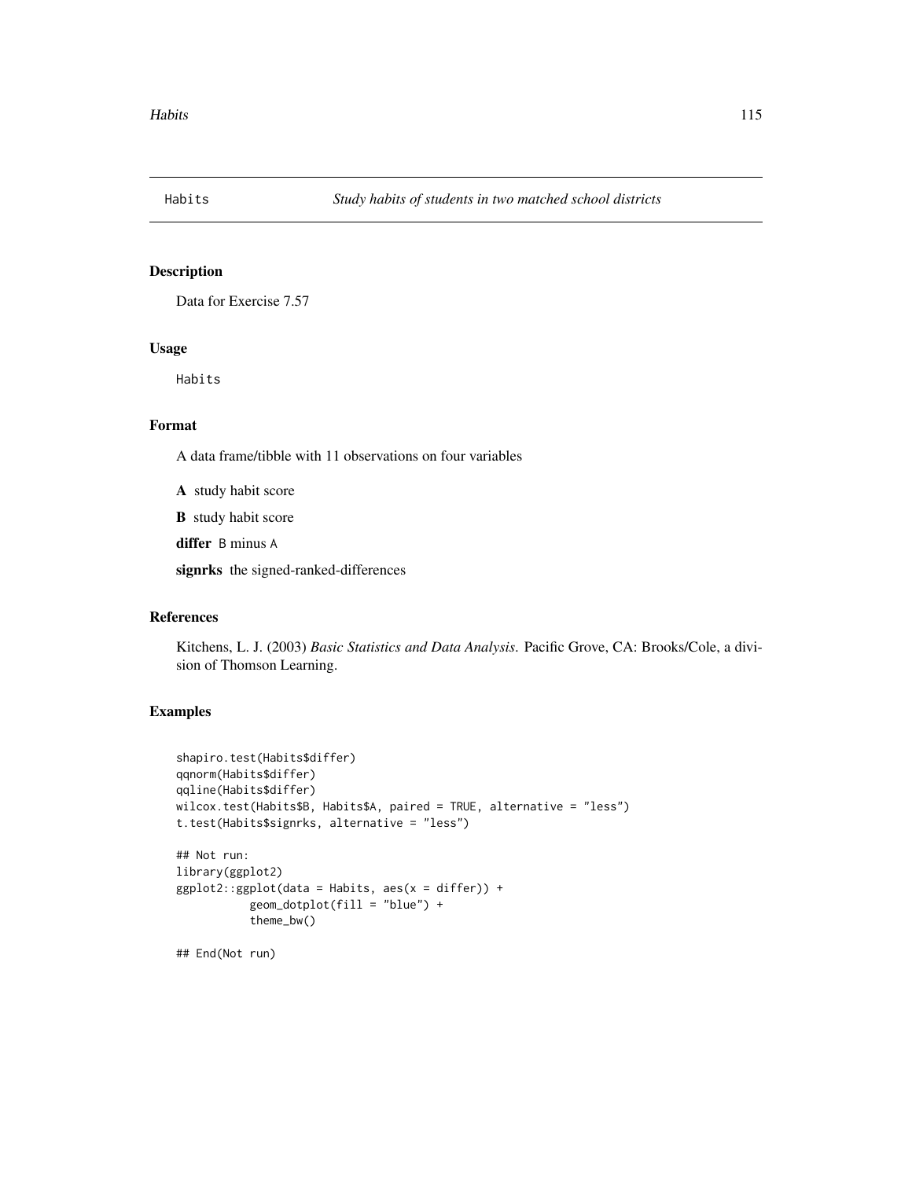Habits    *Study habits of students in two matched school districts*

## Description

Data for Exercise 7.57

## Usage

```
Habits
```

## Format

A data frame/tibble with 11 observations on four variables

**A** study habit score

**B** study habit score

**differ** `B` minus `A`

**signrks** the signed-ranked-differences

## References

Kitchens, L. J. (2003) *Basic Statistics and Data Analysis*. Pacific Grove, CA: Brooks/Cole, a division of Thomson Learning.

## Examples

```
shapiro.test(Habits$differ)
qqnorm(Habits$differ)
qqline(Habits$differ)
wilcox.test(Habits$B, Habits$A, paired = TRUE, alternative = "less")
t.test(Habits$signrks, alternative = "less")

## Not run:
library(ggplot2)
ggplot2::ggplot(data = Habits, aes(x = differ)) +
           geom_dotplot(fill = "blue") +
           theme_bw()

## End(Not run)
```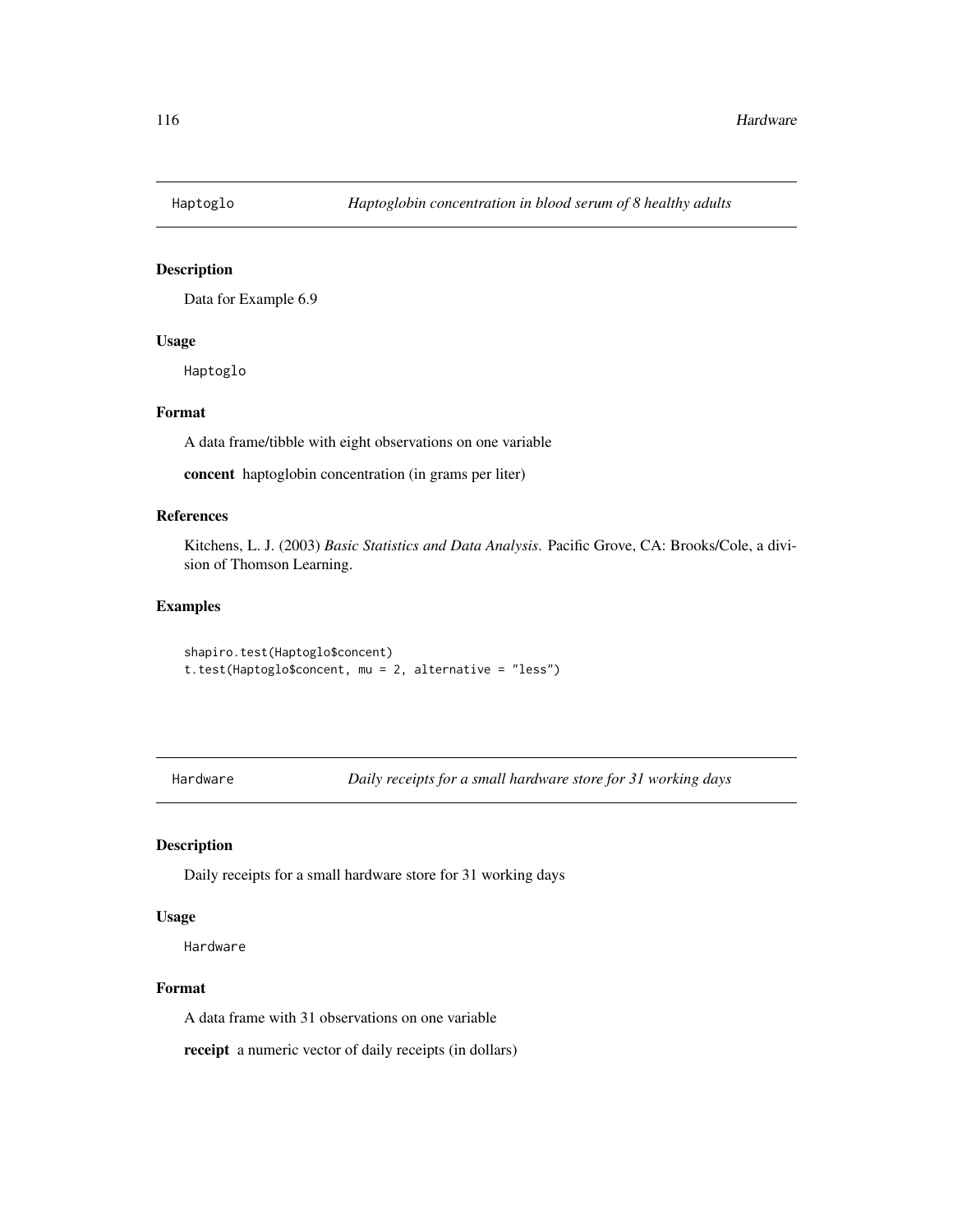## Haptoglo — *Haptoglobin concentration in blood serum of 8 healthy adults*

### Description

Data for Example 6.9

### Usage

```
Haptoglo
```

### Format

A data frame/tibble with eight observations on one variable

**concent** haptoglobin concentration (in grams per liter)

### References

Kitchens, L. J. (2003) *Basic Statistics and Data Analysis*. Pacific Grove, CA: Brooks/Cole, a division of Thomson Learning.

### Examples

```
shapiro.test(Haptoglo$concent)
t.test(Haptoglo$concent, mu = 2, alternative = "less")
```

## Hardware — *Daily receipts for a small hardware store for 31 working days*

### Description

Daily receipts for a small hardware store for 31 working days

### Usage

```
Hardware
```

### Format

A data frame with 31 observations on one variable

**receipt** a numeric vector of daily receipts (in dollars)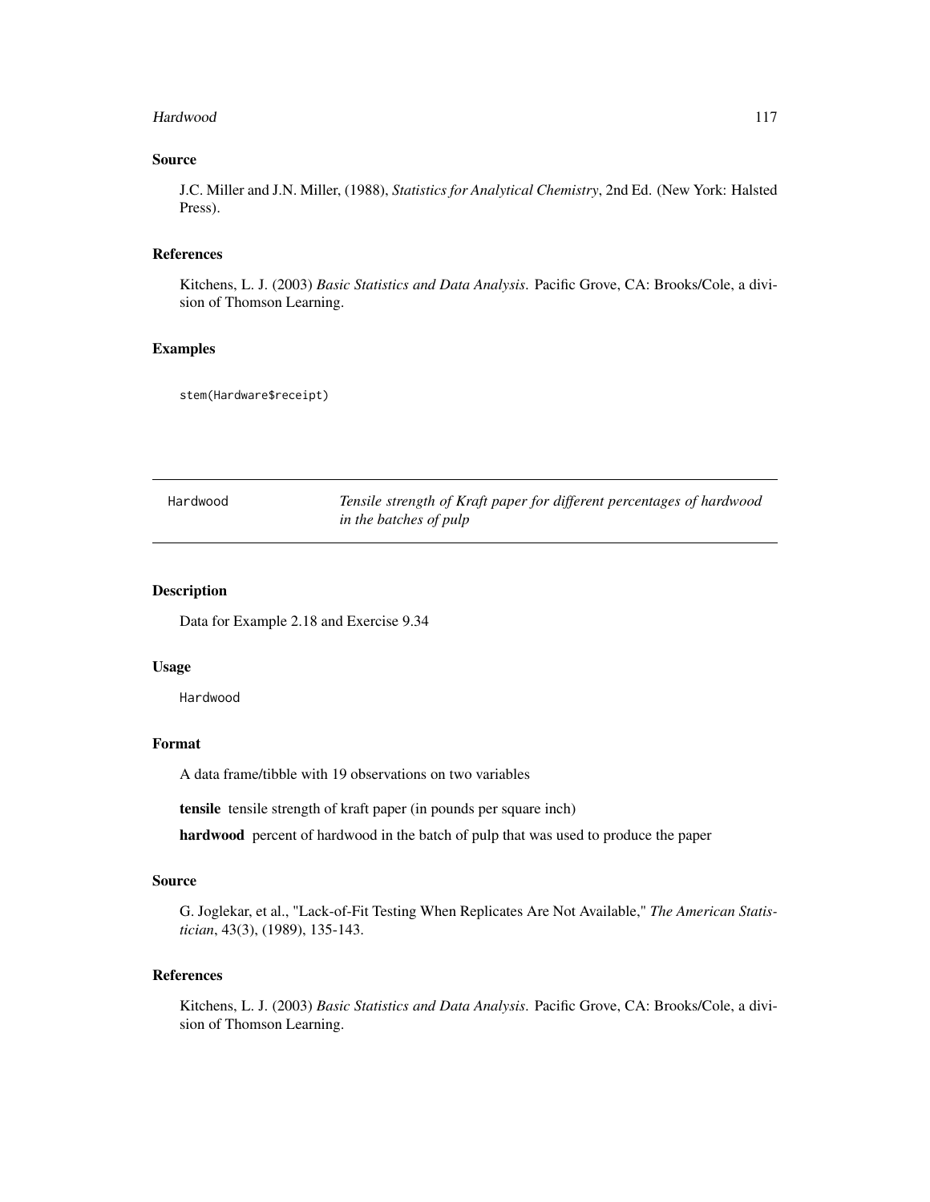### Source

J.C. Miller and J.N. Miller, (1988), *Statistics for Analytical Chemistry*, 2nd Ed. (New York: Halsted Press).

### References

Kitchens, L. J. (2003) *Basic Statistics and Data Analysis*. Pacific Grove, CA: Brooks/Cole, a division of Thomson Learning.

### Examples

```
stem(Hardware$receipt)
```

---

## Hardwood — *Tensile strength of Kraft paper for different percentages of hardwood in the batches of pulp*

---

### Description

Data for Example 2.18 and Exercise 9.34

### Usage

```
Hardwood
```

### Format

A data frame/tibble with 19 observations on two variables

**tensile** tensile strength of kraft paper (in pounds per square inch)

**hardwood** percent of hardwood in the batch of pulp that was used to produce the paper

### Source

G. Joglekar, et al., "Lack-of-Fit Testing When Replicates Are Not Available," *The American Statistician*, 43(3), (1989), 135-143.

### References

Kitchens, L. J. (2003) *Basic Statistics and Data Analysis*. Pacific Grove, CA: Brooks/Cole, a division of Thomson Learning.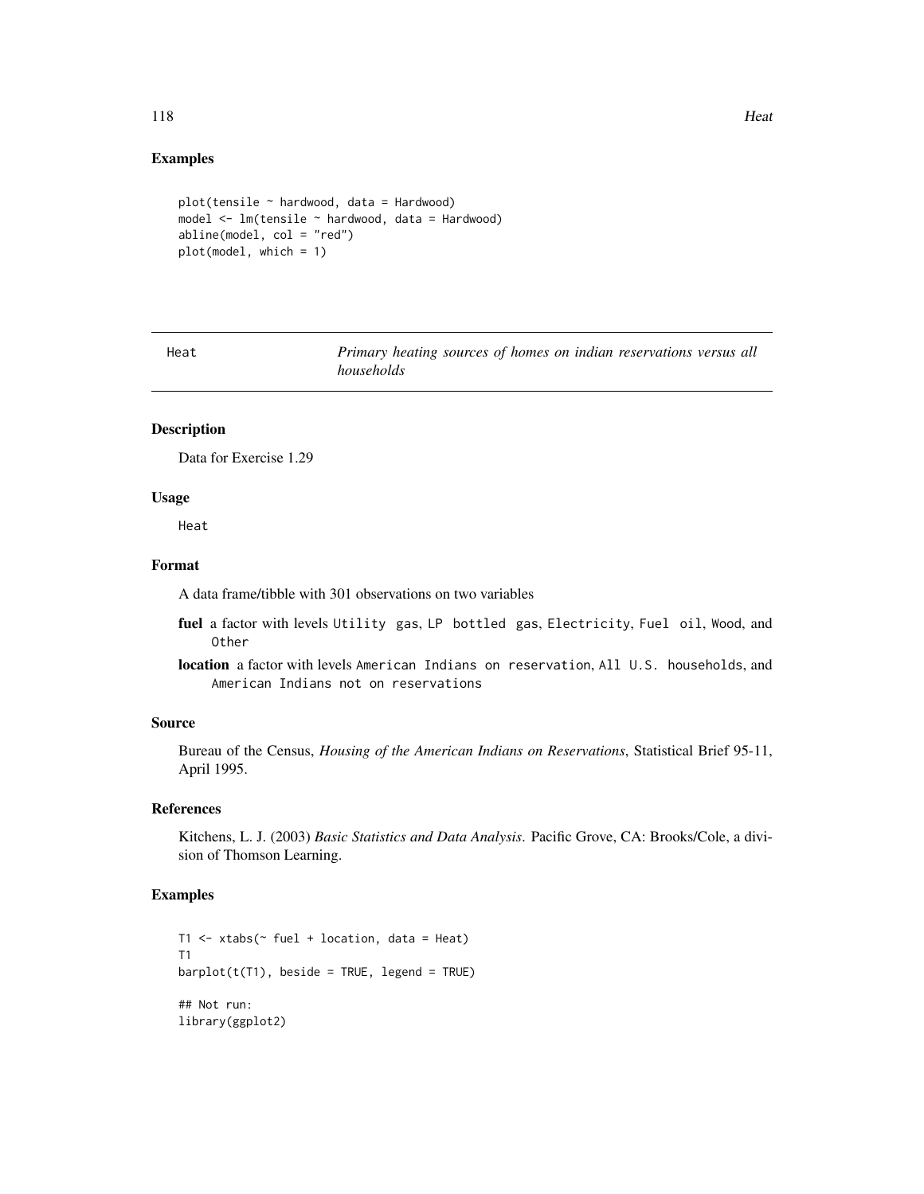## Examples

```
plot(tensile ~ hardwood, data = Hardwood)
model <- lm(tensile ~ hardwood, data = Hardwood)
abline(model, col = "red")
plot(model, which = 1)
```

---

Heat — *Primary heating sources of homes on indian reservations versus all households*

---

### Description

Data for Exercise 1.29

### Usage

Heat

### Format

A data frame/tibble with 301 observations on two variables

**fuel** a factor with levels `Utility gas`, `LP bottled gas`, `Electricity`, `Fuel oil`, `Wood`, and `Other`

**location** a factor with levels `American Indians on reservation`, `All U.S. households`, and `American Indians not on reservations`

### Source

Bureau of the Census, *Housing of the American Indians on Reservations*, Statistical Brief 95-11, April 1995.

### References

Kitchens, L. J. (2003) *Basic Statistics and Data Analysis*. Pacific Grove, CA: Brooks/Cole, a division of Thomson Learning.

### Examples

```
T1 <- xtabs(~ fuel + location, data = Heat)
T1
barplot(t(T1), beside = TRUE, legend = TRUE)

## Not run:
library(ggplot2)
```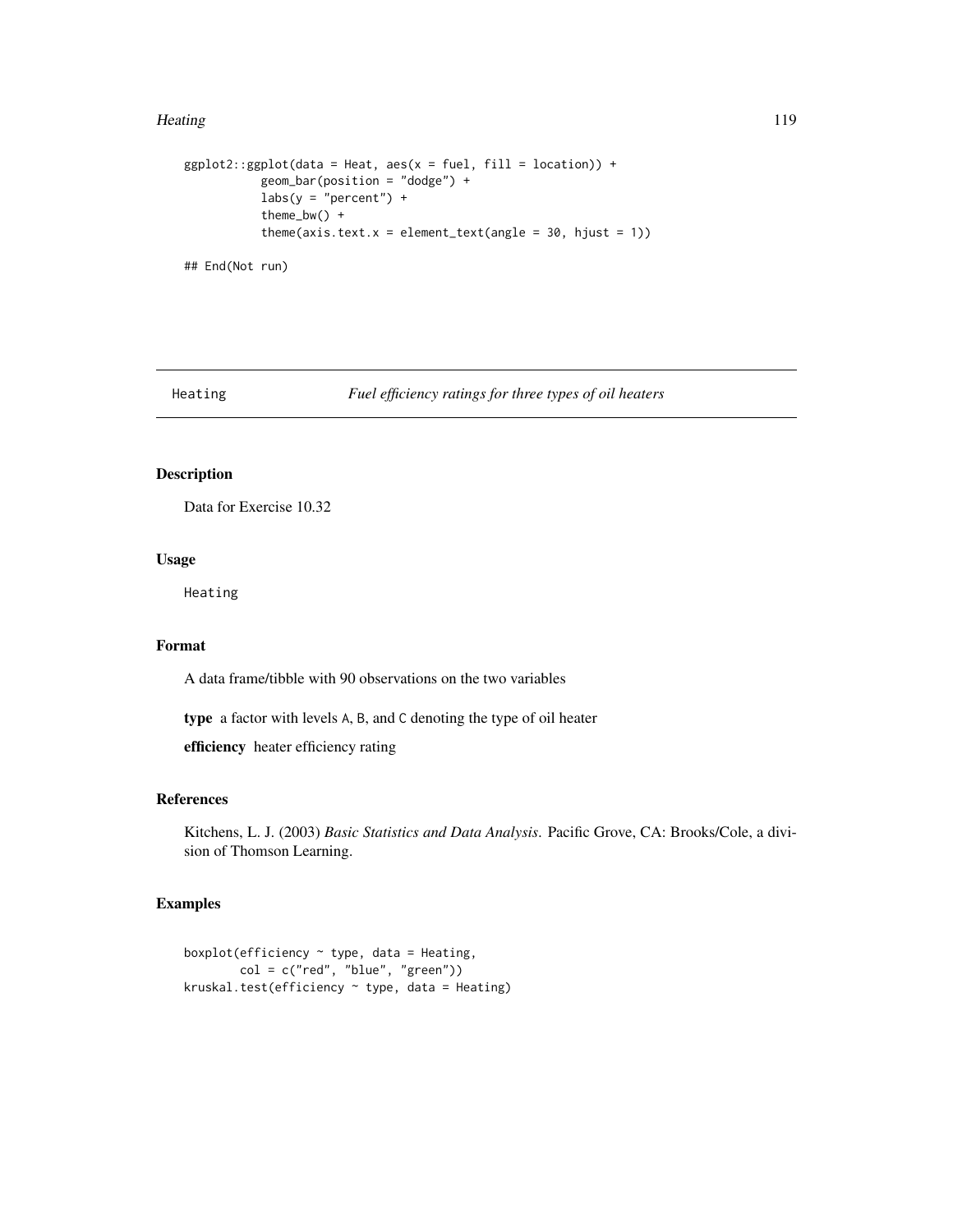```
ggplot2::ggplot(data = Heat, aes(x = fuel, fill = location)) +
          geom_bar(position = "dodge") +
          labs(y = "percent") +
          theme_bw() +
          theme(axis.text.x = element_text(angle = 30, hjust = 1))

## End(Not run)
```

---

Heating *Fuel efficiency ratings for three types of oil heaters*

---

## Description

Data for Exercise 10.32

## Usage

```
Heating
```

## Format

A data frame/tibble with 90 observations on the two variables

**type** a factor with levels A, B, and C denoting the type of oil heater

**efficiency** heater efficiency rating

## References

Kitchens, L. J. (2003) *Basic Statistics and Data Analysis*. Pacific Grove, CA: Brooks/Cole, a division of Thomson Learning.

## Examples

```
boxplot(efficiency ~ type, data = Heating,
        col = c("red", "blue", "green"))
kruskal.test(efficiency ~ type, data = Heating)
```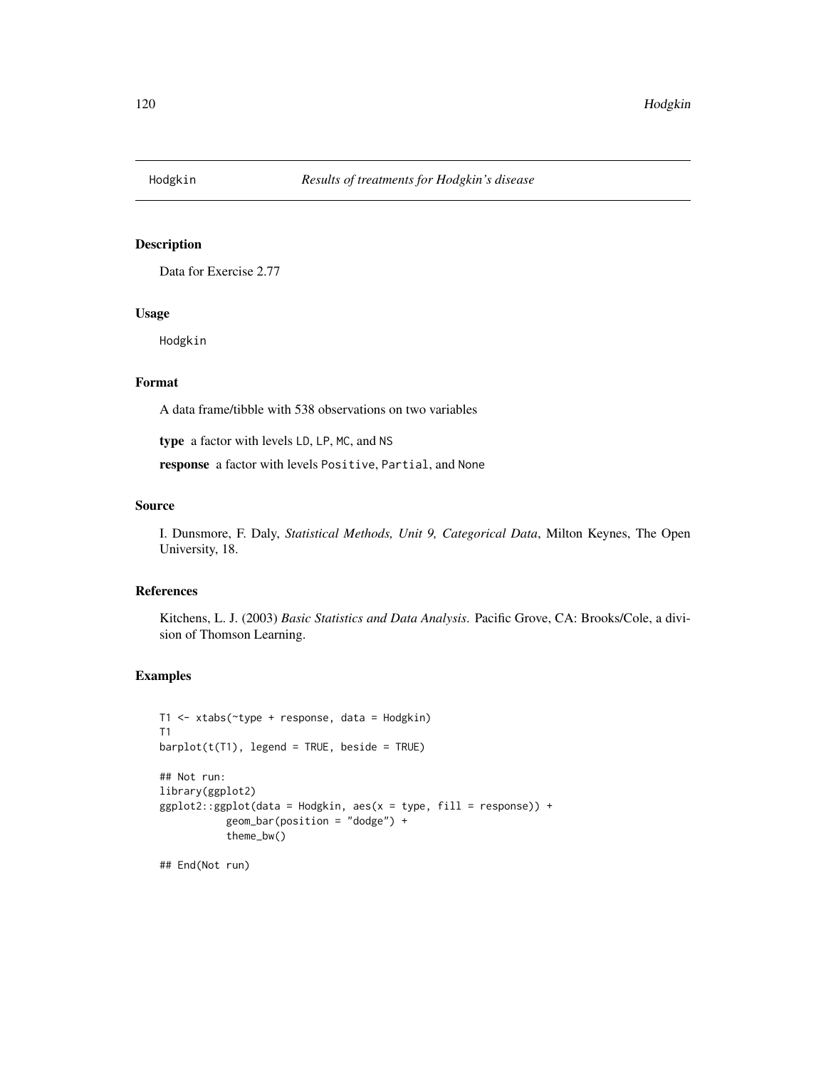Hodgkin    *Results of treatments for Hodgkin's disease*

## Description

Data for Exercise 2.77

## Usage

```
Hodgkin
```

## Format

A data frame/tibble with 538 observations on two variables

**type** a factor with levels LD, LP, MC, and NS

**response** a factor with levels Positive, Partial, and None

## Source

I. Dunsmore, F. Daly, *Statistical Methods, Unit 9, Categorical Data*, Milton Keynes, The Open University, 18.

## References

Kitchens, L. J. (2003) *Basic Statistics and Data Analysis*. Pacific Grove, CA: Brooks/Cole, a division of Thomson Learning.

## Examples

```
T1 <- xtabs(~type + response, data = Hodgkin)
T1
barplot(t(T1), legend = TRUE, beside = TRUE)

## Not run:
library(ggplot2)
ggplot2::ggplot(data = Hodgkin, aes(x = type, fill = response)) +
           geom_bar(position = "dodge") +
           theme_bw()

## End(Not run)
```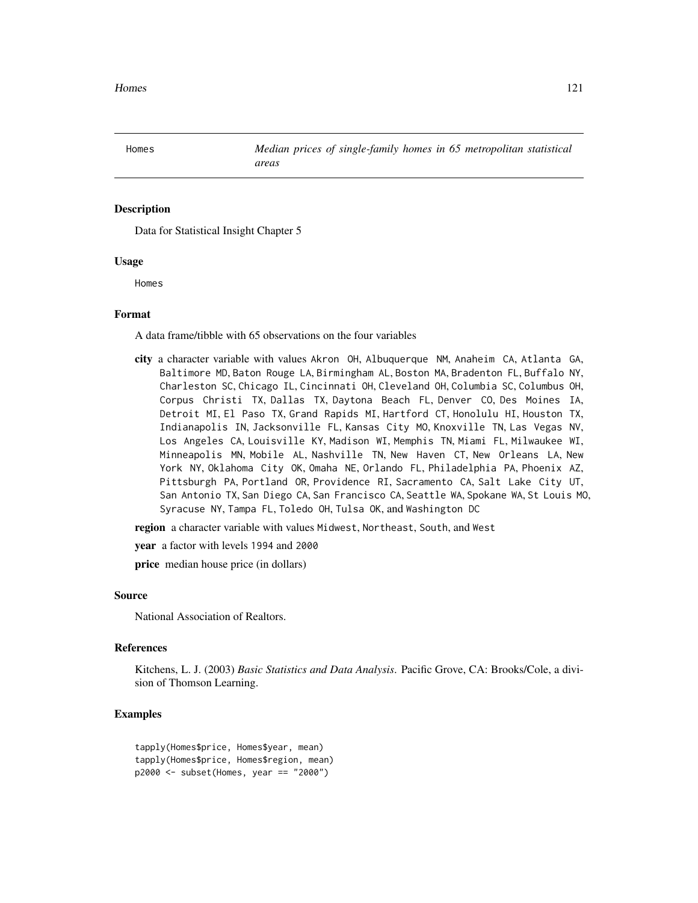Homes *Median prices of single-family homes in 65 metropolitan statistical areas*

## Description

Data for Statistical Insight Chapter 5

## Usage

```
Homes
```

## Format

A data frame/tibble with 65 observations on the four variables

**city** a character variable with values `Akron OH`, `Albuquerque NM`, `Anaheim CA`, `Atlanta GA`, `Baltimore MD`, `Baton Rouge LA`, `Birmingham AL`, `Boston MA`, `Bradenton FL`, `Buffalo NY`, `Charleston SC`, `Chicago IL`, `Cincinnati OH`, `Cleveland OH`, `Columbia SC`, `Columbus OH`, `Corpus Christi TX`, `Dallas TX`, `Daytona Beach FL`, `Denver CO`, `Des Moines IA`, `Detroit MI`, `El Paso TX`, `Grand Rapids MI`, `Hartford CT`, `Honolulu HI`, `Houston TX`, `Indianapolis IN`, `Jacksonville FL`, `Kansas City MO`, `Knoxville TN`, `Las Vegas NV`, `Los Angeles CA`, `Louisville KY`, `Madison WI`, `Memphis TN`, `Miami FL`, `Milwaukee WI`, `Minneapolis MN`, `Mobile AL`, `Nashville TN`, `New Haven CT`, `New Orleans LA`, `New York NY`, `Oklahoma City OK`, `Omaha NE`, `Orlando FL`, `Philadelphia PA`, `Phoenix AZ`, `Pittsburgh PA`, `Portland OR`, `Providence RI`, `Sacramento CA`, `Salt Lake City UT`, `San Antonio TX`, `San Diego CA`, `San Francisco CA`, `Seattle WA`, `Spokane WA`, `St Louis MO`, `Syracuse NY`, `Tampa FL`, `Toledo OH`, `Tulsa OK`, and `Washington DC`

**region** a character variable with values `Midwest`, `Northeast`, `South`, and `West`

**year** a factor with levels `1994` and `2000`

**price** median house price (in dollars)

## Source

National Association of Realtors.

## References

Kitchens, L. J. (2003) *Basic Statistics and Data Analysis*. Pacific Grove, CA: Brooks/Cole, a division of Thomson Learning.

## Examples

```
tapply(Homes$price, Homes$year, mean)
tapply(Homes$price, Homes$region, mean)
p2000 <- subset(Homes, year == "2000")
```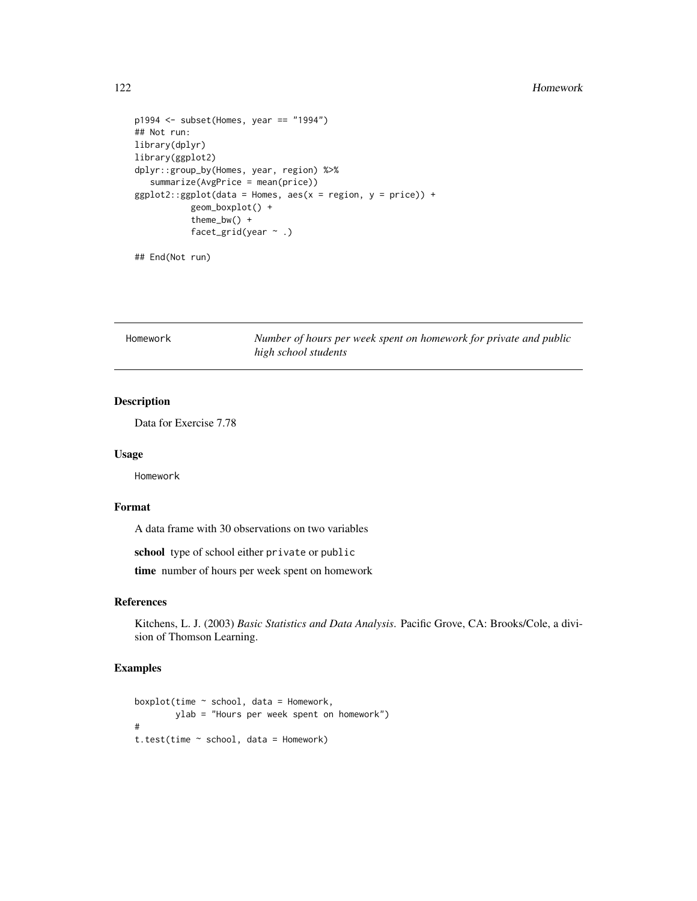```
p1994 <- subset(Homes, year == "1994")
## Not run:
library(dplyr)
library(ggplot2)
dplyr::group_by(Homes, year, region) %>%
   summarize(AvgPrice = mean(price))
ggplot2::ggplot(data = Homes, aes(x = region, y = price)) +
           geom_boxplot() +
           theme_bw() +
           facet_grid(year ~ .)

## End(Not run)
```

---

## Homework — *Number of hours per week spent on homework for private and public high school students*

---

### Description

Data for Exercise 7.78

### Usage

`Homework`

### Format

A data frame with 30 observations on two variables

**school** type of school either `private` or `public`

**time** number of hours per week spent on homework

### References

Kitchens, L. J. (2003) *Basic Statistics and Data Analysis*. Pacific Grove, CA: Brooks/Cole, a division of Thomson Learning.

### Examples

```
boxplot(time ~ school, data = Homework,
        ylab = "Hours per week spent on homework")
#
t.test(time ~ school, data = Homework)
```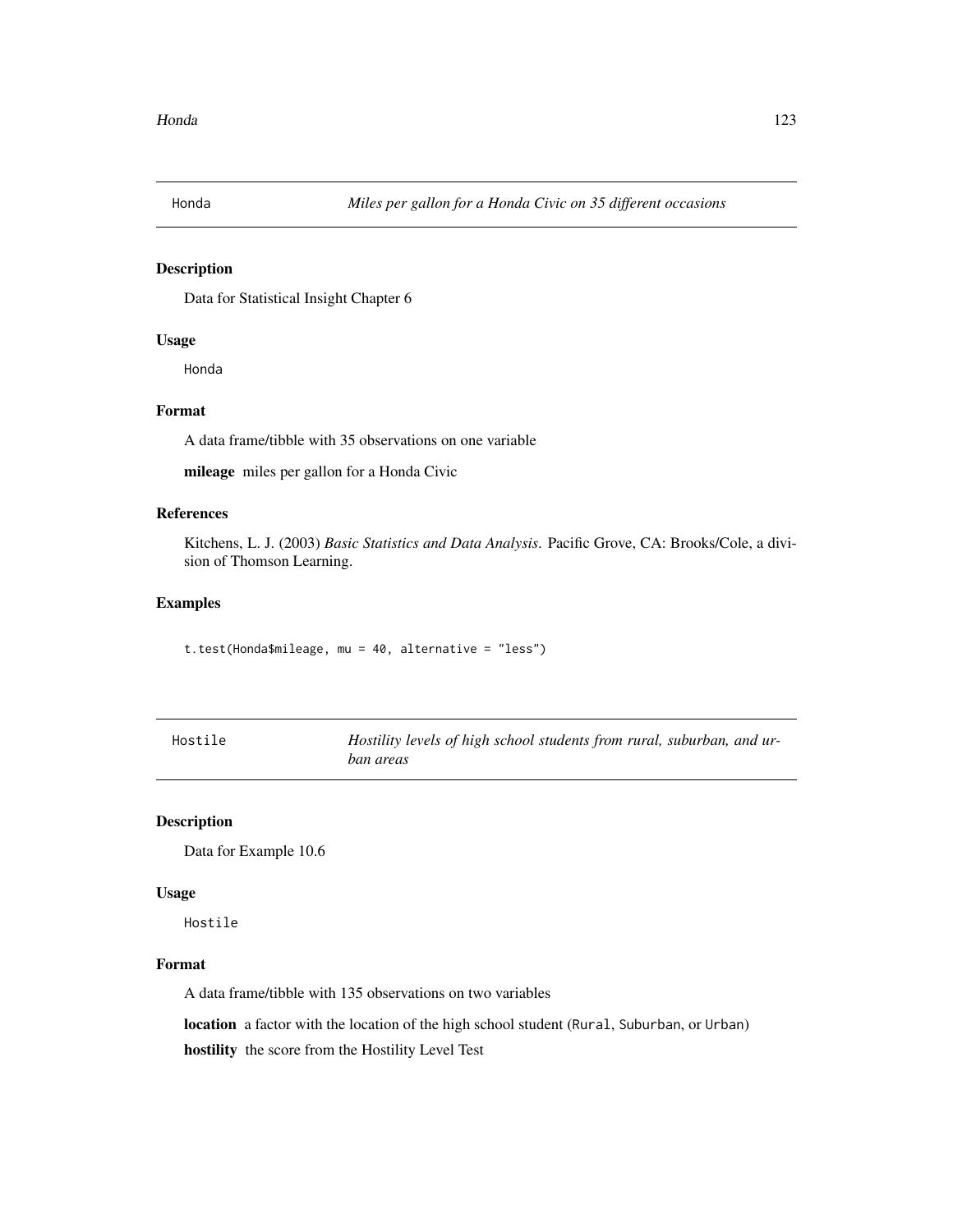## Honda — *Miles per gallon for a Honda Civic on 35 different occasions*

### Description

Data for Statistical Insight Chapter 6

### Usage

Honda

### Format

A data frame/tibble with 35 observations on one variable

**mileage** miles per gallon for a Honda Civic

### References

Kitchens, L. J. (2003) *Basic Statistics and Data Analysis*. Pacific Grove, CA: Brooks/Cole, a division of Thomson Learning.

### Examples

```
t.test(Honda$mileage, mu = 40, alternative = "less")
```

## Hostile — *Hostility levels of high school students from rural, suburban, and urban areas*

### Description

Data for Example 10.6

### Usage

Hostile

### Format

A data frame/tibble with 135 observations on two variables

**location** a factor with the location of the high school student (Rural, Suburban, or Urban)

**hostility** the score from the Hostility Level Test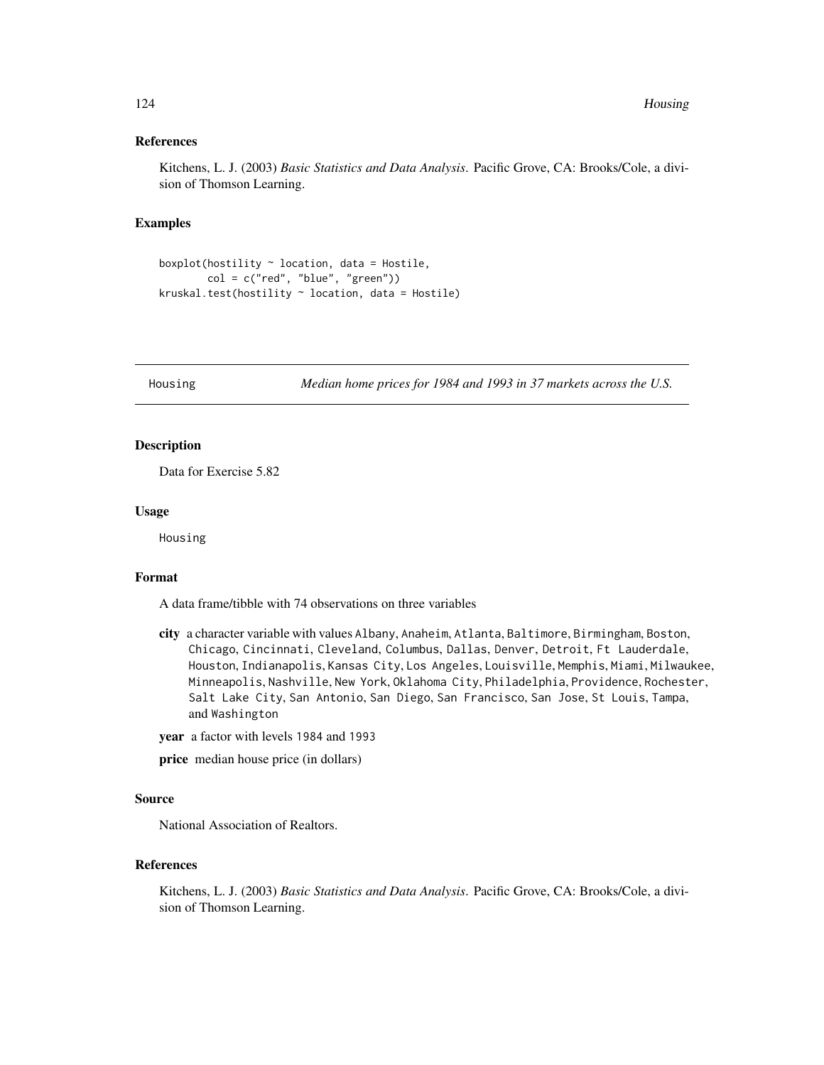### References

Kitchens, L. J. (2003) *Basic Statistics and Data Analysis*. Pacific Grove, CA: Brooks/Cole, a division of Thomson Learning.

### Examples

```
boxplot(hostility ~ location, data = Hostile,
        col = c("red", "blue", "green"))
kruskal.test(hostility ~ location, data = Hostile)
```

---

## Housing — *Median home prices for 1984 and 1993 in 37 markets across the U.S.*

---

### Description

Data for Exercise 5.82

### Usage

Housing

### Format

A data frame/tibble with 74 observations on three variables

**city** a character variable with values Albany, Anaheim, Atlanta, Baltimore, Birmingham, Boston, Chicago, Cincinnati, Cleveland, Columbus, Dallas, Denver, Detroit, Ft Lauderdale, Houston, Indianapolis, Kansas City, Los Angeles, Louisville, Memphis, Miami, Milwaukee, Minneapolis, Nashville, New York, Oklahoma City, Philadelphia, Providence, Rochester, Salt Lake City, San Antonio, San Diego, San Francisco, San Jose, St Louis, Tampa, and Washington

**year** a factor with levels 1984 and 1993

**price** median house price (in dollars)

### Source

National Association of Realtors.

### References

Kitchens, L. J. (2003) *Basic Statistics and Data Analysis*. Pacific Grove, CA: Brooks/Cole, a division of Thomson Learning.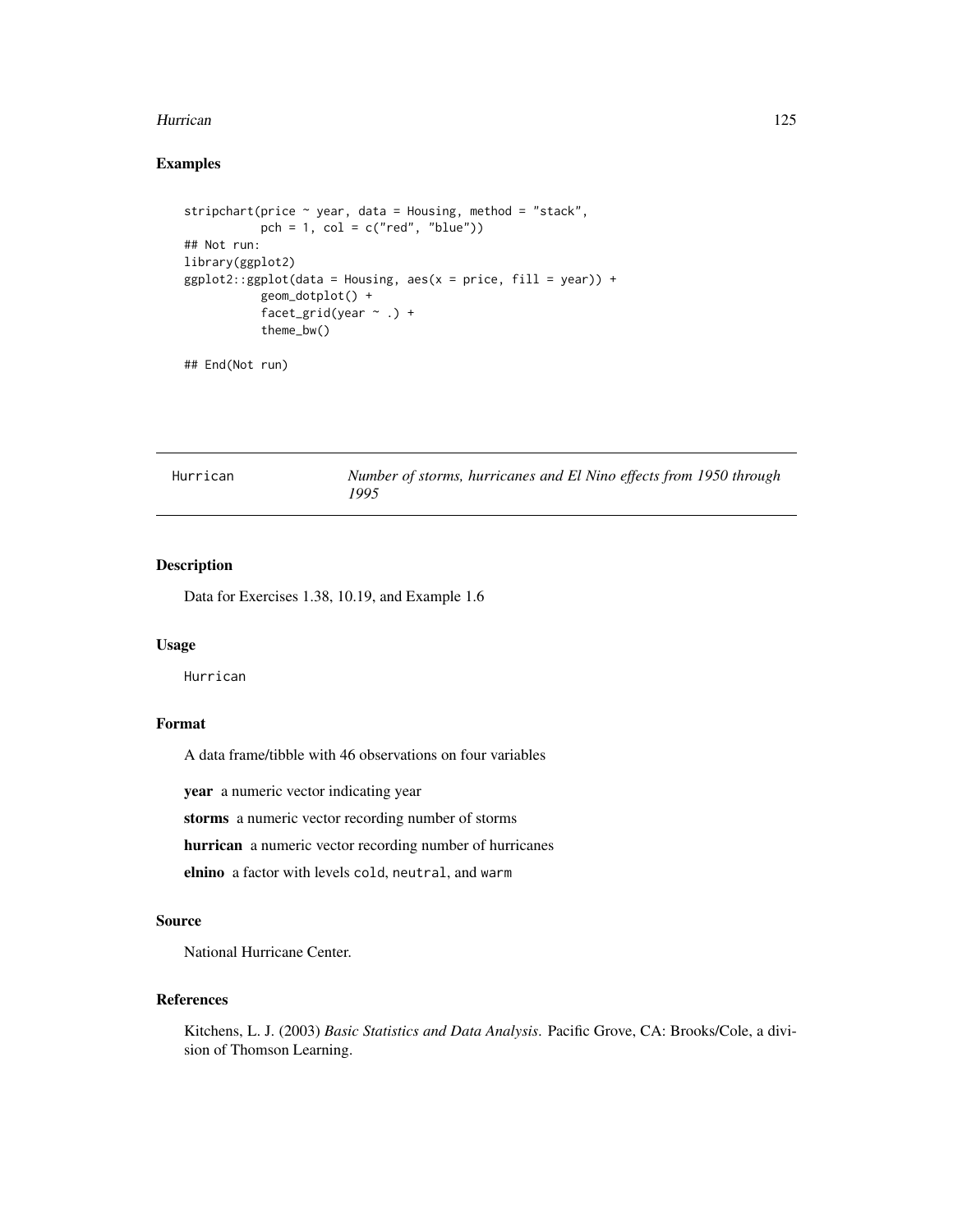## Examples

```
stripchart(price ~ year, data = Housing, method = "stack",
           pch = 1, col = c("red", "blue"))
## Not run:
library(ggplot2)
ggplot2::ggplot(data = Housing, aes(x = price, fill = year)) +
           geom_dotplot() +
           facet_grid(year ~ .) +
           theme_bw()

## End(Not run)
```

---

Hurrican — *Number of storms, hurricanes and El Nino effects from 1950 through 1995*

---

### Description

Data for Exercises 1.38, 10.19, and Example 1.6

### Usage

```
Hurrican
```

### Format

A data frame/tibble with 46 observations on four variables

**year** a numeric vector indicating year

**storms** a numeric vector recording number of storms

**hurrican** a numeric vector recording number of hurricanes

**elnino** a factor with levels `cold`, `neutral`, and `warm`

### Source

National Hurricane Center.

### References

Kitchens, L. J. (2003) *Basic Statistics and Data Analysis*. Pacific Grove, CA: Brooks/Cole, a division of Thomson Learning.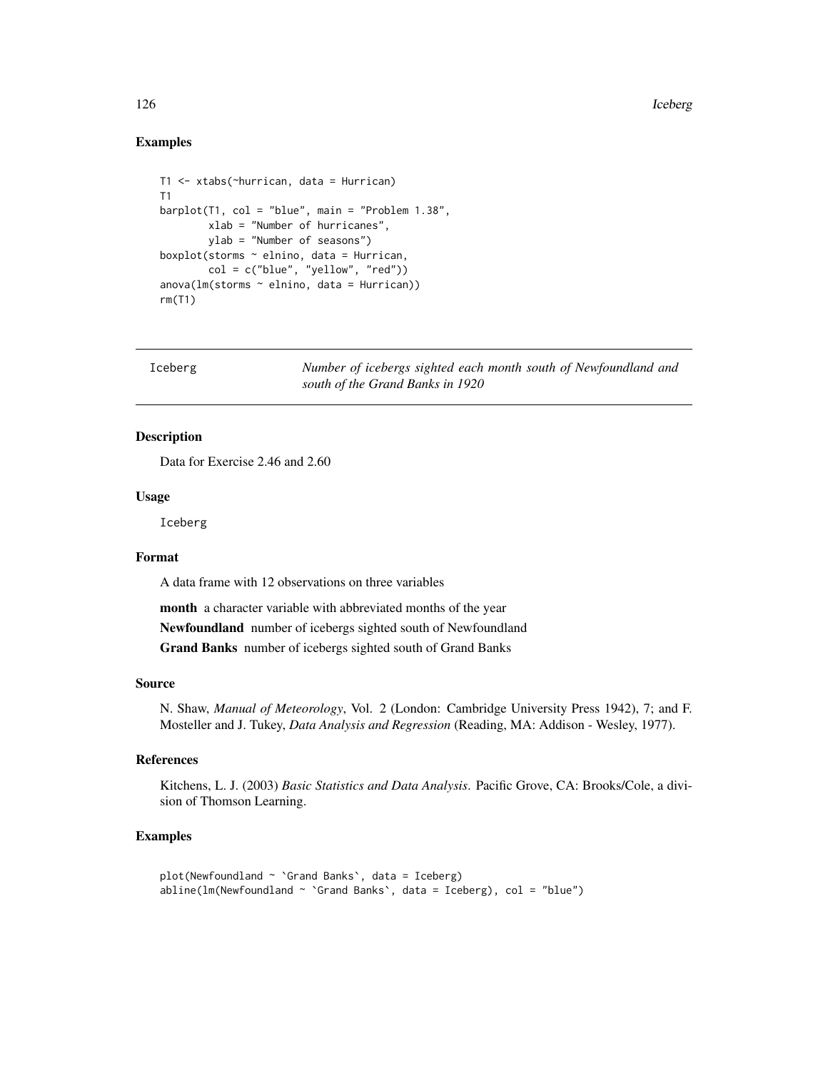### Examples

```
T1 <- xtabs(~hurrican, data = Hurrican)
T1
barplot(T1, col = "blue", main = "Problem 1.38",
        xlab = "Number of hurricanes",
        ylab = "Number of seasons")
boxplot(storms ~ elnino, data = Hurrican,
        col = c("blue", "yellow", "red"))
anova(lm(storms ~ elnino, data = Hurrican))
rm(T1)
```

---

## Iceberg — *Number of icebergs sighted each month south of Newfoundland and south of the Grand Banks in 1920*

---

### Description

Data for Exercise 2.46 and 2.60

### Usage

Iceberg

### Format

A data frame with 12 observations on three variables

**month** a character variable with abbreviated months of the year

**Newfoundland** number of icebergs sighted south of Newfoundland

**Grand Banks** number of icebergs sighted south of Grand Banks

### Source

N. Shaw, *Manual of Meteorology*, Vol. 2 (London: Cambridge University Press 1942), 7; and F. Mosteller and J. Tukey, *Data Analysis and Regression* (Reading, MA: Addison - Wesley, 1977).

### References

Kitchens, L. J. (2003) *Basic Statistics and Data Analysis*. Pacific Grove, CA: Brooks/Cole, a division of Thomson Learning.

### Examples

```
plot(Newfoundland ~ `Grand Banks`, data = Iceberg)
abline(lm(Newfoundland ~ `Grand Banks`, data = Iceberg), col = "blue")
```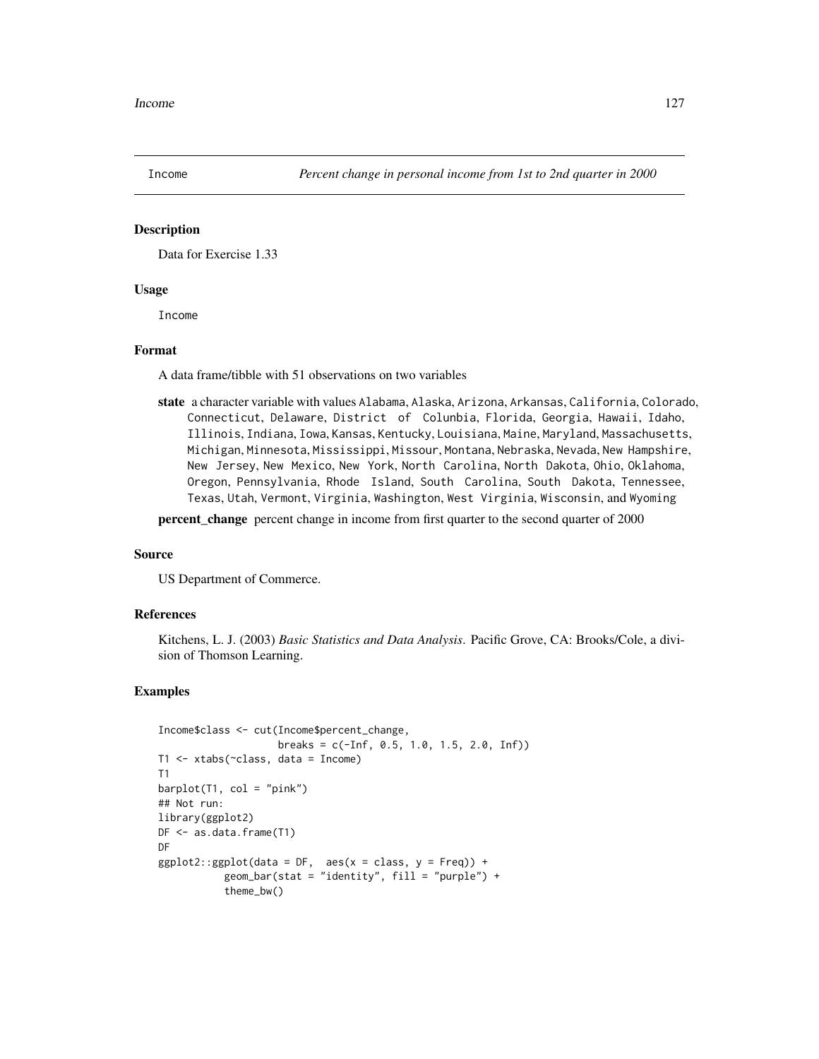Income *Percent change in personal income from 1st to 2nd quarter in 2000*

## Description

Data for Exercise 1.33

## Usage

Income

## Format

A data frame/tibble with 51 observations on two variables

**state** a character variable with values Alabama, Alaska, Arizona, Arkansas, California, Colorado, Connecticut, Delaware, District of Colunbia, Florida, Georgia, Hawaii, Idaho, Illinois, Indiana, Iowa, Kansas, Kentucky, Louisiana, Maine, Maryland, Massachusetts, Michigan, Minnesota, Mississippi, Missour, Montana, Nebraska, Nevada, New Hampshire, New Jersey, New Mexico, New York, North Carolina, North Dakota, Ohio, Oklahoma, Oregon, Pennsylvania, Rhode Island, South Carolina, South Dakota, Tennessee, Texas, Utah, Vermont, Virginia, Washington, West Virginia, Wisconsin, and Wyoming

**percent_change** percent change in income from first quarter to the second quarter of 2000

## Source

US Department of Commerce.

## References

Kitchens, L. J. (2003) *Basic Statistics and Data Analysis*. Pacific Grove, CA: Brooks/Cole, a division of Thomson Learning.

## Examples

```
Income$class <- cut(Income$percent_change,
                    breaks = c(-Inf, 0.5, 1.0, 1.5, 2.0, Inf))
T1 <- xtabs(~class, data = Income)
T1
barplot(T1, col = "pink")
## Not run:
library(ggplot2)
DF <- as.data.frame(T1)
DF
ggplot2::ggplot(data = DF,  aes(x = class, y = Freq)) +
           geom_bar(stat = "identity", fill = "purple") +
           theme_bw()
```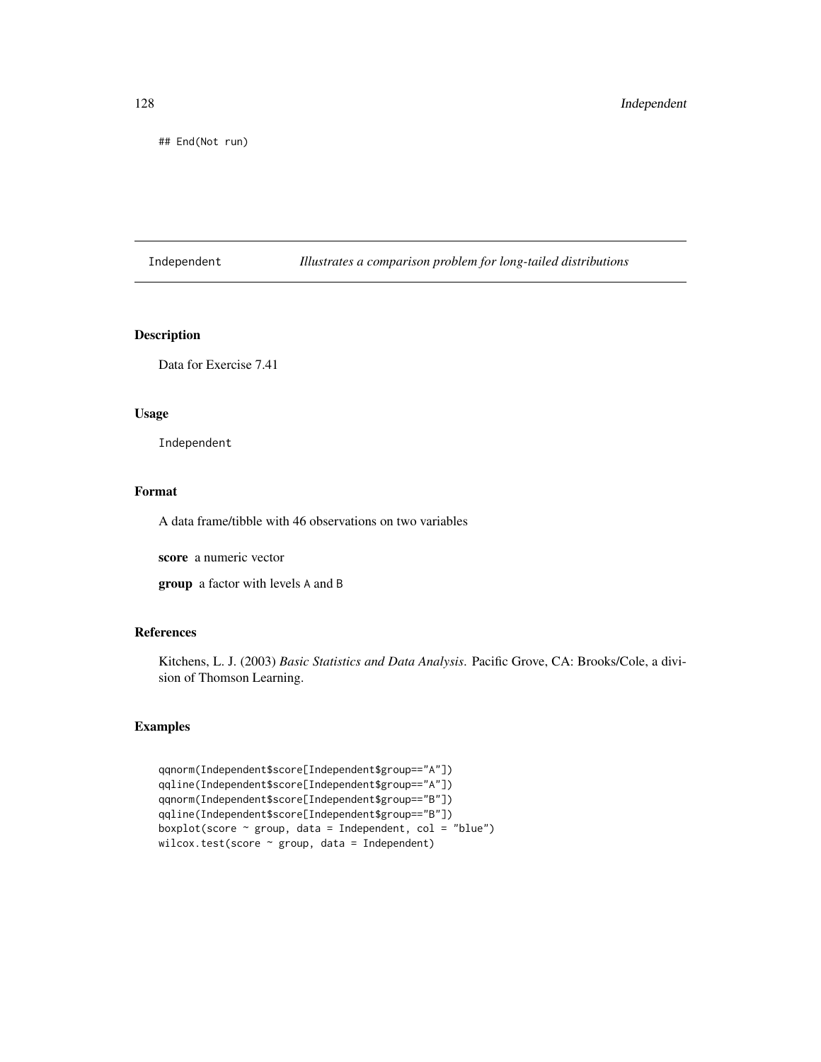```
## End(Not run)
```

# Independent — *Illustrates a comparison problem for long-tailed distributions*

## Description

Data for Exercise 7.41

## Usage

```
Independent
```

## Format

A data frame/tibble with 46 observations on two variables

**score** a numeric vector

**group** a factor with levels A and B

## References

Kitchens, L. J. (2003) *Basic Statistics and Data Analysis*. Pacific Grove, CA: Brooks/Cole, a division of Thomson Learning.

## Examples

```
qqnorm(Independent$score[Independent$group=="A"])
qqline(Independent$score[Independent$group=="A"])
qqnorm(Independent$score[Independent$group=="B"])
qqline(Independent$score[Independent$group=="B"])
boxplot(score ~ group, data = Independent, col = "blue")
wilcox.test(score ~ group, data = Independent)
```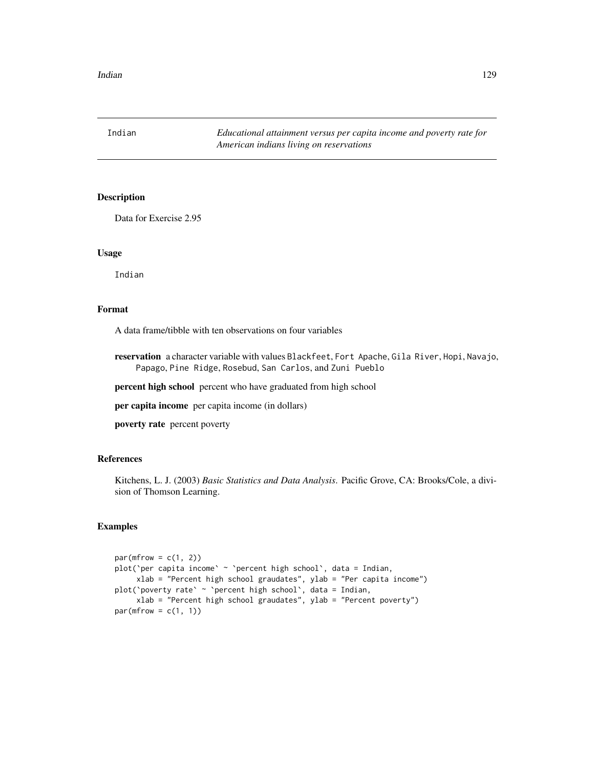Indian *Educational attainment versus per capita income and poverty rate for American indians living on reservations*

## Description

Data for Exercise 2.95

## Usage

Indian

## Format

A data frame/tibble with ten observations on four variables

**reservation** a character variable with values Blackfeet, Fort Apache, Gila River, Hopi, Navajo, Papago, Pine Ridge, Rosebud, San Carlos, and Zuni Pueblo

**percent high school** percent who have graduated from high school

**per capita income** per capita income (in dollars)

**poverty rate** percent poverty

## References

Kitchens, L. J. (2003) *Basic Statistics and Data Analysis*. Pacific Grove, CA: Brooks/Cole, a division of Thomson Learning.

## Examples

```
par(mfrow = c(1, 2))
plot(`per capita income` ~ `percent high school`, data = Indian,
     xlab = "Percent high school graudates", ylab = "Per capita income")
plot(`poverty rate` ~ `percent high school`, data = Indian,
     xlab = "Percent high school graudates", ylab = "Percent poverty")
par(mfrow = c(1, 1))
```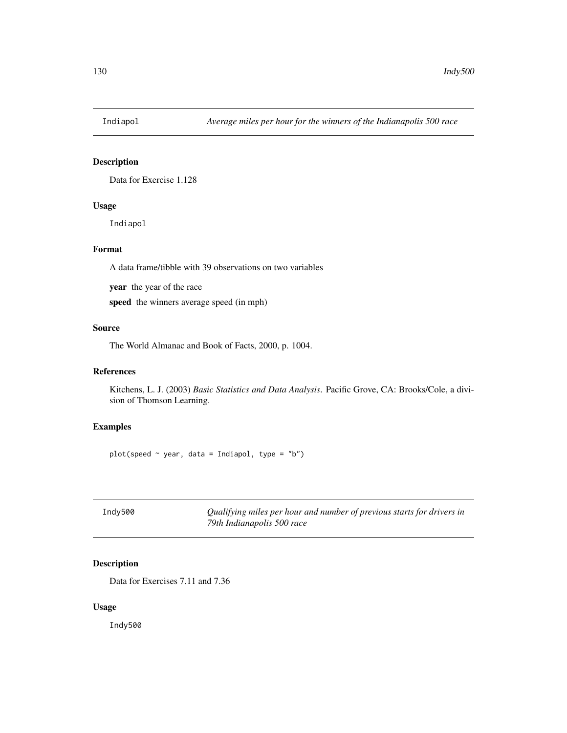## Indiapol — *Average miles per hour for the winners of the Indianapolis 500 race*

### Description

Data for Exercise 1.128

### Usage

```
Indiapol
```

### Format

A data frame/tibble with 39 observations on two variables

**year** the year of the race

**speed** the winners average speed (in mph)

### Source

The World Almanac and Book of Facts, 2000, p. 1004.

### References

Kitchens, L. J. (2003) *Basic Statistics and Data Analysis*. Pacific Grove, CA: Brooks/Cole, a division of Thomson Learning.

### Examples

```
plot(speed ~ year, data = Indiapol, type = "b")
```

## Indy500 — *Qualifying miles per hour and number of previous starts for drivers in 79th Indianapolis 500 race*

### Description

Data for Exercises 7.11 and 7.36

### Usage

```
Indy500
```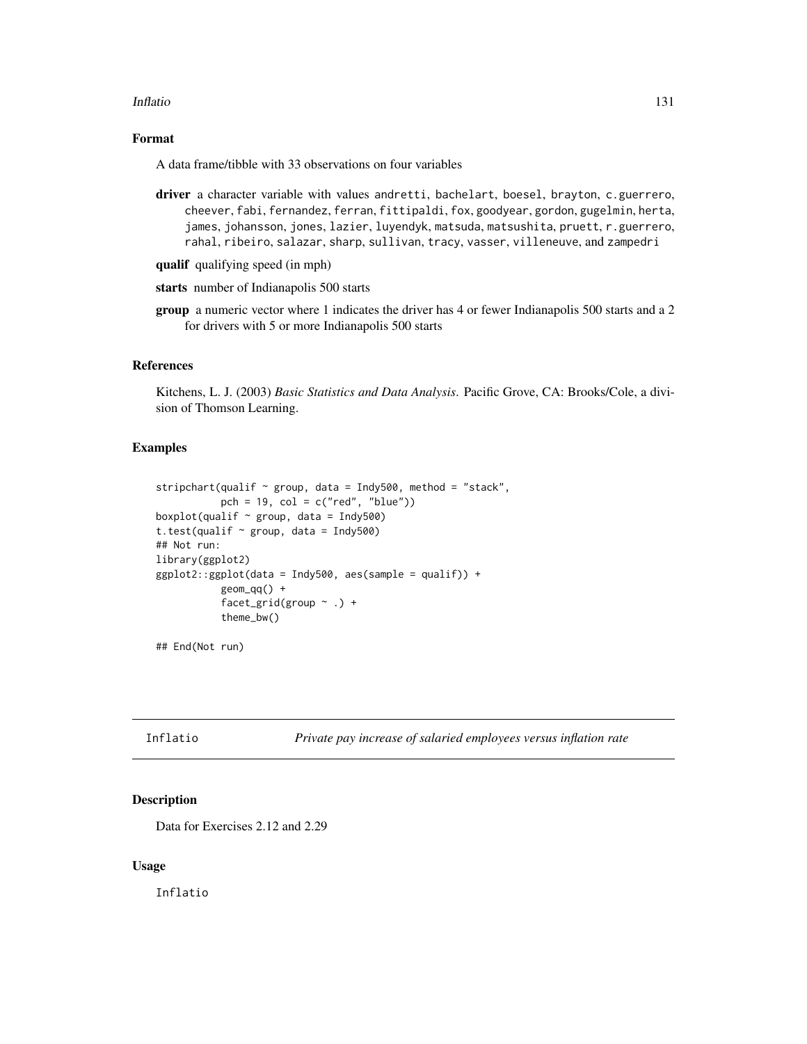### Format

A data frame/tibble with 33 observations on four variables

**driver** a character variable with values andretti, bachelart, boesel, brayton, c.guerrero, cheever, fabi, fernandez, ferran, fittipaldi, fox, goodyear, gordon, gugelmin, herta, james, johansson, jones, lazier, luyendyk, matsuda, matsushita, pruett, r.guerrero, rahal, ribeiro, salazar, sharp, sullivan, tracy, vasser, villeneuve, and zampedri

**qualif** qualifying speed (in mph)

**starts** number of Indianapolis 500 starts

**group** a numeric vector where 1 indicates the driver has 4 or fewer Indianapolis 500 starts and a 2 for drivers with 5 or more Indianapolis 500 starts

### References

Kitchens, L. J. (2003) *Basic Statistics and Data Analysis*. Pacific Grove, CA: Brooks/Cole, a division of Thomson Learning.

### Examples

```
stripchart(qualif ~ group, data = Indy500, method = "stack",
           pch = 19, col = c("red", "blue"))
boxplot(qualif ~ group, data = Indy500)
t.test(qualif ~ group, data = Indy500)
## Not run:
library(ggplot2)
ggplot2::ggplot(data = Indy500, aes(sample = qualif)) +
           geom_qq() +
           facet_grid(group ~ .) +
           theme_bw()

## End(Not run)
```

---

## Inflatio — *Private pay increase of salaried employees versus inflation rate*

### Description

Data for Exercises 2.12 and 2.29

### Usage

```
Inflatio
```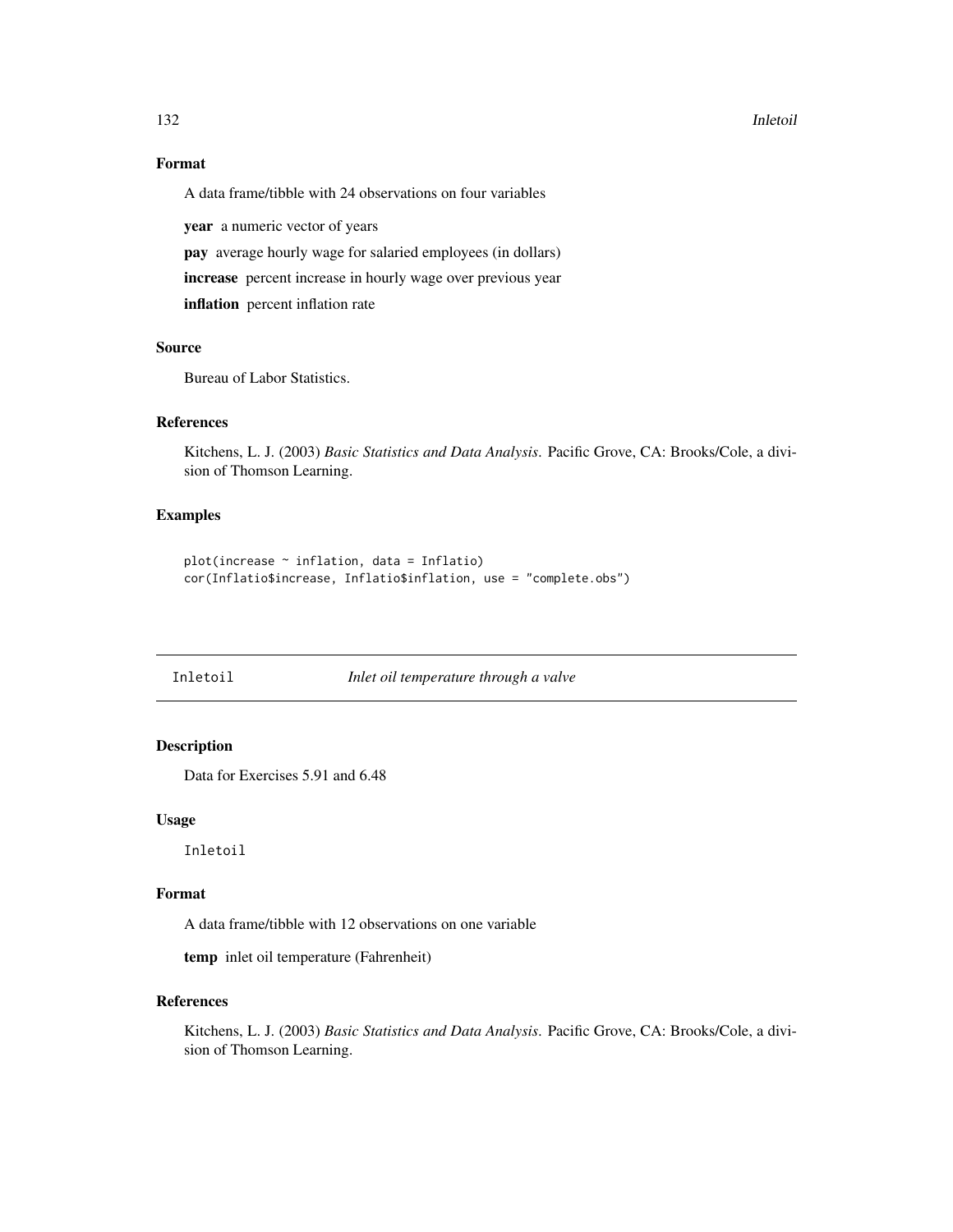## Format

A data frame/tibble with 24 observations on four variables

**year** a numeric vector of years

**pay** average hourly wage for salaried employees (in dollars)

**increase** percent increase in hourly wage over previous year

**inflation** percent inflation rate

## Source

Bureau of Labor Statistics.

## References

Kitchens, L. J. (2003) *Basic Statistics and Data Analysis*. Pacific Grove, CA: Brooks/Cole, a division of Thomson Learning.

## Examples

```
plot(increase ~ inflation, data = Inflatio)
cor(Inflatio$increase, Inflatio$inflation, use = "complete.obs")
```

---

# Inletoil *Inlet oil temperature through a valve*

---

## Description

Data for Exercises 5.91 and 6.48

## Usage

```
Inletoil
```

## Format

A data frame/tibble with 12 observations on one variable

**temp** inlet oil temperature (Fahrenheit)

## References

Kitchens, L. J. (2003) *Basic Statistics and Data Analysis*. Pacific Grove, CA: Brooks/Cole, a division of Thomson Learning.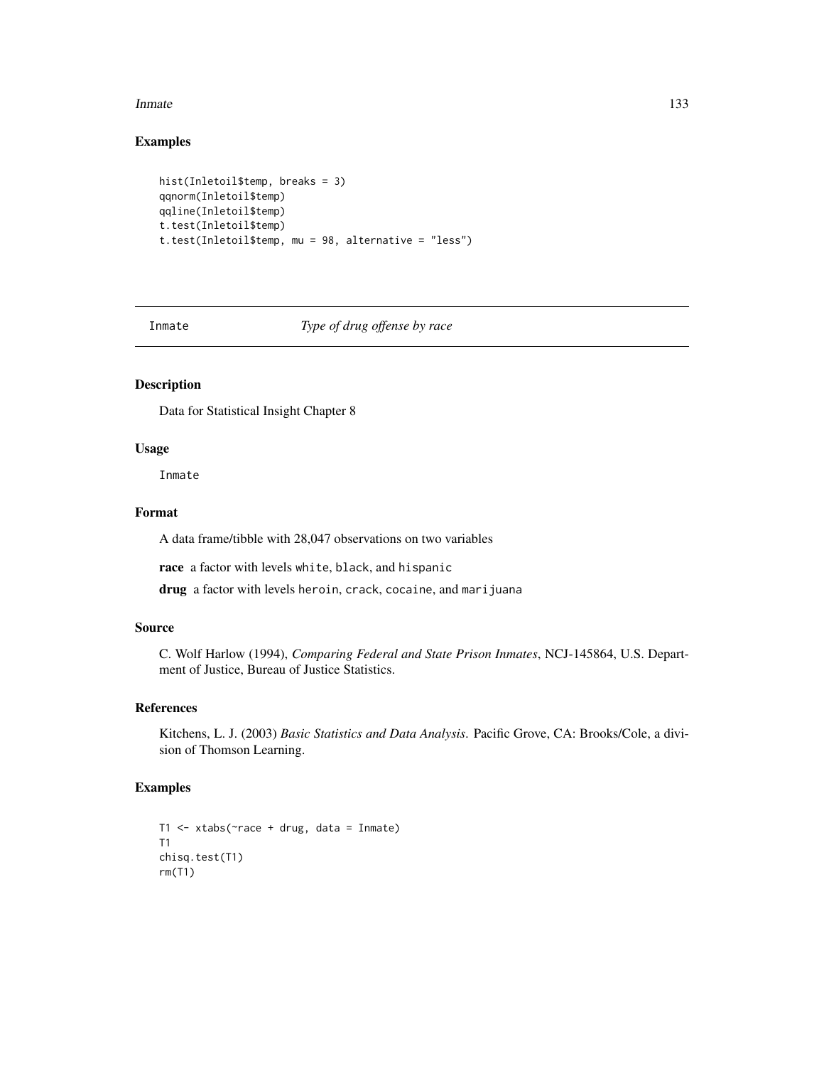## Examples

```
hist(Inletoil$temp, breaks = 3)
qqnorm(Inletoil$temp)
qqline(Inletoil$temp)
t.test(Inletoil$temp)
t.test(Inletoil$temp, mu = 98, alternative = "less")
```

---

Inmate *Type of drug offense by race*

---

### Description

Data for Statistical Insight Chapter 8

### Usage

Inmate

### Format

A data frame/tibble with 28,047 observations on two variables

**race** a factor with levels white, black, and hispanic

**drug** a factor with levels heroin, crack, cocaine, and marijuana

### Source

C. Wolf Harlow (1994), *Comparing Federal and State Prison Inmates*, NCJ-145864, U.S. Department of Justice, Bureau of Justice Statistics.

### References

Kitchens, L. J. (2003) *Basic Statistics and Data Analysis.* Pacific Grove, CA: Brooks/Cole, a division of Thomson Learning.

### Examples

```
T1 <- xtabs(~race + drug, data = Inmate)
T1
chisq.test(T1)
rm(T1)
```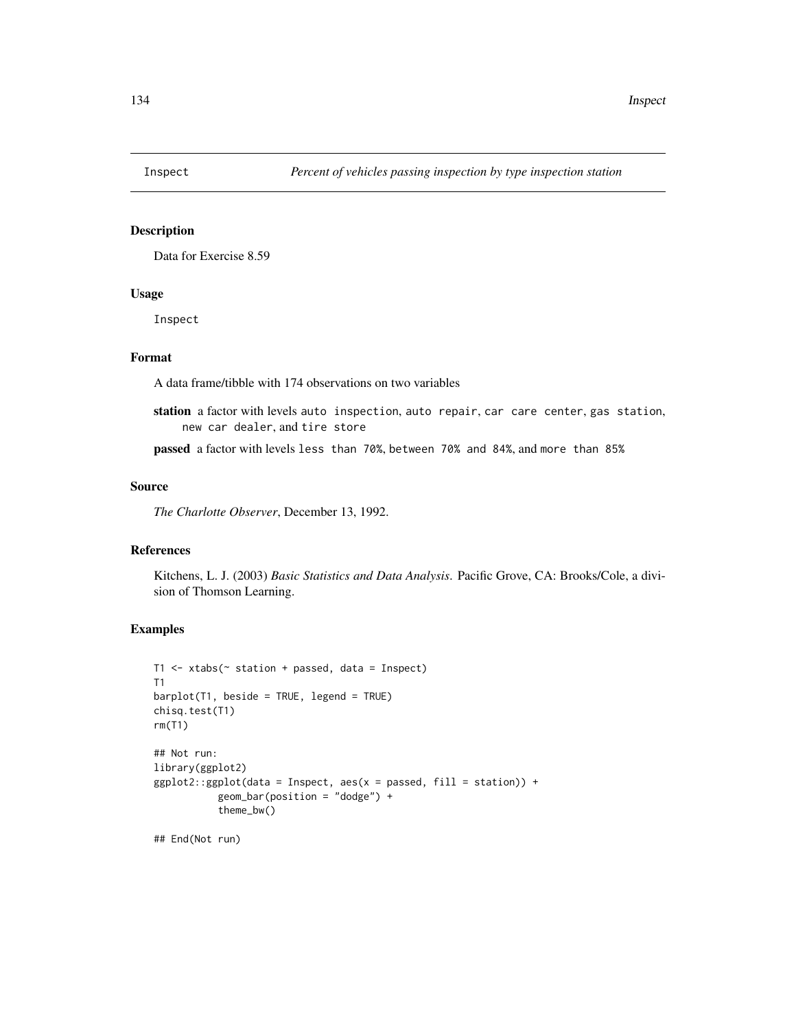# Inspect — *Percent of vehicles passing inspection by type inspection station*

## Description

Data for Exercise 8.59

## Usage

```
Inspect
```

## Format

A data frame/tibble with 174 observations on two variables

**station** a factor with levels `auto inspection`, `auto repair`, `car care center`, `gas station`, `new car dealer`, and `tire store`

**passed** a factor with levels `less than 70%`, `between 70% and 84%`, and `more than 85%`

## Source

*The Charlotte Observer*, December 13, 1992.

## References

Kitchens, L. J. (2003) *Basic Statistics and Data Analysis.* Pacific Grove, CA: Brooks/Cole, a division of Thomson Learning.

## Examples

```
T1 <- xtabs(~ station + passed, data = Inspect)
T1
barplot(T1, beside = TRUE, legend = TRUE)
chisq.test(T1)
rm(T1)

## Not run:
library(ggplot2)
ggplot2::ggplot(data = Inspect, aes(x = passed, fill = station)) +
           geom_bar(position = "dodge") +
           theme_bw()

## End(Not run)
```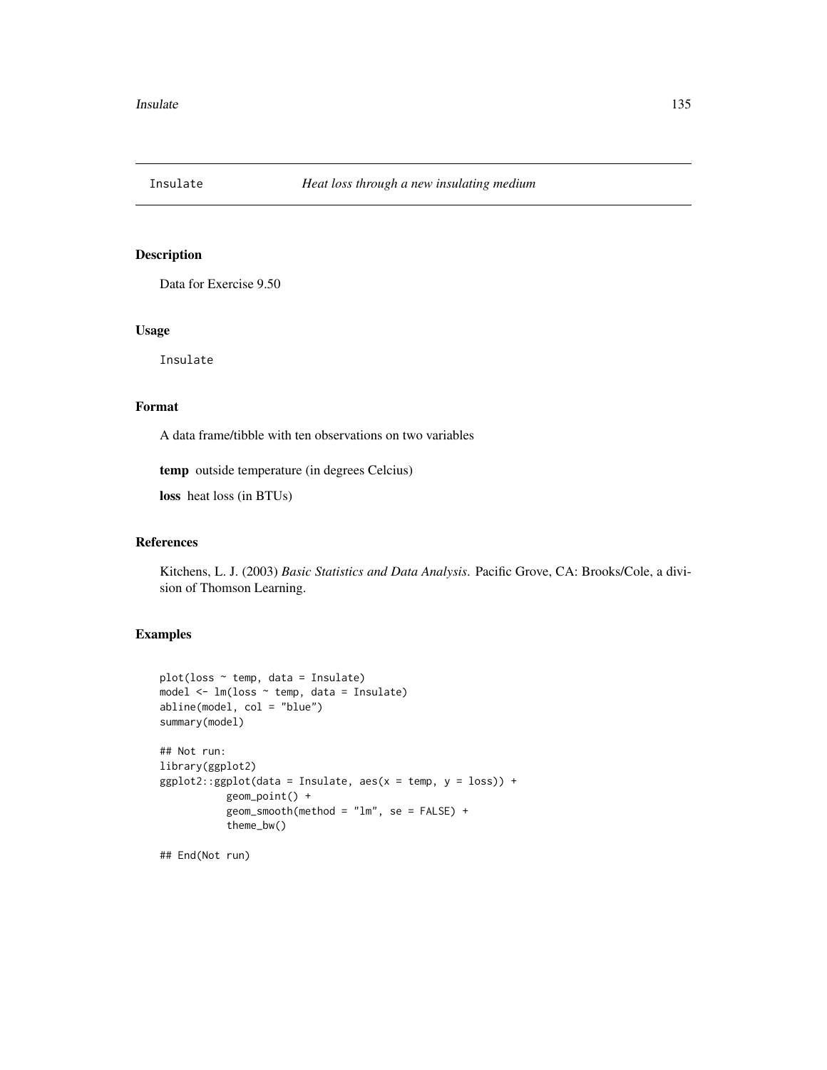# Insulate — *Heat loss through a new insulating medium*

## Description

Data for Exercise 9.50

## Usage

```
Insulate
```

## Format

A data frame/tibble with ten observations on two variables

**temp** outside temperature (in degrees Celcius)

**loss** heat loss (in BTUs)

## References

Kitchens, L. J. (2003) *Basic Statistics and Data Analysis*. Pacific Grove, CA: Brooks/Cole, a division of Thomson Learning.

## Examples

```
plot(loss ~ temp, data = Insulate)
model <- lm(loss ~ temp, data = Insulate)
abline(model, col = "blue")
summary(model)

## Not run:
library(ggplot2)
ggplot2::ggplot(data = Insulate, aes(x = temp, y = loss)) +
           geom_point() +
           geom_smooth(method = "lm", se = FALSE) +
           theme_bw()

## End(Not run)
```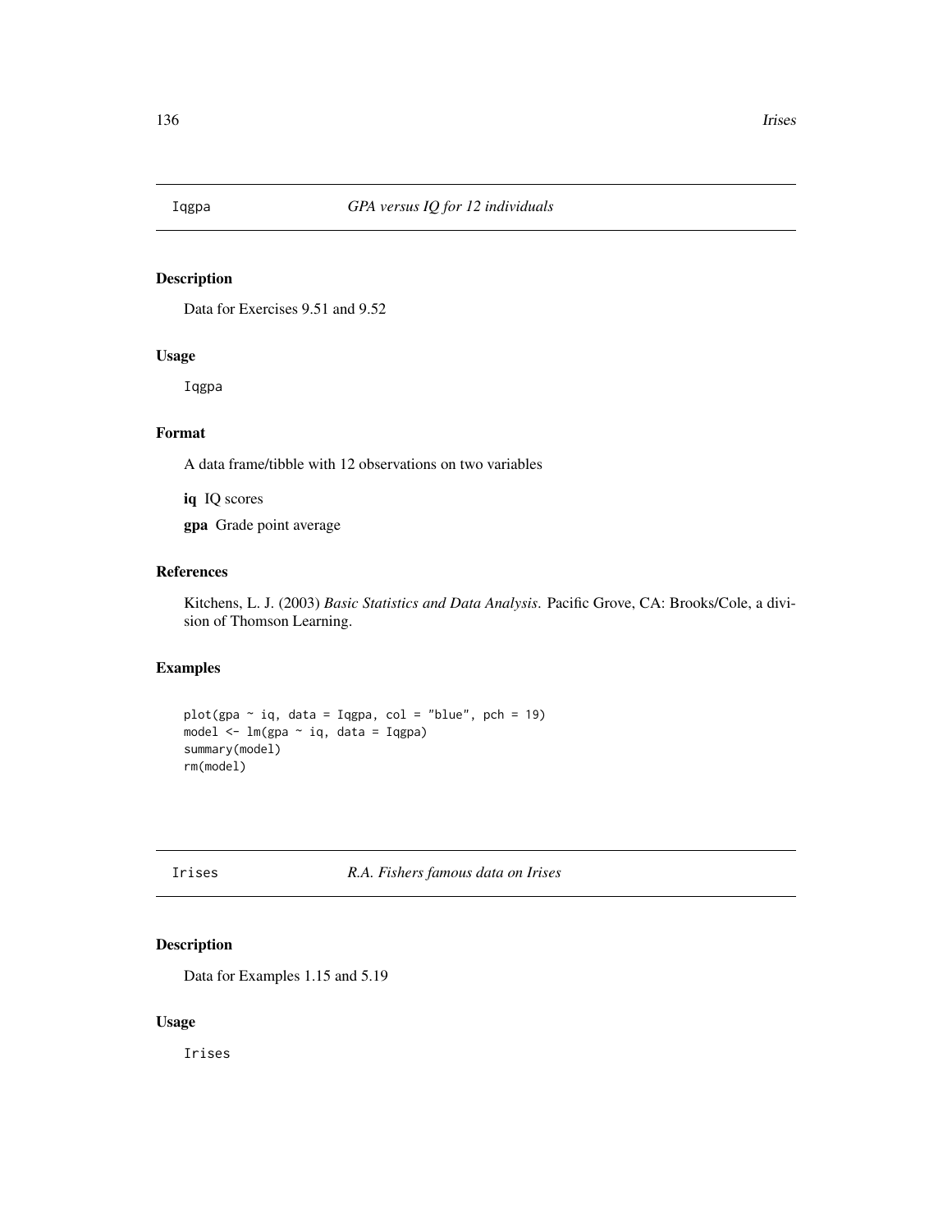## Iqgpa *GPA versus IQ for 12 individuals*

### Description

Data for Exercises 9.51 and 9.52

### Usage

```
Iqgpa
```

### Format

A data frame/tibble with 12 observations on two variables

**iq** IQ scores

**gpa** Grade point average

### References

Kitchens, L. J. (2003) *Basic Statistics and Data Analysis*. Pacific Grove, CA: Brooks/Cole, a division of Thomson Learning.

### Examples

```
plot(gpa ~ iq, data = Iqgpa, col = "blue", pch = 19)
model <- lm(gpa ~ iq, data = Iqgpa)
summary(model)
rm(model)
```

## Irises *R.A. Fishers famous data on Irises*

### Description

Data for Examples 1.15 and 5.19

### Usage

```
Irises
```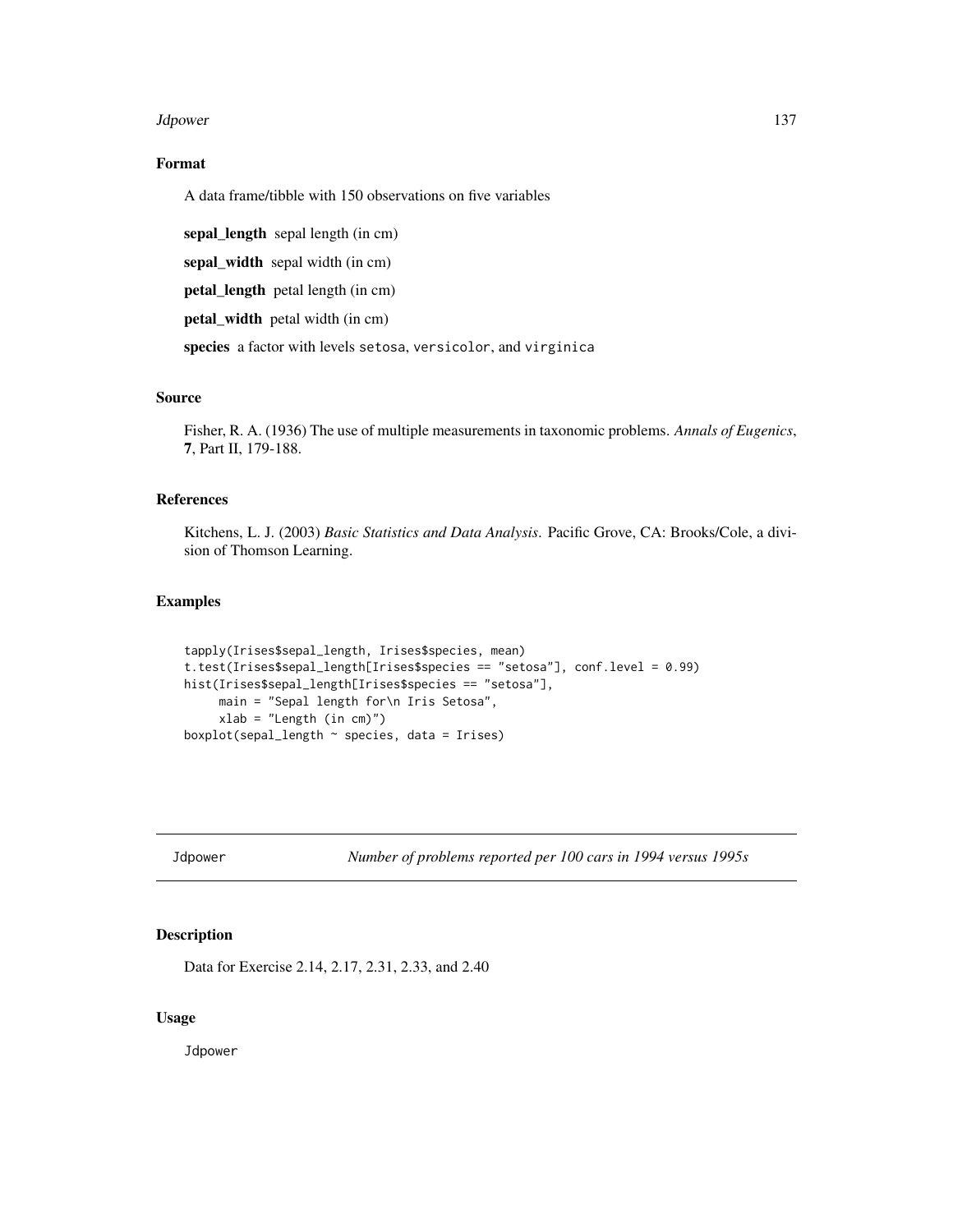### Format

A data frame/tibble with 150 observations on five variables

**sepal_length** sepal length (in cm)

**sepal_width** sepal width (in cm)

**petal_length** petal length (in cm)

**petal_width** petal width (in cm)

**species** a factor with levels setosa, versicolor, and virginica

### Source

Fisher, R. A. (1936) The use of multiple measurements in taxonomic problems. *Annals of Eugenics*, **7**, Part II, 179-188.

### References

Kitchens, L. J. (2003) *Basic Statistics and Data Analysis*. Pacific Grove, CA: Brooks/Cole, a division of Thomson Learning.

### Examples

```
tapply(Irises$sepal_length, Irises$species, mean)
t.test(Irises$sepal_length[Irises$species == "setosa"], conf.level = 0.99)
hist(Irises$sepal_length[Irises$species == "setosa"],
     main = "Sepal length for\n Iris Setosa",
     xlab = "Length (in cm)")
boxplot(sepal_length ~ species, data = Irises)
```

---

## Jdpower — *Number of problems reported per 100 cars in 1994 versus 1995s*

### Description

Data for Exercise 2.14, 2.17, 2.31, 2.33, and 2.40

### Usage

Jdpower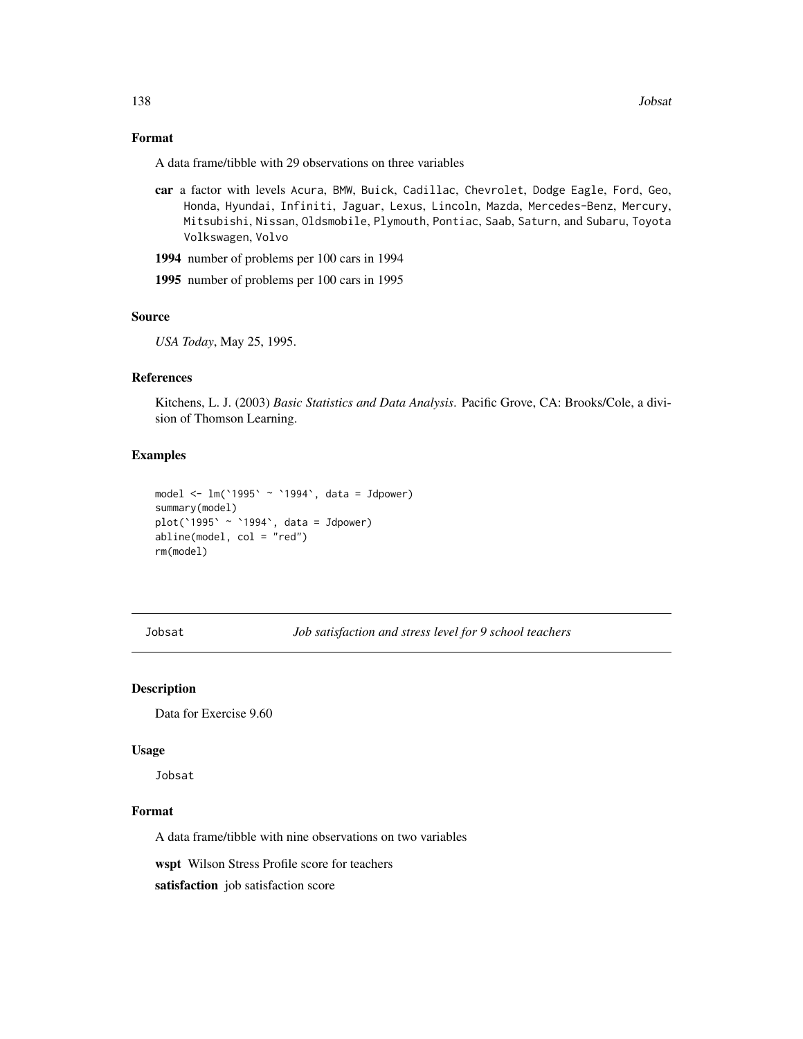## Format

A data frame/tibble with 29 observations on three variables

**car** a factor with levels Acura, BMW, Buick, Cadillac, Chevrolet, Dodge Eagle, Ford, Geo, Honda, Hyundai, Infiniti, Jaguar, Lexus, Lincoln, Mazda, Mercedes-Benz, Mercury, Mitsubishi, Nissan, Oldsmobile, Plymouth, Pontiac, Saab, Saturn, and Subaru, Toyota Volkswagen, Volvo

**1994** number of problems per 100 cars in 1994

**1995** number of problems per 100 cars in 1995

## Source

*USA Today*, May 25, 1995.

## References

Kitchens, L. J. (2003) *Basic Statistics and Data Analysis*. Pacific Grove, CA: Brooks/Cole, a division of Thomson Learning.

## Examples

```
model <- lm(`1995` ~ `1994`, data = Jdpower)
summary(model)
plot(`1995` ~ `1994`, data = Jdpower)
abline(model, col = "red")
rm(model)
```

---

# Jobsat *Job satisfaction and stress level for 9 school teachers*

## Description

Data for Exercise 9.60

## Usage

Jobsat

## Format

A data frame/tibble with nine observations on two variables

**wspt** Wilson Stress Profile score for teachers

**satisfaction** job satisfaction score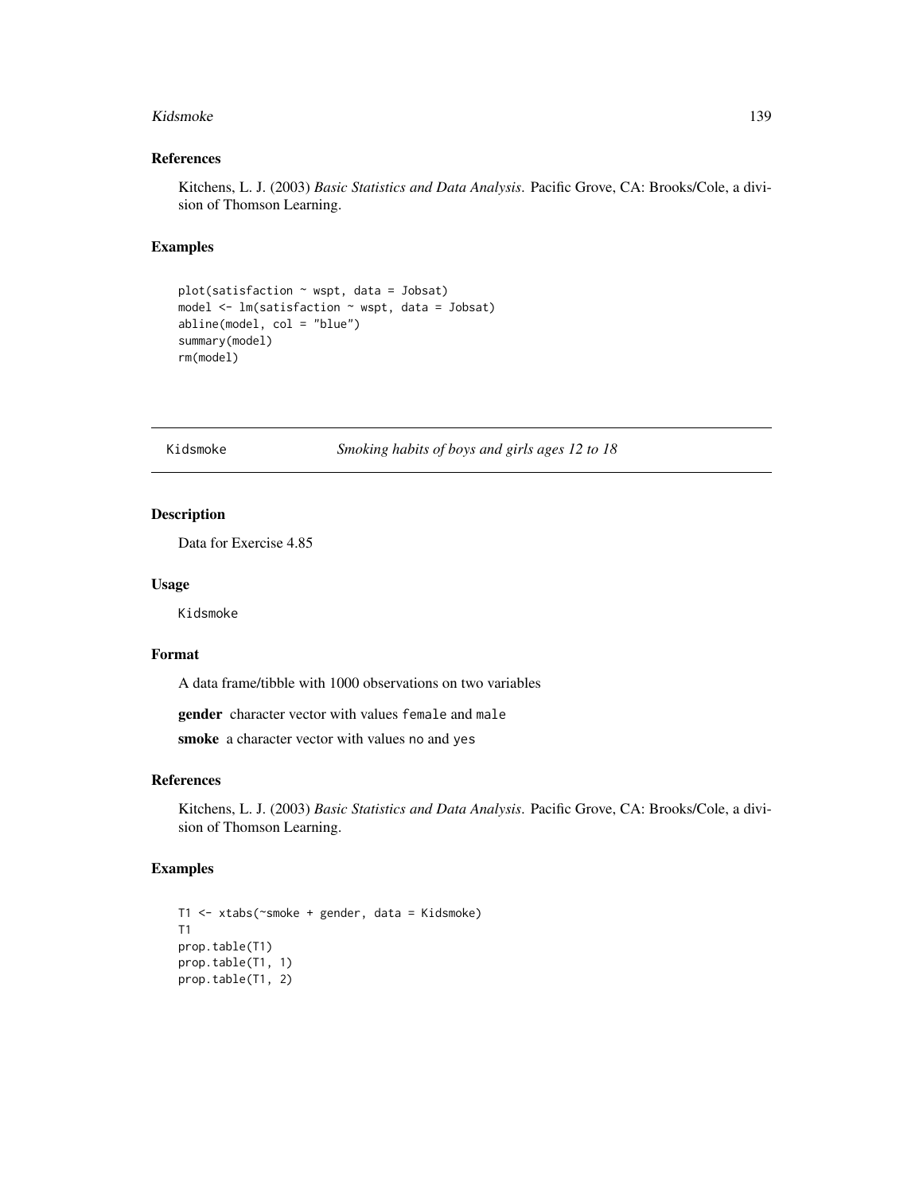### References

Kitchens, L. J. (2003) *Basic Statistics and Data Analysis*. Pacific Grove, CA: Brooks/Cole, a division of Thomson Learning.

### Examples

```
plot(satisfaction ~ wspt, data = Jobsat)
model <- lm(satisfaction ~ wspt, data = Jobsat)
abline(model, col = "blue")
summary(model)
rm(model)
```

---

## Kidsmoke — *Smoking habits of boys and girls ages 12 to 18*

---

### Description

Data for Exercise 4.85

### Usage

Kidsmoke

### Format

A data frame/tibble with 1000 observations on two variables

**gender** character vector with values female and male

**smoke** a character vector with values no and yes

### References

Kitchens, L. J. (2003) *Basic Statistics and Data Analysis*. Pacific Grove, CA: Brooks/Cole, a division of Thomson Learning.

### Examples

```
T1 <- xtabs(~smoke + gender, data = Kidsmoke)
T1
prop.table(T1)
prop.table(T1, 1)
prop.table(T1, 2)
```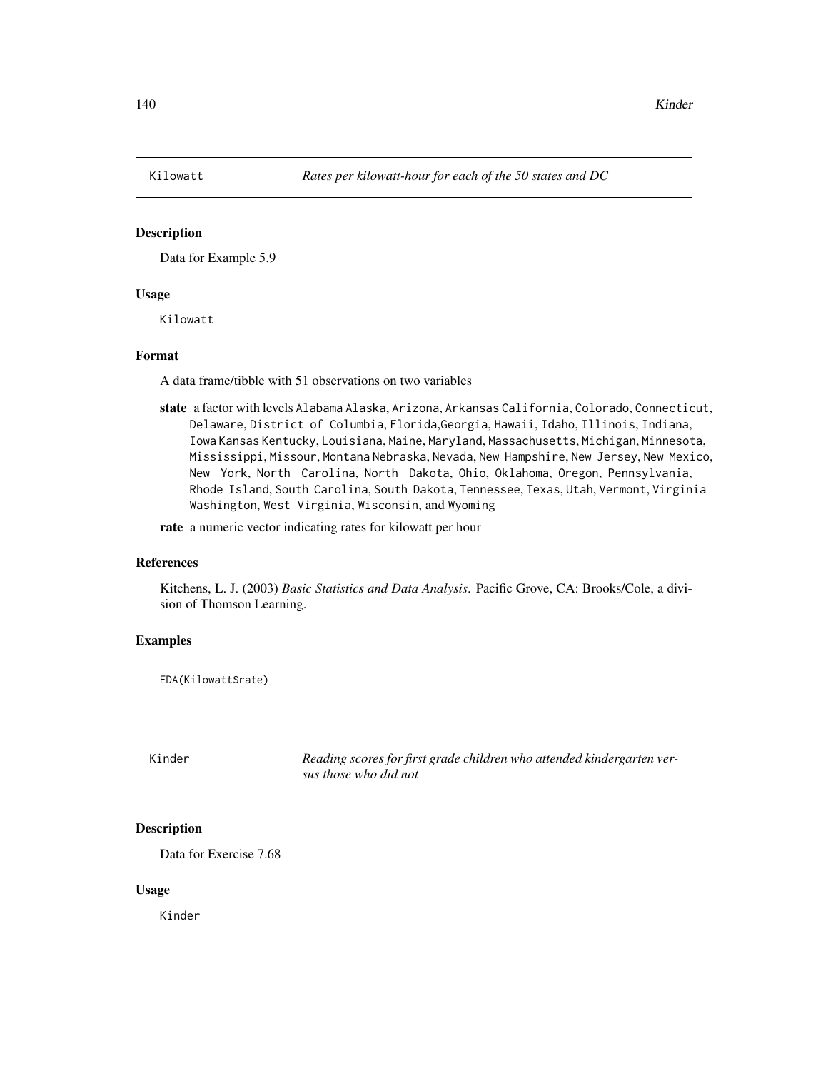## Kilowatt — *Rates per kilowatt-hour for each of the 50 states and DC*

### Description

Data for Example 5.9

### Usage

```
Kilowatt
```

### Format

A data frame/tibble with 51 observations on two variables

**state** a factor with levels `Alabama Alaska`, `Arizona`, `Arkansas California`, `Colorado`, `Connecticut`, `Delaware`, `District of Columbia`, `Florida`,`Georgia`, `Hawaii`, `Idaho`, `Illinois`, `Indiana`, `Iowa Kansas Kentucky`, `Louisiana`, `Maine`, `Maryland`, `Massachusetts`, `Michigan`, `Minnesota`, `Mississippi`, `Missour`, `Montana Nebraska`, `Nevada`, `New Hampshire`, `New Jersey`, `New Mexico`, `New York`, `North Carolina`, `North Dakota`, `Ohio`, `Oklahoma`, `Oregon`, `Pennsylvania`, `Rhode Island`, `South Carolina`, `South Dakota`, `Tennessee`, `Texas`, `Utah`, `Vermont`, `Virginia Washington`, `West Virginia`, `Wisconsin`, and `Wyoming`

**rate** a numeric vector indicating rates for kilowatt per hour

### References

Kitchens, L. J. (2003) *Basic Statistics and Data Analysis*. Pacific Grove, CA: Brooks/Cole, a division of Thomson Learning.

### Examples

```
EDA(Kilowatt$rate)
```

## Kinder — *Reading scores for first grade children who attended kindergarten versus those who did not*

### Description

Data for Exercise 7.68

### Usage

```
Kinder
```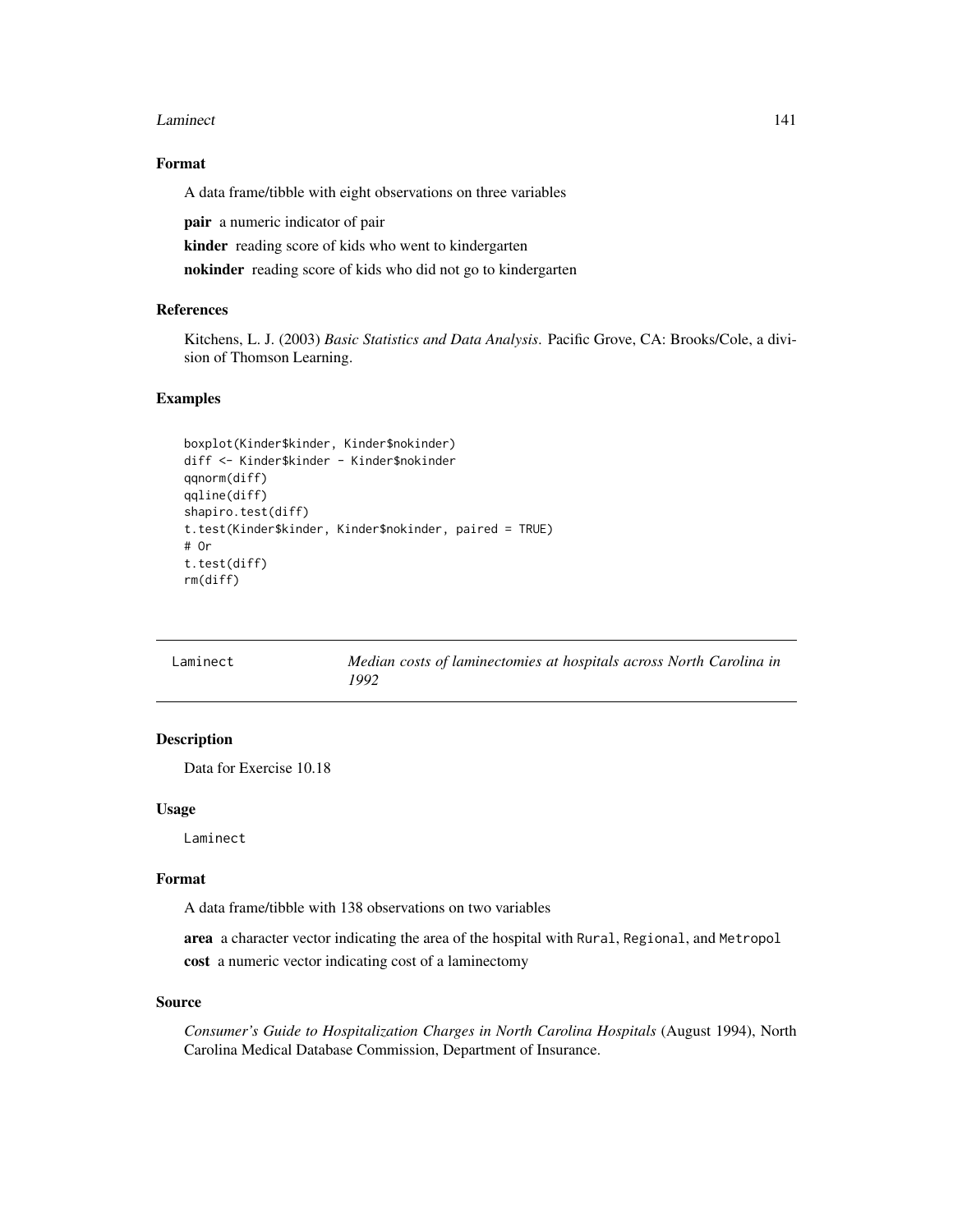### Format

A data frame/tibble with eight observations on three variables

**pair** a numeric indicator of pair

**kinder** reading score of kids who went to kindergarten

**nokinder** reading score of kids who did not go to kindergarten

### References

Kitchens, L. J. (2003) *Basic Statistics and Data Analysis*. Pacific Grove, CA: Brooks/Cole, a division of Thomson Learning.

### Examples

```
boxplot(Kinder$kinder, Kinder$nokinder)
diff <- Kinder$kinder - Kinder$nokinder
qqnorm(diff)
qqline(diff)
shapiro.test(diff)
t.test(Kinder$kinder, Kinder$nokinder, paired = TRUE)
# Or
t.test(diff)
rm(diff)
```

---

## Laminect — *Median costs of laminectomies at hospitals across North Carolina in 1992*

---

### Description

Data for Exercise 10.18

### Usage

`Laminect`

### Format

A data frame/tibble with 138 observations on two variables

**area** a character vector indicating the area of the hospital with `Rural`, `Regional`, and `Metropol`

**cost** a numeric vector indicating cost of a laminectomy

### Source

*Consumer's Guide to Hospitalization Charges in North Carolina Hospitals* (August 1994), North Carolina Medical Database Commission, Department of Insurance.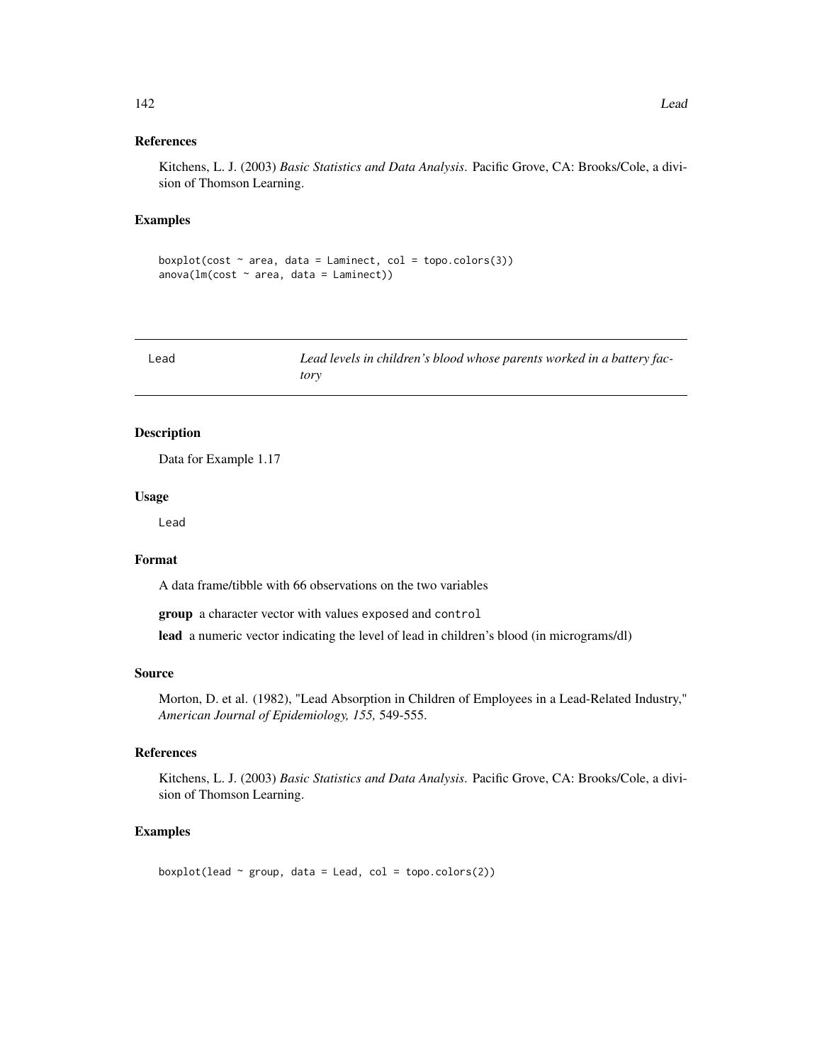### References

Kitchens, L. J. (2003) *Basic Statistics and Data Analysis*. Pacific Grove, CA: Brooks/Cole, a division of Thomson Learning.

### Examples

```
boxplot(cost ~ area, data = Laminect, col = topo.colors(3))
anova(lm(cost ~ area, data = Laminect))
```

---

## Lead — *Lead levels in children's blood whose parents worked in a battery factory*

---

### Description

Data for Example 1.17

### Usage

```
Lead
```

### Format

A data frame/tibble with 66 observations on the two variables

**group** a character vector with values `exposed` and `control`

**lead** a numeric vector indicating the level of lead in children's blood (in micrograms/dl)

### Source

Morton, D. et al. (1982), "Lead Absorption in Children of Employees in a Lead-Related Industry," *American Journal of Epidemiology, 155,* 549-555.

### References

Kitchens, L. J. (2003) *Basic Statistics and Data Analysis*. Pacific Grove, CA: Brooks/Cole, a division of Thomson Learning.

### Examples

```
boxplot(lead ~ group, data = Lead, col = topo.colors(2))
```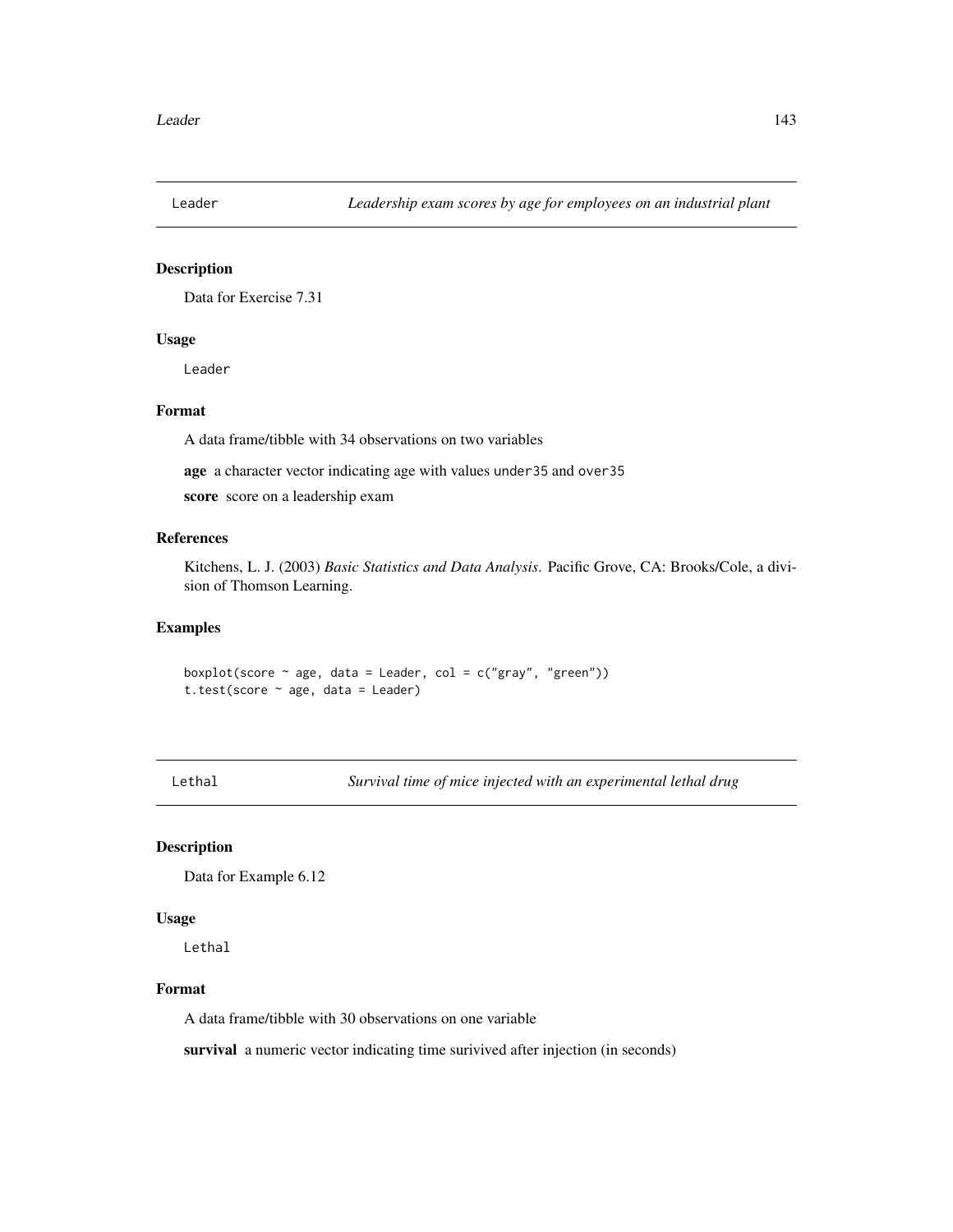## Leader — *Leadership exam scores by age for employees on an industrial plant*

### Description

Data for Exercise 7.31

### Usage

```
Leader
```

### Format

A data frame/tibble with 34 observations on two variables

**age** a character vector indicating age with values `under35` and `over35`

**score** score on a leadership exam

### References

Kitchens, L. J. (2003) *Basic Statistics and Data Analysis*. Pacific Grove, CA: Brooks/Cole, a division of Thomson Learning.

### Examples

```
boxplot(score ~ age, data = Leader, col = c("gray", "green"))
t.test(score ~ age, data = Leader)
```

## Lethal — *Survival time of mice injected with an experimental lethal drug*

### Description

Data for Example 6.12

### Usage

```
Lethal
```

### Format

A data frame/tibble with 30 observations on one variable

**survival** a numeric vector indicating time surivived after injection (in seconds)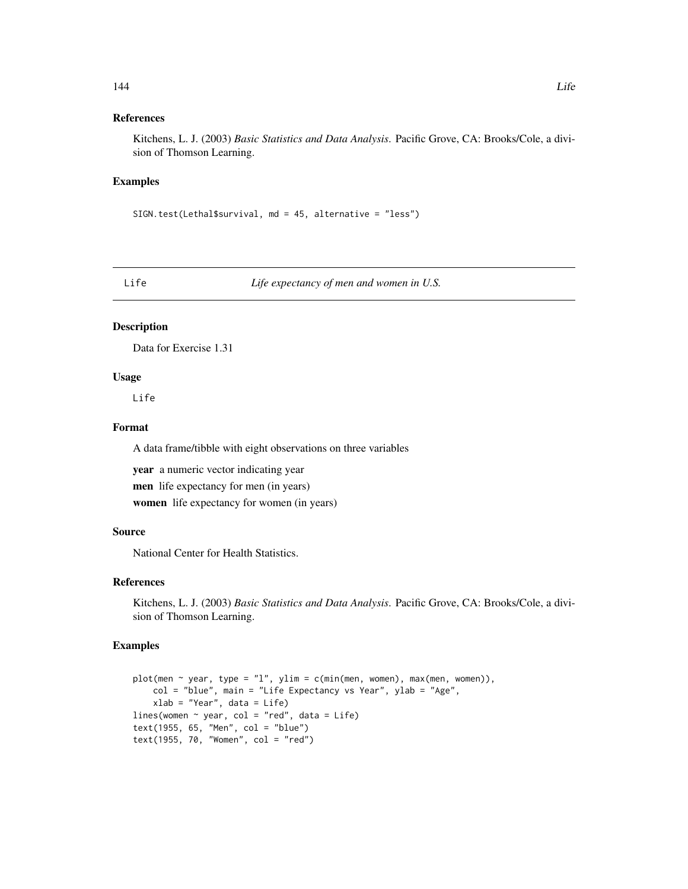### References

Kitchens, L. J. (2003) *Basic Statistics and Data Analysis*. Pacific Grove, CA: Brooks/Cole, a division of Thomson Learning.

### Examples

```
SIGN.test(Lethal$survival, md = 45, alternative = "less")
```

---

## Life — *Life expectancy of men and women in U.S.*

---

### Description

Data for Exercise 1.31

### Usage

```
Life
```

### Format

A data frame/tibble with eight observations on three variables

**year** a numeric vector indicating year

**men** life expectancy for men (in years)

**women** life expectancy for women (in years)

### Source

National Center for Health Statistics.

### References

Kitchens, L. J. (2003) *Basic Statistics and Data Analysis*. Pacific Grove, CA: Brooks/Cole, a division of Thomson Learning.

### Examples

```
plot(men ~ year, type = "l", ylim = c(min(men, women), max(men, women)),
    col = "blue", main = "Life Expectancy vs Year", ylab = "Age",
    xlab = "Year", data = Life)
lines(women ~ year, col = "red", data = Life)
text(1955, 65, "Men", col = "blue")
text(1955, 70, "Women", col = "red")
```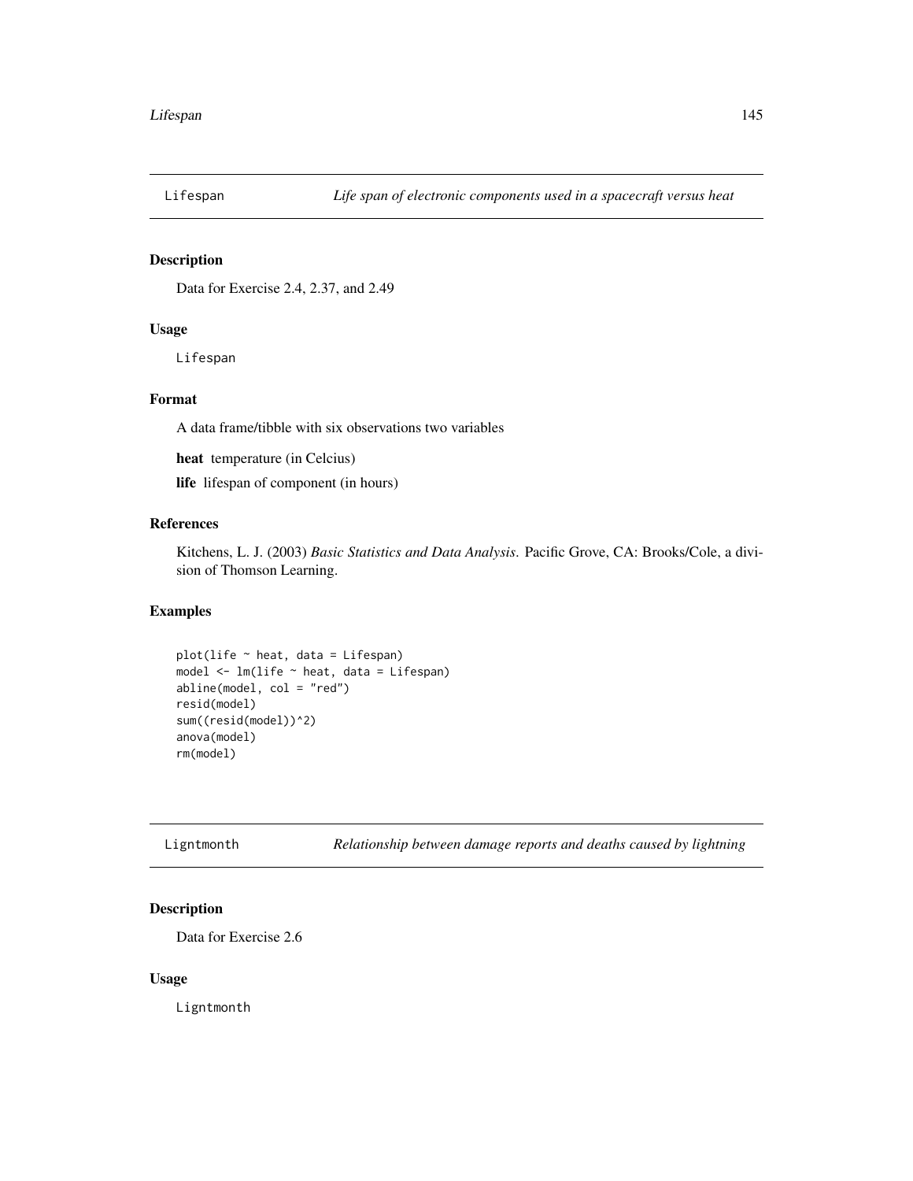## Lifespan — *Life span of electronic components used in a spacecraft versus heat*

### Description

Data for Exercise 2.4, 2.37, and 2.49

### Usage

```
Lifespan
```

### Format

A data frame/tibble with six observations two variables

**heat** temperature (in Celcius)

**life** lifespan of component (in hours)

### References

Kitchens, L. J. (2003) *Basic Statistics and Data Analysis*. Pacific Grove, CA: Brooks/Cole, a division of Thomson Learning.

### Examples

```
plot(life ~ heat, data = Lifespan)
model <- lm(life ~ heat, data = Lifespan)
abline(model, col = "red")
resid(model)
sum((resid(model))^2)
anova(model)
rm(model)
```

## Ligntmonth — *Relationship between damage reports and deaths caused by lightning*

### Description

Data for Exercise 2.6

### Usage

```
Ligntmonth
```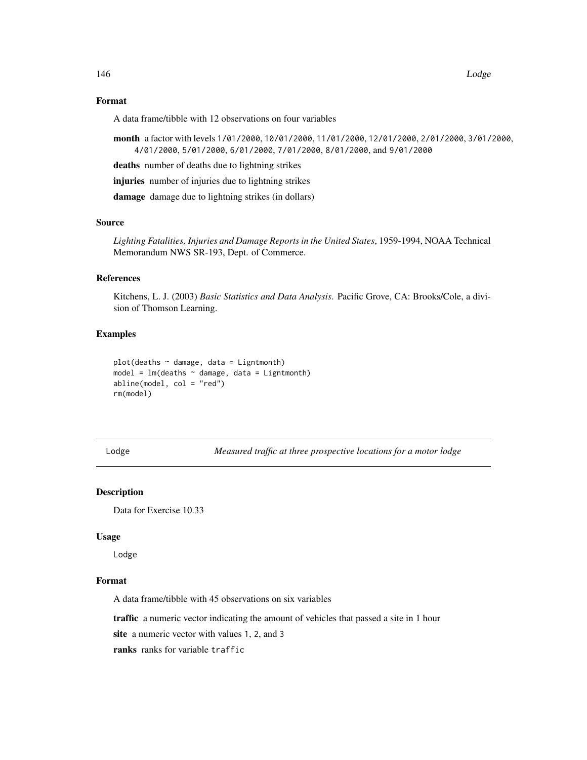### Format

A data frame/tibble with 12 observations on four variables

**month** a factor with levels `1/01/2000`, `10/01/2000`, `11/01/2000`, `12/01/2000`, `2/01/2000`, `3/01/2000`, `4/01/2000`, `5/01/2000`, `6/01/2000`, `7/01/2000`, `8/01/2000`, and `9/01/2000`

**deaths** number of deaths due to lightning strikes

**injuries** number of injuries due to lightning strikes

**damage** damage due to lightning strikes (in dollars)

### Source

*Lighting Fatalities, Injuries and Damage Reports in the United States*, 1959-1994, NOAA Technical Memorandum NWS SR-193, Dept. of Commerce.

### References

Kitchens, L. J. (2003) *Basic Statistics and Data Analysis*. Pacific Grove, CA: Brooks/Cole, a division of Thomson Learning.

### Examples

```
plot(deaths ~ damage, data = Ligntmonth)
model = lm(deaths ~ damage, data = Ligntmonth)
abline(model, col = "red")
rm(model)
```

---

## Lodge — *Measured traffic at three prospective locations for a motor lodge*

### Description

Data for Exercise 10.33

### Usage

```
Lodge
```

### Format

A data frame/tibble with 45 observations on six variables

**traffic** a numeric vector indicating the amount of vehicles that passed a site in 1 hour

**site** a numeric vector with values `1`, `2`, and `3`

**ranks** ranks for variable `traffic`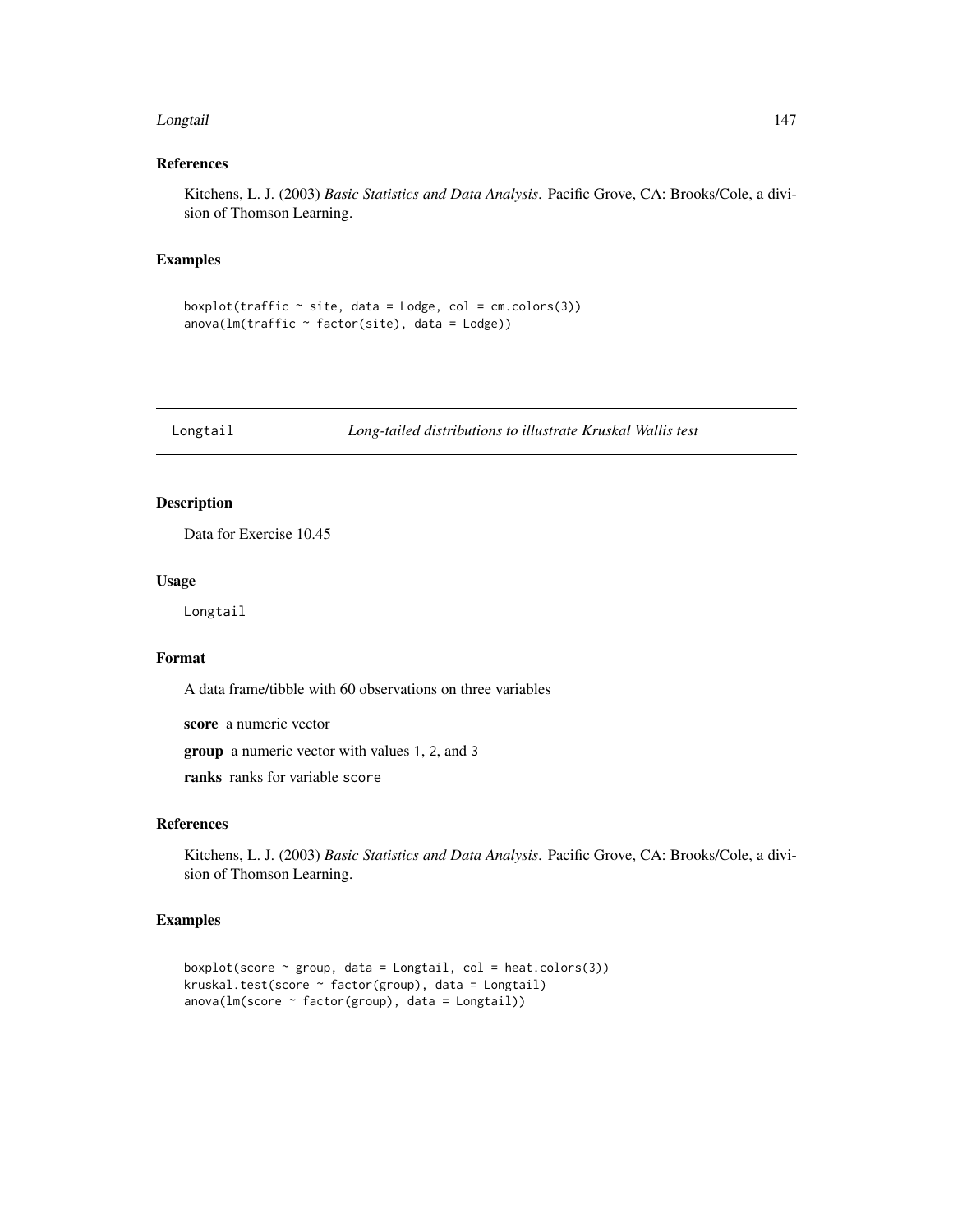### References

Kitchens, L. J. (2003) *Basic Statistics and Data Analysis*. Pacific Grove, CA: Brooks/Cole, a division of Thomson Learning.

### Examples

```
boxplot(traffic ~ site, data = Lodge, col = cm.colors(3))
anova(lm(traffic ~ factor(site), data = Lodge))
```

---

## Longtail — *Long-tailed distributions to illustrate Kruskal Wallis test*

---

### Description

Data for Exercise 10.45

### Usage

Longtail

### Format

A data frame/tibble with 60 observations on three variables

**score** a numeric vector

**group** a numeric vector with values 1, 2, and 3

**ranks** ranks for variable score

### References

Kitchens, L. J. (2003) *Basic Statistics and Data Analysis*. Pacific Grove, CA: Brooks/Cole, a division of Thomson Learning.

### Examples

```
boxplot(score ~ group, data = Longtail, col = heat.colors(3))
kruskal.test(score ~ factor(group), data = Longtail)
anova(lm(score ~ factor(group), data = Longtail))
```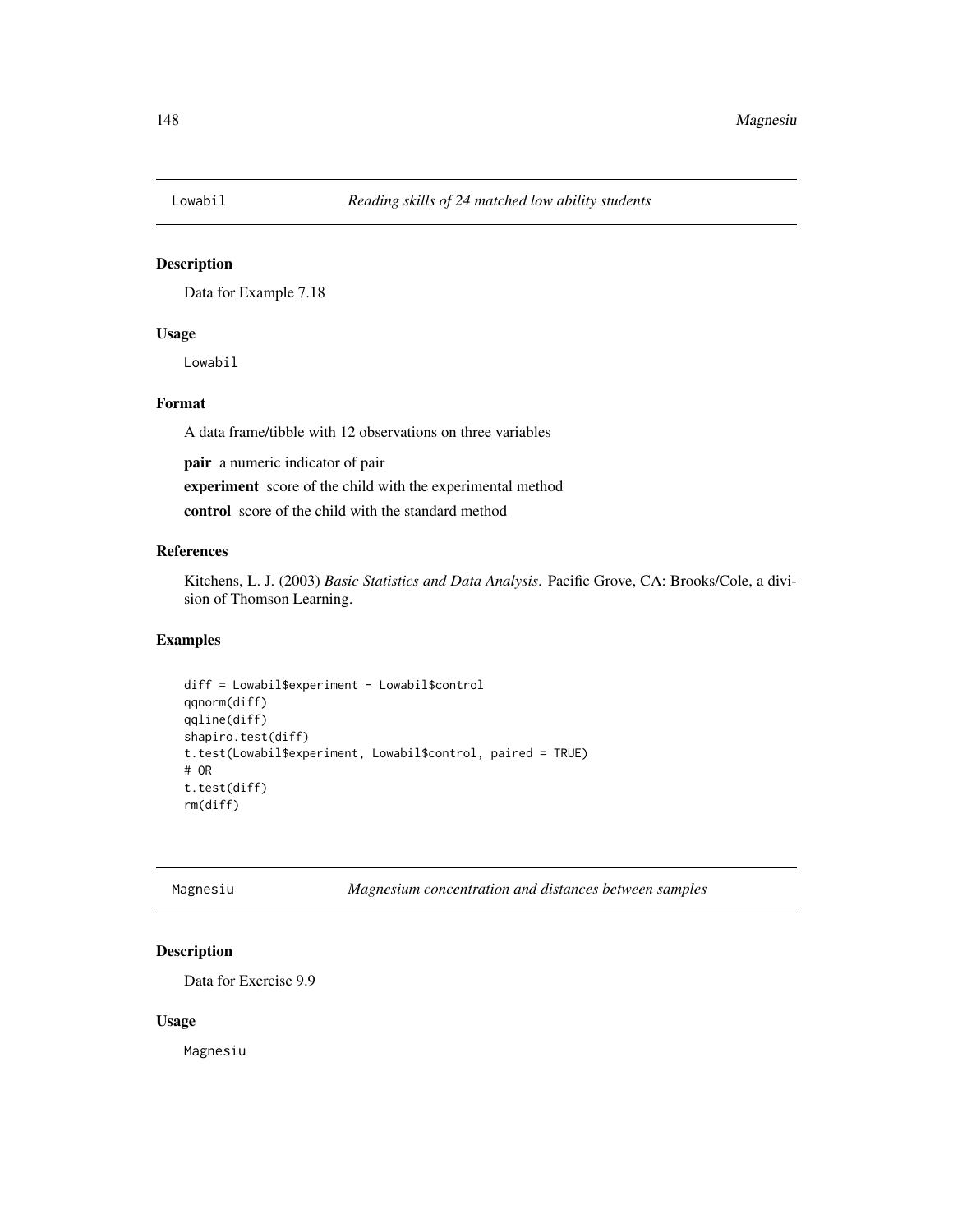Lowabil *Reading skills of 24 matched low ability students*

## Description

Data for Example 7.18

## Usage

```
Lowabil
```

## Format

A data frame/tibble with 12 observations on three variables

**pair** a numeric indicator of pair

**experiment** score of the child with the experimental method

**control** score of the child with the standard method

## References

Kitchens, L. J. (2003) *Basic Statistics and Data Analysis*. Pacific Grove, CA: Brooks/Cole, a division of Thomson Learning.

## Examples

```
diff = Lowabil$experiment - Lowabil$control
qqnorm(diff)
qqline(diff)
shapiro.test(diff)
t.test(Lowabil$experiment, Lowabil$control, paired = TRUE)
# OR
t.test(diff)
rm(diff)
```

---

Magnesiu *Magnesium concentration and distances between samples*

## Description

Data for Exercise 9.9

## Usage

```
Magnesiu
```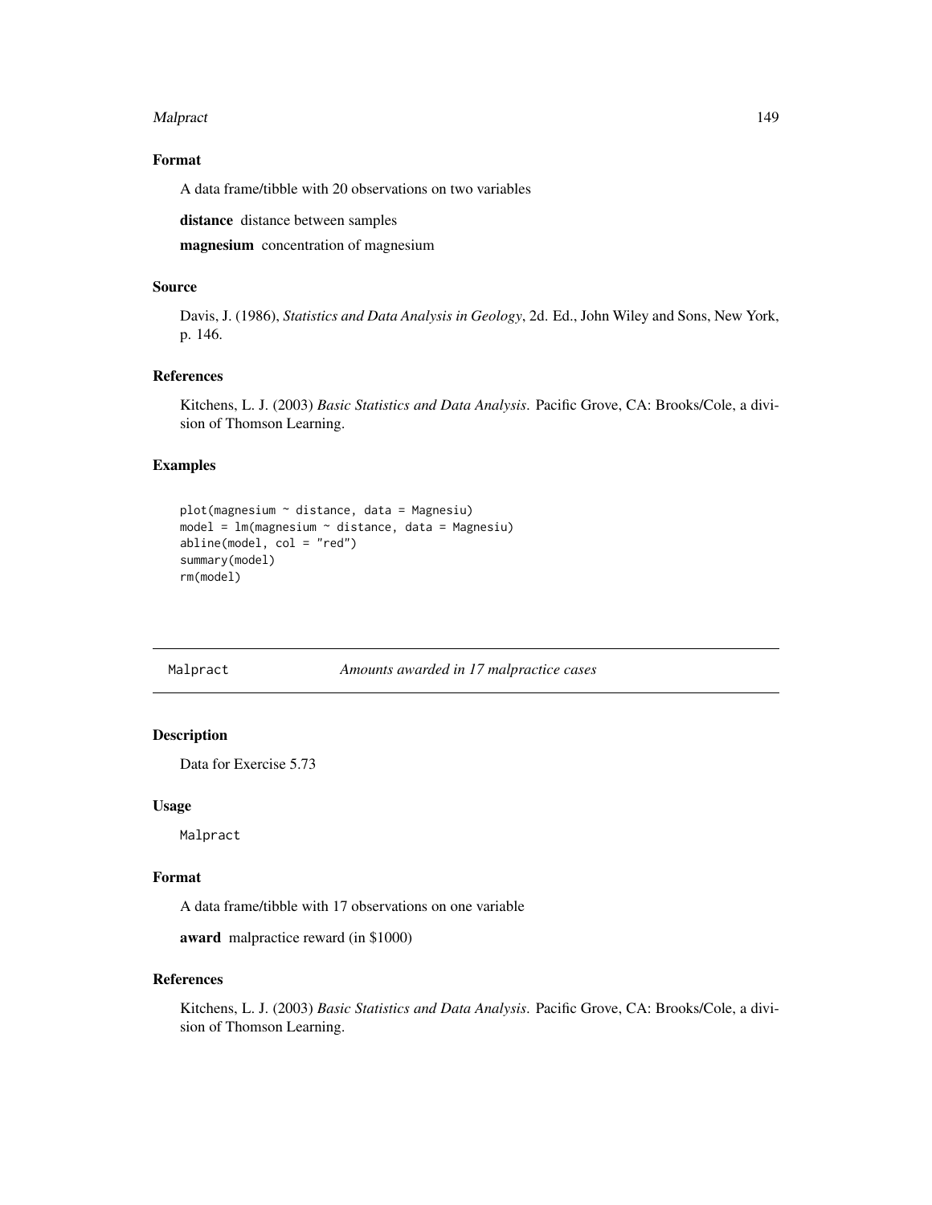### Format

A data frame/tibble with 20 observations on two variables

**distance** distance between samples

**magnesium** concentration of magnesium

### Source

Davis, J. (1986), *Statistics and Data Analysis in Geology*, 2d. Ed., John Wiley and Sons, New York, p. 146.

### References

Kitchens, L. J. (2003) *Basic Statistics and Data Analysis*. Pacific Grove, CA: Brooks/Cole, a division of Thomson Learning.

### Examples

```
plot(magnesium ~ distance, data = Magnesiu)
model = lm(magnesium ~ distance, data = Magnesiu)
abline(model, col = "red")
summary(model)
rm(model)
```

---

## Malpract — *Amounts awarded in 17 malpractice cases*

---

### Description

Data for Exercise 5.73

### Usage

```
Malpract
```

### Format

A data frame/tibble with 17 observations on one variable

**award** malpractice reward (in $1000)

### References

Kitchens, L. J. (2003) *Basic Statistics and Data Analysis*. Pacific Grove, CA: Brooks/Cole, a division of Thomson Learning.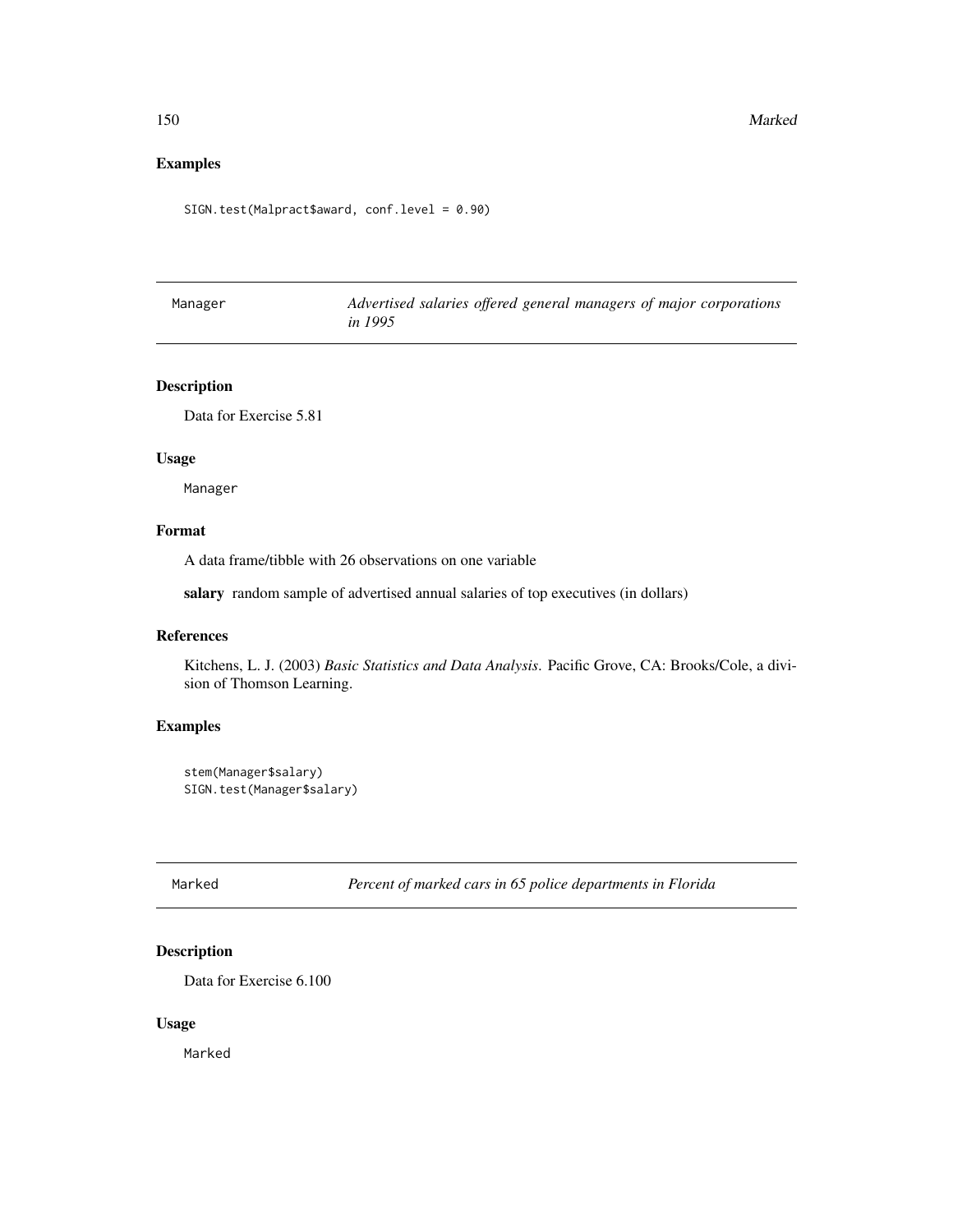## Examples

```
SIGN.test(Malpract$award, conf.level = 0.90)
```

---

## Manager — *Advertised salaries offered general managers of major corporations in 1995*

### Description

Data for Exercise 5.81

### Usage

```
Manager
```

### Format

A data frame/tibble with 26 observations on one variable

**salary** random sample of advertised annual salaries of top executives (in dollars)

### References

Kitchens, L. J. (2003) *Basic Statistics and Data Analysis*. Pacific Grove, CA: Brooks/Cole, a division of Thomson Learning.

### Examples

```
stem(Manager$salary)
SIGN.test(Manager$salary)
```

---

## Marked — *Percent of marked cars in 65 police departments in Florida*

### Description

Data for Exercise 6.100

### Usage

```
Marked
```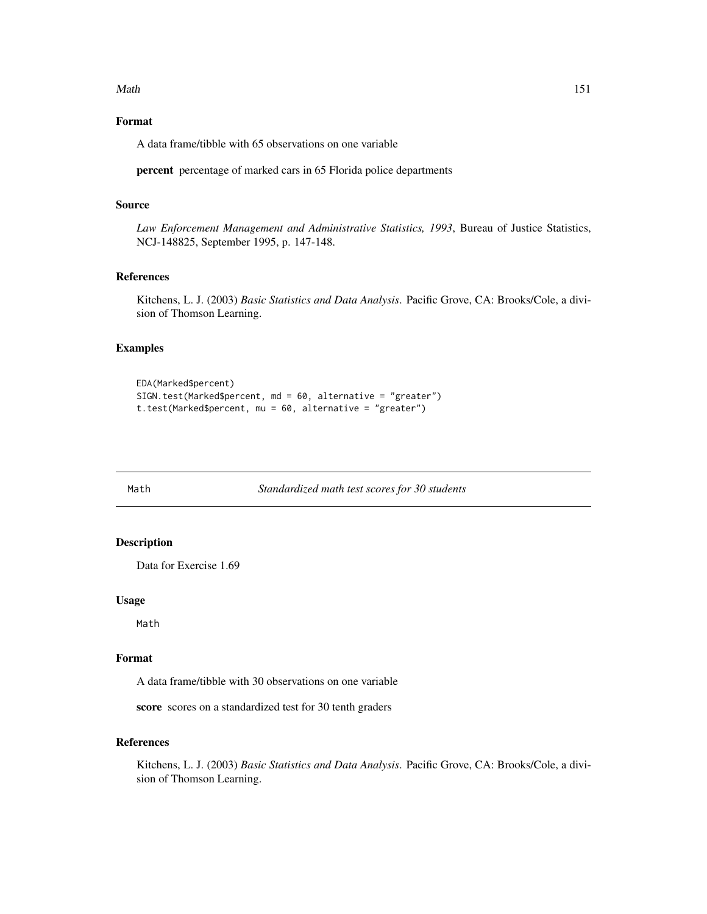### Format

A data frame/tibble with 65 observations on one variable

**percent** percentage of marked cars in 65 Florida police departments

### Source

*Law Enforcement Management and Administrative Statistics, 1993*, Bureau of Justice Statistics, NCJ-148825, September 1995, p. 147-148.

### References

Kitchens, L. J. (2003) *Basic Statistics and Data Analysis*. Pacific Grove, CA: Brooks/Cole, a division of Thomson Learning.

### Examples

```
EDA(Marked$percent)
SIGN.test(Marked$percent, md = 60, alternative = "greater")
t.test(Marked$percent, mu = 60, alternative = "greater")
```

---

## Math — *Standardized math test scores for 30 students*

---

### Description

Data for Exercise 1.69

### Usage

```
Math
```

### Format

A data frame/tibble with 30 observations on one variable

**score** scores on a standardized test for 30 tenth graders

### References

Kitchens, L. J. (2003) *Basic Statistics and Data Analysis*. Pacific Grove, CA: Brooks/Cole, a division of Thomson Learning.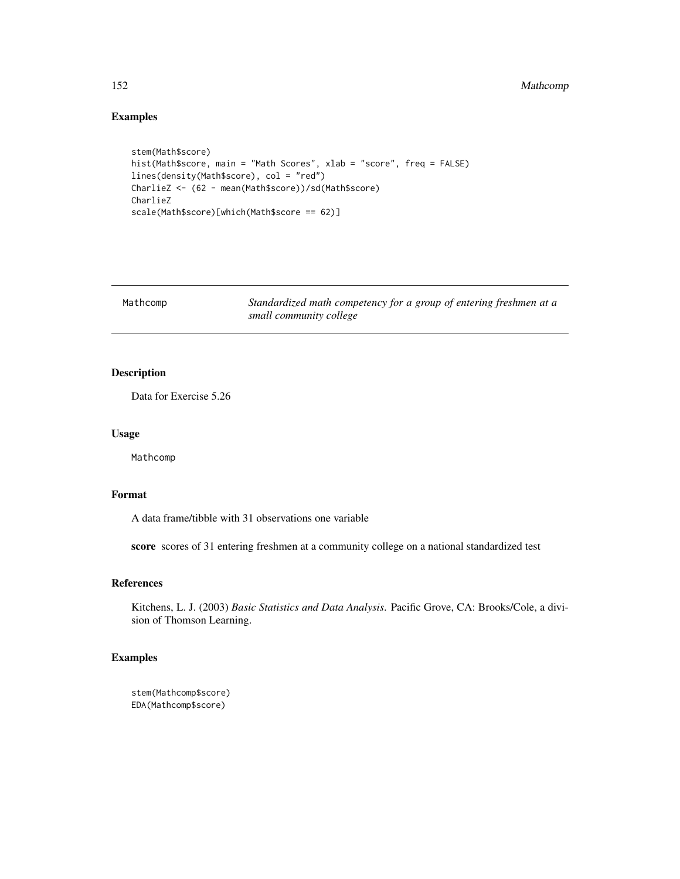## Examples

```
stem(Math$score)
hist(Math$score, main = "Math Scores", xlab = "score", freq = FALSE)
lines(density(Math$score), col = "red")
CharlieZ <- (62 - mean(Math$score))/sd(Math$score)
CharlieZ
scale(Math$score)[which(Math$score == 62)]
```

---

# Mathcomp — *Standardized math competency for a group of entering freshmen at a small community college*

---

## Description

Data for Exercise 5.26

## Usage

```
Mathcomp
```

## Format

A data frame/tibble with 31 observations one variable

**score** scores of 31 entering freshmen at a community college on a national standardized test

## References

Kitchens, L. J. (2003) *Basic Statistics and Data Analysis*. Pacific Grove, CA: Brooks/Cole, a division of Thomson Learning.

## Examples

```
stem(Mathcomp$score)
EDA(Mathcomp$score)
```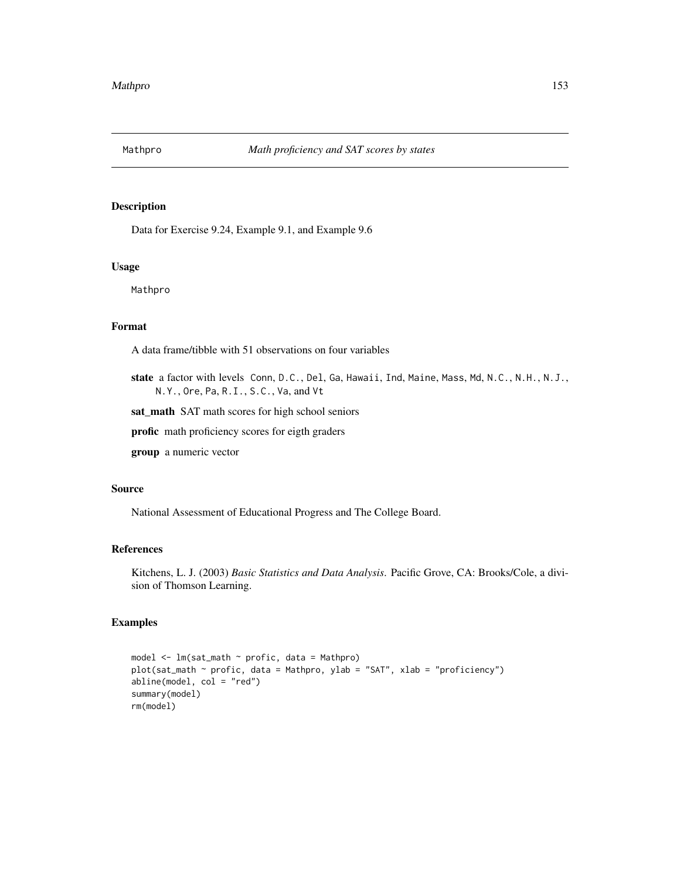Mathpro *Math proficiency and SAT scores by states*

## Description

Data for Exercise 9.24, Example 9.1, and Example 9.6

## Usage

Mathpro

## Format

A data frame/tibble with 51 observations on four variables

**state** a factor with levels Conn, D.C., Del, Ga, Hawaii, Ind, Maine, Mass, Md, N.C., N.H., N.J., N.Y., Ore, Pa, R.I., S.C., Va, and Vt

**sat_math** SAT math scores for high school seniors

**profic** math proficiency scores for eigth graders

**group** a numeric vector

## Source

National Assessment of Educational Progress and The College Board.

## References

Kitchens, L. J. (2003) *Basic Statistics and Data Analysis*. Pacific Grove, CA: Brooks/Cole, a division of Thomson Learning.

## Examples

```
model <- lm(sat_math ~ profic, data = Mathpro)
plot(sat_math ~ profic, data = Mathpro, ylab = "SAT", xlab = "proficiency")
abline(model, col = "red")
summary(model)
rm(model)
```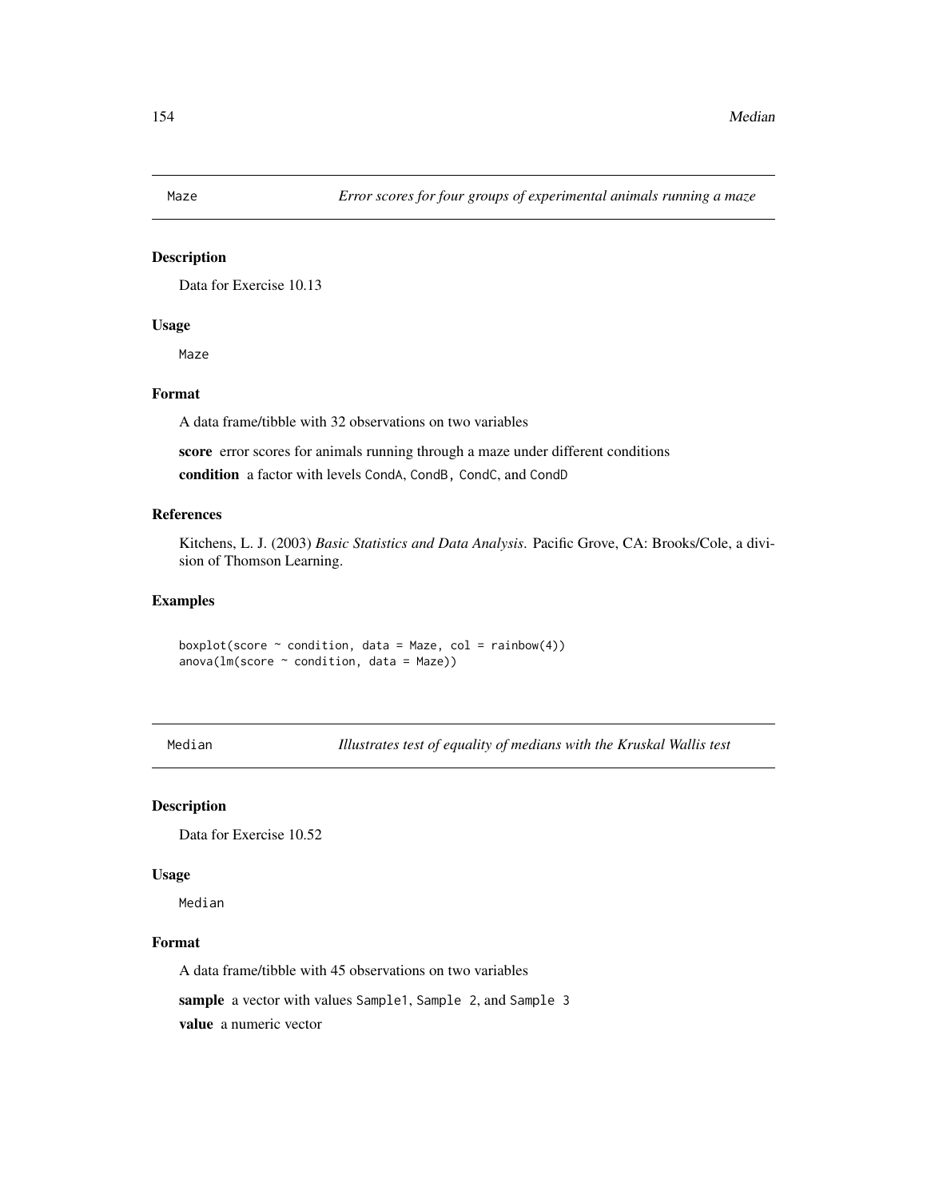## Maze — *Error scores for four groups of experimental animals running a maze*

### Description

Data for Exercise 10.13

### Usage

```
Maze
```

### Format

A data frame/tibble with 32 observations on two variables

**score** error scores for animals running through a maze under different conditions

**condition** a factor with levels `CondA`, `CondB`, `CondC`, and `CondD`

### References

Kitchens, L. J. (2003) *Basic Statistics and Data Analysis*. Pacific Grove, CA: Brooks/Cole, a division of Thomson Learning.

### Examples

```
boxplot(score ~ condition, data = Maze, col = rainbow(4))
anova(lm(score ~ condition, data = Maze))
```

## Median — *Illustrates test of equality of medians with the Kruskal Wallis test*

### Description

Data for Exercise 10.52

### Usage

```
Median
```

### Format

A data frame/tibble with 45 observations on two variables

**sample** a vector with values `Sample1`, `Sample 2`, and `Sample 3`

**value** a numeric vector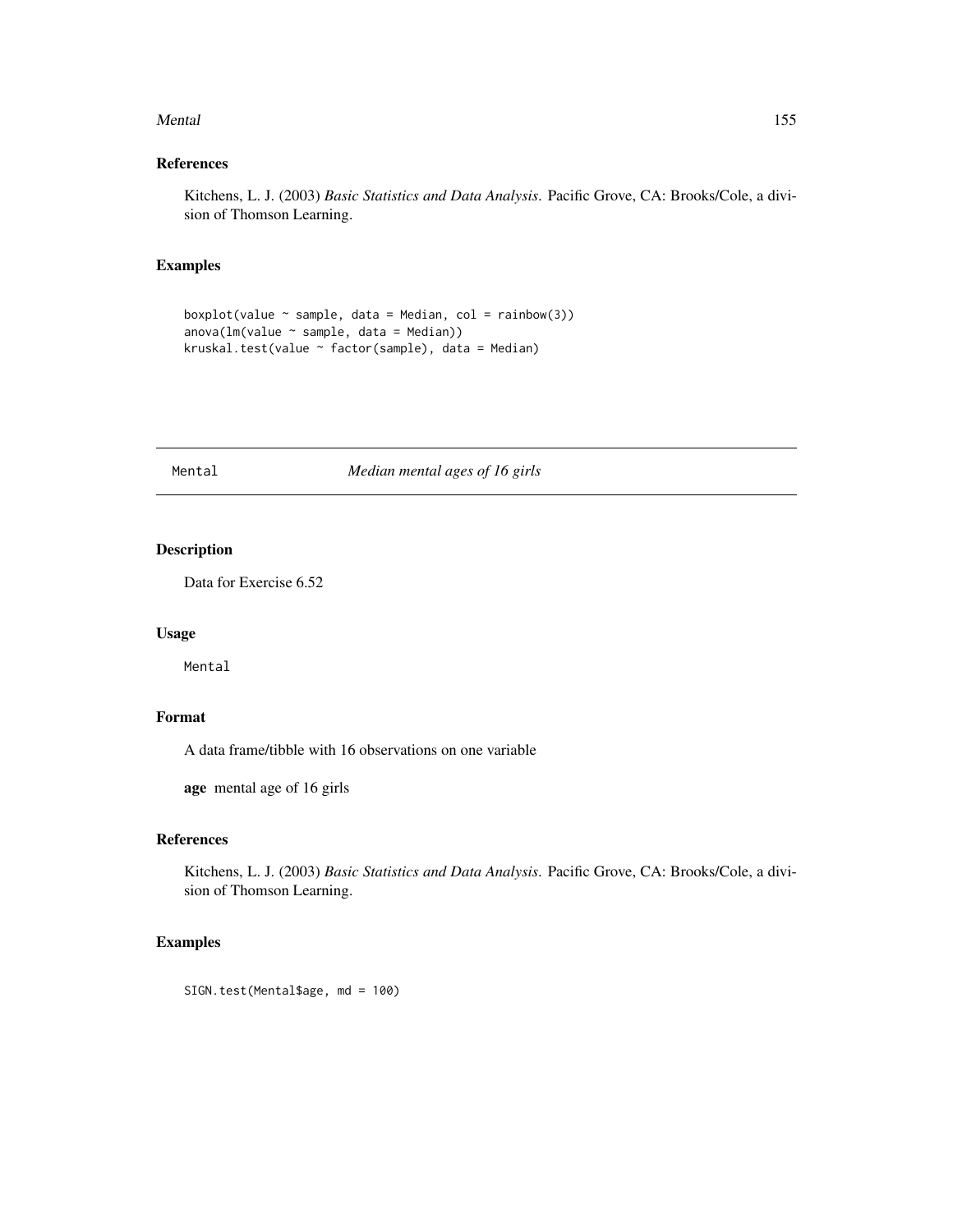### References

Kitchens, L. J. (2003) *Basic Statistics and Data Analysis*. Pacific Grove, CA: Brooks/Cole, a division of Thomson Learning.

### Examples

```
boxplot(value ~ sample, data = Median, col = rainbow(3))
anova(lm(value ~ sample, data = Median))
kruskal.test(value ~ factor(sample), data = Median)
```

---

## Mental — *Median mental ages of 16 girls*

---

### Description

Data for Exercise 6.52

### Usage

```
Mental
```

### Format

A data frame/tibble with 16 observations on one variable

**age** mental age of 16 girls

### References

Kitchens, L. J. (2003) *Basic Statistics and Data Analysis*. Pacific Grove, CA: Brooks/Cole, a division of Thomson Learning.

### Examples

```
SIGN.test(Mental$age, md = 100)
```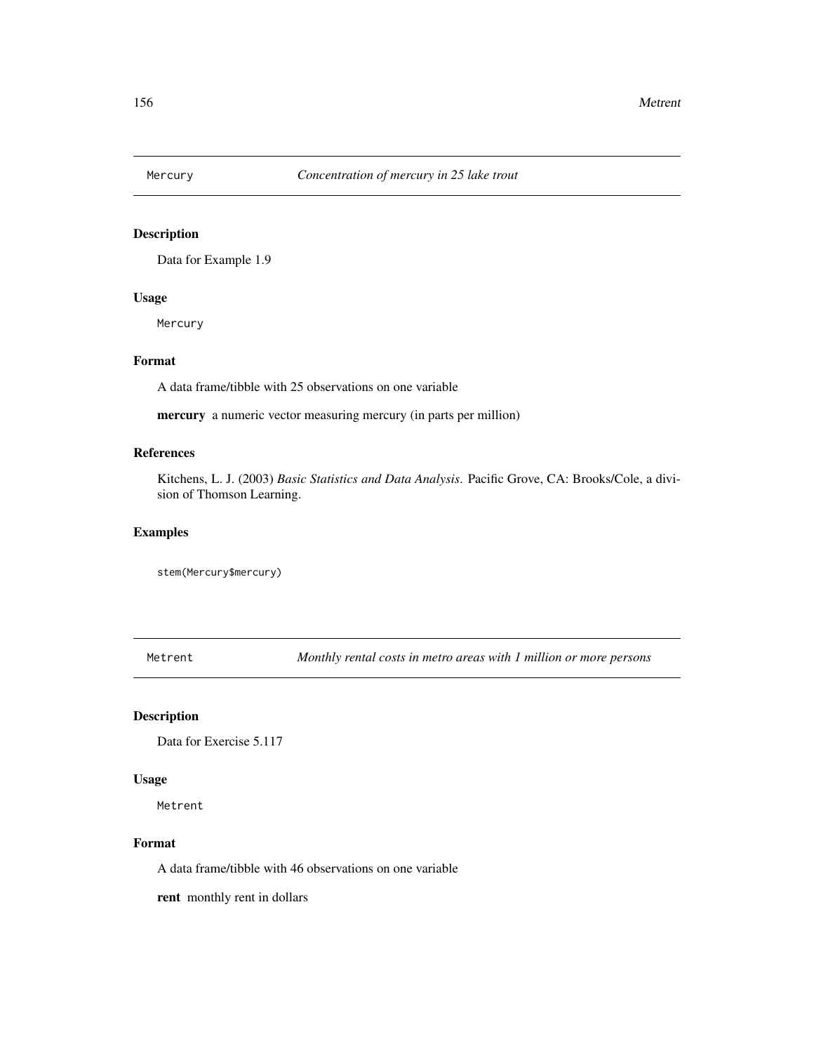## Mercury — *Concentration of mercury in 25 lake trout*

### Description

Data for Example 1.9

### Usage

```
Mercury
```

### Format

A data frame/tibble with 25 observations on one variable

**mercury** a numeric vector measuring mercury (in parts per million)

### References

Kitchens, L. J. (2003) *Basic Statistics and Data Analysis*. Pacific Grove, CA: Brooks/Cole, a division of Thomson Learning.

### Examples

```
stem(Mercury$mercury)
```

## Metrent — *Monthly rental costs in metro areas with 1 million or more persons*

### Description

Data for Exercise 5.117

### Usage

```
Metrent
```

### Format

A data frame/tibble with 46 observations on one variable

**rent** monthly rent in dollars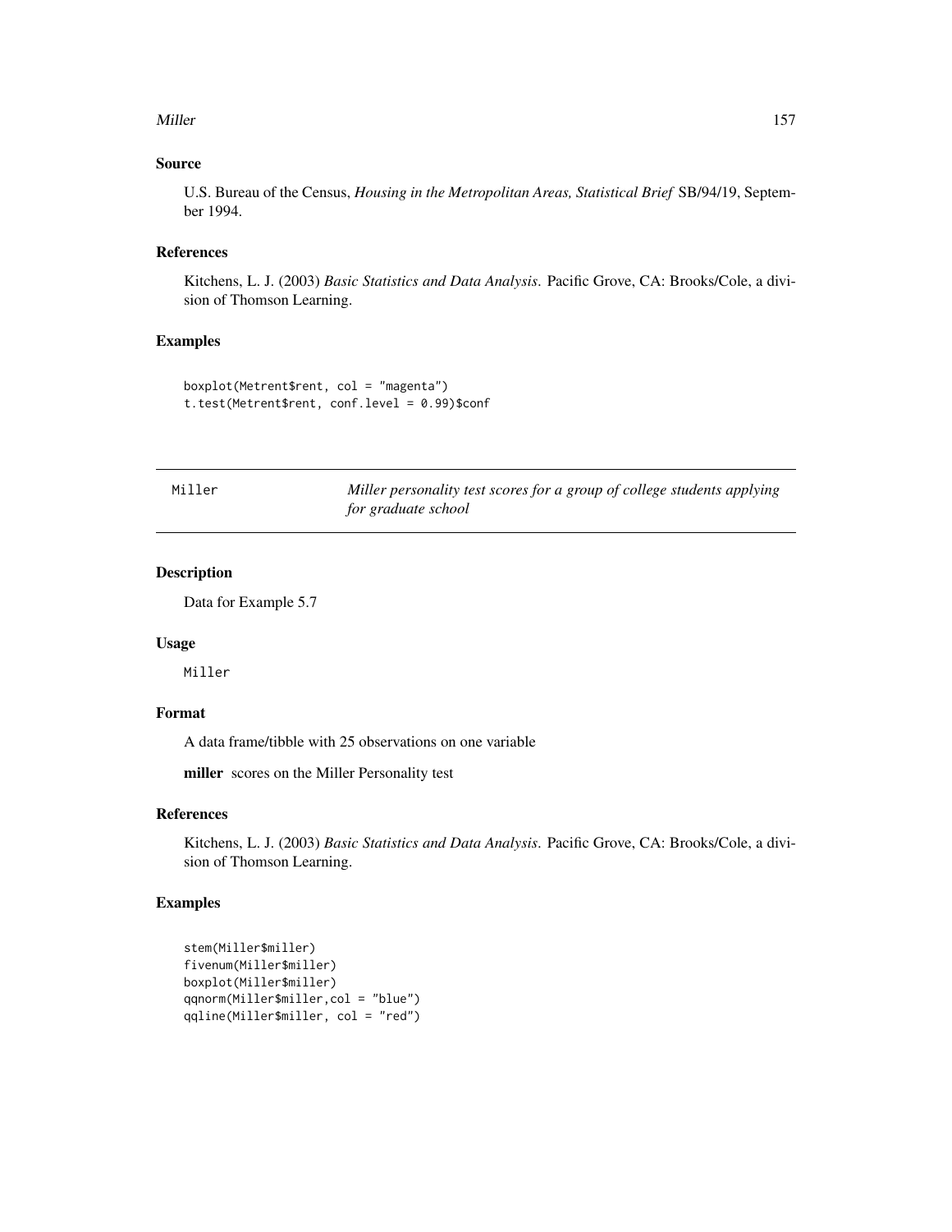### Source

U.S. Bureau of the Census, *Housing in the Metropolitan Areas, Statistical Brief* SB/94/19, September 1994.

### References

Kitchens, L. J. (2003) *Basic Statistics and Data Analysis*. Pacific Grove, CA: Brooks/Cole, a division of Thomson Learning.

### Examples

```
boxplot(Metrent$rent, col = "magenta")
t.test(Metrent$rent, conf.level = 0.99)$conf
```

---

## Miller — *Miller personality test scores for a group of college students applying for graduate school*

---

### Description

Data for Example 5.7

### Usage

```
Miller
```

### Format

A data frame/tibble with 25 observations on one variable

**miller** scores on the Miller Personality test

### References

Kitchens, L. J. (2003) *Basic Statistics and Data Analysis*. Pacific Grove, CA: Brooks/Cole, a division of Thomson Learning.

### Examples

```
stem(Miller$miller)
fivenum(Miller$miller)
boxplot(Miller$miller)
qqnorm(Miller$miller,col = "blue")
qqline(Miller$miller, col = "red")
```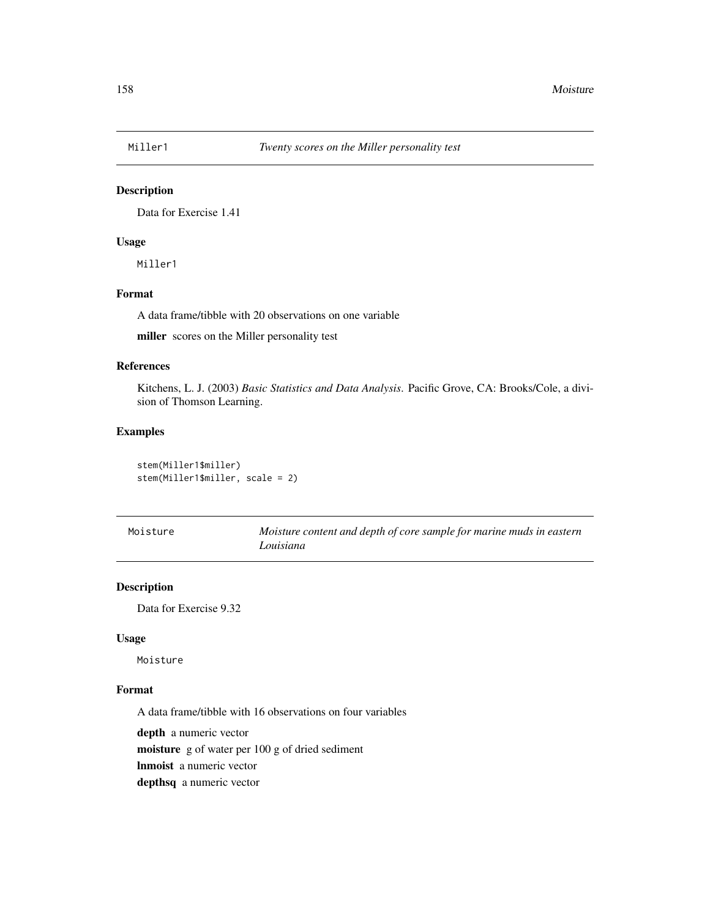## Miller1 — *Twenty scores on the Miller personality test*

### Description

Data for Exercise 1.41

### Usage

```
Miller1
```

### Format

A data frame/tibble with 20 observations on one variable

**miller** scores on the Miller personality test

### References

Kitchens, L. J. (2003) *Basic Statistics and Data Analysis*. Pacific Grove, CA: Brooks/Cole, a division of Thomson Learning.

### Examples

```
stem(Miller1$miller)
stem(Miller1$miller, scale = 2)
```

## Moisture — *Moisture content and depth of core sample for marine muds in eastern Louisiana*

### Description

Data for Exercise 9.32

### Usage

```
Moisture
```

### Format

A data frame/tibble with 16 observations on four variables

**depth** a numeric vector

**moisture** g of water per 100 g of dried sediment

**lnmoist** a numeric vector

**depthsq** a numeric vector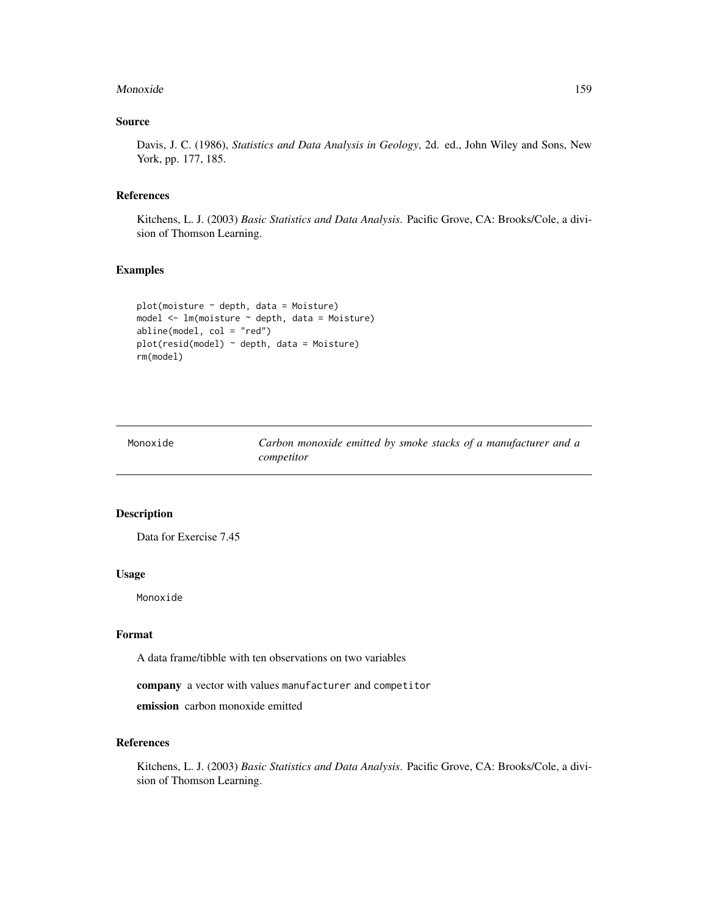### Source

Davis, J. C. (1986), *Statistics and Data Analysis in Geology*, 2d. ed., John Wiley and Sons, New York, pp. 177, 185.

### References

Kitchens, L. J. (2003) *Basic Statistics and Data Analysis*. Pacific Grove, CA: Brooks/Cole, a division of Thomson Learning.

### Examples

```
plot(moisture ~ depth, data = Moisture)
model <- lm(moisture ~ depth, data = Moisture)
abline(model, col = "red")
plot(resid(model) ~ depth, data = Moisture)
rm(model)
```

---

## Monoxide    *Carbon monoxide emitted by smoke stacks of a manufacturer and a competitor*

---

### Description

Data for Exercise 7.45

### Usage

```
Monoxide
```

### Format

A data frame/tibble with ten observations on two variables

**company** a vector with values `manufacturer` and `competitor`

**emission** carbon monoxide emitted

### References

Kitchens, L. J. (2003) *Basic Statistics and Data Analysis*. Pacific Grove, CA: Brooks/Cole, a division of Thomson Learning.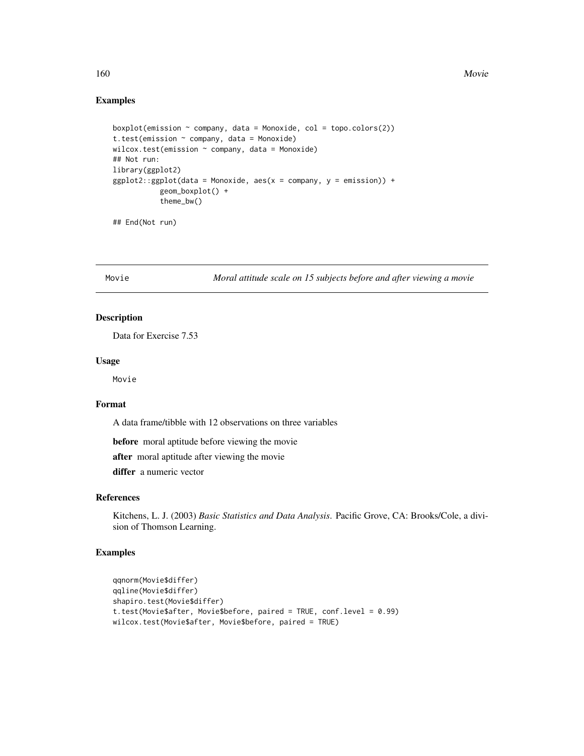## Examples

```
boxplot(emission ~ company, data = Monoxide, col = topo.colors(2))
t.test(emission ~ company, data = Monoxide)
wilcox.test(emission ~ company, data = Monoxide)
## Not run:
library(ggplot2)
ggplot2::ggplot(data = Monoxide, aes(x = company, y = emission)) +
           geom_boxplot() +
           theme_bw()

## End(Not run)
```

---

Movie *Moral attitude scale on 15 subjects before and after viewing a movie*

---

## Description

Data for Exercise 7.53

## Usage

```
Movie
```

## Format

A data frame/tibble with 12 observations on three variables

**before** moral aptitude before viewing the movie

**after** moral aptitude after viewing the movie

**differ** a numeric vector

## References

Kitchens, L. J. (2003) *Basic Statistics and Data Analysis*. Pacific Grove, CA: Brooks/Cole, a division of Thomson Learning.

## Examples

```
qqnorm(Movie$differ)
qqline(Movie$differ)
shapiro.test(Movie$differ)
t.test(Movie$after, Movie$before, paired = TRUE, conf.level = 0.99)
wilcox.test(Movie$after, Movie$before, paired = TRUE)
```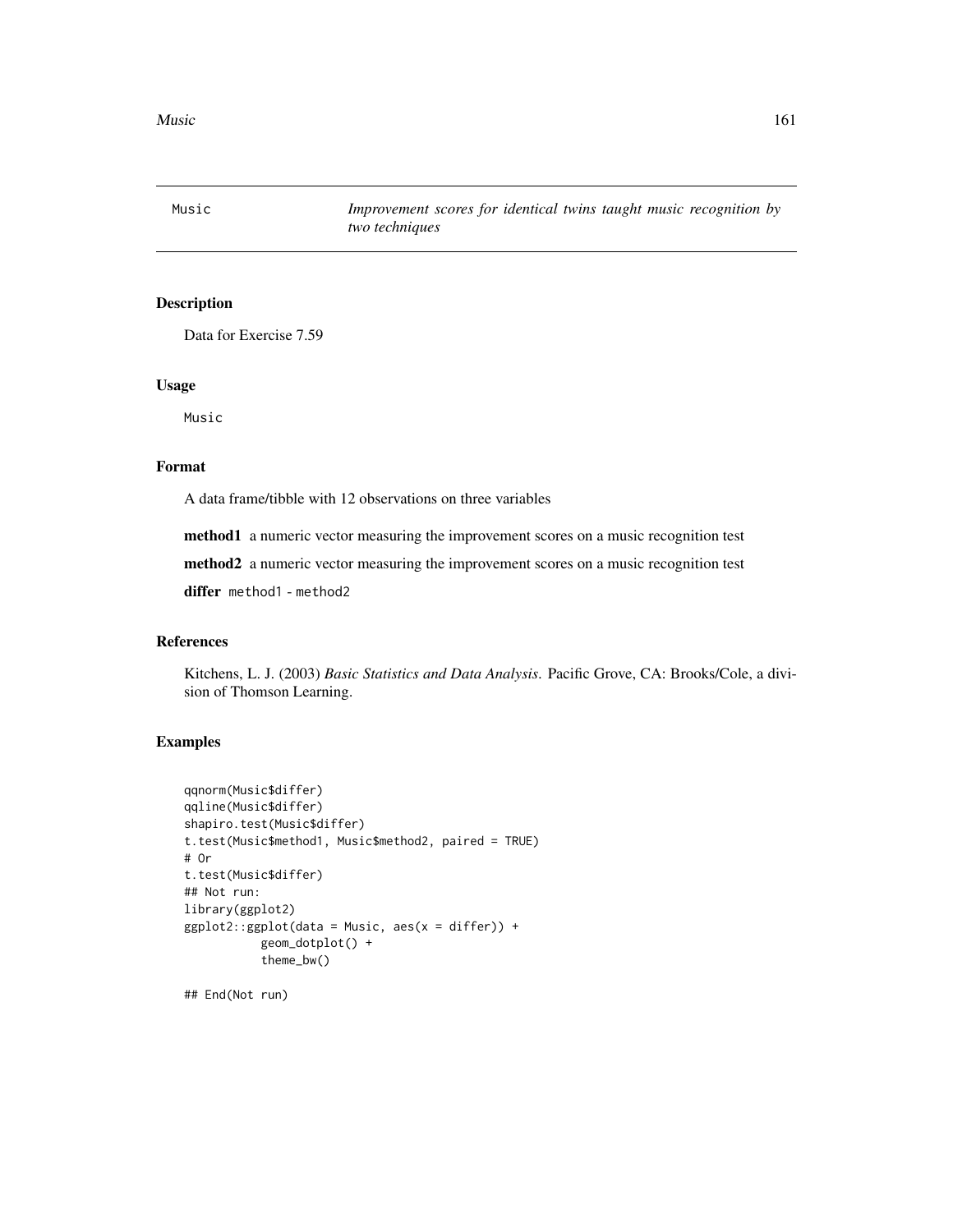Music *Improvement scores for identical twins taught music recognition by two techniques*

## Description

Data for Exercise 7.59

## Usage

```
Music
```

## Format

A data frame/tibble with 12 observations on three variables

**method1** a numeric vector measuring the improvement scores on a music recognition test

**method2** a numeric vector measuring the improvement scores on a music recognition test

**differ** `method1 - method2`

## References

Kitchens, L. J. (2003) *Basic Statistics and Data Analysis*. Pacific Grove, CA: Brooks/Cole, a division of Thomson Learning.

## Examples

```
qqnorm(Music$differ)
qqline(Music$differ)
shapiro.test(Music$differ)
t.test(Music$method1, Music$method2, paired = TRUE)
# Or
t.test(Music$differ)
## Not run:
library(ggplot2)
ggplot2::ggplot(data = Music, aes(x = differ)) +
           geom_dotplot() +
           theme_bw()

## End(Not run)
```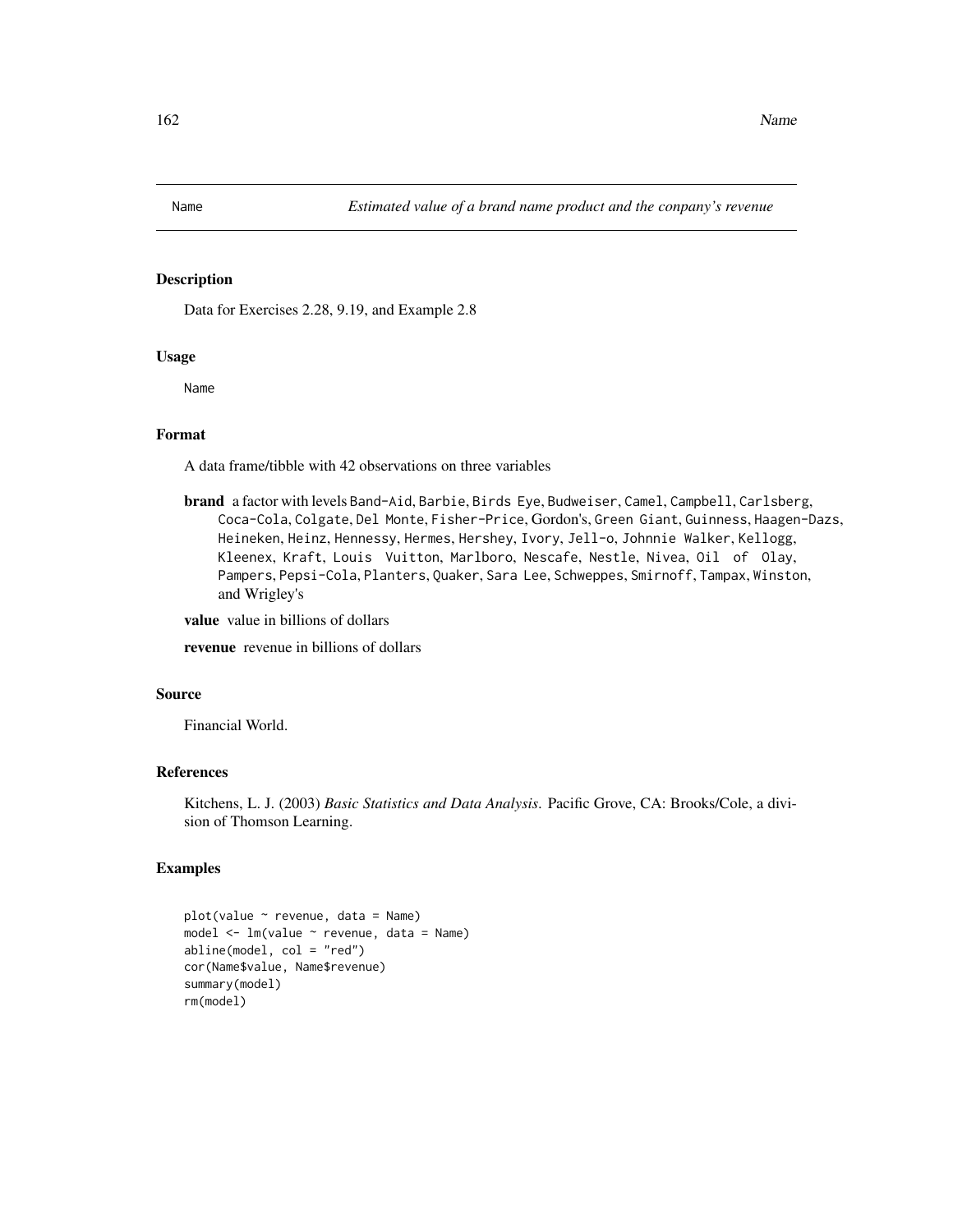Name *Estimated value of a brand name product and the conpany's revenue*

## Description

Data for Exercises 2.28, 9.19, and Example 2.8

## Usage

```
Name
```

## Format

A data frame/tibble with 42 observations on three variables

**brand** a factor with levels Band-Aid, Barbie, Birds Eye, Budweiser, Camel, Campbell, Carlsberg, Coca-Cola, Colgate, Del Monte, Fisher-Price, Gordon's, Green Giant, Guinness, Haagen-Dazs, Heineken, Heinz, Hennessy, Hermes, Hershey, Ivory, Jell-o, Johnnie Walker, Kellogg, Kleenex, Kraft, Louis Vuitton, Marlboro, Nescafe, Nestle, Nivea, Oil of Olay, Pampers, Pepsi-Cola, Planters, Quaker, Sara Lee, Schweppes, Smirnoff, Tampax, Winston, and Wrigley's

**value** value in billions of dollars

**revenue** revenue in billions of dollars

## Source

Financial World.

## References

Kitchens, L. J. (2003) *Basic Statistics and Data Analysis*. Pacific Grove, CA: Brooks/Cole, a division of Thomson Learning.

## Examples

```
plot(value ~ revenue, data = Name)
model <- lm(value ~ revenue, data = Name)
abline(model, col = "red")
cor(Name$value, Name$revenue)
summary(model)
rm(model)
```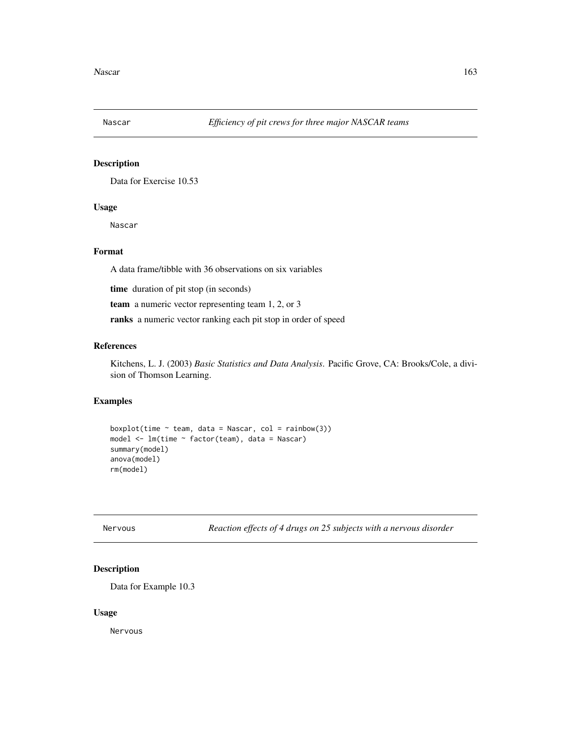## Nascar — *Efficiency of pit crews for three major NASCAR teams*

### Description

Data for Exercise 10.53

### Usage

```
Nascar
```

### Format

A data frame/tibble with 36 observations on six variables

**time** duration of pit stop (in seconds)

**team** a numeric vector representing team 1, 2, or 3

**ranks** a numeric vector ranking each pit stop in order of speed

### References

Kitchens, L. J. (2003) *Basic Statistics and Data Analysis*. Pacific Grove, CA: Brooks/Cole, a division of Thomson Learning.

### Examples

```
boxplot(time ~ team, data = Nascar, col = rainbow(3))
model <- lm(time ~ factor(team), data = Nascar)
summary(model)
anova(model)
rm(model)
```

## Nervous — *Reaction effects of 4 drugs on 25 subjects with a nervous disorder*

### Description

Data for Example 10.3

### Usage

```
Nervous
```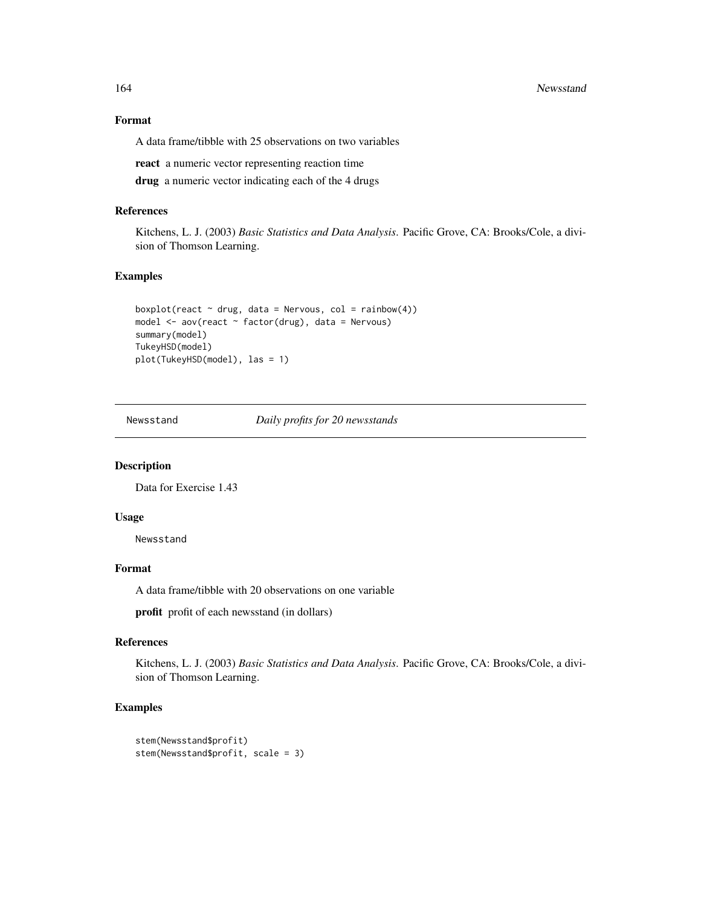## Format

A data frame/tibble with 25 observations on two variables

**react** a numeric vector representing reaction time

**drug** a numeric vector indicating each of the 4 drugs

## References

Kitchens, L. J. (2003) *Basic Statistics and Data Analysis.* Pacific Grove, CA: Brooks/Cole, a division of Thomson Learning.

## Examples

```
boxplot(react ~ drug, data = Nervous, col = rainbow(4))
model <- aov(react ~ factor(drug), data = Nervous)
summary(model)
TukeyHSD(model)
plot(TukeyHSD(model), las = 1)
```

---

# Newsstand *Daily profits for 20 newsstands*

## Description

Data for Exercise 1.43

## Usage

```
Newsstand
```

## Format

A data frame/tibble with 20 observations on one variable

**profit** profit of each newsstand (in dollars)

## References

Kitchens, L. J. (2003) *Basic Statistics and Data Analysis.* Pacific Grove, CA: Brooks/Cole, a division of Thomson Learning.

## Examples

```
stem(Newsstand$profit)
stem(Newsstand$profit, scale = 3)
```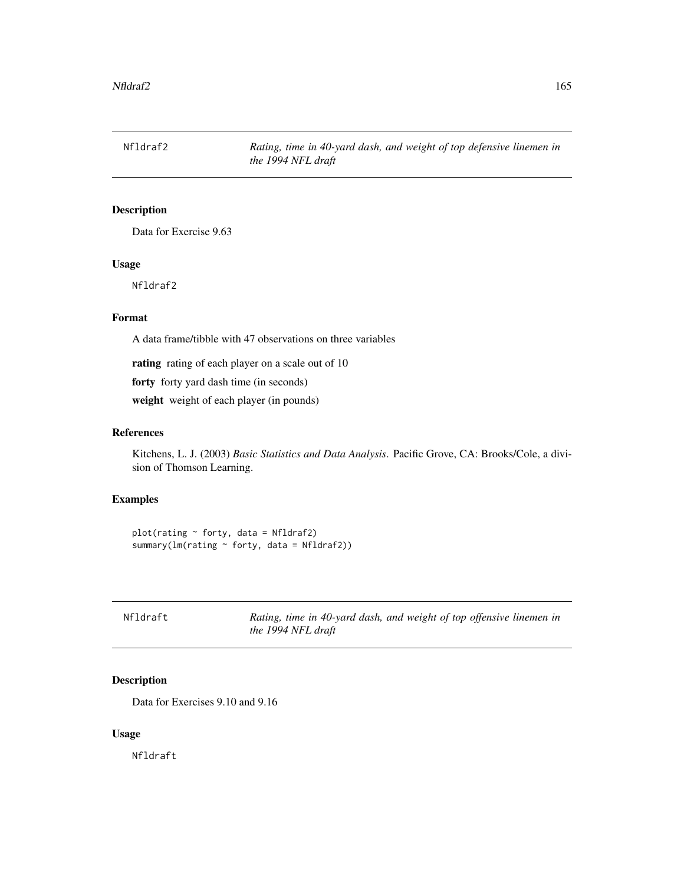## Nfldraf2 — *Rating, time in 40-yard dash, and weight of top defensive linemen in the 1994 NFL draft*

### Description

Data for Exercise 9.63

### Usage

```
Nfldraf2
```

### Format

A data frame/tibble with 47 observations on three variables

**rating** rating of each player on a scale out of 10

**forty** forty yard dash time (in seconds)

**weight** weight of each player (in pounds)

### References

Kitchens, L. J. (2003) *Basic Statistics and Data Analysis*. Pacific Grove, CA: Brooks/Cole, a division of Thomson Learning.

### Examples

```
plot(rating ~ forty, data = Nfldraf2)
summary(lm(rating ~ forty, data = Nfldraf2))
```

## Nfldraft — *Rating, time in 40-yard dash, and weight of top offensive linemen in the 1994 NFL draft*

### Description

Data for Exercises 9.10 and 9.16

### Usage

```
Nfldraft
```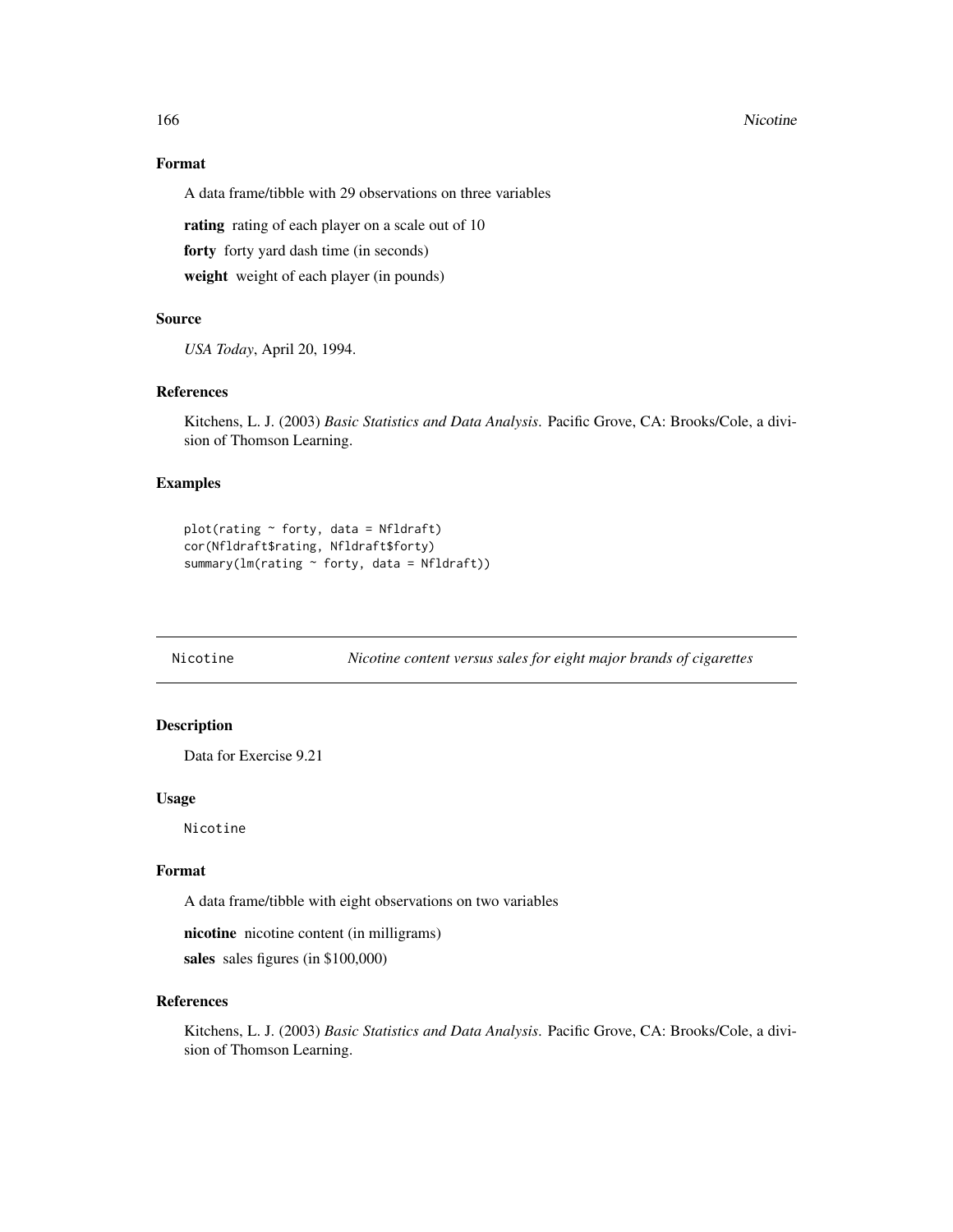### Format

A data frame/tibble with 29 observations on three variables

**rating** rating of each player on a scale out of 10

**forty** forty yard dash time (in seconds)

**weight** weight of each player (in pounds)

### Source

*USA Today*, April 20, 1994.

### References

Kitchens, L. J. (2003) *Basic Statistics and Data Analysis*. Pacific Grove, CA: Brooks/Cole, a division of Thomson Learning.

### Examples

```
plot(rating ~ forty, data = Nfldraft)
cor(Nfldraft$rating, Nfldraft$forty)
summary(lm(rating ~ forty, data = Nfldraft))
```

---

## Nicotine — *Nicotine content versus sales for eight major brands of cigarettes*

---

### Description

Data for Exercise 9.21

### Usage

```
Nicotine
```

### Format

A data frame/tibble with eight observations on two variables

**nicotine** nicotine content (in milligrams)

**sales** sales figures (in $100,000)

### References

Kitchens, L. J. (2003) *Basic Statistics and Data Analysis*. Pacific Grove, CA: Brooks/Cole, a division of Thomson Learning.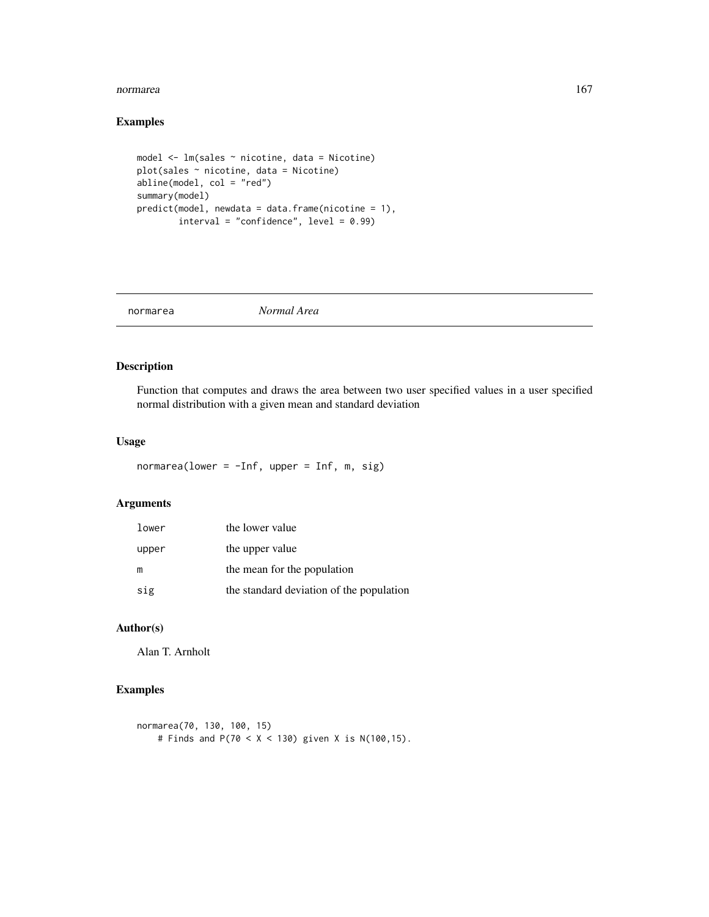## Examples

```
model <- lm(sales ~ nicotine, data = Nicotine)
plot(sales ~ nicotine, data = Nicotine)
abline(model, col = "red")
summary(model)
predict(model, newdata = data.frame(nicotine = 1),
        interval = "confidence", level = 0.99)
```

---

# normarea *Normal Area*

---

## Description

Function that computes and draws the area between two user specified values in a user specified normal distribution with a given mean and standard deviation

## Usage

```
normarea(lower = -Inf, upper = Inf, m, sig)
```

## Arguments

| | |
|---|---|
| `lower` | the lower value |
| `upper` | the upper value |
| `m` | the mean for the population |
| `sig` | the standard deviation of the population |

## Author(s)

Alan T. Arnholt

## Examples

```
normarea(70, 130, 100, 15)
    # Finds and P(70 < X < 130) given X is N(100,15).
```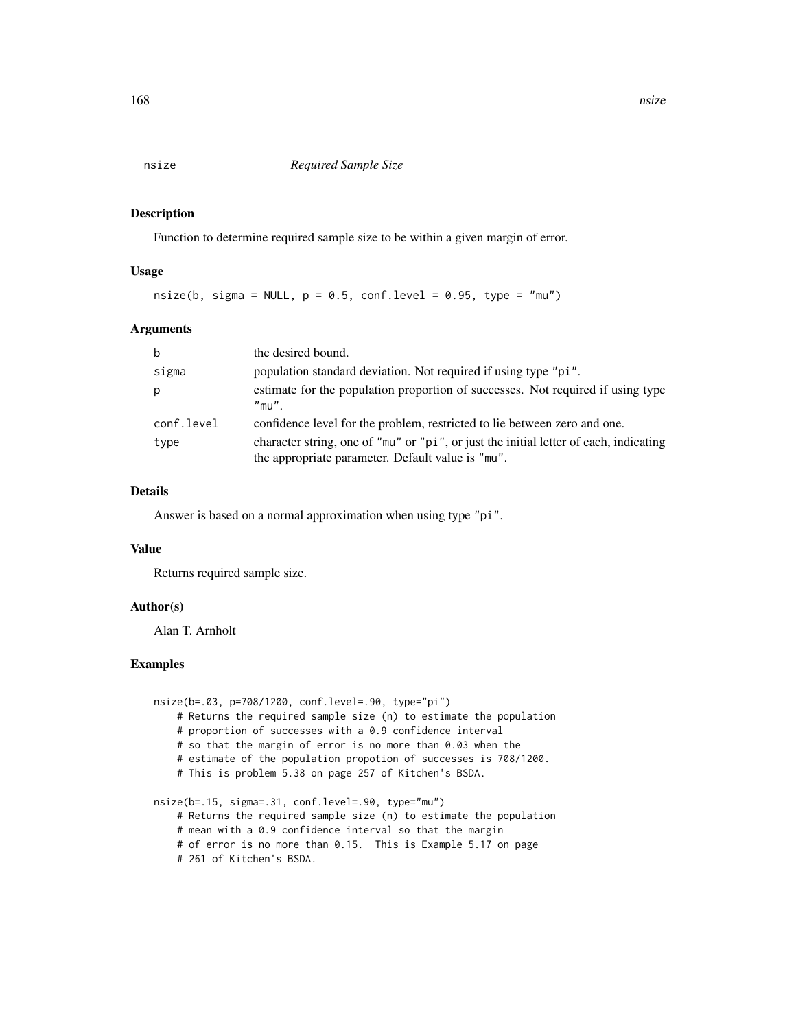# nsize — *Required Sample Size*

## Description

Function to determine required sample size to be within a given margin of error.

## Usage

```
nsize(b, sigma = NULL, p = 0.5, conf.level = 0.95, type = "mu")
```

## Arguments

| | |
|---|---|
| b | the desired bound. |
| sigma | population standard deviation. Not required if using type "pi". |
| p | estimate for the population proportion of successes. Not required if using type "mu". |
| conf.level | confidence level for the problem, restricted to lie between zero and one. |
| type | character string, one of "mu" or "pi", or just the initial letter of each, indicating the appropriate parameter. Default value is "mu". |

## Details

Answer is based on a normal approximation when using type "pi".

## Value

Returns required sample size.

## Author(s)

Alan T. Arnholt

## Examples

```
nsize(b=.03, p=708/1200, conf.level=.90, type="pi")
    # Returns the required sample size (n) to estimate the population
    # proportion of successes with a 0.9 confidence interval
    # so that the margin of error is no more than 0.03 when the
    # estimate of the population propotion of successes is 708/1200.
    # This is problem 5.38 on page 257 of Kitchen's BSDA.

nsize(b=.15, sigma=.31, conf.level=.90, type="mu")
    # Returns the required sample size (n) to estimate the population
    # mean with a 0.9 confidence interval so that the margin
    # of error is no more than 0.15.  This is Example 5.17 on page
    # 261 of Kitchen's BSDA.
```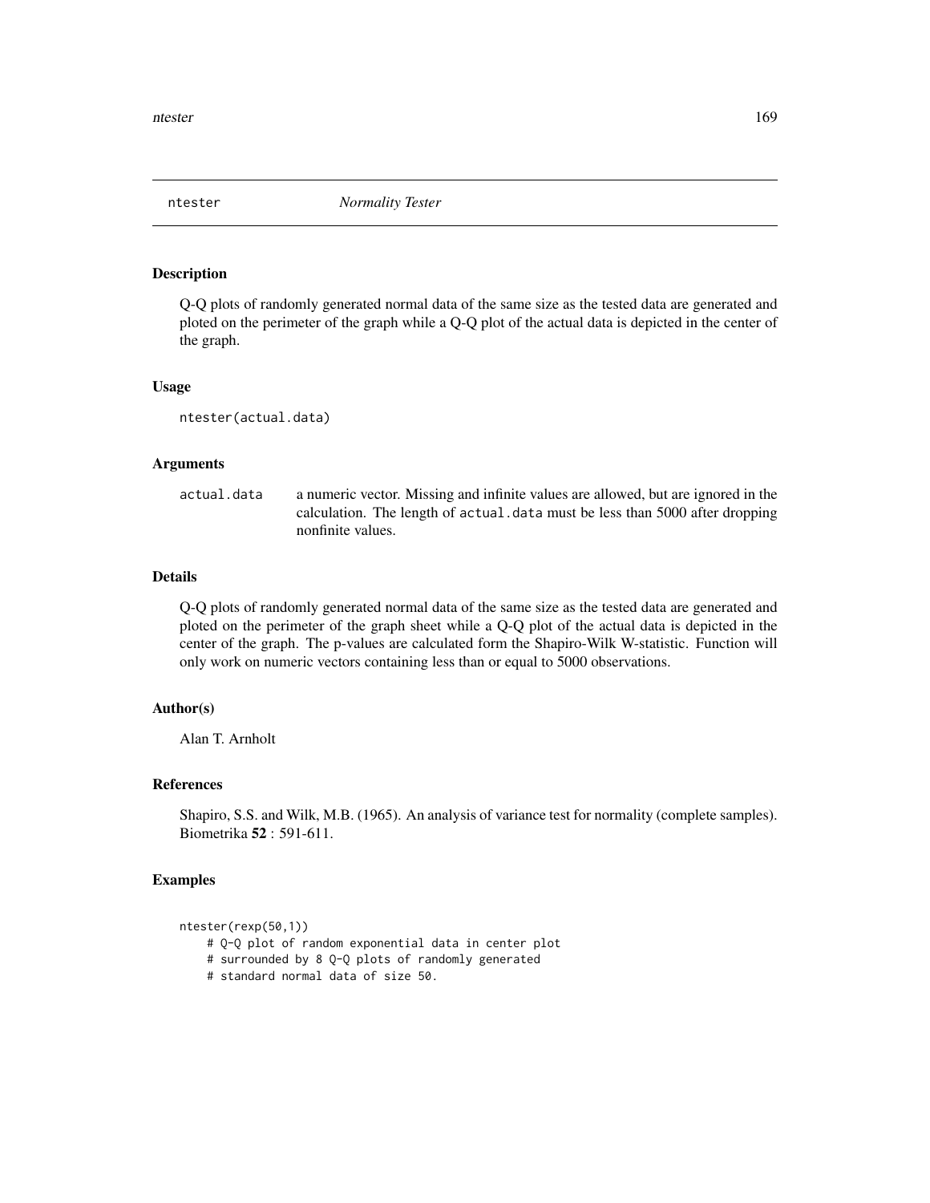## ntester *Normality Tester*

### Description

Q-Q plots of randomly generated normal data of the same size as the tested data are generated and ploted on the perimeter of the graph while a Q-Q plot of the actual data is depicted in the center of the graph.

### Usage

```
ntester(actual.data)
```

### Arguments

| | |
|---|---|
| `actual.data` | a numeric vector. Missing and infinite values are allowed, but are ignored in the calculation. The length of `actual.data` must be less than 5000 after dropping nonfinite values. |

### Details

Q-Q plots of randomly generated normal data of the same size as the tested data are generated and ploted on the perimeter of the graph sheet while a Q-Q plot of the actual data is depicted in the center of the graph. The p-values are calculated form the Shapiro-Wilk W-statistic. Function will only work on numeric vectors containing less than or equal to 5000 observations.

### Author(s)

Alan T. Arnholt

### References

Shapiro, S.S. and Wilk, M.B. (1965). An analysis of variance test for normality (complete samples). Biometrika **52** : 591-611.

### Examples

```
ntester(rexp(50,1))
    # Q-Q plot of random exponential data in center plot
    # surrounded by 8 Q-Q plots of randomly generated
    # standard normal data of size 50.
```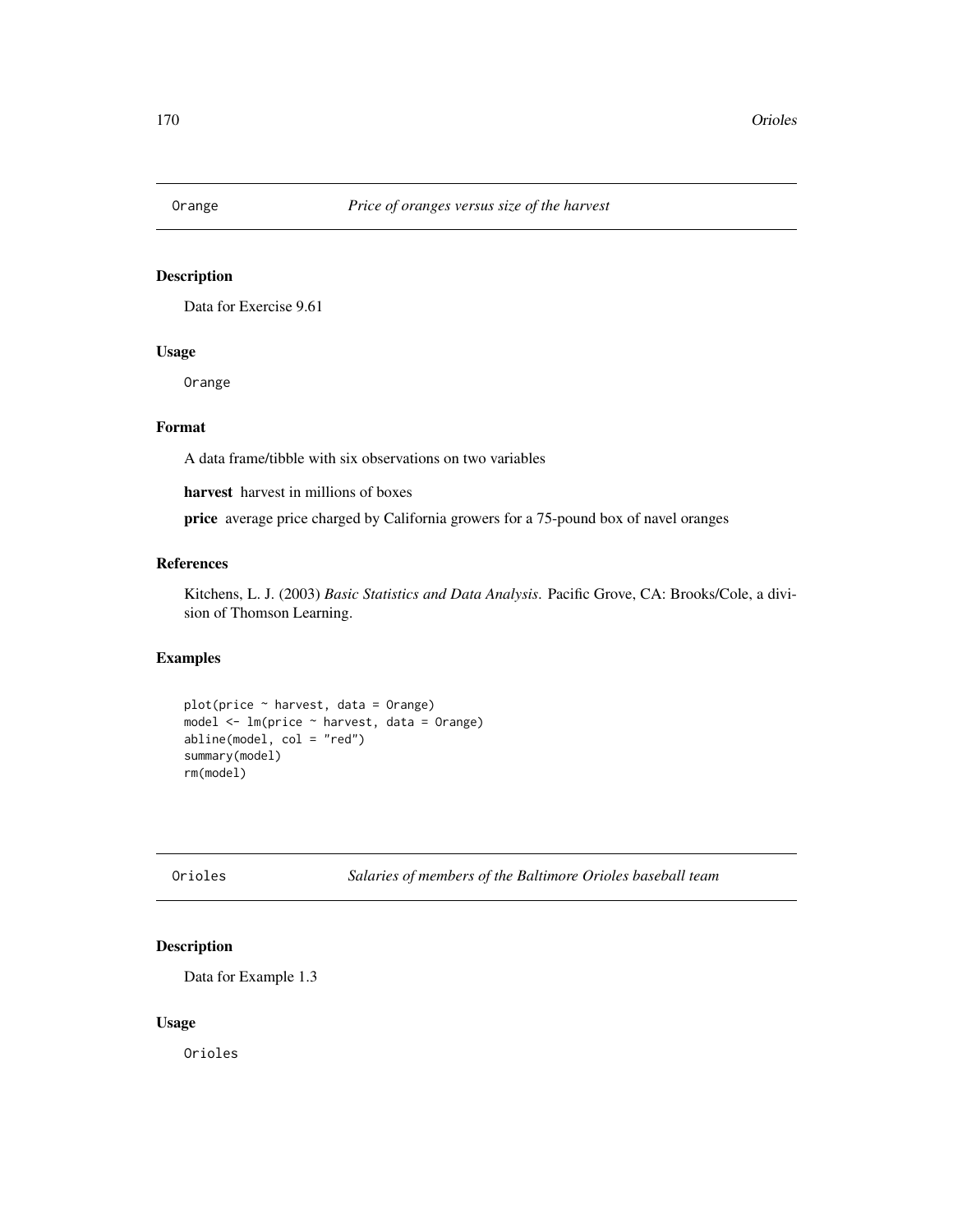## Orange *Price of oranges versus size of the harvest*

### Description

Data for Exercise 9.61

### Usage

```
Orange
```

### Format

A data frame/tibble with six observations on two variables

**harvest** harvest in millions of boxes

**price** average price charged by California growers for a 75-pound box of navel oranges

### References

Kitchens, L. J. (2003) *Basic Statistics and Data Analysis*. Pacific Grove, CA: Brooks/Cole, a division of Thomson Learning.

### Examples

```
plot(price ~ harvest, data = Orange)
model <- lm(price ~ harvest, data = Orange)
abline(model, col = "red")
summary(model)
rm(model)
```

## Orioles *Salaries of members of the Baltimore Orioles baseball team*

### Description

Data for Example 1.3

### Usage

```
Orioles
```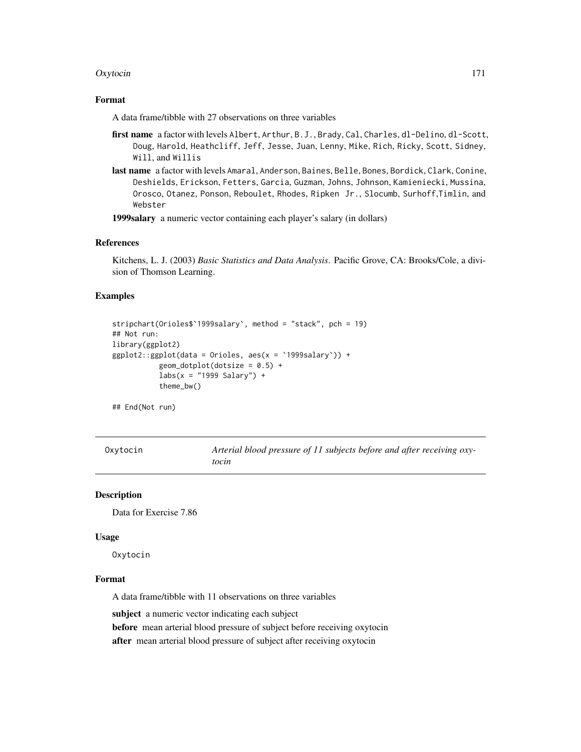### Format

A data frame/tibble with 27 observations on three variables

**first name** a factor with levels Albert, Arthur, B.J., Brady, Cal, Charles, dl-Delino, dl-Scott, Doug, Harold, Heathcliff, Jeff, Jesse, Juan, Lenny, Mike, Rich, Ricky, Scott, Sidney, Will, and Willis

**last name** a factor with levels Amaral, Anderson, Baines, Belle, Bones, Bordick, Clark, Conine, Deshields, Erickson, Fetters, Garcia, Guzman, Johns, Johnson, Kamieniecki, Mussina, Orosco, Otanez, Ponson, Reboulet, Rhodes, Ripken Jr., Slocumb, Surhoff,Timlin, and Webster

**1999salary** a numeric vector containing each player's salary (in dollars)

### References

Kitchens, L. J. (2003) *Basic Statistics and Data Analysis*. Pacific Grove, CA: Brooks/Cole, a division of Thomson Learning.

### Examples

```
stripchart(Orioles$`1999salary`, method = "stack", pch = 19)
## Not run:
library(ggplot2)
ggplot2::ggplot(data = Orioles, aes(x = `1999salary`)) +
           geom_dotplot(dotsize = 0.5) +
           labs(x = "1999 Salary") +
           theme_bw()

## End(Not run)
```

---

## Oxytocin — *Arterial blood pressure of 11 subjects before and after receiving oxytocin*

---

### Description

Data for Exercise 7.86

### Usage

Oxytocin

### Format

A data frame/tibble with 11 observations on three variables

**subject** a numeric vector indicating each subject

**before** mean arterial blood pressure of subject before receiving oxytocin

**after** mean arterial blood pressure of subject after receiving oxytocin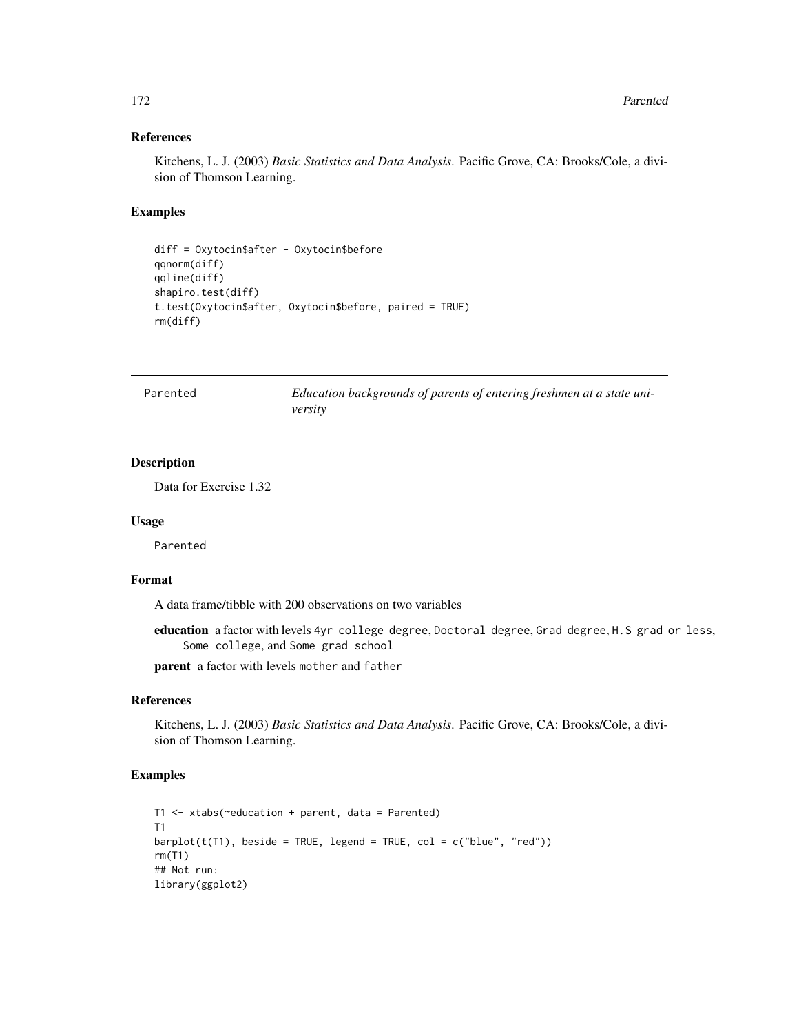### References

Kitchens, L. J. (2003) *Basic Statistics and Data Analysis*. Pacific Grove, CA: Brooks/Cole, a division of Thomson Learning.

### Examples

```
diff = Oxytocin$after - Oxytocin$before
qqnorm(diff)
qqline(diff)
shapiro.test(diff)
t.test(Oxytocin$after, Oxytocin$before, paired = TRUE)
rm(diff)
```

---

Parented &nbsp;&nbsp;&nbsp;&nbsp; *Education backgrounds of parents of entering freshmen at a state university*

---

### Description

Data for Exercise 1.32

### Usage

```
Parented
```

### Format

A data frame/tibble with 200 observations on two variables

**education** a factor with levels `4yr college degree`, `Doctoral degree`, `Grad degree`, `H.S grad or less`, `Some college`, and `Some grad school`

**parent** a factor with levels `mother` and `father`

### References

Kitchens, L. J. (2003) *Basic Statistics and Data Analysis*. Pacific Grove, CA: Brooks/Cole, a division of Thomson Learning.

### Examples

```
T1 <- xtabs(~education + parent, data = Parented)
T1
barplot(t(T1), beside = TRUE, legend = TRUE, col = c("blue", "red"))
rm(T1)
## Not run:
library(ggplot2)
```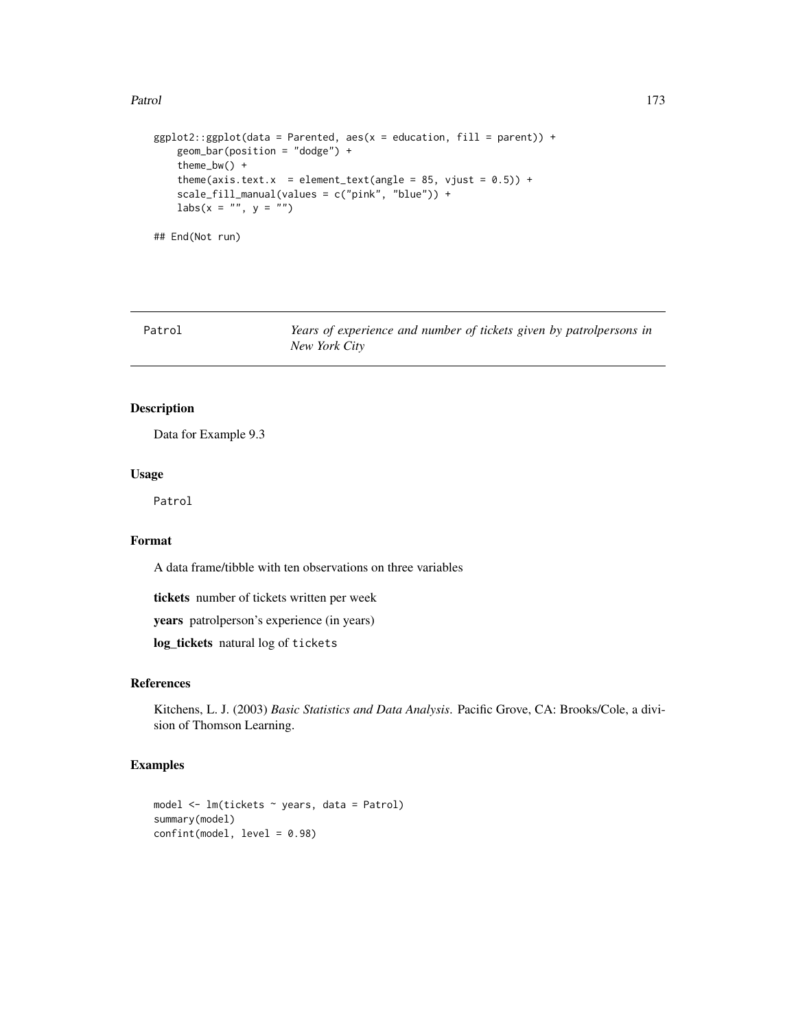```
ggplot2::ggplot(data = Parented, aes(x = education, fill = parent)) +
    geom_bar(position = "dodge") +
    theme_bw() +
    theme(axis.text.x  = element_text(angle = 85, vjust = 0.5)) +
    scale_fill_manual(values = c("pink", "blue")) +
    labs(x = "", y = "")

## End(Not run)
```

---

## Patrol — *Years of experience and number of tickets given by patrolpersons in New York City*

---

### Description

Data for Example 9.3

### Usage

```
Patrol
```

### Format

A data frame/tibble with ten observations on three variables

**tickets** number of tickets written per week

**years** patrolperson's experience (in years)

**log_tickets** natural log of `tickets`

### References

Kitchens, L. J. (2003) *Basic Statistics and Data Analysis*. Pacific Grove, CA: Brooks/Cole, a division of Thomson Learning.

### Examples

```
model <- lm(tickets ~ years, data = Patrol)
summary(model)
confint(model, level = 0.98)
```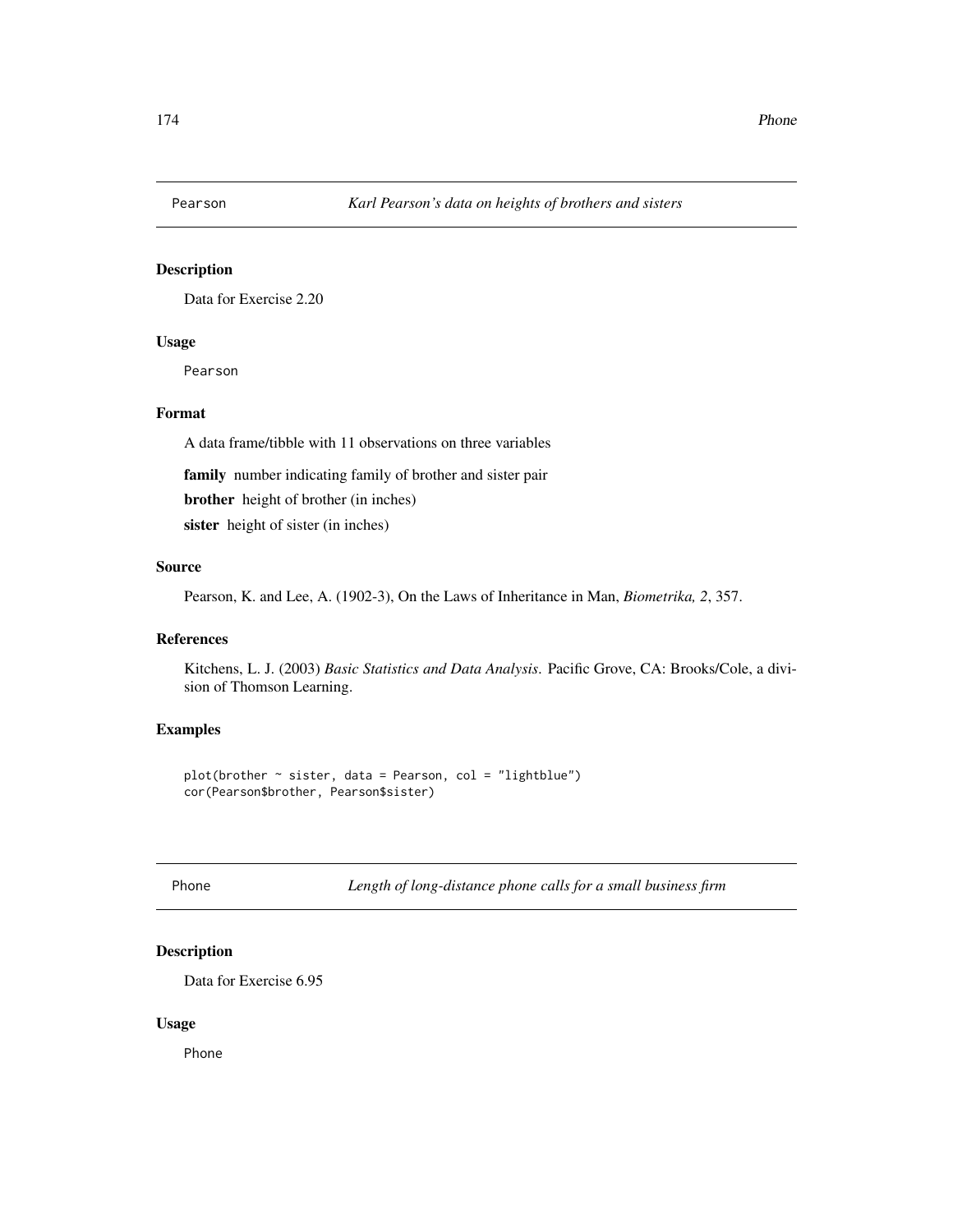## Pearson — *Karl Pearson's data on heights of brothers and sisters*

### Description

Data for Exercise 2.20

### Usage

```
Pearson
```

### Format

A data frame/tibble with 11 observations on three variables

**family** number indicating family of brother and sister pair

**brother** height of brother (in inches)

**sister** height of sister (in inches)

### Source

Pearson, K. and Lee, A. (1902-3), On the Laws of Inheritance in Man, *Biometrika, 2*, 357.

### References

Kitchens, L. J. (2003) *Basic Statistics and Data Analysis*. Pacific Grove, CA: Brooks/Cole, a division of Thomson Learning.

### Examples

```
plot(brother ~ sister, data = Pearson, col = "lightblue")
cor(Pearson$brother, Pearson$sister)
```

## Phone — *Length of long-distance phone calls for a small business firm*

### Description

Data for Exercise 6.95

### Usage

```
Phone
```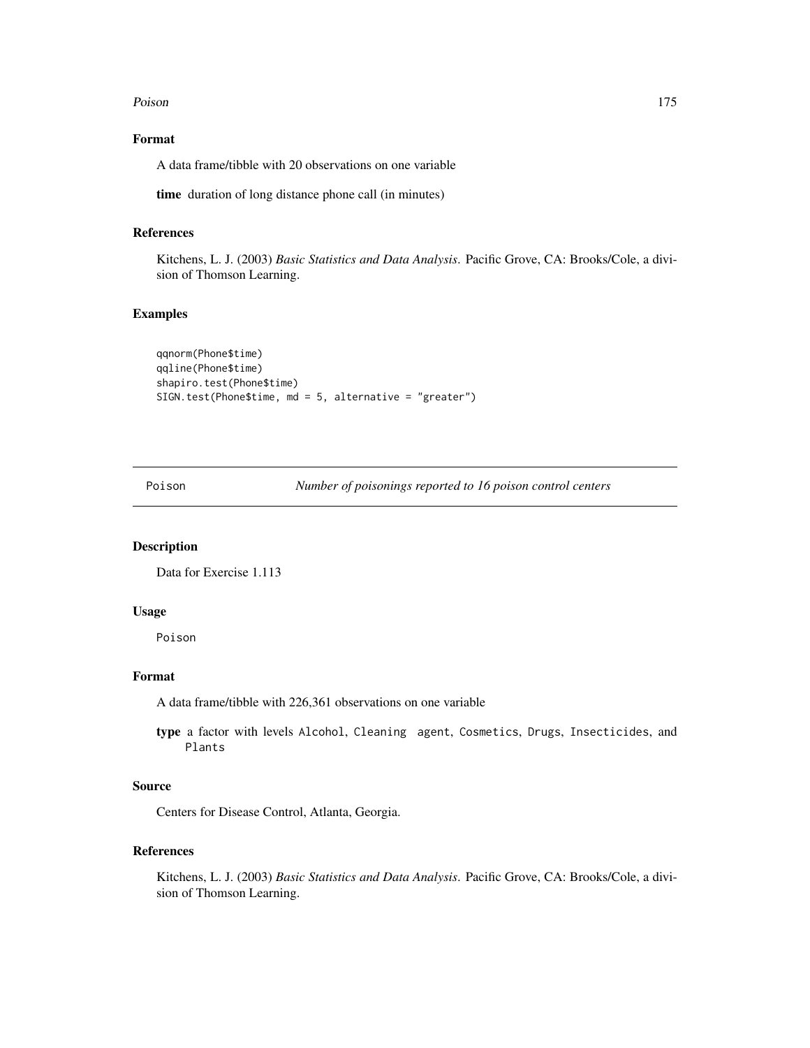### Format

A data frame/tibble with 20 observations on one variable

**time** duration of long distance phone call (in minutes)

### References

Kitchens, L. J. (2003) *Basic Statistics and Data Analysis*. Pacific Grove, CA: Brooks/Cole, a division of Thomson Learning.

### Examples

```
qqnorm(Phone$time)
qqline(Phone$time)
shapiro.test(Phone$time)
SIGN.test(Phone$time, md = 5, alternative = "greater")
```

---

## Poison — *Number of poisonings reported to 16 poison control centers*

---

### Description

Data for Exercise 1.113

### Usage

```
Poison
```

### Format

A data frame/tibble with 226,361 observations on one variable

**type** a factor with levels `Alcohol`, `Cleaning agent`, `Cosmetics`, `Drugs`, `Insecticides`, and `Plants`

### Source

Centers for Disease Control, Atlanta, Georgia.

### References

Kitchens, L. J. (2003) *Basic Statistics and Data Analysis*. Pacific Grove, CA: Brooks/Cole, a division of Thomson Learning.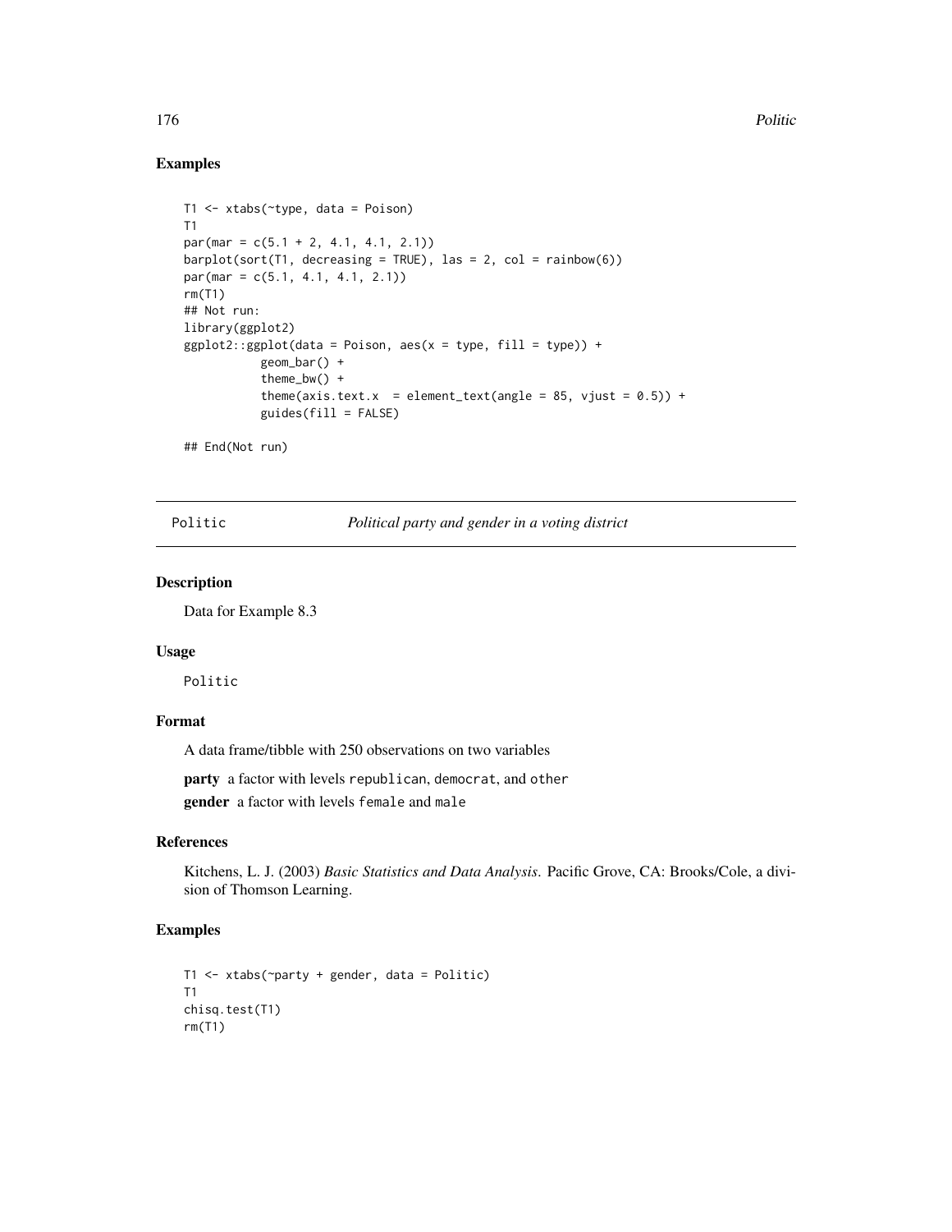## Examples

```
T1 <- xtabs(~type, data = Poison)
T1
par(mar = c(5.1 + 2, 4.1, 4.1, 2.1))
barplot(sort(T1, decreasing = TRUE), las = 2, col = rainbow(6))
par(mar = c(5.1, 4.1, 4.1, 2.1))
rm(T1)
## Not run:
library(ggplot2)
ggplot2::ggplot(data = Poison, aes(x = type, fill = type)) +
           geom_bar() +
           theme_bw() +
           theme(axis.text.x  = element_text(angle = 85, vjust = 0.5)) +
           guides(fill = FALSE)

## End(Not run)
```

---

# Politic — *Political party and gender in a voting district*

## Description

Data for Example 8.3

## Usage

```
Politic
```

## Format

A data frame/tibble with 250 observations on two variables

**party** a factor with levels `republican`, `democrat`, and `other`

**gender** a factor with levels `female` and `male`

## References

Kitchens, L. J. (2003) *Basic Statistics and Data Analysis*. Pacific Grove, CA: Brooks/Cole, a division of Thomson Learning.

## Examples

```
T1 <- xtabs(~party + gender, data = Politic)
T1
chisq.test(T1)
rm(T1)
```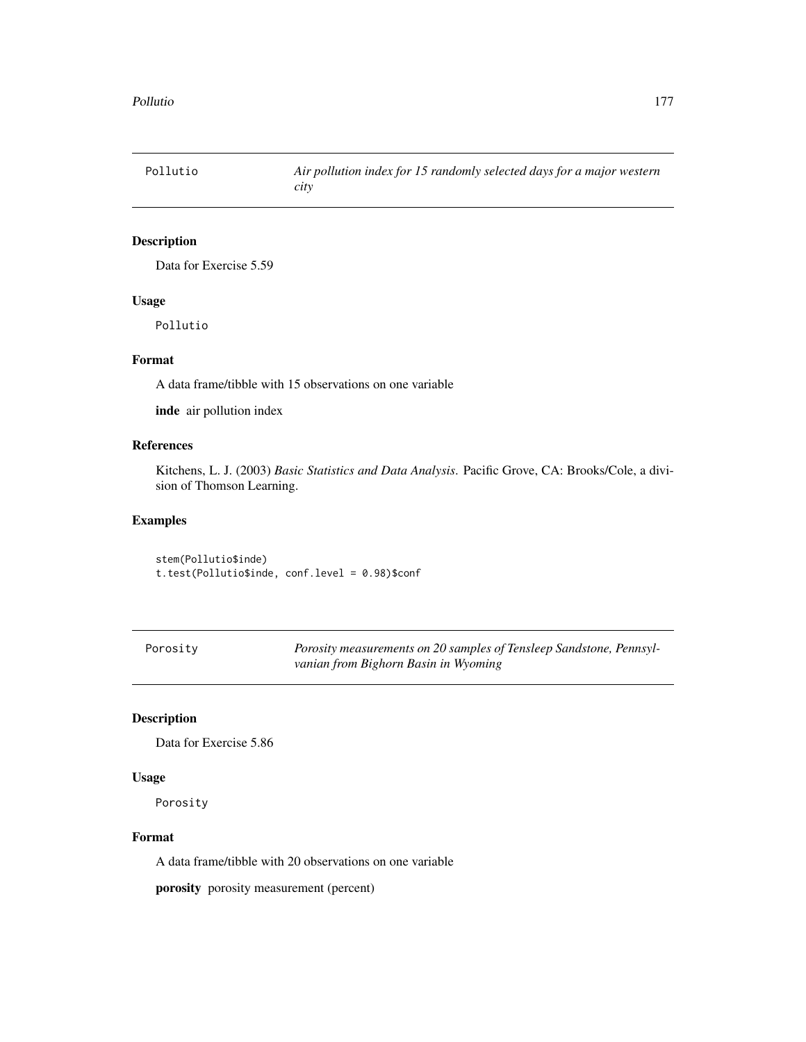## Pollutio — *Air pollution index for 15 randomly selected days for a major western city*

### Description

Data for Exercise 5.59

### Usage

```
Pollutio
```

### Format

A data frame/tibble with 15 observations on one variable

**inde** air pollution index

### References

Kitchens, L. J. (2003) *Basic Statistics and Data Analysis*. Pacific Grove, CA: Brooks/Cole, a division of Thomson Learning.

### Examples

```
stem(Pollutio$inde)
t.test(Pollutio$inde, conf.level = 0.98)$conf
```

## Porosity — *Porosity measurements on 20 samples of Tensleep Sandstone, Pennsylvanian from Bighorn Basin in Wyoming*

### Description

Data for Exercise 5.86

### Usage

```
Porosity
```

### Format

A data frame/tibble with 20 observations on one variable

**porosity** porosity measurement (percent)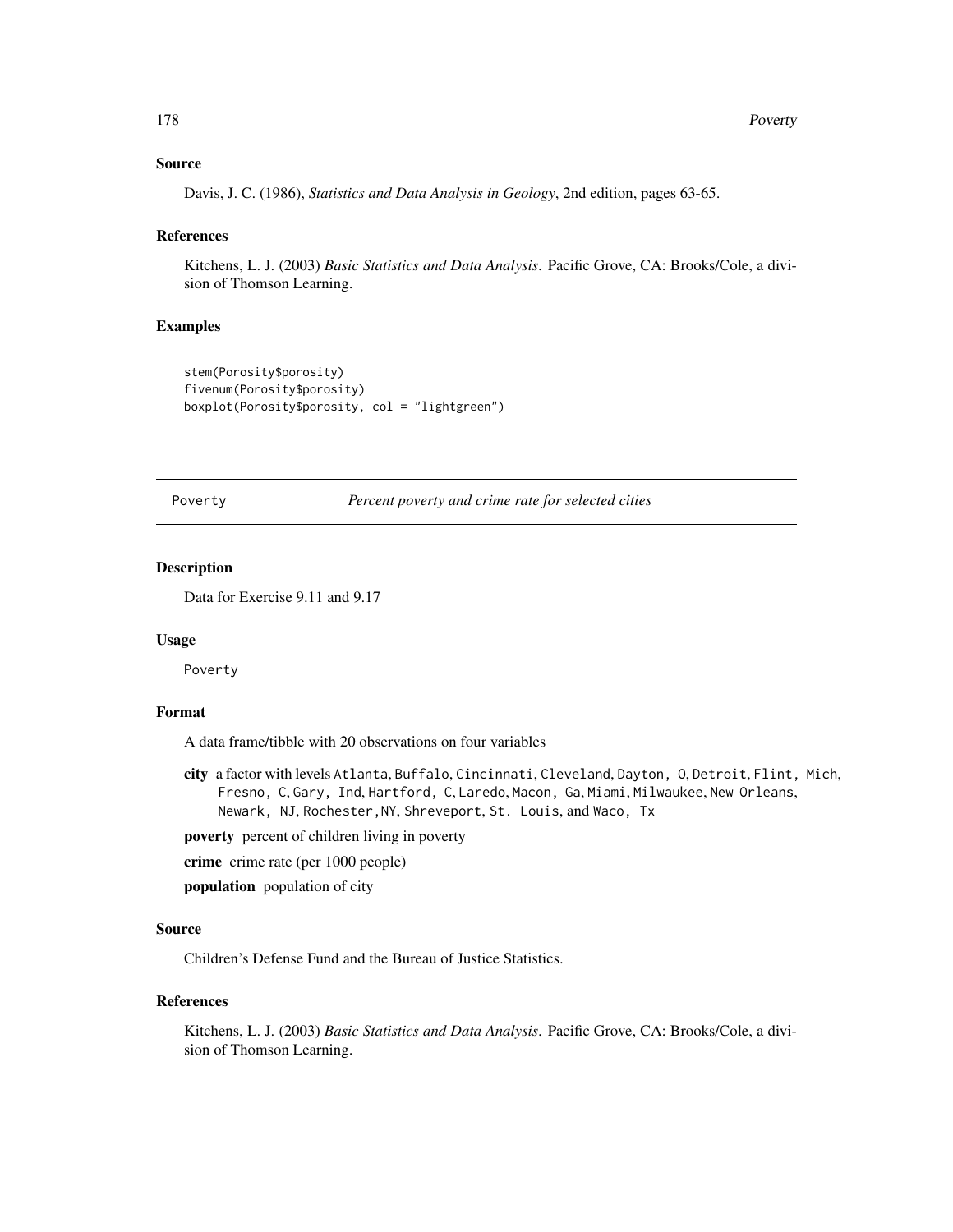### Source

Davis, J. C. (1986), *Statistics and Data Analysis in Geology*, 2nd edition, pages 63-65.

### References

Kitchens, L. J. (2003) *Basic Statistics and Data Analysis*. Pacific Grove, CA: Brooks/Cole, a division of Thomson Learning.

### Examples

```
stem(Porosity$porosity)
fivenum(Porosity$porosity)
boxplot(Porosity$porosity, col = "lightgreen")
```

---

## Poverty — *Percent poverty and crime rate for selected cities*

---

### Description

Data for Exercise 9.11 and 9.17

### Usage

```
Poverty
```

### Format

A data frame/tibble with 20 observations on four variables

- **city** a factor with levels `Atlanta`, `Buffalo`, `Cincinnati`, `Cleveland`, `Dayton, O`, `Detroit`, `Flint, Mich`, `Fresno, C`, `Gary, Ind`, `Hartford, C`, `Laredo`, `Macon, Ga`, `Miami`, `Milwaukee`, `New Orleans`, `Newark, NJ`, `Rochester,NY`, `Shreveport`, `St. Louis`, and `Waco, Tx`
- **poverty** percent of children living in poverty
- **crime** crime rate (per 1000 people)
- **population** population of city

### Source

Children's Defense Fund and the Bureau of Justice Statistics.

### References

Kitchens, L. J. (2003) *Basic Statistics and Data Analysis*. Pacific Grove, CA: Brooks/Cole, a division of Thomson Learning.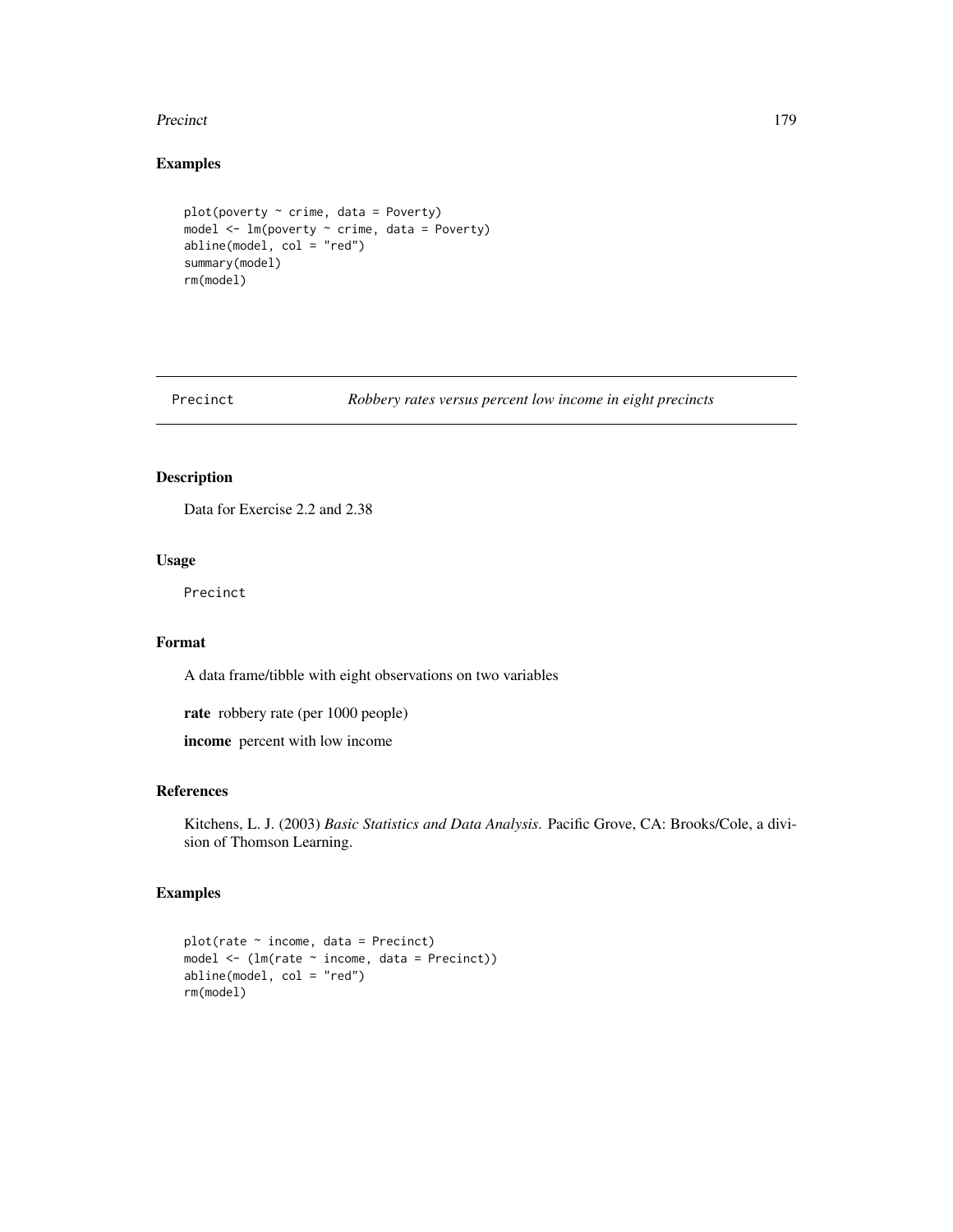## Examples

```
plot(poverty ~ crime, data = Poverty)
model <- lm(poverty ~ crime, data = Poverty)
abline(model, col = "red")
summary(model)
rm(model)
```

---

# Precinct — *Robbery rates versus percent low income in eight precincts*

---

## Description

Data for Exercise 2.2 and 2.38

## Usage

```
Precinct
```

## Format

A data frame/tibble with eight observations on two variables

**rate** robbery rate (per 1000 people)

**income** percent with low income

## References

Kitchens, L. J. (2003) *Basic Statistics and Data Analysis.* Pacific Grove, CA: Brooks/Cole, a division of Thomson Learning.

## Examples

```
plot(rate ~ income, data = Precinct)
model <- (lm(rate ~ income, data = Precinct))
abline(model, col = "red")
rm(model)
```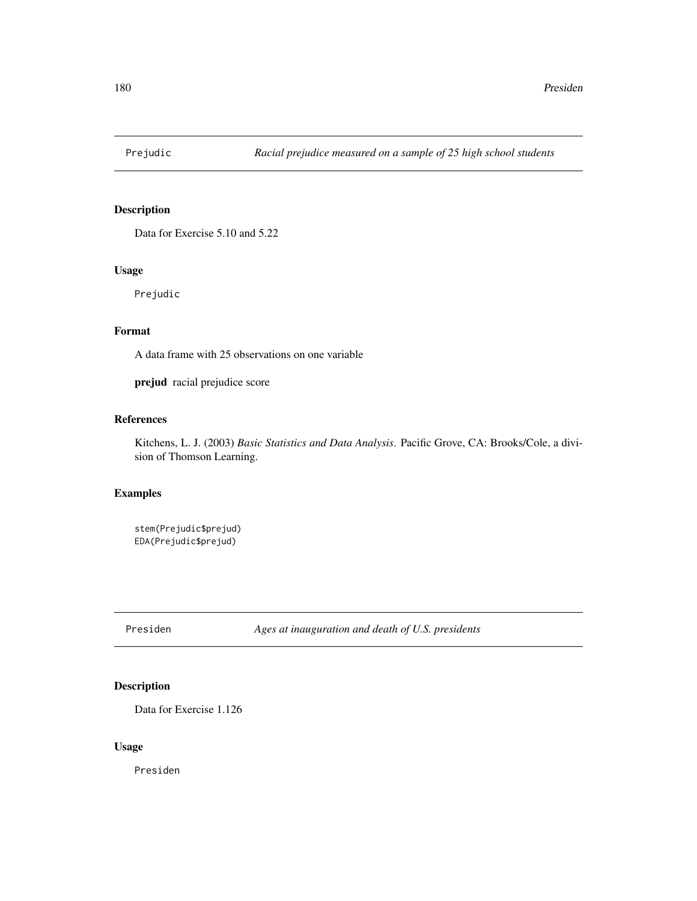## Prejudic *Racial prejudice measured on a sample of 25 high school students*

### Description

Data for Exercise 5.10 and 5.22

### Usage

```
Prejudic
```

### Format

A data frame with 25 observations on one variable

**prejud** racial prejudice score

### References

Kitchens, L. J. (2003) *Basic Statistics and Data Analysis*. Pacific Grove, CA: Brooks/Cole, a division of Thomson Learning.

### Examples

```
stem(Prejudic$prejud)
EDA(Prejudic$prejud)
```

## Presiden *Ages at inauguration and death of U.S. presidents*

### Description

Data for Exercise 1.126

### Usage

```
Presiden
```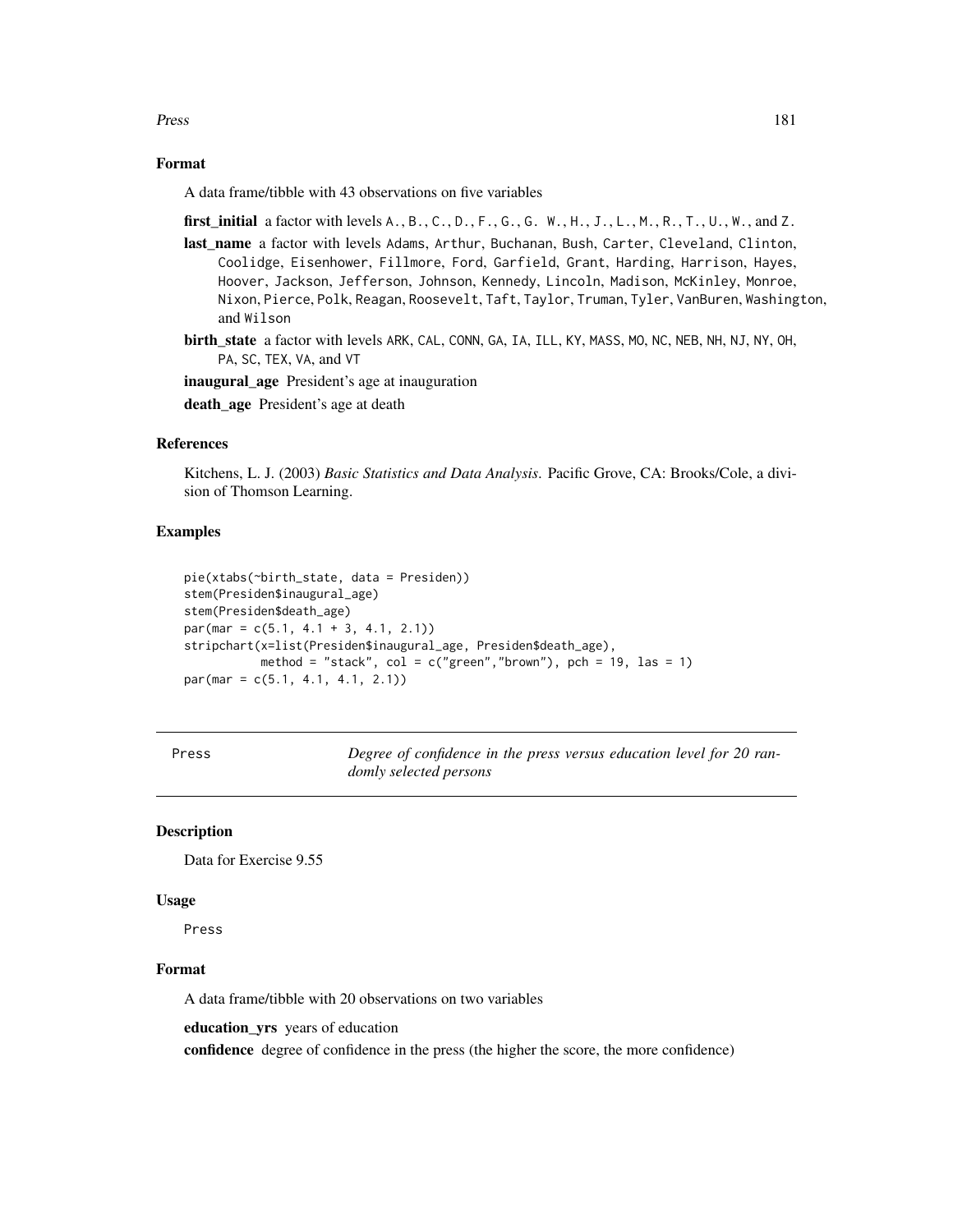### Format

A data frame/tibble with 43 observations on five variables

**first_initial** a factor with levels A., B., C., D., F., G., G. W., H., J., L., M., R., T., U., W., and Z.

**last_name** a factor with levels Adams, Arthur, Buchanan, Bush, Carter, Cleveland, Clinton, Coolidge, Eisenhower, Fillmore, Ford, Garfield, Grant, Harding, Harrison, Hayes, Hoover, Jackson, Jefferson, Johnson, Kennedy, Lincoln, Madison, McKinley, Monroe, Nixon, Pierce, Polk, Reagan, Roosevelt, Taft, Taylor, Truman, Tyler, VanBuren, Washington, and Wilson

**birth_state** a factor with levels ARK, CAL, CONN, GA, IA, ILL, KY, MASS, MO, NC, NEB, NH, NJ, NY, OH, PA, SC, TEX, VA, and VT

**inaugural_age** President's age at inauguration

**death_age** President's age at death

### References

Kitchens, L. J. (2003) *Basic Statistics and Data Analysis*. Pacific Grove, CA: Brooks/Cole, a division of Thomson Learning.

### Examples

```
pie(xtabs(~birth_state, data = Presiden))
stem(Presiden$inaugural_age)
stem(Presiden$death_age)
par(mar = c(5.1, 4.1 + 3, 4.1, 2.1))
stripchart(x=list(Presiden$inaugural_age, Presiden$death_age),
          method = "stack", col = c("green","brown"), pch = 19, las = 1)
par(mar = c(5.1, 4.1, 4.1, 2.1))
```

---

## Press — *Degree of confidence in the press versus education level for 20 randomly selected persons*

### Description

Data for Exercise 9.55

### Usage

```
Press
```

### Format

A data frame/tibble with 20 observations on two variables

**education_yrs** years of education

**confidence** degree of confidence in the press (the higher the score, the more confidence)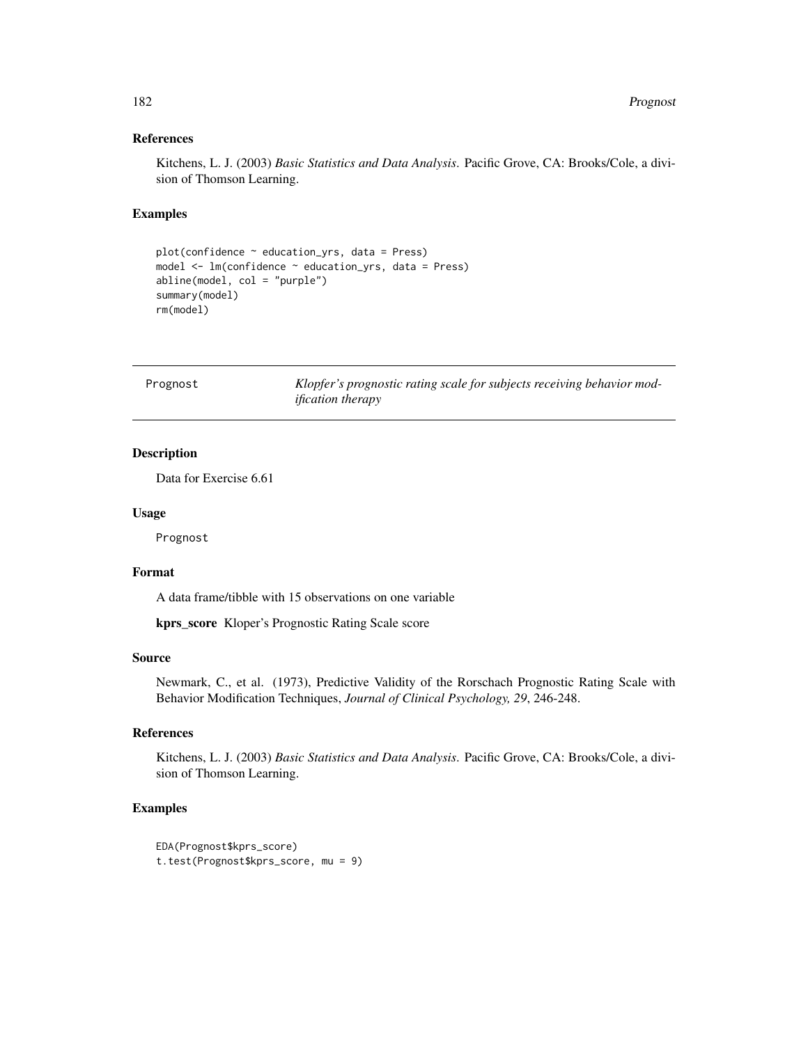### References

Kitchens, L. J. (2003) *Basic Statistics and Data Analysis*. Pacific Grove, CA: Brooks/Cole, a division of Thomson Learning.

### Examples

```
plot(confidence ~ education_yrs, data = Press)
model <- lm(confidence ~ education_yrs, data = Press)
abline(model, col = "purple")
summary(model)
rm(model)
```

---

## Prognost — *Klopfer's prognostic rating scale for subjects receiving behavior modification therapy*

---

### Description

Data for Exercise 6.61

### Usage

Prognost

### Format

A data frame/tibble with 15 observations on one variable

**kprs_score** Kloper's Prognostic Rating Scale score

### Source

Newmark, C., et al. (1973), Predictive Validity of the Rorschach Prognostic Rating Scale with Behavior Modification Techniques, *Journal of Clinical Psychology, 29*, 246-248.

### References

Kitchens, L. J. (2003) *Basic Statistics and Data Analysis*. Pacific Grove, CA: Brooks/Cole, a division of Thomson Learning.

### Examples

```
EDA(Prognost$kprs_score)
t.test(Prognost$kprs_score, mu = 9)
```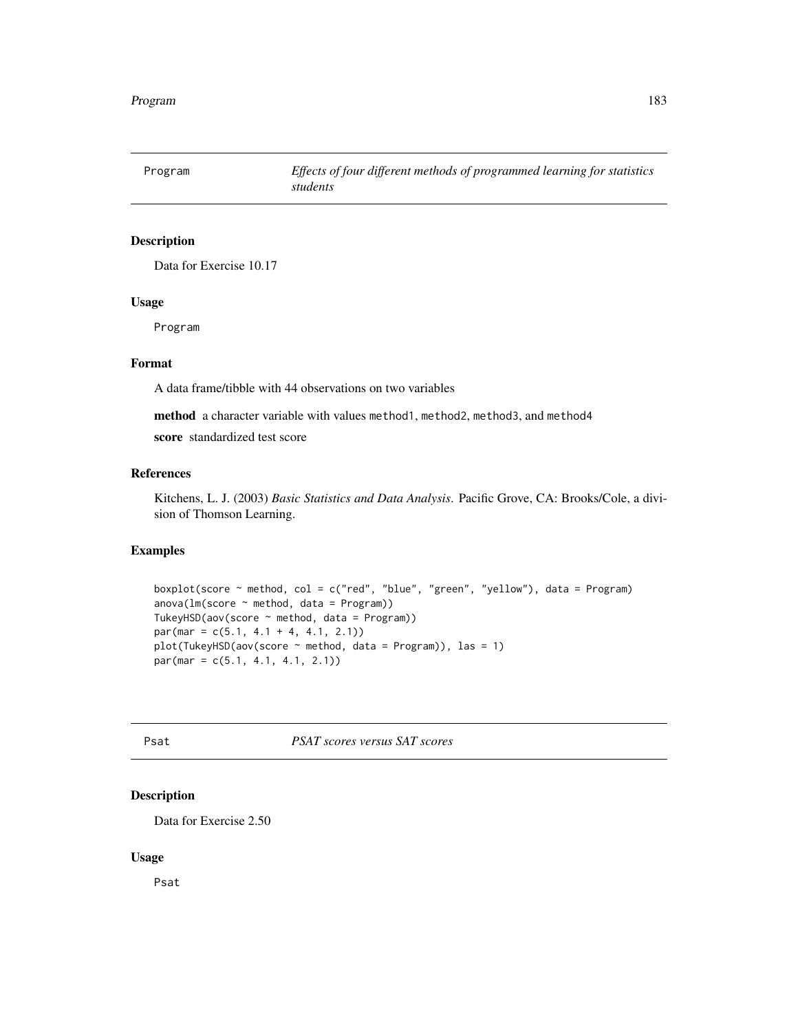## Program — *Effects of four different methods of programmed learning for statistics students*

### Description

Data for Exercise 10.17

### Usage

```
Program
```

### Format

A data frame/tibble with 44 observations on two variables

**method** a character variable with values `method1`, `method2`, `method3`, and `method4`

**score** standardized test score

### References

Kitchens, L. J. (2003) *Basic Statistics and Data Analysis*. Pacific Grove, CA: Brooks/Cole, a division of Thomson Learning.

### Examples

```
boxplot(score ~ method, col = c("red", "blue", "green", "yellow"), data = Program)
anova(lm(score ~ method, data = Program))
TukeyHSD(aov(score ~ method, data = Program))
par(mar = c(5.1, 4.1 + 4, 4.1, 2.1))
plot(TukeyHSD(aov(score ~ method, data = Program)), las = 1)
par(mar = c(5.1, 4.1, 4.1, 2.1))
```

## Psat — *PSAT scores versus SAT scores*

### Description

Data for Exercise 2.50

### Usage

```
Psat
```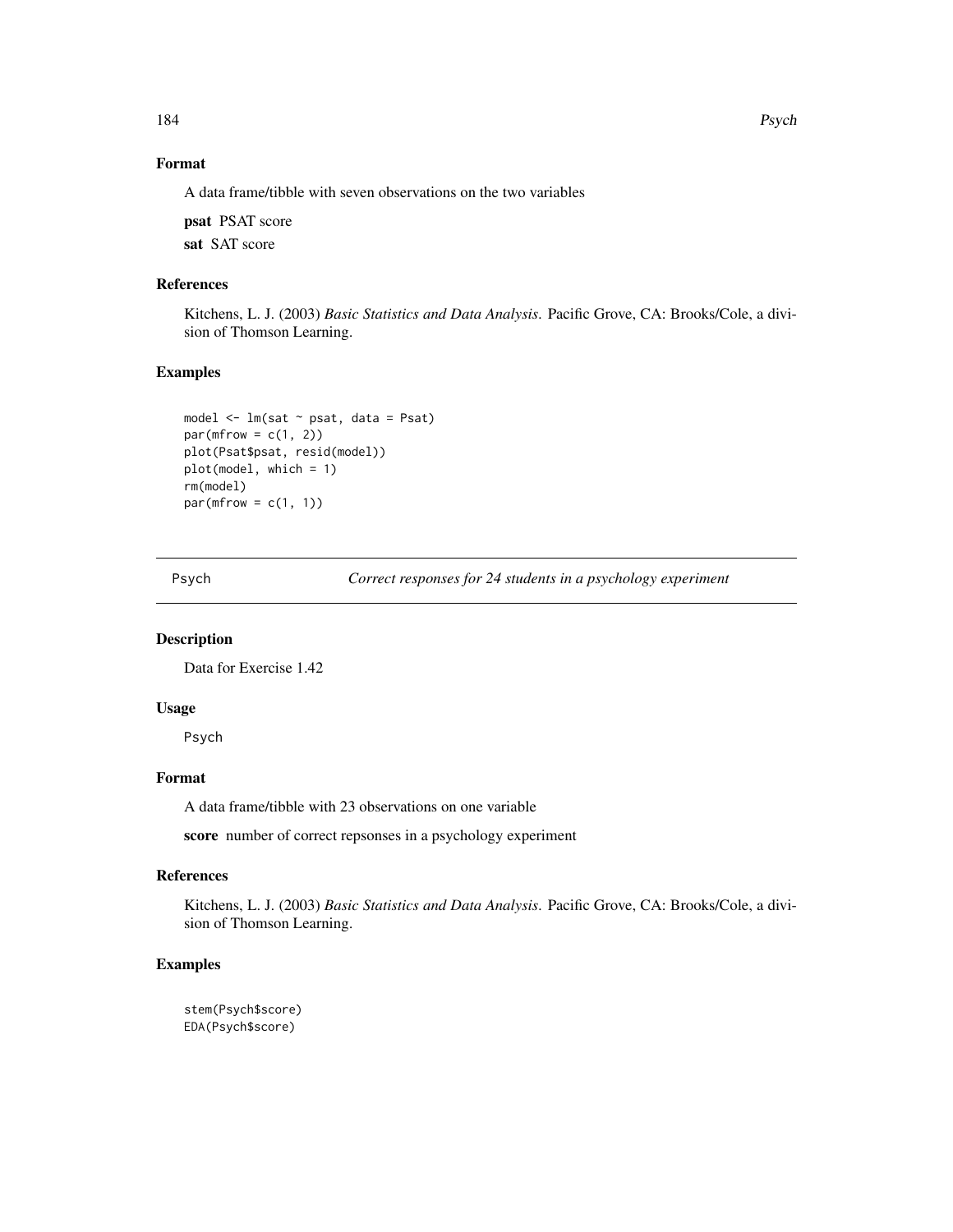## Format

A data frame/tibble with seven observations on the two variables

**psat** PSAT score

**sat** SAT score

## References

Kitchens, L. J. (2003) *Basic Statistics and Data Analysis*. Pacific Grove, CA: Brooks/Cole, a division of Thomson Learning.

## Examples

```
model <- lm(sat ~ psat, data = Psat)
par(mfrow = c(1, 2))
plot(Psat$psat, resid(model))
plot(model, which = 1)
rm(model)
par(mfrow = c(1, 1))
```

---

# Psych — *Correct responses for 24 students in a psychology experiment*

## Description

Data for Exercise 1.42

## Usage

```
Psych
```

## Format

A data frame/tibble with 23 observations on one variable

**score** number of correct repsonses in a psychology experiment

## References

Kitchens, L. J. (2003) *Basic Statistics and Data Analysis*. Pacific Grove, CA: Brooks/Cole, a division of Thomson Learning.

## Examples

```
stem(Psych$score)
EDA(Psych$score)
```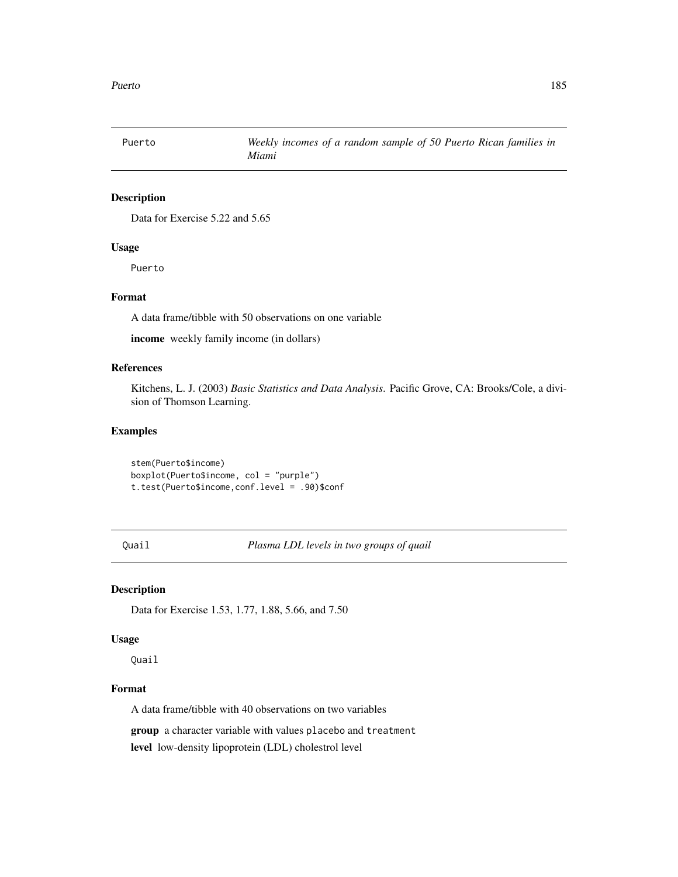## Puerto — *Weekly incomes of a random sample of 50 Puerto Rican families in Miami*

### Description

Data for Exercise 5.22 and 5.65

### Usage

```
Puerto
```

### Format

A data frame/tibble with 50 observations on one variable

**income** weekly family income (in dollars)

### References

Kitchens, L. J. (2003) *Basic Statistics and Data Analysis*. Pacific Grove, CA: Brooks/Cole, a division of Thomson Learning.

### Examples

```
stem(Puerto$income)
boxplot(Puerto$income, col = "purple")
t.test(Puerto$income,conf.level = .90)$conf
```

## Quail — *Plasma LDL levels in two groups of quail*

### Description

Data for Exercise 1.53, 1.77, 1.88, 5.66, and 7.50

### Usage

```
Quail
```

### Format

A data frame/tibble with 40 observations on two variables

**group** a character variable with values `placebo` and `treatment`

**level** low-density lipoprotein (LDL) cholestrol level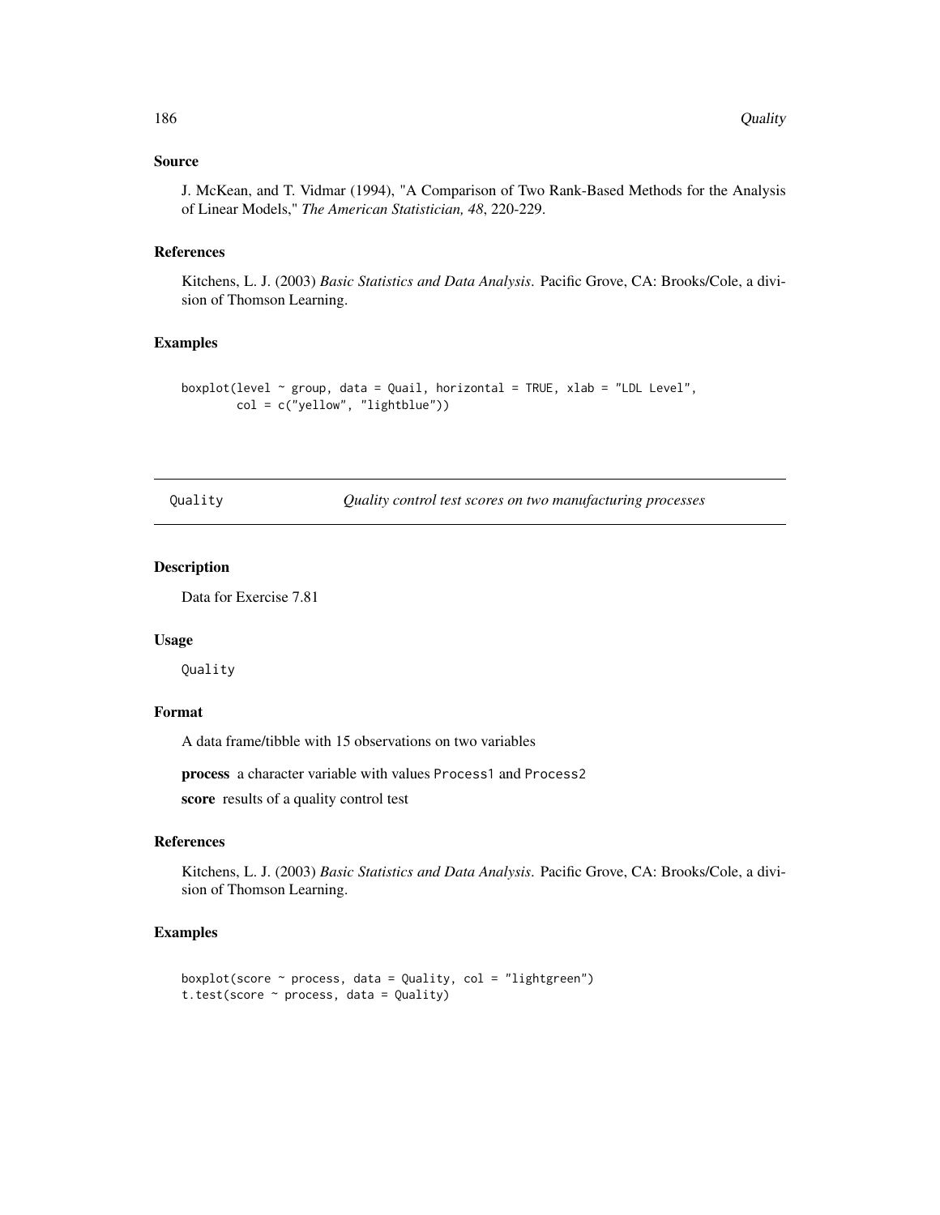### Source

J. McKean, and T. Vidmar (1994), "A Comparison of Two Rank-Based Methods for the Analysis of Linear Models," *The American Statistician, 48*, 220-229.

### References

Kitchens, L. J. (2003) *Basic Statistics and Data Analysis*. Pacific Grove, CA: Brooks/Cole, a division of Thomson Learning.

### Examples

```
boxplot(level ~ group, data = Quail, horizontal = TRUE, xlab = "LDL Level",
        col = c("yellow", "lightblue"))
```

---

## Quality — *Quality control test scores on two manufacturing processes*

---

### Description

Data for Exercise 7.81

### Usage

```
Quality
```

### Format

A data frame/tibble with 15 observations on two variables

**process** a character variable with values `Process1` and `Process2`

**score** results of a quality control test

### References

Kitchens, L. J. (2003) *Basic Statistics and Data Analysis*. Pacific Grove, CA: Brooks/Cole, a division of Thomson Learning.

### Examples

```
boxplot(score ~ process, data = Quality, col = "lightgreen")
t.test(score ~ process, data = Quality)
```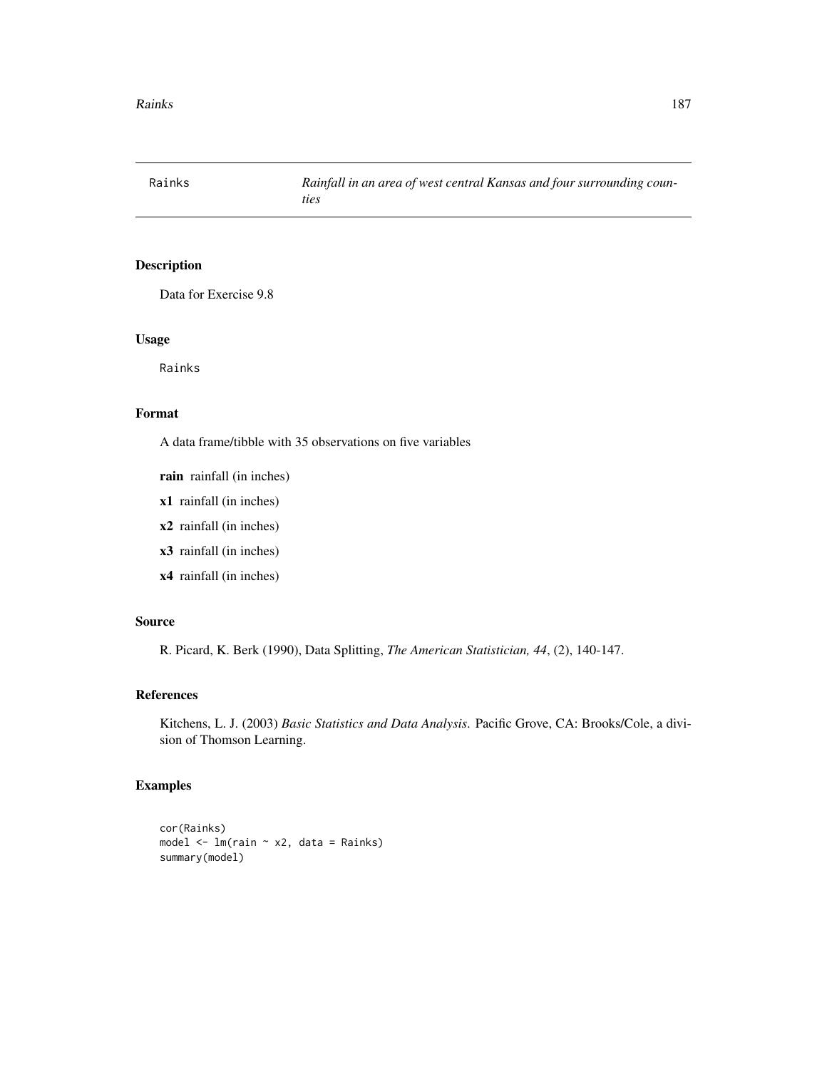Rainks — *Rainfall in an area of west central Kansas and four surrounding counties*

## Description

Data for Exercise 9.8

## Usage

```
Rainks
```

## Format

A data frame/tibble with 35 observations on five variables

**rain** rainfall (in inches)

**x1** rainfall (in inches)

**x2** rainfall (in inches)

**x3** rainfall (in inches)

**x4** rainfall (in inches)

## Source

R. Picard, K. Berk (1990), Data Splitting, *The American Statistician, 44*, (2), 140-147.

## References

Kitchens, L. J. (2003) *Basic Statistics and Data Analysis*. Pacific Grove, CA: Brooks/Cole, a division of Thomson Learning.

## Examples

```
cor(Rainks)
model <- lm(rain ~ x2, data = Rainks)
summary(model)
```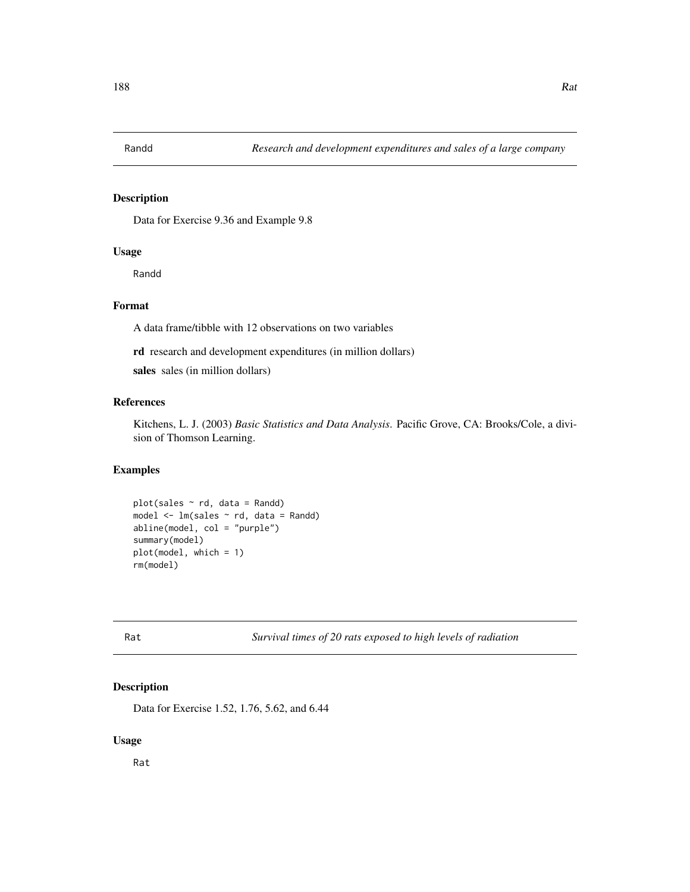## Randd *Research and development expenditures and sales of a large company*

### Description

Data for Exercise 9.36 and Example 9.8

### Usage

```
Randd
```

### Format

A data frame/tibble with 12 observations on two variables

**rd** research and development expenditures (in million dollars)

**sales** sales (in million dollars)

### References

Kitchens, L. J. (2003) *Basic Statistics and Data Analysis*. Pacific Grove, CA: Brooks/Cole, a division of Thomson Learning.

### Examples

```
plot(sales ~ rd, data = Randd)
model <- lm(sales ~ rd, data = Randd)
abline(model, col = "purple")
summary(model)
plot(model, which = 1)
rm(model)
```

## Rat *Survival times of 20 rats exposed to high levels of radiation*

### Description

Data for Exercise 1.52, 1.76, 5.62, and 6.44

### Usage

```
Rat
```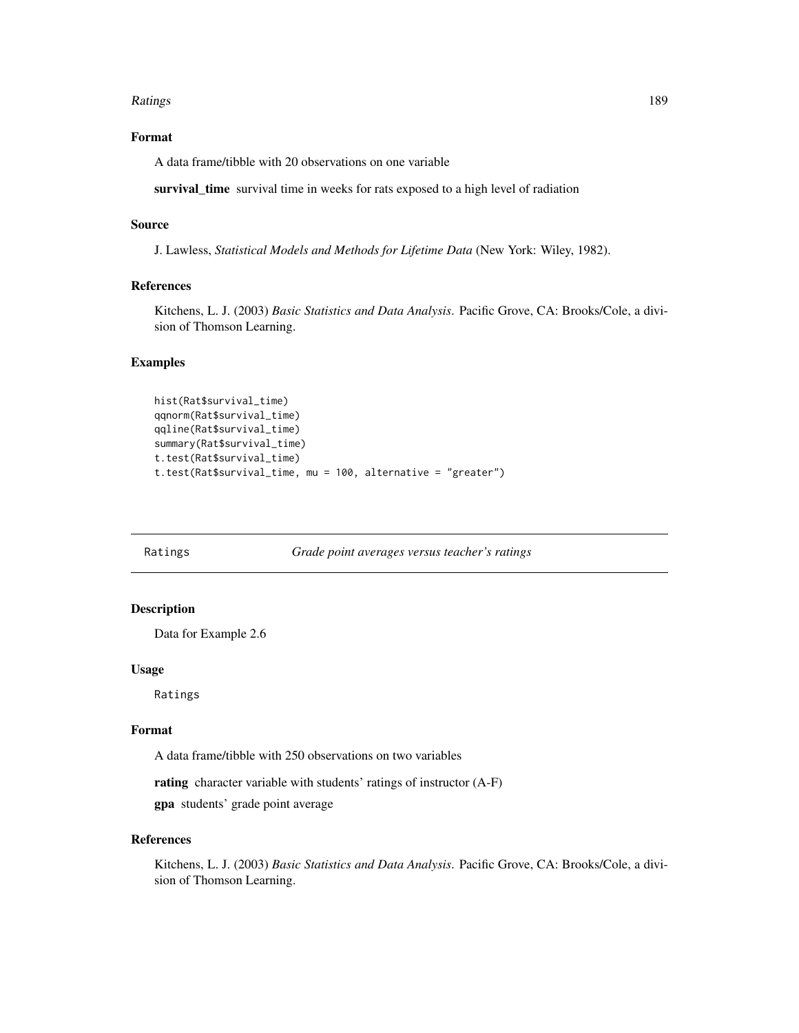### Format

A data frame/tibble with 20 observations on one variable

**survival_time** survival time in weeks for rats exposed to a high level of radiation

### Source

J. Lawless, *Statistical Models and Methods for Lifetime Data* (New York: Wiley, 1982).

### References

Kitchens, L. J. (2003) *Basic Statistics and Data Analysis*. Pacific Grove, CA: Brooks/Cole, a division of Thomson Learning.

### Examples

```
hist(Rat$survival_time)
qqnorm(Rat$survival_time)
qqline(Rat$survival_time)
summary(Rat$survival_time)
t.test(Rat$survival_time)
t.test(Rat$survival_time, mu = 100, alternative = "greater")
```

---

## Ratings *Grade point averages versus teacher's ratings*

---

### Description

Data for Example 2.6

### Usage

```
Ratings
```

### Format

A data frame/tibble with 250 observations on two variables

**rating** character variable with students' ratings of instructor (A-F)

**gpa** students' grade point average

### References

Kitchens, L. J. (2003) *Basic Statistics and Data Analysis*. Pacific Grove, CA: Brooks/Cole, a division of Thomson Learning.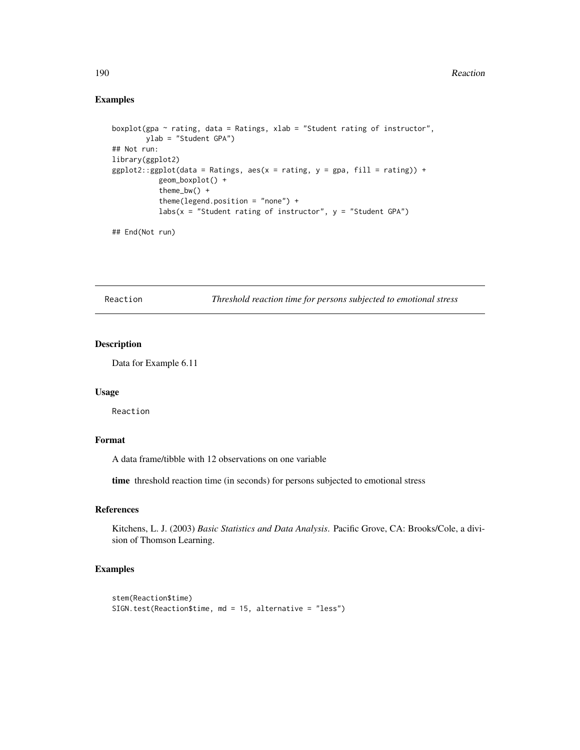## Examples

```
boxplot(gpa ~ rating, data = Ratings, xlab = "Student rating of instructor",
        ylab = "Student GPA")
## Not run:
library(ggplot2)
ggplot2::ggplot(data = Ratings, aes(x = rating, y = gpa, fill = rating)) +
             geom_boxplot() +
             theme_bw() +
             theme(legend.position = "none") +
             labs(x = "Student rating of instructor", y = "Student GPA")

## End(Not run)
```

---

# Reaction — *Threshold reaction time for persons subjected to emotional stress*

---

## Description

Data for Example 6.11

## Usage

```
Reaction
```

## Format

A data frame/tibble with 12 observations on one variable

**time** threshold reaction time (in seconds) for persons subjected to emotional stress

## References

Kitchens, L. J. (2003) *Basic Statistics and Data Analysis.* Pacific Grove, CA: Brooks/Cole, a division of Thomson Learning.

## Examples

```
stem(Reaction$time)
SIGN.test(Reaction$time, md = 15, alternative = "less")
```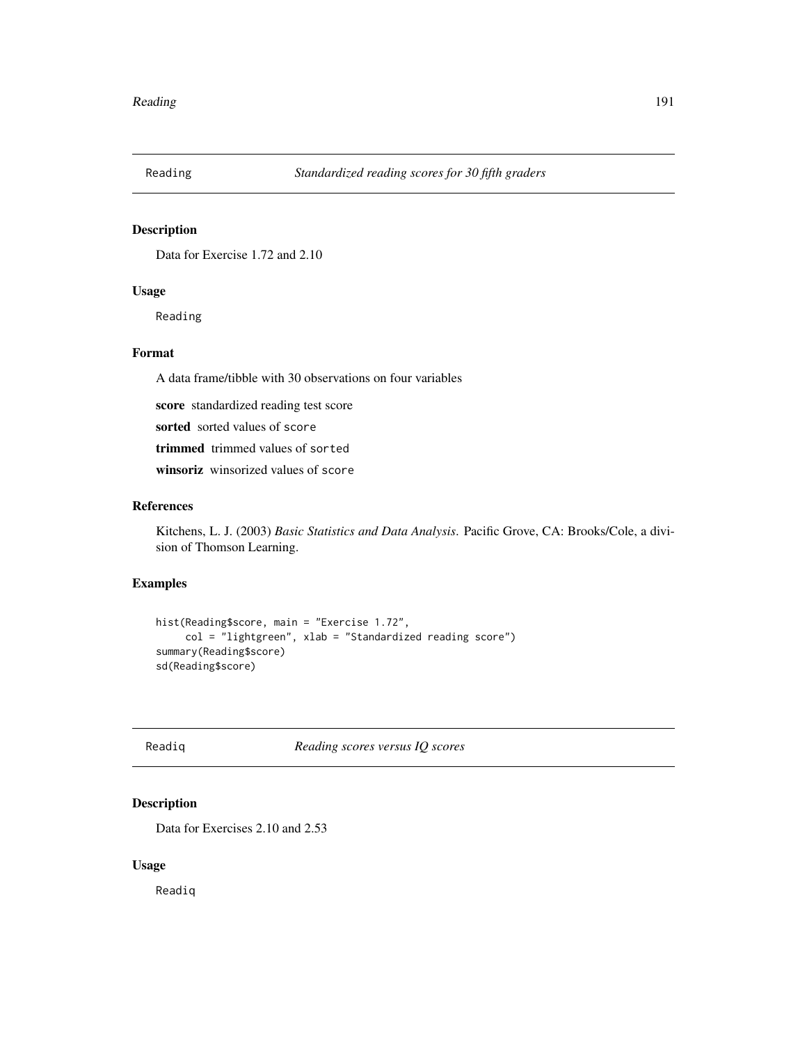## Reading — *Standardized reading scores for 30 fifth graders*

### Description

Data for Exercise 1.72 and 2.10

### Usage

```
Reading
```

### Format

A data frame/tibble with 30 observations on four variables

**score** standardized reading test score

**sorted** sorted values of `score`

**trimmed** trimmed values of `sorted`

**winsoriz** winsorized values of `score`

### References

Kitchens, L. J. (2003) *Basic Statistics and Data Analysis*. Pacific Grove, CA: Brooks/Cole, a division of Thomson Learning.

### Examples

```
hist(Reading$score, main = "Exercise 1.72",
     col = "lightgreen", xlab = "Standardized reading score")
summary(Reading$score)
sd(Reading$score)
```

## Readiq — *Reading scores versus IQ scores*

### Description

Data for Exercises 2.10 and 2.53

### Usage

```
Readiq
```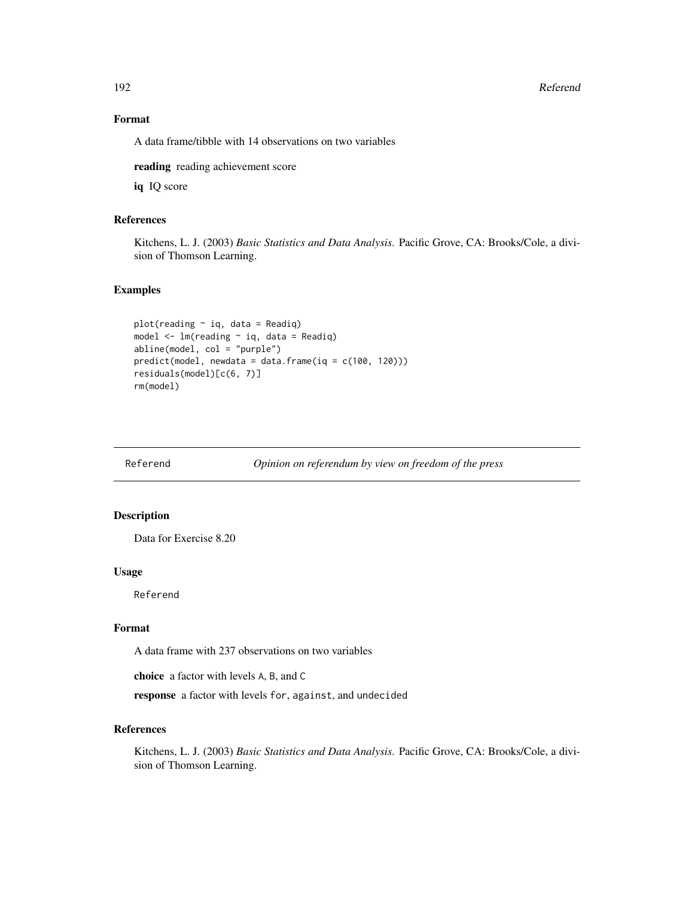### Format

A data frame/tibble with 14 observations on two variables

**reading** reading achievement score

**iq** IQ score

### References

Kitchens, L. J. (2003) *Basic Statistics and Data Analysis*. Pacific Grove, CA: Brooks/Cole, a division of Thomson Learning.

### Examples

```
plot(reading ~ iq, data = Readiq)
model <- lm(reading ~ iq, data = Readiq)
abline(model, col = "purple")
predict(model, newdata = data.frame(iq = c(100, 120)))
residuals(model)[c(6, 7)]
rm(model)
```

---

## Referend — *Opinion on referendum by view on freedom of the press*

### Description

Data for Exercise 8.20

### Usage

```
Referend
```

### Format

A data frame with 237 observations on two variables

**choice** a factor with levels `A`, `B`, and `C`

**response** a factor with levels `for`, `against`, and `undecided`

### References

Kitchens, L. J. (2003) *Basic Statistics and Data Analysis*. Pacific Grove, CA: Brooks/Cole, a division of Thomson Learning.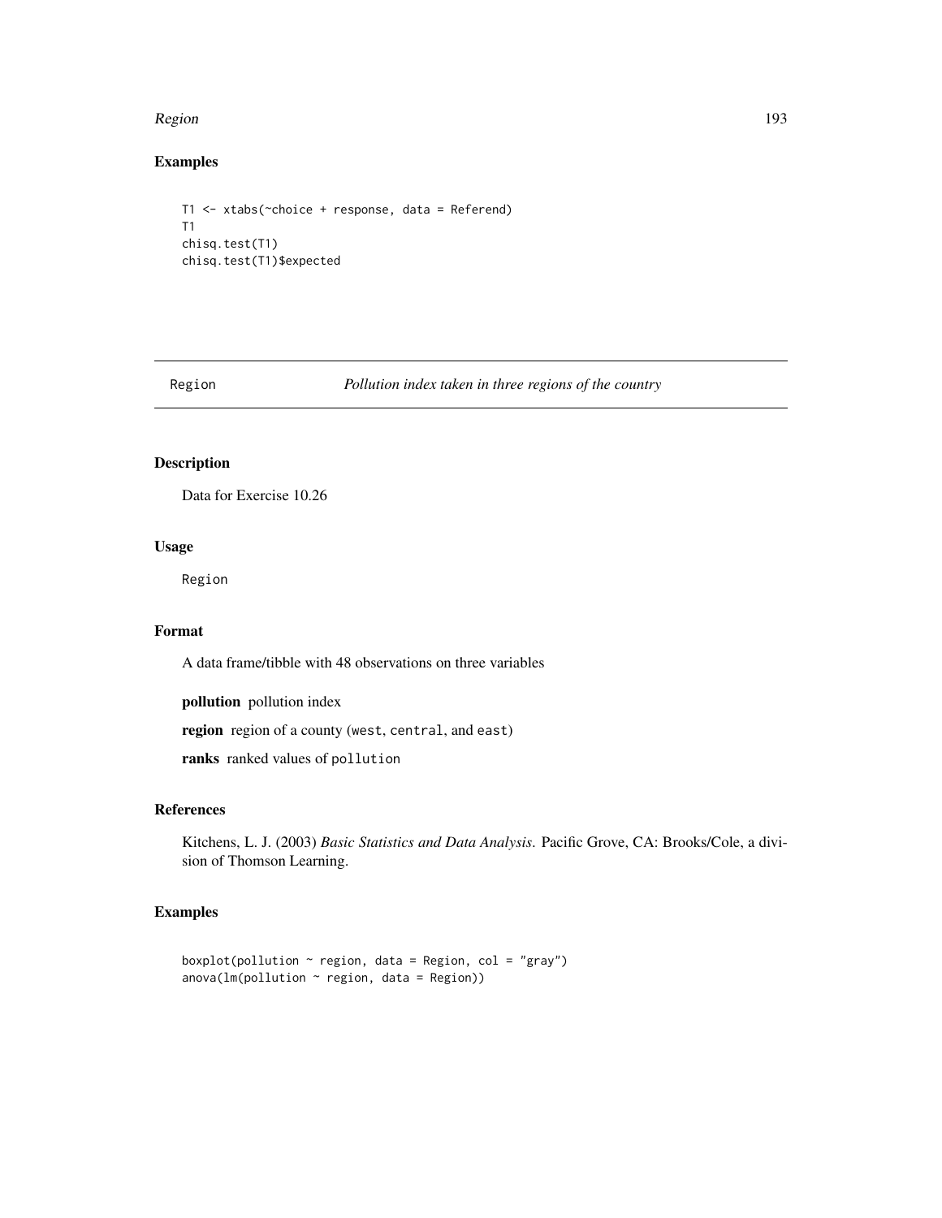## Examples

```
T1 <- xtabs(~choice + response, data = Referend)
T1
chisq.test(T1)
chisq.test(T1)$expected
```

---

Region *Pollution index taken in three regions of the country*

---

## Description

Data for Exercise 10.26

## Usage

```
Region
```

## Format

A data frame/tibble with 48 observations on three variables

**pollution** pollution index

**region** region of a county (`west`, `central`, and `east`)

**ranks** ranked values of `pollution`

## References

Kitchens, L. J. (2003) *Basic Statistics and Data Analysis*. Pacific Grove, CA: Brooks/Cole, a division of Thomson Learning.

## Examples

```
boxplot(pollution ~ region, data = Region, col = "gray")
anova(lm(pollution ~ region, data = Region))
```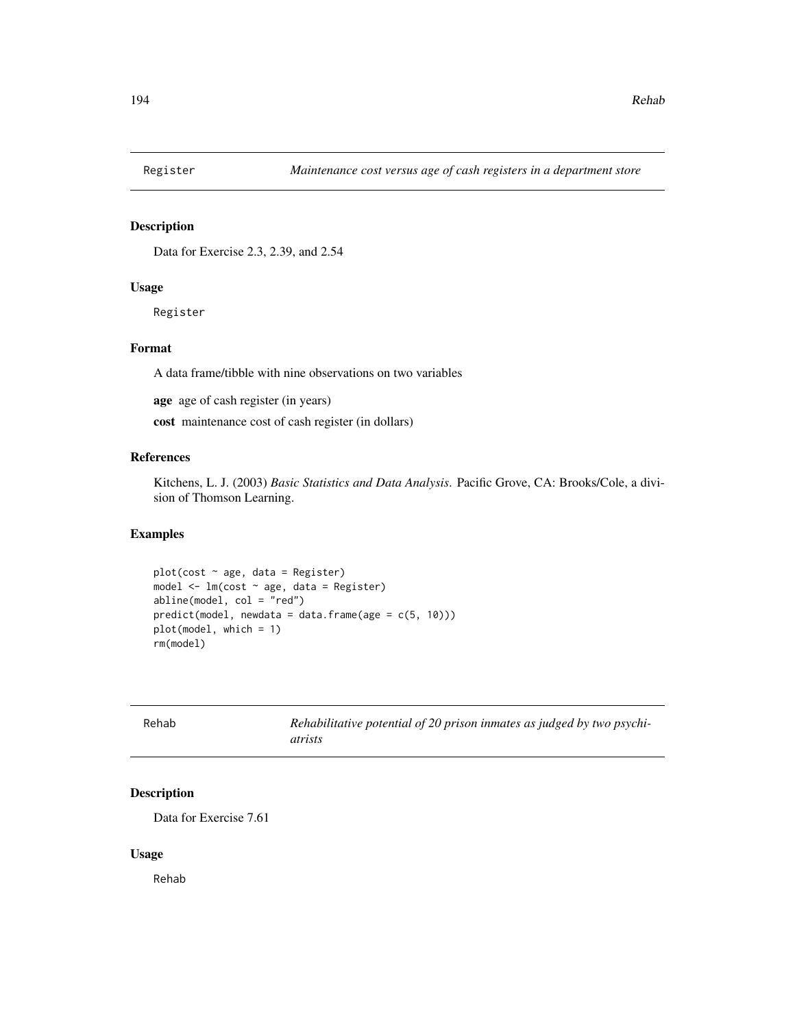## Register — *Maintenance cost versus age of cash registers in a department store*

### Description

Data for Exercise 2.3, 2.39, and 2.54

### Usage

Register

### Format

A data frame/tibble with nine observations on two variables

**age** age of cash register (in years)

**cost** maintenance cost of cash register (in dollars)

### References

Kitchens, L. J. (2003) *Basic Statistics and Data Analysis*. Pacific Grove, CA: Brooks/Cole, a division of Thomson Learning.

### Examples

```
plot(cost ~ age, data = Register)
model <- lm(cost ~ age, data = Register)
abline(model, col = "red")
predict(model, newdata = data.frame(age = c(5, 10)))
plot(model, which = 1)
rm(model)
```

## Rehab — *Rehabilitative potential of 20 prison inmates as judged by two psychiatrists*

### Description

Data for Exercise 7.61

### Usage

Rehab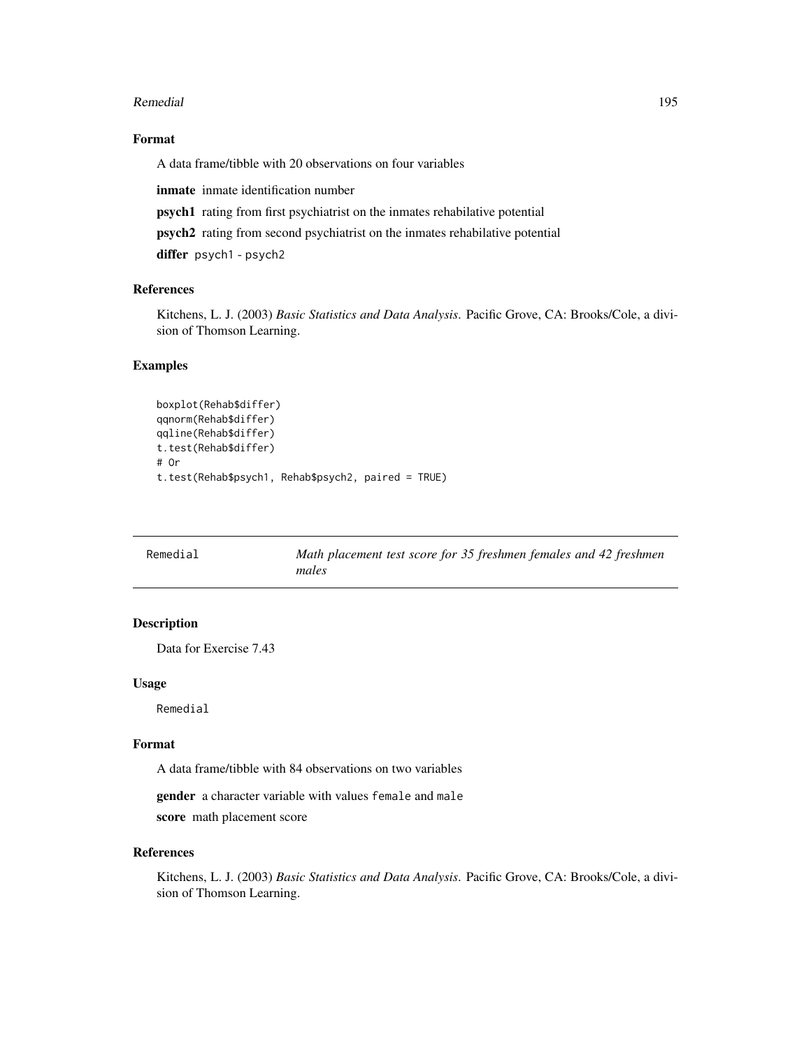### Format

A data frame/tibble with 20 observations on four variables

**inmate** inmate identification number

**psych1** rating from first psychiatrist on the inmates rehabilative potential

**psych2** rating from second psychiatrist on the inmates rehabilative potential

**differ** `psych1 - psych2`

### References

Kitchens, L. J. (2003) *Basic Statistics and Data Analysis*. Pacific Grove, CA: Brooks/Cole, a division of Thomson Learning.

### Examples

```
boxplot(Rehab$differ)
qqnorm(Rehab$differ)
qqline(Rehab$differ)
t.test(Rehab$differ)
# Or
t.test(Rehab$psych1, Rehab$psych2, paired = TRUE)
```

---

## Remedial — *Math placement test score for 35 freshmen females and 42 freshmen males*

---

### Description

Data for Exercise 7.43

### Usage

```
Remedial
```

### Format

A data frame/tibble with 84 observations on two variables

**gender** a character variable with values `female` and `male`

**score** math placement score

### References

Kitchens, L. J. (2003) *Basic Statistics and Data Analysis*. Pacific Grove, CA: Brooks/Cole, a division of Thomson Learning.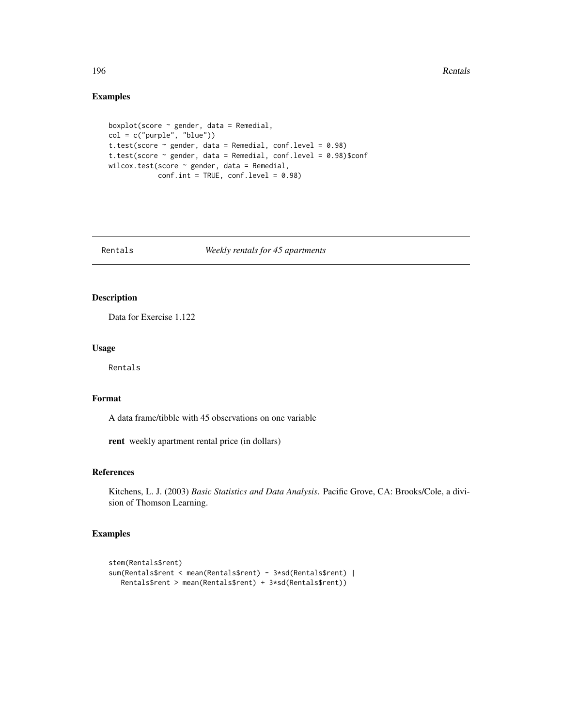## Examples

```
boxplot(score ~ gender, data = Remedial,
col = c("purple", "blue"))
t.test(score ~ gender, data = Remedial, conf.level = 0.98)
t.test(score ~ gender, data = Remedial, conf.level = 0.98)$conf
wilcox.test(score ~ gender, data = Remedial,
            conf.int = TRUE, conf.level = 0.98)
```

---

# Rentals *Weekly rentals for 45 apartments*

---

## Description

Data for Exercise 1.122

## Usage

Rentals

## Format

A data frame/tibble with 45 observations on one variable

**rent** weekly apartment rental price (in dollars)

## References

Kitchens, L. J. (2003) *Basic Statistics and Data Analysis*. Pacific Grove, CA: Brooks/Cole, a division of Thomson Learning.

## Examples

```
stem(Rentals$rent)
sum(Rentals$rent < mean(Rentals$rent) - 3*sd(Rentals$rent) |
   Rentals$rent > mean(Rentals$rent) + 3*sd(Rentals$rent))
```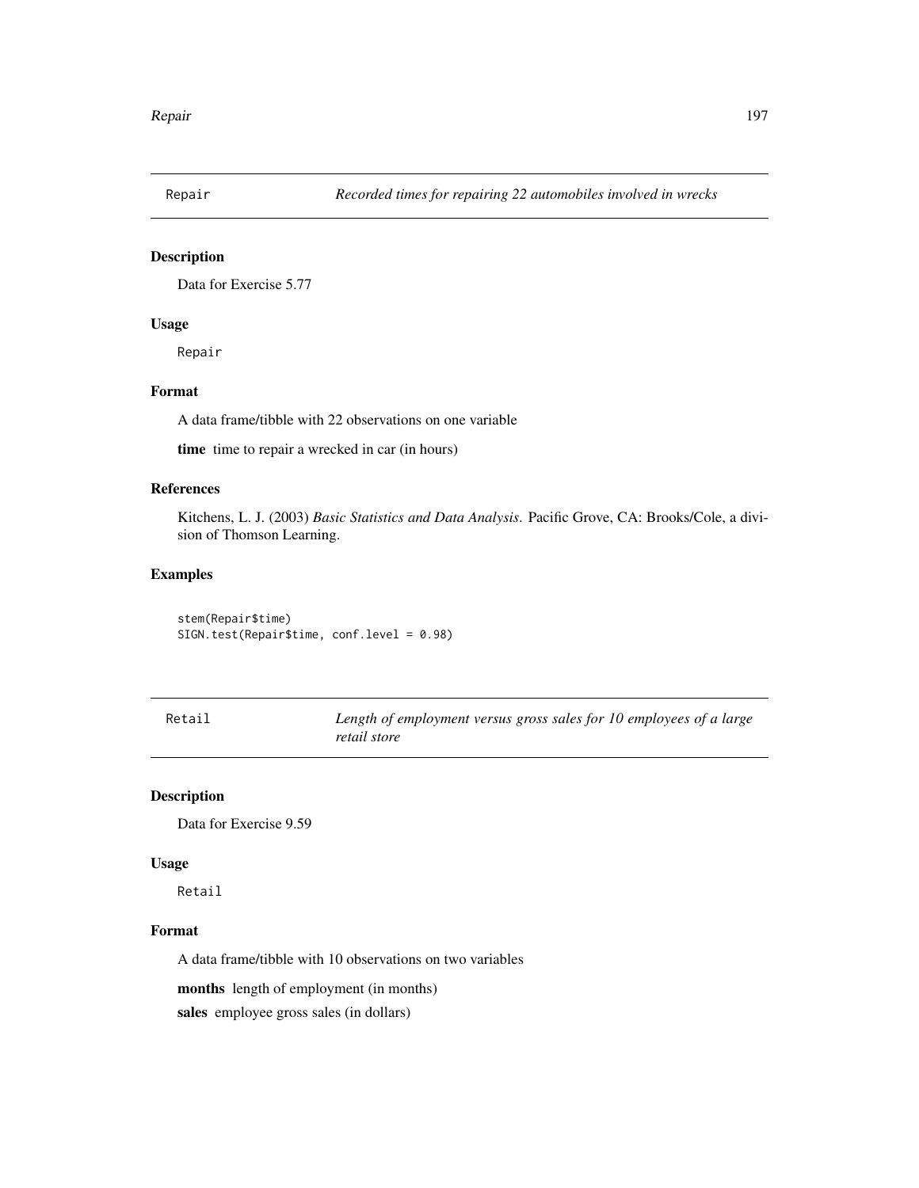## Repair — *Recorded times for repairing 22 automobiles involved in wrecks*

### Description

Data for Exercise 5.77

### Usage

```
Repair
```

### Format

A data frame/tibble with 22 observations on one variable

**time** time to repair a wrecked in car (in hours)

### References

Kitchens, L. J. (2003) *Basic Statistics and Data Analysis*. Pacific Grove, CA: Brooks/Cole, a division of Thomson Learning.

### Examples

```
stem(Repair$time)
SIGN.test(Repair$time, conf.level = 0.98)
```

## Retail — *Length of employment versus gross sales for 10 employees of a large retail store*

### Description

Data for Exercise 9.59

### Usage

```
Retail
```

### Format

A data frame/tibble with 10 observations on two variables

**months** length of employment (in months)

**sales** employee gross sales (in dollars)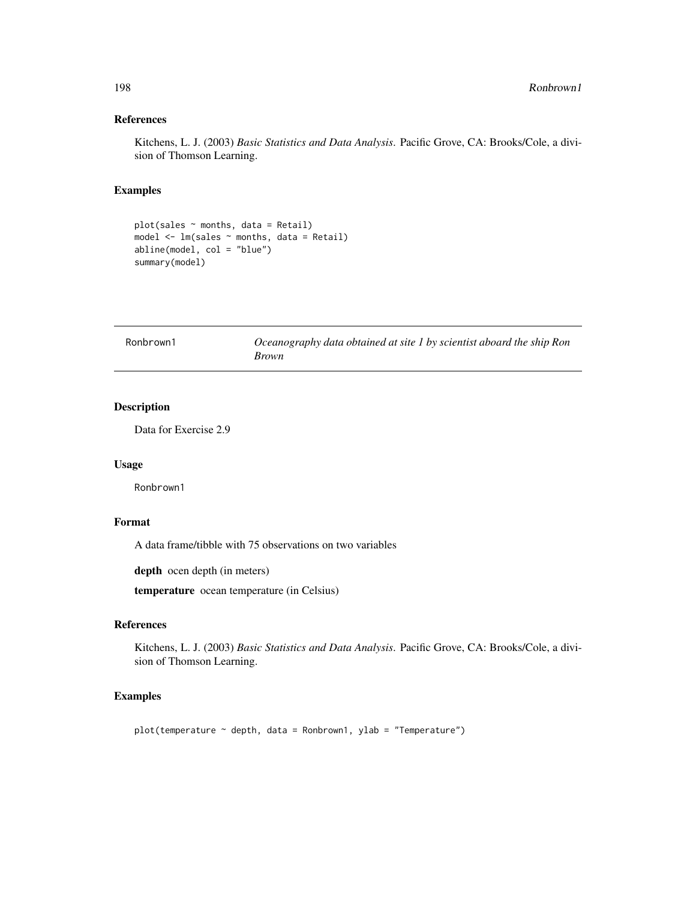### References

Kitchens, L. J. (2003) *Basic Statistics and Data Analysis*. Pacific Grove, CA: Brooks/Cole, a division of Thomson Learning.

### Examples

```
plot(sales ~ months, data = Retail)
model <- lm(sales ~ months, data = Retail)
abline(model, col = "blue")
summary(model)
```

---

## Ronbrown1 — *Oceanography data obtained at site 1 by scientist aboard the ship Ron Brown*

---

### Description

Data for Exercise 2.9

### Usage

```
Ronbrown1
```

### Format

A data frame/tibble with 75 observations on two variables

**depth** ocen depth (in meters)

**temperature** ocean temperature (in Celsius)

### References

Kitchens, L. J. (2003) *Basic Statistics and Data Analysis*. Pacific Grove, CA: Brooks/Cole, a division of Thomson Learning.

### Examples

```
plot(temperature ~ depth, data = Ronbrown1, ylab = "Temperature")
```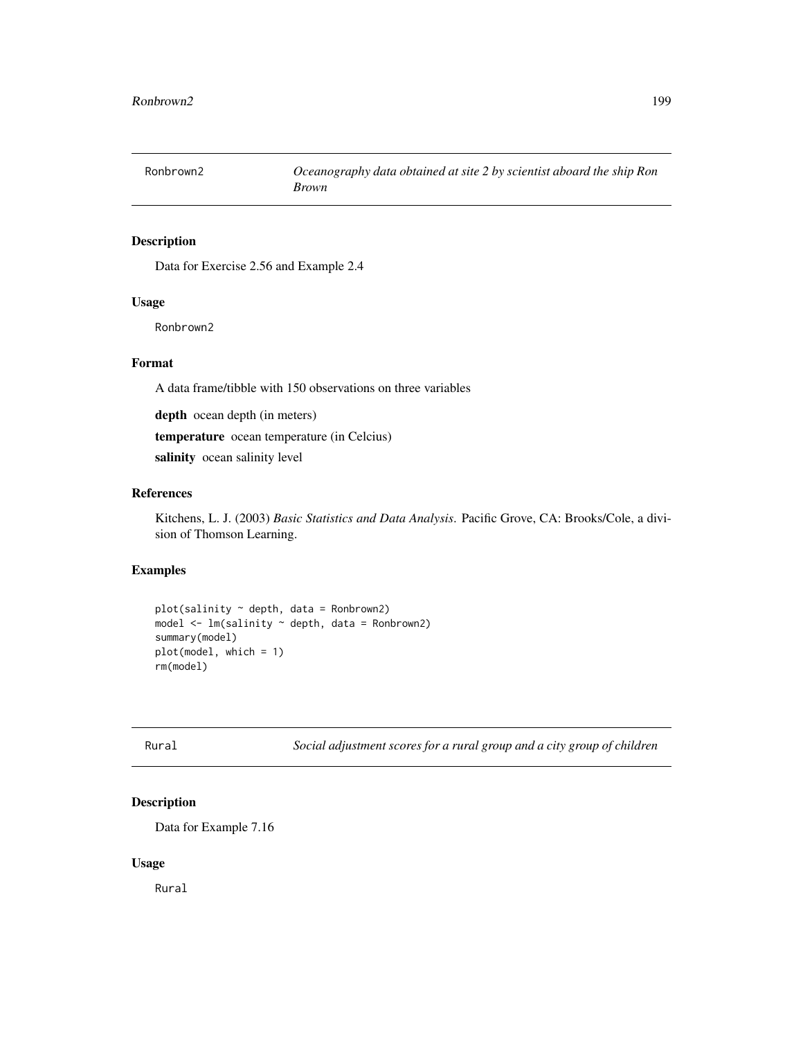## Ronbrown2 — *Oceanography data obtained at site 2 by scientist aboard the ship Ron Brown*

### Description

Data for Exercise 2.56 and Example 2.4

### Usage

```
Ronbrown2
```

### Format

A data frame/tibble with 150 observations on three variables

**depth** ocean depth (in meters)

**temperature** ocean temperature (in Celcius)

**salinity** ocean salinity level

### References

Kitchens, L. J. (2003) *Basic Statistics and Data Analysis*. Pacific Grove, CA: Brooks/Cole, a division of Thomson Learning.

### Examples

```
plot(salinity ~ depth, data = Ronbrown2)
model <- lm(salinity ~ depth, data = Ronbrown2)
summary(model)
plot(model, which = 1)
rm(model)
```

## Rural — *Social adjustment scores for a rural group and a city group of children*

### Description

Data for Example 7.16

### Usage

```
Rural
```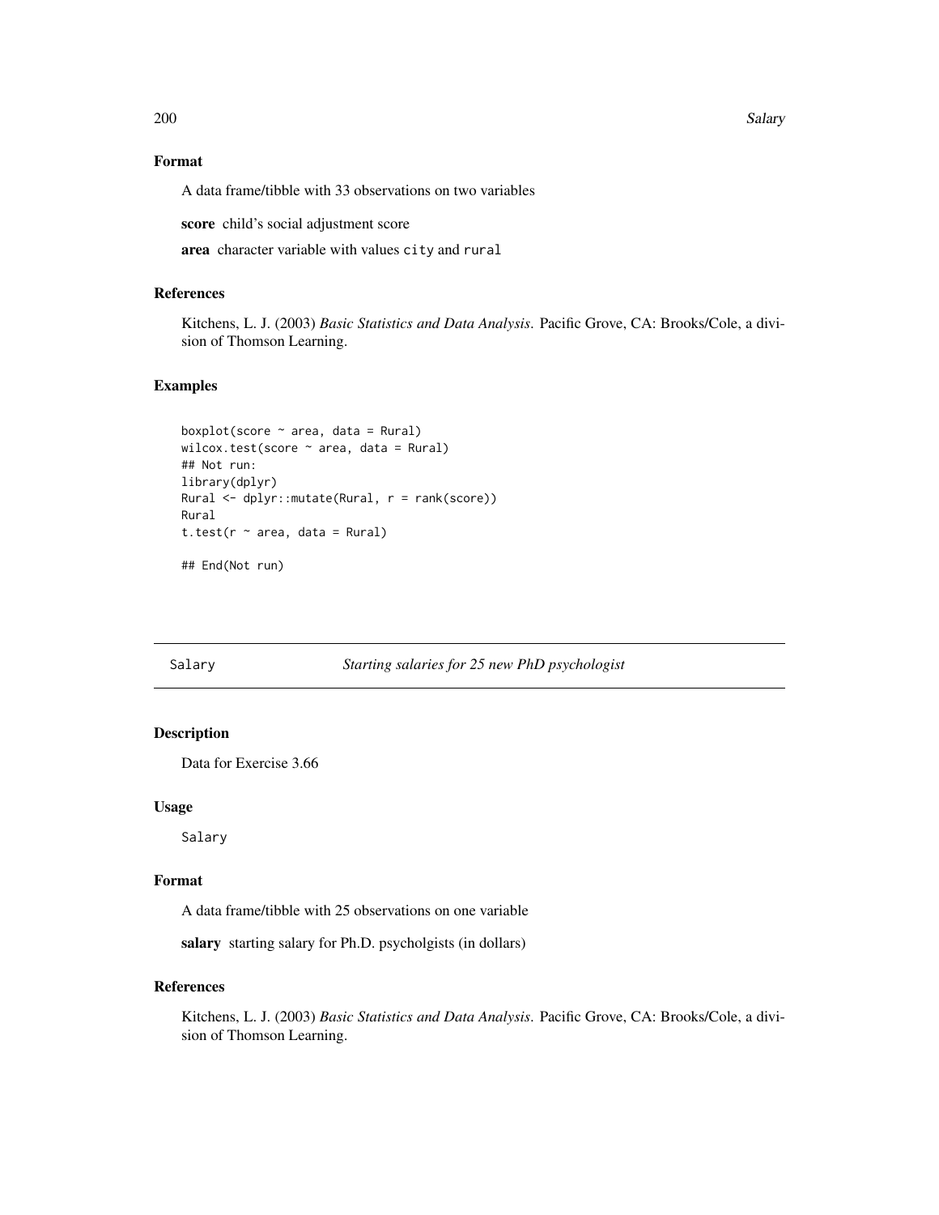## Format

A data frame/tibble with 33 observations on two variables

**score** child's social adjustment score

**area** character variable with values `city` and `rural`

## References

Kitchens, L. J. (2003) *Basic Statistics and Data Analysis*. Pacific Grove, CA: Brooks/Cole, a division of Thomson Learning.

## Examples

```
boxplot(score ~ area, data = Rural)
wilcox.test(score ~ area, data = Rural)
## Not run:
library(dplyr)
Rural <- dplyr::mutate(Rural, r = rank(score))
Rural
t.test(r ~ area, data = Rural)

## End(Not run)
```

---

# Salary — *Starting salaries for 25 new PhD psychologist*

## Description

Data for Exercise 3.66

## Usage

```
Salary
```

## Format

A data frame/tibble with 25 observations on one variable

**salary** starting salary for Ph.D. psycholgists (in dollars)

## References

Kitchens, L. J. (2003) *Basic Statistics and Data Analysis*. Pacific Grove, CA: Brooks/Cole, a division of Thomson Learning.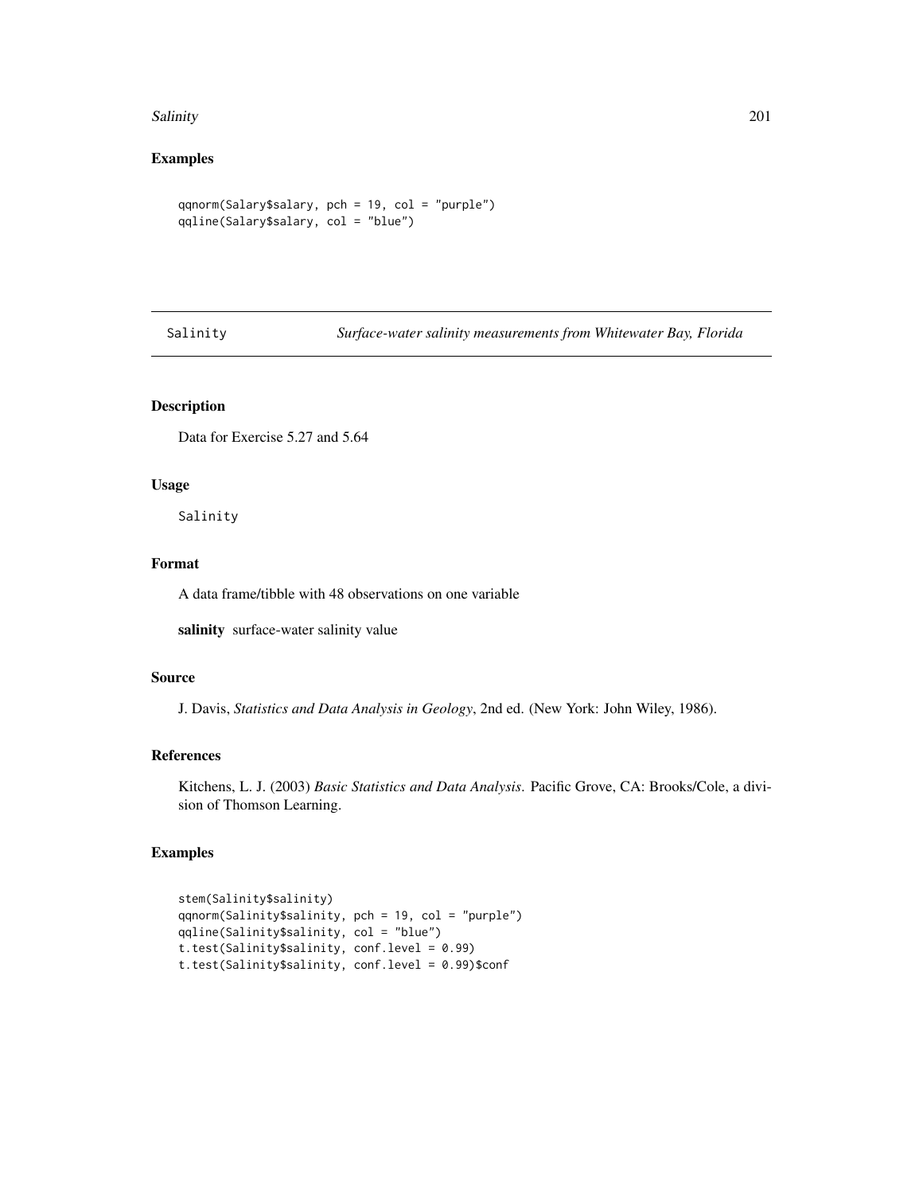## Examples

```
qqnorm(Salary$salary, pch = 19, col = "purple")
qqline(Salary$salary, col = "blue")
```

---

# Salinity — *Surface-water salinity measurements from Whitewater Bay, Florida*

---

## Description

Data for Exercise 5.27 and 5.64

## Usage

```
Salinity
```

## Format

A data frame/tibble with 48 observations on one variable

**salinity** surface-water salinity value

## Source

J. Davis, *Statistics and Data Analysis in Geology*, 2nd ed. (New York: John Wiley, 1986).

## References

Kitchens, L. J. (2003) *Basic Statistics and Data Analysis*. Pacific Grove, CA: Brooks/Cole, a division of Thomson Learning.

## Examples

```
stem(Salinity$salinity)
qqnorm(Salinity$salinity, pch = 19, col = "purple")
qqline(Salinity$salinity, col = "blue")
t.test(Salinity$salinity, conf.level = 0.99)
t.test(Salinity$salinity, conf.level = 0.99)$conf
```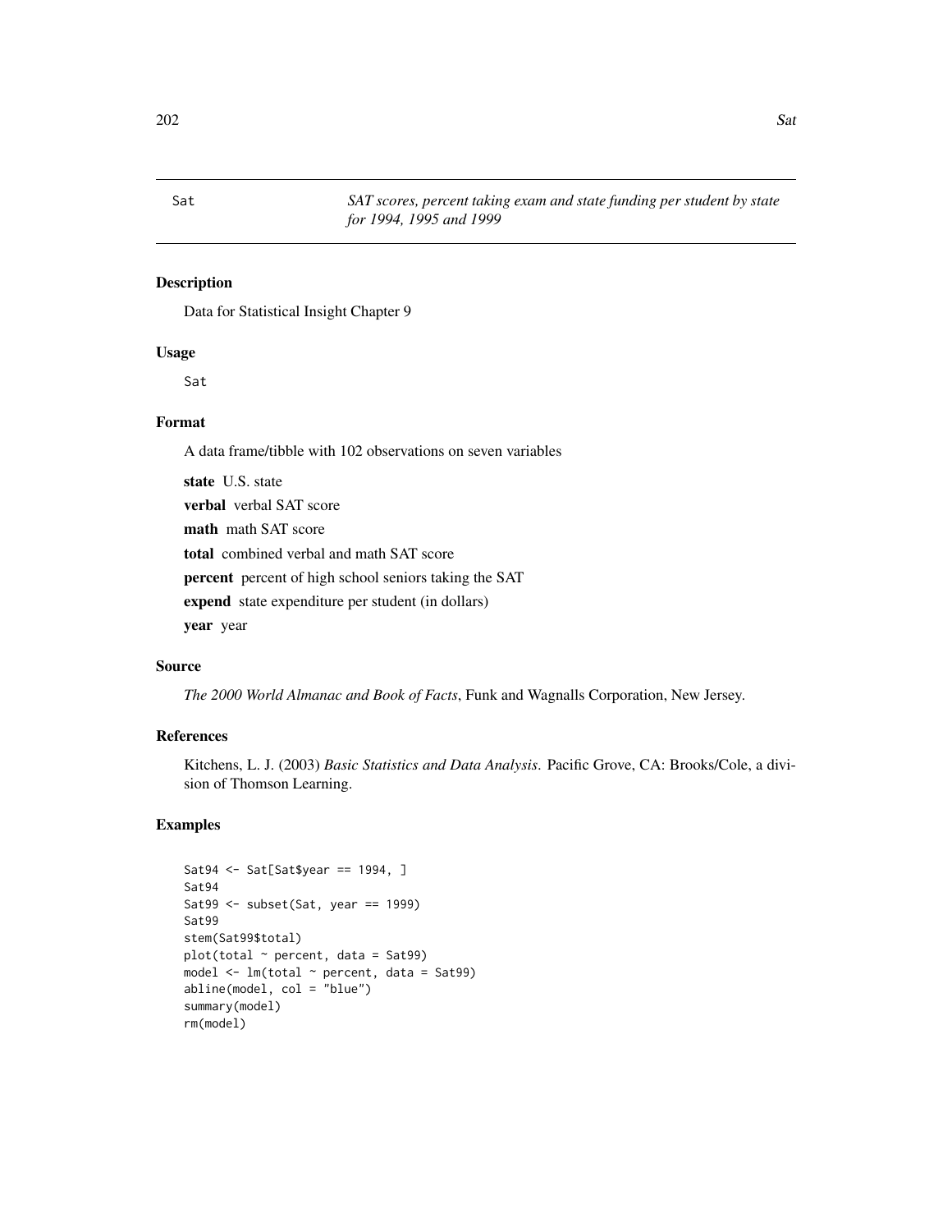Sat *SAT scores, percent taking exam and state funding per student by state for 1994, 1995 and 1999*

## Description

Data for Statistical Insight Chapter 9

## Usage

```
Sat
```

## Format

A data frame/tibble with 102 observations on seven variables

**state** U.S. state

**verbal** verbal SAT score

**math** math SAT score

**total** combined verbal and math SAT score

**percent** percent of high school seniors taking the SAT

**expend** state expenditure per student (in dollars)

**year** year

## Source

*The 2000 World Almanac and Book of Facts*, Funk and Wagnalls Corporation, New Jersey.

## References

Kitchens, L. J. (2003) *Basic Statistics and Data Analysis*. Pacific Grove, CA: Brooks/Cole, a division of Thomson Learning.

## Examples

```
Sat94 <- Sat[Sat$year == 1994, ]
Sat94
Sat99 <- subset(Sat, year == 1999)
Sat99
stem(Sat99$total)
plot(total ~ percent, data = Sat99)
model <- lm(total ~ percent, data = Sat99)
abline(model, col = "blue")
summary(model)
rm(model)
```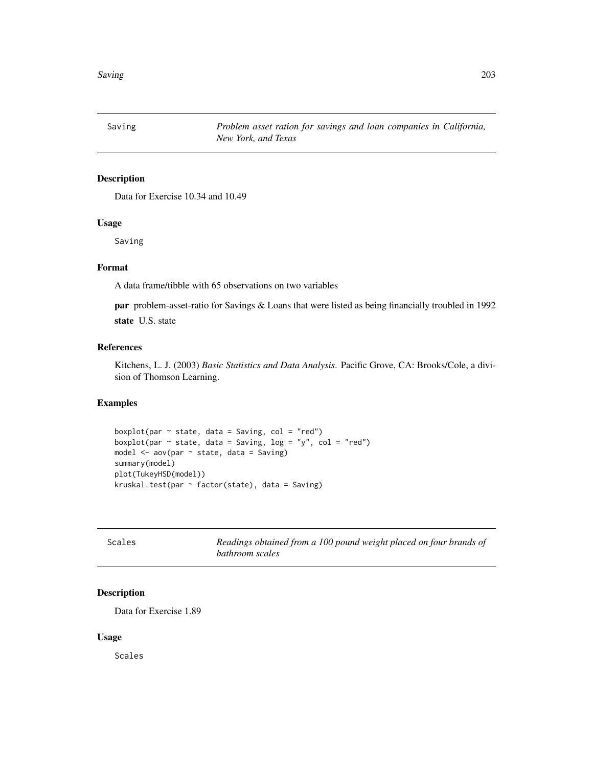## Saving — *Problem asset ration for savings and loan companies in California, New York, and Texas*

### Description

Data for Exercise 10.34 and 10.49

### Usage

```
Saving
```

### Format

A data frame/tibble with 65 observations on two variables

**par** problem-asset-ratio for Savings & Loans that were listed as being financially troubled in 1992

**state** U.S. state

### References

Kitchens, L. J. (2003) *Basic Statistics and Data Analysis*. Pacific Grove, CA: Brooks/Cole, a division of Thomson Learning.

### Examples

```
boxplot(par ~ state, data = Saving, col = "red")
boxplot(par ~ state, data = Saving, log = "y", col = "red")
model <- aov(par ~ state, data = Saving)
summary(model)
plot(TukeyHSD(model))
kruskal.test(par ~ factor(state), data = Saving)
```

## Scales — *Readings obtained from a 100 pound weight placed on four brands of bathroom scales*

### Description

Data for Exercise 1.89

### Usage

```
Scales
```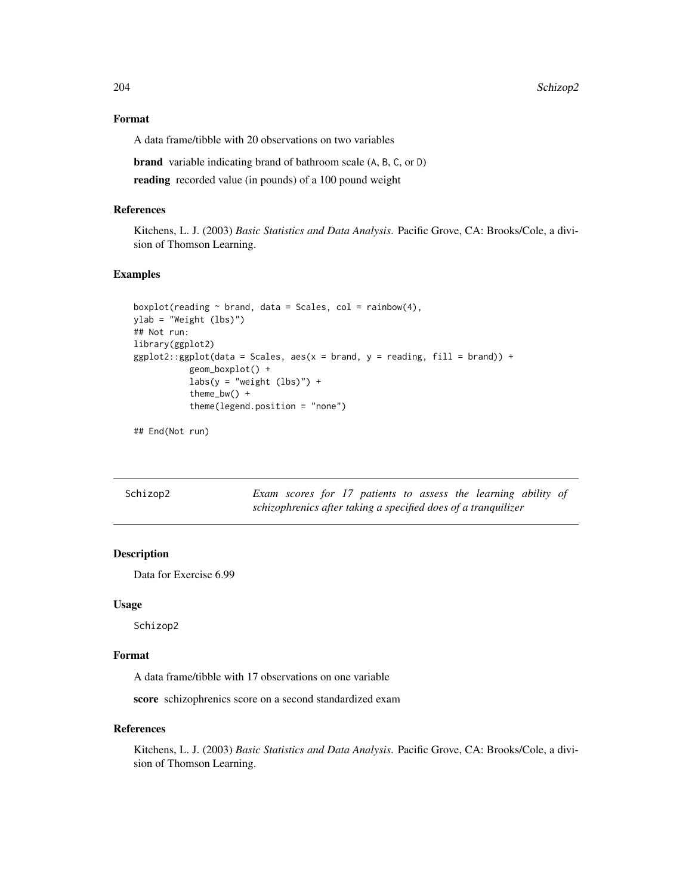### Format

A data frame/tibble with 20 observations on two variables

**brand** variable indicating brand of bathroom scale (A, B, C, or D)

**reading** recorded value (in pounds) of a 100 pound weight

### References

Kitchens, L. J. (2003) *Basic Statistics and Data Analysis*. Pacific Grove, CA: Brooks/Cole, a division of Thomson Learning.

### Examples

```
boxplot(reading ~ brand, data = Scales, col = rainbow(4),
ylab = "Weight (lbs)")
## Not run:
library(ggplot2)
ggplot2::ggplot(data = Scales, aes(x = brand, y = reading, fill = brand)) +
           geom_boxplot() +
           labs(y = "weight (lbs)") +
           theme_bw() +
           theme(legend.position = "none")

## End(Not run)
```

---

## Schizop2 — *Exam scores for 17 patients to assess the learning ability of schizophrenics after taking a specified does of a tranquilizer*

---

### Description

Data for Exercise 6.99

### Usage

```
Schizop2
```

### Format

A data frame/tibble with 17 observations on one variable

**score** schizophrenics score on a second standardized exam

### References

Kitchens, L. J. (2003) *Basic Statistics and Data Analysis*. Pacific Grove, CA: Brooks/Cole, a division of Thomson Learning.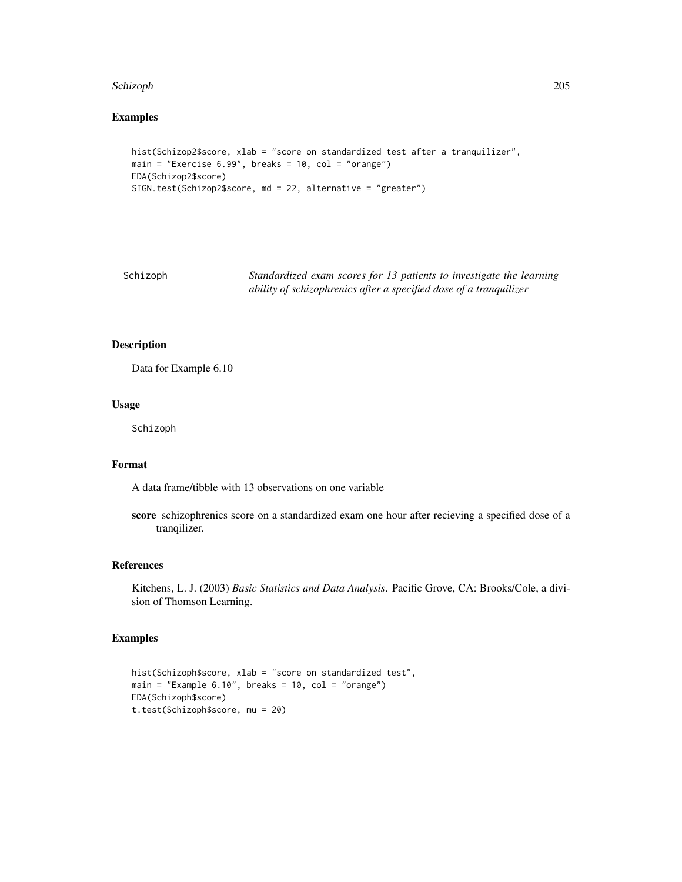### Examples

```
hist(Schizop2$score, xlab = "score on standardized test after a tranquilizer",
main = "Exercise 6.99", breaks = 10, col = "orange")
EDA(Schizop2$score)
SIGN.test(Schizop2$score, md = 22, alternative = "greater")
```

---

## Schizoph — *Standardized exam scores for 13 patients to investigate the learning ability of schizophrenics after a specified dose of a tranquilizer*

---

### Description

Data for Example 6.10

### Usage

```
Schizoph
```

### Format

A data frame/tibble with 13 observations on one variable

**score** schizophrenics score on a standardized exam one hour after recieving a specified dose of a tranqilizer.

### References

Kitchens, L. J. (2003) *Basic Statistics and Data Analysis*. Pacific Grove, CA: Brooks/Cole, a division of Thomson Learning.

### Examples

```
hist(Schizoph$score, xlab = "score on standardized test",
main = "Example 6.10", breaks = 10, col = "orange")
EDA(Schizoph$score)
t.test(Schizoph$score, mu = 20)
```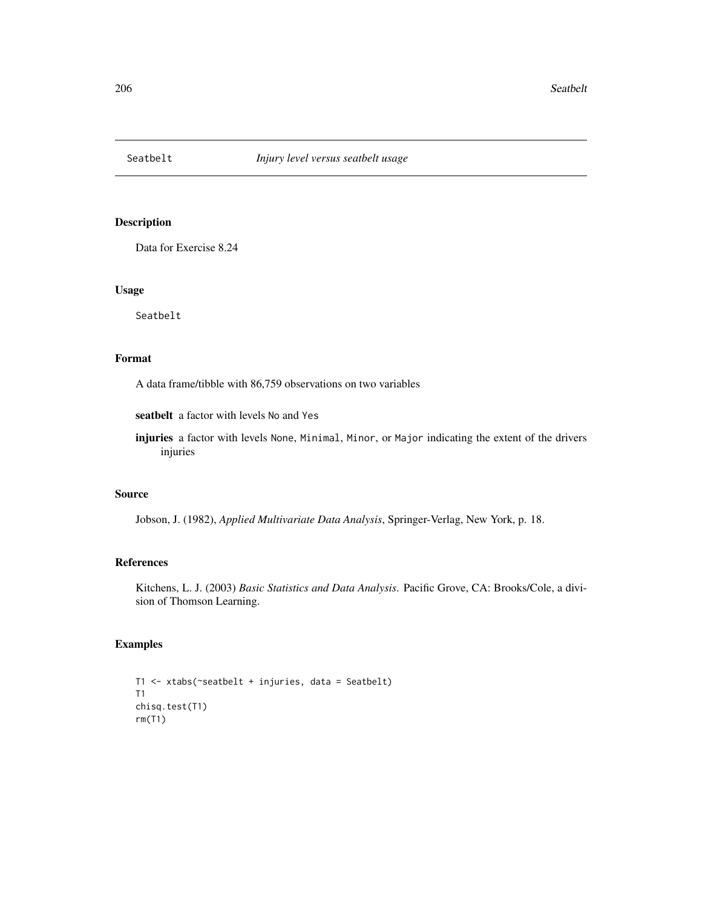## Seatbelt — *Injury level versus seatbelt usage*

### Description

Data for Exercise 8.24

### Usage

Seatbelt

### Format

A data frame/tibble with 86,759 observations on two variables

**seatbelt** a factor with levels No and Yes

**injuries** a factor with levels None, Minimal, Minor, or Major indicating the extent of the drivers injuries

### Source

Jobson, J. (1982), *Applied Multivariate Data Analysis*, Springer-Verlag, New York, p. 18.

### References

Kitchens, L. J. (2003) *Basic Statistics and Data Analysis*. Pacific Grove, CA: Brooks/Cole, a division of Thomson Learning.

### Examples

```
T1 <- xtabs(~seatbelt + injuries, data = Seatbelt)
T1
chisq.test(T1)
rm(T1)
```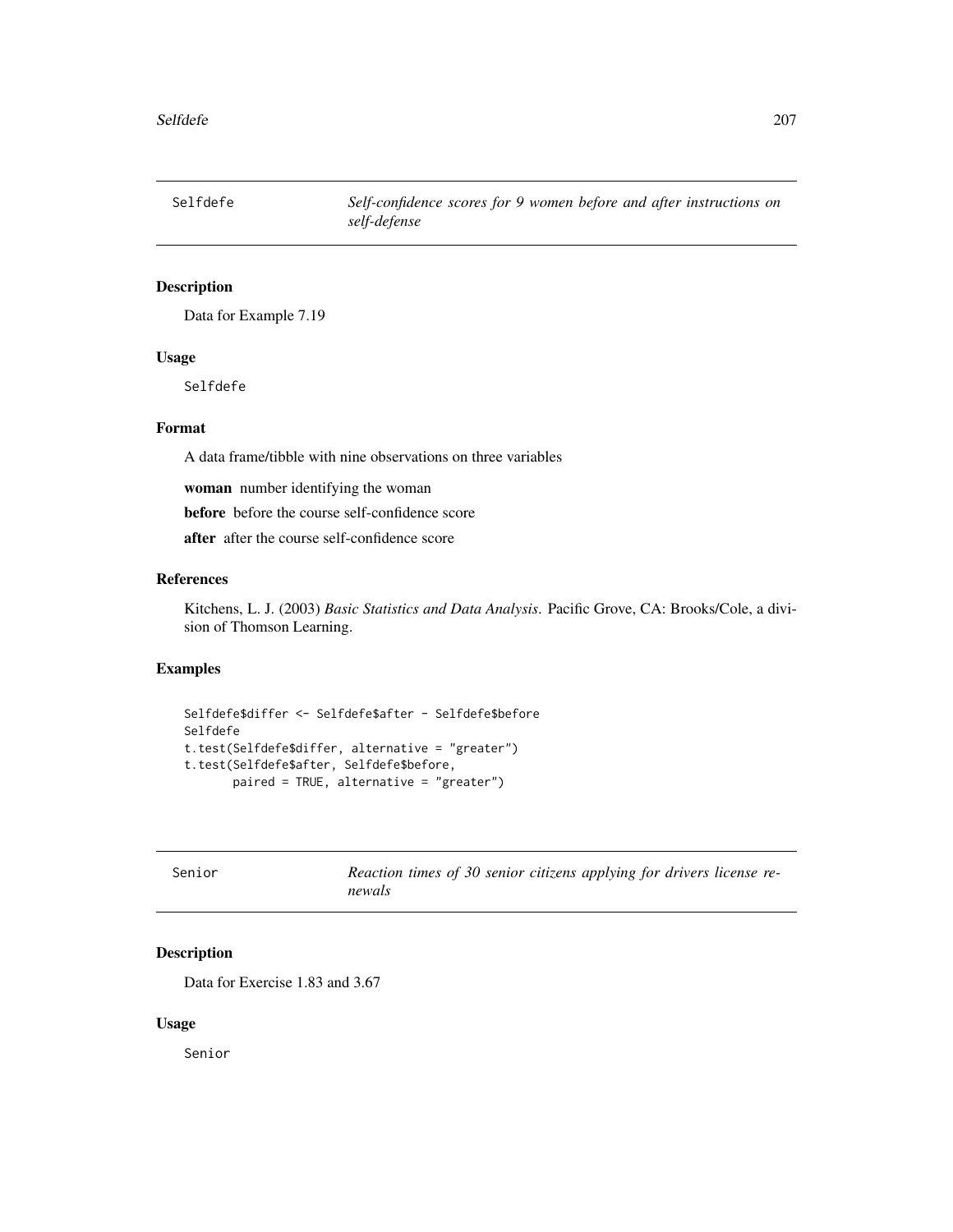## Selfdefe — *Self-confidence scores for 9 women before and after instructions on self-defense*

### Description

Data for Example 7.19

### Usage

```
Selfdefe
```

### Format

A data frame/tibble with nine observations on three variables

**woman** number identifying the woman

**before** before the course self-confidence score

**after** after the course self-confidence score

### References

Kitchens, L. J. (2003) *Basic Statistics and Data Analysis*. Pacific Grove, CA: Brooks/Cole, a division of Thomson Learning.

### Examples

```
Selfdefe$differ <- Selfdefe$after - Selfdefe$before
Selfdefe
t.test(Selfdefe$differ, alternative = "greater")
t.test(Selfdefe$after, Selfdefe$before,
       paired = TRUE, alternative = "greater")
```

## Senior — *Reaction times of 30 senior citizens applying for drivers license renewals*

### Description

Data for Exercise 1.83 and 3.67

### Usage

```
Senior
```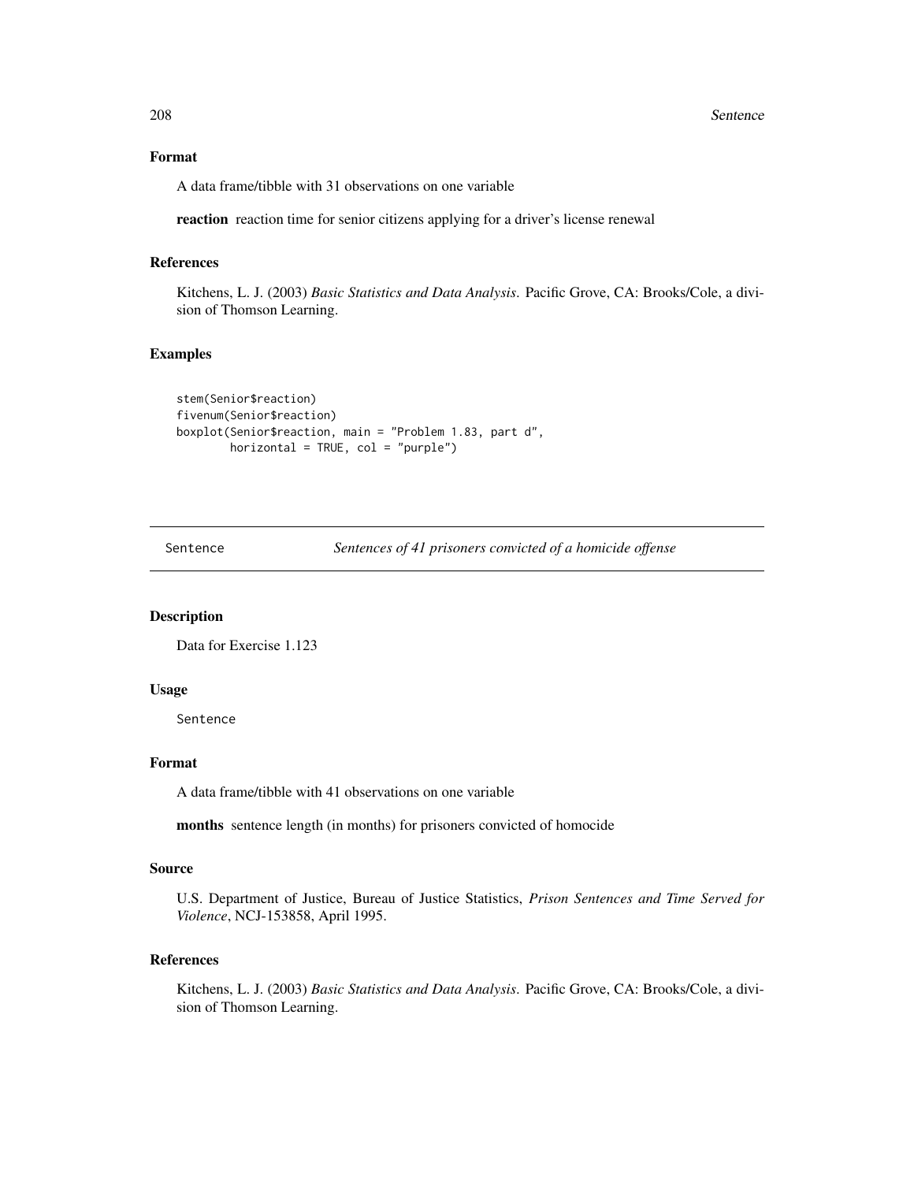### Format

A data frame/tibble with 31 observations on one variable

**reaction** reaction time for senior citizens applying for a driver's license renewal

### References

Kitchens, L. J. (2003) *Basic Statistics and Data Analysis*. Pacific Grove, CA: Brooks/Cole, a division of Thomson Learning.

### Examples

```
stem(Senior$reaction)
fivenum(Senior$reaction)
boxplot(Senior$reaction, main = "Problem 1.83, part d",
        horizontal = TRUE, col = "purple")
```

---

## Sentence &nbsp;&nbsp;&nbsp; *Sentences of 41 prisoners convicted of a homicide offense*

---

### Description

Data for Exercise 1.123

### Usage

```
Sentence
```

### Format

A data frame/tibble with 41 observations on one variable

**months** sentence length (in months) for prisoners convicted of homocide

### Source

U.S. Department of Justice, Bureau of Justice Statistics, *Prison Sentences and Time Served for Violence*, NCJ-153858, April 1995.

### References

Kitchens, L. J. (2003) *Basic Statistics and Data Analysis*. Pacific Grove, CA: Brooks/Cole, a division of Thomson Learning.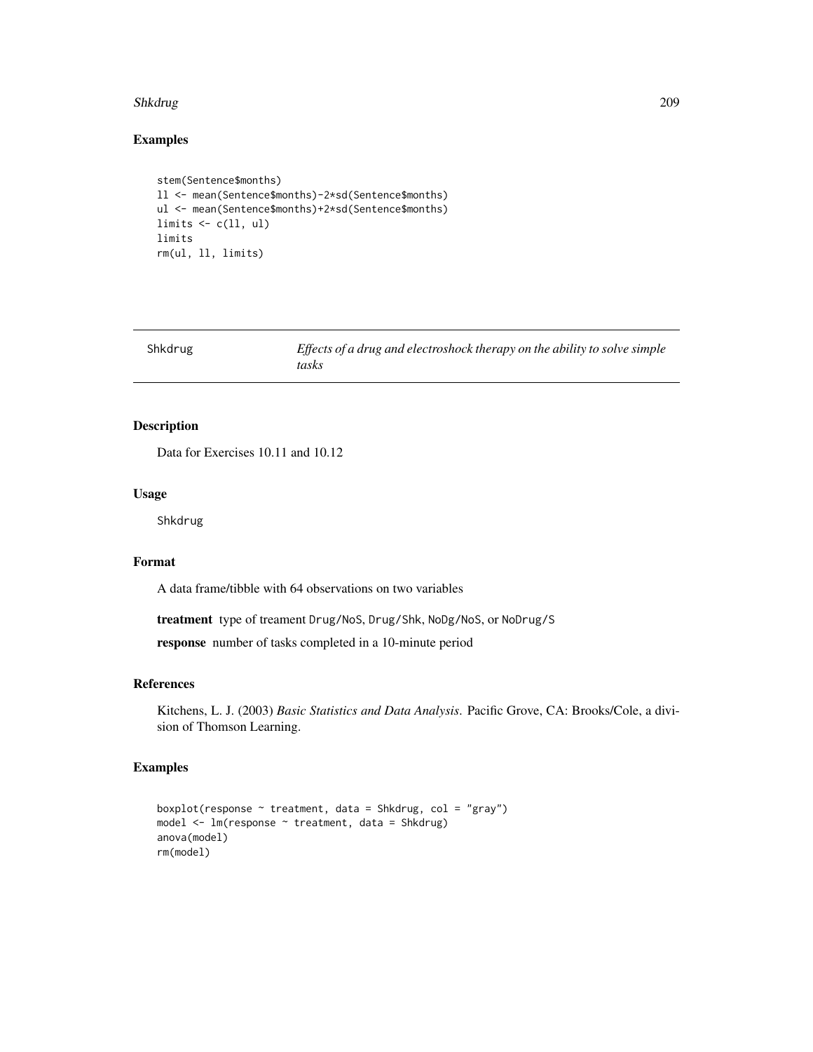## Examples

```
stem(Sentence$months)
ll <- mean(Sentence$months)-2*sd(Sentence$months)
ul <- mean(Sentence$months)+2*sd(Sentence$months)
limits <- c(ll, ul)
limits
rm(ul, ll, limits)
```

---

Shkdrug *Effects of a drug and electroshock therapy on the ability to solve simple tasks*

---

## Description

Data for Exercises 10.11 and 10.12

## Usage

Shkdrug

## Format

A data frame/tibble with 64 observations on two variables

**treatment** type of treament Drug/NoS, Drug/Shk, NoDg/NoS, or NoDrug/S

**response** number of tasks completed in a 10-minute period

## References

Kitchens, L. J. (2003) *Basic Statistics and Data Analysis*. Pacific Grove, CA: Brooks/Cole, a division of Thomson Learning.

## Examples

```
boxplot(response ~ treatment, data = Shkdrug, col = "gray")
model <- lm(response ~ treatment, data = Shkdrug)
anova(model)
rm(model)
```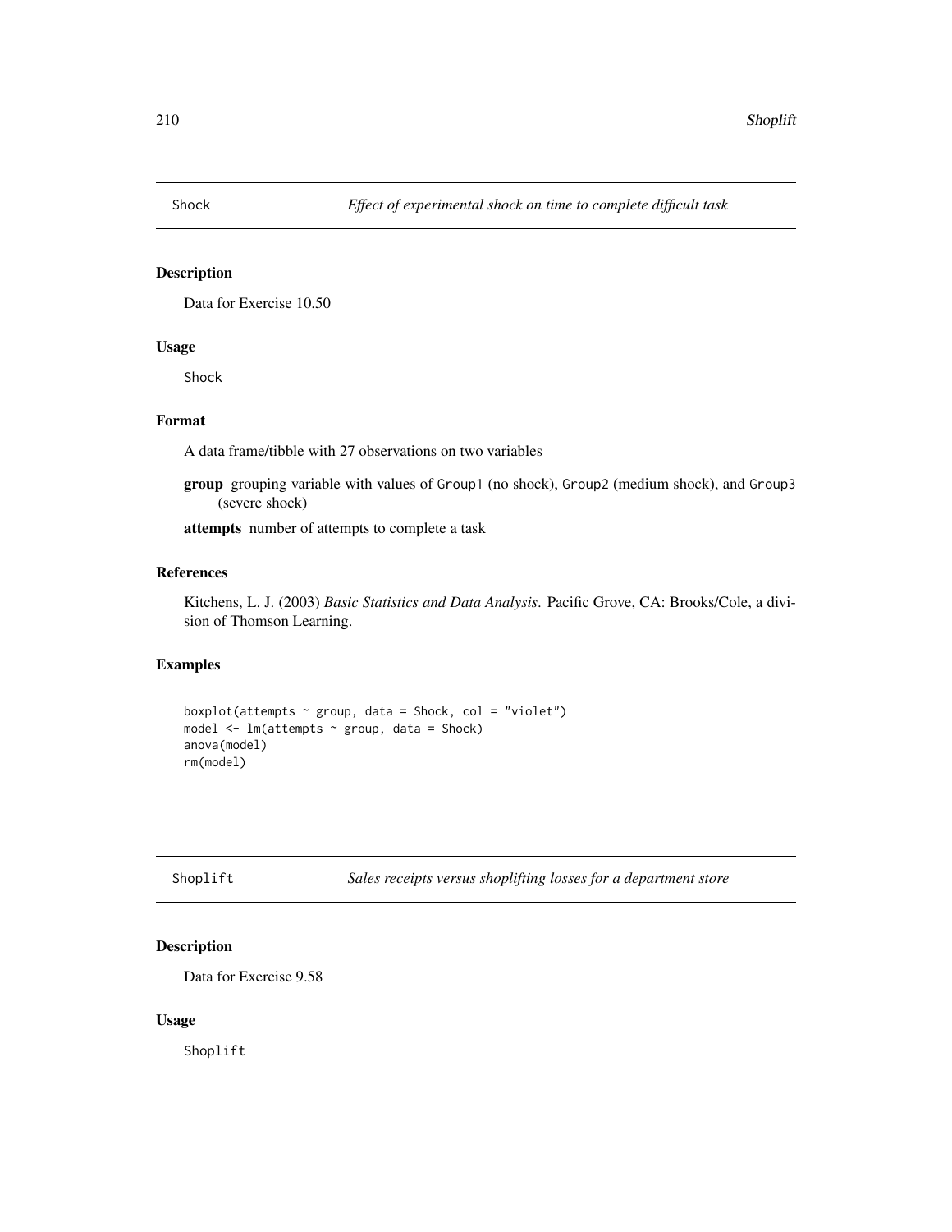## Shock — *Effect of experimental shock on time to complete difficult task*

### Description

Data for Exercise 10.50

### Usage

```
Shock
```

### Format

A data frame/tibble with 27 observations on two variables

**group** grouping variable with values of `Group1` (no shock), `Group2` (medium shock), and `Group3` (severe shock)

**attempts** number of attempts to complete a task

### References

Kitchens, L. J. (2003) *Basic Statistics and Data Analysis*. Pacific Grove, CA: Brooks/Cole, a division of Thomson Learning.

### Examples

```
boxplot(attempts ~ group, data = Shock, col = "violet")
model <- lm(attempts ~ group, data = Shock)
anova(model)
rm(model)
```

## Shoplift — *Sales receipts versus shoplifting losses for a department store*

### Description

Data for Exercise 9.58

### Usage

```
Shoplift
```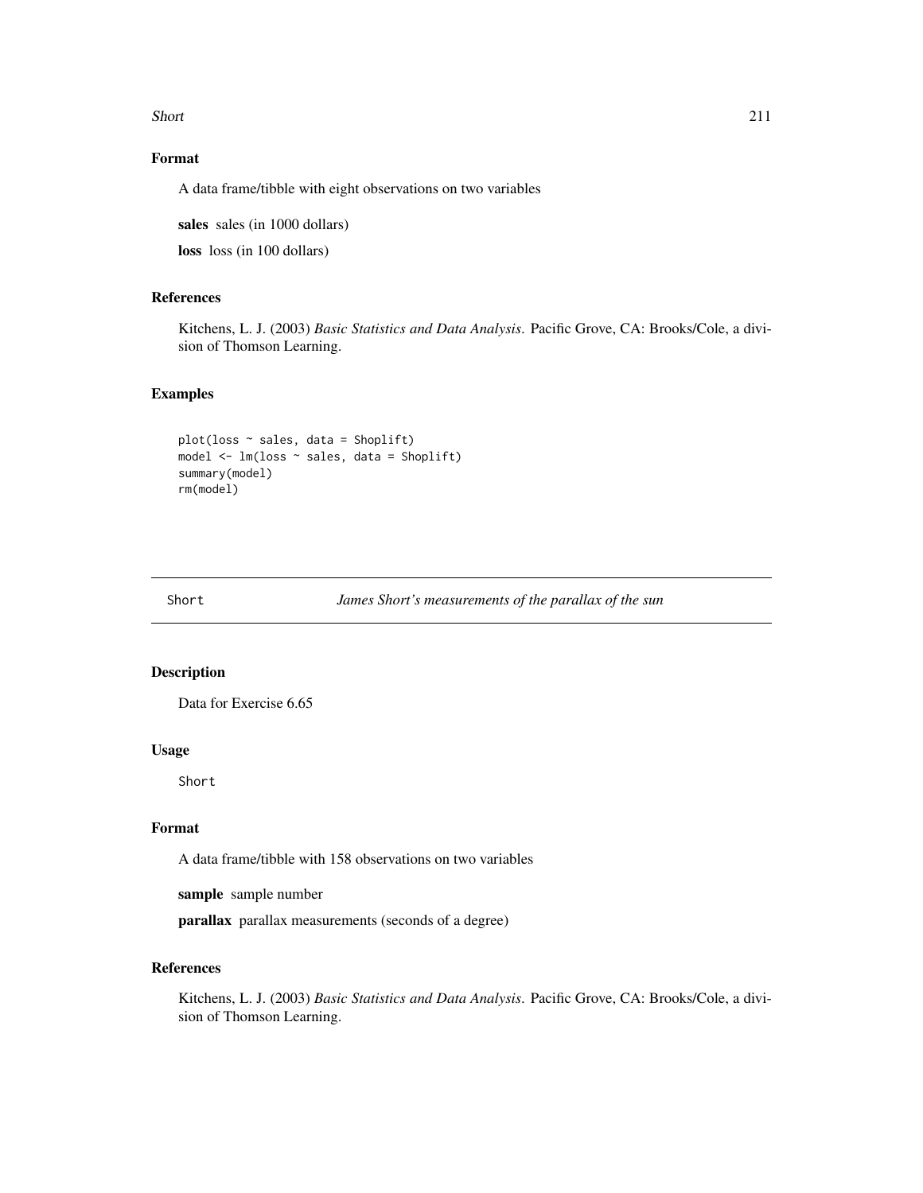## Format

A data frame/tibble with eight observations on two variables

**sales** sales (in 1000 dollars)

**loss** loss (in 100 dollars)

## References

Kitchens, L. J. (2003) *Basic Statistics and Data Analysis*. Pacific Grove, CA: Brooks/Cole, a division of Thomson Learning.

## Examples

```
plot(loss ~ sales, data = Shoplift)
model <- lm(loss ~ sales, data = Shoplift)
summary(model)
rm(model)
```

---

# Short *James Short's measurements of the parallax of the sun*

---

## Description

Data for Exercise 6.65

## Usage

```
Short
```

## Format

A data frame/tibble with 158 observations on two variables

**sample** sample number

**parallax** parallax measurements (seconds of a degree)

## References

Kitchens, L. J. (2003) *Basic Statistics and Data Analysis*. Pacific Grove, CA: Brooks/Cole, a division of Thomson Learning.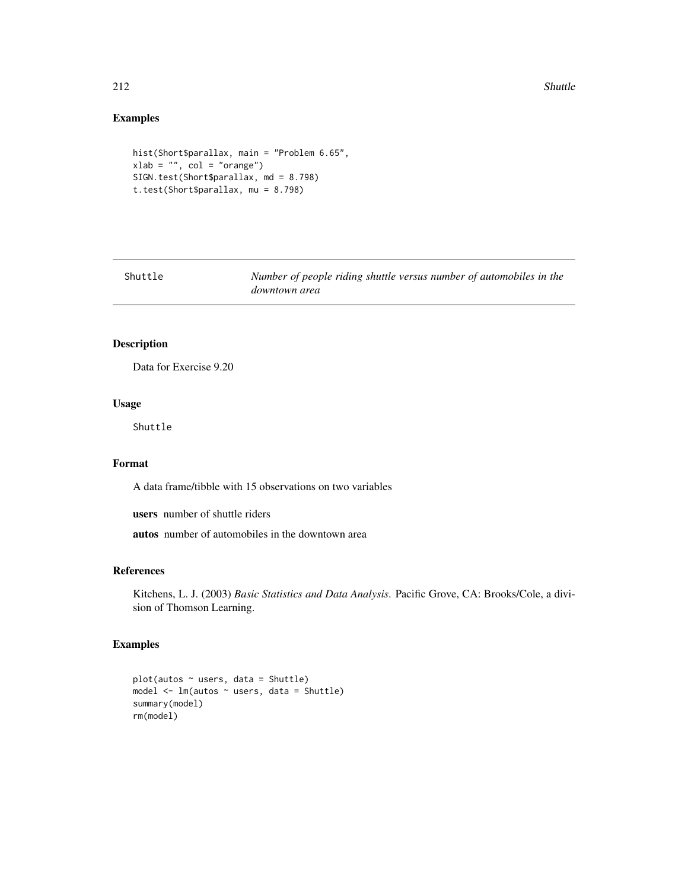## Examples

```
hist(Short$parallax, main = "Problem 6.65",
xlab = "", col = "orange")
SIGN.test(Short$parallax, md = 8.798)
t.test(Short$parallax, mu = 8.798)
```

---

Shuttle — *Number of people riding shuttle versus number of automobiles in the downtown area*

---

## Description

Data for Exercise 9.20

## Usage

```
Shuttle
```

## Format

A data frame/tibble with 15 observations on two variables

**users** number of shuttle riders

**autos** number of automobiles in the downtown area

## References

Kitchens, L. J. (2003) *Basic Statistics and Data Analysis*. Pacific Grove, CA: Brooks/Cole, a division of Thomson Learning.

## Examples

```
plot(autos ~ users, data = Shuttle)
model <- lm(autos ~ users, data = Shuttle)
summary(model)
rm(model)
```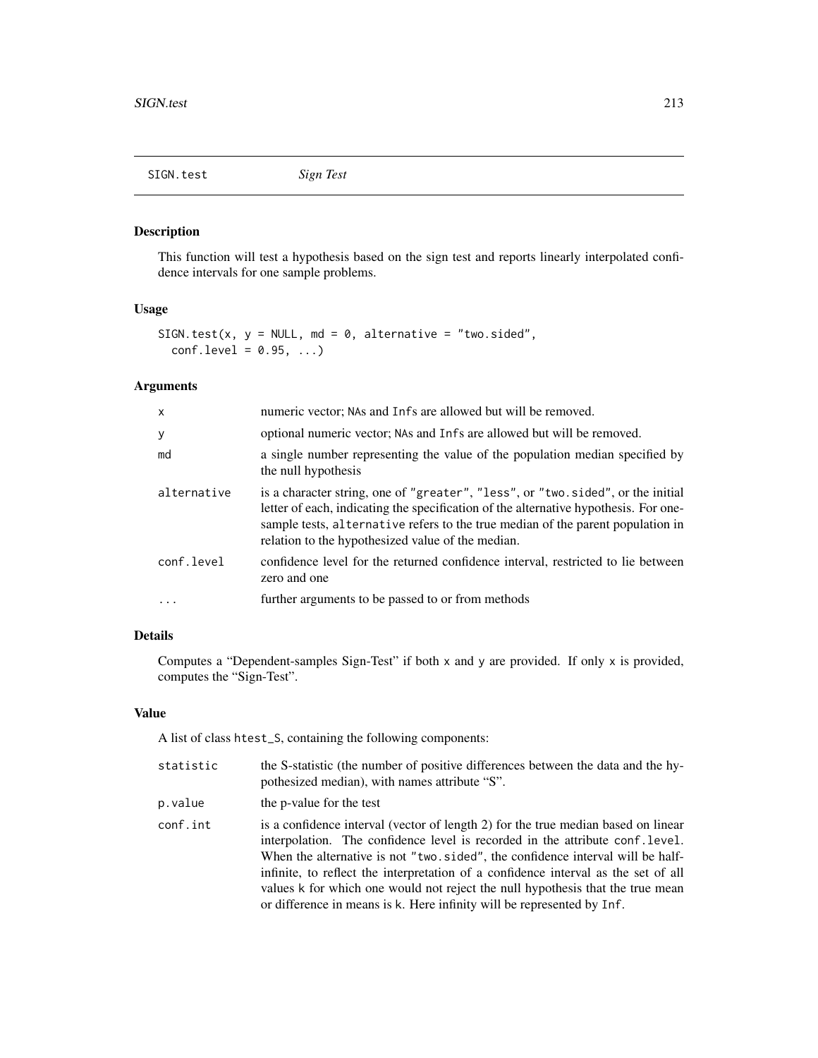SIGN.test *Sign Test*

## Description

This function will test a hypothesis based on the sign test and reports linearly interpolated confidence intervals for one sample problems.

## Usage

```
SIGN.test(x, y = NULL, md = 0, alternative = "two.sided",
  conf.level = 0.95, ...)
```

## Arguments

| | |
|---|---|
| `x` | numeric vector; `NA`s and `Inf`s are allowed but will be removed. |
| `y` | optional numeric vector; `NA`s and `Inf`s are allowed but will be removed. |
| `md` | a single number representing the value of the population median specified by the null hypothesis |
| `alternative` | is a character string, one of `"greater"`, `"less"`, or `"two.sided"`, or the initial letter of each, indicating the specification of the alternative hypothesis. For one-sample tests, `alternative` refers to the true median of the parent population in relation to the hypothesized value of the median. |
| `conf.level` | confidence level for the returned confidence interval, restricted to lie between zero and one |
| `...` | further arguments to be passed to or from methods |

## Details

Computes a "Dependent-samples Sign-Test" if both `x` and `y` are provided. If only `x` is provided, computes the "Sign-Test".

## Value

A list of class `htest_S`, containing the following components:

| | |
|---|---|
| `statistic` | the S-statistic (the number of positive differences between the data and the hypothesized median), with names attribute "S". |
| `p.value` | the p-value for the test |
| `conf.int` | is a confidence interval (vector of length 2) for the true median based on linear interpolation. The confidence level is recorded in the attribute `conf.level`. When the alternative is not `"two.sided"`, the confidence interval will be half-infinite, to reflect the interpretation of a confidence interval as the set of all values `k` for which one would not reject the null hypothesis that the true mean or difference in means is `k`. Here infinity will be represented by `Inf`. |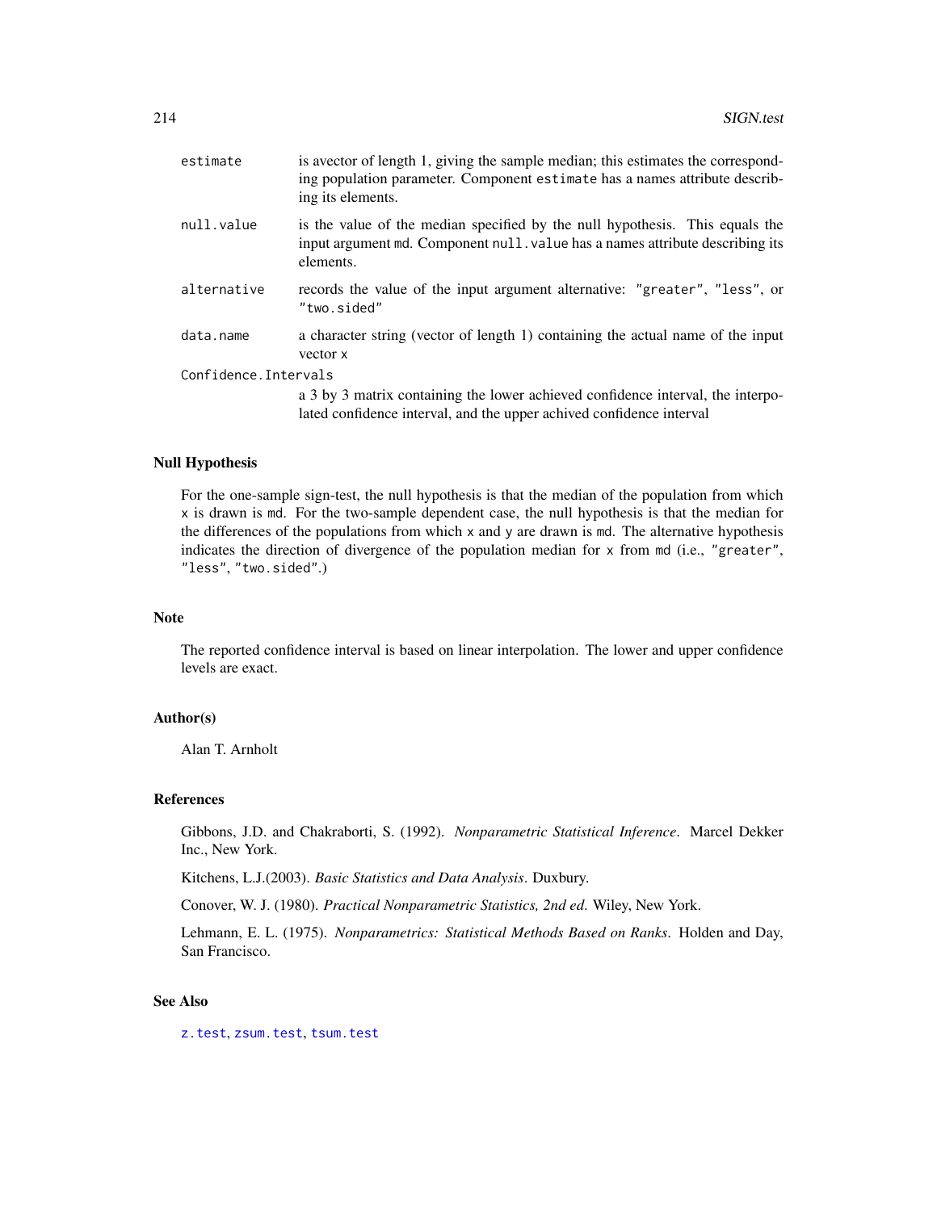estimate
: is avector of length 1, giving the sample median; this estimates the corresponding population parameter. Component `estimate` has a names attribute describing its elements.

null.value
: is the value of the median specified by the null hypothesis. This equals the input argument `md`. Component `null.value` has a names attribute describing its elements.

alternative
: records the value of the input argument alternative: `"greater"`, `"less"`, or `"two.sided"`

data.name
: a character string (vector of length 1) containing the actual name of the input vector `x`

Confidence.Intervals
: a 3 by 3 matrix containing the lower achieved confidence interval, the interpolated confidence interval, and the upper achived confidence interval

### Null Hypothesis

For the one-sample sign-test, the null hypothesis is that the median of the population from which `x` is drawn is `md`. For the two-sample dependent case, the null hypothesis is that the median for the differences of the populations from which `x` and `y` are drawn is `md`. The alternative hypothesis indicates the direction of divergence of the population median for `x` from `md` (i.e., `"greater"`, `"less"`, `"two.sided"`.)

### Note

The reported confidence interval is based on linear interpolation. The lower and upper confidence levels are exact.

### Author(s)

Alan T. Arnholt

### References

Gibbons, J.D. and Chakraborti, S. (1992). *Nonparametric Statistical Inference*. Marcel Dekker Inc., New York.

Kitchens, L.J.(2003). *Basic Statistics and Data Analysis*. Duxbury.

Conover, W. J. (1980). *Practical Nonparametric Statistics, 2nd ed*. Wiley, New York.

Lehmann, E. L. (1975). *Nonparametrics: Statistical Methods Based on Ranks*. Holden and Day, San Francisco.

### See Also

`z.test`, `zsum.test`, `tsum.test`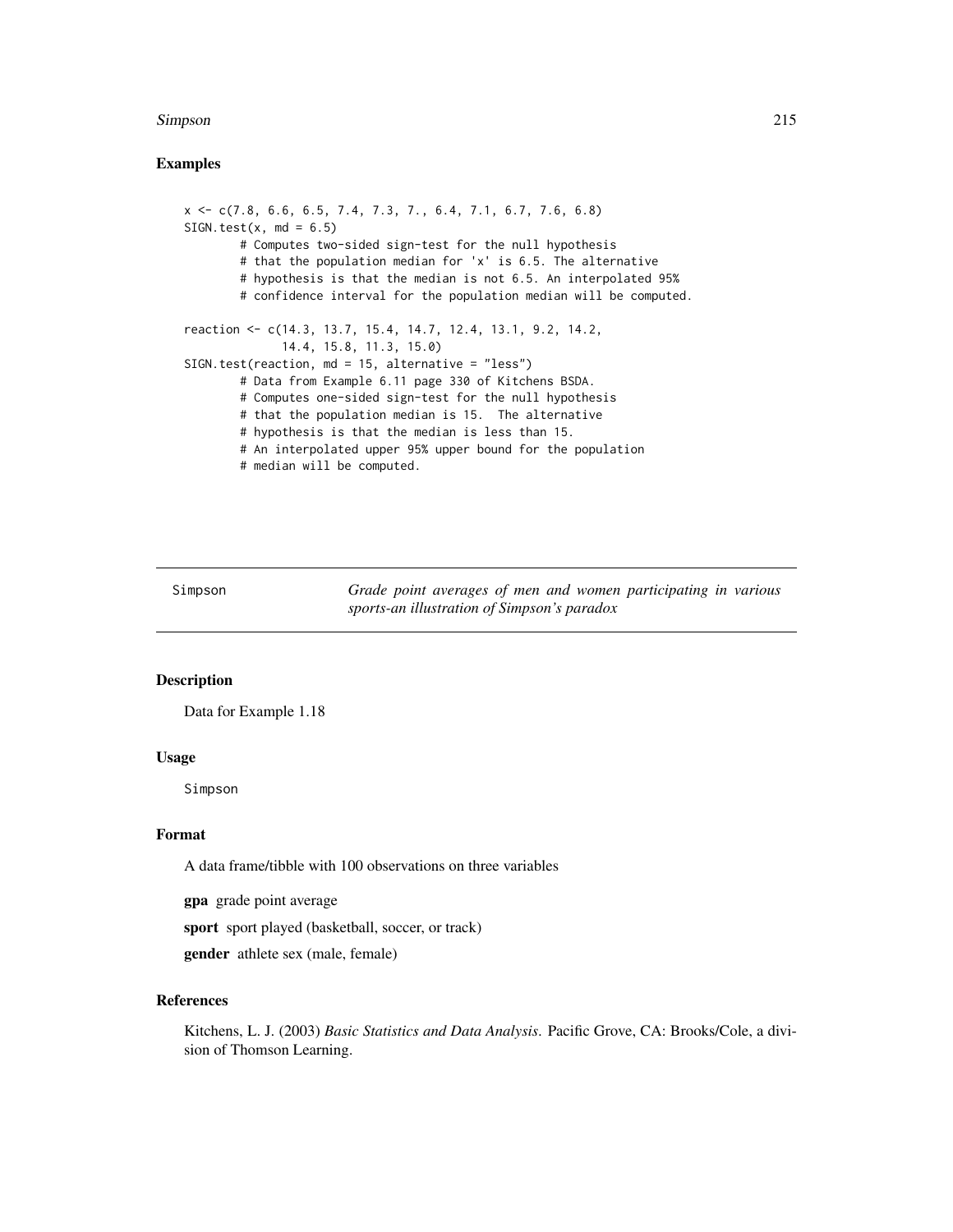## Examples

```
x <- c(7.8, 6.6, 6.5, 7.4, 7.3, 7., 6.4, 7.1, 6.7, 7.6, 6.8)
SIGN.test(x, md = 6.5)
        # Computes two-sided sign-test for the null hypothesis
        # that the population median for 'x' is 6.5. The alternative
        # hypothesis is that the median is not 6.5. An interpolated 95%
        # confidence interval for the population median will be computed.

reaction <- c(14.3, 13.7, 15.4, 14.7, 12.4, 13.1, 9.2, 14.2,
              14.4, 15.8, 11.3, 15.0)
SIGN.test(reaction, md = 15, alternative = "less")
        # Data from Example 6.11 page 330 of Kitchens BSDA.
        # Computes one-sided sign-test for the null hypothesis
        # that the population median is 15.  The alternative
        # hypothesis is that the median is less than 15.
        # An interpolated upper 95% upper bound for the population
        # median will be computed.
```

---

Simpson — *Grade point averages of men and women participating in various sports-an illustration of Simpson's paradox*

---

## Description

Data for Example 1.18

## Usage

```
Simpson
```

## Format

A data frame/tibble with 100 observations on three variables

**gpa** grade point average

**sport** sport played (basketball, soccer, or track)

**gender** athlete sex (male, female)

## References

Kitchens, L. J. (2003) *Basic Statistics and Data Analysis*. Pacific Grove, CA: Brooks/Cole, a division of Thomson Learning.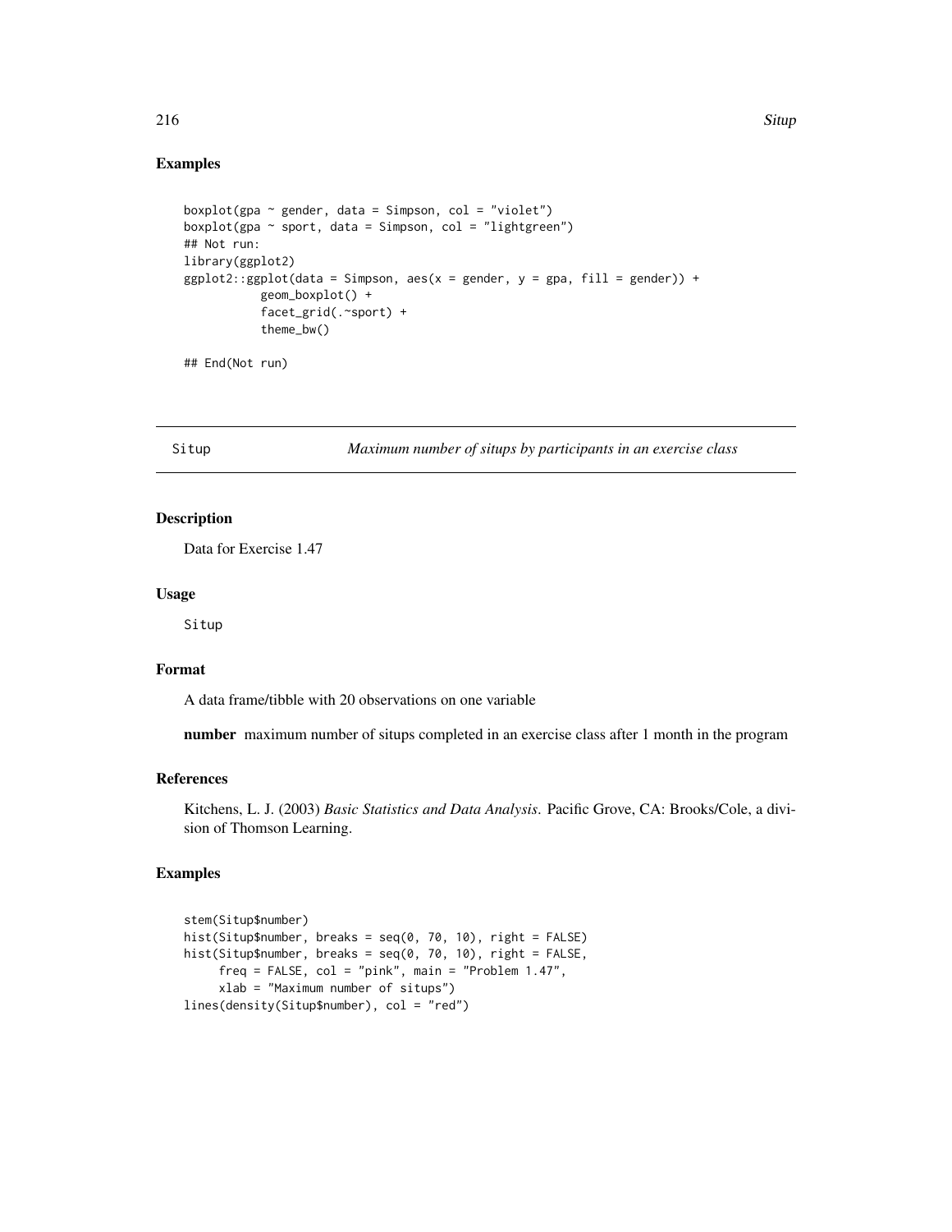## Examples

```
boxplot(gpa ~ gender, data = Simpson, col = "violet")
boxplot(gpa ~ sport, data = Simpson, col = "lightgreen")
## Not run:
library(ggplot2)
ggplot2::ggplot(data = Simpson, aes(x = gender, y = gpa, fill = gender)) +
           geom_boxplot() +
           facet_grid(.~sport) +
           theme_bw()

## End(Not run)
```

---

# Situup — *Maximum number of situps by participants in an exercise class*

## Description

Data for Exercise 1.47

## Usage

```
Situp
```

## Format

A data frame/tibble with 20 observations on one variable

**number** maximum number of situps completed in an exercise class after 1 month in the program

## References

Kitchens, L. J. (2003) *Basic Statistics and Data Analysis*. Pacific Grove, CA: Brooks/Cole, a division of Thomson Learning.

## Examples

```
stem(Situp$number)
hist(Situp$number, breaks = seq(0, 70, 10), right = FALSE)
hist(Situp$number, breaks = seq(0, 70, 10), right = FALSE,
     freq = FALSE, col = "pink", main = "Problem 1.47",
     xlab = "Maximum number of situps")
lines(density(Situp$number), col = "red")
```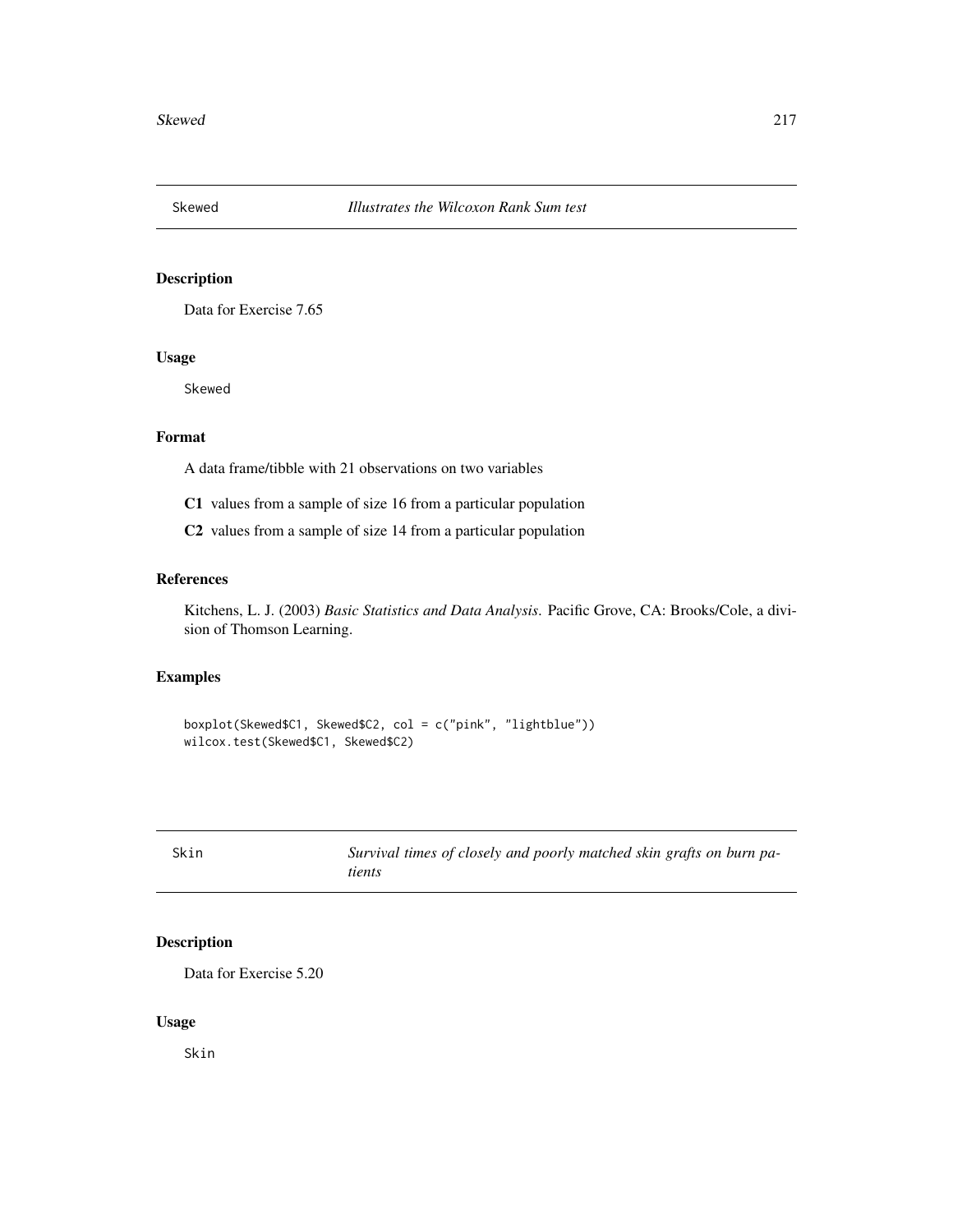## Skewed — *Illustrates the Wilcoxon Rank Sum test*

### Description

Data for Exercise 7.65

### Usage

```
Skewed
```

### Format

A data frame/tibble with 21 observations on two variables

**C1** values from a sample of size 16 from a particular population

**C2** values from a sample of size 14 from a particular population

### References

Kitchens, L. J. (2003) *Basic Statistics and Data Analysis*. Pacific Grove, CA: Brooks/Cole, a division of Thomson Learning.

### Examples

```
boxplot(Skewed$C1, Skewed$C2, col = c("pink", "lightblue"))
wilcox.test(Skewed$C1, Skewed$C2)
```

## Skin — *Survival times of closely and poorly matched skin grafts on burn patients*

### Description

Data for Exercise 5.20

### Usage

```
Skin
```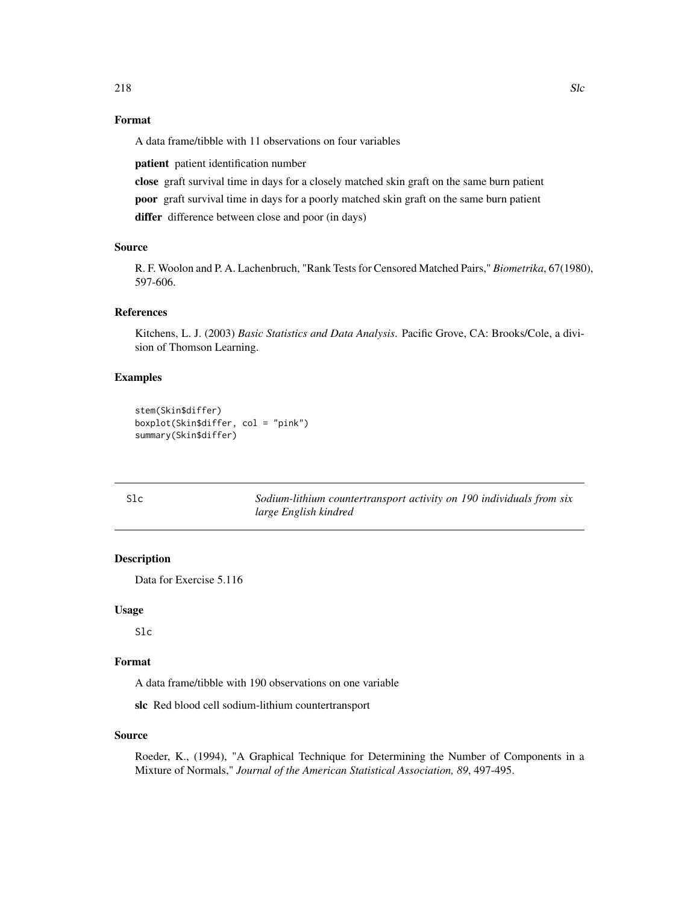### Format

A data frame/tibble with 11 observations on four variables

**patient** patient identification number

**close** graft survival time in days for a closely matched skin graft on the same burn patient

**poor** graft survival time in days for a poorly matched skin graft on the same burn patient

**differ** difference between close and poor (in days)

### Source

R. F. Woolon and P. A. Lachenbruch, "Rank Tests for Censored Matched Pairs," *Biometrika*, 67(1980), 597-606.

### References

Kitchens, L. J. (2003) *Basic Statistics and Data Analysis*. Pacific Grove, CA: Brooks/Cole, a division of Thomson Learning.

### Examples

```
stem(Skin$differ)
boxplot(Skin$differ, col = "pink")
summary(Skin$differ)
```

---

## Slc — *Sodium-lithium countertransport activity on 190 individuals from six large English kindred*

---

### Description

Data for Exercise 5.116

### Usage

```
Slc
```

### Format

A data frame/tibble with 190 observations on one variable

**slc** Red blood cell sodium-lithium countertransport

### Source

Roeder, K., (1994), "A Graphical Technique for Determining the Number of Components in a Mixture of Normals," *Journal of the American Statistical Association, 89*, 497-495.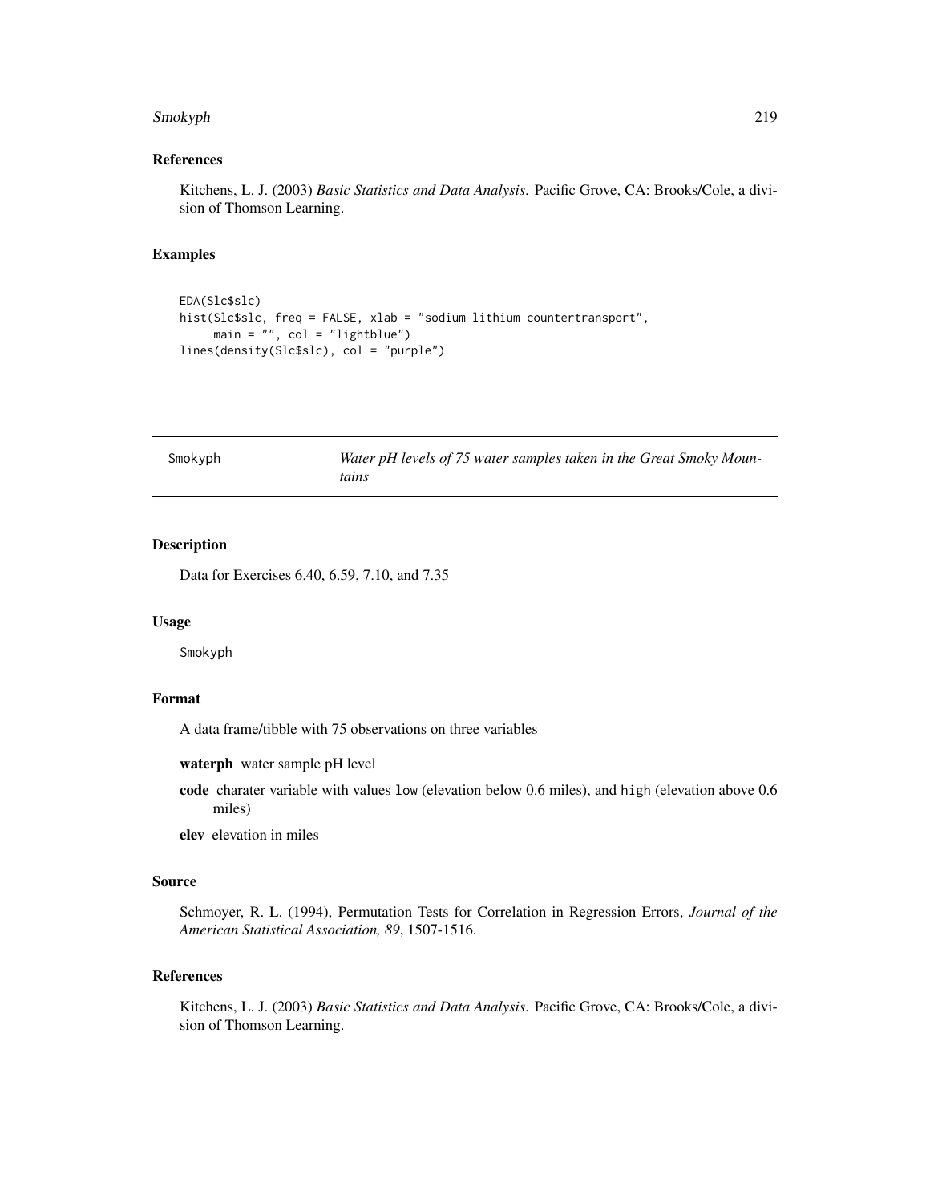### References

Kitchens, L. J. (2003) *Basic Statistics and Data Analysis*. Pacific Grove, CA: Brooks/Cole, a division of Thomson Learning.

### Examples

```
EDA(Slc$slc)
hist(Slc$slc, freq = FALSE, xlab = "sodium lithium countertransport",
     main = "", col = "lightblue")
lines(density(Slc$slc), col = "purple")
```

---

## Smokyph — *Water pH levels of 75 water samples taken in the Great Smoky Mountains*

---

### Description

Data for Exercises 6.40, 6.59, 7.10, and 7.35

### Usage

```
Smokyph
```

### Format

A data frame/tibble with 75 observations on three variables

**waterph** water sample pH level

**code** charater variable with values `low` (elevation below 0.6 miles), and `high` (elevation above 0.6 miles)

**elev** elevation in miles

### Source

Schmoyer, R. L. (1994), Permutation Tests for Correlation in Regression Errors, *Journal of the American Statistical Association, 89*, 1507-1516.

### References

Kitchens, L. J. (2003) *Basic Statistics and Data Analysis*. Pacific Grove, CA: Brooks/Cole, a division of Thomson Learning.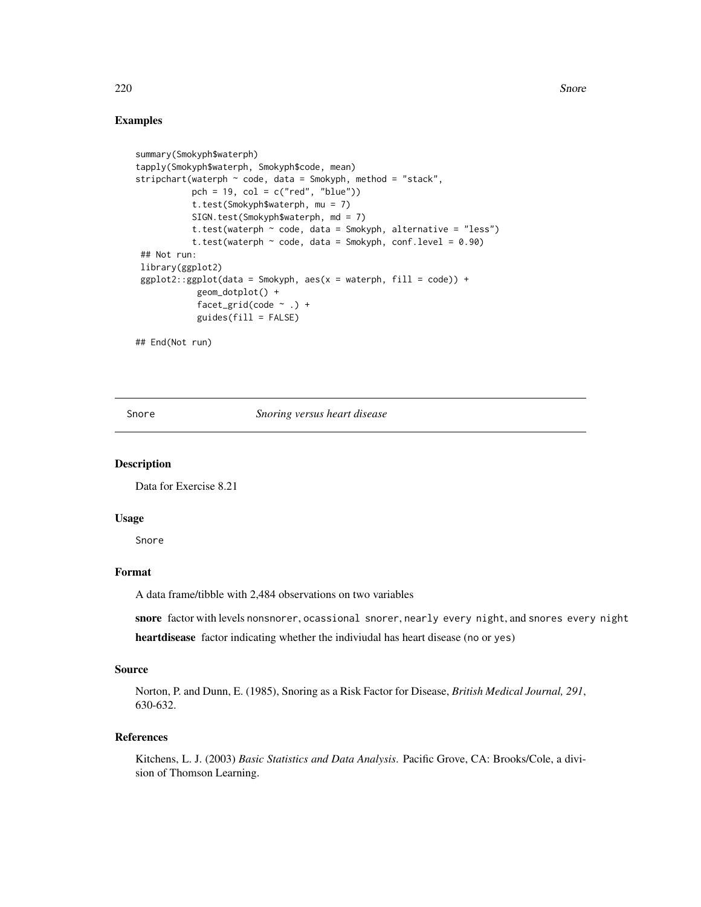## Examples

```
summary(Smokyph$waterph)
tapply(Smokyph$waterph, Smokyph$code, mean)
stripchart(waterph ~ code, data = Smokyph, method = "stack",
           pch = 19, col = c("red", "blue"))
           t.test(Smokyph$waterph, mu = 7)
           SIGN.test(Smokyph$waterph, md = 7)
           t.test(waterph ~ code, data = Smokyph, alternative = "less")
           t.test(waterph ~ code, data = Smokyph, conf.level = 0.90)
 ## Not run:
 library(ggplot2)
 ggplot2::ggplot(data = Smokyph, aes(x = waterph, fill = code)) +
            geom_dotplot() +
            facet_grid(code ~ .) +
            guides(fill = FALSE)

## End(Not run)
```

---

Snore *Snoring versus heart disease*

---

## Description

Data for Exercise 8.21

## Usage

```
Snore
```

## Format

A data frame/tibble with 2,484 observations on two variables

**snore** factor with levels nonsnorer, ocassional snorer, nearly every night, and snores every night

**heartdisease** factor indicating whether the indiviudal has heart disease (no or yes)

## Source

Norton, P. and Dunn, E. (1985), Snoring as a Risk Factor for Disease, *British Medical Journal, 291*, 630-632.

## References

Kitchens, L. J. (2003) *Basic Statistics and Data Analysis*. Pacific Grove, CA: Brooks/Cole, a division of Thomson Learning.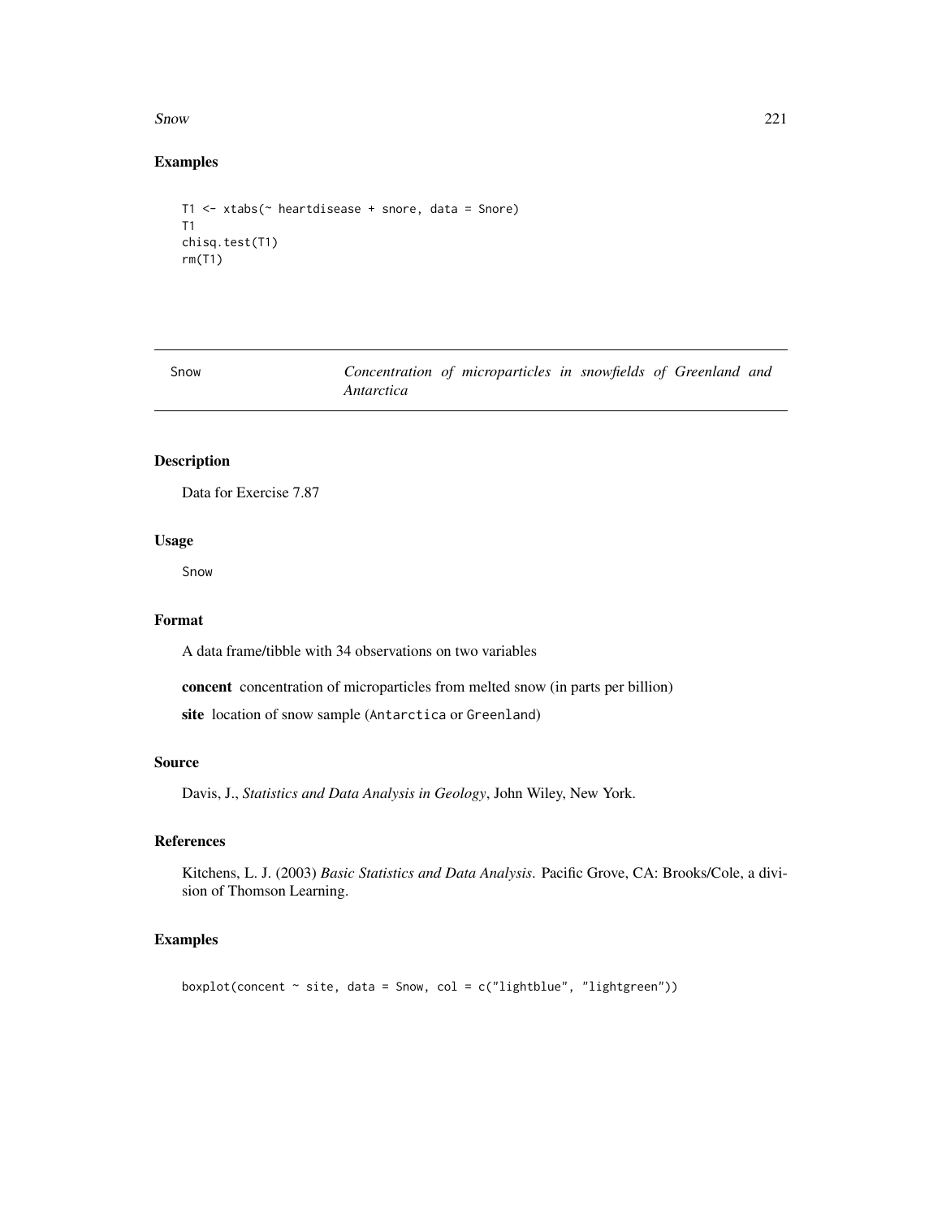## Examples

```
T1 <- xtabs(~ heartdisease + snore, data = Snore)
T1
chisq.test(T1)
rm(T1)
```

---

# Snow — *Concentration of microparticles in snowfields of Greenland and Antarctica*

---

### Description

Data for Exercise 7.87

### Usage

```
Snow
```

### Format

A data frame/tibble with 34 observations on two variables

**concent** concentration of microparticles from melted snow (in parts per billion)

**site** location of snow sample (`Antarctica` or `Greenland`)

### Source

Davis, J., *Statistics and Data Analysis in Geology*, John Wiley, New York.

### References

Kitchens, L. J. (2003) *Basic Statistics and Data Analysis*. Pacific Grove, CA: Brooks/Cole, a division of Thomson Learning.

### Examples

```
boxplot(concent ~ site, data = Snow, col = c("lightblue", "lightgreen"))
```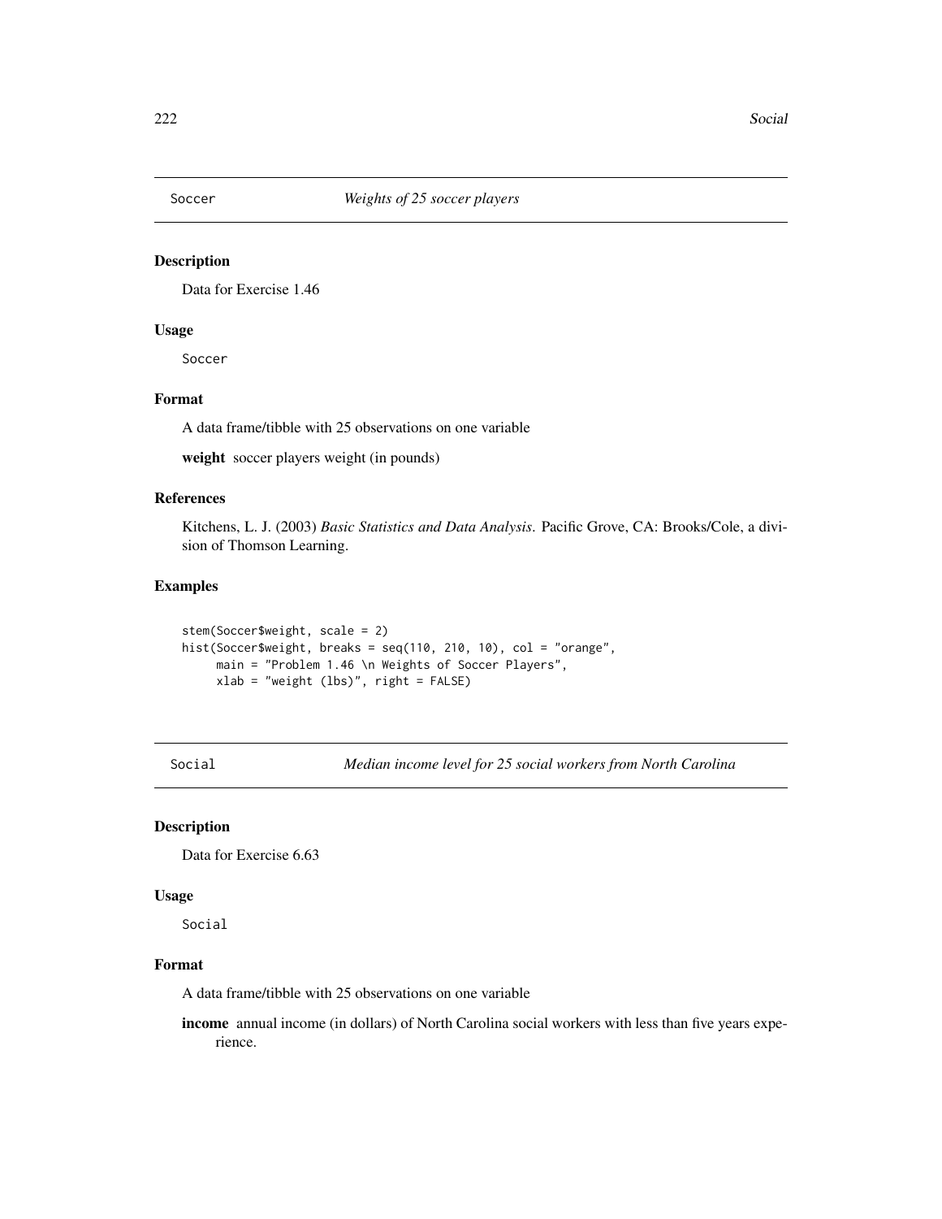## Soccer — *Weights of 25 soccer players*

### Description

Data for Exercise 1.46

### Usage

```
Soccer
```

### Format

A data frame/tibble with 25 observations on one variable

**weight** soccer players weight (in pounds)

### References

Kitchens, L. J. (2003) *Basic Statistics and Data Analysis*. Pacific Grove, CA: Brooks/Cole, a division of Thomson Learning.

### Examples

```
stem(Soccer$weight, scale = 2)
hist(Soccer$weight, breaks = seq(110, 210, 10), col = "orange",
     main = "Problem 1.46 \n Weights of Soccer Players",
     xlab = "weight (lbs)", right = FALSE)
```

## Social — *Median income level for 25 social workers from North Carolina*

### Description

Data for Exercise 6.63

### Usage

```
Social
```

### Format

A data frame/tibble with 25 observations on one variable

**income** annual income (in dollars) of North Carolina social workers with less than five years experience.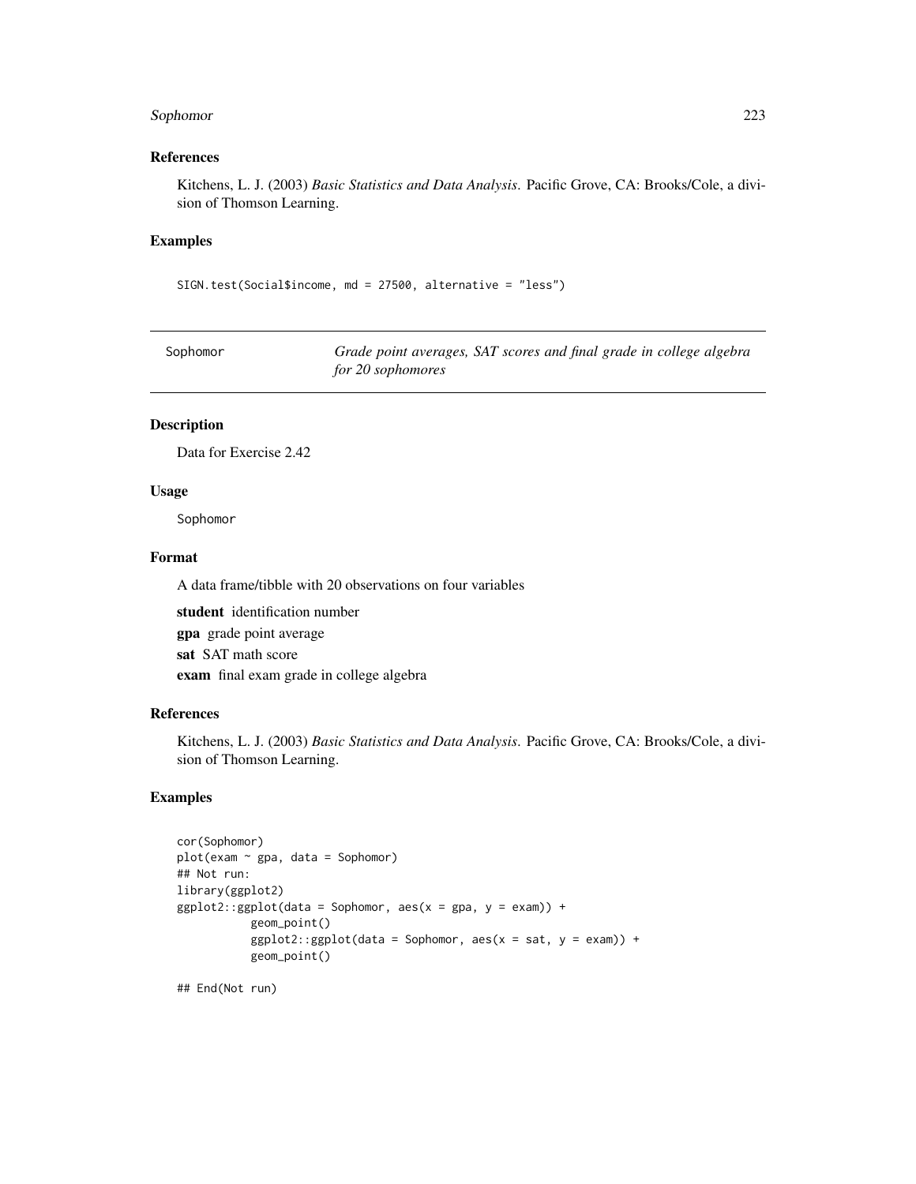### References

Kitchens, L. J. (2003) *Basic Statistics and Data Analysis*. Pacific Grove, CA: Brooks/Cole, a division of Thomson Learning.

### Examples

```
SIGN.test(Social$income, md = 27500, alternative = "less")
```

---

## Sophomor — *Grade point averages, SAT scores and final grade in college algebra for 20 sophomores*

---

### Description

Data for Exercise 2.42

### Usage

```
Sophomor
```

### Format

A data frame/tibble with 20 observations on four variables

**student** identification number

**gpa** grade point average

**sat** SAT math score

**exam** final exam grade in college algebra

### References

Kitchens, L. J. (2003) *Basic Statistics and Data Analysis*. Pacific Grove, CA: Brooks/Cole, a division of Thomson Learning.

### Examples

```
cor(Sophomor)
plot(exam ~ gpa, data = Sophomor)
## Not run:
library(ggplot2)
ggplot2::ggplot(data = Sophomor, aes(x = gpa, y = exam)) +
           geom_point()
           ggplot2::ggplot(data = Sophomor, aes(x = sat, y = exam)) +
           geom_point()

## End(Not run)
```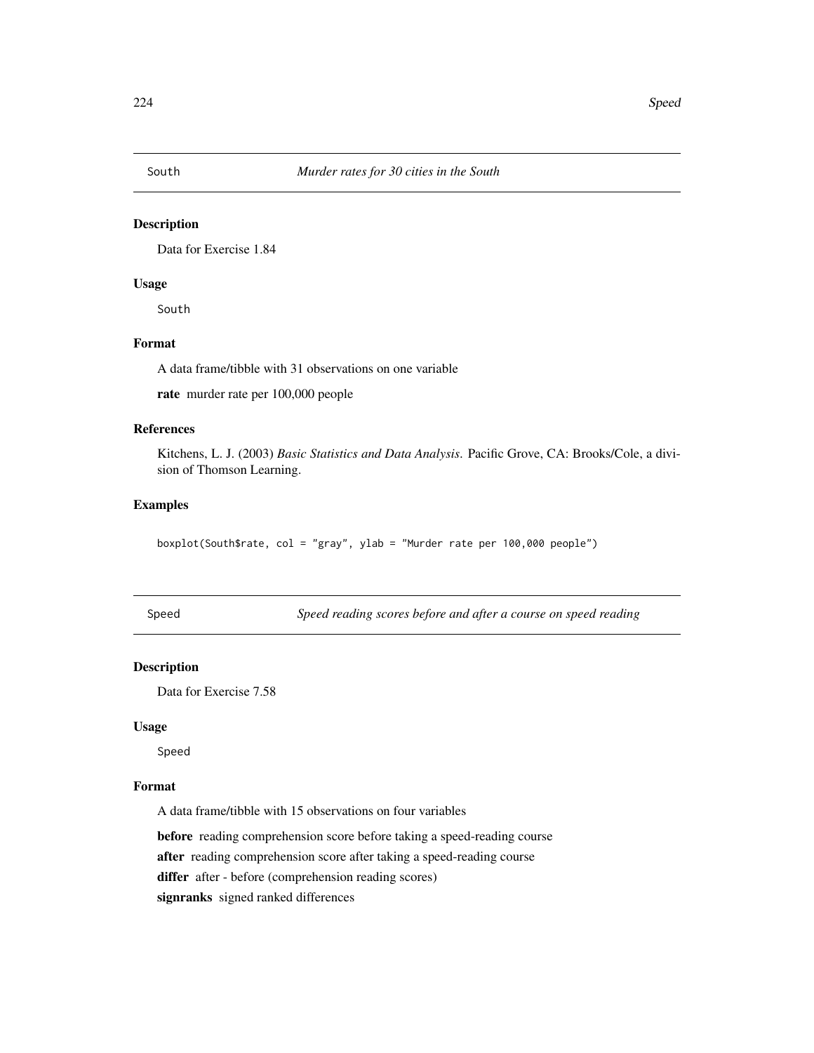## South — *Murder rates for 30 cities in the South*

### Description

Data for Exercise 1.84

### Usage

```
South
```

### Format

A data frame/tibble with 31 observations on one variable

**rate** murder rate per 100,000 people

### References

Kitchens, L. J. (2003) *Basic Statistics and Data Analysis*. Pacific Grove, CA: Brooks/Cole, a division of Thomson Learning.

### Examples

```
boxplot(South$rate, col = "gray", ylab = "Murder rate per 100,000 people")
```

## Speed — *Speed reading scores before and after a course on speed reading*

### Description

Data for Exercise 7.58

### Usage

```
Speed
```

### Format

A data frame/tibble with 15 observations on four variables

**before** reading comprehension score before taking a speed-reading course

**after** reading comprehension score after taking a speed-reading course

**differ** after - before (comprehension reading scores)

**signranks** signed ranked differences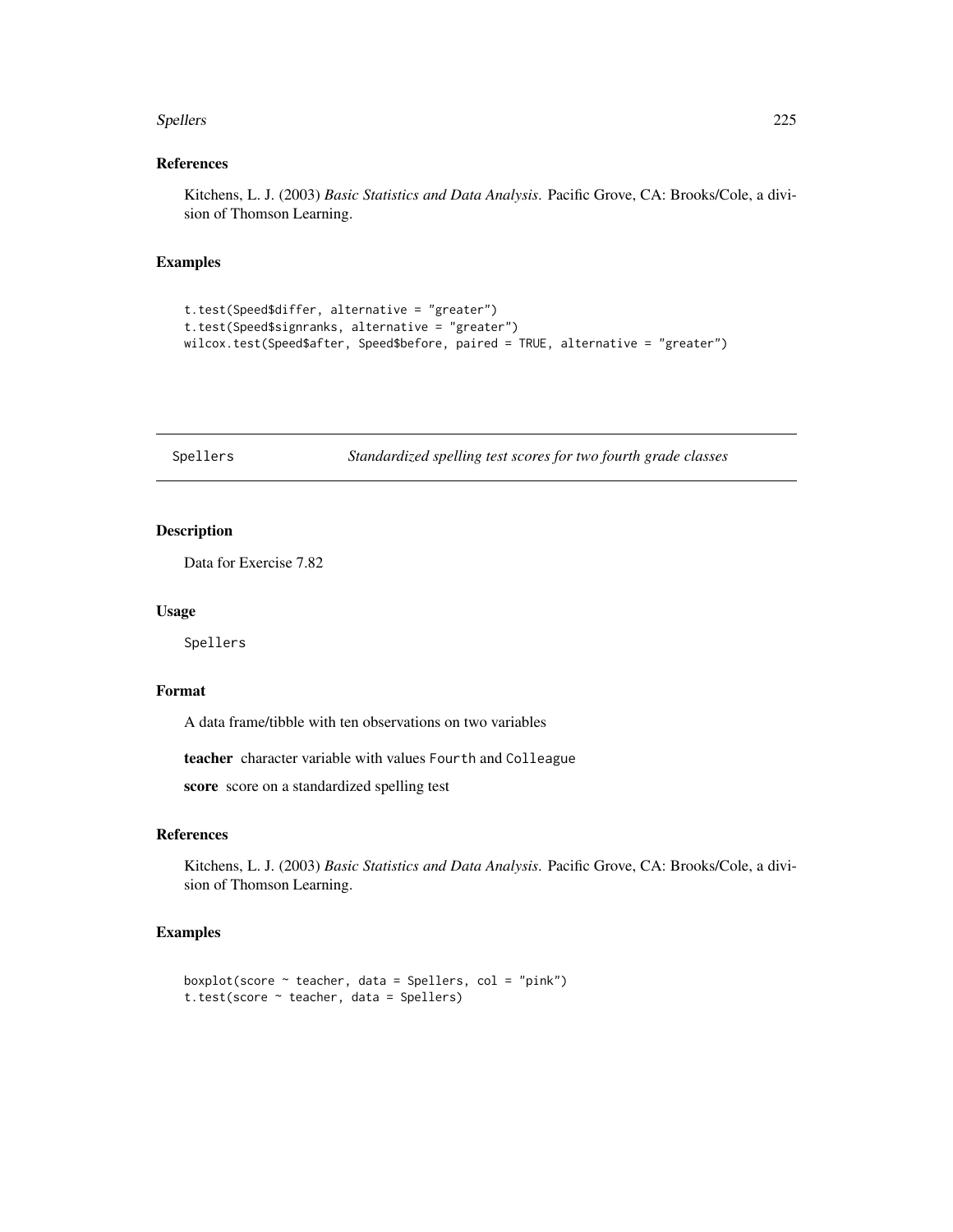## References

Kitchens, L. J. (2003) *Basic Statistics and Data Analysis*. Pacific Grove, CA: Brooks/Cole, a division of Thomson Learning.

## Examples

```
t.test(Speed$differ, alternative = "greater")
t.test(Speed$signranks, alternative = "greater")
wilcox.test(Speed$after, Speed$before, paired = TRUE, alternative = "greater")
```

---

# Spellers — *Standardized spelling test scores for two fourth grade classes*

---

## Description

Data for Exercise 7.82

## Usage

Spellers

## Format

A data frame/tibble with ten observations on two variables

**teacher** character variable with values `Fourth` and `Colleague`

**score** score on a standardized spelling test

## References

Kitchens, L. J. (2003) *Basic Statistics and Data Analysis*. Pacific Grove, CA: Brooks/Cole, a division of Thomson Learning.

## Examples

```
boxplot(score ~ teacher, data = Spellers, col = "pink")
t.test(score ~ teacher, data = Spellers)
```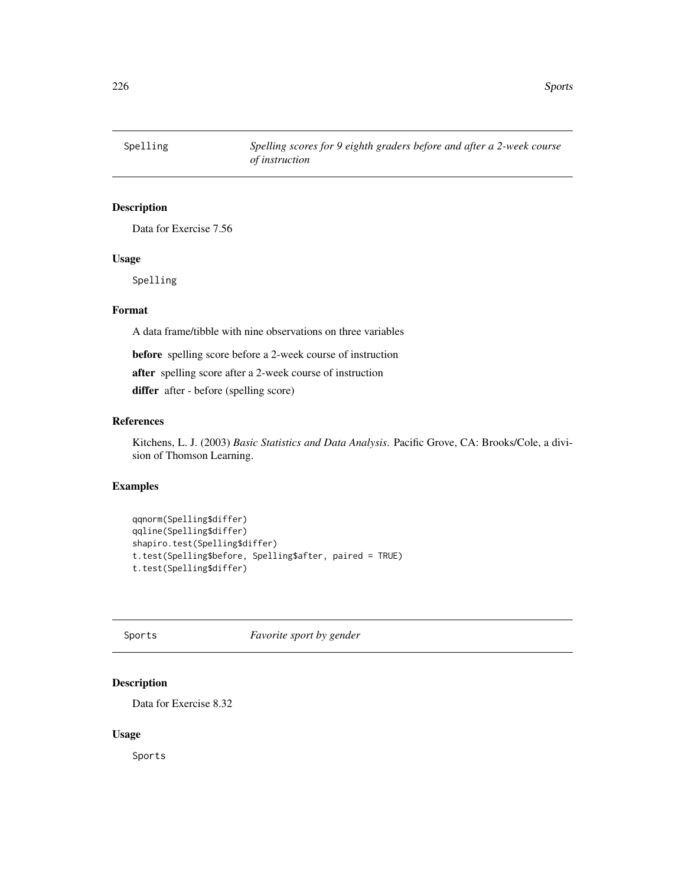## Spelling — *Spelling scores for 9 eighth graders before and after a 2-week course of instruction*

### Description

Data for Exercise 7.56

### Usage

```
Spelling
```

### Format

A data frame/tibble with nine observations on three variables

**before** spelling score before a 2-week course of instruction

**after** spelling score after a 2-week course of instruction

**differ** after - before (spelling score)

### References

Kitchens, L. J. (2003) *Basic Statistics and Data Analysis*. Pacific Grove, CA: Brooks/Cole, a division of Thomson Learning.

### Examples

```
qqnorm(Spelling$differ)
qqline(Spelling$differ)
shapiro.test(Spelling$differ)
t.test(Spelling$before, Spelling$after, paired = TRUE)
t.test(Spelling$differ)
```

## Sports — *Favorite sport by gender*

### Description

Data for Exercise 8.32

### Usage

```
Sports
```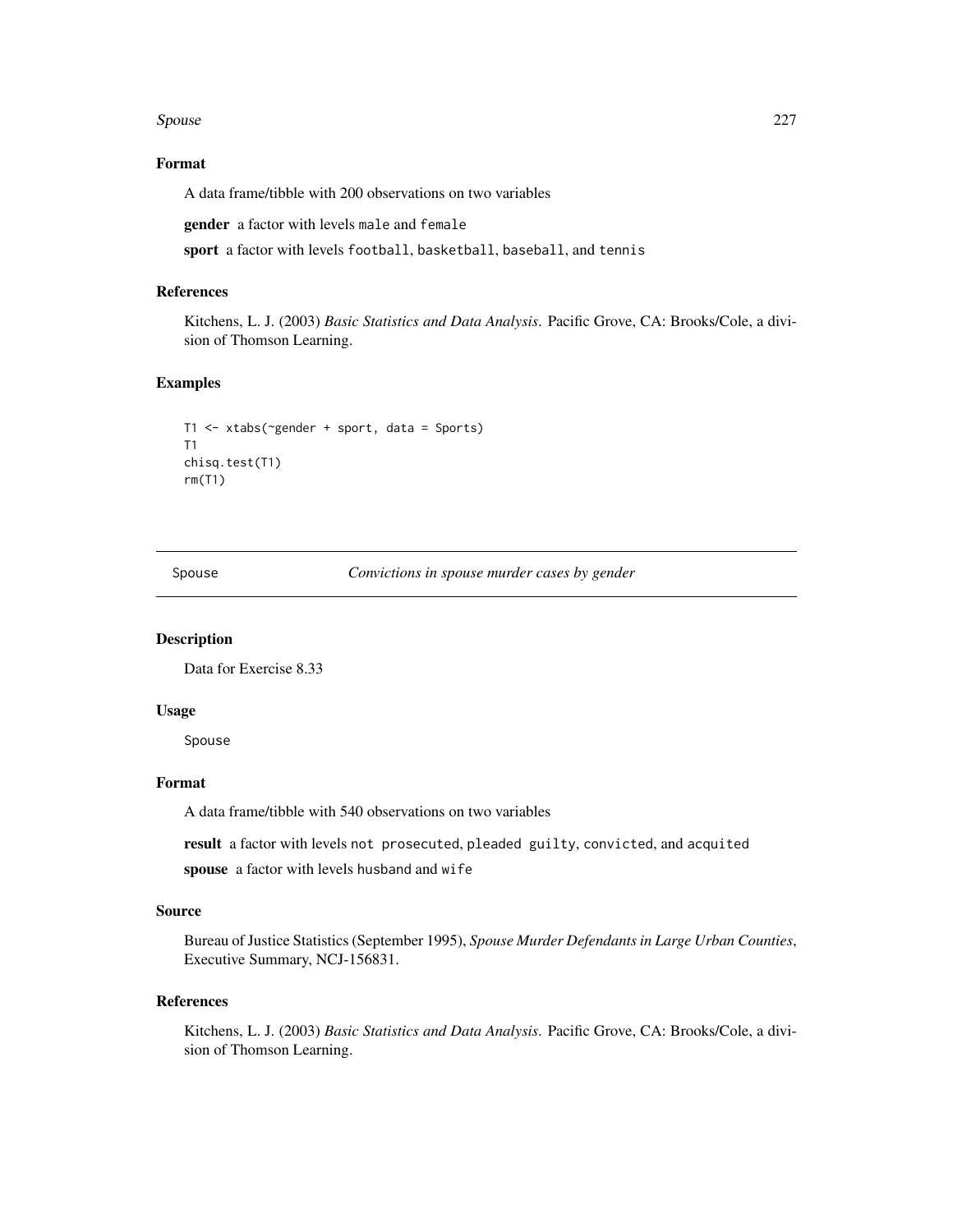### Format

A data frame/tibble with 200 observations on two variables

**gender** a factor with levels `male` and `female`

**sport** a factor with levels `football`, `basketball`, `baseball`, and `tennis`

### References

Kitchens, L. J. (2003) *Basic Statistics and Data Analysis*. Pacific Grove, CA: Brooks/Cole, a division of Thomson Learning.

### Examples

```
T1 <- xtabs(~gender + sport, data = Sports)
T1
chisq.test(T1)
rm(T1)
```

---

## Spouse — *Convictions in spouse murder cases by gender*

---

### Description

Data for Exercise 8.33

### Usage

```
Spouse
```

### Format

A data frame/tibble with 540 observations on two variables

**result** a factor with levels `not prosecuted`, `pleaded guilty`, `convicted`, and `acquited`

**spouse** a factor with levels `husband` and `wife`

### Source

Bureau of Justice Statistics (September 1995), *Spouse Murder Defendants in Large Urban Counties*, Executive Summary, NCJ-156831.

### References

Kitchens, L. J. (2003) *Basic Statistics and Data Analysis*. Pacific Grove, CA: Brooks/Cole, a division of Thomson Learning.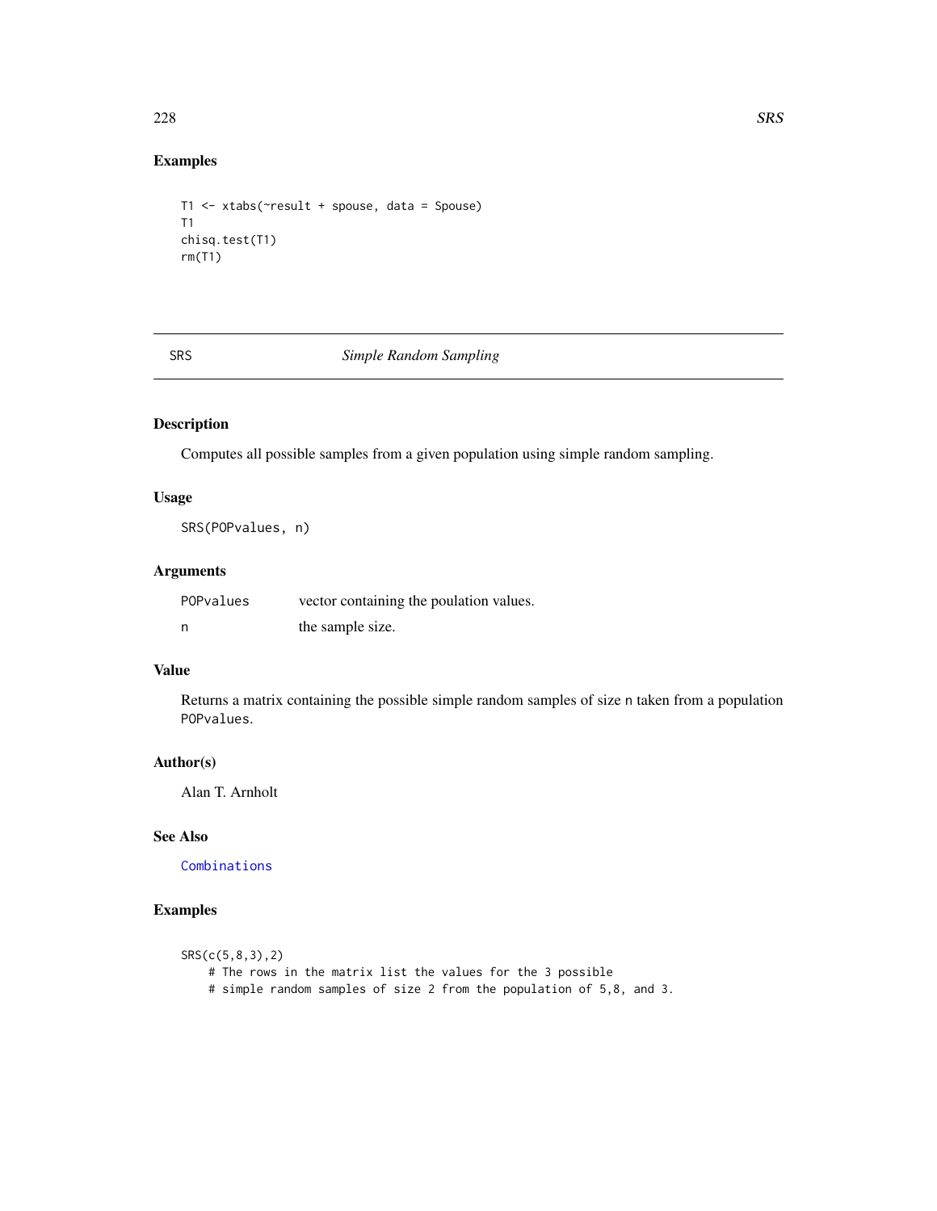### Examples

```
T1 <- xtabs(~result + spouse, data = Spouse)
T1
chisq.test(T1)
rm(T1)
```

---

## SRS *Simple Random Sampling*

---

### Description

Computes all possible samples from a given population using simple random sampling.

### Usage

```
SRS(POPvalues, n)
```

### Arguments

| | |
|---|---|
| `POPvalues` | vector containing the poulation values. |
| `n` | the sample size. |

### Value

Returns a matrix containing the possible simple random samples of size `n` taken from a population `POPvalues`.

### Author(s)

Alan T. Arnholt

### See Also

`Combinations`

### Examples

```
SRS(c(5,8,3),2)
    # The rows in the matrix list the values for the 3 possible
    # simple random samples of size 2 from the population of 5,8, and 3.
```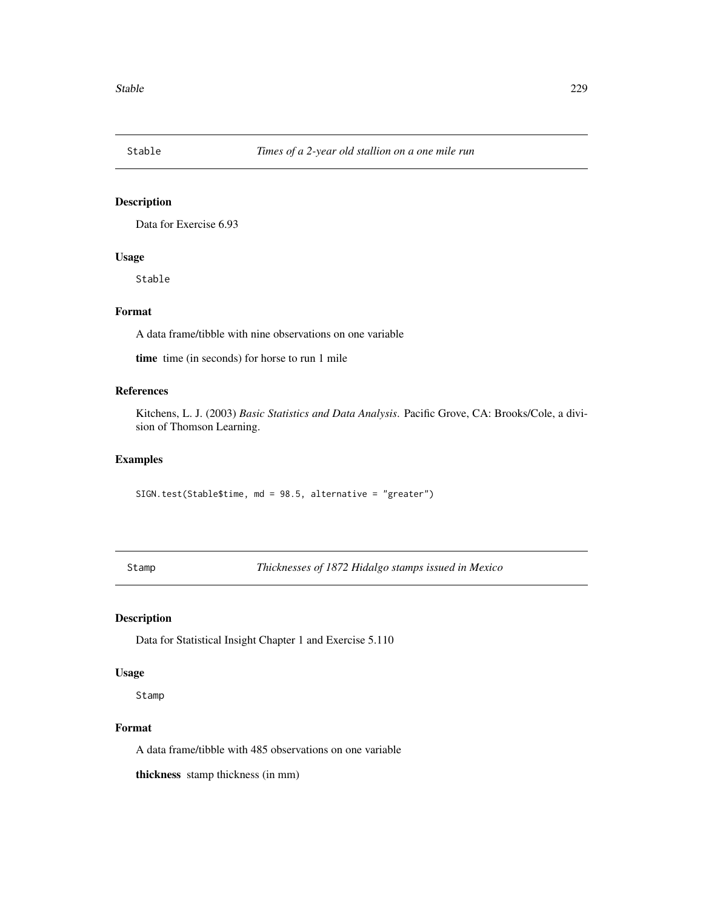## Stable — *Times of a 2-year old stallion on a one mile run*

### Description

Data for Exercise 6.93

### Usage

```
Stable
```

### Format

A data frame/tibble with nine observations on one variable

**time** time (in seconds) for horse to run 1 mile

### References

Kitchens, L. J. (2003) *Basic Statistics and Data Analysis*. Pacific Grove, CA: Brooks/Cole, a division of Thomson Learning.

### Examples

```
SIGN.test(Stable$time, md = 98.5, alternative = "greater")
```

## Stamp — *Thicknesses of 1872 Hidalgo stamps issued in Mexico*

### Description

Data for Statistical Insight Chapter 1 and Exercise 5.110

### Usage

```
Stamp
```

### Format

A data frame/tibble with 485 observations on one variable

**thickness** stamp thickness (in mm)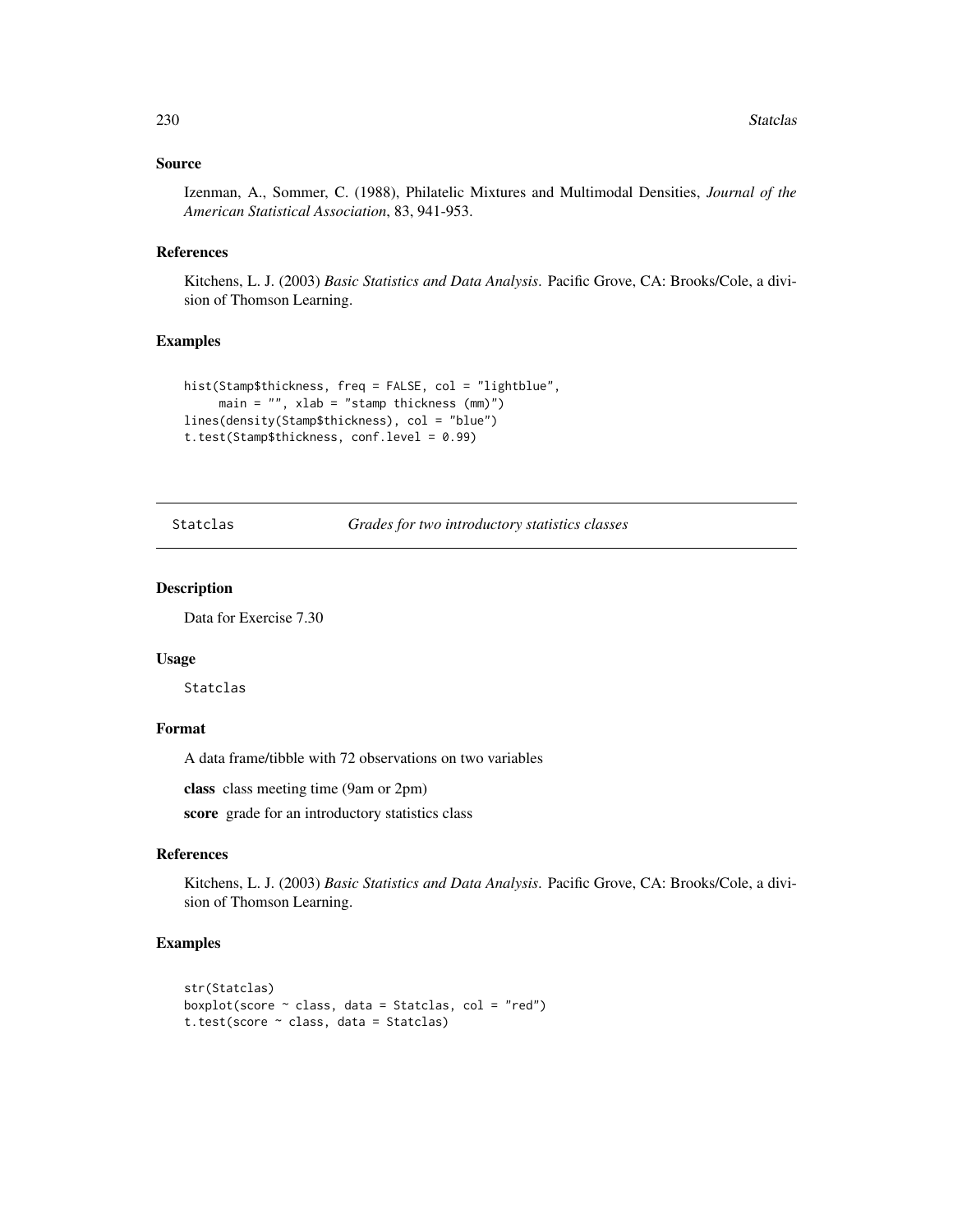### Source

Izenman, A., Sommer, C. (1988), Philatelic Mixtures and Multimodal Densities, *Journal of the American Statistical Association*, 83, 941-953.

### References

Kitchens, L. J. (2003) *Basic Statistics and Data Analysis*. Pacific Grove, CA: Brooks/Cole, a division of Thomson Learning.

### Examples

```
hist(Stamp$thickness, freq = FALSE, col = "lightblue",
     main = "", xlab = "stamp thickness (mm)")
lines(density(Stamp$thickness), col = "blue")
t.test(Stamp$thickness, conf.level = 0.99)
```

---

## Statclas *Grades for two introductory statistics classes*

---

### Description

Data for Exercise 7.30

### Usage

Statclas

### Format

A data frame/tibble with 72 observations on two variables

**class** class meeting time (9am or 2pm)

**score** grade for an introductory statistics class

### References

Kitchens, L. J. (2003) *Basic Statistics and Data Analysis*. Pacific Grove, CA: Brooks/Cole, a division of Thomson Learning.

### Examples

```
str(Statclas)
boxplot(score ~ class, data = Statclas, col = "red")
t.test(score ~ class, data = Statclas)
```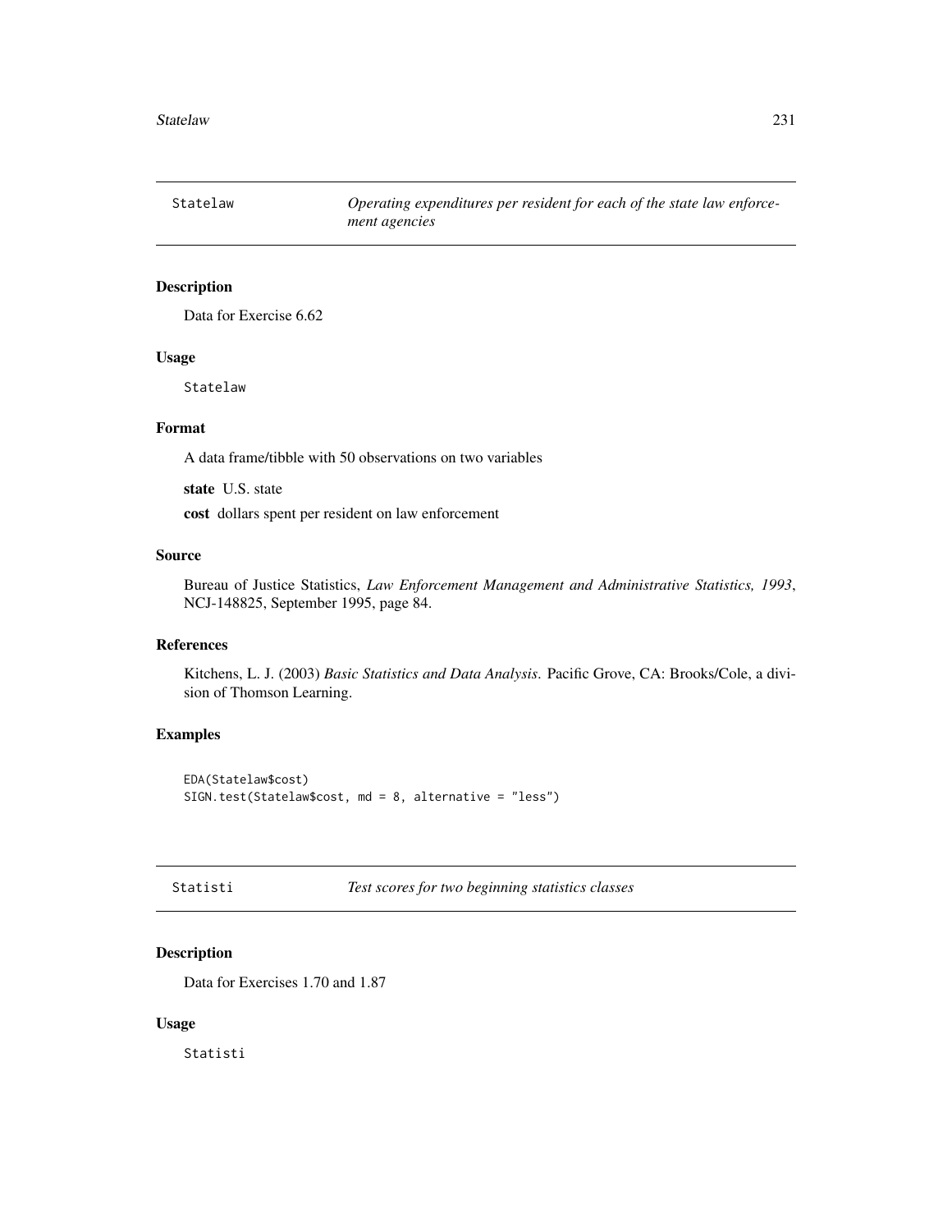## Statelaw — *Operating expenditures per resident for each of the state law enforcement agencies*

### Description

Data for Exercise 6.62

### Usage

```
Statelaw
```

### Format

A data frame/tibble with 50 observations on two variables

**state** U.S. state

**cost** dollars spent per resident on law enforcement

### Source

Bureau of Justice Statistics, *Law Enforcement Management and Administrative Statistics, 1993*, NCJ-148825, September 1995, page 84.

### References

Kitchens, L. J. (2003) *Basic Statistics and Data Analysis*. Pacific Grove, CA: Brooks/Cole, a division of Thomson Learning.

### Examples

```
EDA(Statelaw$cost)
SIGN.test(Statelaw$cost, md = 8, alternative = "less")
```

## Statisti — *Test scores for two beginning statistics classes*

### Description

Data for Exercises 1.70 and 1.87

### Usage

```
Statisti
```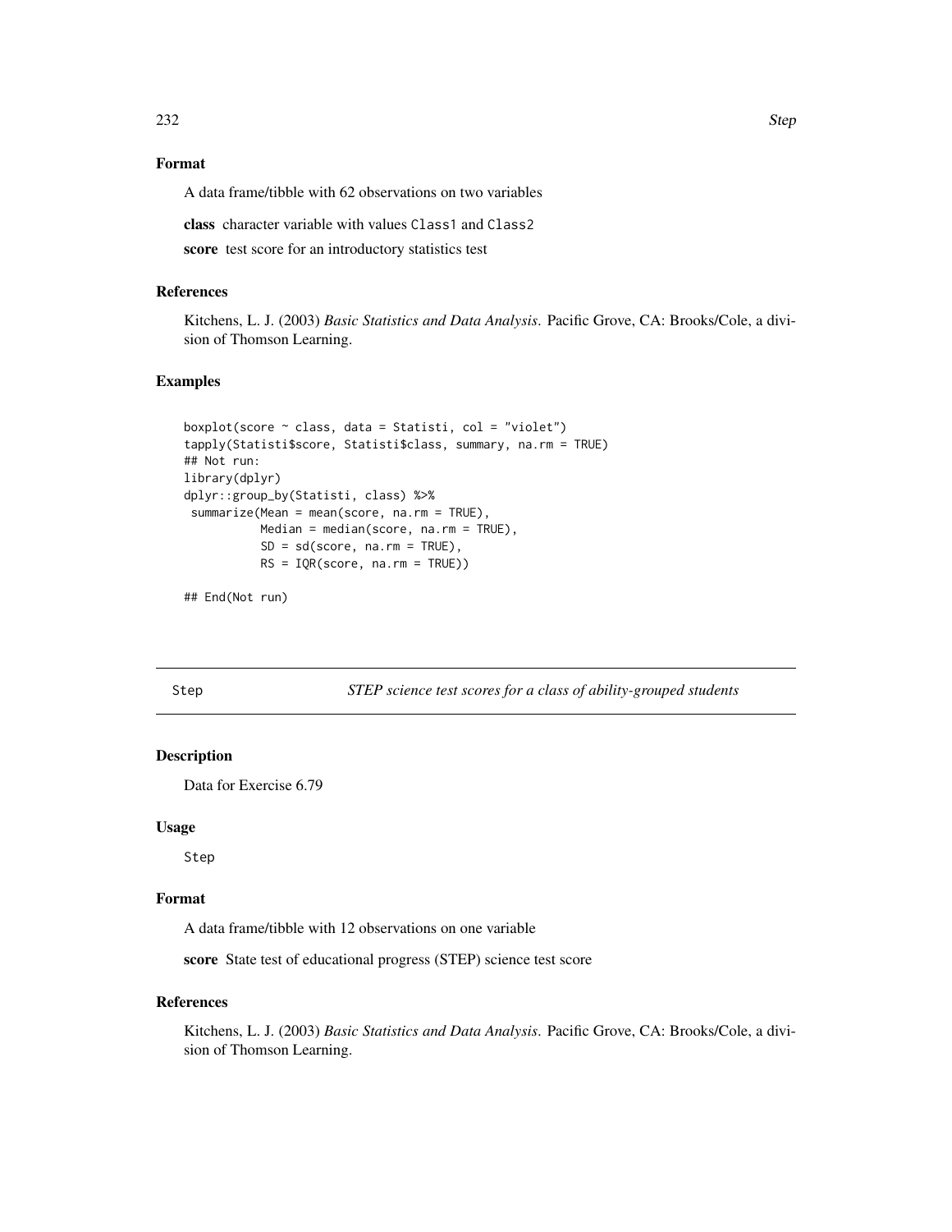### Format

A data frame/tibble with 62 observations on two variables

**class** character variable with values `Class1` and `Class2`

**score** test score for an introductory statistics test

### References

Kitchens, L. J. (2003) *Basic Statistics and Data Analysis*. Pacific Grove, CA: Brooks/Cole, a division of Thomson Learning.

### Examples

```
boxplot(score ~ class, data = Statisti, col = "violet")
tapply(Statisti$score, Statisti$class, summary, na.rm = TRUE)
## Not run:
library(dplyr)
dplyr::group_by(Statisti, class) %>%
 summarize(Mean = mean(score, na.rm = TRUE),
           Median = median(score, na.rm = TRUE),
           SD = sd(score, na.rm = TRUE),
           RS = IQR(score, na.rm = TRUE))

## End(Not run)
```

---

## Step — *STEP science test scores for a class of ability-grouped students*

---

### Description

Data for Exercise 6.79

### Usage

```
Step
```

### Format

A data frame/tibble with 12 observations on one variable

**score** State test of educational progress (STEP) science test score

### References

Kitchens, L. J. (2003) *Basic Statistics and Data Analysis*. Pacific Grove, CA: Brooks/Cole, a division of Thomson Learning.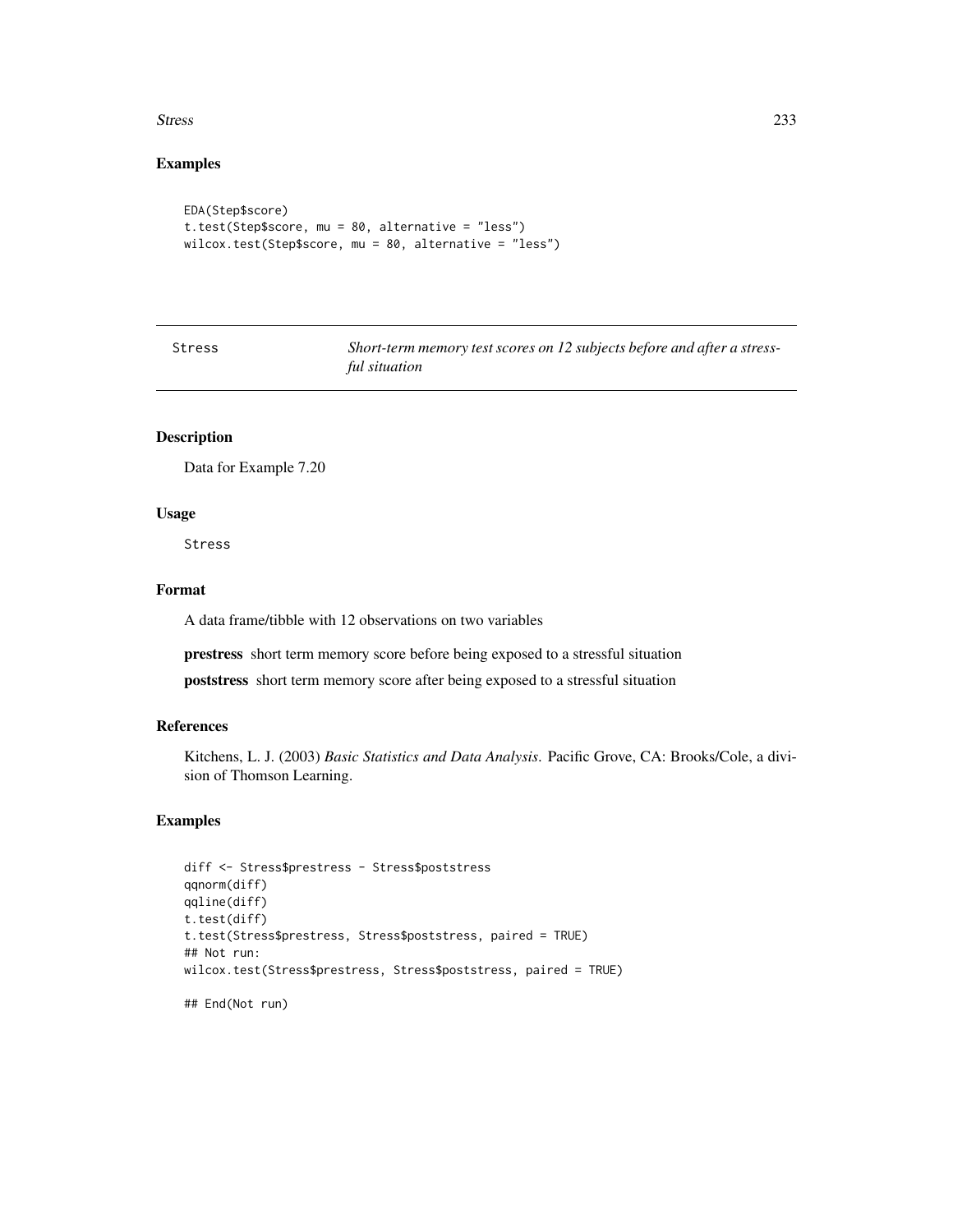## Examples

```
EDA(Step$score)
t.test(Step$score, mu = 80, alternative = "less")
wilcox.test(Step$score, mu = 80, alternative = "less")
```

---

# Stress — *Short-term memory test scores on 12 subjects before and after a stressful situation*

---

### Description

Data for Example 7.20

### Usage

```
Stress
```

### Format

A data frame/tibble with 12 observations on two variables

**prestress** short term memory score before being exposed to a stressful situation

**poststress** short term memory score after being exposed to a stressful situation

### References

Kitchens, L. J. (2003) *Basic Statistics and Data Analysis*. Pacific Grove, CA: Brooks/Cole, a division of Thomson Learning.

### Examples

```
diff <- Stress$prestress - Stress$poststress
qqnorm(diff)
qqline(diff)
t.test(diff)
t.test(Stress$prestress, Stress$poststress, paired = TRUE)
## Not run:
wilcox.test(Stress$prestress, Stress$poststress, paired = TRUE)

## End(Not run)
```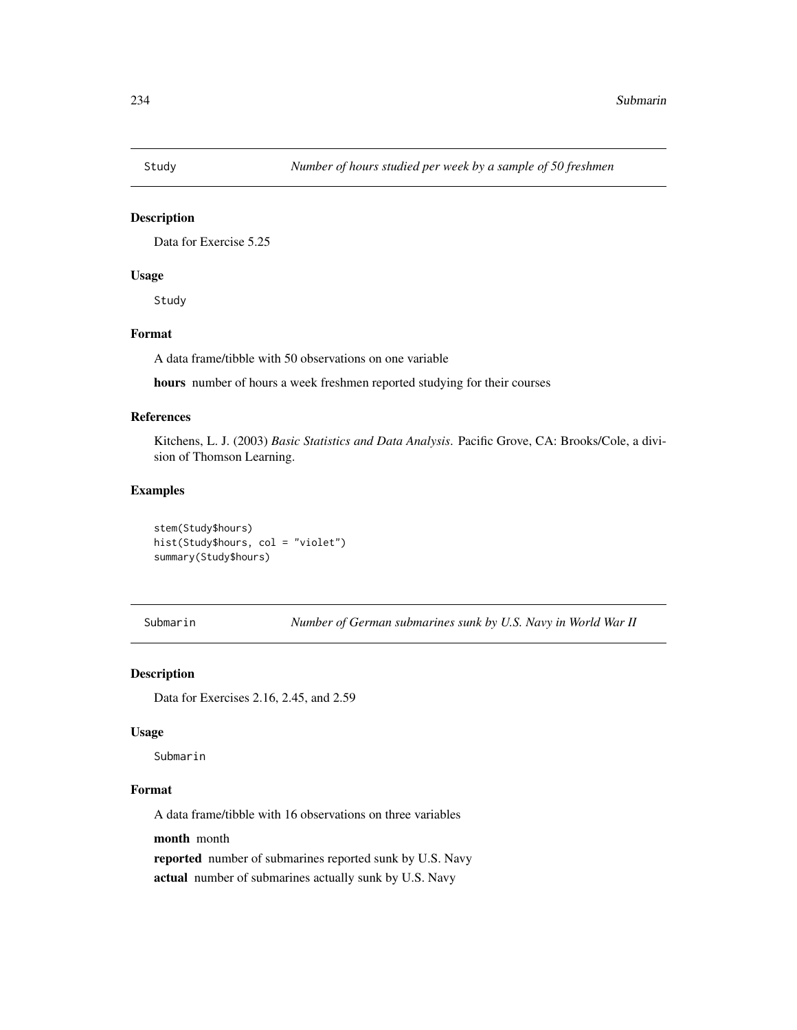## Study — *Number of hours studied per week by a sample of 50 freshmen*

### Description

Data for Exercise 5.25

### Usage

```
Study
```

### Format

A data frame/tibble with 50 observations on one variable

**hours** number of hours a week freshmen reported studying for their courses

### References

Kitchens, L. J. (2003) *Basic Statistics and Data Analysis*. Pacific Grove, CA: Brooks/Cole, a division of Thomson Learning.

### Examples

```
stem(Study$hours)
hist(Study$hours, col = "violet")
summary(Study$hours)
```

## Submarin — *Number of German submarines sunk by U.S. Navy in World War II*

### Description

Data for Exercises 2.16, 2.45, and 2.59

### Usage

```
Submarin
```

### Format

A data frame/tibble with 16 observations on three variables

**month** month

**reported** number of submarines reported sunk by U.S. Navy

**actual** number of submarines actually sunk by U.S. Navy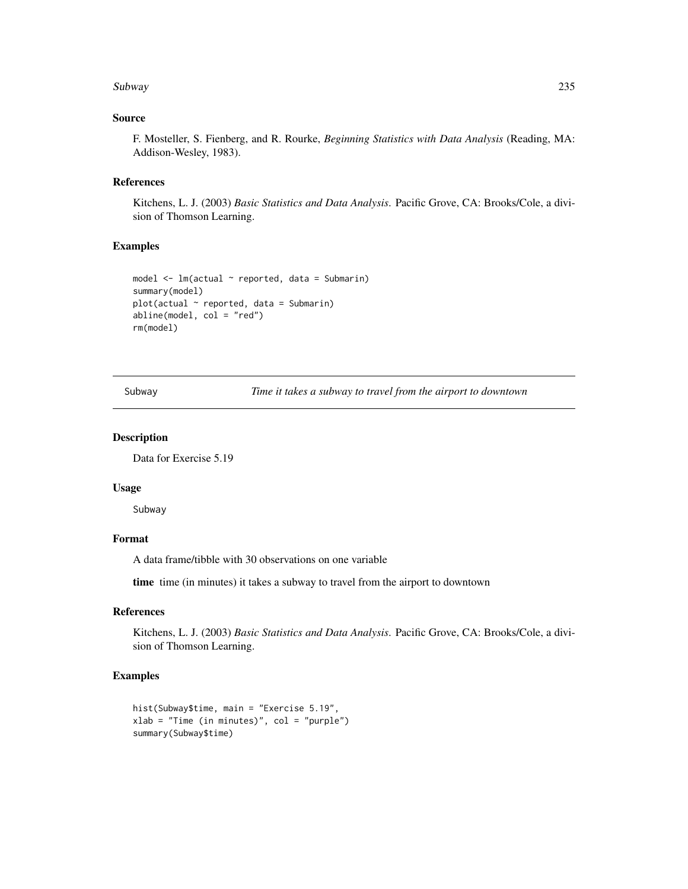### Source

F. Mosteller, S. Fienberg, and R. Rourke, *Beginning Statistics with Data Analysis* (Reading, MA: Addison-Wesley, 1983).

### References

Kitchens, L. J. (2003) *Basic Statistics and Data Analysis*. Pacific Grove, CA: Brooks/Cole, a division of Thomson Learning.

### Examples

```
model <- lm(actual ~ reported, data = Submarin)
summary(model)
plot(actual ~ reported, data = Submarin)
abline(model, col = "red")
rm(model)
```

---

## Subway — *Time it takes a subway to travel from the airport to downtown*

---

### Description

Data for Exercise 5.19

### Usage

```
Subway
```

### Format

A data frame/tibble with 30 observations on one variable

**time** time (in minutes) it takes a subway to travel from the airport to downtown

### References

Kitchens, L. J. (2003) *Basic Statistics and Data Analysis*. Pacific Grove, CA: Brooks/Cole, a division of Thomson Learning.

### Examples

```
hist(Subway$time, main = "Exercise 5.19",
xlab = "Time (in minutes)", col = "purple")
summary(Subway$time)
```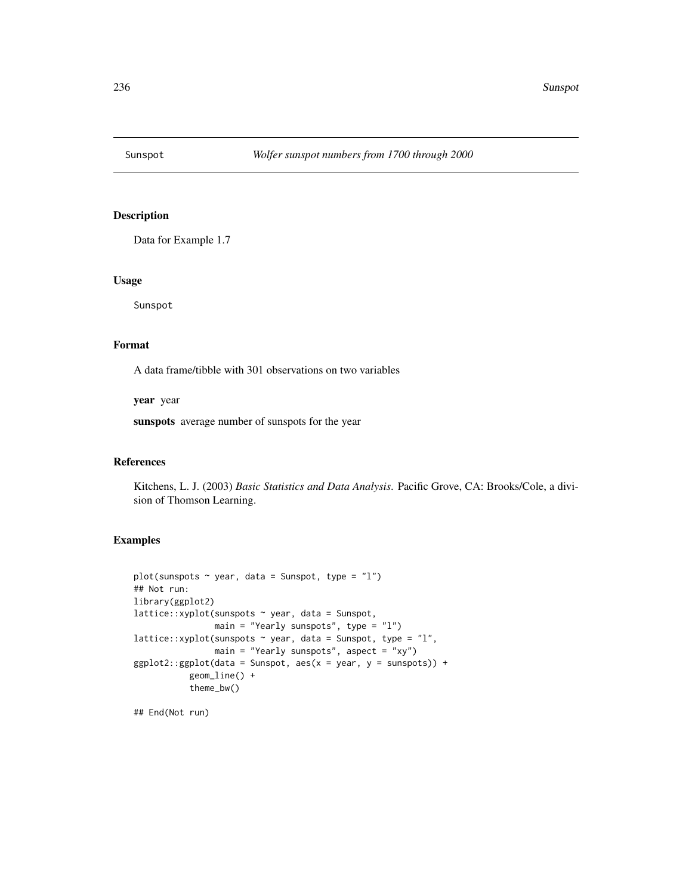Sunspot *Wolfer sunspot numbers from 1700 through 2000*

## Description

Data for Example 1.7

## Usage

```
Sunspot
```

## Format

A data frame/tibble with 301 observations on two variables

**year** year

**sunspots** average number of sunspots for the year

## References

Kitchens, L. J. (2003) *Basic Statistics and Data Analysis*. Pacific Grove, CA: Brooks/Cole, a division of Thomson Learning.

## Examples

```
plot(sunspots ~ year, data = Sunspot, type = "l")
## Not run:
library(ggplot2)
lattice::xyplot(sunspots ~ year, data = Sunspot,
                main = "Yearly sunspots", type = "l")
lattice::xyplot(sunspots ~ year, data = Sunspot, type = "l",
                main = "Yearly sunspots", aspect = "xy")
ggplot2::ggplot(data = Sunspot, aes(x = year, y = sunspots)) +
           geom_line() +
           theme_bw()

## End(Not run)
```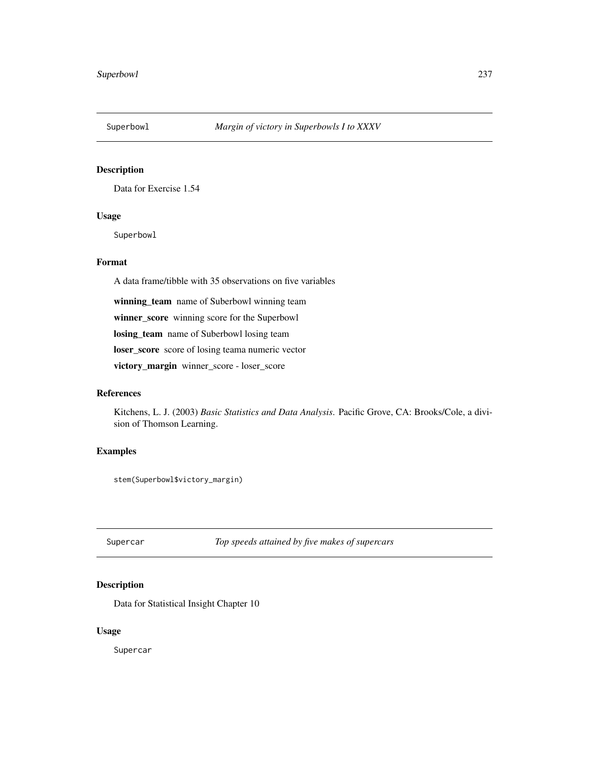## Superbowl — *Margin of victory in Superbowls I to XXXV*

### Description

Data for Exercise 1.54

### Usage

```
Superbowl
```

### Format

A data frame/tibble with 35 observations on five variables

**winning_team** name of Suberbowl winning team

**winner_score** winning score for the Superbowl

**losing_team** name of Suberbowl losing team

**loser_score** score of losing teama numeric vector

**victory_margin** winner_score - loser_score

### References

Kitchens, L. J. (2003) *Basic Statistics and Data Analysis*. Pacific Grove, CA: Brooks/Cole, a division of Thomson Learning.

### Examples

```
stem(Superbowl$victory_margin)
```

## Supercar — *Top speeds attained by five makes of supercars*

### Description

Data for Statistical Insight Chapter 10

### Usage

```
Supercar
```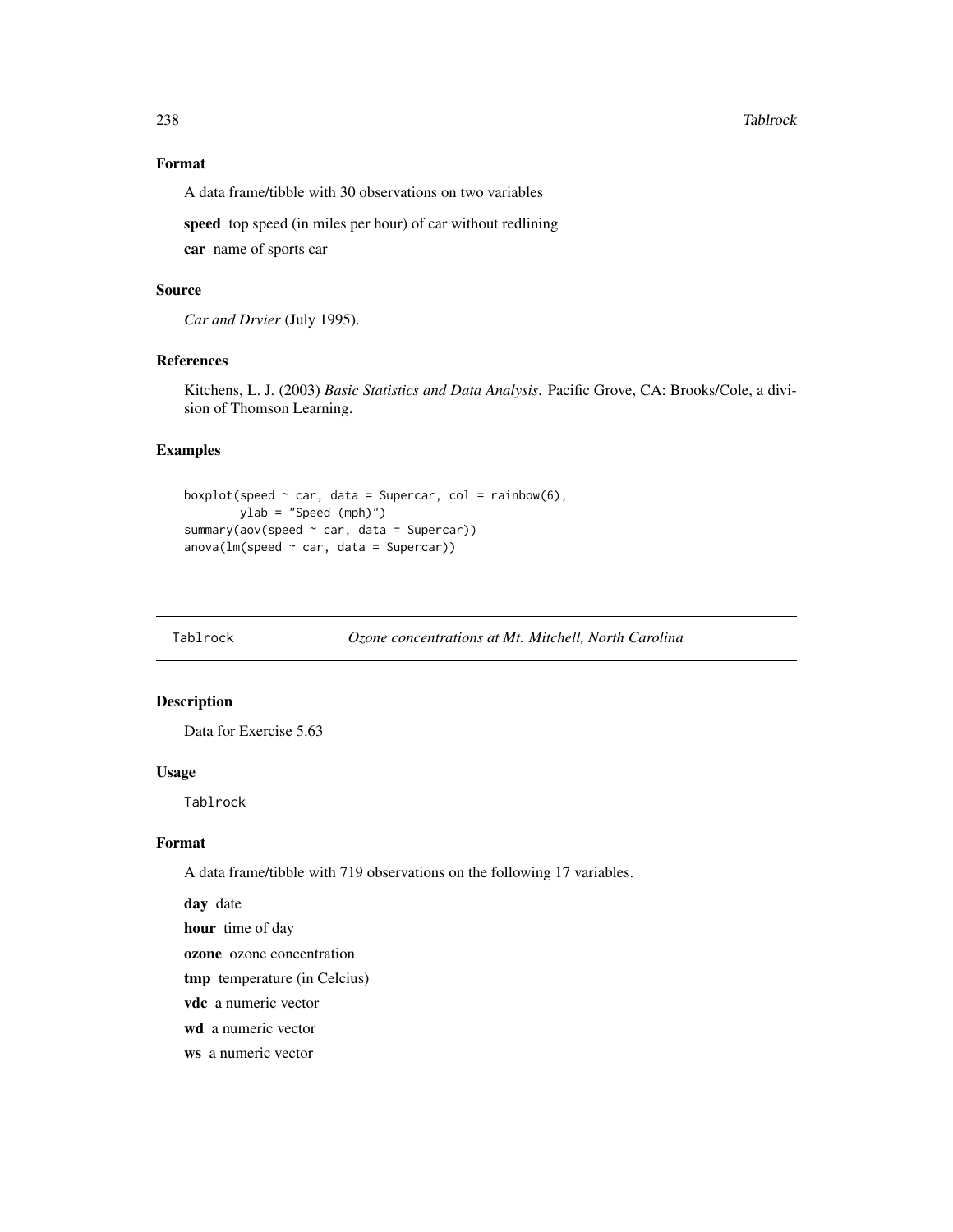### Format

A data frame/tibble with 30 observations on two variables

**speed** top speed (in miles per hour) of car without redlining

**car** name of sports car

### Source

*Car and Drvier* (July 1995).

### References

Kitchens, L. J. (2003) *Basic Statistics and Data Analysis*. Pacific Grove, CA: Brooks/Cole, a division of Thomson Learning.

### Examples

```
boxplot(speed ~ car, data = Supercar, col = rainbow(6),
        ylab = "Speed (mph)")
summary(aov(speed ~ car, data = Supercar))
anova(lm(speed ~ car, data = Supercar))
```

---

## Tablrock *Ozone concentrations at Mt. Mitchell, North Carolina*

---

### Description

Data for Exercise 5.63

### Usage

```
Tablrock
```

### Format

A data frame/tibble with 719 observations on the following 17 variables.

**day** date

**hour** time of day

**ozone** ozone concentration

**tmp** temperature (in Celcius)

**vdc** a numeric vector

**wd** a numeric vector

**ws** a numeric vector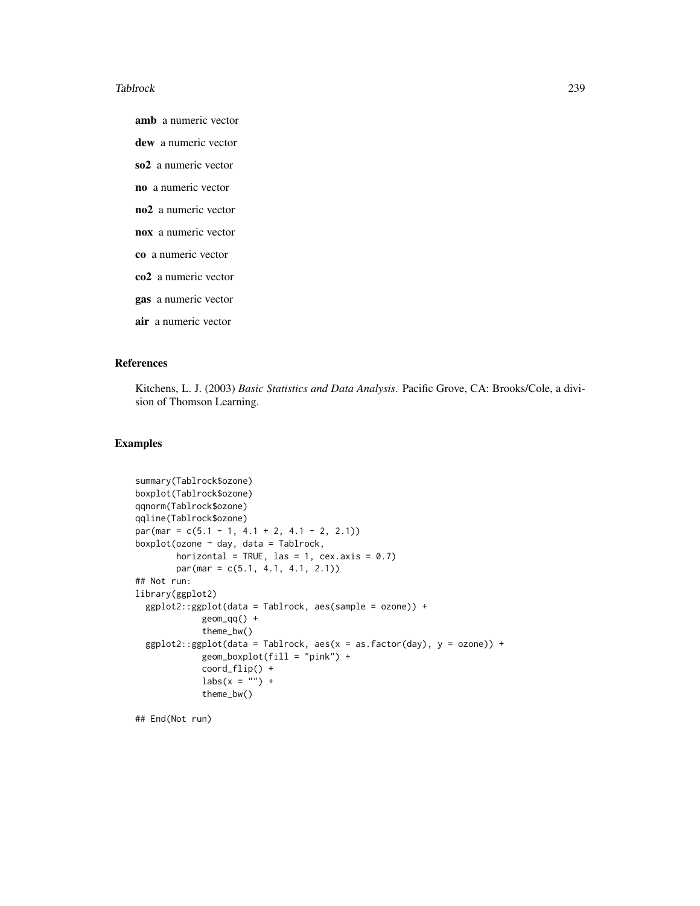**amb** a numeric vector

**dew** a numeric vector

**so2** a numeric vector

**no** a numeric vector

**no2** a numeric vector

**nox** a numeric vector

**co** a numeric vector

**co2** a numeric vector

**gas** a numeric vector

**air** a numeric vector

## References

Kitchens, L. J. (2003) *Basic Statistics and Data Analysis*. Pacific Grove, CA: Brooks/Cole, a division of Thomson Learning.

## Examples

```
summary(Tablrock$ozone)
boxplot(Tablrock$ozone)
qqnorm(Tablrock$ozone)
qqline(Tablrock$ozone)
par(mar = c(5.1 - 1, 4.1 + 2, 4.1 - 2, 2.1))
boxplot(ozone ~ day, data = Tablrock,
        horizontal = TRUE, las = 1, cex.axis = 0.7)
        par(mar = c(5.1, 4.1, 4.1, 2.1))
## Not run:
library(ggplot2)
  ggplot2::ggplot(data = Tablrock, aes(sample = ozone)) +
             geom_qq() +
             theme_bw()
  ggplot2::ggplot(data = Tablrock, aes(x = as.factor(day), y = ozone)) +
             geom_boxplot(fill = "pink") +
             coord_flip() +
             labs(x = "") +
             theme_bw()

## End(Not run)
```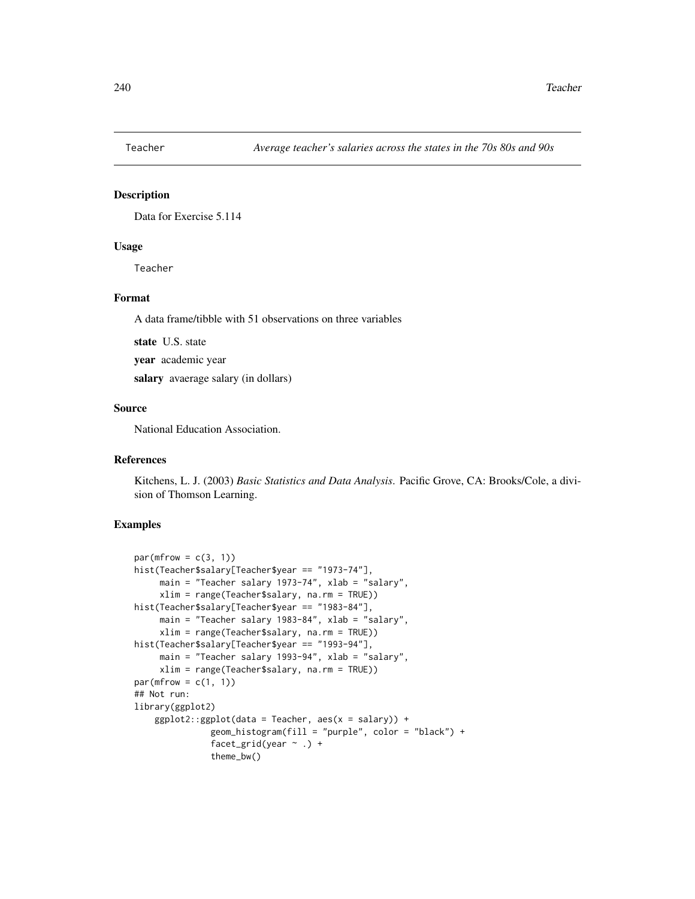Teacher *Average teacher's salaries across the states in the 70s 80s and 90s*

## Description

Data for Exercise 5.114

## Usage

Teacher

## Format

A data frame/tibble with 51 observations on three variables

**state** U.S. state

**year** academic year

**salary** avaerage salary (in dollars)

## Source

National Education Association.

## References

Kitchens, L. J. (2003) *Basic Statistics and Data Analysis*. Pacific Grove, CA: Brooks/Cole, a division of Thomson Learning.

## Examples

```
par(mfrow = c(3, 1))
hist(Teacher$salary[Teacher$year == "1973-74"],
     main = "Teacher salary 1973-74", xlab = "salary",
     xlim = range(Teacher$salary, na.rm = TRUE))
hist(Teacher$salary[Teacher$year == "1983-84"],
     main = "Teacher salary 1983-84", xlab = "salary",
     xlim = range(Teacher$salary, na.rm = TRUE))
hist(Teacher$salary[Teacher$year == "1993-94"],
     main = "Teacher salary 1993-94", xlab = "salary",
     xlim = range(Teacher$salary, na.rm = TRUE))
par(mfrow = c(1, 1))
## Not run:
library(ggplot2)
    ggplot2::ggplot(data = Teacher, aes(x = salary)) +
              geom_histogram(fill = "purple", color = "black") +
              facet_grid(year ~ .) +
              theme_bw()
```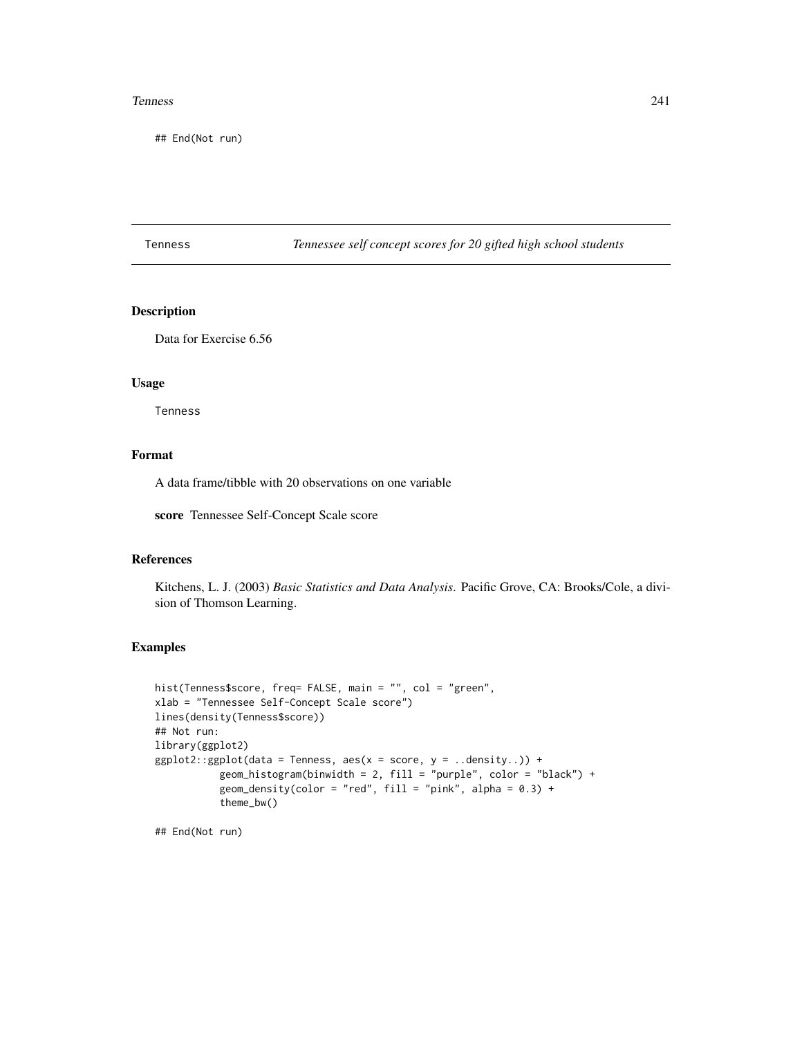```
## End(Not run)
```

---

Tenness *Tennessee self concept scores for 20 gifted high school students*

---

## Description

Data for Exercise 6.56

## Usage

```
Tenness
```

## Format

A data frame/tibble with 20 observations on one variable

**score** Tennessee Self-Concept Scale score

## References

Kitchens, L. J. (2003) *Basic Statistics and Data Analysis*. Pacific Grove, CA: Brooks/Cole, a division of Thomson Learning.

## Examples

```
hist(Tenness$score, freq= FALSE, main = "", col = "green",
xlab = "Tennessee Self-Concept Scale score")
lines(density(Tenness$score))
## Not run:
library(ggplot2)
ggplot2::ggplot(data = Tenness, aes(x = score, y = ..density..)) +
           geom_histogram(binwidth = 2, fill = "purple", color = "black") +
           geom_density(color = "red", fill = "pink", alpha = 0.3) +
           theme_bw()

## End(Not run)
```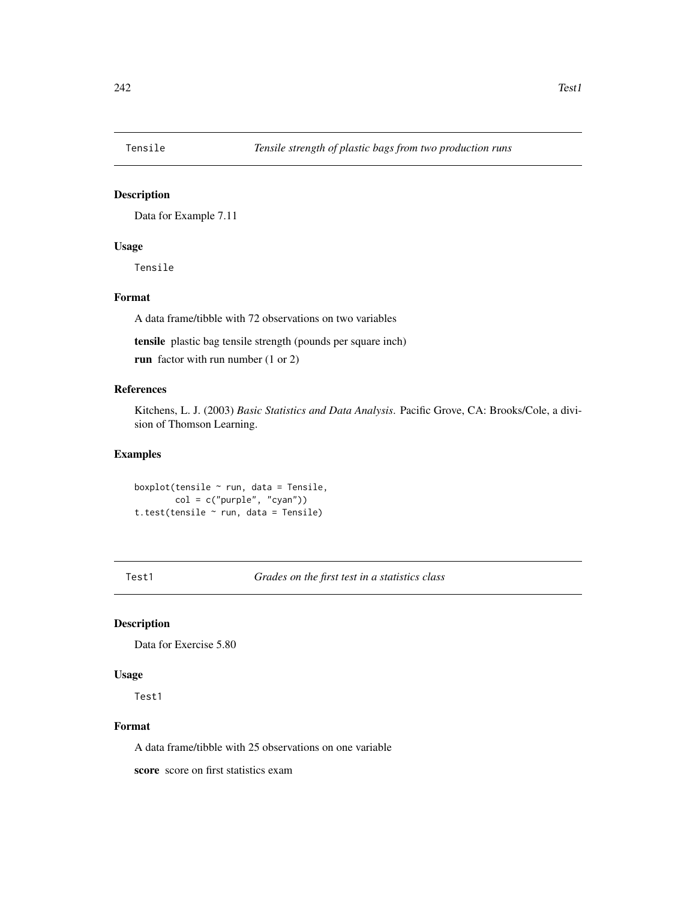## Tensile — *Tensile strength of plastic bags from two production runs*

### Description

Data for Example 7.11

### Usage

```
Tensile
```

### Format

A data frame/tibble with 72 observations on two variables

**tensile** plastic bag tensile strength (pounds per square inch)

**run** factor with run number (1 or 2)

### References

Kitchens, L. J. (2003) *Basic Statistics and Data Analysis*. Pacific Grove, CA: Brooks/Cole, a division of Thomson Learning.

### Examples

```
boxplot(tensile ~ run, data = Tensile,
        col = c("purple", "cyan"))
t.test(tensile ~ run, data = Tensile)
```

## Test1 — *Grades on the first test in a statistics class*

### Description

Data for Exercise 5.80

### Usage

```
Test1
```

### Format

A data frame/tibble with 25 observations on one variable

**score** score on first statistics exam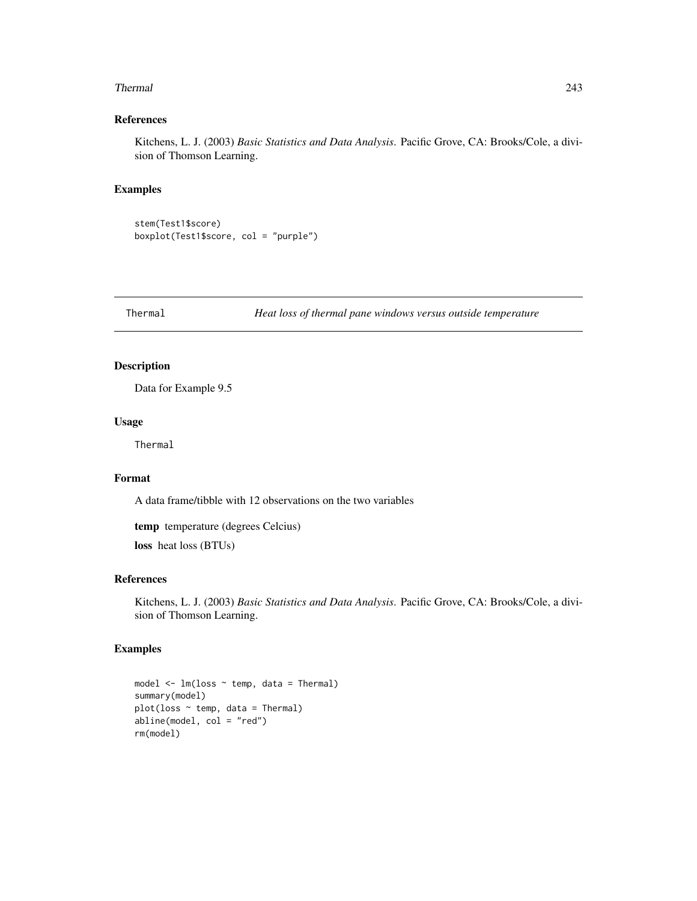## References

Kitchens, L. J. (2003) *Basic Statistics and Data Analysis*. Pacific Grove, CA: Brooks/Cole, a division of Thomson Learning.

## Examples

```
stem(Test1$score)
boxplot(Test1$score, col = "purple")
```

---

# Thermal — *Heat loss of thermal pane windows versus outside temperature*

---

## Description

Data for Example 9.5

## Usage

```
Thermal
```

## Format

A data frame/tibble with 12 observations on the two variables

**temp** temperature (degrees Celcius)

**loss** heat loss (BTUs)

## References

Kitchens, L. J. (2003) *Basic Statistics and Data Analysis*. Pacific Grove, CA: Brooks/Cole, a division of Thomson Learning.

## Examples

```
model <- lm(loss ~ temp, data = Thermal)
summary(model)
plot(loss ~ temp, data = Thermal)
abline(model, col = "red")
rm(model)
```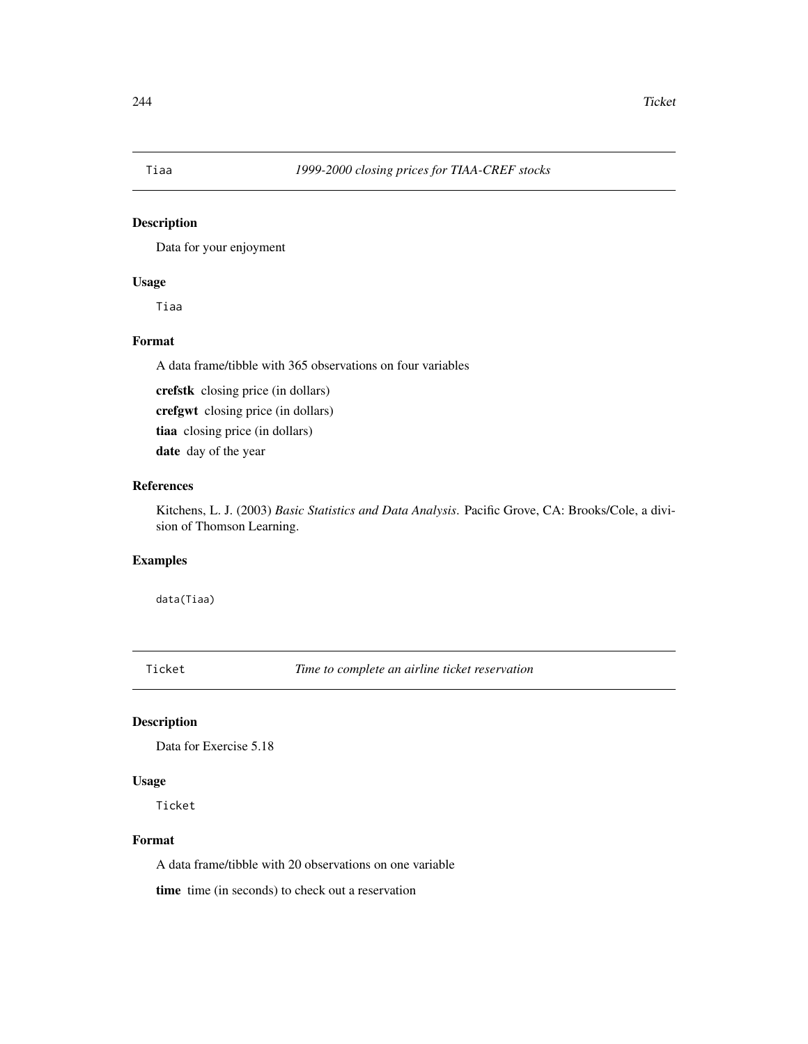## Tiaa — *1999-2000 closing prices for TIAA-CREF stocks*

### Description

Data for your enjoyment

### Usage

```
Tiaa
```

### Format

A data frame/tibble with 365 observations on four variables

**crefstk** closing price (in dollars)

**crefgwt** closing price (in dollars)

**tiaa** closing price (in dollars)

**date** day of the year

### References

Kitchens, L. J. (2003) *Basic Statistics and Data Analysis*. Pacific Grove, CA: Brooks/Cole, a division of Thomson Learning.

### Examples

```
data(Tiaa)
```

## Ticket — *Time to complete an airline ticket reservation*

### Description

Data for Exercise 5.18

### Usage

```
Ticket
```

### Format

A data frame/tibble with 20 observations on one variable

**time** time (in seconds) to check out a reservation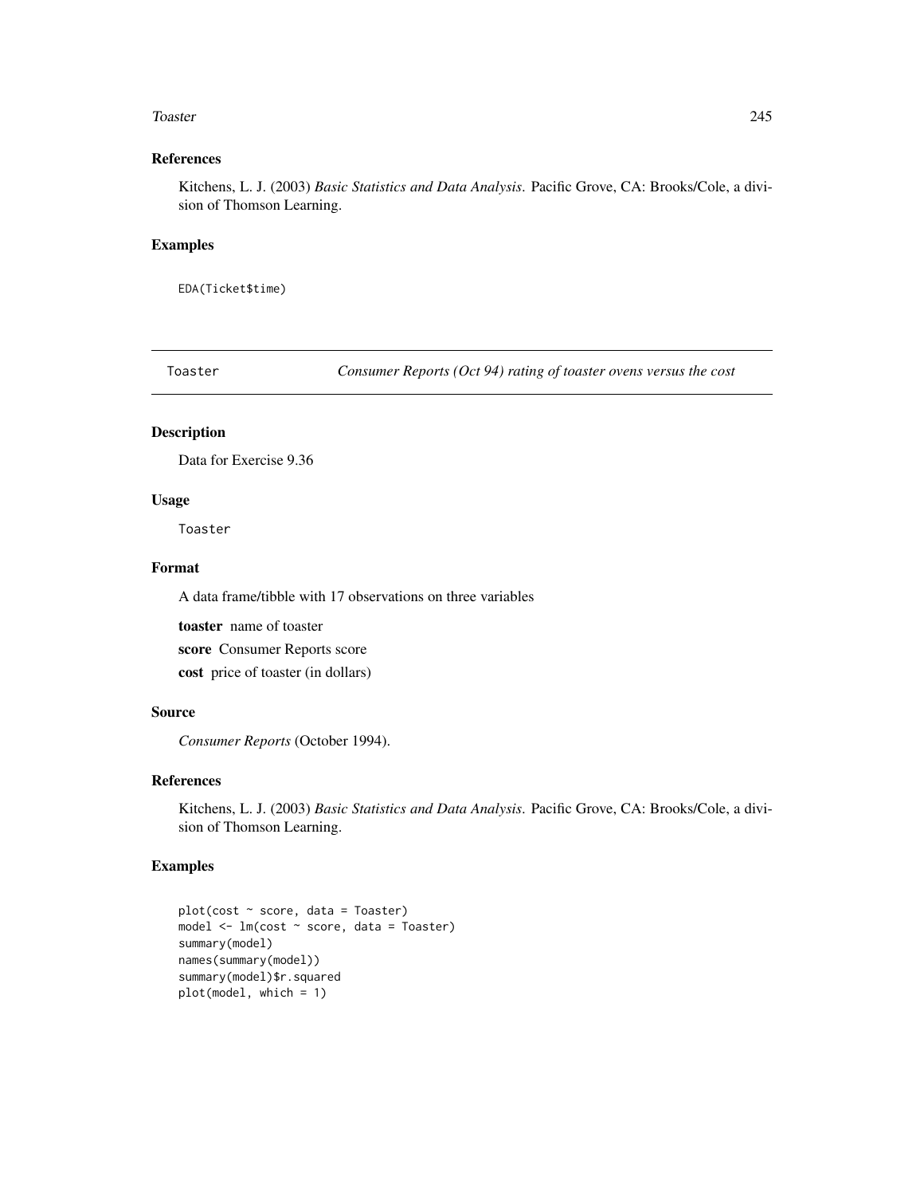### References

Kitchens, L. J. (2003) *Basic Statistics and Data Analysis*. Pacific Grove, CA: Brooks/Cole, a division of Thomson Learning.

### Examples

```
EDA(Ticket$time)
```

---

## Toaster — *Consumer Reports (Oct 94) rating of toaster ovens versus the cost*

---

### Description

Data for Exercise 9.36

### Usage

```
Toaster
```

### Format

A data frame/tibble with 17 observations on three variables

**toaster** name of toaster

**score** Consumer Reports score

**cost** price of toaster (in dollars)

### Source

*Consumer Reports* (October 1994).

### References

Kitchens, L. J. (2003) *Basic Statistics and Data Analysis*. Pacific Grove, CA: Brooks/Cole, a division of Thomson Learning.

### Examples

```
plot(cost ~ score, data = Toaster)
model <- lm(cost ~ score, data = Toaster)
summary(model)
names(summary(model))
summary(model)$r.squared
plot(model, which = 1)
```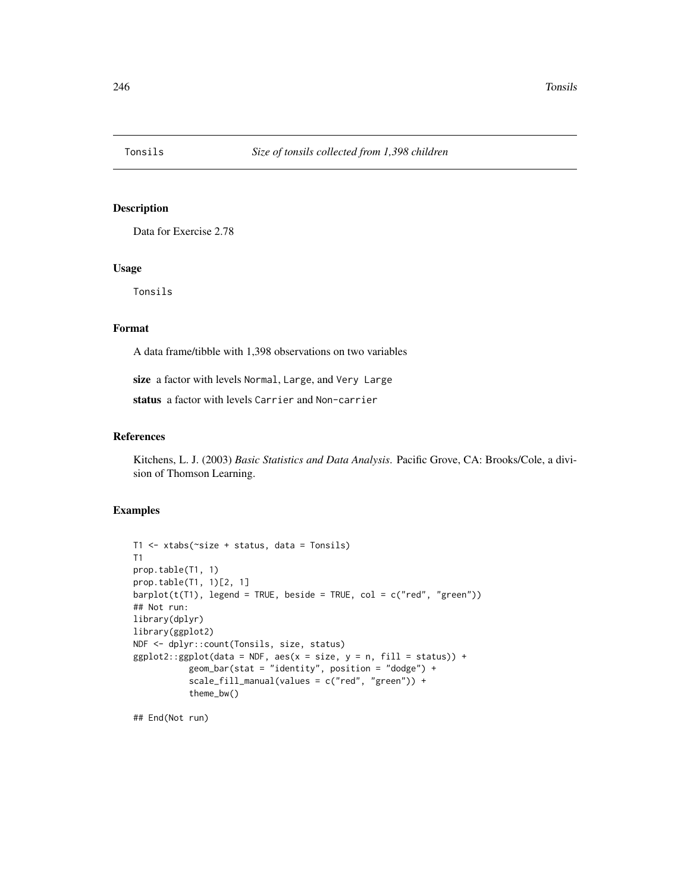Tonsils *Size of tonsils collected from 1,398 children*

## Description

Data for Exercise 2.78

## Usage

```
Tonsils
```

## Format

A data frame/tibble with 1,398 observations on two variables

**size** a factor with levels `Normal`, `Large`, and `Very Large`

**status** a factor with levels `Carrier` and `Non-carrier`

## References

Kitchens, L. J. (2003) *Basic Statistics and Data Analysis*. Pacific Grove, CA: Brooks/Cole, a division of Thomson Learning.

## Examples

```
T1 <- xtabs(~size + status, data = Tonsils)
T1
prop.table(T1, 1)
prop.table(T1, 1)[2, 1]
barplot(t(T1), legend = TRUE, beside = TRUE, col = c("red", "green"))
## Not run:
library(dplyr)
library(ggplot2)
NDF <- dplyr::count(Tonsils, size, status)
ggplot2::ggplot(data = NDF, aes(x = size, y = n, fill = status)) +
          geom_bar(stat = "identity", position = "dodge") +
          scale_fill_manual(values = c("red", "green")) +
          theme_bw()

## End(Not run)
```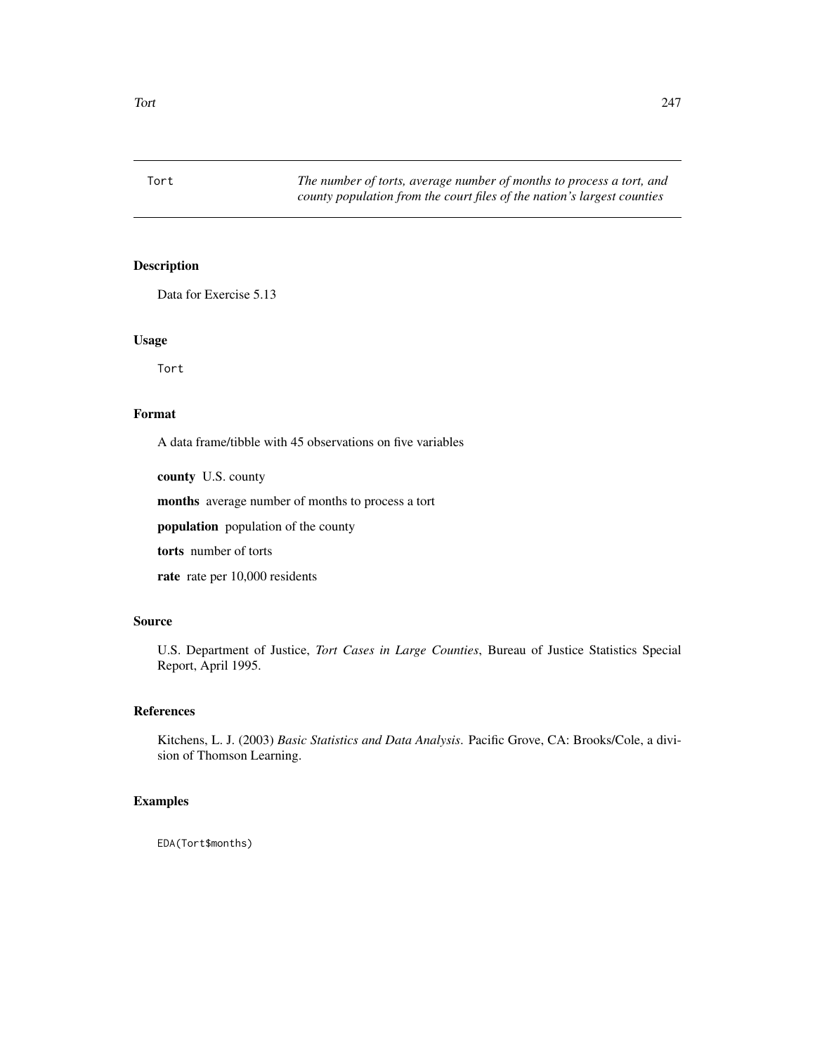| Tort | *The number of torts, average number of months to process a tort, and county population from the court files of the nation's largest counties* |
|---|---|

## Description

Data for Exercise 5.13

## Usage

```
Tort
```

## Format

A data frame/tibble with 45 observations on five variables

**county** U.S. county

**months** average number of months to process a tort

**population** population of the county

**torts** number of torts

**rate** rate per 10,000 residents

## Source

U.S. Department of Justice, *Tort Cases in Large Counties*, Bureau of Justice Statistics Special Report, April 1995.

## References

Kitchens, L. J. (2003) *Basic Statistics and Data Analysis*. Pacific Grove, CA: Brooks/Cole, a division of Thomson Learning.

## Examples

```
EDA(Tort$months)
```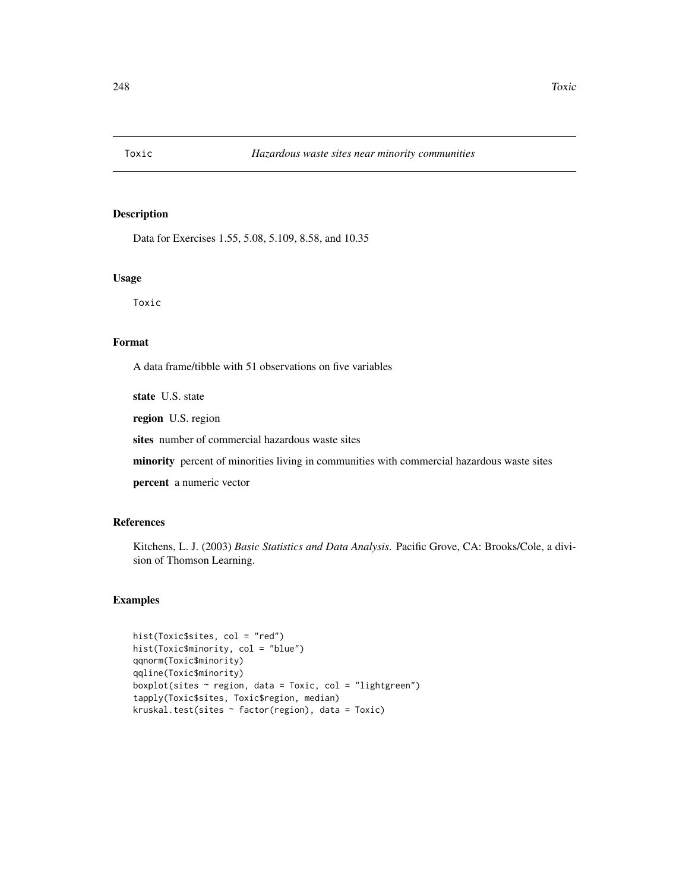Toxic *Hazardous waste sites near minority communities*

## Description

Data for Exercises 1.55, 5.08, 5.109, 8.58, and 10.35

## Usage

```
Toxic
```

## Format

A data frame/tibble with 51 observations on five variables

**state** U.S. state

**region** U.S. region

**sites** number of commercial hazardous waste sites

**minority** percent of minorities living in communities with commercial hazardous waste sites

**percent** a numeric vector

## References

Kitchens, L. J. (2003) *Basic Statistics and Data Analysis*. Pacific Grove, CA: Brooks/Cole, a division of Thomson Learning.

## Examples

```
hist(Toxic$sites, col = "red")
hist(Toxic$minority, col = "blue")
qqnorm(Toxic$minority)
qqline(Toxic$minority)
boxplot(sites ~ region, data = Toxic, col = "lightgreen")
tapply(Toxic$sites, Toxic$region, median)
kruskal.test(sites ~ factor(region), data = Toxic)
```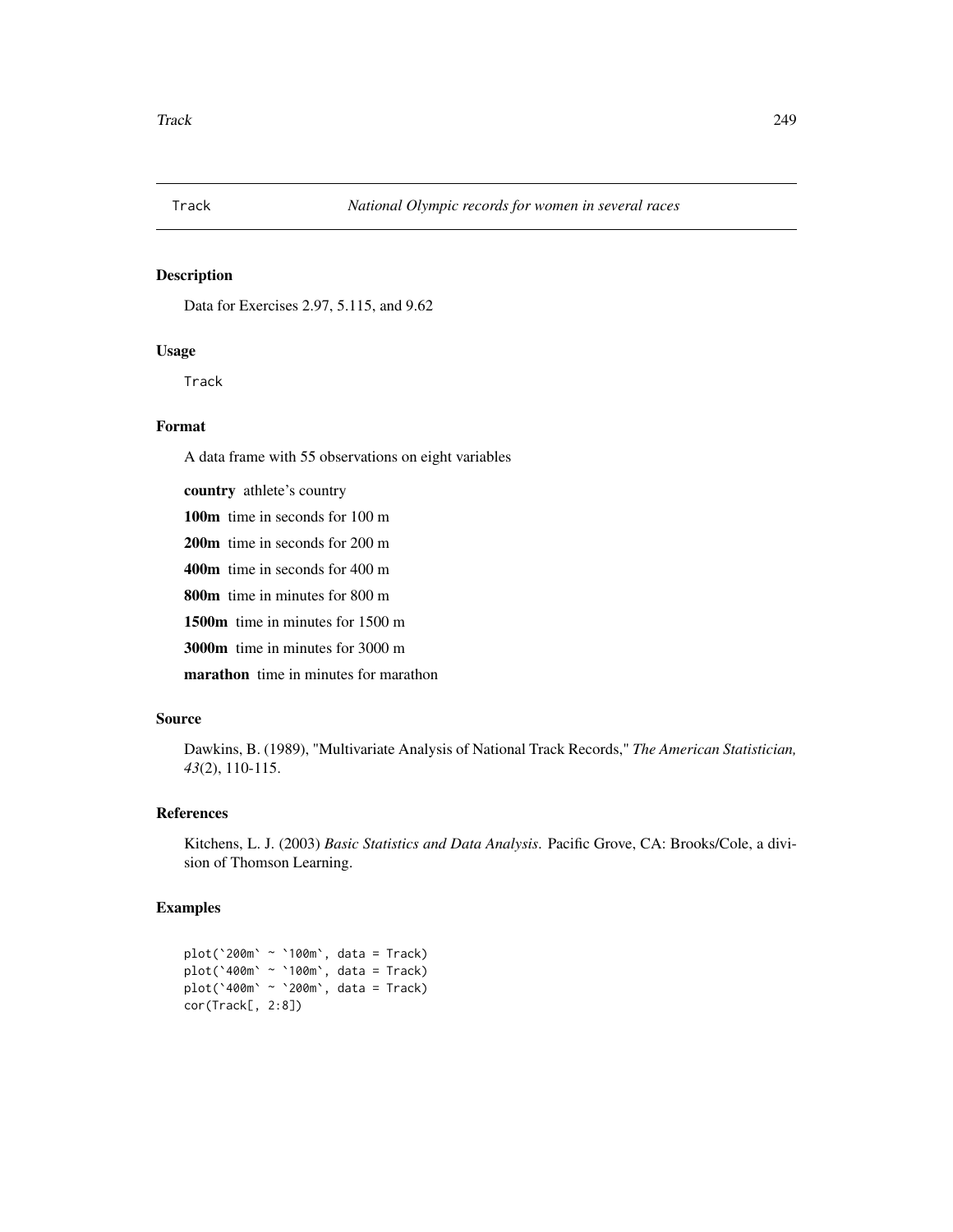# Track    *National Olympic records for women in several races*

## Description

Data for Exercises 2.97, 5.115, and 9.62

## Usage

```
Track
```

## Format

A data frame with 55 observations on eight variables

**country** athlete's country

**100m** time in seconds for 100 m

**200m** time in seconds for 200 m

**400m** time in seconds for 400 m

**800m** time in minutes for 800 m

**1500m** time in minutes for 1500 m

**3000m** time in minutes for 3000 m

**marathon** time in minutes for marathon

## Source

Dawkins, B. (1989), "Multivariate Analysis of National Track Records," *The American Statistician, 43*(2), 110-115.

## References

Kitchens, L. J. (2003) *Basic Statistics and Data Analysis*. Pacific Grove, CA: Brooks/Cole, a division of Thomson Learning.

## Examples

```
plot(`200m` ~ `100m`, data = Track)
plot(`400m` ~ `100m`, data = Track)
plot(`400m` ~ `200m`, data = Track)
cor(Track[, 2:8])
```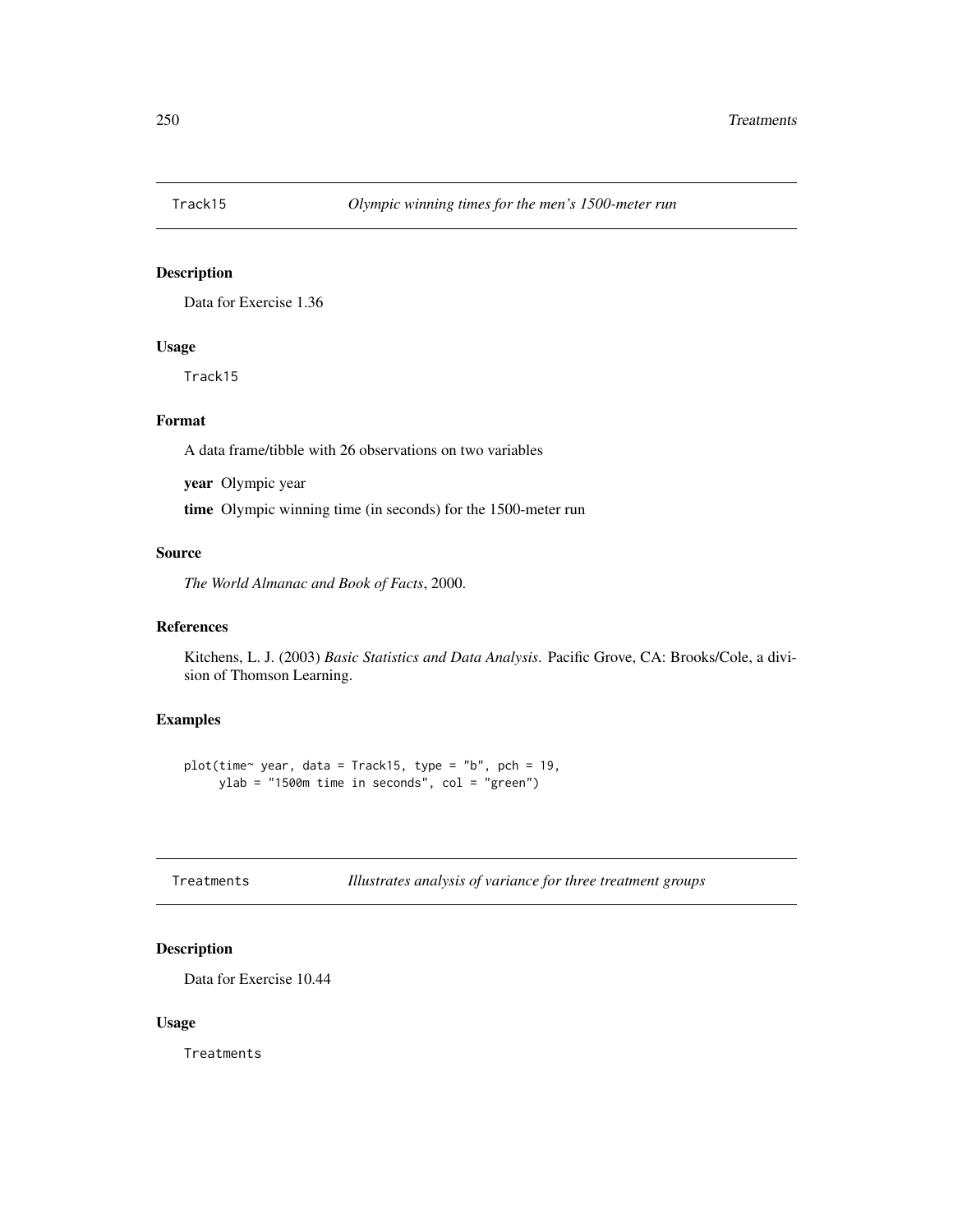## Track15 *Olympic winning times for the men's 1500-meter run*

### Description

Data for Exercise 1.36

### Usage

```
Track15
```

### Format

A data frame/tibble with 26 observations on two variables

**year** Olympic year

**time** Olympic winning time (in seconds) for the 1500-meter run

### Source

*The World Almanac and Book of Facts*, 2000.

### References

Kitchens, L. J. (2003) *Basic Statistics and Data Analysis*. Pacific Grove, CA: Brooks/Cole, a division of Thomson Learning.

### Examples

```
plot(time~ year, data = Track15, type = "b", pch = 19,
     ylab = "1500m time in seconds", col = "green")
```

## Treatments *Illustrates analysis of variance for three treatment groups*

### Description

Data for Exercise 10.44

### Usage

```
Treatments
```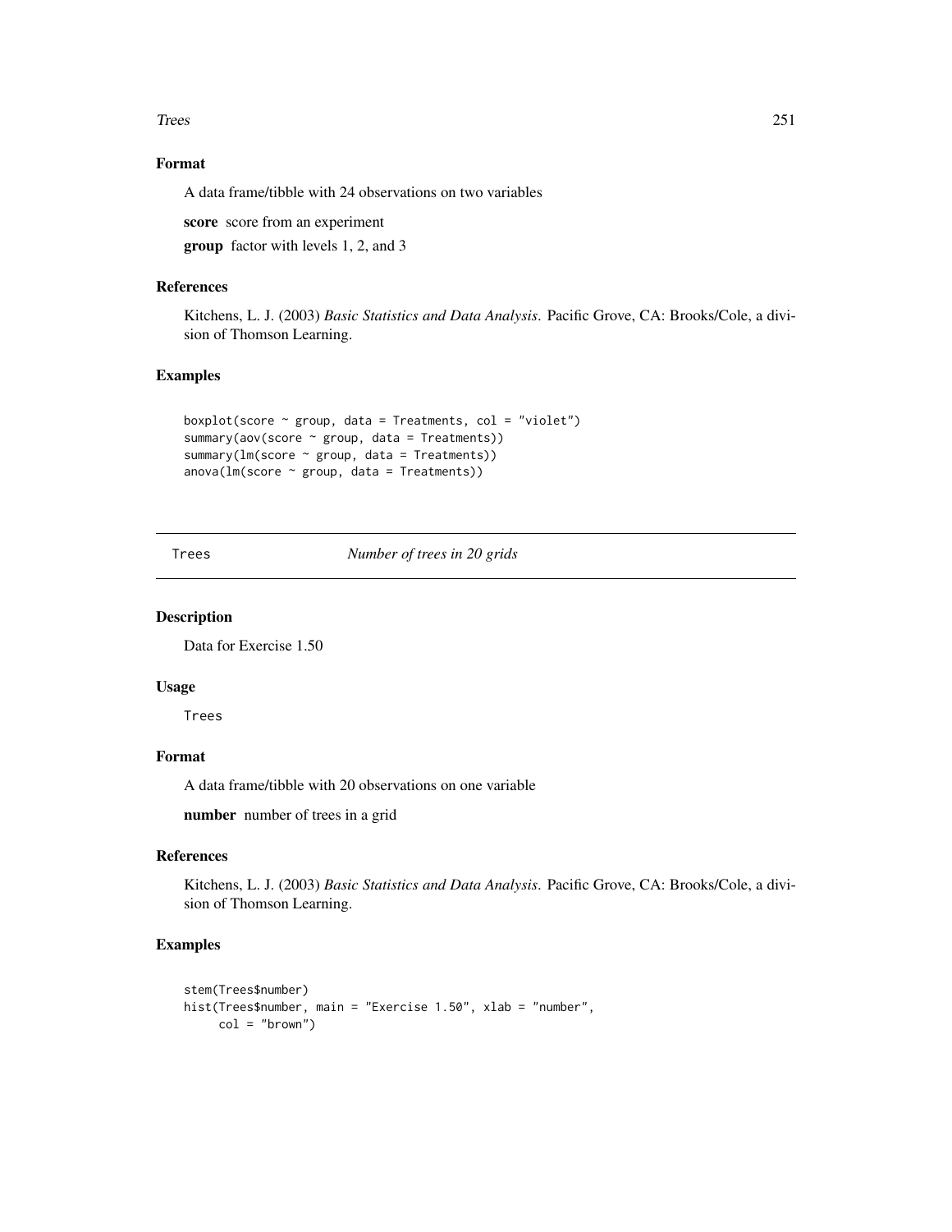### Format

A data frame/tibble with 24 observations on two variables

**score** score from an experiment

**group** factor with levels 1, 2, and 3

### References

Kitchens, L. J. (2003) *Basic Statistics and Data Analysis*. Pacific Grove, CA: Brooks/Cole, a division of Thomson Learning.

### Examples

```
boxplot(score ~ group, data = Treatments, col = "violet")
summary(aov(score ~ group, data = Treatments))
summary(lm(score ~ group, data = Treatments))
anova(lm(score ~ group, data = Treatments))
```

---

## Trees *Number of trees in 20 grids*

---

### Description

Data for Exercise 1.50

### Usage

```
Trees
```

### Format

A data frame/tibble with 20 observations on one variable

**number** number of trees in a grid

### References

Kitchens, L. J. (2003) *Basic Statistics and Data Analysis*. Pacific Grove, CA: Brooks/Cole, a division of Thomson Learning.

### Examples

```
stem(Trees$number)
hist(Trees$number, main = "Exercise 1.50", xlab = "number",
     col = "brown")
```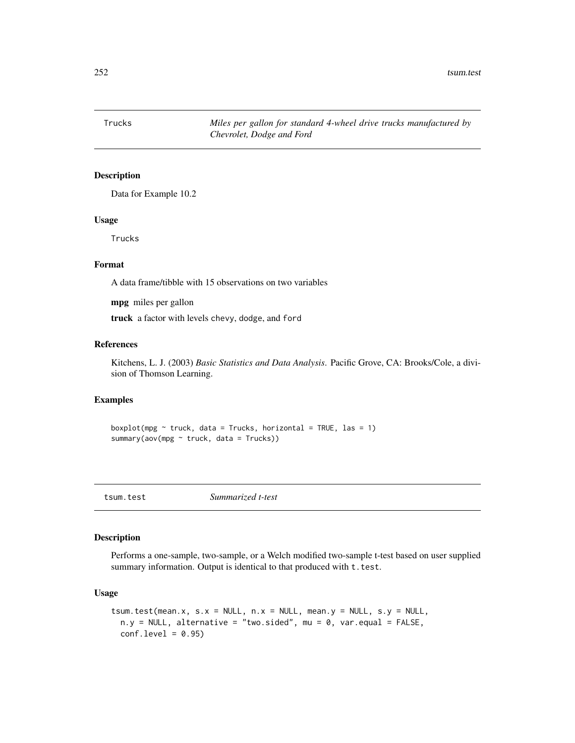## Trucks — *Miles per gallon for standard 4-wheel drive trucks manufactured by Chevrolet, Dodge and Ford*

### Description

Data for Example 10.2

### Usage

```
Trucks
```

### Format

A data frame/tibble with 15 observations on two variables

**mpg** miles per gallon

**truck** a factor with levels chevy, dodge, and ford

### References

Kitchens, L. J. (2003) *Basic Statistics and Data Analysis*. Pacific Grove, CA: Brooks/Cole, a division of Thomson Learning.

### Examples

```
boxplot(mpg ~ truck, data = Trucks, horizontal = TRUE, las = 1)
summary(aov(mpg ~ truck, data = Trucks))
```

## tsum.test — *Summarized t-test*

### Description

Performs a one-sample, two-sample, or a Welch modified two-sample t-test based on user supplied summary information. Output is identical to that produced with t.test.

### Usage

```
tsum.test(mean.x, s.x = NULL, n.x = NULL, mean.y = NULL, s.y = NULL,
  n.y = NULL, alternative = "two.sided", mu = 0, var.equal = FALSE,
  conf.level = 0.95)
```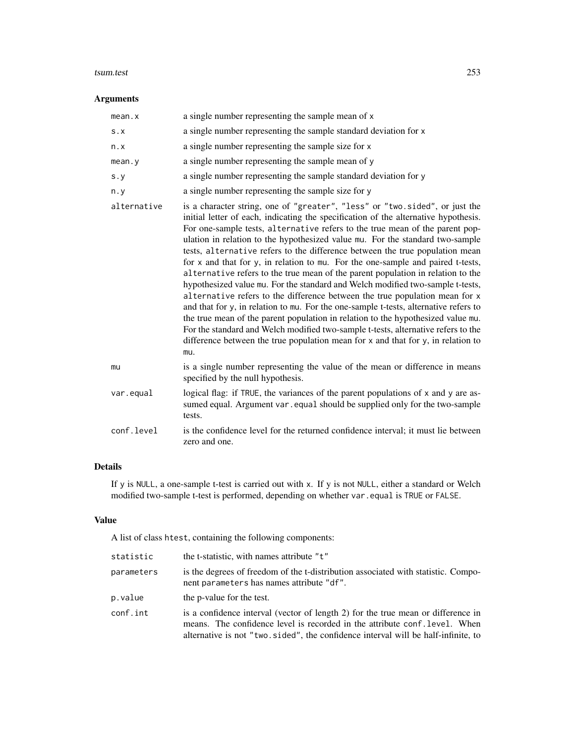## Arguments

| | |
|---|---|
| `mean.x` | a single number representing the sample mean of `x` |
| `s.x` | a single number representing the sample standard deviation for `x` |
| `n.x` | a single number representing the sample size for `x` |
| `mean.y` | a single number representing the sample mean of `y` |
| `s.y` | a single number representing the sample standard deviation for `y` |
| `n.y` | a single number representing the sample size for `y` |
| `alternative` | is a character string, one of `"greater"`, `"less"` or `"two.sided"`, or just the initial letter of each, indicating the specification of the alternative hypothesis. For one-sample tests, `alternative` refers to the true mean of the parent population in relation to the hypothesized value `mu`. For the standard two-sample tests, `alternative` refers to the difference between the true population mean for `x` and that for `y`, in relation to `mu`. For the one-sample and paired t-tests, `alternative` refers to the true mean of the parent population in relation to the hypothesized value `mu`. For the standard and Welch modified two-sample t-tests, `alternative` refers to the difference between the true population mean for `x` and that for `y`, in relation to `mu`. For the one-sample t-tests, alternative refers to the true mean of the parent population in relation to the hypothesized value `mu`. For the standard and Welch modified two-sample t-tests, alternative refers to the difference between the true population mean for `x` and that for `y`, in relation to `mu`. |
| `mu` | is a single number representing the value of the mean or difference in means specified by the null hypothesis. |
| `var.equal` | logical flag: if `TRUE`, the variances of the parent populations of `x` and `y` are assumed equal. Argument `var.equal` should be supplied only for the two-sample tests. |
| `conf.level` | is the confidence level for the returned confidence interval; it must lie between zero and one. |

## Details

If `y` is `NULL`, a one-sample t-test is carried out with `x`. If `y` is not `NULL`, either a standard or Welch modified two-sample t-test is performed, depending on whether `var.equal` is `TRUE` or `FALSE`.

## Value

A list of class `htest`, containing the following components:

| | |
|---|---|
| `statistic` | the t-statistic, with names attribute `"t"` |
| `parameters` | is the degrees of freedom of the t-distribution associated with statistic. Component `parameters` has names attribute `"df"`. |
| `p.value` | the p-value for the test. |
| `conf.int` | is a confidence interval (vector of length 2) for the true mean or difference in means. The confidence level is recorded in the attribute `conf.level`. When alternative is not `"two.sided"`, the confidence interval will be half-infinite, to |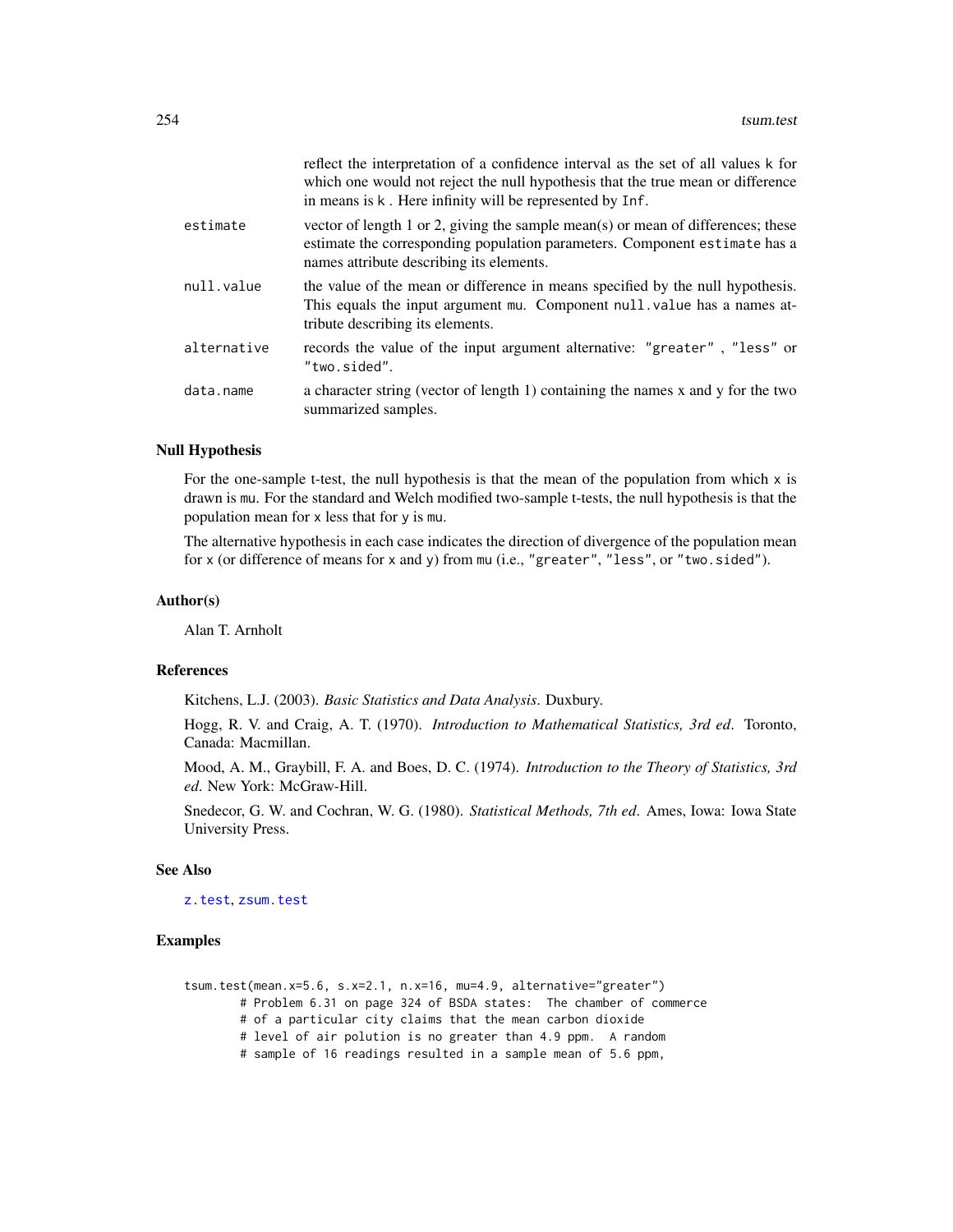reflect the interpretation of a confidence interval as the set of all values k for which one would not reject the null hypothesis that the true mean or difference in means is k . Here infinity will be represented by Inf.

estimate
: vector of length 1 or 2, giving the sample mean(s) or mean of differences; these estimate the corresponding population parameters. Component estimate has a names attribute describing its elements.

null.value
: the value of the mean or difference in means specified by the null hypothesis. This equals the input argument mu. Component null.value has a names attribute describing its elements.

alternative
: records the value of the input argument alternative: "greater" , "less" or "two.sided".

data.name
: a character string (vector of length 1) containing the names x and y for the two summarized samples.

## Null Hypothesis

For the one-sample t-test, the null hypothesis is that the mean of the population from which x is drawn is mu. For the standard and Welch modified two-sample t-tests, the null hypothesis is that the population mean for x less that for y is mu.

The alternative hypothesis in each case indicates the direction of divergence of the population mean for x (or difference of means for x and y) from mu (i.e., "greater", "less", or "two.sided").

## Author(s)

Alan T. Arnholt

## References

Kitchens, L.J. (2003). *Basic Statistics and Data Analysis*. Duxbury.

Hogg, R. V. and Craig, A. T. (1970). *Introduction to Mathematical Statistics, 3rd ed*. Toronto, Canada: Macmillan.

Mood, A. M., Graybill, F. A. and Boes, D. C. (1974). *Introduction to the Theory of Statistics, 3rd ed*. New York: McGraw-Hill.

Snedecor, G. W. and Cochran, W. G. (1980). *Statistical Methods, 7th ed*. Ames, Iowa: Iowa State University Press.

## See Also

z.test, zsum.test

## Examples

```
tsum.test(mean.x=5.6, s.x=2.1, n.x=16, mu=4.9, alternative="greater")
        # Problem 6.31 on page 324 of BSDA states:  The chamber of commerce
        # of a particular city claims that the mean carbon dioxide
        # level of air polution is no greater than 4.9 ppm.  A random
        # sample of 16 readings resulted in a sample mean of 5.6 ppm,
```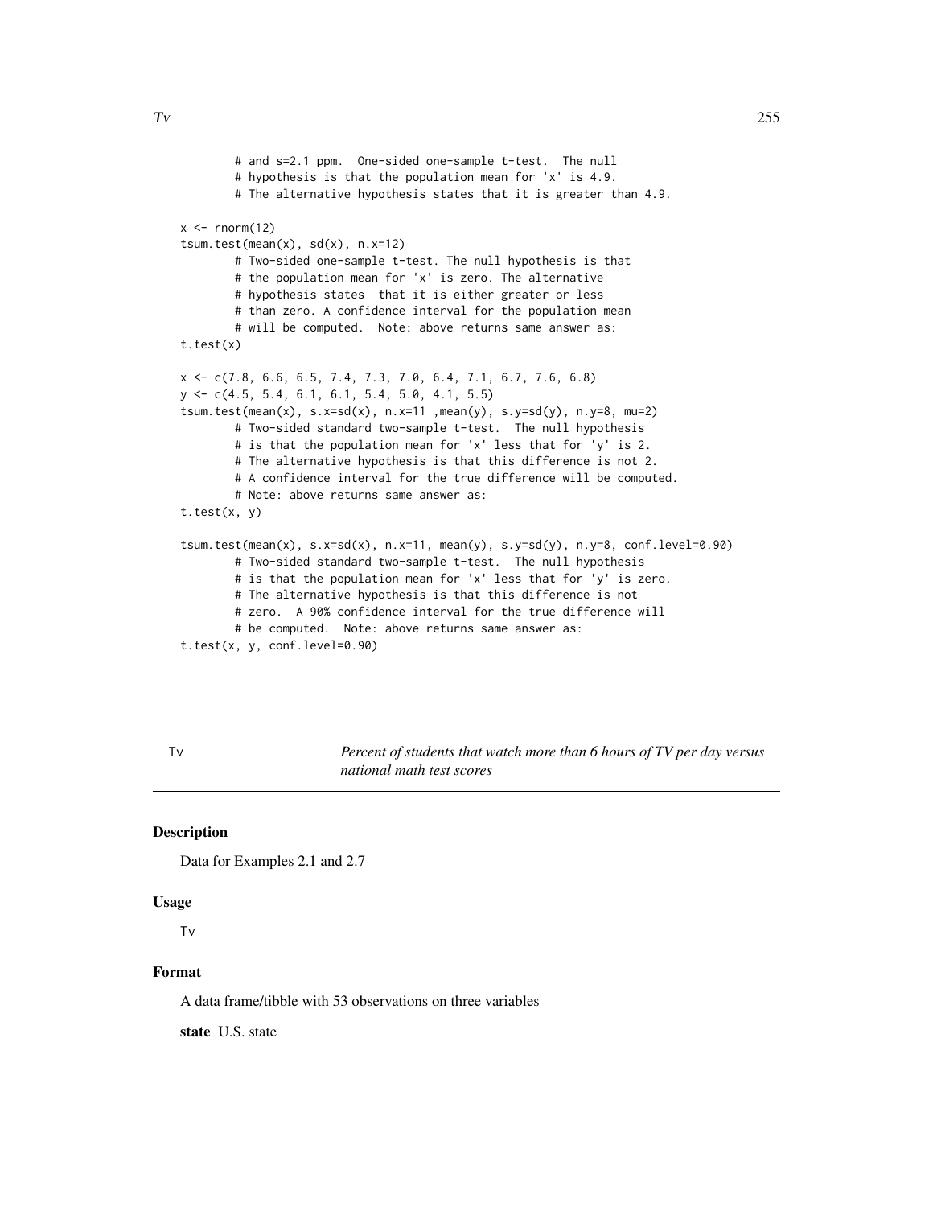```
        # and s=2.1 ppm.  One-sided one-sample t-test.  The null
        # hypothesis is that the population mean for 'x' is 4.9.
        # The alternative hypothesis states that it is greater than 4.9.

x <- rnorm(12)
tsum.test(mean(x), sd(x), n.x=12)
        # Two-sided one-sample t-test. The null hypothesis is that
        # the population mean for 'x' is zero. The alternative
        # hypothesis states  that it is either greater or less
        # than zero. A confidence interval for the population mean
        # will be computed.  Note: above returns same answer as:
t.test(x)

x <- c(7.8, 6.6, 6.5, 7.4, 7.3, 7.0, 6.4, 7.1, 6.7, 7.6, 6.8)
y <- c(4.5, 5.4, 6.1, 6.1, 5.4, 5.0, 4.1, 5.5)
tsum.test(mean(x), s.x=sd(x), n.x=11 ,mean(y), s.y=sd(y), n.y=8, mu=2)
        # Two-sided standard two-sample t-test.  The null hypothesis
        # is that the population mean for 'x' less that for 'y' is 2.
        # The alternative hypothesis is that this difference is not 2.
        # A confidence interval for the true difference will be computed.
        # Note: above returns same answer as:
t.test(x, y)

tsum.test(mean(x), s.x=sd(x), n.x=11, mean(y), s.y=sd(y), n.y=8, conf.level=0.90)
        # Two-sided standard two-sample t-test.  The null hypothesis
        # is that the population mean for 'x' less that for 'y' is zero.
        # The alternative hypothesis is that this difference is not
        # zero.  A 90% confidence interval for the true difference will
        # be computed.  Note: above returns same answer as:
t.test(x, y, conf.level=0.90)
```

---

Tv &nbsp;&nbsp;&nbsp;&nbsp;&nbsp;&nbsp; *Percent of students that watch more than 6 hours of TV per day versus national math test scores*

---

### Description

Data for Examples 2.1 and 2.7

### Usage

Tv

### Format

A data frame/tibble with 53 observations on three variables

**state** U.S. state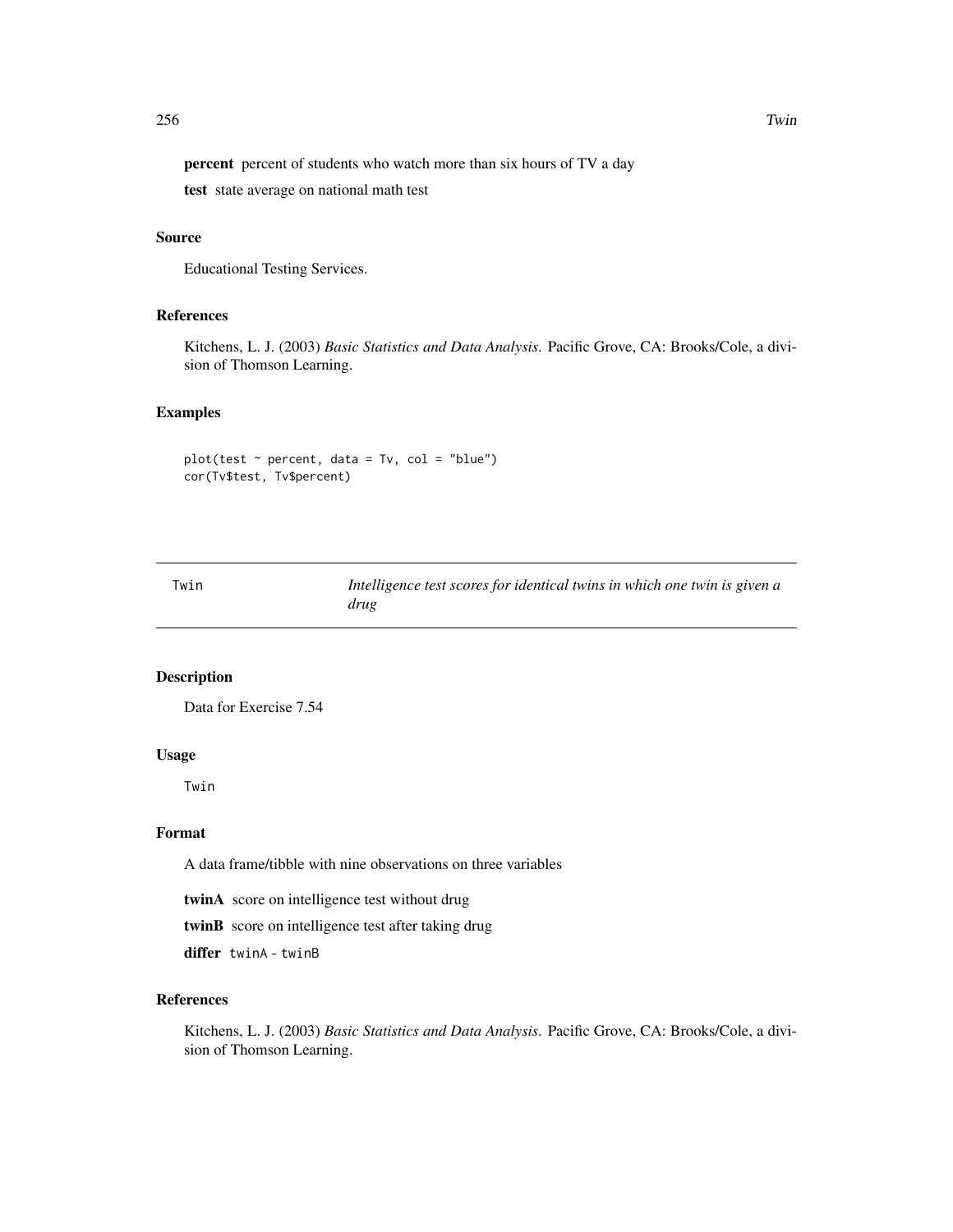**percent** percent of students who watch more than six hours of TV a day

**test** state average on national math test

### Source

Educational Testing Services.

### References

Kitchens, L. J. (2003) *Basic Statistics and Data Analysis*. Pacific Grove, CA: Brooks/Cole, a division of Thomson Learning.

### Examples

```
plot(test ~ percent, data = Tv, col = "blue")
cor(Tv$test, Tv$percent)
```

---

## Twin — *Intelligence test scores for identical twins in which one twin is given a drug*

---

### Description

Data for Exercise 7.54

### Usage

```
Twin
```

### Format

A data frame/tibble with nine observations on three variables

**twinA** score on intelligence test without drug

**twinB** score on intelligence test after taking drug

**differ** `twinA - twinB`

### References

Kitchens, L. J. (2003) *Basic Statistics and Data Analysis*. Pacific Grove, CA: Brooks/Cole, a division of Thomson Learning.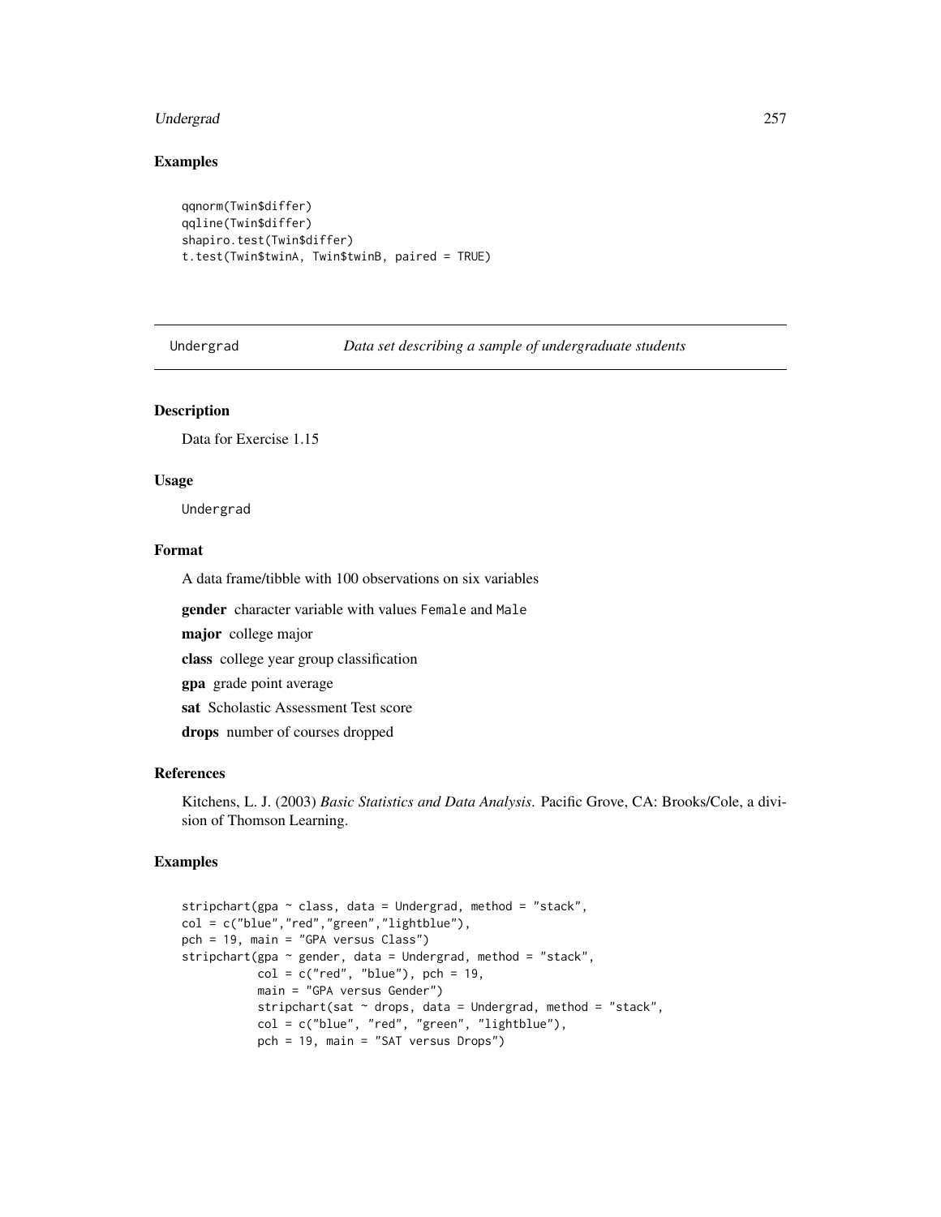## Examples

```
qqnorm(Twin$differ)
qqline(Twin$differ)
shapiro.test(Twin$differ)
t.test(Twin$twinA, Twin$twinB, paired = TRUE)
```

---

Undergrad *Data set describing a sample of undergraduate students*

---

## Description

Data for Exercise 1.15

## Usage

Undergrad

## Format

A data frame/tibble with 100 observations on six variables

**gender** character variable with values Female and Male

**major** college major

**class** college year group classification

**gpa** grade point average

**sat** Scholastic Assessment Test score

**drops** number of courses dropped

## References

Kitchens, L. J. (2003) *Basic Statistics and Data Analysis.* Pacific Grove, CA: Brooks/Cole, a division of Thomson Learning.

## Examples

```
stripchart(gpa ~ class, data = Undergrad, method = "stack",
col = c("blue","red","green","lightblue"),
pch = 19, main = "GPA versus Class")
stripchart(gpa ~ gender, data = Undergrad, method = "stack",
           col = c("red", "blue"), pch = 19,
           main = "GPA versus Gender")
           stripchart(sat ~ drops, data = Undergrad, method = "stack",
           col = c("blue", "red", "green", "lightblue"),
           pch = 19, main = "SAT versus Drops")
```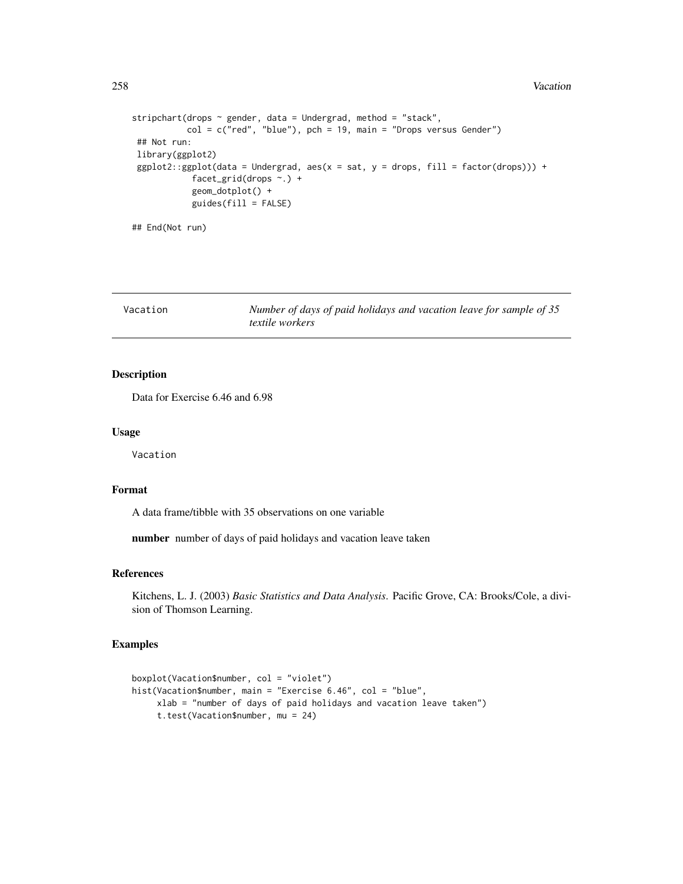```
stripchart(drops ~ gender, data = Undergrad, method = "stack",
           col = c("red", "blue"), pch = 19, main = "Drops versus Gender")
 ## Not run:
 library(ggplot2)
 ggplot2::ggplot(data = Undergrad, aes(x = sat, y = drops, fill = factor(drops))) +
            facet_grid(drops ~.) +
            geom_dotplot() +
            guides(fill = FALSE)

## End(Not run)
```

---

Vacation &nbsp;&nbsp;&nbsp;&nbsp; *Number of days of paid holidays and vacation leave for sample of 35 textile workers*

---

## Description

Data for Exercise 6.46 and 6.98

## Usage

```
Vacation
```

## Format

A data frame/tibble with 35 observations on one variable

**number** number of days of paid holidays and vacation leave taken

## References

Kitchens, L. J. (2003) *Basic Statistics and Data Analysis*. Pacific Grove, CA: Brooks/Cole, a division of Thomson Learning.

## Examples

```
boxplot(Vacation$number, col = "violet")
hist(Vacation$number, main = "Exercise 6.46", col = "blue",
     xlab = "number of days of paid holidays and vacation leave taken")
     t.test(Vacation$number, mu = 24)
```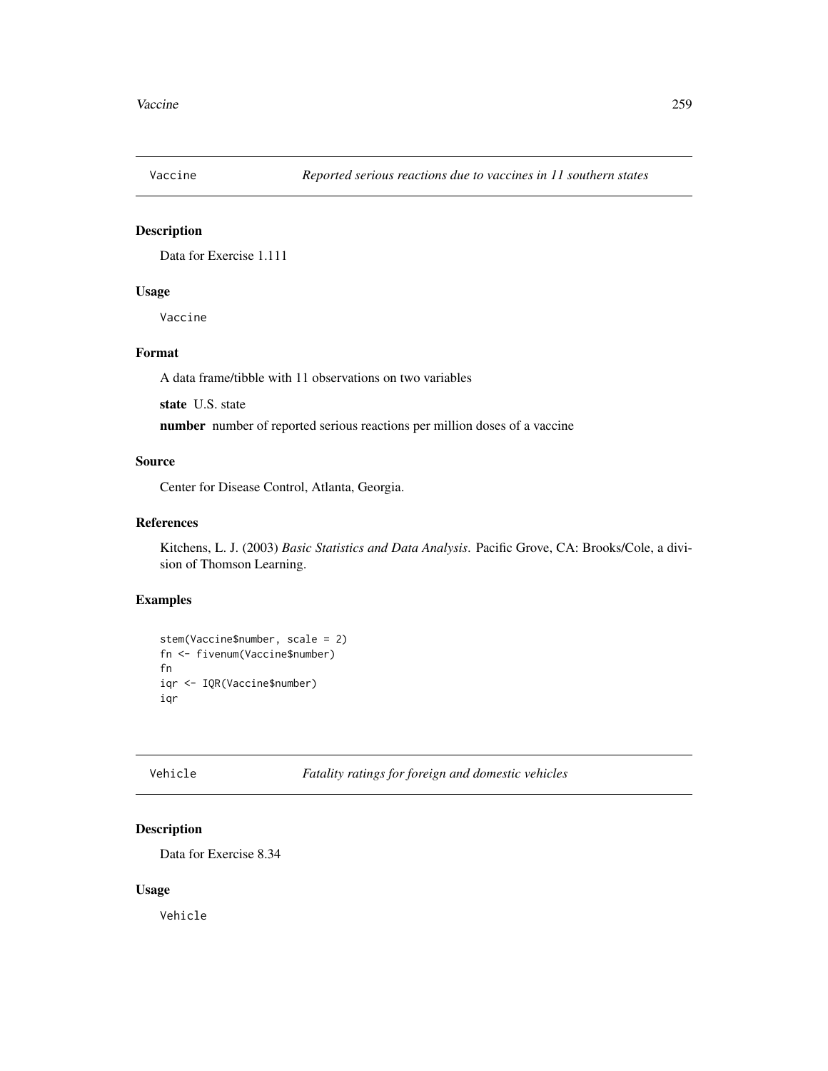## Vaccine — *Reported serious reactions due to vaccines in 11 southern states*

### Description

Data for Exercise 1.111

### Usage

```
Vaccine
```

### Format

A data frame/tibble with 11 observations on two variables

**state** U.S. state

**number** number of reported serious reactions per million doses of a vaccine

### Source

Center for Disease Control, Atlanta, Georgia.

### References

Kitchens, L. J. (2003) *Basic Statistics and Data Analysis*. Pacific Grove, CA: Brooks/Cole, a division of Thomson Learning.

### Examples

```
stem(Vaccine$number, scale = 2)
fn <- fivenum(Vaccine$number)
fn
iqr <- IQR(Vaccine$number)
iqr
```

## Vehicle — *Fatality ratings for foreign and domestic vehicles*

### Description

Data for Exercise 8.34

### Usage

```
Vehicle
```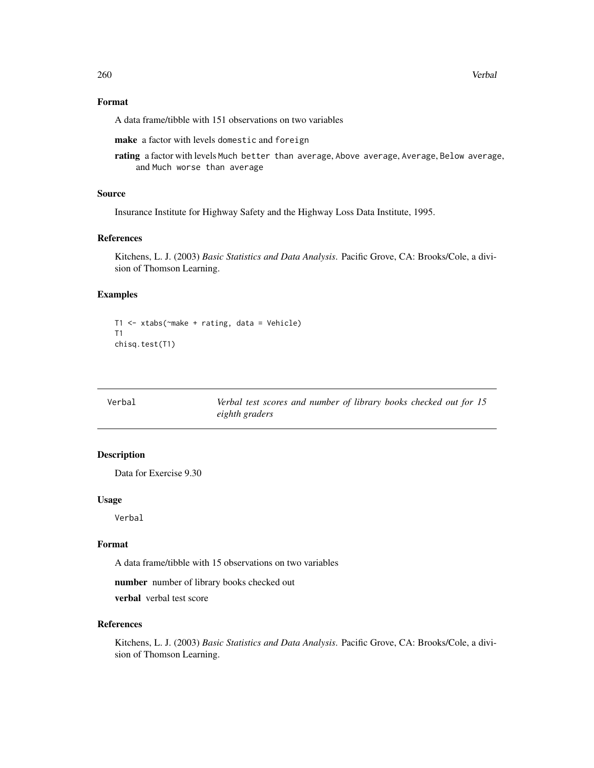## Format

A data frame/tibble with 151 observations on two variables

**make** a factor with levels domestic and foreign

**rating** a factor with levels Much better than average, Above average, Average, Below average, and Much worse than average

## Source

Insurance Institute for Highway Safety and the Highway Loss Data Institute, 1995.

## References

Kitchens, L. J. (2003) *Basic Statistics and Data Analysis*. Pacific Grove, CA: Brooks/Cole, a division of Thomson Learning.

## Examples

```
T1 <- xtabs(~make + rating, data = Vehicle)
T1
chisq.test(T1)
```

---

# Verbal — *Verbal test scores and number of library books checked out for 15 eighth graders*

---

## Description

Data for Exercise 9.30

## Usage

Verbal

## Format

A data frame/tibble with 15 observations on two variables

**number** number of library books checked out

**verbal** verbal test score

## References

Kitchens, L. J. (2003) *Basic Statistics and Data Analysis*. Pacific Grove, CA: Brooks/Cole, a division of Thomson Learning.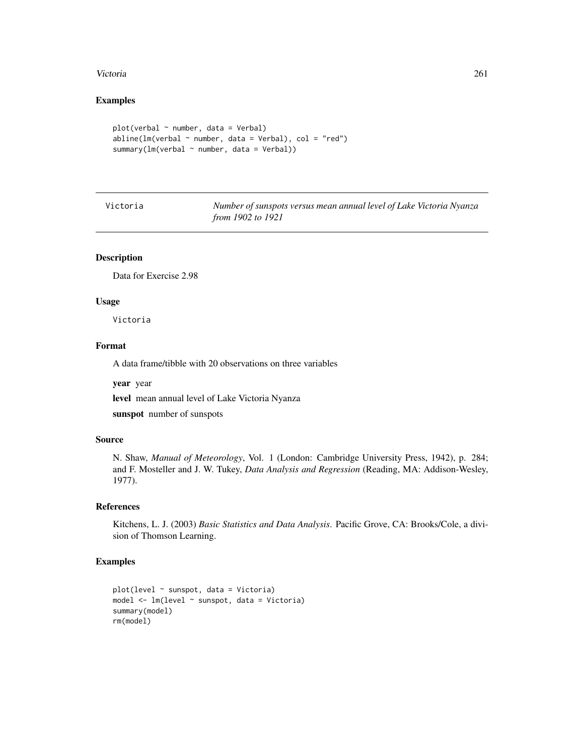## Examples

```
plot(verbal ~ number, data = Verbal)
abline(lm(verbal ~ number, data = Verbal), col = "red")
summary(lm(verbal ~ number, data = Verbal))
```

---

Victoria — *Number of sunspots versus mean annual level of Lake Victoria Nyanza from 1902 to 1921*

---

### Description

Data for Exercise 2.98

### Usage

```
Victoria
```

### Format

A data frame/tibble with 20 observations on three variables

**year** year

**level** mean annual level of Lake Victoria Nyanza

**sunspot** number of sunspots

### Source

N. Shaw, *Manual of Meteorology*, Vol. 1 (London: Cambridge University Press, 1942), p. 284; and F. Mosteller and J. W. Tukey, *Data Analysis and Regression* (Reading, MA: Addison-Wesley, 1977).

### References

Kitchens, L. J. (2003) *Basic Statistics and Data Analysis*. Pacific Grove, CA: Brooks/Cole, a division of Thomson Learning.

### Examples

```
plot(level ~ sunspot, data = Victoria)
model <- lm(level ~ sunspot, data = Victoria)
summary(model)
rm(model)
```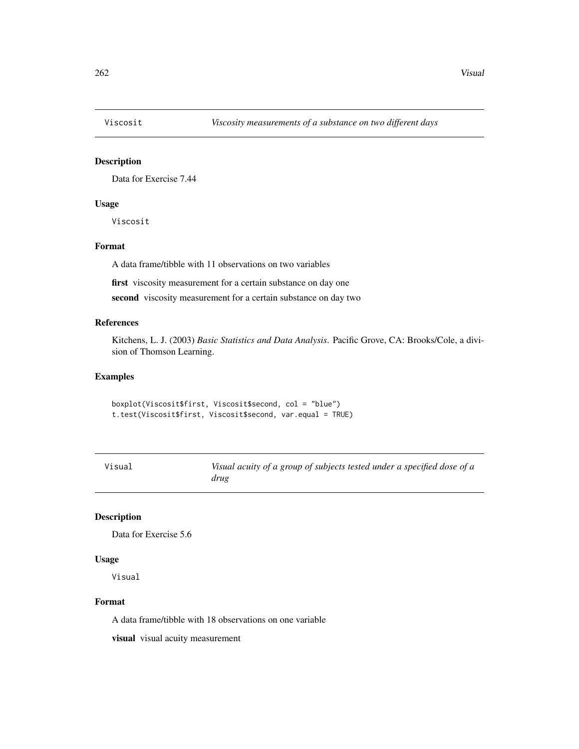## Viscosit — *Viscosity measurements of a substance on two different days*

### Description

Data for Exercise 7.44

### Usage

```
Viscosit
```

### Format

A data frame/tibble with 11 observations on two variables

**first** viscosity measurement for a certain substance on day one

**second** viscosity measurement for a certain substance on day two

### References

Kitchens, L. J. (2003) *Basic Statistics and Data Analysis*. Pacific Grove, CA: Brooks/Cole, a division of Thomson Learning.

### Examples

```
boxplot(Viscosit$first, Viscosit$second, col = "blue")
t.test(Viscosit$first, Viscosit$second, var.equal = TRUE)
```

## Visual — *Visual acuity of a group of subjects tested under a specified dose of a drug*

### Description

Data for Exercise 5.6

### Usage

```
Visual
```

### Format

A data frame/tibble with 18 observations on one variable

**visual** visual acuity measurement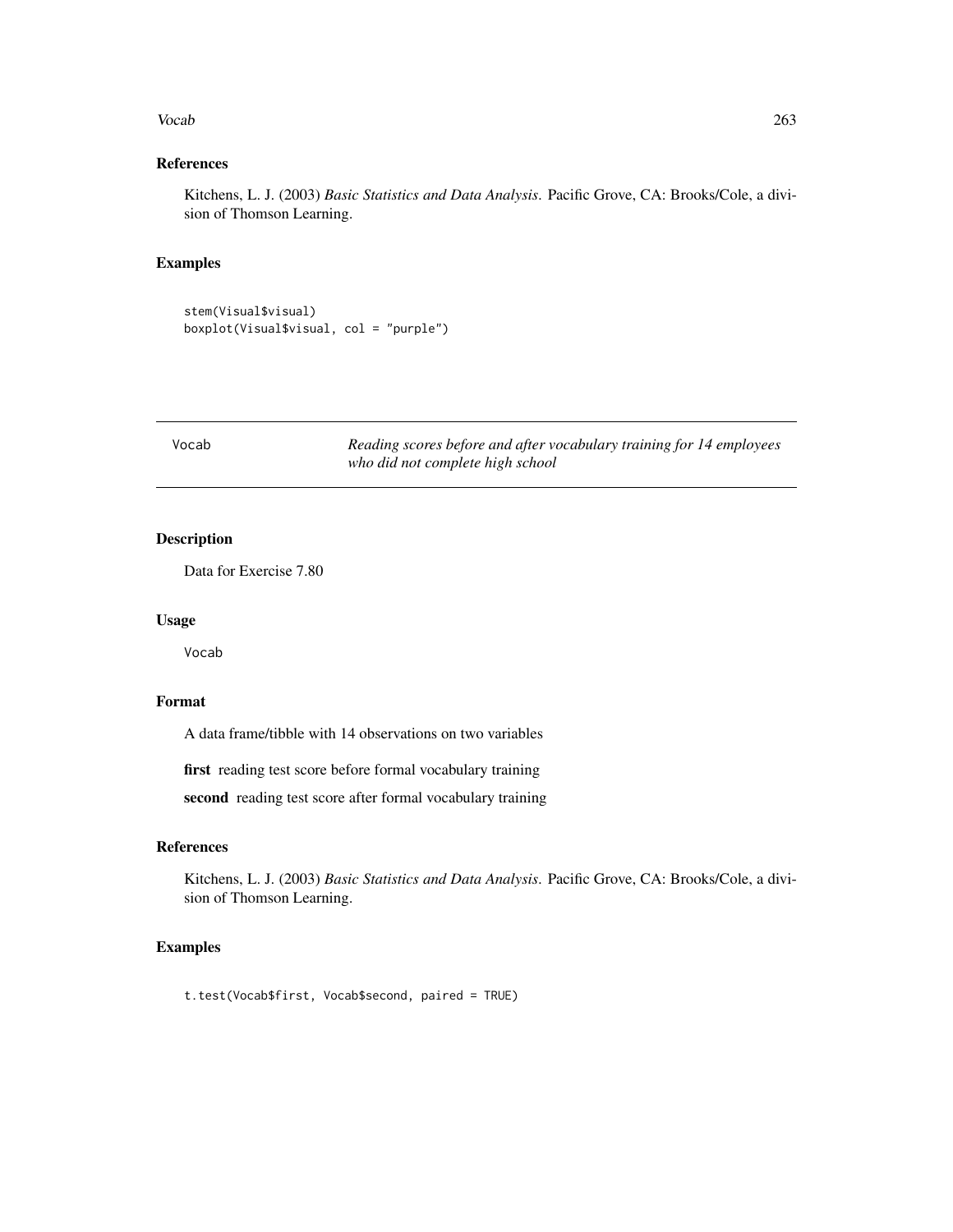### References

Kitchens, L. J. (2003) *Basic Statistics and Data Analysis*. Pacific Grove, CA: Brooks/Cole, a division of Thomson Learning.

### Examples

```
stem(Visual$visual)
boxplot(Visual$visual, col = "purple")
```

---

## Vocab — *Reading scores before and after vocabulary training for 14 employees who did not complete high school*

---

### Description

Data for Exercise 7.80

### Usage

```
Vocab
```

### Format

A data frame/tibble with 14 observations on two variables

**first** reading test score before formal vocabulary training

**second** reading test score after formal vocabulary training

### References

Kitchens, L. J. (2003) *Basic Statistics and Data Analysis*. Pacific Grove, CA: Brooks/Cole, a division of Thomson Learning.

### Examples

```
t.test(Vocab$first, Vocab$second, paired = TRUE)
```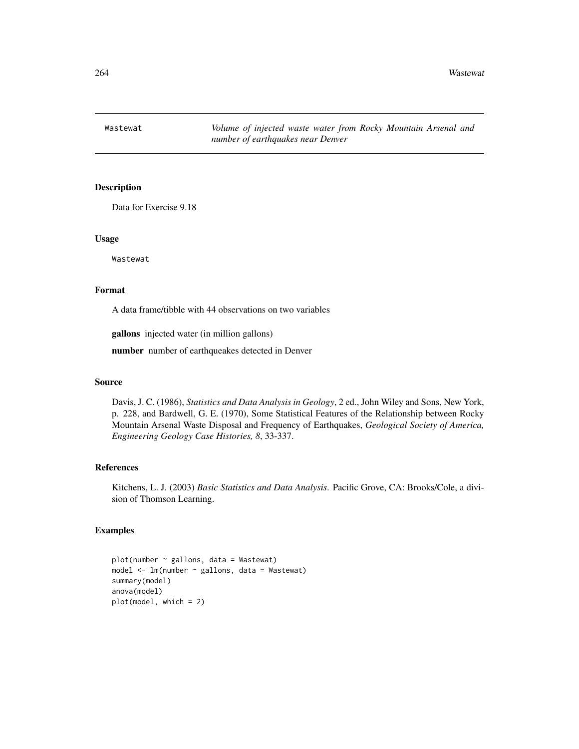Wastewat — *Volume of injected waste water from Rocky Mountain Arsenal and number of earthquakes near Denver*

## Description

Data for Exercise 9.18

## Usage

```
Wastewat
```

## Format

A data frame/tibble with 44 observations on two variables

**gallons** injected water (in million gallons)

**number** number of earthqueakes detected in Denver

## Source

Davis, J. C. (1986), *Statistics and Data Analysis in Geology*, 2 ed., John Wiley and Sons, New York, p. 228, and Bardwell, G. E. (1970), Some Statistical Features of the Relationship between Rocky Mountain Arsenal Waste Disposal and Frequency of Earthquakes, *Geological Society of America, Engineering Geology Case Histories, 8*, 33-337.

## References

Kitchens, L. J. (2003) *Basic Statistics and Data Analysis*. Pacific Grove, CA: Brooks/Cole, a division of Thomson Learning.

## Examples

```
plot(number ~ gallons, data = Wastewat)
model <- lm(number ~ gallons, data = Wastewat)
summary(model)
anova(model)
plot(model, which = 2)
```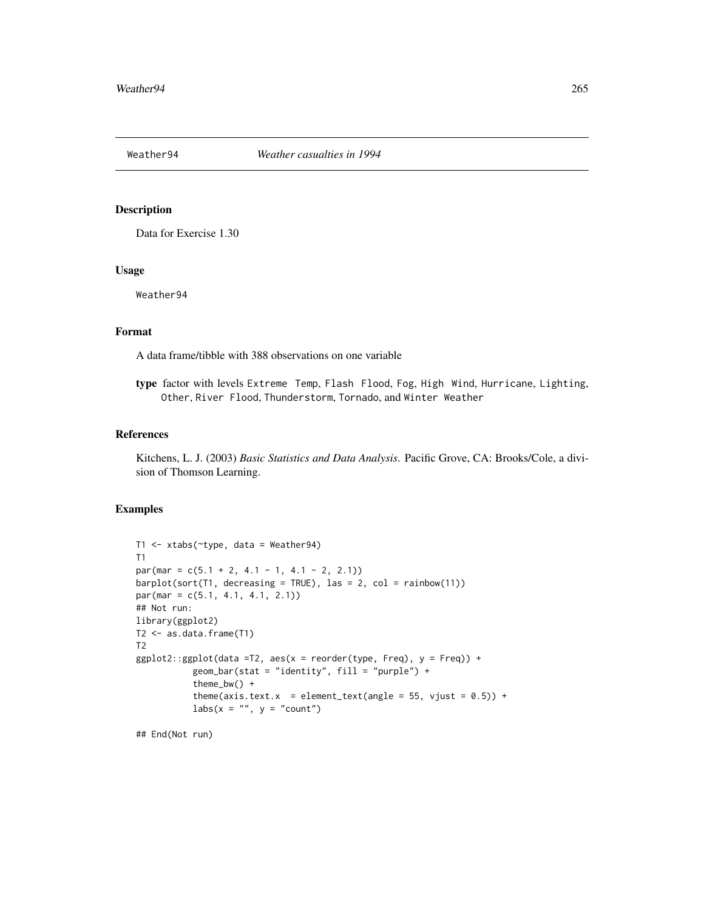Weather94 *Weather casualties in 1994*

## Description

Data for Exercise 1.30

## Usage

```
Weather94
```

## Format

A data frame/tibble with 388 observations on one variable

**type** factor with levels `Extreme Temp`, `Flash Flood`, `Fog`, `High Wind`, `Hurricane`, `Lighting`, `Other`, `River Flood`, `Thunderstorm`, `Tornado`, and `Winter Weather`

## References

Kitchens, L. J. (2003) *Basic Statistics and Data Analysis*. Pacific Grove, CA: Brooks/Cole, a division of Thomson Learning.

## Examples

```
T1 <- xtabs(~type, data = Weather94)
T1
par(mar = c(5.1 + 2, 4.1 - 1, 4.1 - 2, 2.1))
barplot(sort(T1, decreasing = TRUE), las = 2, col = rainbow(11))
par(mar = c(5.1, 4.1, 4.1, 2.1))
## Not run:
library(ggplot2)
T2 <- as.data.frame(T1)
T2
ggplot2::ggplot(data =T2, aes(x = reorder(type, Freq), y = Freq)) +
           geom_bar(stat = "identity", fill = "purple") +
           theme_bw() +
           theme(axis.text.x  = element_text(angle = 55, vjust = 0.5)) +
           labs(x = "", y = "count")

## End(Not run)
```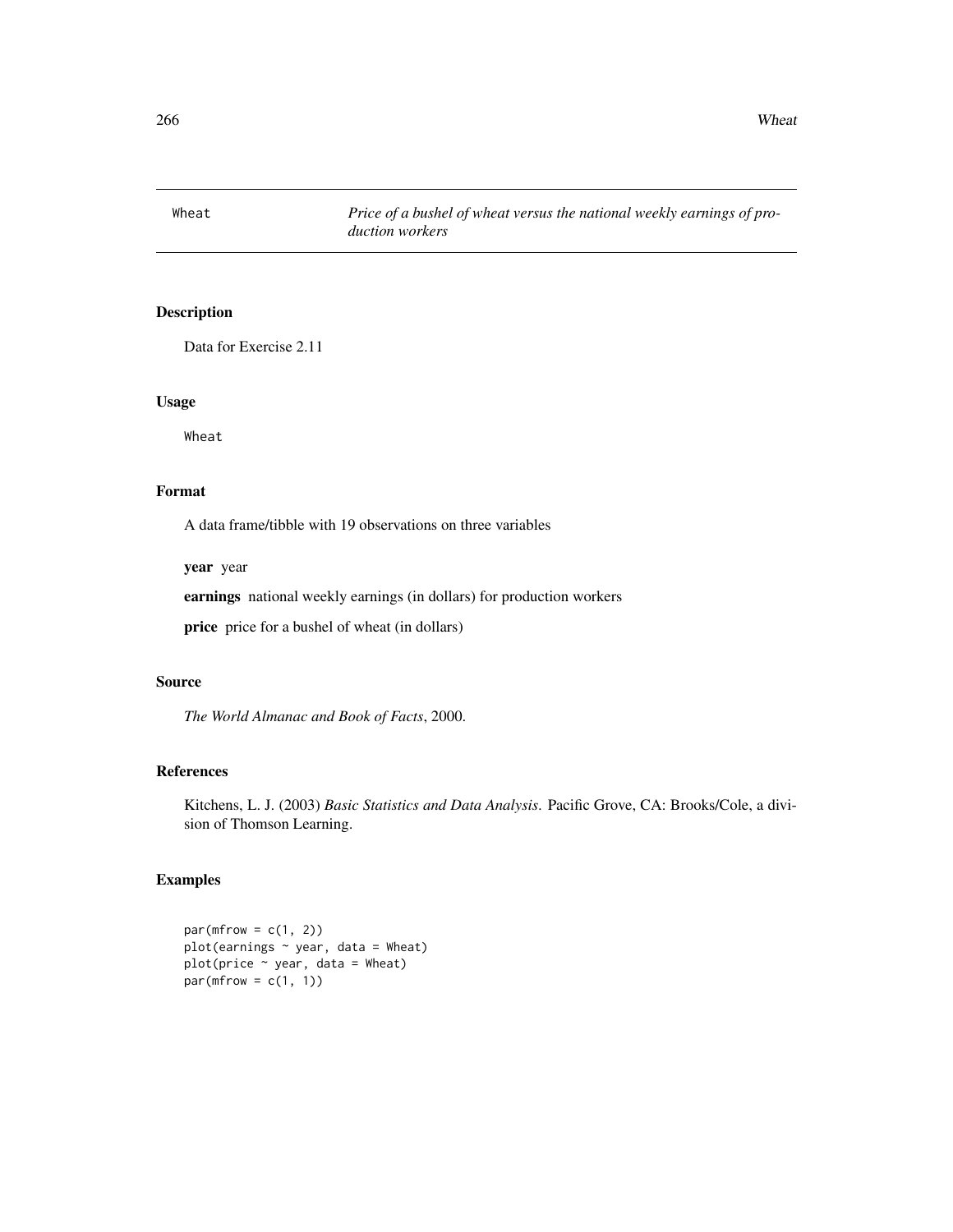Wheat    *Price of a bushel of wheat versus the national weekly earnings of production workers*

## Description

Data for Exercise 2.11

## Usage

```
Wheat
```

## Format

A data frame/tibble with 19 observations on three variables

**year** year

**earnings** national weekly earnings (in dollars) for production workers

**price** price for a bushel of wheat (in dollars)

## Source

*The World Almanac and Book of Facts*, 2000.

## References

Kitchens, L. J. (2003) *Basic Statistics and Data Analysis*. Pacific Grove, CA: Brooks/Cole, a division of Thomson Learning.

## Examples

```
par(mfrow = c(1, 2))
plot(earnings ~ year, data = Wheat)
plot(price ~ year, data = Wheat)
par(mfrow = c(1, 1))
```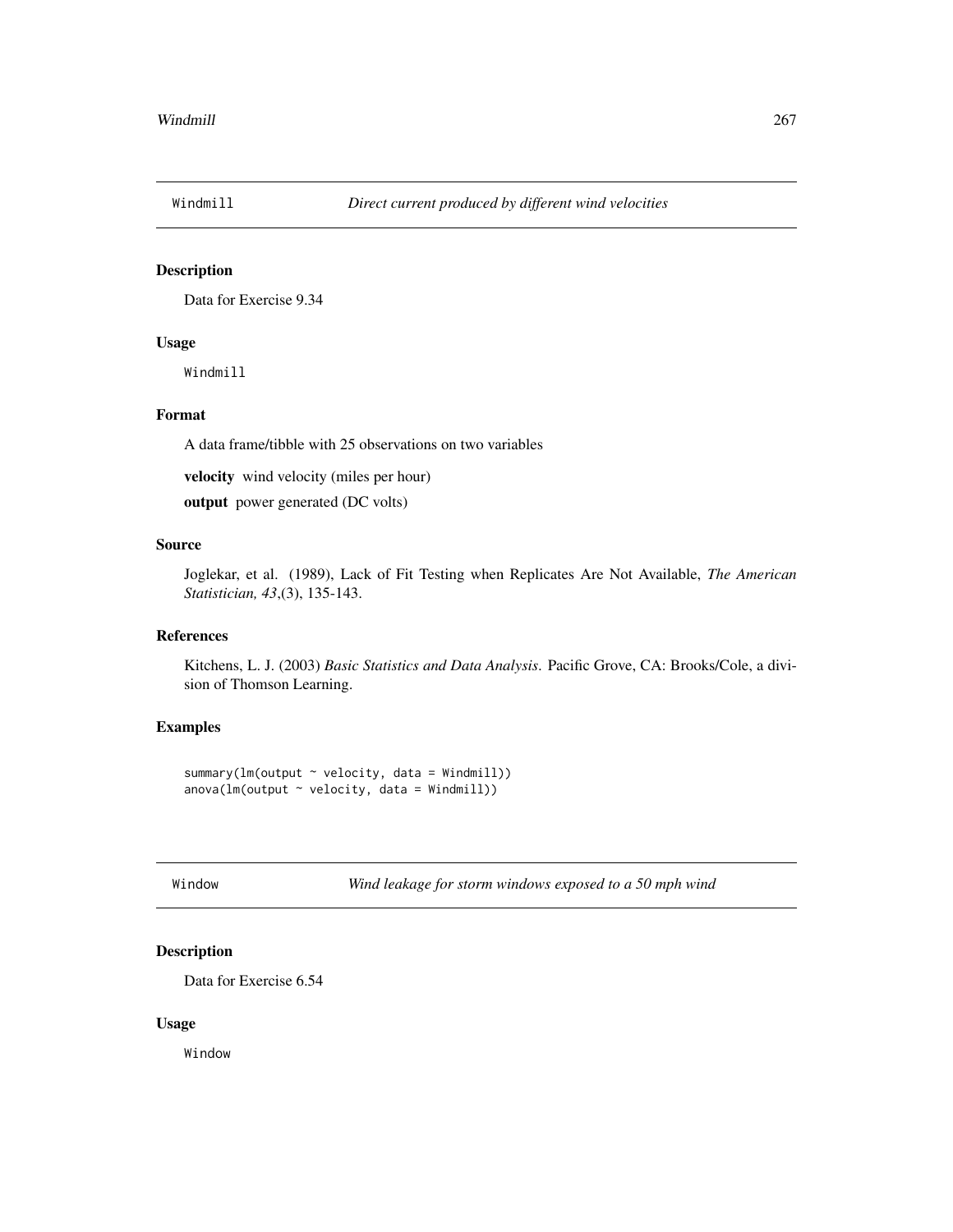## Windmill — *Direct current produced by different wind velocities*

### Description

Data for Exercise 9.34

### Usage

```
Windmill
```

### Format

A data frame/tibble with 25 observations on two variables

**velocity** wind velocity (miles per hour)

**output** power generated (DC volts)

### Source

Joglekar, et al. (1989), Lack of Fit Testing when Replicates Are Not Available, *The American Statistician, 43*,(3), 135-143.

### References

Kitchens, L. J. (2003) *Basic Statistics and Data Analysis*. Pacific Grove, CA: Brooks/Cole, a division of Thomson Learning.

### Examples

```
summary(lm(output ~ velocity, data = Windmill))
anova(lm(output ~ velocity, data = Windmill))
```

## Window — *Wind leakage for storm windows exposed to a 50 mph wind*

### Description

Data for Exercise 6.54

### Usage

```
Window
```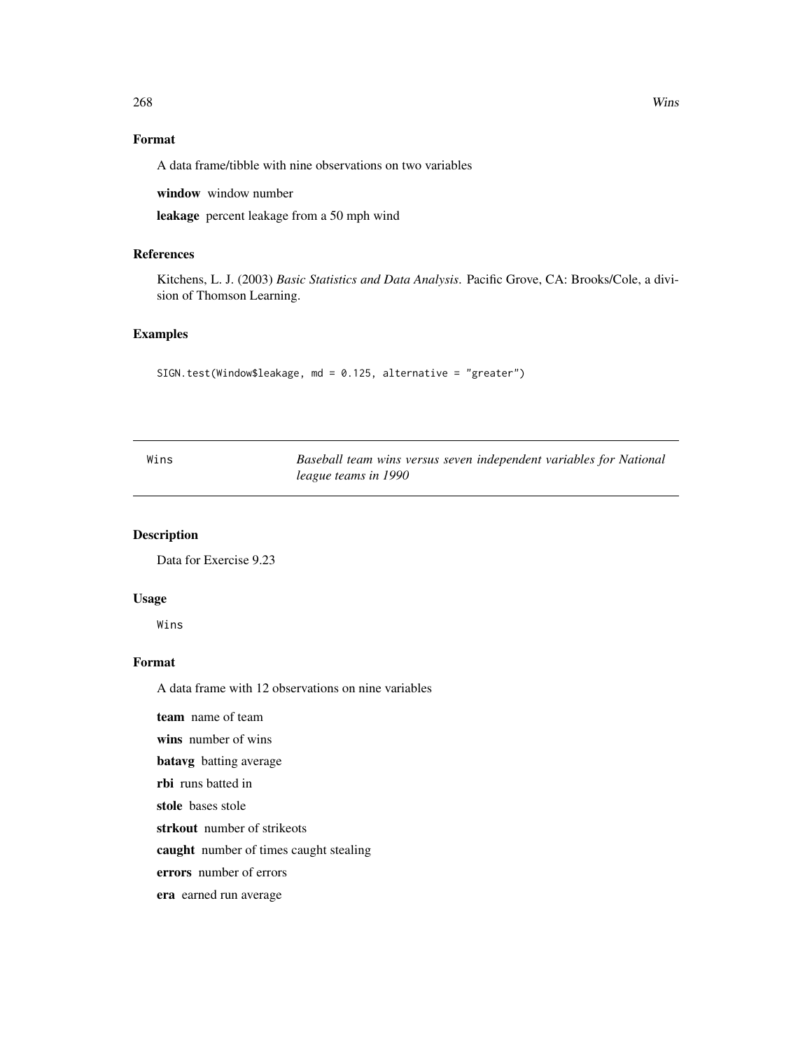## Format

A data frame/tibble with nine observations on two variables

**window** window number

**leakage** percent leakage from a 50 mph wind

## References

Kitchens, L. J. (2003) *Basic Statistics and Data Analysis.* Pacific Grove, CA: Brooks/Cole, a division of Thomson Learning.

## Examples

```
SIGN.test(Window$leakage, md = 0.125, alternative = "greater")
```

---

# Wins — *Baseball team wins versus seven independent variables for National league teams in 1990*

---

## Description

Data for Exercise 9.23

## Usage

```
Wins
```

## Format

A data frame with 12 observations on nine variables

**team** name of team

**wins** number of wins

**batavg** batting average

**rbi** runs batted in

**stole** bases stole

**strkout** number of strikeots

**caught** number of times caught stealing

**errors** number of errors

**era** earned run average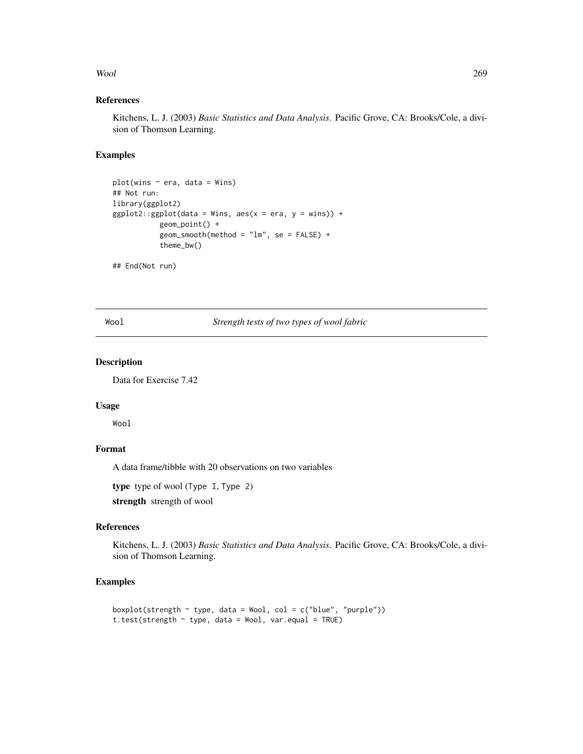## References

Kitchens, L. J. (2003) *Basic Statistics and Data Analysis*. Pacific Grove, CA: Brooks/Cole, a division of Thomson Learning.

## Examples

```
plot(wins ~ era, data = Wins)
## Not run:
library(ggplot2)
ggplot2::ggplot(data = Wins, aes(x = era, y = wins)) +
           geom_point() +
           geom_smooth(method = "lm", se = FALSE) +
           theme_bw()

## End(Not run)
```

---

# Wool — *Strength tests of two types of wool fabric*

---

## Description

Data for Exercise 7.42

## Usage

```
Wool
```

## Format

A data frame/tibble with 20 observations on two variables

**type** type of wool (`Type I`, `Type 2`)

**strength** strength of wool

## References

Kitchens, L. J. (2003) *Basic Statistics and Data Analysis*. Pacific Grove, CA: Brooks/Cole, a division of Thomson Learning.

## Examples

```
boxplot(strength ~ type, data = Wool, col = c("blue", "purple"))
t.test(strength ~ type, data = Wool, var.equal = TRUE)
```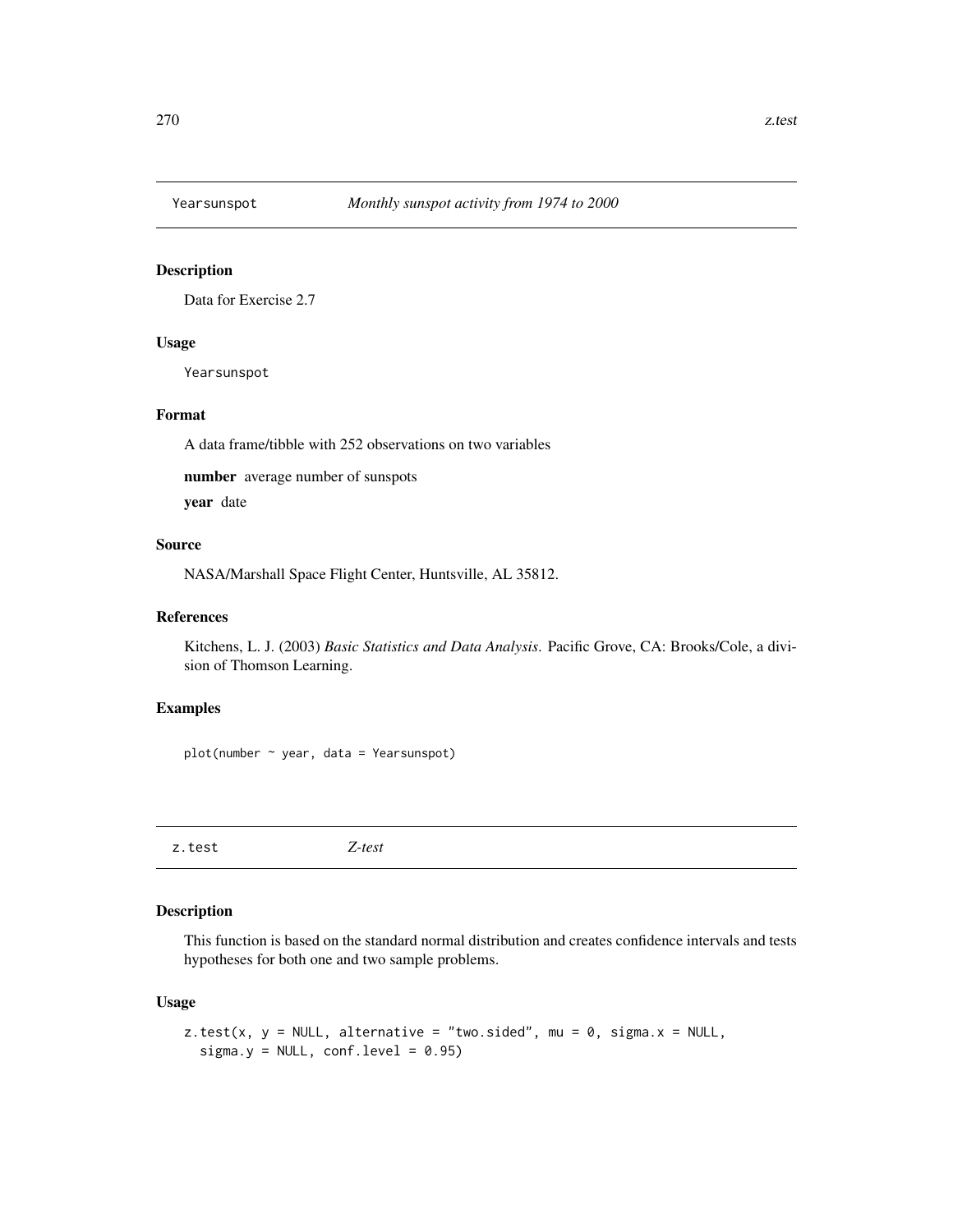## Yearsunspot *Monthly sunspot activity from 1974 to 2000*

### Description

Data for Exercise 2.7

### Usage

```
Yearsunspot
```

### Format

A data frame/tibble with 252 observations on two variables

**number** average number of sunspots

**year** date

### Source

NASA/Marshall Space Flight Center, Huntsville, AL 35812.

### References

Kitchens, L. J. (2003) *Basic Statistics and Data Analysis*. Pacific Grove, CA: Brooks/Cole, a division of Thomson Learning.

### Examples

```
plot(number ~ year, data = Yearsunspot)
```

## z.test *Z-test*

### Description

This function is based on the standard normal distribution and creates confidence intervals and tests hypotheses for both one and two sample problems.

### Usage

```
z.test(x, y = NULL, alternative = "two.sided", mu = 0, sigma.x = NULL,
  sigma.y = NULL, conf.level = 0.95)
```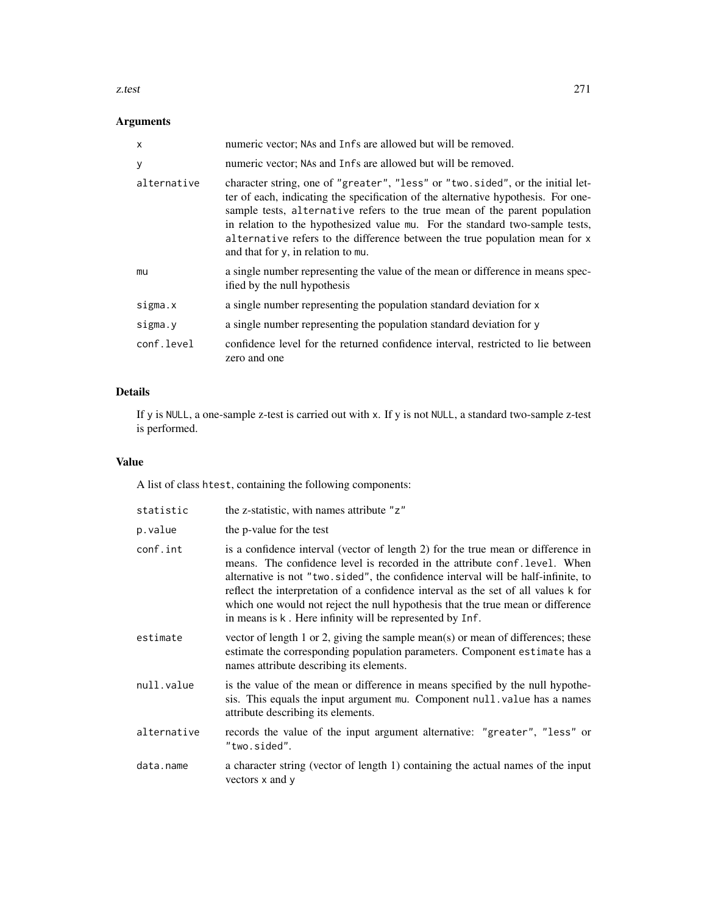## Arguments

| | |
|---|---|
| `x` | numeric vector; `NA`s and `Inf`s are allowed but will be removed. |
| `y` | numeric vector; `NA`s and `Inf`s are allowed but will be removed. |
| `alternative` | character string, one of `"greater"`, `"less"` or `"two.sided"`, or the initial letter of each, indicating the specification of the alternative hypothesis. For one-sample tests, `alternative` refers to the true mean of the parent population in relation to the hypothesized value `mu`. For the standard two-sample tests, `alternative` refers to the difference between the true population mean for `x` and that for `y`, in relation to `mu`. |
| `mu` | a single number representing the value of the mean or difference in means specified by the null hypothesis |
| `sigma.x` | a single number representing the population standard deviation for `x` |
| `sigma.y` | a single number representing the population standard deviation for `y` |
| `conf.level` | confidence level for the returned confidence interval, restricted to lie between zero and one |

## Details

If `y` is `NULL`, a one-sample z-test is carried out with `x`. If `y` is not `NULL`, a standard two-sample z-test is performed.

## Value

A list of class `htest`, containing the following components:

| | |
|---|---|
| `statistic` | the z-statistic, with names attribute `"z"` |
| `p.value` | the p-value for the test |
| `conf.int` | is a confidence interval (vector of length 2) for the true mean or difference in means. The confidence level is recorded in the attribute `conf.level`. When alternative is not `"two.sided"`, the confidence interval will be half-infinite, to reflect the interpretation of a confidence interval as the set of all values `k` for which one would not reject the null hypothesis that the true mean or difference in means is `k` . Here infinity will be represented by `Inf`. |
| `estimate` | vector of length 1 or 2, giving the sample mean(s) or mean of differences; these estimate the corresponding population parameters. Component `estimate` has a names attribute describing its elements. |
| `null.value` | is the value of the mean or difference in means specified by the null hypothesis. This equals the input argument `mu`. Component `null.value` has a names attribute describing its elements. |
| `alternative` | records the value of the input argument alternative: `"greater"`, `"less"` or `"two.sided"`. |
| `data.name` | a character string (vector of length 1) containing the actual names of the input vectors `x` and `y` |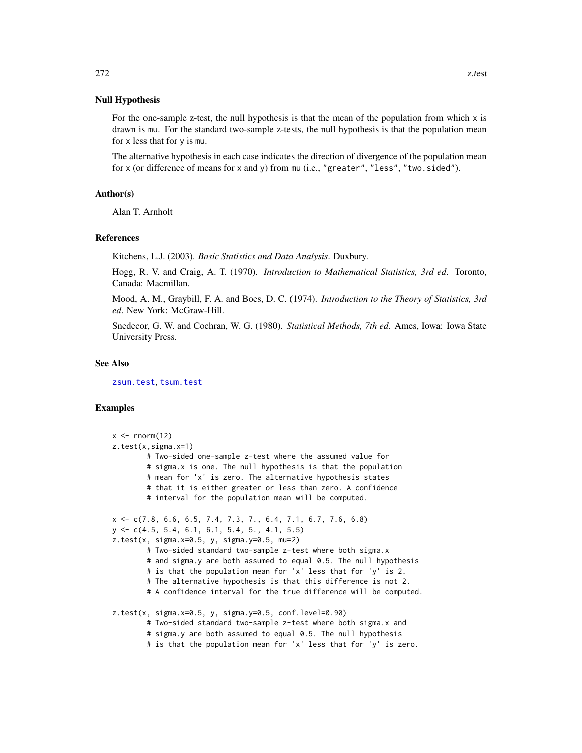### Null Hypothesis

For the one-sample z-test, the null hypothesis is that the mean of the population from which x is drawn is mu. For the standard two-sample z-tests, the null hypothesis is that the population mean for x less that for y is mu.

The alternative hypothesis in each case indicates the direction of divergence of the population mean for x (or difference of means for x and y) from mu (i.e., "greater", "less", "two.sided").

### Author(s)

Alan T. Arnholt

### References

Kitchens, L.J. (2003). *Basic Statistics and Data Analysis*. Duxbury.

Hogg, R. V. and Craig, A. T. (1970). *Introduction to Mathematical Statistics, 3rd ed*. Toronto, Canada: Macmillan.

Mood, A. M., Graybill, F. A. and Boes, D. C. (1974). *Introduction to the Theory of Statistics, 3rd ed*. New York: McGraw-Hill.

Snedecor, G. W. and Cochran, W. G. (1980). *Statistical Methods, 7th ed*. Ames, Iowa: Iowa State University Press.

### See Also

zsum.test, tsum.test

### Examples

```
x <- rnorm(12)
z.test(x,sigma.x=1)
        # Two-sided one-sample z-test where the assumed value for
        # sigma.x is one. The null hypothesis is that the population
        # mean for 'x' is zero. The alternative hypothesis states
        # that it is either greater or less than zero. A confidence
        # interval for the population mean will be computed.

x <- c(7.8, 6.6, 6.5, 7.4, 7.3, 7., 6.4, 7.1, 6.7, 7.6, 6.8)
y <- c(4.5, 5.4, 6.1, 6.1, 5.4, 5., 4.1, 5.5)
z.test(x, sigma.x=0.5, y, sigma.y=0.5, mu=2)
        # Two-sided standard two-sample z-test where both sigma.x
        # and sigma.y are both assumed to equal 0.5. The null hypothesis
        # is that the population mean for 'x' less that for 'y' is 2.
        # The alternative hypothesis is that this difference is not 2.
        # A confidence interval for the true difference will be computed.

z.test(x, sigma.x=0.5, y, sigma.y=0.5, conf.level=0.90)
        # Two-sided standard two-sample z-test where both sigma.x and
        # sigma.y are both assumed to equal 0.5. The null hypothesis
        # is that the population mean for 'x' less that for 'y' is zero.
```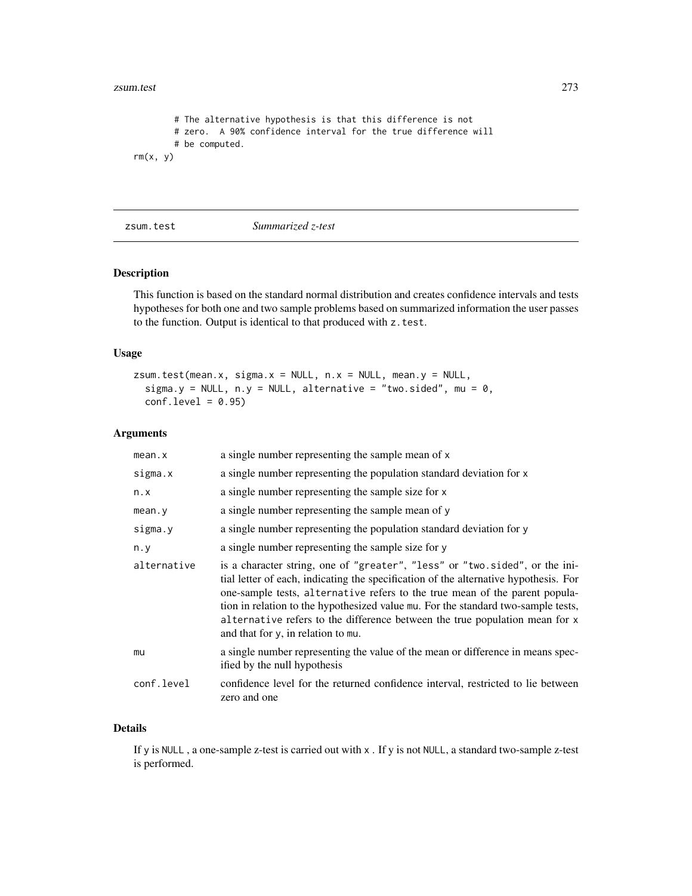```
        # The alternative hypothesis is that this difference is not
        # zero.  A 90% confidence interval for the true difference will
        # be computed.
rm(x, y)
```

---

zsum.test *Summarized z-test*

---

## Description

This function is based on the standard normal distribution and creates confidence intervals and tests hypotheses for both one and two sample problems based on summarized information the user passes to the function. Output is identical to that produced with `z.test`.

## Usage

```
zsum.test(mean.x, sigma.x = NULL, n.x = NULL, mean.y = NULL,
  sigma.y = NULL, n.y = NULL, alternative = "two.sided", mu = 0,
  conf.level = 0.95)
```

## Arguments

| | |
|---|---|
| `mean.x` | a single number representing the sample mean of `x` |
| `sigma.x` | a single number representing the population standard deviation for `x` |
| `n.x` | a single number representing the sample size for `x` |
| `mean.y` | a single number representing the sample mean of `y` |
| `sigma.y` | a single number representing the population standard deviation for `y` |
| `n.y` | a single number representing the sample size for `y` |
| `alternative` | is a character string, one of `"greater"`, `"less"` or `"two.sided"`, or the initial letter of each, indicating the specification of the alternative hypothesis. For one-sample tests, `alternative` refers to the true mean of the parent population in relation to the hypothesized value `mu`. For the standard two-sample tests, `alternative` refers to the difference between the true population mean for `x` and that for `y`, in relation to `mu`. |
| `mu` | a single number representing the value of the mean or difference in means specified by the null hypothesis |
| `conf.level` | confidence level for the returned confidence interval, restricted to lie between zero and one |

## Details

If `y` is `NULL` , a one-sample z-test is carried out with `x` . If `y` is not `NULL`, a standard two-sample z-test is performed.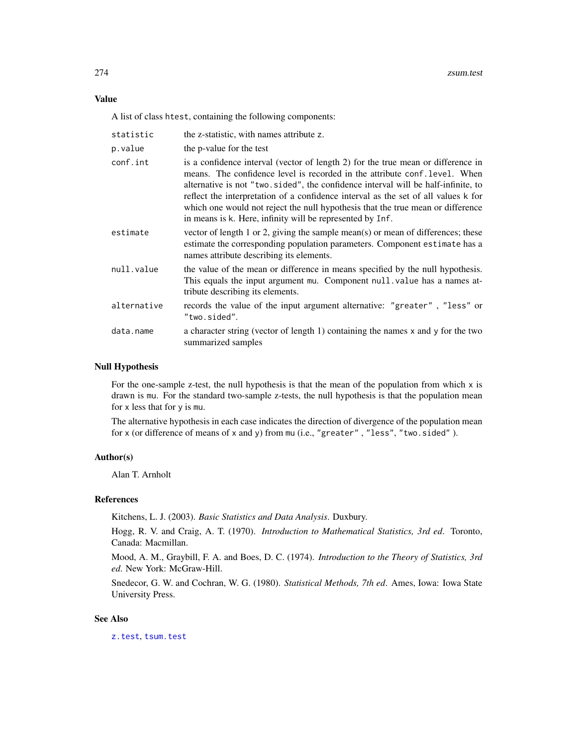### Value

A list of class `htest`, containing the following components:

| | |
|---|---|
| `statistic` | the z-statistic, with names attribute `z`. |
| `p.value` | the p-value for the test |
| `conf.int` | is a confidence interval (vector of length 2) for the true mean or difference in means. The confidence level is recorded in the attribute `conf.level`. When alternative is not `"two.sided"`, the confidence interval will be half-infinite, to reflect the interpretation of a confidence interval as the set of all values k for which one would not reject the null hypothesis that the true mean or difference in means is k. Here, infinity will be represented by `Inf`. |
| `estimate` | vector of length 1 or 2, giving the sample mean(s) or mean of differences; these estimate the corresponding population parameters. Component `estimate` has a names attribute describing its elements. |
| `null.value` | the value of the mean or difference in means specified by the null hypothesis. This equals the input argument `mu`. Component `null.value` has a names attribute describing its elements. |
| `alternative` | records the value of the input argument alternative: `"greater"`, `"less"` or `"two.sided"`. |
| `data.name` | a character string (vector of length 1) containing the names `x` and `y` for the two summarized samples |

### Null Hypothesis

For the one-sample z-test, the null hypothesis is that the mean of the population from which `x` is drawn is `mu`. For the standard two-sample z-tests, the null hypothesis is that the population mean for `x` less that for `y` is `mu`.

The alternative hypothesis in each case indicates the direction of divergence of the population mean for `x` (or difference of means of `x` and `y`) from `mu` (i.e., `"greater"`, `"less"`, `"two.sided"`).

### Author(s)

Alan T. Arnholt

### References

Kitchens, L. J. (2003). *Basic Statistics and Data Analysis*. Duxbury.

Hogg, R. V. and Craig, A. T. (1970). *Introduction to Mathematical Statistics, 3rd ed*. Toronto, Canada: Macmillan.

Mood, A. M., Graybill, F. A. and Boes, D. C. (1974). *Introduction to the Theory of Statistics, 3rd ed*. New York: McGraw-Hill.

Snedecor, G. W. and Cochran, W. G. (1980). *Statistical Methods, 7th ed*. Ames, Iowa: Iowa State University Press.

### See Also

`z.test`, `tsum.test`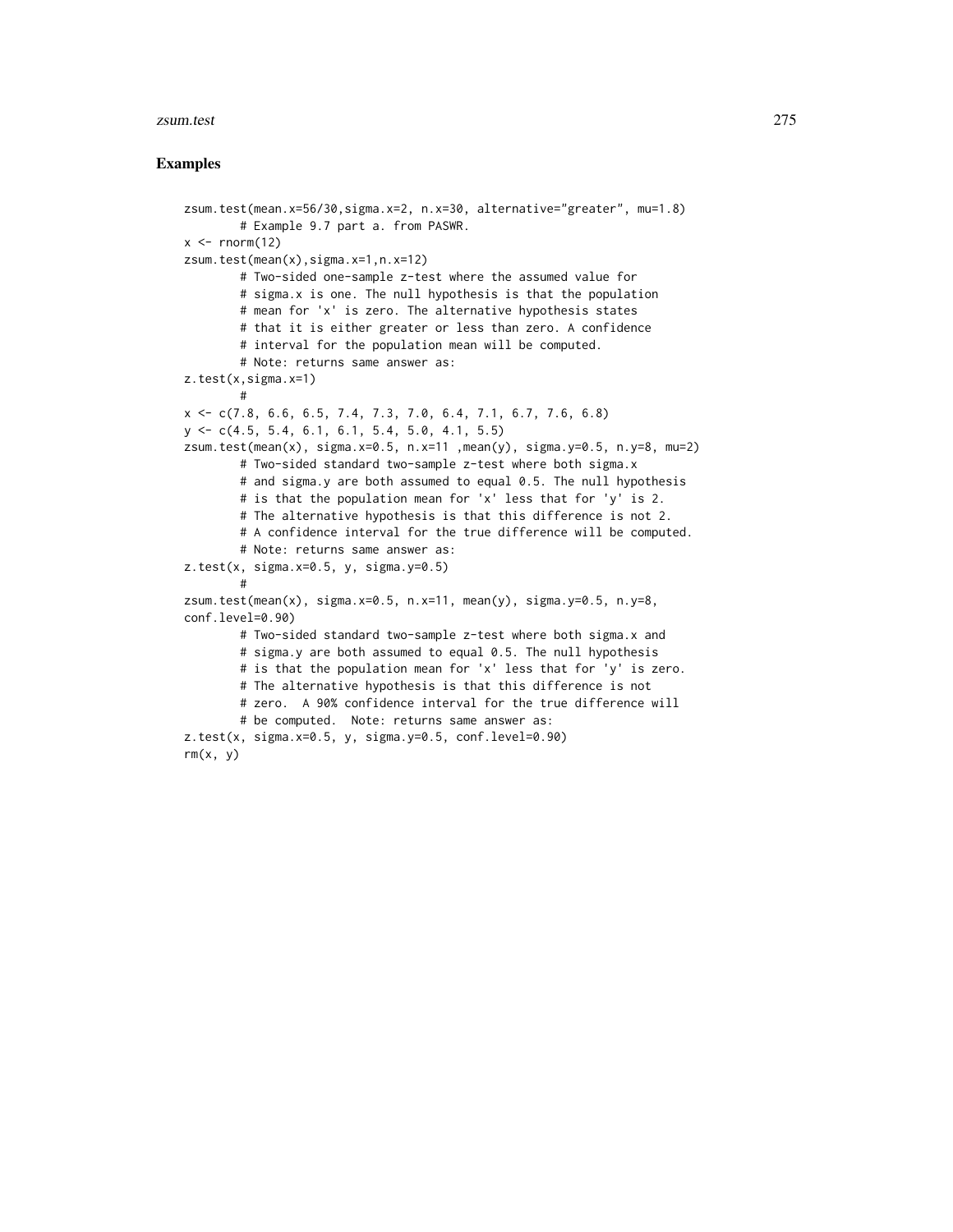## Examples

```
zsum.test(mean.x=56/30,sigma.x=2, n.x=30, alternative="greater", mu=1.8)
        # Example 9.7 part a. from PASWR.
x <- rnorm(12)
zsum.test(mean(x),sigma.x=1,n.x=12)
        # Two-sided one-sample z-test where the assumed value for
        # sigma.x is one. The null hypothesis is that the population
        # mean for 'x' is zero. The alternative hypothesis states
        # that it is either greater or less than zero. A confidence
        # interval for the population mean will be computed.
        # Note: returns same answer as:
z.test(x,sigma.x=1)
        #
x <- c(7.8, 6.6, 6.5, 7.4, 7.3, 7.0, 6.4, 7.1, 6.7, 7.6, 6.8)
y <- c(4.5, 5.4, 6.1, 6.1, 5.4, 5.0, 4.1, 5.5)
zsum.test(mean(x), sigma.x=0.5, n.x=11 ,mean(y), sigma.y=0.5, n.y=8, mu=2)
        # Two-sided standard two-sample z-test where both sigma.x
        # and sigma.y are both assumed to equal 0.5. The null hypothesis
        # is that the population mean for 'x' less that for 'y' is 2.
        # The alternative hypothesis is that this difference is not 2.
        # A confidence interval for the true difference will be computed.
        # Note: returns same answer as:
z.test(x, sigma.x=0.5, y, sigma.y=0.5)
        #
zsum.test(mean(x), sigma.x=0.5, n.x=11, mean(y), sigma.y=0.5, n.y=8,
conf.level=0.90)
        # Two-sided standard two-sample z-test where both sigma.x and
        # sigma.y are both assumed to equal 0.5. The null hypothesis
        # is that the population mean for 'x' less that for 'y' is zero.
        # The alternative hypothesis is that this difference is not
        # zero.  A 90% confidence interval for the true difference will
        # be computed.  Note: returns same answer as:
z.test(x, sigma.x=0.5, y, sigma.y=0.5, conf.level=0.90)
rm(x, y)
```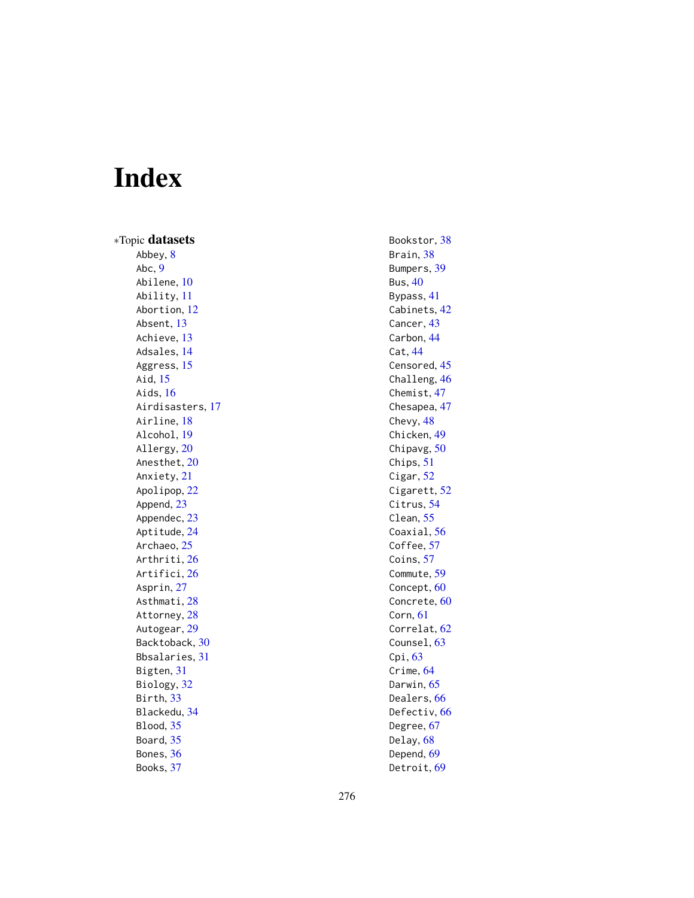# Index

*Topic **datasets**

- Abbey, 8
- Abc, 9
- Abilene, 10
- Ability, 11
- Abortion, 12
- Absent, 13
- Achieve, 13
- Adsales, 14
- Aggress, 15
- Aid, 15
- Aids, 16
- Airdisasters, 17
- Airline, 18
- Alcohol, 19
- Allergy, 20
- Anesthet, 20
- Anxiety, 21
- Apolipop, 22
- Append, 23
- Appendec, 23
- Aptitude, 24
- Archaeo, 25
- Arthriti, 26
- Artifici, 26
- Asprin, 27
- Asthmati, 28
- Attorney, 28
- Autogear, 29
- Backtoback, 30
- Bbsalaries, 31
- Bigten, 31
- Biology, 32
- Birth, 33
- Blackedu, 34
- Blood, 35
- Board, 35
- Bones, 36
- Books, 37
- Bookstor, 38
- Brain, 38
- Bumpers, 39
- Bus, 40
- Bypass, 41
- Cabinets, 42
- Cancer, 43
- Carbon, 44
- Cat, 44
- Censored, 45
- Challeng, 46
- Chemist, 47
- Chesapea, 47
- Chevy, 48
- Chicken, 49
- Chipavg, 50
- Chips, 51
- Cigar, 52
- Cigarett, 52
- Citrus, 54
- Clean, 55
- Coaxial, 56
- Coffee, 57
- Coins, 57
- Commute, 59
- Concept, 60
- Concrete, 60
- Corn, 61
- Correlat, 62
- Counsel, 63
- Cpi, 63
- Crime, 64
- Darwin, 65
- Dealers, 66
- Defectiv, 66
- Degree, 67
- Delay, 68
- Depend, 69
- Detroit, 69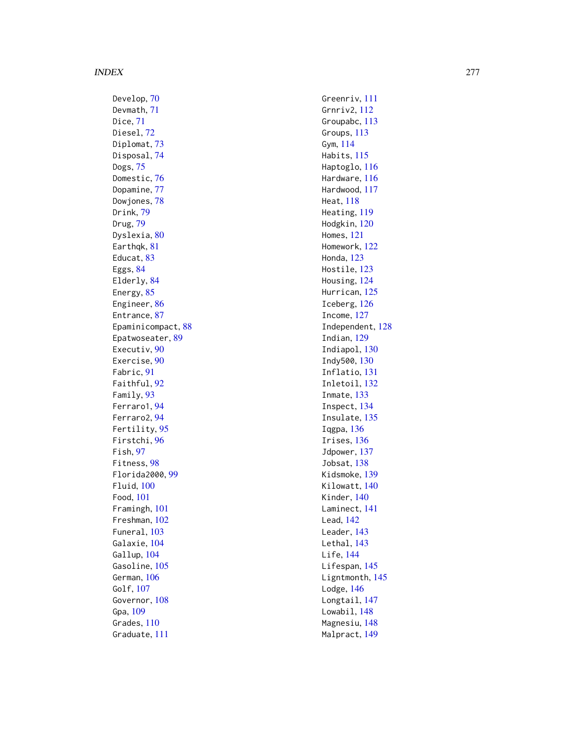Develop, 70
Devmath, 71
Dice, 71
Diesel, 72
Diplomat, 73
Disposal, 74
Dogs, 75
Domestic, 76
Dopamine, 77
Dowjones, 78
Drink, 79
Drug, 79
Dyslexia, 80
Earthqk, 81
Educat, 83
Eggs, 84
Elderly, 84
Energy, 85
Engineer, 86
Entrance, 87
Epaminicompact, 88
Epatwoseater, 89
Executiv, 90
Exercise, 90
Fabric, 91
Faithful, 92
Family, 93
Ferraro1, 94
Ferraro2, 94
Fertility, 95
Firstchi, 96
Fish, 97
Fitness, 98
Florida2000, 99
Fluid, 100
Food, 101
Framingh, 101
Freshman, 102
Funeral, 103
Galaxie, 104
Gallup, 104
Gasoline, 105
German, 106
Golf, 107
Governor, 108
Gpa, 109
Grades, 110
Graduate, 111
Greenriv, 111
Grnriv2, 112
Groupabc, 113
Groups, 113
Gym, 114
Habits, 115
Haptoglo, 116
Hardware, 116
Hardwood, 117
Heat, 118
Heating, 119
Hodgkin, 120
Homes, 121
Homework, 122
Honda, 123
Hostile, 123
Housing, 124
Hurrican, 125
Iceberg, 126
Income, 127
Independent, 128
Indian, 129
Indiapol, 130
Indy500, 130
Inflatio, 131
Inletoil, 132
Inmate, 133
Inspect, 134
Insulate, 135
Iqgpa, 136
Irises, 136
Jdpower, 137
Jobsat, 138
Kidsmoke, 139
Kilowatt, 140
Kinder, 140
Laminect, 141
Lead, 142
Leader, 143
Lethal, 143
Life, 144
Lifespan, 145
Ligntmonth, 145
Lodge, 146
Longtail, 147
Lowabil, 148
Magnesiu, 148
Malpract, 149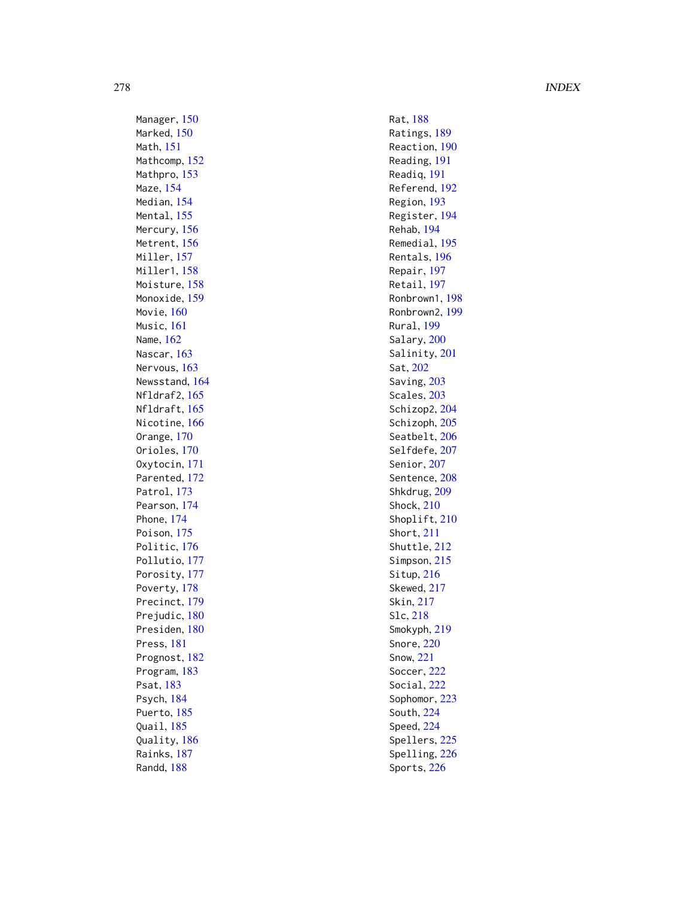Manager, 150
Marked, 150
Math, 151
Mathcomp, 152
Mathpro, 153
Maze, 154
Median, 154
Mental, 155
Mercury, 156
Metrent, 156
Miller, 157
Miller1, 158
Moisture, 158
Monoxide, 159
Movie, 160
Music, 161
Name, 162
Nascar, 163
Nervous, 163
Newsstand, 164
Nfldraf2, 165
Nfldraft, 165
Nicotine, 166
Orange, 170
Orioles, 170
Oxytocin, 171
Parented, 172
Patrol, 173
Pearson, 174
Phone, 174
Poison, 175
Politic, 176
Pollutio, 177
Porosity, 177
Poverty, 178
Precinct, 179
Prejudic, 180
Presiden, 180
Press, 181
Prognost, 182
Program, 183
Psat, 183
Psych, 184
Puerto, 185
Quail, 185
Quality, 186
Rainks, 187
Randd, 188
Rat, 188
Ratings, 189
Reaction, 190
Reading, 191
Readiq, 191
Referend, 192
Region, 193
Register, 194
Rehab, 194
Remedial, 195
Rentals, 196
Repair, 197
Retail, 197
Ronbrown1, 198
Ronbrown2, 199
Rural, 199
Salary, 200
Salinity, 201
Sat, 202
Saving, 203
Scales, 203
Schizop2, 204
Schizoph, 205
Seatbelt, 206
Selfdefe, 207
Senior, 207
Sentence, 208
Shkdrug, 209
Shock, 210
Shoplift, 210
Short, 211
Shuttle, 212
Simpson, 215
Situp, 216
Skewed, 217
Skin, 217
Slc, 218
Smokyph, 219
Snore, 220
Snow, 221
Soccer, 222
Social, 222
Sophomor, 223
South, 224
Speed, 224
Spellers, 225
Spelling, 226
Sports, 226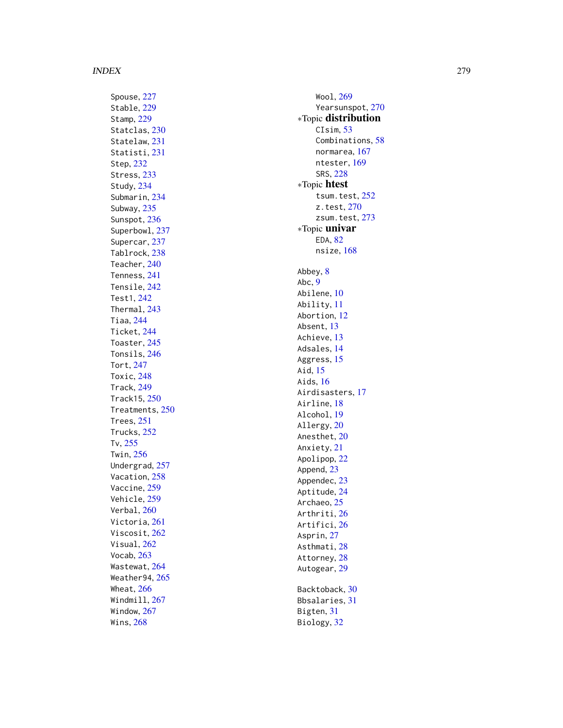Spouse, 227
Stable, 229
Stamp, 229
Statclas, 230
Statelaw, 231
Statisti, 231
Step, 232
Stress, 233
Study, 234
Submarin, 234
Subway, 235
Sunspot, 236
Superbowl, 237
Supercar, 237
Tablrock, 238
Teacher, 240
Tenness, 241
Tensile, 242
Test1, 242
Thermal, 243
Tiaa, 244
Ticket, 244
Toaster, 245
Tonsils, 246
Tort, 247
Toxic, 248
Track, 249
Track15, 250
Treatments, 250
Trees, 251
Trucks, 252
Tv, 255
Twin, 256
Undergrad, 257
Vacation, 258
Vaccine, 259
Vehicle, 259
Verbal, 260
Victoria, 261
Viscosit, 262
Visual, 262
Vocab, 263
Wastewat, 264
Weather94, 265
Wheat, 266
Windmill, 267
Window, 267
Wins, 268
Wool, 269
Yearsunspot, 270

∗Topic **distribution**
- CIsim, 53
- Combinations, 58
- normarea, 167
- ntester, 169
- SRS, 228

∗Topic **htest**
- tsum.test, 252
- z.test, 270
- zsum.test, 273

∗Topic **univar**
- EDA, 82
- nsize, 168

Abbey, 8
Abc, 9
Abilene, 10
Ability, 11
Abortion, 12
Absent, 13
Achieve, 13
Adsales, 14
Aggress, 15
Aid, 15
Aids, 16
Airdisasters, 17
Airline, 18
Alcohol, 19
Allergy, 20
Anesthet, 20
Anxiety, 21
Apolipop, 22
Append, 23
Appendec, 23
Aptitude, 24
Archaeo, 25
Arthriti, 26
Artifici, 26
Asprin, 27
Asthmati, 28
Attorney, 28
Autogear, 29

Backtoback, 30
Bbsalaries, 31
Bigten, 31
Biology, 32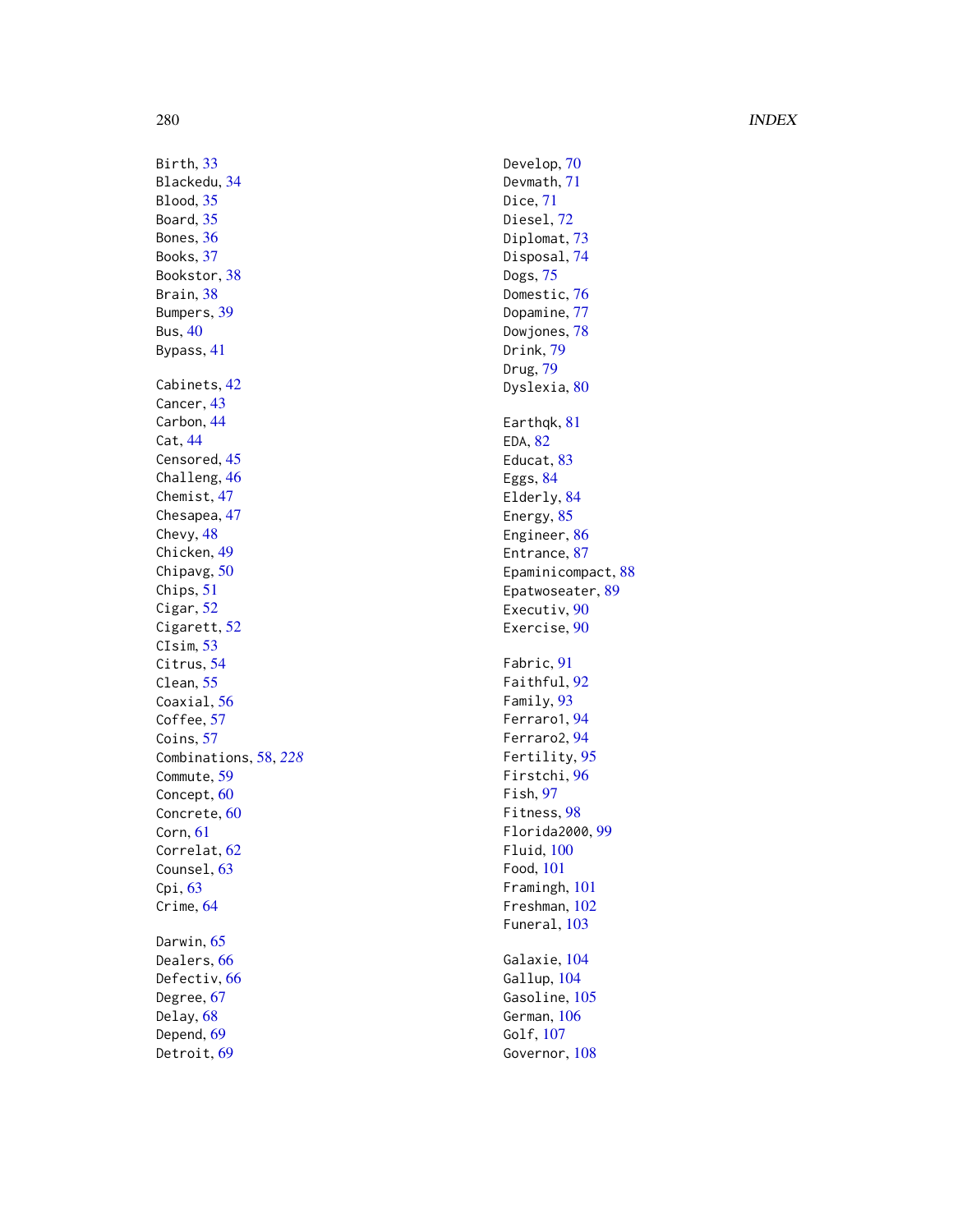Birth, 33
Blackedu, 34
Blood, 35
Board, 35
Bones, 36
Books, 37
Bookstor, 38
Brain, 38
Bumpers, 39
Bus, 40
Bypass, 41

Cabinets, 42
Cancer, 43
Carbon, 44
Cat, 44
Censored, 45
Challeng, 46
Chemist, 47
Chesapea, 47
Chevy, 48
Chicken, 49
Chipavg, 50
Chips, 51
Cigar, 52
Cigarett, 52
CIsim, 53
Citrus, 54
Clean, 55
Coaxial, 56
Coffee, 57
Coins, 57
Combinations, 58, *228*
Commute, 59
Concept, 60
Concrete, 60
Corn, 61
Correlat, 62
Counsel, 63
Cpi, 63
Crime, 64

Darwin, 65
Dealers, 66
Defectiv, 66
Degree, 67
Delay, 68
Depend, 69
Detroit, 69
Develop, 70
Devmath, 71
Dice, 71
Diesel, 72
Diplomat, 73
Disposal, 74
Dogs, 75
Domestic, 76
Dopamine, 77
Dowjones, 78
Drink, 79
Drug, 79
Dyslexia, 80

Earthqk, 81
EDA, 82
Educat, 83
Eggs, 84
Elderly, 84
Energy, 85
Engineer, 86
Entrance, 87
Epaminicompact, 88
Epatwoseater, 89
Executiv, 90
Exercise, 90

Fabric, 91
Faithful, 92
Family, 93
Ferraro1, 94
Ferraro2, 94
Fertility, 95
Firstchi, 96
Fish, 97
Fitness, 98
Florida2000, 99
Fluid, 100
Food, 101
Framingh, 101
Freshman, 102
Funeral, 103

Galaxie, 104
Gallup, 104
Gasoline, 105
German, 106
Golf, 107
Governor, 108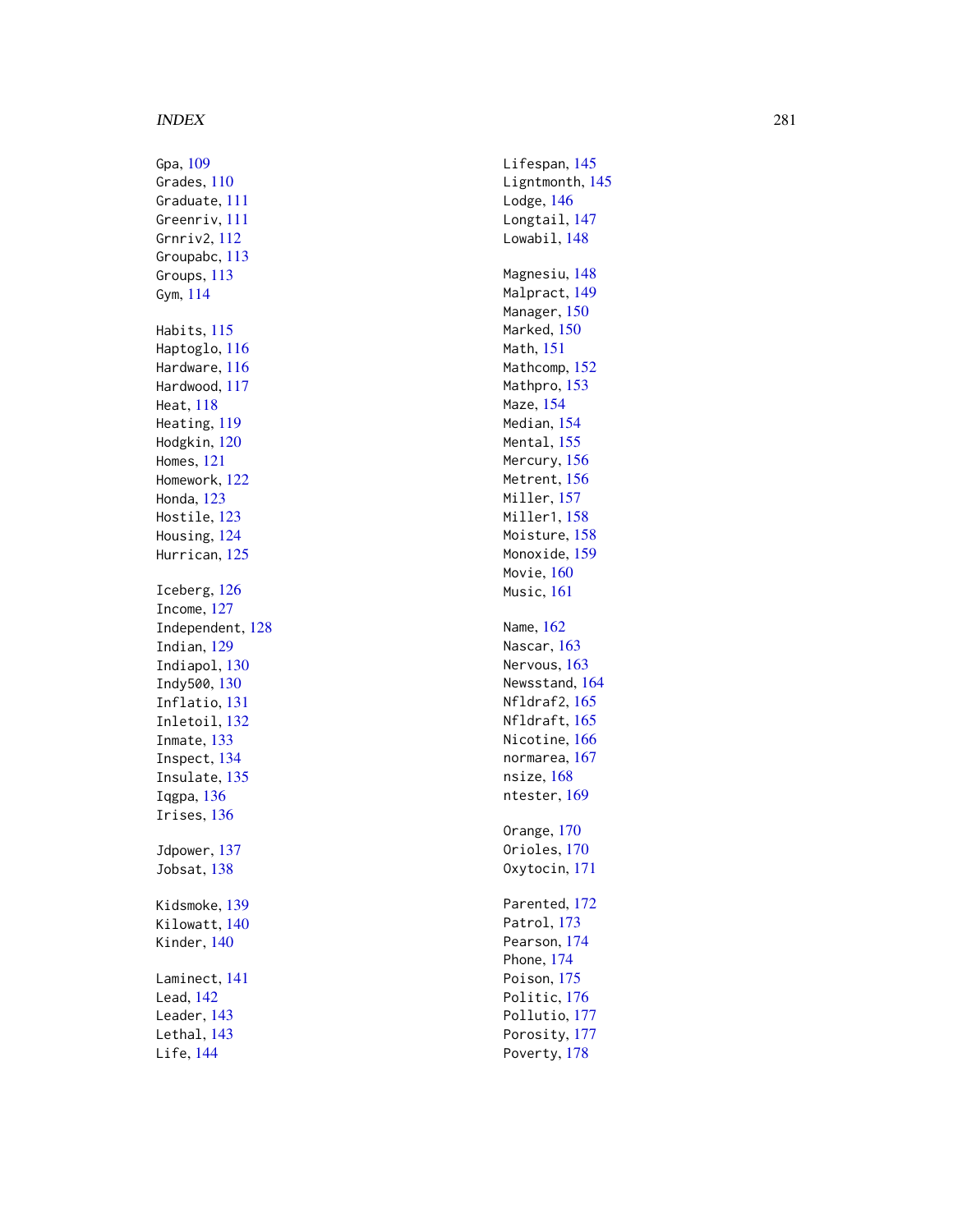Gpa, 109
Grades, 110
Graduate, 111
Greenriv, 111
Grnriv2, 112
Groupabc, 113
Groups, 113
Gym, 114

Habits, 115
Haptoglo, 116
Hardware, 116
Hardwood, 117
Heat, 118
Heating, 119
Hodgkin, 120
Homes, 121
Homework, 122
Honda, 123
Hostile, 123
Housing, 124
Hurrican, 125

Iceberg, 126
Income, 127
Independent, 128
Indian, 129
Indiapol, 130
Indy500, 130
Inflatio, 131
Inletoil, 132
Inmate, 133
Inspect, 134
Insulate, 135
Iqgpa, 136
Irises, 136

Jdpower, 137
Jobsat, 138

Kidsmoke, 139
Kilowatt, 140
Kinder, 140

Laminect, 141
Lead, 142
Leader, 143
Lethal, 143
Life, 144
Lifespan, 145
Ligntmonth, 145
Lodge, 146
Longtail, 147
Lowabil, 148

Magnesiu, 148
Malpract, 149
Manager, 150
Marked, 150
Math, 151
Mathcomp, 152
Mathpro, 153
Maze, 154
Median, 154
Mental, 155
Mercury, 156
Metrent, 156
Miller, 157
Miller1, 158
Moisture, 158
Monoxide, 159
Movie, 160
Music, 161

Name, 162
Nascar, 163
Nervous, 163
Newsstand, 164
Nfldraf2, 165
Nfldraft, 165
Nicotine, 166
normarea, 167
nsize, 168
ntester, 169

Orange, 170
Orioles, 170
Oxytocin, 171

Parented, 172
Patrol, 173
Pearson, 174
Phone, 174
Poison, 175
Politic, 176
Pollutio, 177
Porosity, 177
Poverty, 178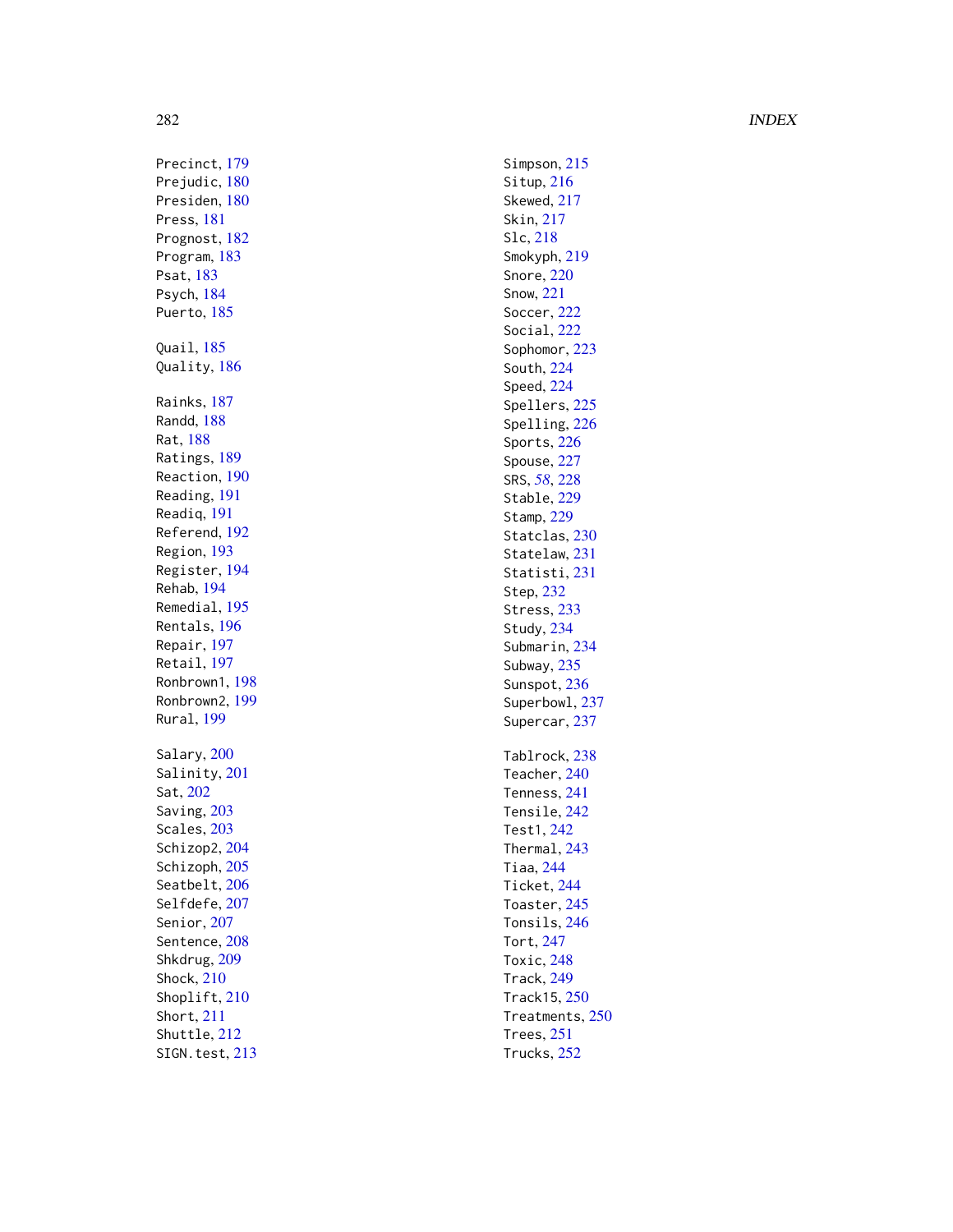Precinct, 179
Prejudic, 180
Presiden, 180
Press, 181
Prognost, 182
Program, 183
Psat, 183
Psych, 184
Puerto, 185

Quail, 185
Quality, 186

Rainks, 187
Randd, 188
Rat, 188
Ratings, 189
Reaction, 190
Reading, 191
Readiq, 191
Referend, 192
Region, 193
Register, 194
Rehab, 194
Remedial, 195
Rentals, 196
Repair, 197
Retail, 197
Ronbrown1, 198
Ronbrown2, 199
Rural, 199

Salary, 200
Salinity, 201
Sat, 202
Saving, 203
Scales, 203
Schizop2, 204
Schizoph, 205
Seatbelt, 206
Selfdefe, 207
Senior, 207
Sentence, 208
Shkdrug, 209
Shock, 210
Shoplift, 210
Short, 211
Shuttle, 212
SIGN.test, 213
Simpson, 215
Situp, 216
Skewed, 217
Skin, 217
Slc, 218
Smokyph, 219
Snore, 220
Snow, 221
Soccer, 222
Social, 222
Sophomor, 223
South, 224
Speed, 224
Spellers, 225
Spelling, 226
Sports, 226
Spouse, 227
SRS, *58*, 228
Stable, 229
Stamp, 229
Statclas, 230
Statelaw, 231
Statisti, 231
Step, 232
Stress, 233
Study, 234
Submarin, 234
Subway, 235
Sunspot, 236
Superbowl, 237
Supercar, 237

Tablrock, 238
Teacher, 240
Tenness, 241
Tensile, 242
Test1, 242
Thermal, 243
Tiaa, 244
Ticket, 244
Toaster, 245
Tonsils, 246
Tort, 247
Toxic, 248
Track, 249
Track15, 250
Treatments, 250
Trees, 251
Trucks, 252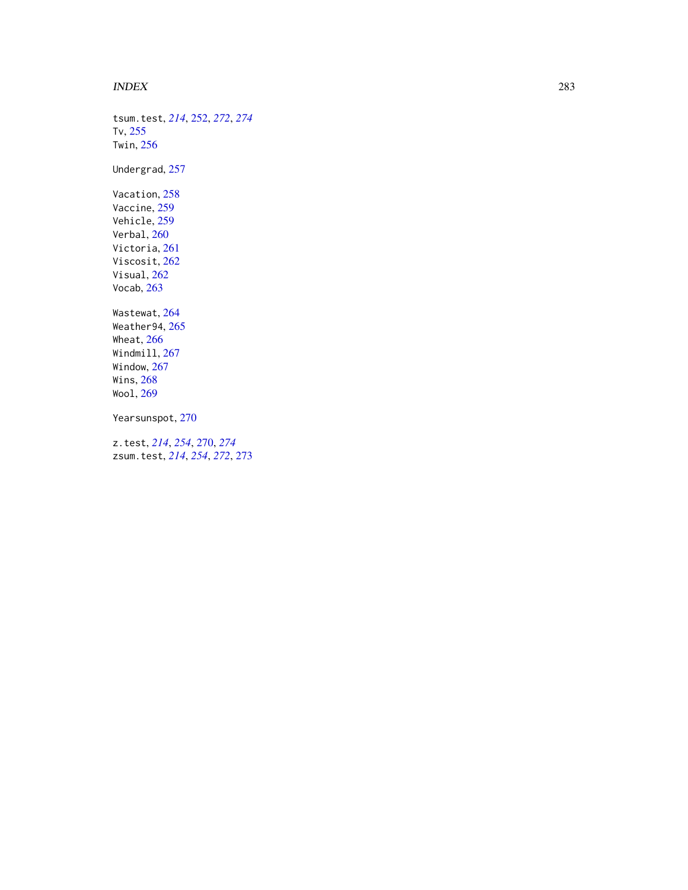tsum.test, *214*, 252, *272*, *274*
Tv, 255
Twin, 256

Undergrad, 257

Vacation, 258
Vaccine, 259
Vehicle, 259
Verbal, 260
Victoria, 261
Viscosit, 262
Visual, 262
Vocab, 263

Wastewat, 264
Weather94, 265
Wheat, 266
Windmill, 267
Window, 267
Wins, 268
Wool, 269

Yearsunspot, 270

z.test, *214*, *254*, 270, *274*
zsum.test, *214*, *254*, *272*, 273